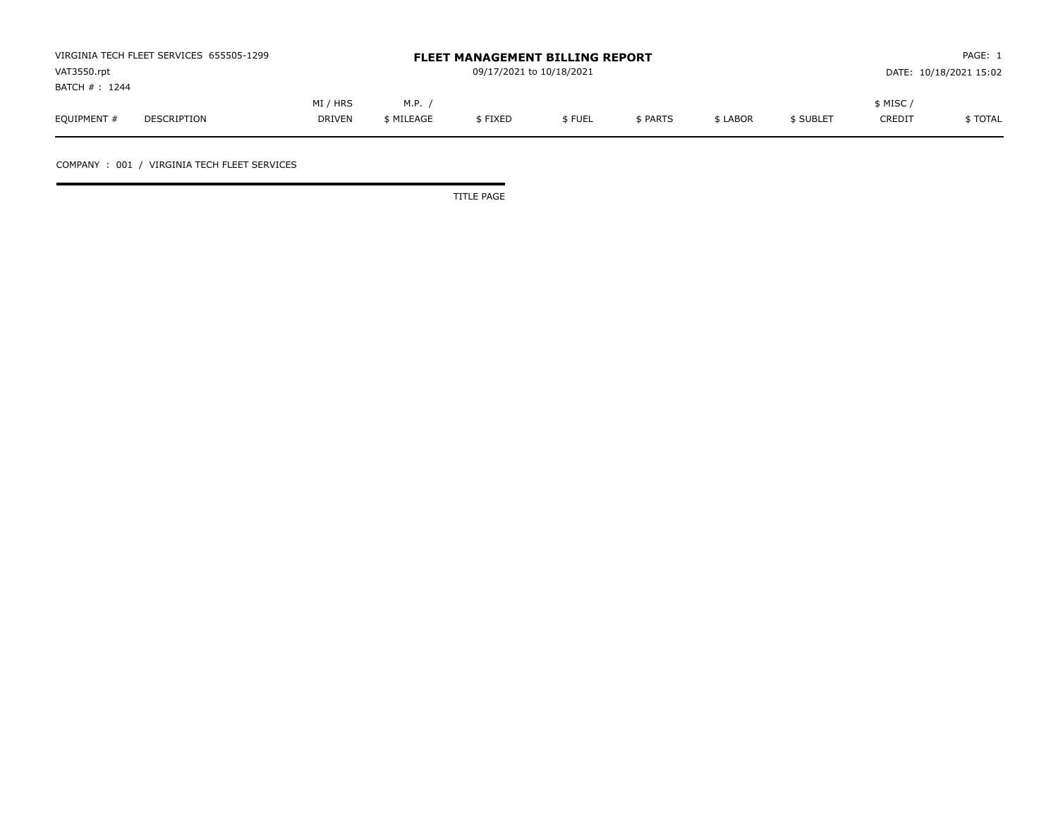VIRGINIA TECH FLEET SERVICES 655505-1299
VAT3550.rpt
BATCH # : 1244

# FLEET MANAGEMENT BILLING REPORT

09/17/2021 to 10/18/2021

PAGE: 1
DATE: 10/18/2021 15:02

| EQUIPMENT # | DESCRIPTION | MI / HRS DRIVEN | M.P. / $ MILEAGE | $ FIXED | $ FUEL | $ PARTS | $ LABOR | $ SUBLET | $ MISC / CREDIT | $ TOTAL |
|---|---|---|---|---|---|---|---|---|---|---|

COMPANY : 001 / VIRGINIA TECH FLEET SERVICES

TITLE PAGE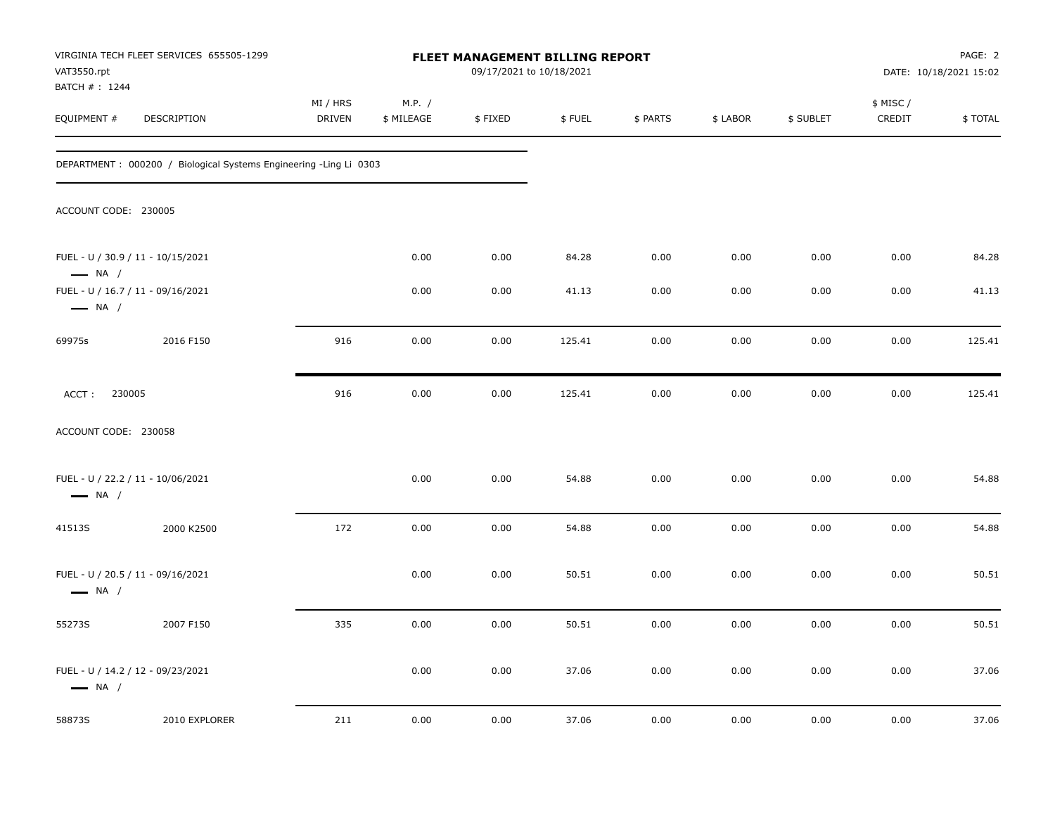VIRGINIA TECH FLEET SERVICES 655505-1299
VAT3550.rpt
BATCH # : 1244

**FLEET MANAGEMENT BILLING REPORT**
09/17/2021 to 10/18/2021

DATE: 10/18/2021 15:02

| EQUIPMENT # | DESCRIPTION | MI / HRS DRIVEN | M.P. / $ MILEAGE | $ FIXED | $ FUEL | $ PARTS | $ LABOR | $ SUBLET | $ MISC / CREDIT | $ TOTAL |
|---|---|---|---|---|---|---|---|---|---|---|
| DEPARTMENT : 000200 / Biological Systems Engineering -Ling Li 0303 | | | | | | | | | | |
| ACCOUNT CODE: 230005 | | | | | | | | | | |
| FUEL - U / 30.9 / 11 - 10/15/2021 — NA / | | | 0.00 | 0.00 | 84.28 | 0.00 | 0.00 | 0.00 | 0.00 | 84.28 |
| FUEL - U / 16.7 / 11 - 09/16/2021 — NA / | | | 0.00 | 0.00 | 41.13 | 0.00 | 0.00 | 0.00 | 0.00 | 41.13 |
| 69975s | 2016 F150 | 916 | 0.00 | 0.00 | 125.41 | 0.00 | 0.00 | 0.00 | 0.00 | 125.41 |
| ACCT : 230005 | | 916 | 0.00 | 0.00 | 125.41 | 0.00 | 0.00 | 0.00 | 0.00 | 125.41 |
| ACCOUNT CODE: 230058 | | | | | | | | | | |
| FUEL - U / 22.2 / 11 - 10/06/2021 — NA / | | | 0.00 | 0.00 | 54.88 | 0.00 | 0.00 | 0.00 | 0.00 | 54.88 |
| 41513S | 2000 K2500 | 172 | 0.00 | 0.00 | 54.88 | 0.00 | 0.00 | 0.00 | 0.00 | 54.88 |
| FUEL - U / 20.5 / 11 - 09/16/2021 — NA / | | | 0.00 | 0.00 | 50.51 | 0.00 | 0.00 | 0.00 | 0.00 | 50.51 |
| 55273S | 2007 F150 | 335 | 0.00 | 0.00 | 50.51 | 0.00 | 0.00 | 0.00 | 0.00 | 50.51 |
| FUEL - U / 14.2 / 12 - 09/23/2021 — NA / | | | 0.00 | 0.00 | 37.06 | 0.00 | 0.00 | 0.00 | 0.00 | 37.06 |
| 58873S | 2010 EXPLORER | 211 | 0.00 | 0.00 | 37.06 | 0.00 | 0.00 | 0.00 | 0.00 | 37.06 |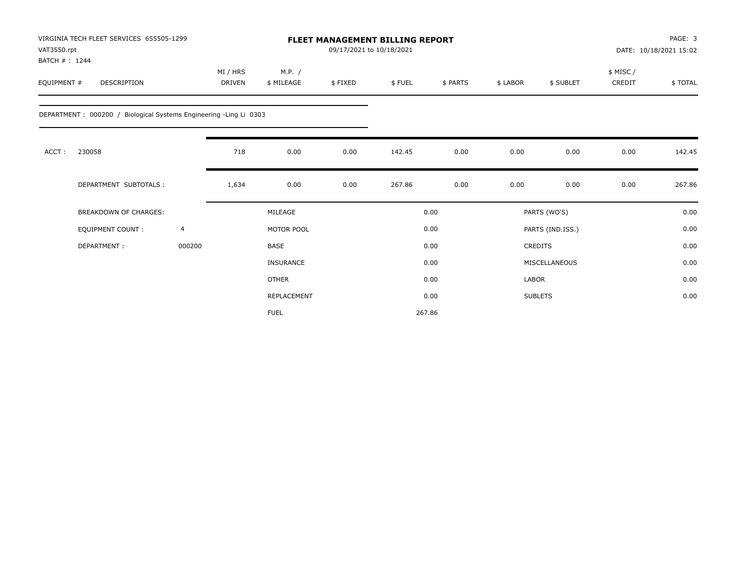VIRGINIA TECH FLEET SERVICES 655505-1299
VAT3550.rpt
BATCH # : 1244

# FLEET MANAGEMENT BILLING REPORT

09/17/2021 to 10/18/2021

DATE: 10/18/2021 15:02

| EQUIPMENT # | DESCRIPTION | MI / HRS DRIVEN | M.P. / $ MILEAGE | $ FIXED | $ FUEL | $ PARTS | $ LABOR | $ SUBLET | $ MISC / CREDIT | $ TOTAL |
|---|---|---|---|---|---|---|---|---|---|---|

DEPARTMENT : 000200 / Biological Systems Engineering -Ling Li 0303

| | | MI / HRS DRIVEN | M.P. / $ MILEAGE | $ FIXED | $ FUEL | $ PARTS | $ LABOR | $ SUBLET | $ MISC / CREDIT | $ TOTAL |
|---|---|---|---|---|---|---|---|---|---|---|
| ACCT : | 230058 | 718 | 0.00 | 0.00 | 142.45 | 0.00 | 0.00 | 0.00 | 0.00 | 142.45 |
| | DEPARTMENT SUBTOTALS : | 1,634 | 0.00 | 0.00 | 267.86 | 0.00 | 0.00 | 0.00 | 0.00 | 267.86 |

| | | | | | |
|---|---|---|---|---|---|
| BREAKDOWN OF CHARGES: | | MILEAGE | 0.00 | PARTS (WO'S) | 0.00 |
| EQUIPMENT COUNT : | 4 | MOTOR POOL | 0.00 | PARTS (IND.ISS.) | 0.00 |
| DEPARTMENT : | 000200 | BASE | 0.00 | CREDITS | 0.00 |
| | | INSURANCE | 0.00 | MISCELLANEOUS | 0.00 |
| | | OTHER | 0.00 | LABOR | 0.00 |
| | | REPLACEMENT | 0.00 | SUBLETS | 0.00 |
| | | FUEL | 267.86 | | |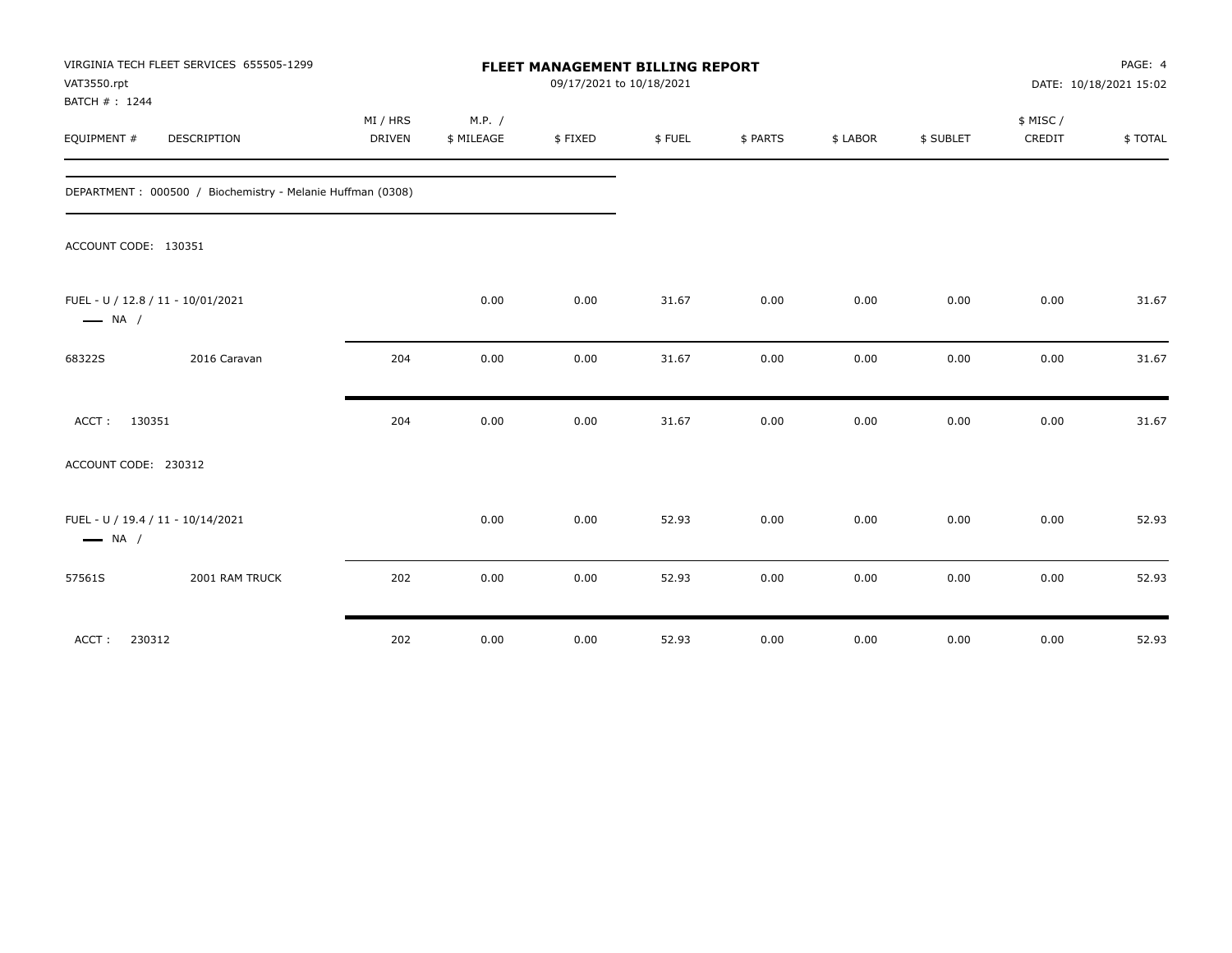VIRGINIA TECH FLEET SERVICES 655505-1299
VAT3550.rpt
BATCH # : 1244

**FLEET MANAGEMENT BILLING REPORT**
09/17/2021 to 10/18/2021

PAGE: 4
DATE: 10/18/2021 15:02

| EQUIPMENT # | DESCRIPTION | MI / HRS DRIVEN | M.P. / $ MILEAGE | $ FIXED | $ FUEL | $ PARTS | $ LABOR | $ SUBLET | $ MISC / CREDIT | $ TOTAL |
|---|---|---|---|---|---|---|---|---|---|---|
| DEPARTMENT : 000500 / Biochemistry - Melanie Huffman (0308) | | | | | | | | | | |
| ACCOUNT CODE: 130351 | | | | | | | | | | |
| FUEL - U / 12.8 / 11 - 10/01/2021 — NA / | | | 0.00 | 0.00 | 31.67 | 0.00 | 0.00 | 0.00 | 0.00 | 31.67 |
| 68322S | 2016 Caravan | 204 | 0.00 | 0.00 | 31.67 | 0.00 | 0.00 | 0.00 | 0.00 | 31.67 |
| ACCT : 130351 | | 204 | 0.00 | 0.00 | 31.67 | 0.00 | 0.00 | 0.00 | 0.00 | 31.67 |
| ACCOUNT CODE: 230312 | | | | | | | | | | |
| FUEL - U / 19.4 / 11 - 10/14/2021 — NA / | | | 0.00 | 0.00 | 52.93 | 0.00 | 0.00 | 0.00 | 0.00 | 52.93 |
| 57561S | 2001 RAM TRUCK | 202 | 0.00 | 0.00 | 52.93 | 0.00 | 0.00 | 0.00 | 0.00 | 52.93 |
| ACCT : 230312 | | 202 | 0.00 | 0.00 | 52.93 | 0.00 | 0.00 | 0.00 | 0.00 | 52.93 |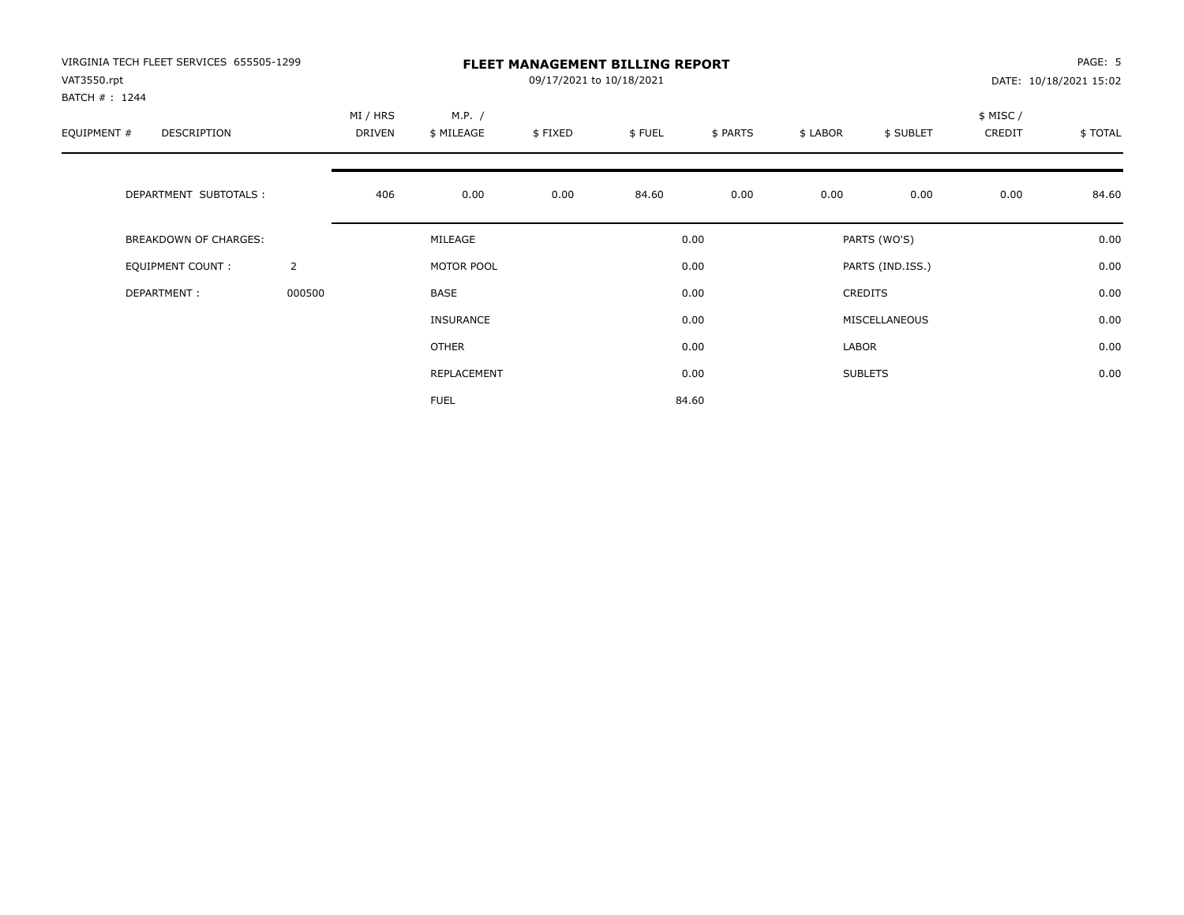VIRGINIA TECH FLEET SERVICES 655505-1299
VAT3550.rpt
BATCH # : 1244

# FLEET MANAGEMENT BILLING REPORT

09/17/2021 to 10/18/2021

PAGE: 5
DATE: 10/18/2021 15:02

| EQUIPMENT # | DESCRIPTION | MI / HRS DRIVEN | M.P. / $ MILEAGE | $ FIXED | $ FUEL | $ PARTS | $ LABOR | $ SUBLET | $ MISC / CREDIT | $ TOTAL |
|---|---|---|---|---|---|---|---|---|---|---|
| | DEPARTMENT SUBTOTALS : | 406 | 0.00 | 0.00 | 84.60 | 0.00 | 0.00 | 0.00 | 0.00 | 84.60 |

| | | | | | |
|---|---|---|---|---|---|
| BREAKDOWN OF CHARGES: | | MILEAGE | 0.00 | PARTS (WO'S) | 0.00 |
| EQUIPMENT COUNT : | 2 | MOTOR POOL | 0.00 | PARTS (IND.ISS.) | 0.00 |
| DEPARTMENT : | 000500 | BASE | 0.00 | CREDITS | 0.00 |
| | | INSURANCE | 0.00 | MISCELLANEOUS | 0.00 |
| | | OTHER | 0.00 | LABOR | 0.00 |
| | | REPLACEMENT | 0.00 | SUBLETS | 0.00 |
| | | FUEL | 84.60 | | |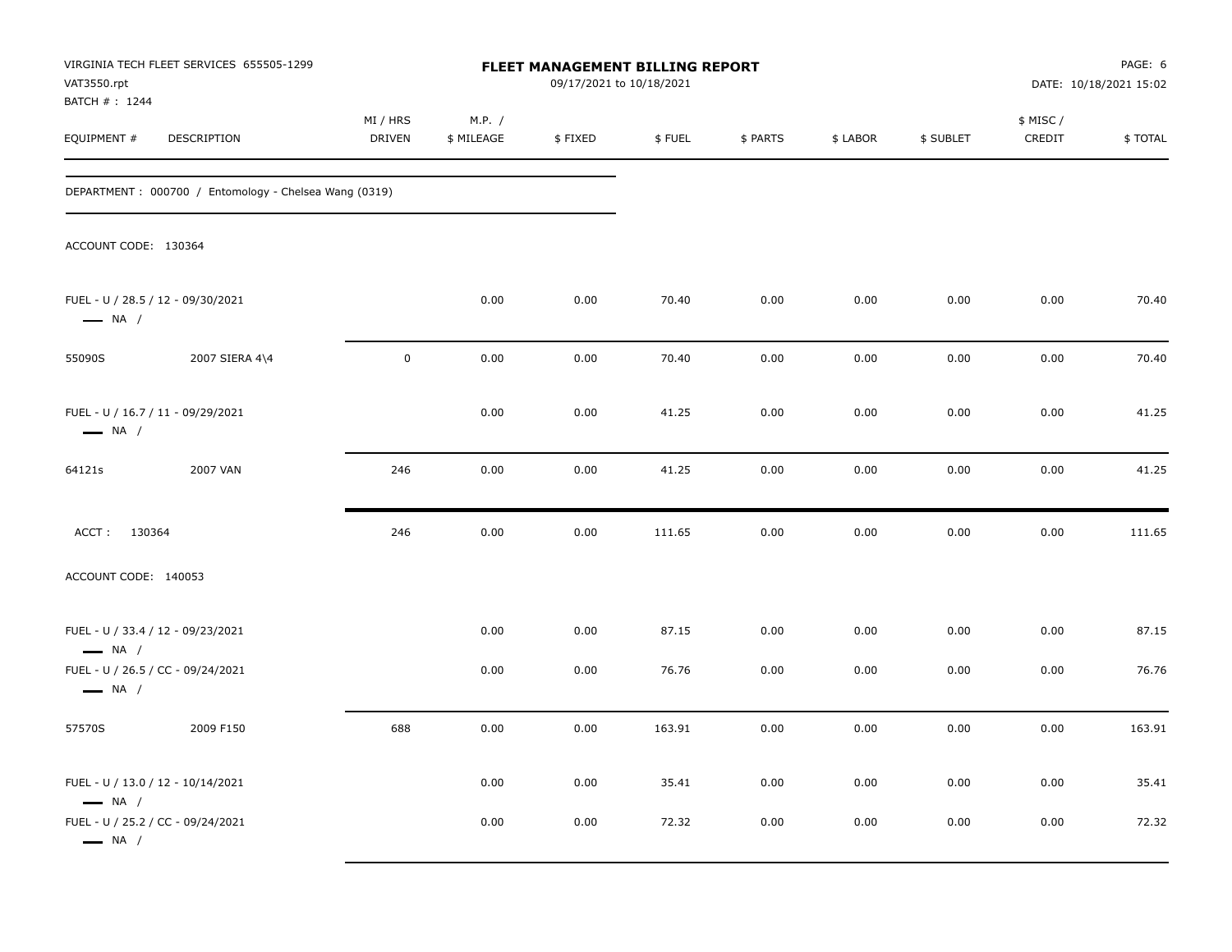VIRGINIA TECH FLEET SERVICES 655505-1299
VAT3550.rpt
BATCH # : 1244

**FLEET MANAGEMENT BILLING REPORT**
09/17/2021 to 10/18/2021

DATE: 10/18/2021 15:02

| EQUIPMENT # | DESCRIPTION | MI / HRS DRIVEN | M.P. / $ MILEAGE | $ FIXED | $ FUEL | $ PARTS | $ LABOR | $ SUBLET | $ MISC / CREDIT | $ TOTAL |
|---|---|---|---|---|---|---|---|---|---|---|
| DEPARTMENT : 000700 / Entomology - Chelsea Wang (0319) | | | | | | | | | | |
| ACCOUNT CODE: 130364 | | | | | | | | | | |
| FUEL - U / 28.5 / 12 - 09/30/2021 — NA / | | | 0.00 | 0.00 | 70.40 | 0.00 | 0.00 | 0.00 | 0.00 | 70.40 |
| 55090S | 2007 SIERA 4\4 | 0 | 0.00 | 0.00 | 70.40 | 0.00 | 0.00 | 0.00 | 0.00 | 70.40 |
| FUEL - U / 16.7 / 11 - 09/29/2021 — NA / | | | 0.00 | 0.00 | 41.25 | 0.00 | 0.00 | 0.00 | 0.00 | 41.25 |
| 64121s | 2007 VAN | 246 | 0.00 | 0.00 | 41.25 | 0.00 | 0.00 | 0.00 | 0.00 | 41.25 |
| ACCT : 130364 | | 246 | 0.00 | 0.00 | 111.65 | 0.00 | 0.00 | 0.00 | 0.00 | 111.65 |
| ACCOUNT CODE: 140053 | | | | | | | | | | |
| FUEL - U / 33.4 / 12 - 09/23/2021 — NA / | | | 0.00 | 0.00 | 87.15 | 0.00 | 0.00 | 0.00 | 0.00 | 87.15 |
| FUEL - U / 26.5 / CC - 09/24/2021 — NA / | | | 0.00 | 0.00 | 76.76 | 0.00 | 0.00 | 0.00 | 0.00 | 76.76 |
| 57570S | 2009 F150 | 688 | 0.00 | 0.00 | 163.91 | 0.00 | 0.00 | 0.00 | 0.00 | 163.91 |
| FUEL - U / 13.0 / 12 - 10/14/2021 — NA / | | | 0.00 | 0.00 | 35.41 | 0.00 | 0.00 | 0.00 | 0.00 | 35.41 |
| FUEL - U / 25.2 / CC - 09/24/2021 — NA / | | | 0.00 | 0.00 | 72.32 | 0.00 | 0.00 | 0.00 | 0.00 | 72.32 |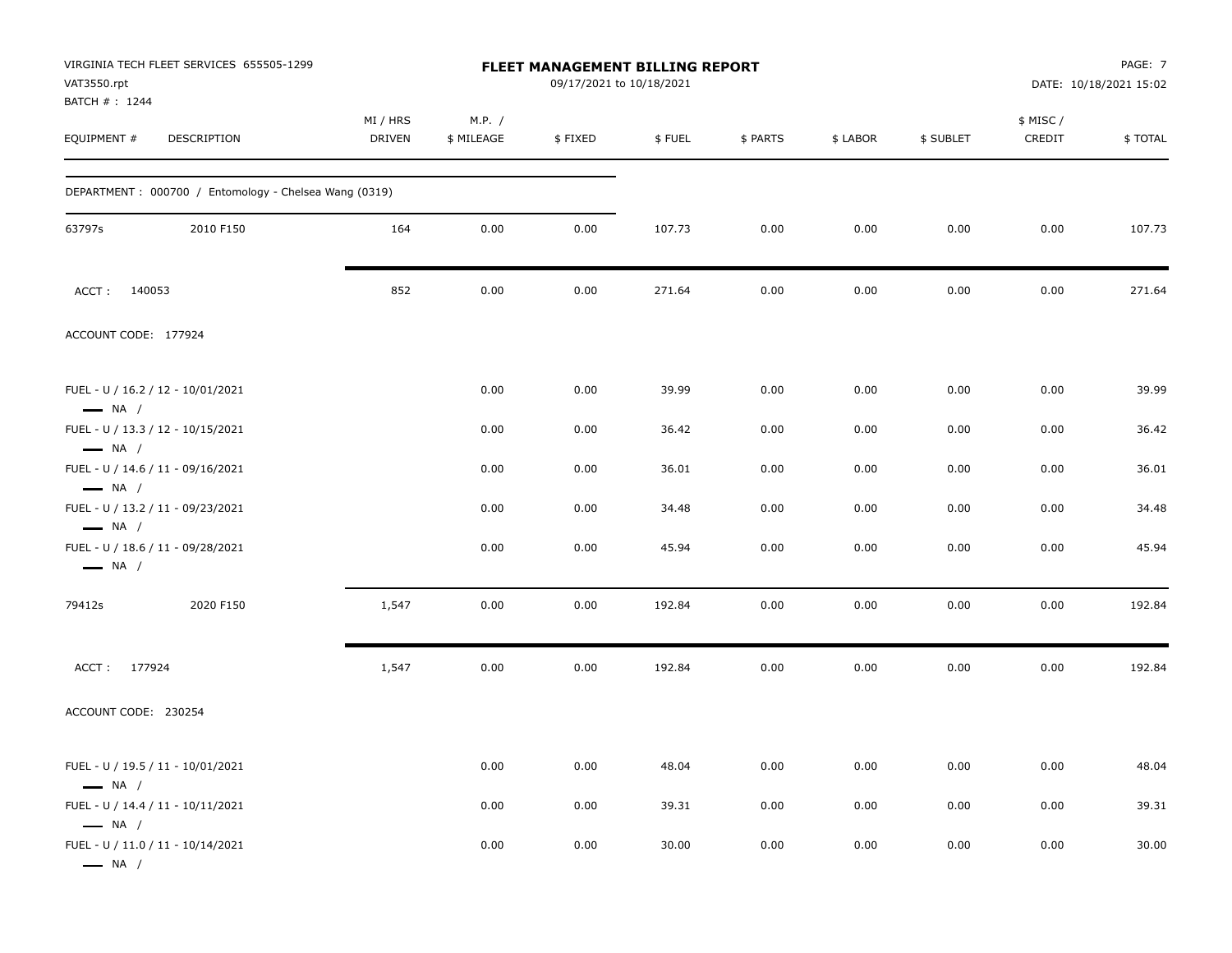**VIRGINIA TECH FLEET SERVICES 655505-1299**
VAT3550.rpt
BATCH # : 1244

# FLEET MANAGEMENT BILLING REPORT

09/17/2021 to 10/18/2021

DATE: 10/18/2021 15:02

| EQUIPMENT # | DESCRIPTION | MI / HRS DRIVEN | M.P. / $ MILEAGE | $ FIXED | $ FUEL | $ PARTS | $ LABOR | $ SUBLET | $ MISC / CREDIT | $ TOTAL |
|---|---|---|---|---|---|---|---|---|---|---|
| DEPARTMENT : 000700 / Entomology - Chelsea Wang (0319) | | | | | | | | | | |
| 63797s | 2010 F150 | 164 | 0.00 | 0.00 | 107.73 | 0.00 | 0.00 | 0.00 | 0.00 | 107.73 |
| ACCT : 140053 | | 852 | 0.00 | 0.00 | 271.64 | 0.00 | 0.00 | 0.00 | 0.00 | 271.64 |
| ACCOUNT CODE: 177924 | | | | | | | | | | |
| FUEL - U / 16.2 / 12 - 10/01/2021 — NA / | | | 0.00 | 0.00 | 39.99 | 0.00 | 0.00 | 0.00 | 0.00 | 39.99 |
| FUEL - U / 13.3 / 12 - 10/15/2021 — NA / | | | 0.00 | 0.00 | 36.42 | 0.00 | 0.00 | 0.00 | 0.00 | 36.42 |
| FUEL - U / 14.6 / 11 - 09/16/2021 — NA / | | | 0.00 | 0.00 | 36.01 | 0.00 | 0.00 | 0.00 | 0.00 | 36.01 |
| FUEL - U / 13.2 / 11 - 09/23/2021 — NA / | | | 0.00 | 0.00 | 34.48 | 0.00 | 0.00 | 0.00 | 0.00 | 34.48 |
| FUEL - U / 18.6 / 11 - 09/28/2021 — NA / | | | 0.00 | 0.00 | 45.94 | 0.00 | 0.00 | 0.00 | 0.00 | 45.94 |
| 79412s | 2020 F150 | 1,547 | 0.00 | 0.00 | 192.84 | 0.00 | 0.00 | 0.00 | 0.00 | 192.84 |
| ACCT : 177924 | | 1,547 | 0.00 | 0.00 | 192.84 | 0.00 | 0.00 | 0.00 | 0.00 | 192.84 |
| ACCOUNT CODE: 230254 | | | | | | | | | | |
| FUEL - U / 19.5 / 11 - 10/01/2021 — NA / | | | 0.00 | 0.00 | 48.04 | 0.00 | 0.00 | 0.00 | 0.00 | 48.04 |
| FUEL - U / 14.4 / 11 - 10/11/2021 — NA / | | | 0.00 | 0.00 | 39.31 | 0.00 | 0.00 | 0.00 | 0.00 | 39.31 |
| FUEL - U / 11.0 / 11 - 10/14/2021 — NA / | | | 0.00 | 0.00 | 30.00 | 0.00 | 0.00 | 0.00 | 0.00 | 30.00 |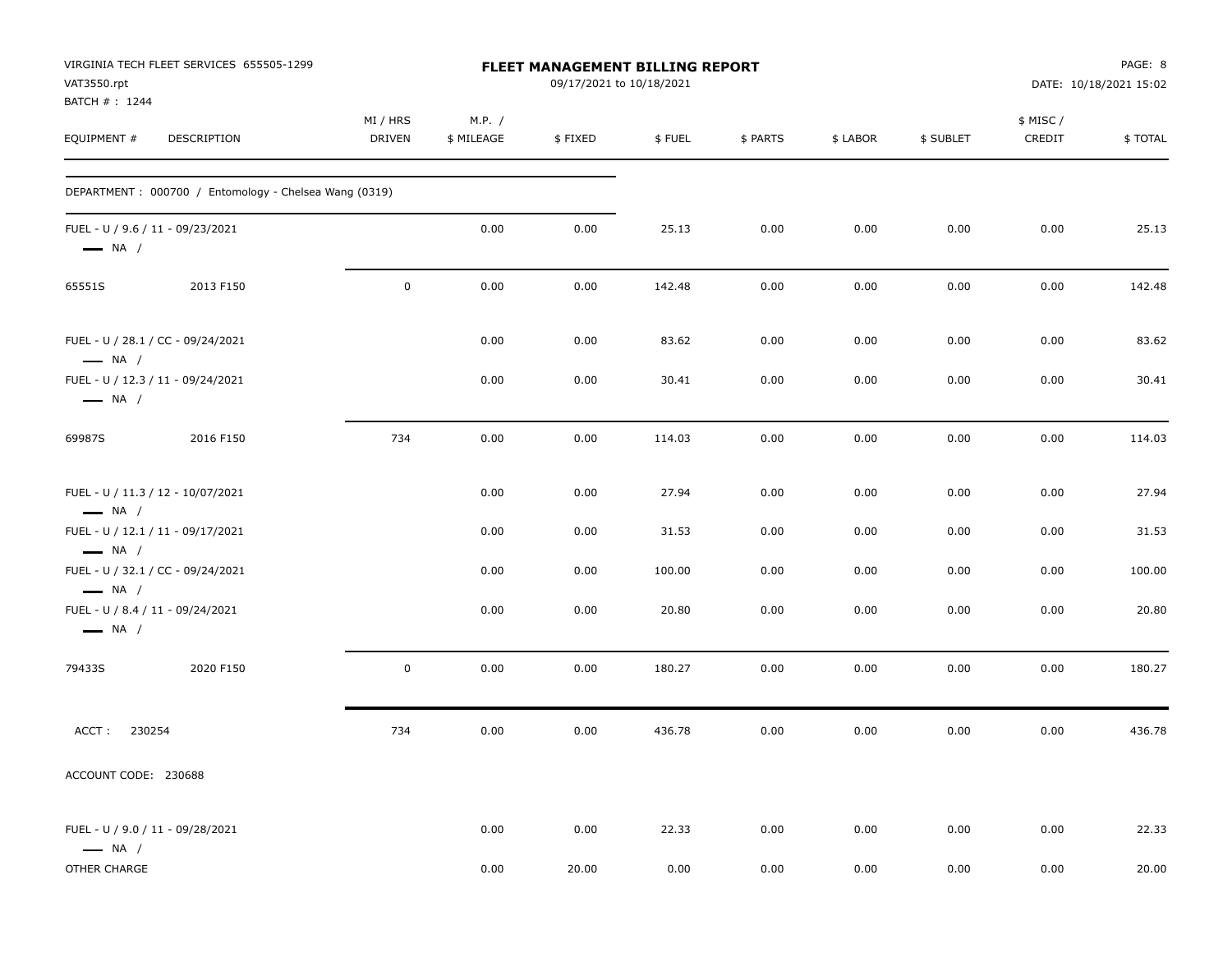VIRGINIA TECH FLEET SERVICES 655505-1299
VAT3550.rpt
BATCH # : 1244

# FLEET MANAGEMENT BILLING REPORT

09/17/2021 to 10/18/2021

DATE: 10/18/2021 15:02

| EQUIPMENT # | DESCRIPTION | MI / HRS DRIVEN | M.P. / $ MILEAGE | $ FIXED | $ FUEL | $ PARTS | $ LABOR | $ SUBLET | $ MISC / CREDIT | $ TOTAL |
|---|---|---|---|---|---|---|---|---|---|---|
| DEPARTMENT : 000700 / Entomology - Chelsea Wang (0319) | | | | | | | | | | |
| FUEL - U / 9.6 / 11 - 09/23/2021 — NA / | | | 0.00 | 0.00 | 25.13 | 0.00 | 0.00 | 0.00 | 0.00 | 25.13 |
| 65551S | 2013 F150 | 0 | 0.00 | 0.00 | 142.48 | 0.00 | 0.00 | 0.00 | 0.00 | 142.48 |
| FUEL - U / 28.1 / CC - 09/24/2021 — NA / | | | 0.00 | 0.00 | 83.62 | 0.00 | 0.00 | 0.00 | 0.00 | 83.62 |
| FUEL - U / 12.3 / 11 - 09/24/2021 — NA / | | | 0.00 | 0.00 | 30.41 | 0.00 | 0.00 | 0.00 | 0.00 | 30.41 |
| 69987S | 2016 F150 | 734 | 0.00 | 0.00 | 114.03 | 0.00 | 0.00 | 0.00 | 0.00 | 114.03 |
| FUEL - U / 11.3 / 12 - 10/07/2021 — NA / | | | 0.00 | 0.00 | 27.94 | 0.00 | 0.00 | 0.00 | 0.00 | 27.94 |
| FUEL - U / 12.1 / 11 - 09/17/2021 — NA / | | | 0.00 | 0.00 | 31.53 | 0.00 | 0.00 | 0.00 | 0.00 | 31.53 |
| FUEL - U / 32.1 / CC - 09/24/2021 — NA / | | | 0.00 | 0.00 | 100.00 | 0.00 | 0.00 | 0.00 | 0.00 | 100.00 |
| FUEL - U / 8.4 / 11 - 09/24/2021 — NA / | | | 0.00 | 0.00 | 20.80 | 0.00 | 0.00 | 0.00 | 0.00 | 20.80 |
| 79433S | 2020 F150 | 0 | 0.00 | 0.00 | 180.27 | 0.00 | 0.00 | 0.00 | 0.00 | 180.27 |
| ACCT : 230254 | | 734 | 0.00 | 0.00 | 436.78 | 0.00 | 0.00 | 0.00 | 0.00 | 436.78 |
| ACCOUNT CODE: 230688 | | | | | | | | | | |
| FUEL - U / 9.0 / 11 - 09/28/2021 — NA / | | | 0.00 | 0.00 | 22.33 | 0.00 | 0.00 | 0.00 | 0.00 | 22.33 |
| OTHER CHARGE | | | 0.00 | 20.00 | 0.00 | 0.00 | 0.00 | 0.00 | 0.00 | 20.00 |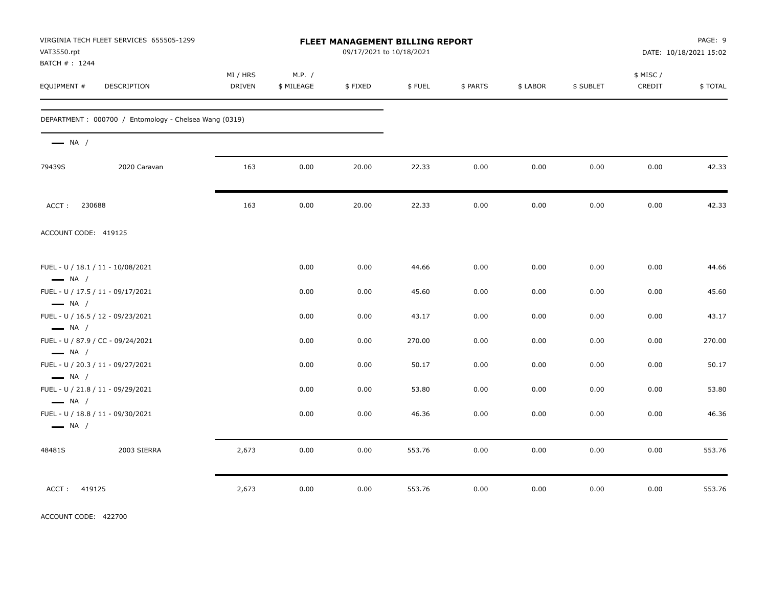VIRGINIA TECH FLEET SERVICES 655505-1299
VAT3550.rpt
BATCH # : 1244

# FLEET MANAGEMENT BILLING REPORT

09/17/2021 to 10/18/2021

PAGE: 9
DATE: 10/18/2021 15:02

| EQUIPMENT # | DESCRIPTION | MI / HRS DRIVEN | M.P. / $ MILEAGE | $ FIXED | $ FUEL | $ PARTS | $ LABOR | $ SUBLET | $ MISC / CREDIT | $ TOTAL |
|---|---|---|---|---|---|---|---|---|---|---|
| DEPARTMENT : 000700 / Entomology - Chelsea Wang (0319) | | | | | | | | | | |
| — NA / | | | | | | | | | | |
| 79439S | 2020 Caravan | 163 | 0.00 | 20.00 | 22.33 | 0.00 | 0.00 | 0.00 | 0.00 | 42.33 |
| ACCT : 230688 | | 163 | 0.00 | 20.00 | 22.33 | 0.00 | 0.00 | 0.00 | 0.00 | 42.33 |
| ACCOUNT CODE: 419125 | | | | | | | | | | |
| FUEL - U / 18.1 / 11 - 10/08/2021 — NA / | | | 0.00 | 0.00 | 44.66 | 0.00 | 0.00 | 0.00 | 0.00 | 44.66 |
| FUEL - U / 17.5 / 11 - 09/17/2021 — NA / | | | 0.00 | 0.00 | 45.60 | 0.00 | 0.00 | 0.00 | 0.00 | 45.60 |
| FUEL - U / 16.5 / 12 - 09/23/2021 — NA / | | | 0.00 | 0.00 | 43.17 | 0.00 | 0.00 | 0.00 | 0.00 | 43.17 |
| FUEL - U / 87.9 / CC - 09/24/2021 — NA / | | | 0.00 | 0.00 | 270.00 | 0.00 | 0.00 | 0.00 | 0.00 | 270.00 |
| FUEL - U / 20.3 / 11 - 09/27/2021 — NA / | | | 0.00 | 0.00 | 50.17 | 0.00 | 0.00 | 0.00 | 0.00 | 50.17 |
| FUEL - U / 21.8 / 11 - 09/29/2021 — NA / | | | 0.00 | 0.00 | 53.80 | 0.00 | 0.00 | 0.00 | 0.00 | 53.80 |
| FUEL - U / 18.8 / 11 - 09/30/2021 — NA / | | | 0.00 | 0.00 | 46.36 | 0.00 | 0.00 | 0.00 | 0.00 | 46.36 |
| 48481S | 2003 SIERRA | 2,673 | 0.00 | 0.00 | 553.76 | 0.00 | 0.00 | 0.00 | 0.00 | 553.76 |
| ACCT : 419125 | | 2,673 | 0.00 | 0.00 | 553.76 | 0.00 | 0.00 | 0.00 | 0.00 | 553.76 |

ACCOUNT CODE: 422700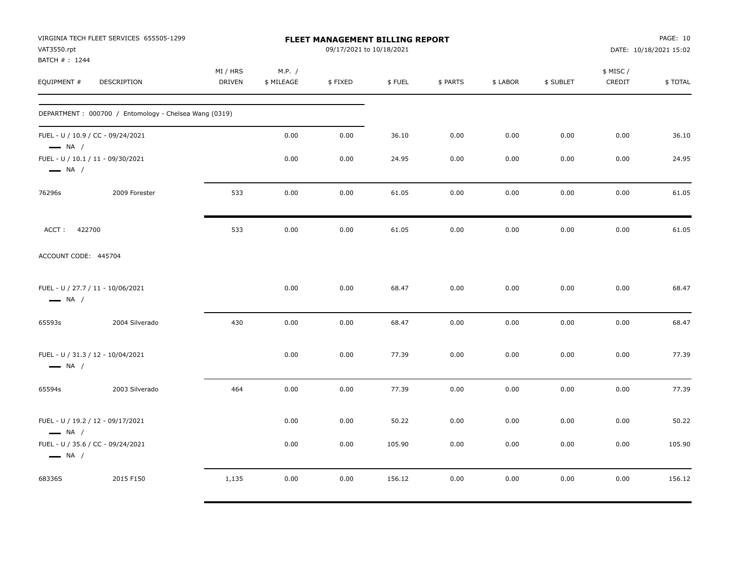VIRGINIA TECH FLEET SERVICES 655505-1299
VAT3550.rpt
BATCH # : 1244

# FLEET MANAGEMENT BILLING REPORT

09/17/2021 to 10/18/2021

DATE: 10/18/2021 15:02

| EQUIPMENT # | DESCRIPTION | MI / HRS DRIVEN | M.P. / $ MILEAGE | $ FIXED | $ FUEL | $ PARTS | $ LABOR | $ SUBLET | $ MISC / CREDIT | $ TOTAL |
|---|---|---|---|---|---|---|---|---|---|---|
| DEPARTMENT : 000700 / Entomology - Chelsea Wang (0319) | | | | | | | | | | |
| FUEL - U / 10.9 / CC - 09/24/2021 — NA / | | | 0.00 | 0.00 | 36.10 | 0.00 | 0.00 | 0.00 | 0.00 | 36.10 |
| FUEL - U / 10.1 / 11 - 09/30/2021 — NA / | | | 0.00 | 0.00 | 24.95 | 0.00 | 0.00 | 0.00 | 0.00 | 24.95 |
| 76296s | 2009 Forester | 533 | 0.00 | 0.00 | 61.05 | 0.00 | 0.00 | 0.00 | 0.00 | 61.05 |
| ACCT : 422700 | | 533 | 0.00 | 0.00 | 61.05 | 0.00 | 0.00 | 0.00 | 0.00 | 61.05 |
| ACCOUNT CODE: 445704 | | | | | | | | | | |
| FUEL - U / 27.7 / 11 - 10/06/2021 — NA / | | | 0.00 | 0.00 | 68.47 | 0.00 | 0.00 | 0.00 | 0.00 | 68.47 |
| 65593s | 2004 Silverado | 430 | 0.00 | 0.00 | 68.47 | 0.00 | 0.00 | 0.00 | 0.00 | 68.47 |
| FUEL - U / 31.3 / 12 - 10/04/2021 — NA / | | | 0.00 | 0.00 | 77.39 | 0.00 | 0.00 | 0.00 | 0.00 | 77.39 |
| 65594s | 2003 Silverado | 464 | 0.00 | 0.00 | 77.39 | 0.00 | 0.00 | 0.00 | 0.00 | 77.39 |
| FUEL - U / 19.2 / 12 - 09/17/2021 — NA / | | | 0.00 | 0.00 | 50.22 | 0.00 | 0.00 | 0.00 | 0.00 | 50.22 |
| FUEL - U / 35.6 / CC - 09/24/2021 — NA / | | | 0.00 | 0.00 | 105.90 | 0.00 | 0.00 | 0.00 | 0.00 | 105.90 |
| 68336S | 2015 F150 | 1,135 | 0.00 | 0.00 | 156.12 | 0.00 | 0.00 | 0.00 | 0.00 | 156.12 |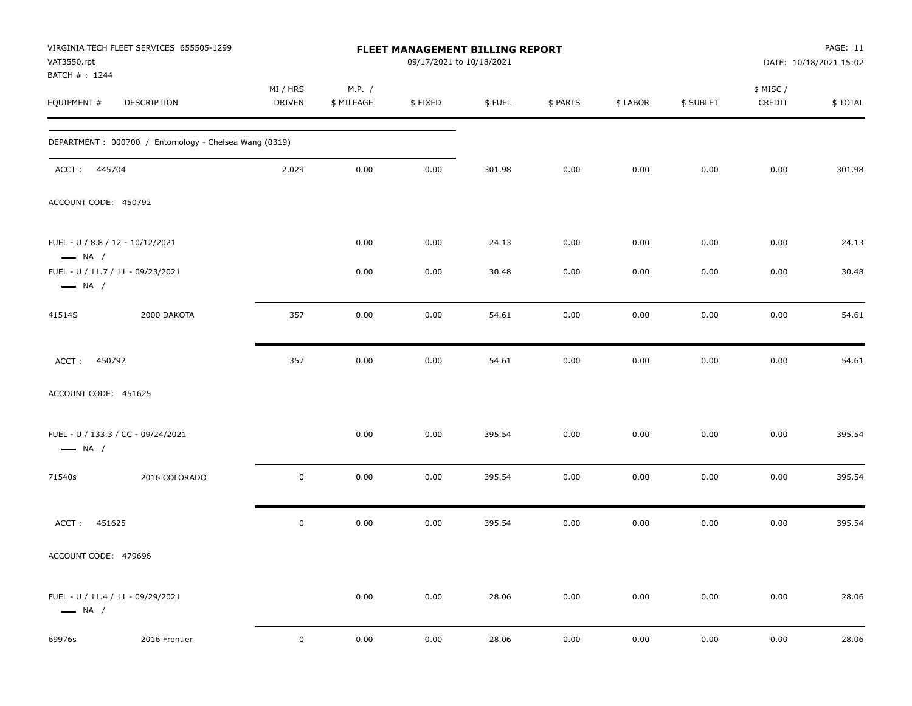VIRGINIA TECH FLEET SERVICES 655505-1299
VAT3550.rpt
BATCH # : 1244

**FLEET MANAGEMENT BILLING REPORT**
09/17/2021 to 10/18/2021

DATE: 10/18/2021 15:02

| EQUIPMENT # | DESCRIPTION | MI / HRS DRIVEN | M.P. / $ MILEAGE | $ FIXED | $ FUEL | $ PARTS | $ LABOR | $ SUBLET | $ MISC / CREDIT | $ TOTAL |
|---|---|---|---|---|---|---|---|---|---|---|
| DEPARTMENT : 000700 / Entomology - Chelsea Wang (0319) | | | | | | | | | | |
| ACCT : 445704 | | 2,029 | 0.00 | 0.00 | 301.98 | 0.00 | 0.00 | 0.00 | 0.00 | 301.98 |
| ACCOUNT CODE: 450792 | | | | | | | | | | |
| FUEL - U / 8.8 / 12 - 10/12/2021 — NA / | | | 0.00 | 0.00 | 24.13 | 0.00 | 0.00 | 0.00 | 0.00 | 24.13 |
| FUEL - U / 11.7 / 11 - 09/23/2021 — NA / | | | 0.00 | 0.00 | 30.48 | 0.00 | 0.00 | 0.00 | 0.00 | 30.48 |
| 41514S | 2000 DAKOTA | 357 | 0.00 | 0.00 | 54.61 | 0.00 | 0.00 | 0.00 | 0.00 | 54.61 |
| ACCT : 450792 | | 357 | 0.00 | 0.00 | 54.61 | 0.00 | 0.00 | 0.00 | 0.00 | 54.61 |
| ACCOUNT CODE: 451625 | | | | | | | | | | |
| FUEL - U / 133.3 / CC - 09/24/2021 — NA / | | | 0.00 | 0.00 | 395.54 | 0.00 | 0.00 | 0.00 | 0.00 | 395.54 |
| 71540s | 2016 COLORADO | 0 | 0.00 | 0.00 | 395.54 | 0.00 | 0.00 | 0.00 | 0.00 | 395.54 |
| ACCT : 451625 | | 0 | 0.00 | 0.00 | 395.54 | 0.00 | 0.00 | 0.00 | 0.00 | 395.54 |
| ACCOUNT CODE: 479696 | | | | | | | | | | |
| FUEL - U / 11.4 / 11 - 09/29/2021 — NA / | | | 0.00 | 0.00 | 28.06 | 0.00 | 0.00 | 0.00 | 0.00 | 28.06 |
| 69976s | 2016 Frontier | 0 | 0.00 | 0.00 | 28.06 | 0.00 | 0.00 | 0.00 | 0.00 | 28.06 |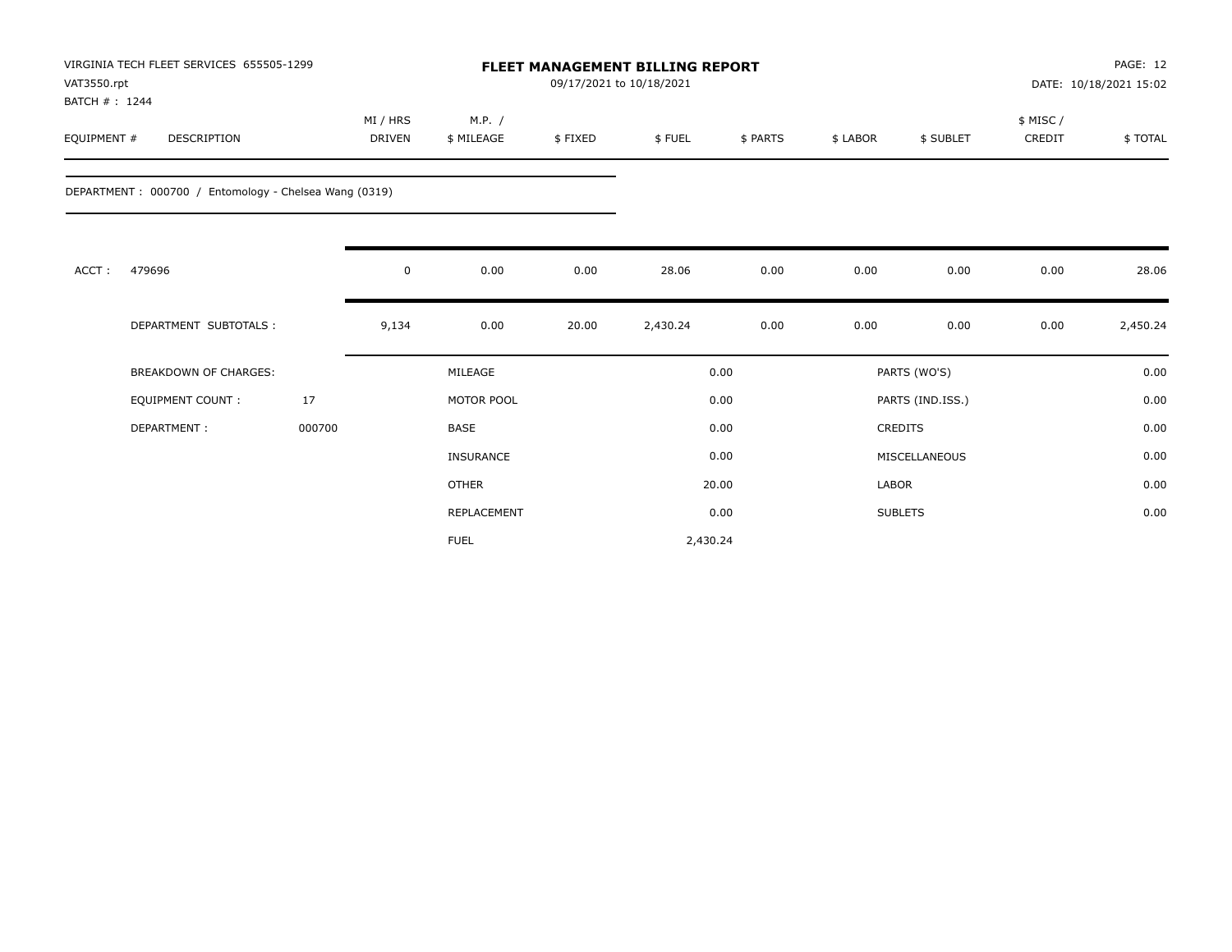VIRGINIA TECH FLEET SERVICES 655505-1299
VAT3550.rpt
BATCH # : 1244

# FLEET MANAGEMENT BILLING REPORT

09/17/2021 to 10/18/2021

DATE: 10/18/2021 15:02

| EQUIPMENT # | DESCRIPTION | MI / HRS DRIVEN | M.P. / $ MILEAGE | $ FIXED | $ FUEL | $ PARTS | $ LABOR | $ SUBLET | $ MISC / CREDIT | $ TOTAL |
|---|---|---|---|---|---|---|---|---|---|---|

DEPARTMENT : 000700 / Entomology - Chelsea Wang (0319)

| | | MI / HRS DRIVEN | M.P. / $ MILEAGE | $ FIXED | $ FUEL | $ PARTS | $ LABOR | $ SUBLET | $ MISC / CREDIT | $ TOTAL |
|---|---|---|---|---|---|---|---|---|---|---|
| ACCT : | 479696 | 0 | 0.00 | 0.00 | 28.06 | 0.00 | 0.00 | 0.00 | 0.00 | 28.06 |
| | DEPARTMENT SUBTOTALS : | 9,134 | 0.00 | 20.00 | 2,430.24 | 0.00 | 0.00 | 0.00 | 0.00 | 2,450.24 |

| BREAKDOWN OF CHARGES: | | | | | |
|---|---|---|---|---|---|
| EQUIPMENT COUNT : | 17 | MILEAGE | 0.00 | PARTS (WO'S) | 0.00 |
| DEPARTMENT : | 000700 | MOTOR POOL | 0.00 | PARTS (IND.ISS.) | 0.00 |
| | | BASE | 0.00 | CREDITS | 0.00 |
| | | INSURANCE | 0.00 | MISCELLANEOUS | 0.00 |
| | | OTHER | 20.00 | LABOR | 0.00 |
| | | REPLACEMENT | 0.00 | SUBLETS | 0.00 |
| | | FUEL | 2,430.24 | | |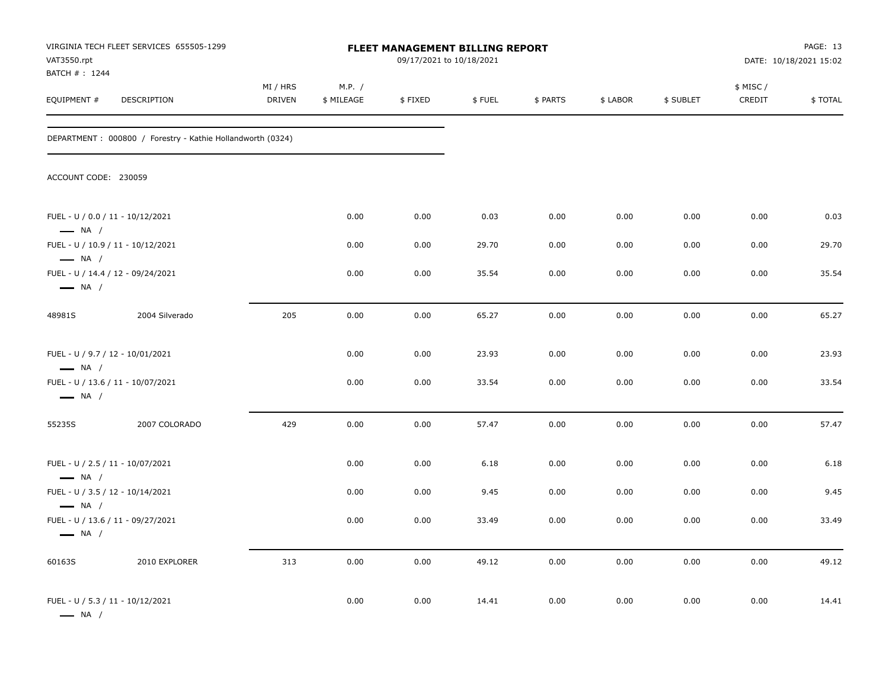VIRGINIA TECH FLEET SERVICES 655505-1299
VAT3550.rpt
BATCH # : 1244

**FLEET MANAGEMENT BILLING REPORT**
09/17/2021 to 10/18/2021

DATE: 10/18/2021 15:02

DEPARTMENT : 000800 / Forestry - Kathie Hollandworth (0324)

ACCOUNT CODE: 230059

| EQUIPMENT # | DESCRIPTION | MI / HRS DRIVEN | M.P. / $ MILEAGE | $ FIXED | $ FUEL | $ PARTS | $ LABOR | $ SUBLET | $ MISC / CREDIT | $ TOTAL |
|---|---|---|---|---|---|---|---|---|---|---|
| FUEL - U / 0.0 / 11 - 10/12/2021 — NA / | | | 0.00 | 0.00 | 0.03 | 0.00 | 0.00 | 0.00 | 0.00 | 0.03 |
| FUEL - U / 10.9 / 11 - 10/12/2021 — NA / | | | 0.00 | 0.00 | 29.70 | 0.00 | 0.00 | 0.00 | 0.00 | 29.70 |
| FUEL - U / 14.4 / 12 - 09/24/2021 — NA / | | | 0.00 | 0.00 | 35.54 | 0.00 | 0.00 | 0.00 | 0.00 | 35.54 |
| 48981S | 2004 Silverado | 205 | 0.00 | 0.00 | 65.27 | 0.00 | 0.00 | 0.00 | 0.00 | 65.27 |
| FUEL - U / 9.7 / 12 - 10/01/2021 — NA / | | | 0.00 | 0.00 | 23.93 | 0.00 | 0.00 | 0.00 | 0.00 | 23.93 |
| FUEL - U / 13.6 / 11 - 10/07/2021 — NA / | | | 0.00 | 0.00 | 33.54 | 0.00 | 0.00 | 0.00 | 0.00 | 33.54 |
| 55235S | 2007 COLORADO | 429 | 0.00 | 0.00 | 57.47 | 0.00 | 0.00 | 0.00 | 0.00 | 57.47 |
| FUEL - U / 2.5 / 11 - 10/07/2021 — NA / | | | 0.00 | 0.00 | 6.18 | 0.00 | 0.00 | 0.00 | 0.00 | 6.18 |
| FUEL - U / 3.5 / 12 - 10/14/2021 — NA / | | | 0.00 | 0.00 | 9.45 | 0.00 | 0.00 | 0.00 | 0.00 | 9.45 |
| FUEL - U / 13.6 / 11 - 09/27/2021 — NA / | | | 0.00 | 0.00 | 33.49 | 0.00 | 0.00 | 0.00 | 0.00 | 33.49 |
| 60163S | 2010 EXPLORER | 313 | 0.00 | 0.00 | 49.12 | 0.00 | 0.00 | 0.00 | 0.00 | 49.12 |
| FUEL - U / 5.3 / 11 - 10/12/2021 — NA / | | | 0.00 | 0.00 | 14.41 | 0.00 | 0.00 | 0.00 | 0.00 | 14.41 |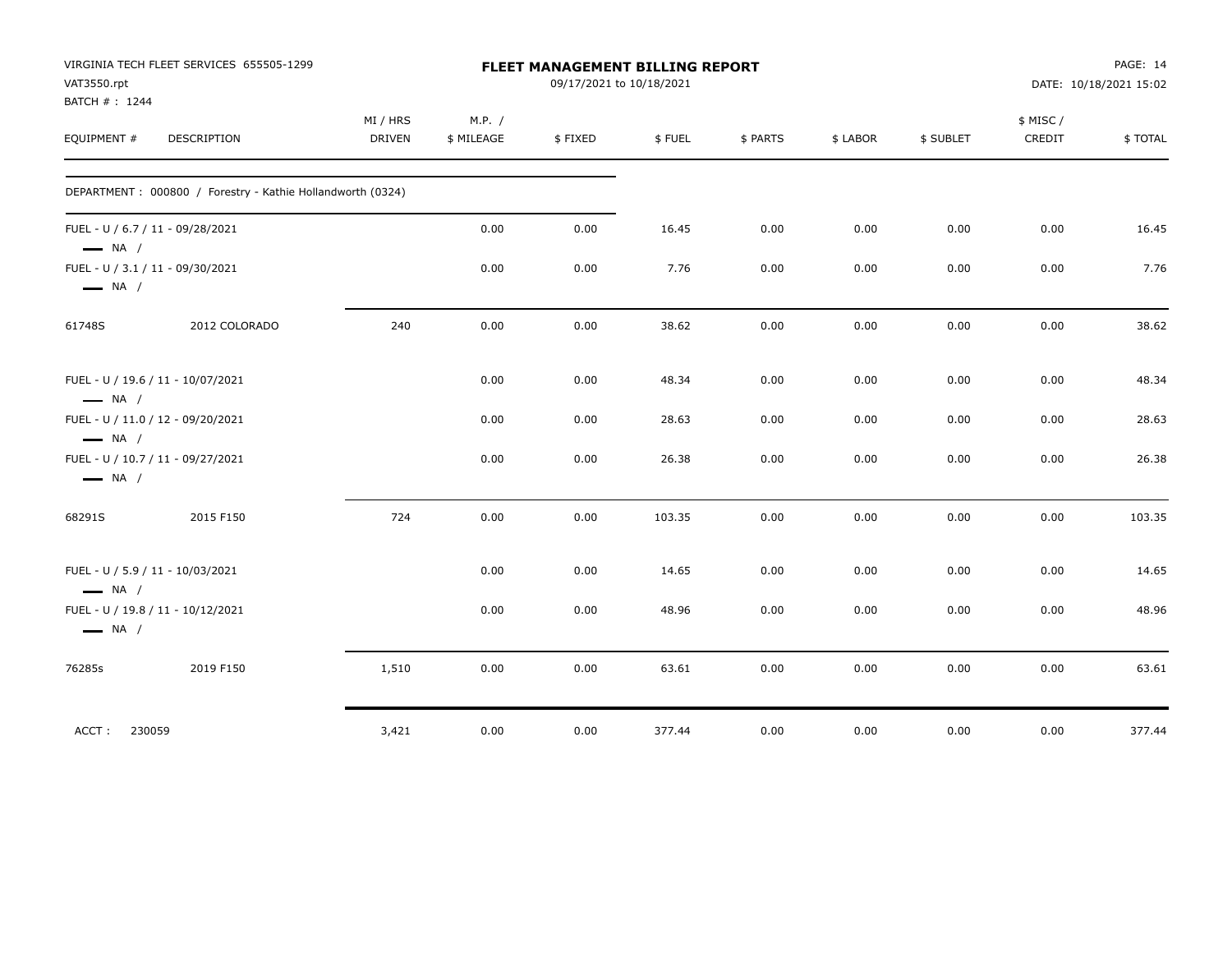VIRGINIA TECH FLEET SERVICES 655505-1299
VAT3550.rpt
BATCH # : 1244

# FLEET MANAGEMENT BILLING REPORT

09/17/2021 to 10/18/2021

DATE: 10/18/2021 15:02

| EQUIPMENT # | DESCRIPTION | MI / HRS DRIVEN | M.P. / $ MILEAGE | $ FIXED | $ FUEL | $ PARTS | $ LABOR | $ SUBLET | $ MISC / CREDIT | $ TOTAL |
|---|---|---|---|---|---|---|---|---|---|---|
| DEPARTMENT : 000800 / Forestry - Kathie Hollandworth (0324) | | | | | | | | | | |
| FUEL - U / 6.7 / 11 - 09/28/2021 — NA / | | | 0.00 | 0.00 | 16.45 | 0.00 | 0.00 | 0.00 | 0.00 | 16.45 |
| FUEL - U / 3.1 / 11 - 09/30/2021 — NA / | | | 0.00 | 0.00 | 7.76 | 0.00 | 0.00 | 0.00 | 0.00 | 7.76 |
| 61748S | 2012 COLORADO | 240 | 0.00 | 0.00 | 38.62 | 0.00 | 0.00 | 0.00 | 0.00 | 38.62 |
| FUEL - U / 19.6 / 11 - 10/07/2021 — NA / | | | 0.00 | 0.00 | 48.34 | 0.00 | 0.00 | 0.00 | 0.00 | 48.34 |
| FUEL - U / 11.0 / 12 - 09/20/2021 — NA / | | | 0.00 | 0.00 | 28.63 | 0.00 | 0.00 | 0.00 | 0.00 | 28.63 |
| FUEL - U / 10.7 / 11 - 09/27/2021 — NA / | | | 0.00 | 0.00 | 26.38 | 0.00 | 0.00 | 0.00 | 0.00 | 26.38 |
| 68291S | 2015 F150 | 724 | 0.00 | 0.00 | 103.35 | 0.00 | 0.00 | 0.00 | 0.00 | 103.35 |
| FUEL - U / 5.9 / 11 - 10/03/2021 — NA / | | | 0.00 | 0.00 | 14.65 | 0.00 | 0.00 | 0.00 | 0.00 | 14.65 |
| FUEL - U / 19.8 / 11 - 10/12/2021 — NA / | | | 0.00 | 0.00 | 48.96 | 0.00 | 0.00 | 0.00 | 0.00 | 48.96 |
| 76285s | 2019 F150 | 1,510 | 0.00 | 0.00 | 63.61 | 0.00 | 0.00 | 0.00 | 0.00 | 63.61 |
| ACCT : 230059 | | 3,421 | 0.00 | 0.00 | 377.44 | 0.00 | 0.00 | 0.00 | 0.00 | 377.44 |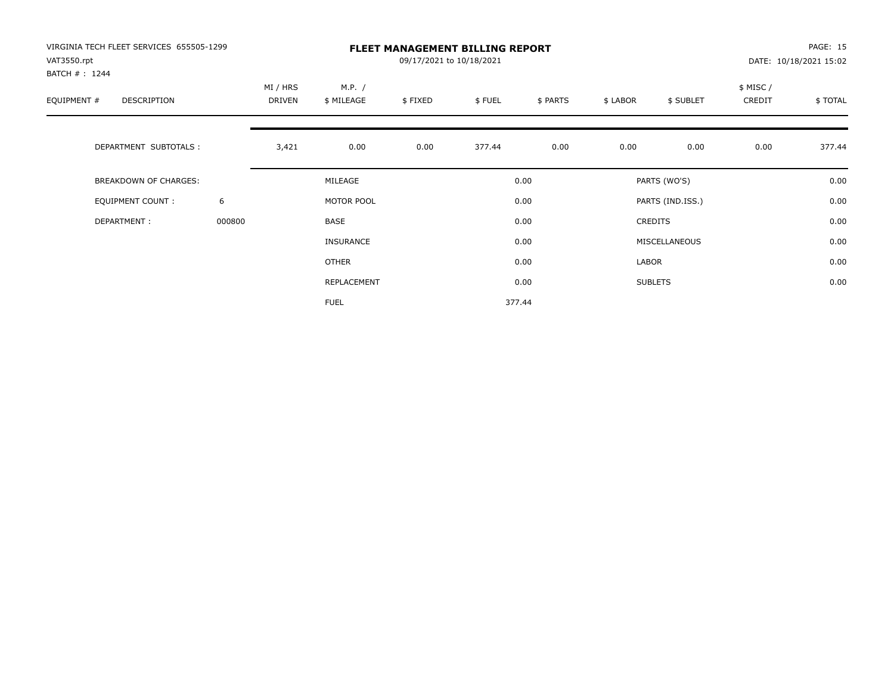VIRGINIA TECH FLEET SERVICES 655505-1299
VAT3550.rpt
BATCH # : 1244

# FLEET MANAGEMENT BILLING REPORT

09/17/2021 to 10/18/2021

DATE: 10/18/2021 15:02

| EQUIPMENT # | DESCRIPTION | MI / HRS DRIVEN | M.P. / $ MILEAGE | $ FIXED | $ FUEL | $ PARTS | $ LABOR | $ SUBLET | $ MISC / CREDIT | $ TOTAL |
|---|---|---|---|---|---|---|---|---|---|---|
| | DEPARTMENT SUBTOTALS : | 3,421 | 0.00 | 0.00 | 377.44 | 0.00 | 0.00 | 0.00 | 0.00 | 377.44 |

| BREAKDOWN OF CHARGES: | | | | | |
|---|---|---|---|---|---|
| EQUIPMENT COUNT : | 6 | MILEAGE | 0.00 | PARTS (WO'S) | 0.00 |
| DEPARTMENT : | 000800 | MOTOR POOL | 0.00 | PARTS (IND.ISS.) | 0.00 |
| | | BASE | 0.00 | CREDITS | 0.00 |
| | | INSURANCE | 0.00 | MISCELLANEOUS | 0.00 |
| | | OTHER | 0.00 | LABOR | 0.00 |
| | | REPLACEMENT | 0.00 | SUBLETS | 0.00 |
| | | FUEL | 377.44 | | |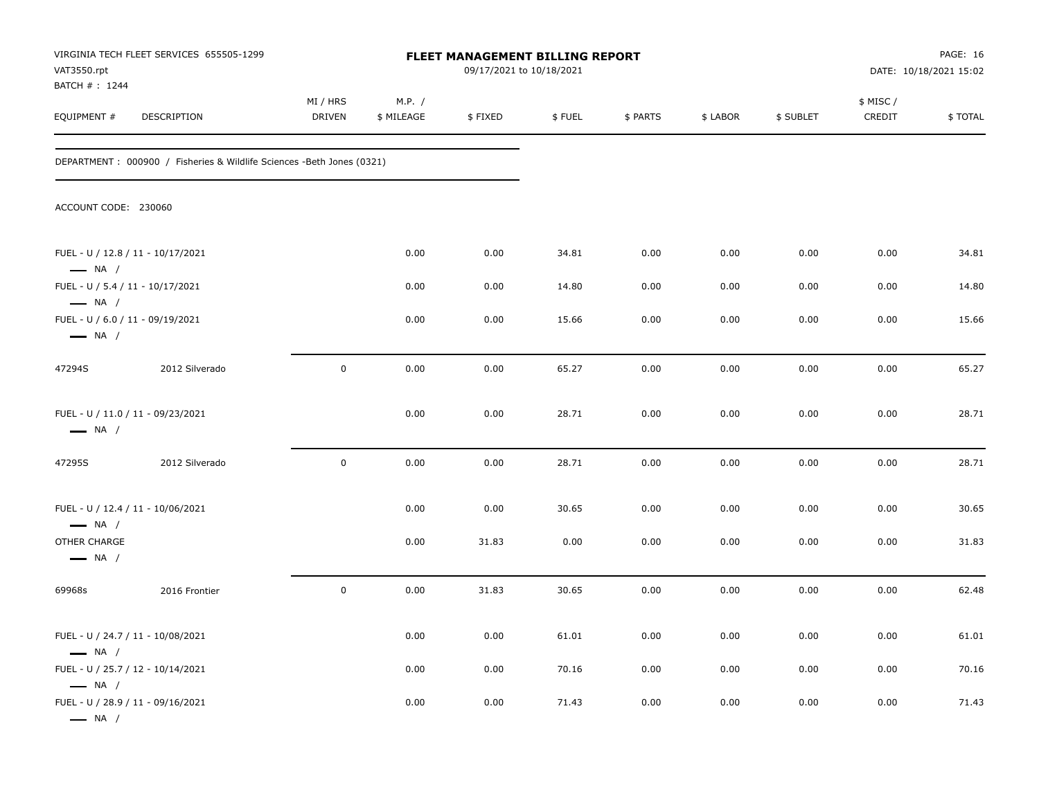VIRGINIA TECH FLEET SERVICES 655505-1299
VAT3550.rpt
BATCH # : 1244

# FLEET MANAGEMENT BILLING REPORT

09/17/2021 to 10/18/2021

PAGE: 16
DATE: 10/18/2021 15:02

DEPARTMENT : 000900 / Fisheries & Wildlife Sciences -Beth Jones (0321)

ACCOUNT CODE: 230060

| EQUIPMENT # | DESCRIPTION | MI / HRS DRIVEN | M.P. / $ MILEAGE | $ FIXED | $ FUEL | $ PARTS | $ LABOR | $ SUBLET | $ MISC / CREDIT | $ TOTAL |
|---|---|---|---|---|---|---|---|---|---|---|
| FUEL - U / 12.8 / 11 - 10/17/2021 — NA / | | | 0.00 | 0.00 | 34.81 | 0.00 | 0.00 | 0.00 | 0.00 | 34.81 |
| FUEL - U / 5.4 / 11 - 10/17/2021 — NA / | | | 0.00 | 0.00 | 14.80 | 0.00 | 0.00 | 0.00 | 0.00 | 14.80 |
| FUEL - U / 6.0 / 11 - 09/19/2021 — NA / | | | 0.00 | 0.00 | 15.66 | 0.00 | 0.00 | 0.00 | 0.00 | 15.66 |
| 47294S | 2012 Silverado | 0 | 0.00 | 0.00 | 65.27 | 0.00 | 0.00 | 0.00 | 0.00 | 65.27 |
| FUEL - U / 11.0 / 11 - 09/23/2021 — NA / | | | 0.00 | 0.00 | 28.71 | 0.00 | 0.00 | 0.00 | 0.00 | 28.71 |
| 47295S | 2012 Silverado | 0 | 0.00 | 0.00 | 28.71 | 0.00 | 0.00 | 0.00 | 0.00 | 28.71 |
| FUEL - U / 12.4 / 11 - 10/06/2021 — NA / | | | 0.00 | 0.00 | 30.65 | 0.00 | 0.00 | 0.00 | 0.00 | 30.65 |
| OTHER CHARGE — NA / | | | 0.00 | 31.83 | 0.00 | 0.00 | 0.00 | 0.00 | 0.00 | 31.83 |
| 69968s | 2016 Frontier | 0 | 0.00 | 31.83 | 30.65 | 0.00 | 0.00 | 0.00 | 0.00 | 62.48 |
| FUEL - U / 24.7 / 11 - 10/08/2021 — NA / | | | 0.00 | 0.00 | 61.01 | 0.00 | 0.00 | 0.00 | 0.00 | 61.01 |
| FUEL - U / 25.7 / 12 - 10/14/2021 — NA / | | | 0.00 | 0.00 | 70.16 | 0.00 | 0.00 | 0.00 | 0.00 | 70.16 |
| FUEL - U / 28.9 / 11 - 09/16/2021 — NA / | | | 0.00 | 0.00 | 71.43 | 0.00 | 0.00 | 0.00 | 0.00 | 71.43 |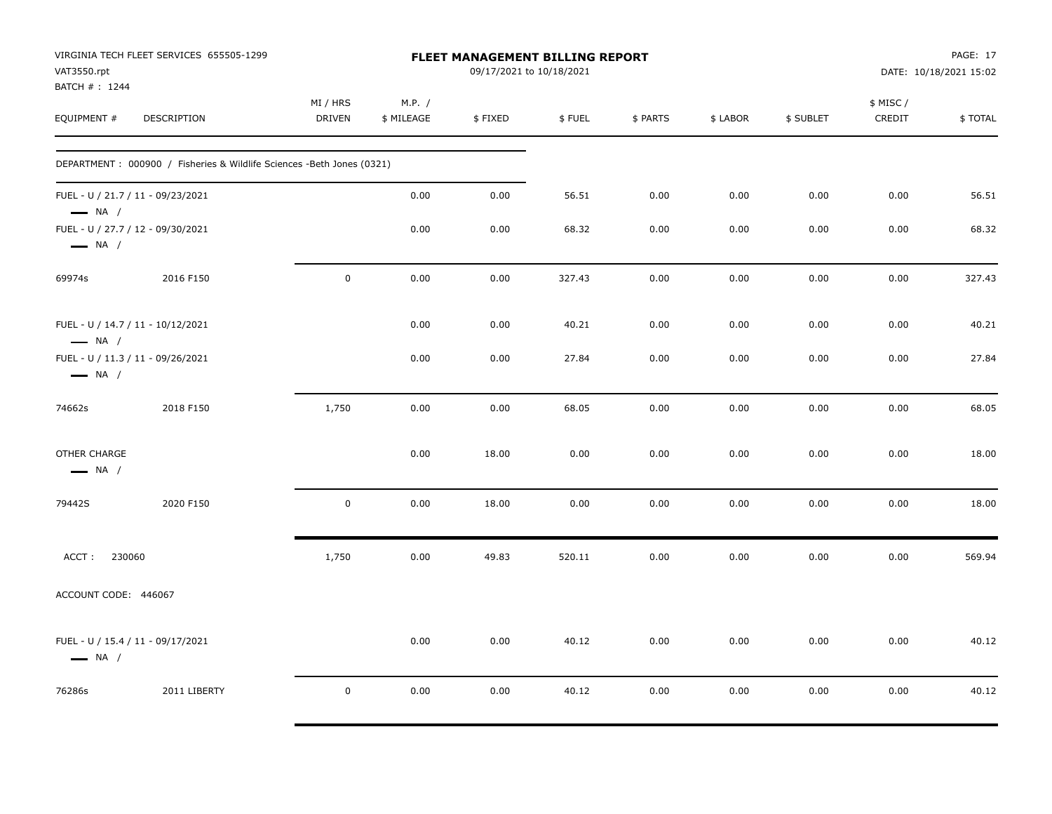VIRGINIA TECH FLEET SERVICES 655505-1299
VAT3550.rpt
BATCH # : 1244

# FLEET MANAGEMENT BILLING REPORT

09/17/2021 to 10/18/2021

DATE: 10/18/2021 15:02

| EQUIPMENT # | DESCRIPTION | MI / HRS DRIVEN | M.P. / $ MILEAGE | $ FIXED | $ FUEL | $ PARTS | $ LABOR | $ SUBLET | $ MISC / CREDIT | $ TOTAL |
|---|---|---|---|---|---|---|---|---|---|---|
| DEPARTMENT : 000900 / Fisheries & Wildlife Sciences -Beth Jones (0321) | | | | | | | | | | |
| FUEL - U / 21.7 / 11 - 09/23/2021 — NA / | | | 0.00 | 0.00 | 56.51 | 0.00 | 0.00 | 0.00 | 0.00 | 56.51 |
| FUEL - U / 27.7 / 12 - 09/30/2021 — NA / | | | 0.00 | 0.00 | 68.32 | 0.00 | 0.00 | 0.00 | 0.00 | 68.32 |
| 69974s | 2016 F150 | 0 | 0.00 | 0.00 | 327.43 | 0.00 | 0.00 | 0.00 | 0.00 | 327.43 |
| FUEL - U / 14.7 / 11 - 10/12/2021 — NA / | | | 0.00 | 0.00 | 40.21 | 0.00 | 0.00 | 0.00 | 0.00 | 40.21 |
| FUEL - U / 11.3 / 11 - 09/26/2021 — NA / | | | 0.00 | 0.00 | 27.84 | 0.00 | 0.00 | 0.00 | 0.00 | 27.84 |
| 74662s | 2018 F150 | 1,750 | 0.00 | 0.00 | 68.05 | 0.00 | 0.00 | 0.00 | 0.00 | 68.05 |
| OTHER CHARGE — NA / | | | 0.00 | 18.00 | 0.00 | 0.00 | 0.00 | 0.00 | 0.00 | 18.00 |
| 79442S | 2020 F150 | 0 | 0.00 | 18.00 | 0.00 | 0.00 | 0.00 | 0.00 | 0.00 | 18.00 |
| ACCT : 230060 | | 1,750 | 0.00 | 49.83 | 520.11 | 0.00 | 0.00 | 0.00 | 0.00 | 569.94 |
| ACCOUNT CODE: 446067 | | | | | | | | | | |
| FUEL - U / 15.4 / 11 - 09/17/2021 — NA / | | | 0.00 | 0.00 | 40.12 | 0.00 | 0.00 | 0.00 | 0.00 | 40.12 |
| 76286s | 2011 LIBERTY | 0 | 0.00 | 0.00 | 40.12 | 0.00 | 0.00 | 0.00 | 0.00 | 40.12 |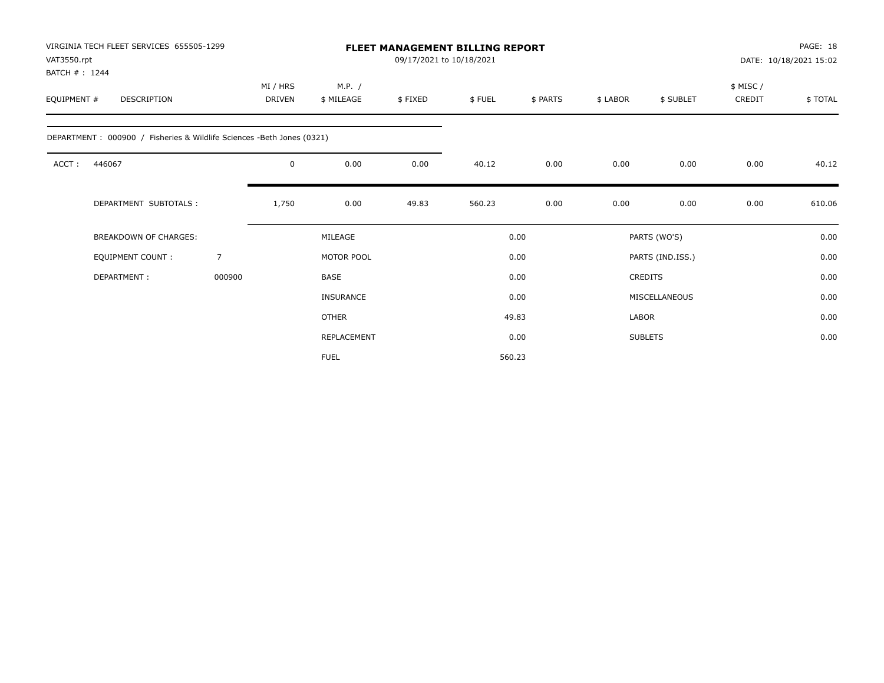VIRGINIA TECH FLEET SERVICES 655505-1299
VAT3550.rpt
BATCH # : 1244

# FLEET MANAGEMENT BILLING REPORT

09/17/2021 to 10/18/2021

DATE: 10/18/2021 15:02

| EQUIPMENT # | DESCRIPTION | MI / HRS DRIVEN | M.P. / $ MILEAGE | $ FIXED | $ FUEL | $ PARTS | $ LABOR | $ SUBLET | $ MISC / CREDIT | $ TOTAL |
|---|---|---|---|---|---|---|---|---|---|---|
| DEPARTMENT : 000900 / Fisheries & Wildlife Sciences -Beth Jones (0321) | | | | | | | | | | |
| ACCT : | 446067 | 0 | 0.00 | 0.00 | 40.12 | 0.00 | 0.00 | 0.00 | 0.00 | 40.12 |
| | DEPARTMENT SUBTOTALS : | 1,750 | 0.00 | 49.83 | 560.23 | 0.00 | 0.00 | 0.00 | 0.00 | 610.06 |

| BREAKDOWN OF CHARGES: | | | | | |
|---|---|---|---|---|---|
| EQUIPMENT COUNT : | 7 | MILEAGE | 0.00 | PARTS (WO'S) | 0.00 |
| DEPARTMENT : | 000900 | MOTOR POOL | 0.00 | PARTS (IND.ISS.) | 0.00 |
| | | BASE | 0.00 | CREDITS | 0.00 |
| | | INSURANCE | 0.00 | MISCELLANEOUS | 0.00 |
| | | OTHER | 49.83 | LABOR | 0.00 |
| | | REPLACEMENT | 0.00 | SUBLETS | 0.00 |
| | | FUEL | 560.23 | | |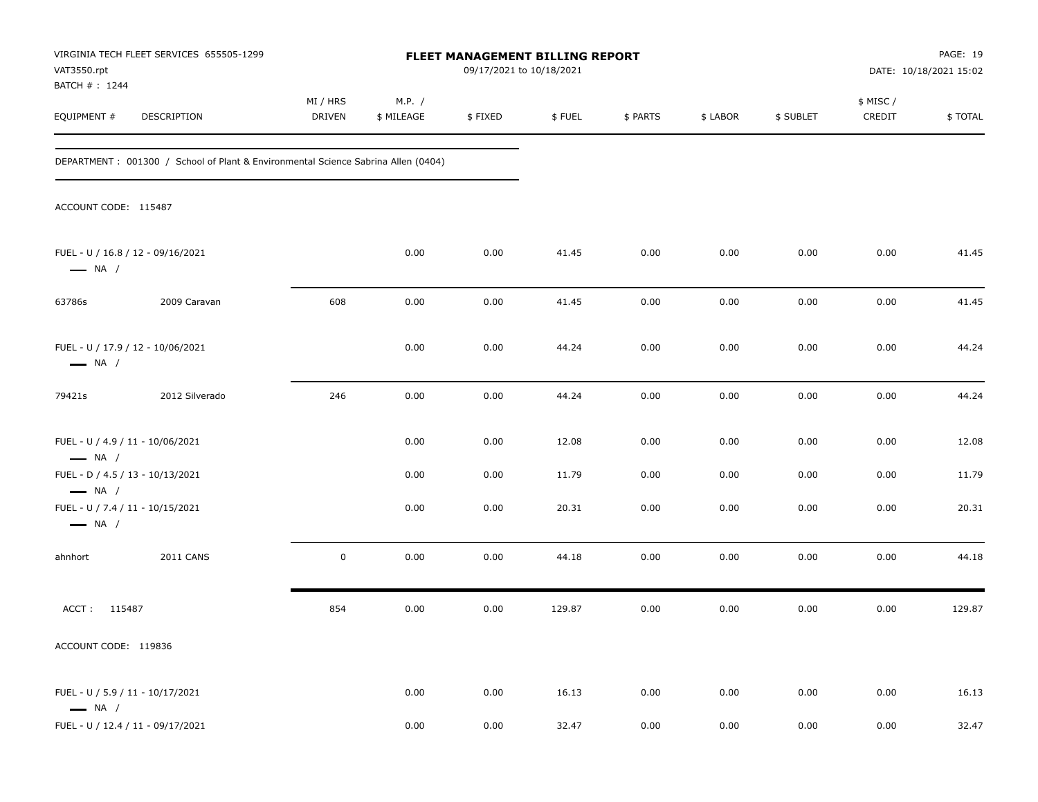VIRGINIA TECH FLEET SERVICES 655505-1299
VAT3550.rpt
BATCH # : 1244

**FLEET MANAGEMENT BILLING REPORT**
09/17/2021 to 10/18/2021

PAGE: 19
DATE: 10/18/2021 15:02

| EQUIPMENT # | DESCRIPTION | MI / HRS DRIVEN | M.P. / $ MILEAGE | $ FIXED | $ FUEL | $ PARTS | $ LABOR | $ SUBLET | $ MISC / CREDIT | $ TOTAL |
|---|---|---|---|---|---|---|---|---|---|---|
| DEPARTMENT : 001300 / School of Plant & Environmental Science Sabrina Allen (0404) | | | | | | | | | | |
| ACCOUNT CODE: 115487 | | | | | | | | | | |
| FUEL - U / 16.8 / 12 - 09/16/2021 — NA / | | | 0.00 | 0.00 | 41.45 | 0.00 | 0.00 | 0.00 | 0.00 | 41.45 |
| 63786s | 2009 Caravan | 608 | 0.00 | 0.00 | 41.45 | 0.00 | 0.00 | 0.00 | 0.00 | 41.45 |
| FUEL - U / 17.9 / 12 - 10/06/2021 — NA / | | | 0.00 | 0.00 | 44.24 | 0.00 | 0.00 | 0.00 | 0.00 | 44.24 |
| 79421s | 2012 Silverado | 246 | 0.00 | 0.00 | 44.24 | 0.00 | 0.00 | 0.00 | 0.00 | 44.24 |
| FUEL - U / 4.9 / 11 - 10/06/2021 — NA / | | | 0.00 | 0.00 | 12.08 | 0.00 | 0.00 | 0.00 | 0.00 | 12.08 |
| FUEL - D / 4.5 / 13 - 10/13/2021 — NA / | | | 0.00 | 0.00 | 11.79 | 0.00 | 0.00 | 0.00 | 0.00 | 11.79 |
| FUEL - U / 7.4 / 11 - 10/15/2021 — NA / | | | 0.00 | 0.00 | 20.31 | 0.00 | 0.00 | 0.00 | 0.00 | 20.31 |
| ahnhort | 2011 CANS | 0 | 0.00 | 0.00 | 44.18 | 0.00 | 0.00 | 0.00 | 0.00 | 44.18 |
| ACCT : 115487 | | 854 | 0.00 | 0.00 | 129.87 | 0.00 | 0.00 | 0.00 | 0.00 | 129.87 |
| ACCOUNT CODE: 119836 | | | | | | | | | | |
| FUEL - U / 5.9 / 11 - 10/17/2021 — NA / | | | 0.00 | 0.00 | 16.13 | 0.00 | 0.00 | 0.00 | 0.00 | 16.13 |
| FUEL - U / 12.4 / 11 - 09/17/2021 | | | 0.00 | 0.00 | 32.47 | 0.00 | 0.00 | 0.00 | 0.00 | 32.47 |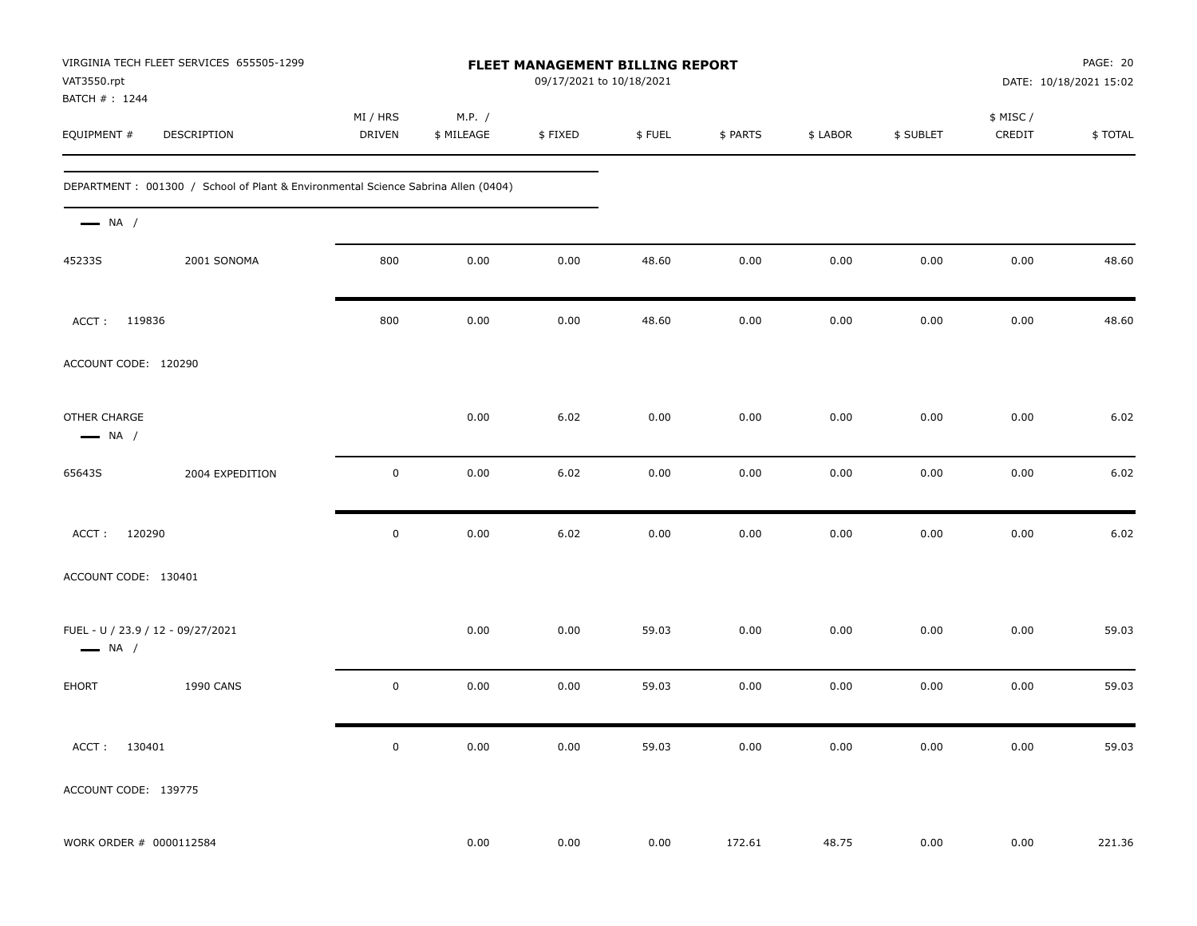VIRGINIA TECH FLEET SERVICES 655505-1299
VAT3550.rpt
BATCH # : 1244

**FLEET MANAGEMENT BILLING REPORT**
09/17/2021 to 10/18/2021

DATE: 10/18/2021 15:02

| EQUIPMENT # | DESCRIPTION | MI / HRS DRIVEN | M.P. / $ MILEAGE | $ FIXED | $ FUEL | $ PARTS | $ LABOR | $ SUBLET | $ MISC / CREDIT | $ TOTAL |
|---|---|---|---|---|---|---|---|---|---|---|
| DEPARTMENT : 001300 / School of Plant & Environmental Science Sabrina Allen (0404) | | | | | | | | | | |
| — NA / | | | | | | | | | | |
| 45233S | 2001 SONOMA | 800 | 0.00 | 0.00 | 48.60 | 0.00 | 0.00 | 0.00 | 0.00 | 48.60 |
| ACCT : 119836 | | 800 | 0.00 | 0.00 | 48.60 | 0.00 | 0.00 | 0.00 | 0.00 | 48.60 |
| ACCOUNT CODE: 120290 | | | | | | | | | | |
| OTHER CHARGE | | | 0.00 | 6.02 | 0.00 | 0.00 | 0.00 | 0.00 | 0.00 | 6.02 |
| — NA / | | | | | | | | | | |
| 65643S | 2004 EXPEDITION | 0 | 0.00 | 6.02 | 0.00 | 0.00 | 0.00 | 0.00 | 0.00 | 6.02 |
| ACCT : 120290 | | 0 | 0.00 | 6.02 | 0.00 | 0.00 | 0.00 | 0.00 | 0.00 | 6.02 |
| ACCOUNT CODE: 130401 | | | | | | | | | | |
| FUEL - U / 23.9 / 12 - 09/27/2021 | | | 0.00 | 0.00 | 59.03 | 0.00 | 0.00 | 0.00 | 0.00 | 59.03 |
| — NA / | | | | | | | | | | |
| EHORT | 1990 CANS | 0 | 0.00 | 0.00 | 59.03 | 0.00 | 0.00 | 0.00 | 0.00 | 59.03 |
| ACCT : 130401 | | 0 | 0.00 | 0.00 | 59.03 | 0.00 | 0.00 | 0.00 | 0.00 | 59.03 |
| ACCOUNT CODE: 139775 | | | | | | | | | | |
| WORK ORDER # 0000112584 | | | 0.00 | 0.00 | 0.00 | 172.61 | 48.75 | 0.00 | 0.00 | 221.36 |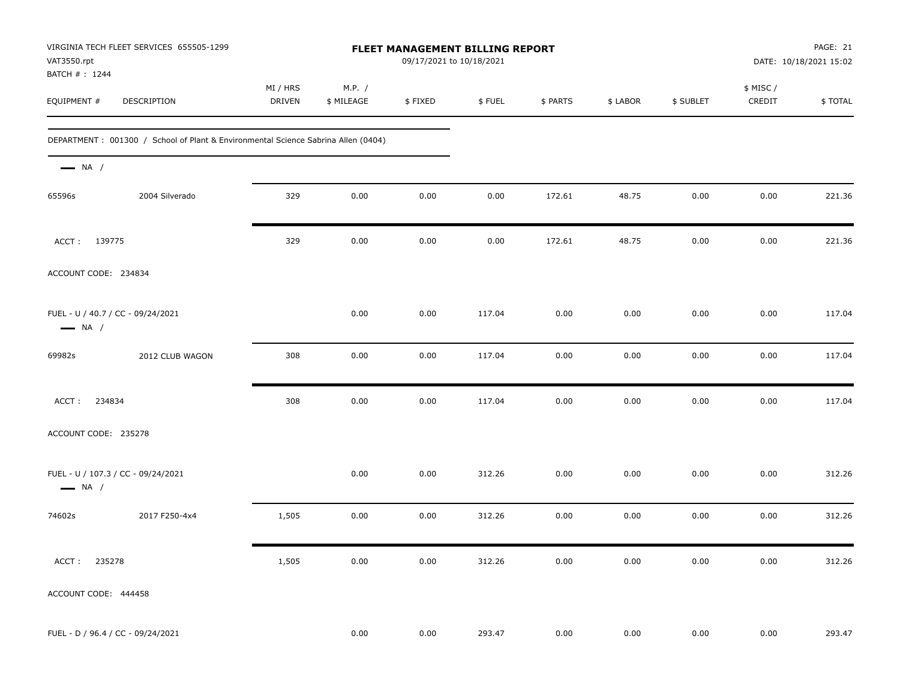VIRGINIA TECH FLEET SERVICES 655505-1299
VAT3550.rpt
BATCH # : 1244

# FLEET MANAGEMENT BILLING REPORT

09/17/2021 to 10/18/2021

PAGE: 21
DATE: 10/18/2021 15:02

| EQUIPMENT # | DESCRIPTION | MI / HRS DRIVEN | M.P. / $ MILEAGE | $ FIXED | $ FUEL | $ PARTS | $ LABOR | $ SUBLET | $ MISC / CREDIT | $ TOTAL |
|---|---|---|---|---|---|---|---|---|---|---|
| DEPARTMENT : 001300 / School of Plant & Environmental Science Sabrina Allen (0404) | | | | | | | | | | |
| NA / | | | | | | | | | | |
| 65596s | 2004 Silverado | 329 | 0.00 | 0.00 | 0.00 | 172.61 | 48.75 | 0.00 | 0.00 | 221.36 |
| ACCT : 139775 | | 329 | 0.00 | 0.00 | 0.00 | 172.61 | 48.75 | 0.00 | 0.00 | 221.36 |
| ACCOUNT CODE: 234834 | | | | | | | | | | |
| FUEL - U / 40.7 / CC - 09/24/2021 | | | 0.00 | 0.00 | 117.04 | 0.00 | 0.00 | 0.00 | 0.00 | 117.04 |
| NA / | | | | | | | | | | |
| 69982s | 2012 CLUB WAGON | 308 | 0.00 | 0.00 | 117.04 | 0.00 | 0.00 | 0.00 | 0.00 | 117.04 |
| ACCT : 234834 | | 308 | 0.00 | 0.00 | 117.04 | 0.00 | 0.00 | 0.00 | 0.00 | 117.04 |
| ACCOUNT CODE: 235278 | | | | | | | | | | |
| FUEL - U / 107.3 / CC - 09/24/2021 | | | 0.00 | 0.00 | 312.26 | 0.00 | 0.00 | 0.00 | 0.00 | 312.26 |
| NA / | | | | | | | | | | |
| 74602s | 2017 F250-4x4 | 1,505 | 0.00 | 0.00 | 312.26 | 0.00 | 0.00 | 0.00 | 0.00 | 312.26 |
| ACCT : 235278 | | 1,505 | 0.00 | 0.00 | 312.26 | 0.00 | 0.00 | 0.00 | 0.00 | 312.26 |
| ACCOUNT CODE: 444458 | | | | | | | | | | |
| FUEL - D / 96.4 / CC - 09/24/2021 | | | 0.00 | 0.00 | 293.47 | 0.00 | 0.00 | 0.00 | 0.00 | 293.47 |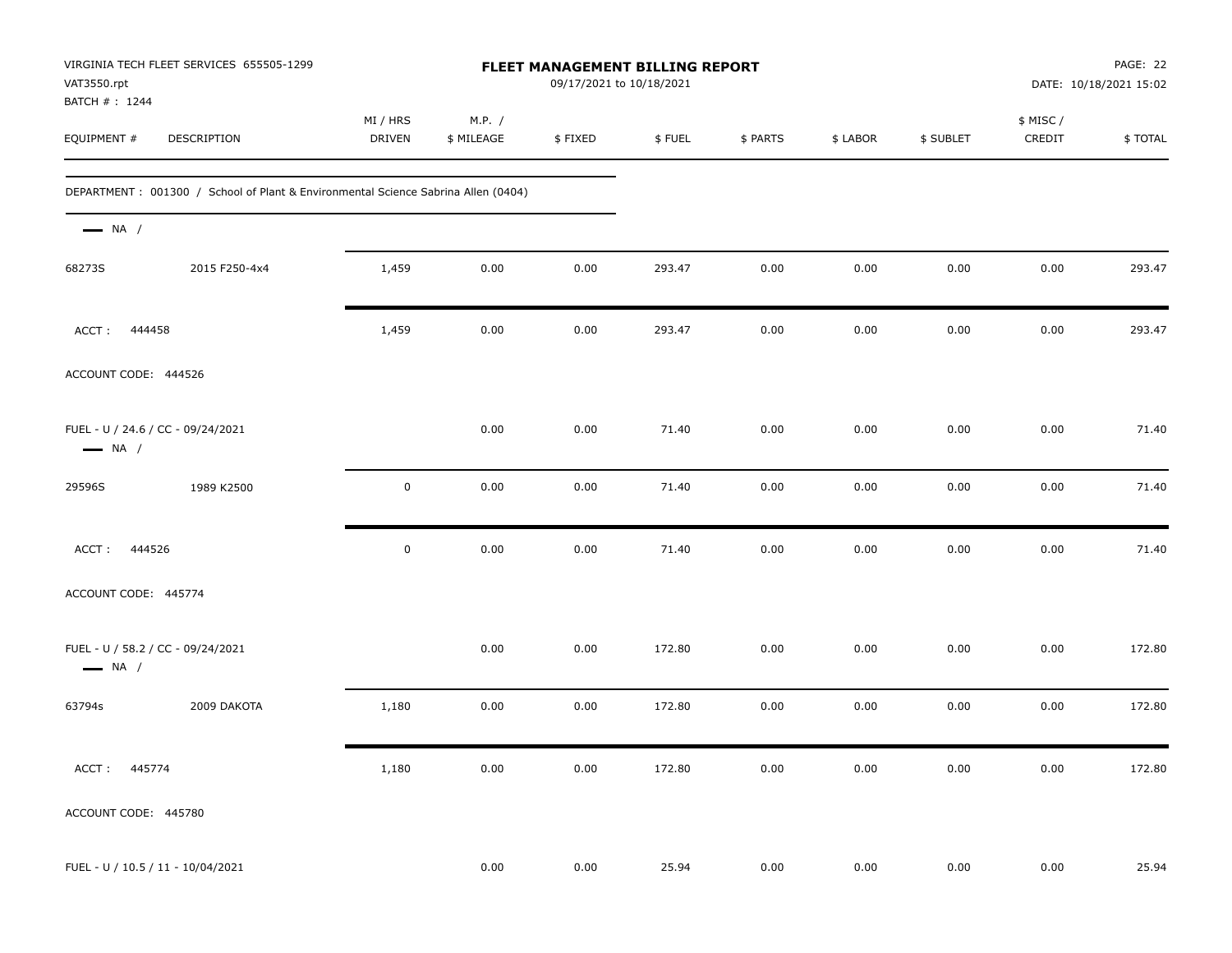VIRGINIA TECH FLEET SERVICES 655505-1299
VAT3550.rpt
BATCH # : 1244

**FLEET MANAGEMENT BILLING REPORT**
09/17/2021 to 10/18/2021

DATE: 10/18/2021 15:02

| EQUIPMENT # | DESCRIPTION | MI / HRS DRIVEN | M.P. / $ MILEAGE | $ FIXED | $ FUEL | $ PARTS | $ LABOR | $ SUBLET | $ MISC / CREDIT | $ TOTAL |
|---|---|---|---|---|---|---|---|---|---|---|
| DEPARTMENT : 001300 / School of Plant & Environmental Science Sabrina Allen (0404) | | | | | | | | | | |
| NA / | | | | | | | | | | |
| 68273S | 2015 F250-4x4 | 1,459 | 0.00 | 0.00 | 293.47 | 0.00 | 0.00 | 0.00 | 0.00 | 293.47 |
| ACCT : 444458 | | 1,459 | 0.00 | 0.00 | 293.47 | 0.00 | 0.00 | 0.00 | 0.00 | 293.47 |
| ACCOUNT CODE: 444526 | | | | | | | | | | |
| FUEL - U / 24.6 / CC - 09/24/2021 | | | 0.00 | 0.00 | 71.40 | 0.00 | 0.00 | 0.00 | 0.00 | 71.40 |
| NA / | | | | | | | | | | |
| 29596S | 1989 K2500 | 0 | 0.00 | 0.00 | 71.40 | 0.00 | 0.00 | 0.00 | 0.00 | 71.40 |
| ACCT : 444526 | | 0 | 0.00 | 0.00 | 71.40 | 0.00 | 0.00 | 0.00 | 0.00 | 71.40 |
| ACCOUNT CODE: 445774 | | | | | | | | | | |
| FUEL - U / 58.2 / CC - 09/24/2021 | | | 0.00 | 0.00 | 172.80 | 0.00 | 0.00 | 0.00 | 0.00 | 172.80 |
| NA / | | | | | | | | | | |
| 63794s | 2009 DAKOTA | 1,180 | 0.00 | 0.00 | 172.80 | 0.00 | 0.00 | 0.00 | 0.00 | 172.80 |
| ACCT : 445774 | | 1,180 | 0.00 | 0.00 | 172.80 | 0.00 | 0.00 | 0.00 | 0.00 | 172.80 |
| ACCOUNT CODE: 445780 | | | | | | | | | | |
| FUEL - U / 10.5 / 11 - 10/04/2021 | | | 0.00 | 0.00 | 25.94 | 0.00 | 0.00 | 0.00 | 0.00 | 25.94 |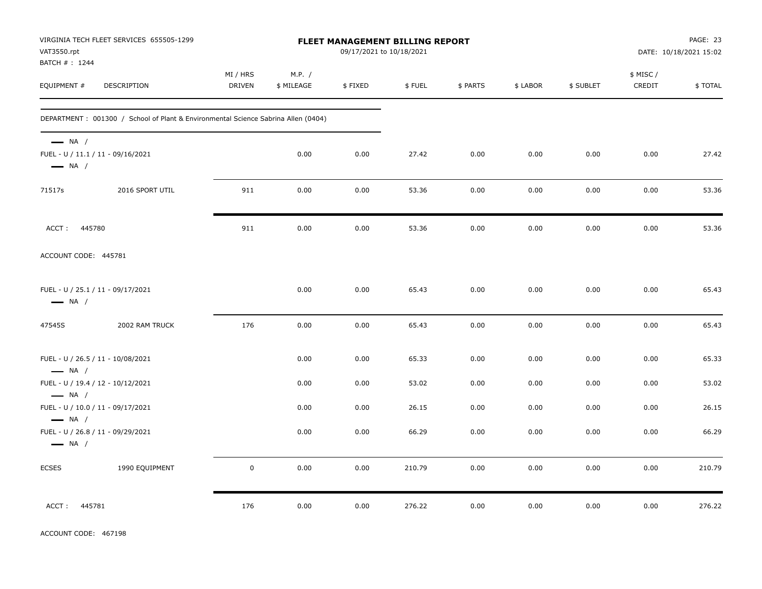VIRGINIA TECH FLEET SERVICES 655505-1299
VAT3550.rpt
BATCH # : 1244

# FLEET MANAGEMENT BILLING REPORT

09/17/2021 to 10/18/2021

DATE: 10/18/2021 15:02

| EQUIPMENT # | DESCRIPTION | MI / HRS DRIVEN | M.P. / $ MILEAGE | $ FIXED | $ FUEL | $ PARTS | $ LABOR | $ SUBLET | $ MISC / CREDIT | $ TOTAL |
|---|---|---|---|---|---|---|---|---|---|---|
| DEPARTMENT : 001300 / School of Plant & Environmental Science Sabrina Allen (0404) | | | | | | | | | | |
| — NA / | | | | | | | | | | |
| FUEL - U / 11.1 / 11 - 09/16/2021 — NA / | | | 0.00 | 0.00 | 27.42 | 0.00 | 0.00 | 0.00 | 0.00 | 27.42 |
| 71517s | 2016 SPORT UTIL | 911 | 0.00 | 0.00 | 53.36 | 0.00 | 0.00 | 0.00 | 0.00 | 53.36 |
| ACCT : 445780 | | 911 | 0.00 | 0.00 | 53.36 | 0.00 | 0.00 | 0.00 | 0.00 | 53.36 |
| ACCOUNT CODE: 445781 | | | | | | | | | | |
| FUEL - U / 25.1 / 11 - 09/17/2021 — NA / | | | 0.00 | 0.00 | 65.43 | 0.00 | 0.00 | 0.00 | 0.00 | 65.43 |
| 47545S | 2002 RAM TRUCK | 176 | 0.00 | 0.00 | 65.43 | 0.00 | 0.00 | 0.00 | 0.00 | 65.43 |
| FUEL - U / 26.5 / 11 - 10/08/2021 — NA / | | | 0.00 | 0.00 | 65.33 | 0.00 | 0.00 | 0.00 | 0.00 | 65.33 |
| FUEL - U / 19.4 / 12 - 10/12/2021 — NA / | | | 0.00 | 0.00 | 53.02 | 0.00 | 0.00 | 0.00 | 0.00 | 53.02 |
| FUEL - U / 10.0 / 11 - 09/17/2021 — NA / | | | 0.00 | 0.00 | 26.15 | 0.00 | 0.00 | 0.00 | 0.00 | 26.15 |
| FUEL - U / 26.8 / 11 - 09/29/2021 — NA / | | | 0.00 | 0.00 | 66.29 | 0.00 | 0.00 | 0.00 | 0.00 | 66.29 |
| ECSES | 1990 EQUIPMENT | 0 | 0.00 | 0.00 | 210.79 | 0.00 | 0.00 | 0.00 | 0.00 | 210.79 |
| ACCT : 445781 | | 176 | 0.00 | 0.00 | 276.22 | 0.00 | 0.00 | 0.00 | 0.00 | 276.22 |

ACCOUNT CODE: 467198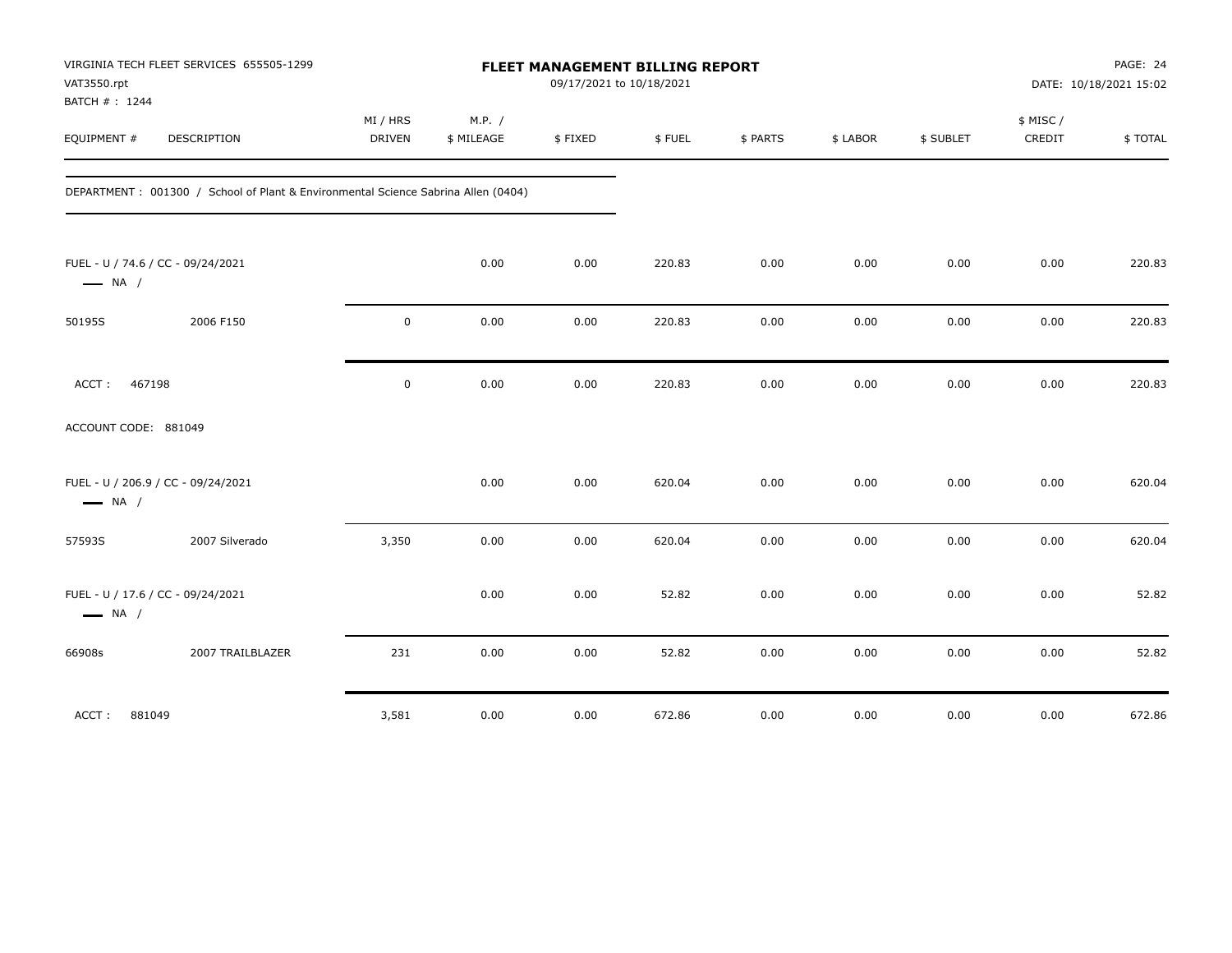VIRGINIA TECH FLEET SERVICES 655505-1299
VAT3550.rpt
BATCH # : 1244

**FLEET MANAGEMENT BILLING REPORT**
09/17/2021 to 10/18/2021

DATE: 10/18/2021 15:02

| EQUIPMENT # | DESCRIPTION | MI / HRS DRIVEN | M.P. / $ MILEAGE | $ FIXED | $ FUEL | $ PARTS | $ LABOR | $ SUBLET | $ MISC / CREDIT | $ TOTAL |
|---|---|---|---|---|---|---|---|---|---|---|
| DEPARTMENT : 001300 / School of Plant & Environmental Science Sabrina Allen (0404) | | | | | | | | | | |
| FUEL - U / 74.6 / CC - 09/24/2021 NA / | | | 0.00 | 0.00 | 220.83 | 0.00 | 0.00 | 0.00 | 0.00 | 220.83 |
| 50195S | 2006 F150 | 0 | 0.00 | 0.00 | 220.83 | 0.00 | 0.00 | 0.00 | 0.00 | 220.83 |
| ACCT : 467198 | | 0 | 0.00 | 0.00 | 220.83 | 0.00 | 0.00 | 0.00 | 0.00 | 220.83 |
| ACCOUNT CODE: 881049 | | | | | | | | | | |
| FUEL - U / 206.9 / CC - 09/24/2021 NA / | | | 0.00 | 0.00 | 620.04 | 0.00 | 0.00 | 0.00 | 0.00 | 620.04 |
| 57593S | 2007 Silverado | 3,350 | 0.00 | 0.00 | 620.04 | 0.00 | 0.00 | 0.00 | 0.00 | 620.04 |
| FUEL - U / 17.6 / CC - 09/24/2021 NA / | | | 0.00 | 0.00 | 52.82 | 0.00 | 0.00 | 0.00 | 0.00 | 52.82 |
| 66908s | 2007 TRAILBLAZER | 231 | 0.00 | 0.00 | 52.82 | 0.00 | 0.00 | 0.00 | 0.00 | 52.82 |
| ACCT : 881049 | | 3,581 | 0.00 | 0.00 | 672.86 | 0.00 | 0.00 | 0.00 | 0.00 | 672.86 |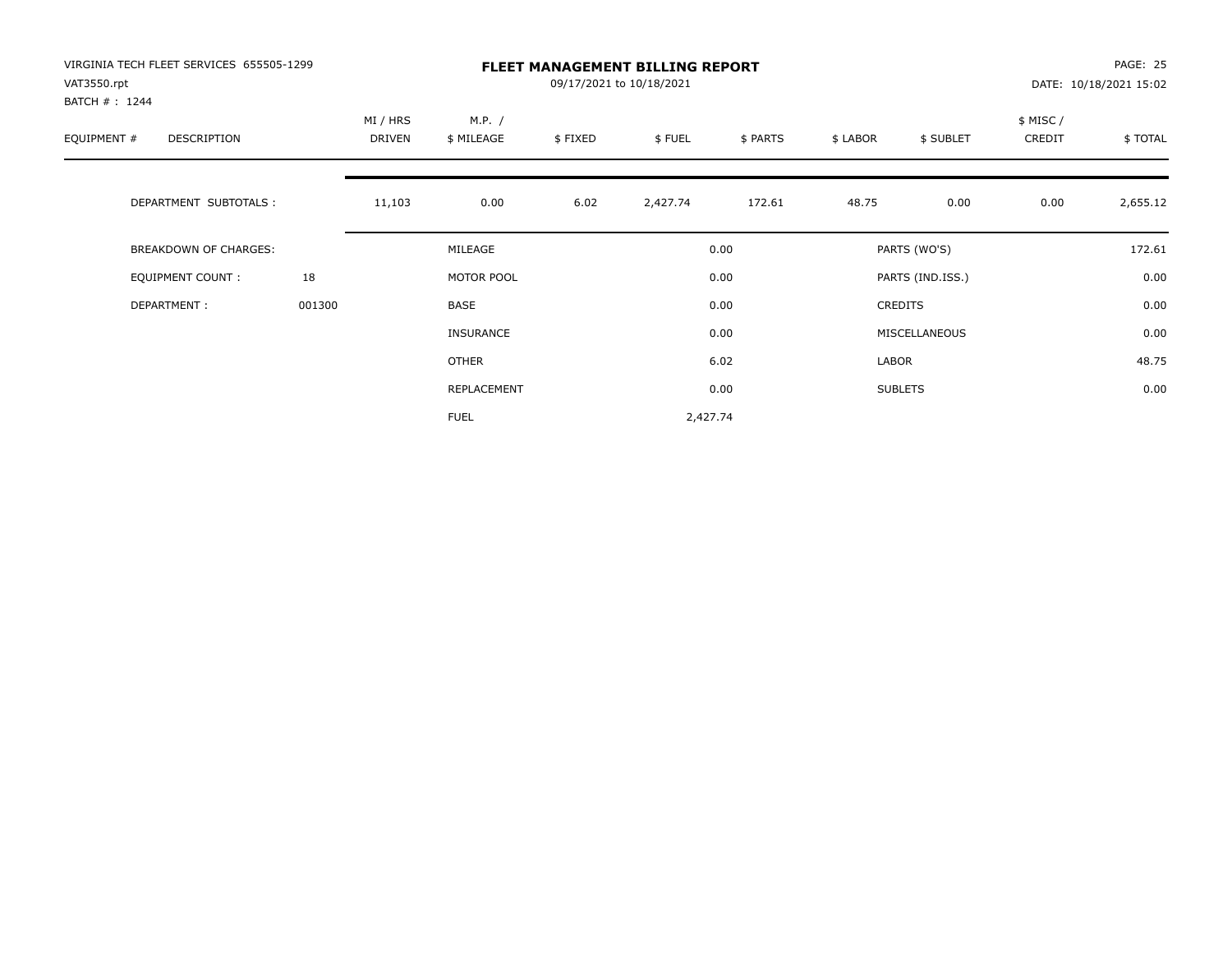VIRGINIA TECH FLEET SERVICES 655505-1299
VAT3550.rpt
BATCH # : 1244

# FLEET MANAGEMENT BILLING REPORT

09/17/2021 to 10/18/2021

PAGE: 25
DATE: 10/18/2021 15:02

| EQUIPMENT # | DESCRIPTION | | MI / HRS DRIVEN | M.P. / $ MILEAGE | $ FIXED | $ FUEL | $ PARTS | $ LABOR | $ SUBLET | $ MISC / CREDIT | $ TOTAL |
|---|---|---|---|---|---|---|---|---|---|---|---|
| | DEPARTMENT SUBTOTALS : | | 11,103 | 0.00 | 6.02 | 2,427.74 | 172.61 | 48.75 | 0.00 | 0.00 | 2,655.12 |

| | | | | | |
|---|---|---|---|---|---|
| BREAKDOWN OF CHARGES: | | MILEAGE | 0.00 | PARTS (WO'S) | 172.61 |
| EQUIPMENT COUNT : | 18 | MOTOR POOL | 0.00 | PARTS (IND.ISS.) | 0.00 |
| DEPARTMENT : | 001300 | BASE | 0.00 | CREDITS | 0.00 |
| | | INSURANCE | 0.00 | MISCELLANEOUS | 0.00 |
| | | OTHER | 6.02 | LABOR | 48.75 |
| | | REPLACEMENT | 0.00 | SUBLETS | 0.00 |
| | | FUEL | 2,427.74 | | |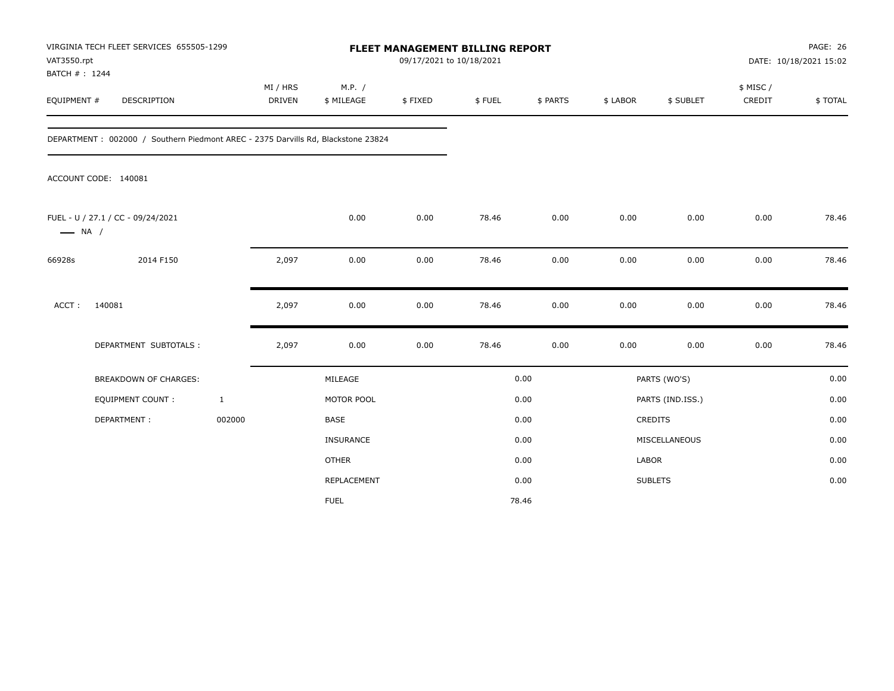# FLEET MANAGEMENT BILLING REPORT

VIRGINIA TECH FLEET SERVICES 655505-1299
VAT3550.rpt
BATCH # : 1244

09/17/2021 to 10/18/2021

DATE: 10/18/2021 15:02

| EQUIPMENT # | DESCRIPTION | MI / HRS DRIVEN | M.P. / $ MILEAGE | $ FIXED | $ FUEL | $ PARTS | $ LABOR | $ SUBLET | $ MISC / CREDIT | $ TOTAL |
|---|---|---|---|---|---|---|---|---|---|---|

DEPARTMENT : 002000 / Southern Piedmont AREC - 2375 Darvills Rd, Blackstone 23824

ACCOUNT CODE: 140081

| EQUIPMENT # | DESCRIPTION | MI / HRS DRIVEN | M.P. / $ MILEAGE | $ FIXED | $ FUEL | $ PARTS | $ LABOR | $ SUBLET | $ MISC / CREDIT | $ TOTAL |
|---|---|---|---|---|---|---|---|---|---|---|
| FUEL - U / 27.1 / CC - 09/24/2021 —— NA / | | | 0.00 | 0.00 | 78.46 | 0.00 | 0.00 | 0.00 | 0.00 | 78.46 |
| 66928s | 2014 F150 | 2,097 | 0.00 | 0.00 | 78.46 | 0.00 | 0.00 | 0.00 | 0.00 | 78.46 |
| ACCT : | 140081 | 2,097 | 0.00 | 0.00 | 78.46 | 0.00 | 0.00 | 0.00 | 0.00 | 78.46 |
| | DEPARTMENT SUBTOTALS : | 2,097 | 0.00 | 0.00 | 78.46 | 0.00 | 0.00 | 0.00 | 0.00 | 78.46 |

| BREAKDOWN OF CHARGES: | | | | | |
|---|---|---|---|---|---|
| EQUIPMENT COUNT : | 1 | MILEAGE | 0.00 | PARTS (WO'S) | 0.00 |
| DEPARTMENT : | 002000 | MOTOR POOL | 0.00 | PARTS (IND.ISS.) | 0.00 |
| | | BASE | 0.00 | CREDITS | 0.00 |
| | | INSURANCE | 0.00 | MISCELLANEOUS | 0.00 |
| | | OTHER | 0.00 | LABOR | 0.00 |
| | | REPLACEMENT | 0.00 | SUBLETS | 0.00 |
| | | FUEL | 78.46 | | |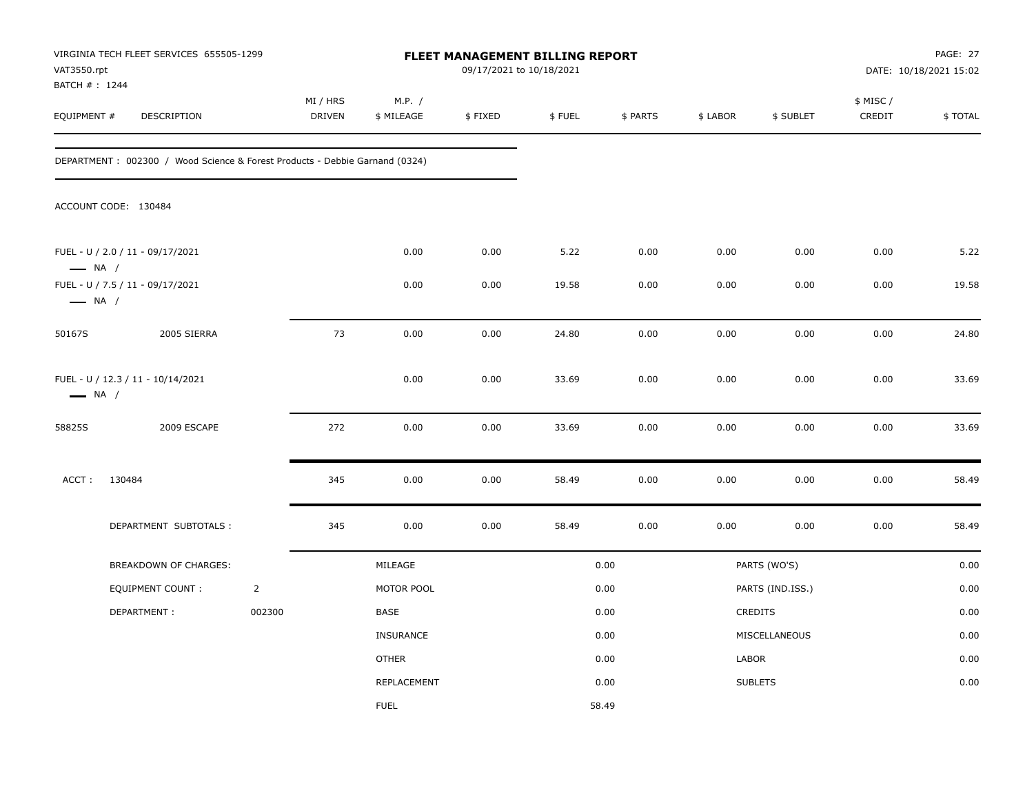VIRGINIA TECH FLEET SERVICES 655505-1299
VAT3550.rpt
BATCH # : 1244

**FLEET MANAGEMENT BILLING REPORT**
09/17/2021 to 10/18/2021

DATE: 10/18/2021 15:02

| EQUIPMENT # | DESCRIPTION | MI / HRS DRIVEN | M.P. / $ MILEAGE | $ FIXED | $ FUEL | $ PARTS | $ LABOR | $ SUBLET | $ MISC / CREDIT | $ TOTAL |
|---|---|---|---|---|---|---|---|---|---|---|

DEPARTMENT : 002300 / Wood Science & Forest Products - Debbie Garnand (0324)

ACCOUNT CODE: 130484

| EQUIPMENT # | DESCRIPTION | MI / HRS DRIVEN | M.P. / $ MILEAGE | $ FIXED | $ FUEL | $ PARTS | $ LABOR | $ SUBLET | $ MISC / CREDIT | $ TOTAL |
|---|---|---|---|---|---|---|---|---|---|---|
| FUEL - U / 2.0 / 11 - 09/17/2021 — NA / | | | 0.00 | 0.00 | 5.22 | 0.00 | 0.00 | 0.00 | 0.00 | 5.22 |
| FUEL - U / 7.5 / 11 - 09/17/2021 — NA / | | | 0.00 | 0.00 | 19.58 | 0.00 | 0.00 | 0.00 | 0.00 | 19.58 |
| 50167S | 2005 SIERRA | 73 | 0.00 | 0.00 | 24.80 | 0.00 | 0.00 | 0.00 | 0.00 | 24.80 |
| FUEL - U / 12.3 / 11 - 10/14/2021 — NA / | | | 0.00 | 0.00 | 33.69 | 0.00 | 0.00 | 0.00 | 0.00 | 33.69 |
| 58825S | 2009 ESCAPE | 272 | 0.00 | 0.00 | 33.69 | 0.00 | 0.00 | 0.00 | 0.00 | 33.69 |
| ACCT : 130484 | | 345 | 0.00 | 0.00 | 58.49 | 0.00 | 0.00 | 0.00 | 0.00 | 58.49 |
| DEPARTMENT SUBTOTALS : | | 345 | 0.00 | 0.00 | 58.49 | 0.00 | 0.00 | 0.00 | 0.00 | 58.49 |

| BREAKDOWN OF CHARGES: | | | | | |
|---|---|---|---|---|---|
| EQUIPMENT COUNT : | 2 | MILEAGE | 0.00 | PARTS (WO'S) | 0.00 |
| DEPARTMENT : | 002300 | MOTOR POOL | 0.00 | PARTS (IND.ISS.) | 0.00 |
| | | BASE | 0.00 | CREDITS | 0.00 |
| | | INSURANCE | 0.00 | MISCELLANEOUS | 0.00 |
| | | OTHER | 0.00 | LABOR | 0.00 |
| | | REPLACEMENT | 0.00 | SUBLETS | 0.00 |
| | | FUEL | 58.49 | | |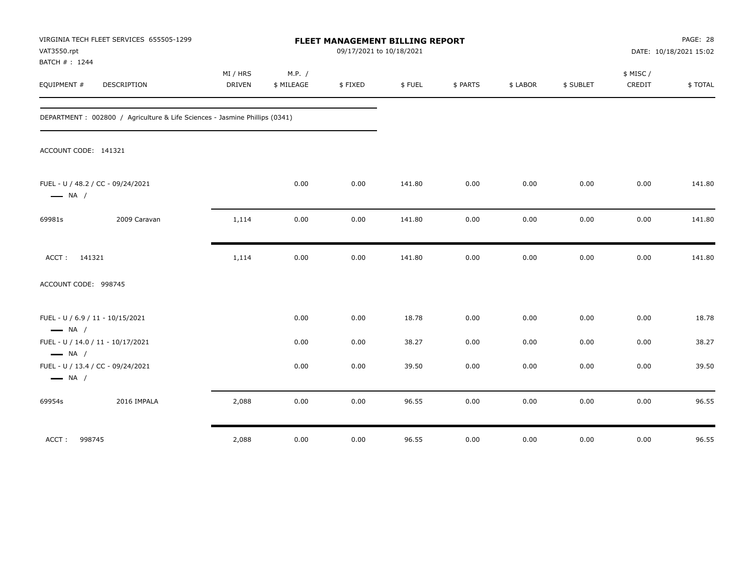VIRGINIA TECH FLEET SERVICES 655505-1299
VAT3550.rpt
BATCH # : 1244

**FLEET MANAGEMENT BILLING REPORT**
09/17/2021 to 10/18/2021

DATE: 10/18/2021 15:02

| EQUIPMENT # | DESCRIPTION | MI / HRS DRIVEN | M.P. / $ MILEAGE | $ FIXED | $ FUEL | $ PARTS | $ LABOR | $ SUBLET | $ MISC / CREDIT | $ TOTAL |
|---|---|---|---|---|---|---|---|---|---|---|

DEPARTMENT : 002800 / Agriculture & Life Sciences - Jasmine Phillips (0341)

ACCOUNT CODE: 141321

| EQUIPMENT # | DESCRIPTION | MI / HRS DRIVEN | M.P. / $ MILEAGE | $ FIXED | $ FUEL | $ PARTS | $ LABOR | $ SUBLET | $ MISC / CREDIT | $ TOTAL |
|---|---|---|---|---|---|---|---|---|---|---|
| FUEL - U / 48.2 / CC - 09/24/2021 — NA / | | | 0.00 | 0.00 | 141.80 | 0.00 | 0.00 | 0.00 | 0.00 | 141.80 |
| 69981s | 2009 Caravan | 1,114 | 0.00 | 0.00 | 141.80 | 0.00 | 0.00 | 0.00 | 0.00 | 141.80 |
| ACCT : 141321 | | 1,114 | 0.00 | 0.00 | 141.80 | 0.00 | 0.00 | 0.00 | 0.00 | 141.80 |

ACCOUNT CODE: 998745

| EQUIPMENT # | DESCRIPTION | MI / HRS DRIVEN | M.P. / $ MILEAGE | $ FIXED | $ FUEL | $ PARTS | $ LABOR | $ SUBLET | $ MISC / CREDIT | $ TOTAL |
|---|---|---|---|---|---|---|---|---|---|---|
| FUEL - U / 6.9 / 11 - 10/15/2021 — NA / | | | 0.00 | 0.00 | 18.78 | 0.00 | 0.00 | 0.00 | 0.00 | 18.78 |
| FUEL - U / 14.0 / 11 - 10/17/2021 — NA / | | | 0.00 | 0.00 | 38.27 | 0.00 | 0.00 | 0.00 | 0.00 | 38.27 |
| FUEL - U / 13.4 / CC - 09/24/2021 — NA / | | | 0.00 | 0.00 | 39.50 | 0.00 | 0.00 | 0.00 | 0.00 | 39.50 |
| 69954s | 2016 IMPALA | 2,088 | 0.00 | 0.00 | 96.55 | 0.00 | 0.00 | 0.00 | 0.00 | 96.55 |
| ACCT : 998745 | | 2,088 | 0.00 | 0.00 | 96.55 | 0.00 | 0.00 | 0.00 | 0.00 | 96.55 |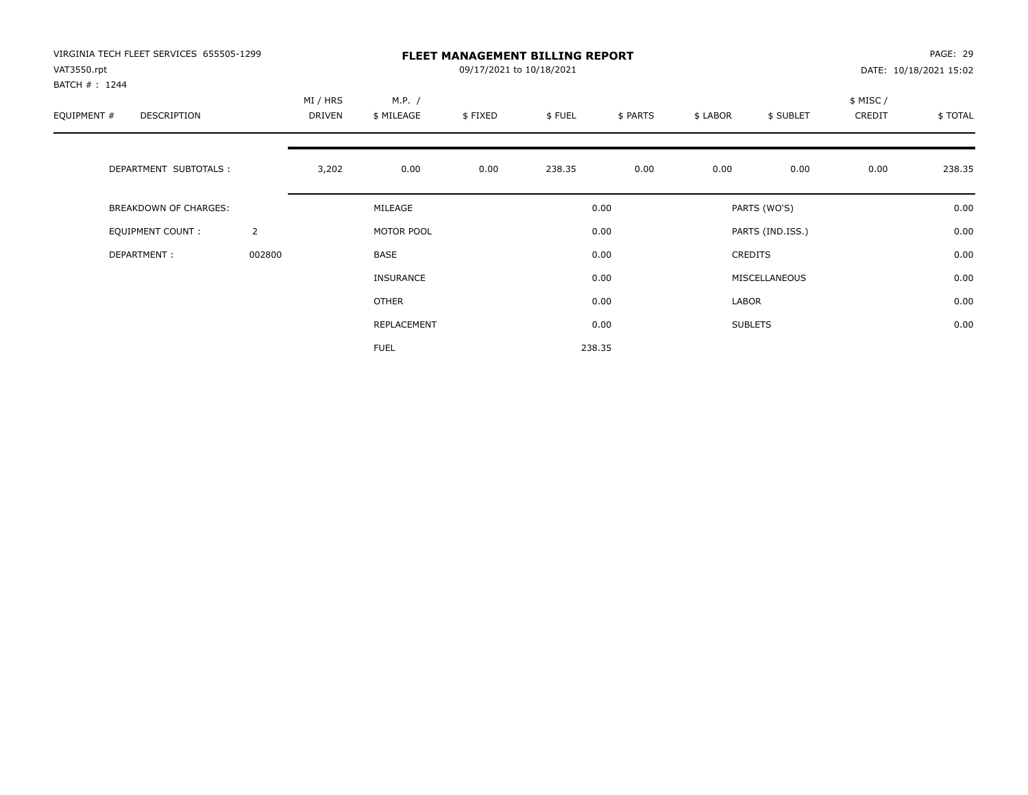VIRGINIA TECH FLEET SERVICES 655505-1299
VAT3550.rpt
BATCH # : 1244

# FLEET MANAGEMENT BILLING REPORT

09/17/2021 to 10/18/2021

PAGE: 29
DATE: 10/18/2021 15:02

| EQUIPMENT # | DESCRIPTION | MI / HRS DRIVEN | M.P. / $ MILEAGE | $ FIXED | $ FUEL | $ PARTS | $ LABOR | $ SUBLET | $ MISC / CREDIT | $ TOTAL |
|---|---|---|---|---|---|---|---|---|---|---|
| | DEPARTMENT SUBTOTALS : | 3,202 | 0.00 | 0.00 | 238.35 | 0.00 | 0.00 | 0.00 | 0.00 | 238.35 |

| | | | | | |
|---|---|---|---|---|---|
| BREAKDOWN OF CHARGES: | | MILEAGE | 0.00 | PARTS (WO'S) | 0.00 |
| EQUIPMENT COUNT : | 2 | MOTOR POOL | 0.00 | PARTS (IND.ISS.) | 0.00 |
| DEPARTMENT : | 002800 | BASE | 0.00 | CREDITS | 0.00 |
| | | INSURANCE | 0.00 | MISCELLANEOUS | 0.00 |
| | | OTHER | 0.00 | LABOR | 0.00 |
| | | REPLACEMENT | 0.00 | SUBLETS | 0.00 |
| | | FUEL | 238.35 | | |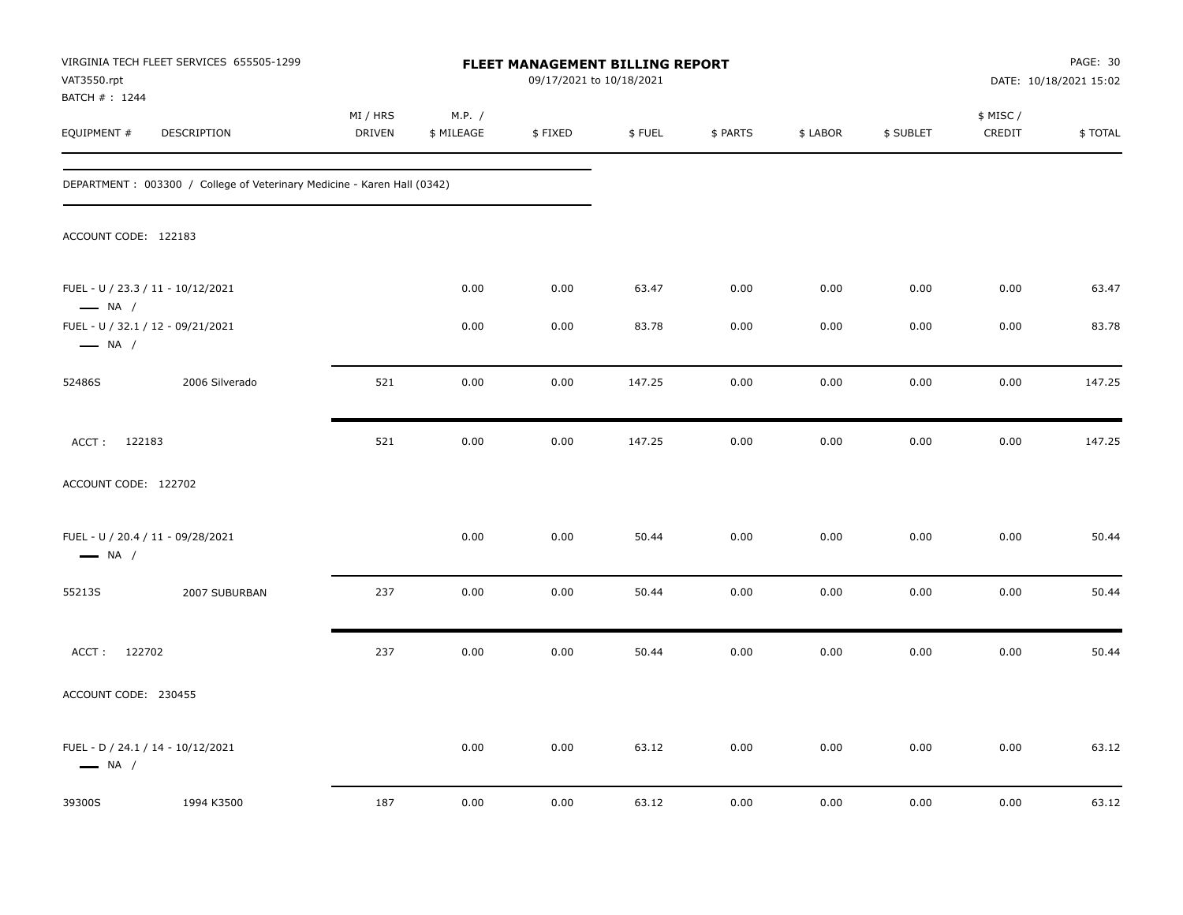VIRGINIA TECH FLEET SERVICES 655505-1299
VAT3550.rpt
BATCH # : 1244

# FLEET MANAGEMENT BILLING REPORT

09/17/2021 to 10/18/2021

DATE: 10/18/2021 15:02

| EQUIPMENT # | DESCRIPTION | MI / HRS DRIVEN | M.P. / $ MILEAGE | $ FIXED | $ FUEL | $ PARTS | $ LABOR | $ SUBLET | $ MISC / CREDIT | $ TOTAL |
|---|---|---|---|---|---|---|---|---|---|---|
| DEPARTMENT : 003300 / College of Veterinary Medicine - Karen Hall (0342) | | | | | | | | | | |
| ACCOUNT CODE: 122183 | | | | | | | | | | |
| FUEL - U / 23.3 / 11 - 10/12/2021 — NA / | | | 0.00 | 0.00 | 63.47 | 0.00 | 0.00 | 0.00 | 0.00 | 63.47 |
| FUEL - U / 32.1 / 12 - 09/21/2021 — NA / | | | 0.00 | 0.00 | 83.78 | 0.00 | 0.00 | 0.00 | 0.00 | 83.78 |
| 52486S | 2006 Silverado | 521 | 0.00 | 0.00 | 147.25 | 0.00 | 0.00 | 0.00 | 0.00 | 147.25 |
| ACCT : 122183 | | 521 | 0.00 | 0.00 | 147.25 | 0.00 | 0.00 | 0.00 | 0.00 | 147.25 |
| ACCOUNT CODE: 122702 | | | | | | | | | | |
| FUEL - U / 20.4 / 11 - 09/28/2021 — NA / | | | 0.00 | 0.00 | 50.44 | 0.00 | 0.00 | 0.00 | 0.00 | 50.44 |
| 55213S | 2007 SUBURBAN | 237 | 0.00 | 0.00 | 50.44 | 0.00 | 0.00 | 0.00 | 0.00 | 50.44 |
| ACCT : 122702 | | 237 | 0.00 | 0.00 | 50.44 | 0.00 | 0.00 | 0.00 | 0.00 | 50.44 |
| ACCOUNT CODE: 230455 | | | | | | | | | | |
| FUEL - D / 24.1 / 14 - 10/12/2021 — NA / | | | 0.00 | 0.00 | 63.12 | 0.00 | 0.00 | 0.00 | 0.00 | 63.12 |
| 39300S | 1994 K3500 | 187 | 0.00 | 0.00 | 63.12 | 0.00 | 0.00 | 0.00 | 0.00 | 63.12 |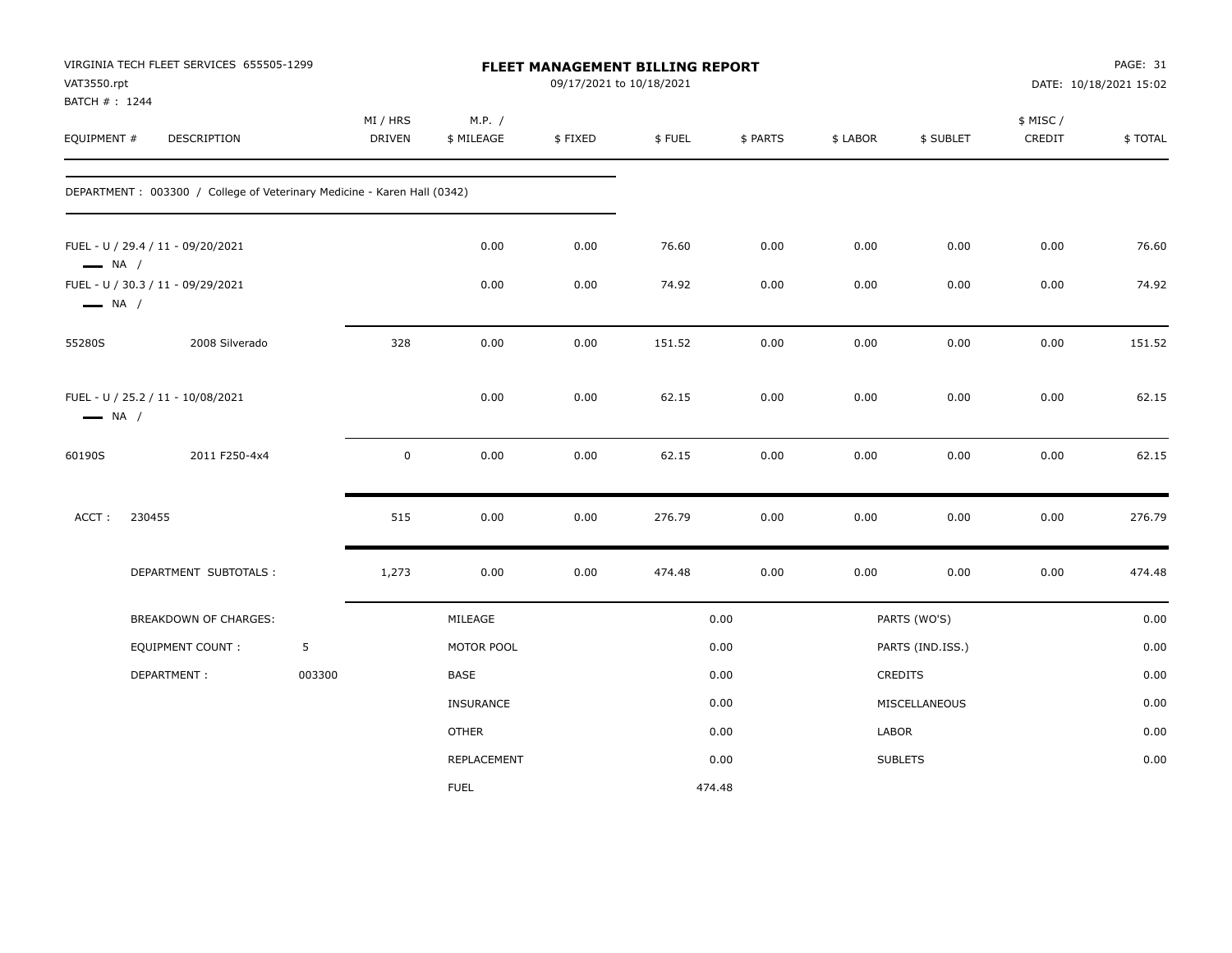VIRGINIA TECH FLEET SERVICES 655505-1299
VAT3550.rpt
BATCH # : 1244

**FLEET MANAGEMENT BILLING REPORT**
09/17/2021 to 10/18/2021

DATE: 10/18/2021 15:02

| EQUIPMENT # | DESCRIPTION | MI / HRS DRIVEN | M.P. / $ MILEAGE | $ FIXED | $ FUEL | $ PARTS | $ LABOR | $ SUBLET | $ MISC / CREDIT | $ TOTAL |
|---|---|---|---|---|---|---|---|---|---|---|
| DEPARTMENT : 003300 / College of Veterinary Medicine - Karen Hall (0342) | | | | | | | | | | |
| FUEL - U / 29.4 / 11 - 09/20/2021<br>NA / | | | 0.00 | 0.00 | 76.60 | 0.00 | 0.00 | 0.00 | 0.00 | 76.60 |
| FUEL - U / 30.3 / 11 - 09/29/2021<br>NA / | | | 0.00 | 0.00 | 74.92 | 0.00 | 0.00 | 0.00 | 0.00 | 74.92 |
| 55280S | 2008 Silverado | 328 | 0.00 | 0.00 | 151.52 | 0.00 | 0.00 | 0.00 | 0.00 | 151.52 |
| FUEL - U / 25.2 / 11 - 10/08/2021<br>NA / | | | 0.00 | 0.00 | 62.15 | 0.00 | 0.00 | 0.00 | 0.00 | 62.15 |
| 60190S | 2011 F250-4x4 | 0 | 0.00 | 0.00 | 62.15 | 0.00 | 0.00 | 0.00 | 0.00 | 62.15 |
| ACCT : 230455 | | 515 | 0.00 | 0.00 | 276.79 | 0.00 | 0.00 | 0.00 | 0.00 | 276.79 |
| DEPARTMENT SUBTOTALS : | | 1,273 | 0.00 | 0.00 | 474.48 | 0.00 | 0.00 | 0.00 | 0.00 | 474.48 |

| BREAKDOWN OF CHARGES: | | | | | |
|---|---|---|---|---|---|
| | | MILEAGE | 0.00 | PARTS (WO'S) | 0.00 |
| EQUIPMENT COUNT : | 5 | MOTOR POOL | 0.00 | PARTS (IND.ISS.) | 0.00 |
| DEPARTMENT : | 003300 | BASE | 0.00 | CREDITS | 0.00 |
| | | INSURANCE | 0.00 | MISCELLANEOUS | 0.00 |
| | | OTHER | 0.00 | LABOR | 0.00 |
| | | REPLACEMENT | 0.00 | SUBLETS | 0.00 |
| | | FUEL | 474.48 | | |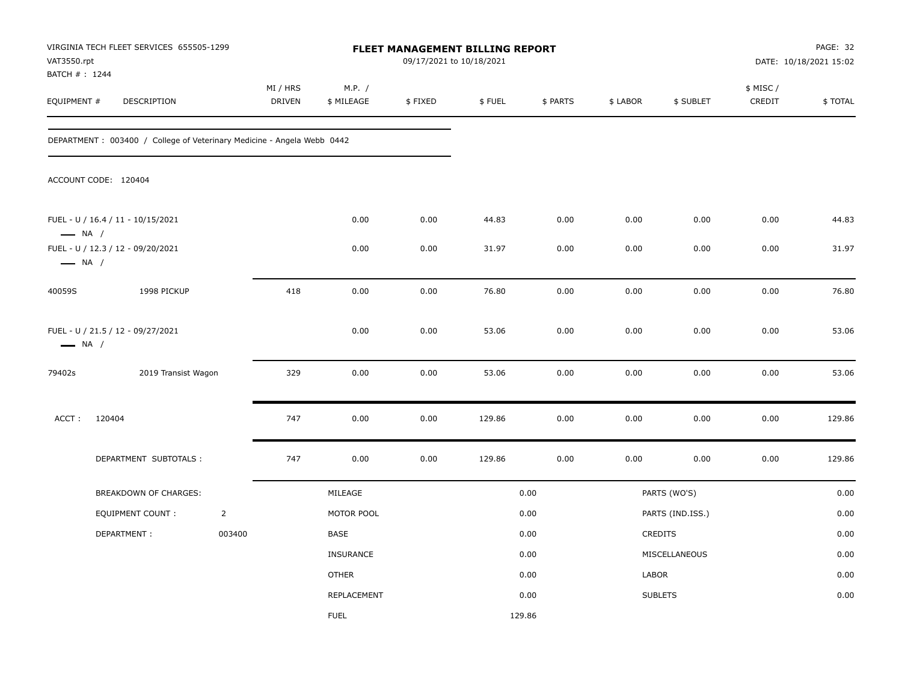VIRGINIA TECH FLEET SERVICES 655505-1299
VAT3550.rpt
BATCH # : 1244

# FLEET MANAGEMENT BILLING REPORT

09/17/2021 to 10/18/2021

PAGE: 32
DATE: 10/18/2021 15:02

| EQUIPMENT # | DESCRIPTION | MI / HRS DRIVEN | M.P. / $ MILEAGE | $ FIXED | $ FUEL | $ PARTS | $ LABOR | $ SUBLET | $ MISC / CREDIT | $ TOTAL |
|---|---|---|---|---|---|---|---|---|---|---|
| DEPARTMENT : 003400 / College of Veterinary Medicine - Angela Webb 0442 | | | | | | | | | | |
| ACCOUNT CODE: 120404 | | | | | | | | | | |
| FUEL - U / 16.4 / 11 - 10/15/2021 — NA / | | | 0.00 | 0.00 | 44.83 | 0.00 | 0.00 | 0.00 | 0.00 | 44.83 |
| FUEL - U / 12.3 / 12 - 09/20/2021 — NA / | | | 0.00 | 0.00 | 31.97 | 0.00 | 0.00 | 0.00 | 0.00 | 31.97 |
| 40059S | 1998 PICKUP | 418 | 0.00 | 0.00 | 76.80 | 0.00 | 0.00 | 0.00 | 0.00 | 76.80 |
| FUEL - U / 21.5 / 12 - 09/27/2021 — NA / | | | 0.00 | 0.00 | 53.06 | 0.00 | 0.00 | 0.00 | 0.00 | 53.06 |
| 79402s | 2019 Transist Wagon | 329 | 0.00 | 0.00 | 53.06 | 0.00 | 0.00 | 0.00 | 0.00 | 53.06 |
| ACCT : 120404 | | 747 | 0.00 | 0.00 | 129.86 | 0.00 | 0.00 | 0.00 | 0.00 | 129.86 |
| | DEPARTMENT SUBTOTALS : | 747 | 0.00 | 0.00 | 129.86 | 0.00 | 0.00 | 0.00 | 0.00 | 129.86 |

| BREAKDOWN OF CHARGES: | | | | | |
|---|---|---|---|---|---|
| EQUIPMENT COUNT : | 2 | MILEAGE | 0.00 | PARTS (WO'S) | 0.00 |
| DEPARTMENT : | 003400 | MOTOR POOL | 0.00 | PARTS (IND.ISS.) | 0.00 |
| | | BASE | 0.00 | CREDITS | 0.00 |
| | | INSURANCE | 0.00 | MISCELLANEOUS | 0.00 |
| | | OTHER | 0.00 | LABOR | 0.00 |
| | | REPLACEMENT | 0.00 | SUBLETS | 0.00 |
| | | FUEL | 129.86 | | |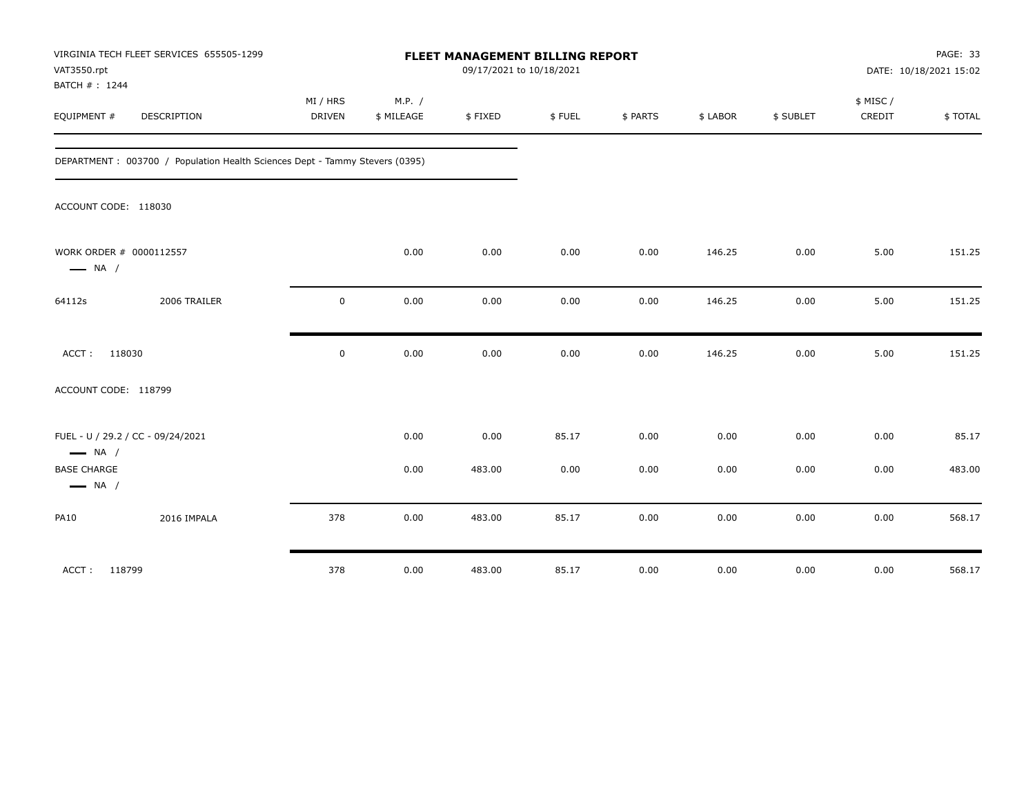VIRGINIA TECH FLEET SERVICES 655505-1299
VAT3550.rpt
BATCH # : 1244

**FLEET MANAGEMENT BILLING REPORT**
09/17/2021 to 10/18/2021

DATE: 10/18/2021 15:02

| EQUIPMENT # | DESCRIPTION | MI / HRS DRIVEN | M.P. / $ MILEAGE | $ FIXED | $ FUEL | $ PARTS | $ LABOR | $ SUBLET | $ MISC / CREDIT | $ TOTAL |
|---|---|---|---|---|---|---|---|---|---|---|
| DEPARTMENT : 003700 / Population Health Sciences Dept - Tammy Stevers (0395) | | | | | | | | | | |
| ACCOUNT CODE: 118030 | | | | | | | | | | |
| WORK ORDER # 0000112557 — NA / | | | 0.00 | 0.00 | 0.00 | 0.00 | 146.25 | 0.00 | 5.00 | 151.25 |
| 64112s | 2006 TRAILER | 0 | 0.00 | 0.00 | 0.00 | 0.00 | 146.25 | 0.00 | 5.00 | 151.25 |
| ACCT : 118030 | | 0 | 0.00 | 0.00 | 0.00 | 0.00 | 146.25 | 0.00 | 5.00 | 151.25 |
| ACCOUNT CODE: 118799 | | | | | | | | | | |
| FUEL - U / 29.2 / CC - 09/24/2021 — NA / | | | 0.00 | 0.00 | 85.17 | 0.00 | 0.00 | 0.00 | 0.00 | 85.17 |
| BASE CHARGE — NA / | | | 0.00 | 483.00 | 0.00 | 0.00 | 0.00 | 0.00 | 0.00 | 483.00 |
| PA10 | 2016 IMPALA | 378 | 0.00 | 483.00 | 85.17 | 0.00 | 0.00 | 0.00 | 0.00 | 568.17 |
| ACCT : 118799 | | 378 | 0.00 | 483.00 | 85.17 | 0.00 | 0.00 | 0.00 | 0.00 | 568.17 |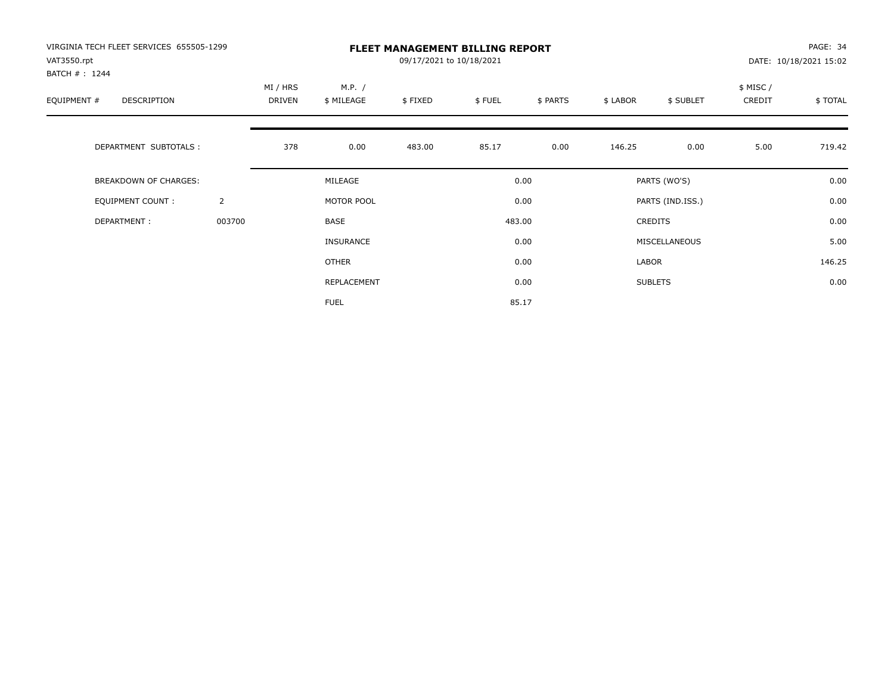VIRGINIA TECH FLEET SERVICES 655505-1299
VAT3550.rpt
BATCH # : 1244

# FLEET MANAGEMENT BILLING REPORT

09/17/2021 to 10/18/2021

PAGE: 34
DATE: 10/18/2021 15:02

| EQUIPMENT # | DESCRIPTION | MI / HRS DRIVEN | M.P. / $ MILEAGE | $ FIXED | $ FUEL | $ PARTS | $ LABOR | $ SUBLET | $ MISC / CREDIT | $ TOTAL |
|---|---|---|---|---|---|---|---|---|---|---|
| | DEPARTMENT SUBTOTALS : | 378 | 0.00 | 483.00 | 85.17 | 0.00 | 146.25 | 0.00 | 5.00 | 719.42 |

| | | | | | |
|---|---|---|---|---|---|
| BREAKDOWN OF CHARGES: | | MILEAGE | 0.00 | PARTS (WO'S) | 0.00 |
| EQUIPMENT COUNT : | 2 | MOTOR POOL | 0.00 | PARTS (IND.ISS.) | 0.00 |
| DEPARTMENT : | 003700 | BASE | 483.00 | CREDITS | 0.00 |
| | | INSURANCE | 0.00 | MISCELLANEOUS | 5.00 |
| | | OTHER | 0.00 | LABOR | 146.25 |
| | | REPLACEMENT | 0.00 | SUBLETS | 0.00 |
| | | FUEL | 85.17 | | |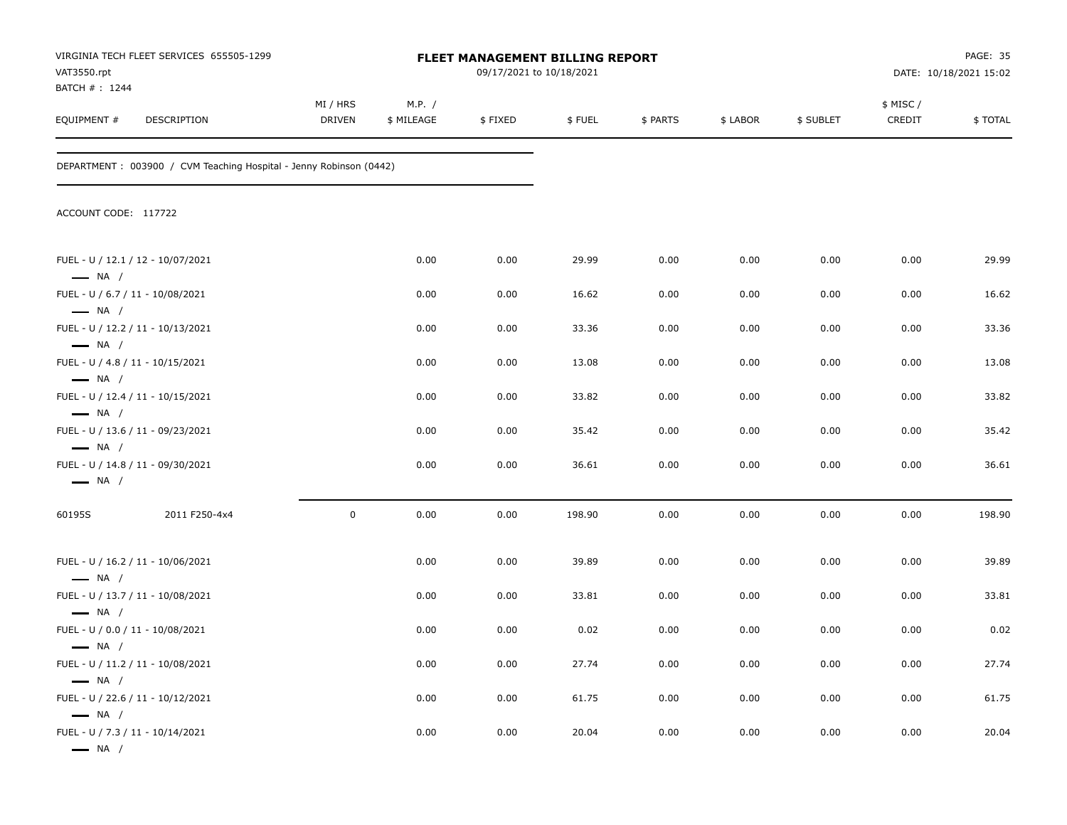VIRGINIA TECH FLEET SERVICES 655505-1299
VAT3550.rpt
BATCH # : 1244

**FLEET MANAGEMENT BILLING REPORT**
09/17/2021 to 10/18/2021

DATE: 10/18/2021 15:02

DEPARTMENT : 003900 / CVM Teaching Hospital - Jenny Robinson (0442)

ACCOUNT CODE: 117722

| EQUIPMENT # | DESCRIPTION | MI / HRS DRIVEN | M.P. / $ MILEAGE | $ FIXED | $ FUEL | $ PARTS | $ LABOR | $ SUBLET | $ MISC / CREDIT | $ TOTAL |
|---|---|---|---|---|---|---|---|---|---|---|
| FUEL - U / 12.1 / 12 - 10/07/2021<br>— NA / | | | 0.00 | 0.00 | 29.99 | 0.00 | 0.00 | 0.00 | 0.00 | 29.99 |
| FUEL - U / 6.7 / 11 - 10/08/2021<br>— NA / | | | 0.00 | 0.00 | 16.62 | 0.00 | 0.00 | 0.00 | 0.00 | 16.62 |
| FUEL - U / 12.2 / 11 - 10/13/2021<br>— NA / | | | 0.00 | 0.00 | 33.36 | 0.00 | 0.00 | 0.00 | 0.00 | 33.36 |
| FUEL - U / 4.8 / 11 - 10/15/2021<br>— NA / | | | 0.00 | 0.00 | 13.08 | 0.00 | 0.00 | 0.00 | 0.00 | 13.08 |
| FUEL - U / 12.4 / 11 - 10/15/2021<br>— NA / | | | 0.00 | 0.00 | 33.82 | 0.00 | 0.00 | 0.00 | 0.00 | 33.82 |
| FUEL - U / 13.6 / 11 - 09/23/2021<br>— NA / | | | 0.00 | 0.00 | 35.42 | 0.00 | 0.00 | 0.00 | 0.00 | 35.42 |
| FUEL - U / 14.8 / 11 - 09/30/2021<br>— NA / | | | 0.00 | 0.00 | 36.61 | 0.00 | 0.00 | 0.00 | 0.00 | 36.61 |
| 60195S | 2011 F250-4x4 | 0 | 0.00 | 0.00 | 198.90 | 0.00 | 0.00 | 0.00 | 0.00 | 198.90 |
| FUEL - U / 16.2 / 11 - 10/06/2021<br>— NA / | | | 0.00 | 0.00 | 39.89 | 0.00 | 0.00 | 0.00 | 0.00 | 39.89 |
| FUEL - U / 13.7 / 11 - 10/08/2021<br>— NA / | | | 0.00 | 0.00 | 33.81 | 0.00 | 0.00 | 0.00 | 0.00 | 33.81 |
| FUEL - U / 0.0 / 11 - 10/08/2021<br>— NA / | | | 0.00 | 0.00 | 0.02 | 0.00 | 0.00 | 0.00 | 0.00 | 0.02 |
| FUEL - U / 11.2 / 11 - 10/08/2021<br>— NA / | | | 0.00 | 0.00 | 27.74 | 0.00 | 0.00 | 0.00 | 0.00 | 27.74 |
| FUEL - U / 22.6 / 11 - 10/12/2021<br>— NA / | | | 0.00 | 0.00 | 61.75 | 0.00 | 0.00 | 0.00 | 0.00 | 61.75 |
| FUEL - U / 7.3 / 11 - 10/14/2021<br>— NA / | | | 0.00 | 0.00 | 20.04 | 0.00 | 0.00 | 0.00 | 0.00 | 20.04 |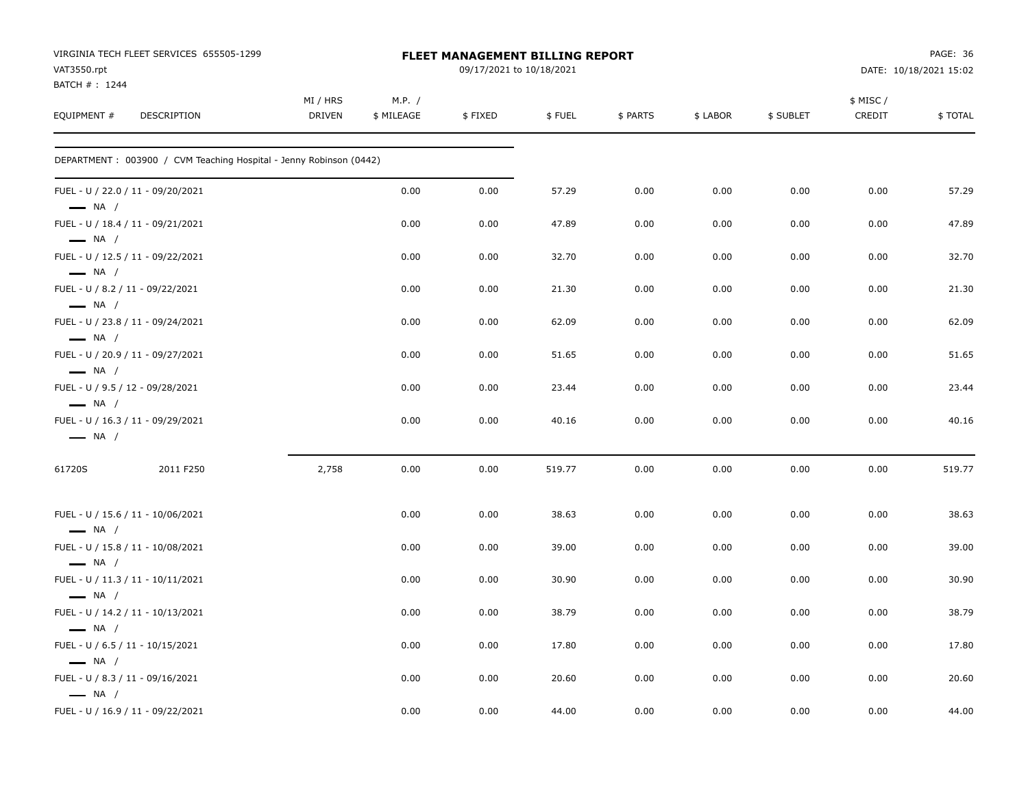VIRGINIA TECH FLEET SERVICES 655505-1299
VAT3550.rpt
BATCH # : 1244

**FLEET MANAGEMENT BILLING REPORT**
09/17/2021 to 10/18/2021

DATE: 10/18/2021 15:02

| EQUIPMENT # | DESCRIPTION | MI / HRS DRIVEN | M.P. / $ MILEAGE | $ FIXED | $ FUEL | $ PARTS | $ LABOR | $ SUBLET | $ MISC / CREDIT | $ TOTAL |
|---|---|---|---|---|---|---|---|---|---|---|
| DEPARTMENT : 003900 / CVM Teaching Hospital - Jenny Robinson (0442) | | | | | | | | | | |
| FUEL - U / 22.0 / 11 - 09/20/2021 — NA / | | | 0.00 | 0.00 | 57.29 | 0.00 | 0.00 | 0.00 | 0.00 | 57.29 |
| FUEL - U / 18.4 / 11 - 09/21/2021 — NA / | | | 0.00 | 0.00 | 47.89 | 0.00 | 0.00 | 0.00 | 0.00 | 47.89 |
| FUEL - U / 12.5 / 11 - 09/22/2021 — NA / | | | 0.00 | 0.00 | 32.70 | 0.00 | 0.00 | 0.00 | 0.00 | 32.70 |
| FUEL - U / 8.2 / 11 - 09/22/2021 — NA / | | | 0.00 | 0.00 | 21.30 | 0.00 | 0.00 | 0.00 | 0.00 | 21.30 |
| FUEL - U / 23.8 / 11 - 09/24/2021 — NA / | | | 0.00 | 0.00 | 62.09 | 0.00 | 0.00 | 0.00 | 0.00 | 62.09 |
| FUEL - U / 20.9 / 11 - 09/27/2021 — NA / | | | 0.00 | 0.00 | 51.65 | 0.00 | 0.00 | 0.00 | 0.00 | 51.65 |
| FUEL - U / 9.5 / 12 - 09/28/2021 — NA / | | | 0.00 | 0.00 | 23.44 | 0.00 | 0.00 | 0.00 | 0.00 | 23.44 |
| FUEL - U / 16.3 / 11 - 09/29/2021 — NA / | | | 0.00 | 0.00 | 40.16 | 0.00 | 0.00 | 0.00 | 0.00 | 40.16 |
| 61720S | 2011 F250 | 2,758 | 0.00 | 0.00 | 519.77 | 0.00 | 0.00 | 0.00 | 0.00 | 519.77 |
| FUEL - U / 15.6 / 11 - 10/06/2021 — NA / | | | 0.00 | 0.00 | 38.63 | 0.00 | 0.00 | 0.00 | 0.00 | 38.63 |
| FUEL - U / 15.8 / 11 - 10/08/2021 — NA / | | | 0.00 | 0.00 | 39.00 | 0.00 | 0.00 | 0.00 | 0.00 | 39.00 |
| FUEL - U / 11.3 / 11 - 10/11/2021 — NA / | | | 0.00 | 0.00 | 30.90 | 0.00 | 0.00 | 0.00 | 0.00 | 30.90 |
| FUEL - U / 14.2 / 11 - 10/13/2021 — NA / | | | 0.00 | 0.00 | 38.79 | 0.00 | 0.00 | 0.00 | 0.00 | 38.79 |
| FUEL - U / 6.5 / 11 - 10/15/2021 — NA / | | | 0.00 | 0.00 | 17.80 | 0.00 | 0.00 | 0.00 | 0.00 | 17.80 |
| FUEL - U / 8.3 / 11 - 09/16/2021 — NA / | | | 0.00 | 0.00 | 20.60 | 0.00 | 0.00 | 0.00 | 0.00 | 20.60 |
| FUEL - U / 16.9 / 11 - 09/22/2021 | | | 0.00 | 0.00 | 44.00 | 0.00 | 0.00 | 0.00 | 0.00 | 44.00 |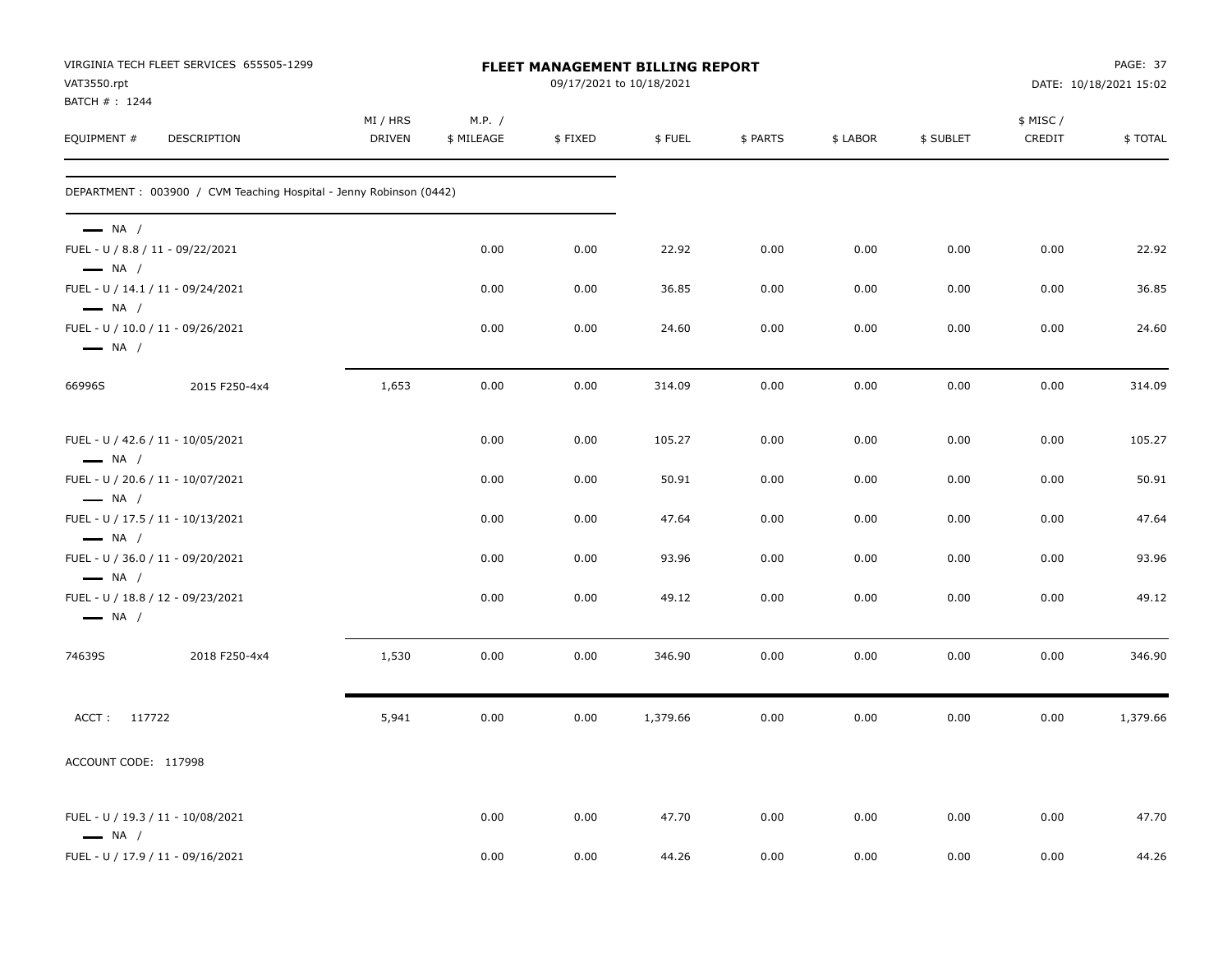# FLEET MANAGEMENT BILLING REPORT

VIRGINIA TECH FLEET SERVICES 655505-1299
VAT3550.rpt
BATCH # : 1244

09/17/2021 to 10/18/2021

DATE: 10/18/2021 15:02

| EQUIPMENT # | DESCRIPTION | MI / HRS DRIVEN | M.P. / $ MILEAGE | $ FIXED | $ FUEL | $ PARTS | $ LABOR | $ SUBLET | $ MISC / CREDIT | $ TOTAL |
|---|---|---|---|---|---|---|---|---|---|---|
| DEPARTMENT : 003900 / CVM Teaching Hospital - Jenny Robinson (0442) | | | | | | | | | | |
| — NA / | | | | | | | | | | |
| FUEL - U / 8.8 / 11 - 09/22/2021 | | | 0.00 | 0.00 | 22.92 | 0.00 | 0.00 | 0.00 | 0.00 | 22.92 |
| — NA / | | | | | | | | | | |
| FUEL - U / 14.1 / 11 - 09/24/2021 | | | 0.00 | 0.00 | 36.85 | 0.00 | 0.00 | 0.00 | 0.00 | 36.85 |
| — NA / | | | | | | | | | | |
| FUEL - U / 10.0 / 11 - 09/26/2021 | | | 0.00 | 0.00 | 24.60 | 0.00 | 0.00 | 0.00 | 0.00 | 24.60 |
| — NA / | | | | | | | | | | |
| 66996S | 2015 F250-4x4 | 1,653 | 0.00 | 0.00 | 314.09 | 0.00 | 0.00 | 0.00 | 0.00 | 314.09 |
| FUEL - U / 42.6 / 11 - 10/05/2021 | | | 0.00 | 0.00 | 105.27 | 0.00 | 0.00 | 0.00 | 0.00 | 105.27 |
| — NA / | | | | | | | | | | |
| FUEL - U / 20.6 / 11 - 10/07/2021 | | | 0.00 | 0.00 | 50.91 | 0.00 | 0.00 | 0.00 | 0.00 | 50.91 |
| — NA / | | | | | | | | | | |
| FUEL - U / 17.5 / 11 - 10/13/2021 | | | 0.00 | 0.00 | 47.64 | 0.00 | 0.00 | 0.00 | 0.00 | 47.64 |
| — NA / | | | | | | | | | | |
| FUEL - U / 36.0 / 11 - 09/20/2021 | | | 0.00 | 0.00 | 93.96 | 0.00 | 0.00 | 0.00 | 0.00 | 93.96 |
| — NA / | | | | | | | | | | |
| FUEL - U / 18.8 / 12 - 09/23/2021 | | | 0.00 | 0.00 | 49.12 | 0.00 | 0.00 | 0.00 | 0.00 | 49.12 |
| — NA / | | | | | | | | | | |
| 74639S | 2018 F250-4x4 | 1,530 | 0.00 | 0.00 | 346.90 | 0.00 | 0.00 | 0.00 | 0.00 | 346.90 |
| ACCT : 117722 | | 5,941 | 0.00 | 0.00 | 1,379.66 | 0.00 | 0.00 | 0.00 | 0.00 | 1,379.66 |
| ACCOUNT CODE: 117998 | | | | | | | | | | |
| FUEL - U / 19.3 / 11 - 10/08/2021 | | | 0.00 | 0.00 | 47.70 | 0.00 | 0.00 | 0.00 | 0.00 | 47.70 |
| — NA / | | | | | | | | | | |
| FUEL - U / 17.9 / 11 - 09/16/2021 | | | 0.00 | 0.00 | 44.26 | 0.00 | 0.00 | 0.00 | 0.00 | 44.26 |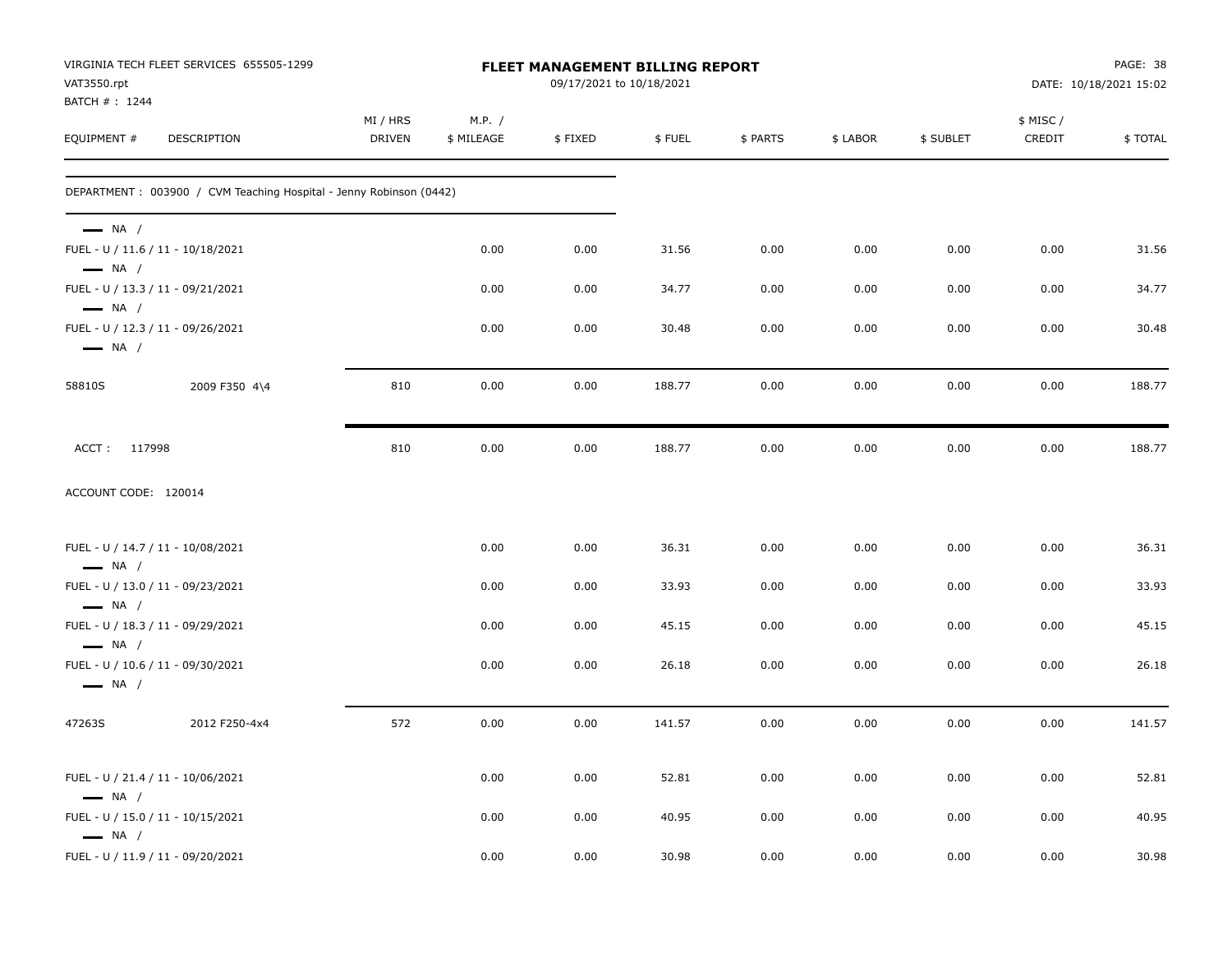VIRGINIA TECH FLEET SERVICES 655505-1299
VAT3550.rpt
BATCH # : 1244

**FLEET MANAGEMENT BILLING REPORT**
09/17/2021 to 10/18/2021

DATE: 10/18/2021 15:02

| EQUIPMENT # | DESCRIPTION | MI / HRS DRIVEN | M.P. / $ MILEAGE | $ FIXED | $ FUEL | $ PARTS | $ LABOR | $ SUBLET | $ MISC / CREDIT | $ TOTAL |
|---|---|---|---|---|---|---|---|---|---|---|
| DEPARTMENT : 003900 / CVM Teaching Hospital - Jenny Robinson (0442) | | | | | | | | | | |
| — NA / | | | | | | | | | | |
| FUEL - U / 11.6 / 11 - 10/18/2021 | | | 0.00 | 0.00 | 31.56 | 0.00 | 0.00 | 0.00 | 0.00 | 31.56 |
| — NA / | | | | | | | | | | |
| FUEL - U / 13.3 / 11 - 09/21/2021 | | | 0.00 | 0.00 | 34.77 | 0.00 | 0.00 | 0.00 | 0.00 | 34.77 |
| — NA / | | | | | | | | | | |
| FUEL - U / 12.3 / 11 - 09/26/2021 | | | 0.00 | 0.00 | 30.48 | 0.00 | 0.00 | 0.00 | 0.00 | 30.48 |
| — NA / | | | | | | | | | | |
| 58810S | 2009 F350 4\4 | 810 | 0.00 | 0.00 | 188.77 | 0.00 | 0.00 | 0.00 | 0.00 | 188.77 |
| ACCT : 117998 | | 810 | 0.00 | 0.00 | 188.77 | 0.00 | 0.00 | 0.00 | 0.00 | 188.77 |
| ACCOUNT CODE: 120014 | | | | | | | | | | |
| FUEL - U / 14.7 / 11 - 10/08/2021 | | | 0.00 | 0.00 | 36.31 | 0.00 | 0.00 | 0.00 | 0.00 | 36.31 |
| — NA / | | | | | | | | | | |
| FUEL - U / 13.0 / 11 - 09/23/2021 | | | 0.00 | 0.00 | 33.93 | 0.00 | 0.00 | 0.00 | 0.00 | 33.93 |
| — NA / | | | | | | | | | | |
| FUEL - U / 18.3 / 11 - 09/29/2021 | | | 0.00 | 0.00 | 45.15 | 0.00 | 0.00 | 0.00 | 0.00 | 45.15 |
| — NA / | | | | | | | | | | |
| FUEL - U / 10.6 / 11 - 09/30/2021 | | | 0.00 | 0.00 | 26.18 | 0.00 | 0.00 | 0.00 | 0.00 | 26.18 |
| — NA / | | | | | | | | | | |
| 47263S | 2012 F250-4x4 | 572 | 0.00 | 0.00 | 141.57 | 0.00 | 0.00 | 0.00 | 0.00 | 141.57 |
| FUEL - U / 21.4 / 11 - 10/06/2021 | | | 0.00 | 0.00 | 52.81 | 0.00 | 0.00 | 0.00 | 0.00 | 52.81 |
| — NA / | | | | | | | | | | |
| FUEL - U / 15.0 / 11 - 10/15/2021 | | | 0.00 | 0.00 | 40.95 | 0.00 | 0.00 | 0.00 | 0.00 | 40.95 |
| — NA / | | | | | | | | | | |
| FUEL - U / 11.9 / 11 - 09/20/2021 | | | 0.00 | 0.00 | 30.98 | 0.00 | 0.00 | 0.00 | 0.00 | 30.98 |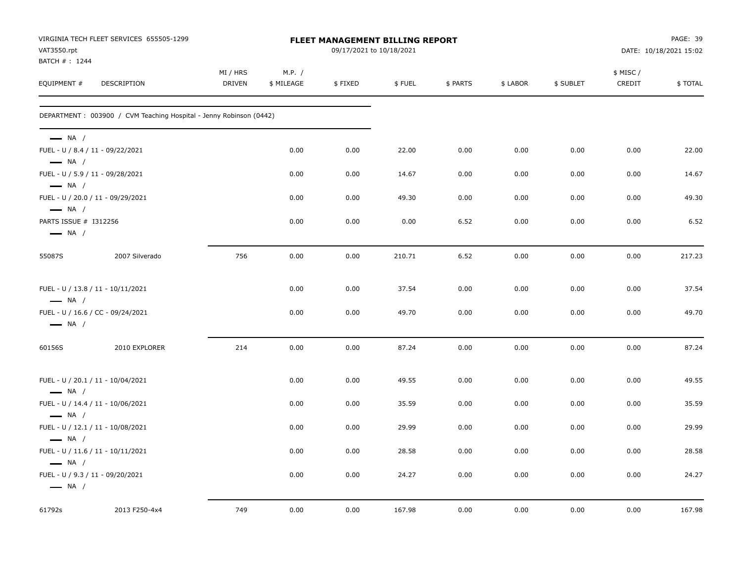VIRGINIA TECH FLEET SERVICES 655505-1299
VAT3550.rpt
BATCH # : 1244

**FLEET MANAGEMENT BILLING REPORT**
09/17/2021 to 10/18/2021

DATE: 10/18/2021 15:02

| EQUIPMENT # | DESCRIPTION | MI / HRS DRIVEN | M.P. / $ MILEAGE | $ FIXED | $ FUEL | $ PARTS | $ LABOR | $ SUBLET | $ MISC / CREDIT | $ TOTAL |
|---|---|---|---|---|---|---|---|---|---|---|
| DEPARTMENT : 003900 / CVM Teaching Hospital - Jenny Robinson (0442) | | | | | | | | | | |
| — NA / | | | | | | | | | | |
| FUEL - U / 8.4 / 11 - 09/22/2021 | | | 0.00 | 0.00 | 22.00 | 0.00 | 0.00 | 0.00 | 0.00 | 22.00 |
| — NA / | | | | | | | | | | |
| FUEL - U / 5.9 / 11 - 09/28/2021 | | | 0.00 | 0.00 | 14.67 | 0.00 | 0.00 | 0.00 | 0.00 | 14.67 |
| — NA / | | | | | | | | | | |
| FUEL - U / 20.0 / 11 - 09/29/2021 | | | 0.00 | 0.00 | 49.30 | 0.00 | 0.00 | 0.00 | 0.00 | 49.30 |
| — NA / | | | | | | | | | | |
| PARTS ISSUE # I312256 | | | 0.00 | 0.00 | 0.00 | 6.52 | 0.00 | 0.00 | 0.00 | 6.52 |
| — NA / | | | | | | | | | | |
| 55087S | 2007 Silverado | 756 | 0.00 | 0.00 | 210.71 | 6.52 | 0.00 | 0.00 | 0.00 | 217.23 |
| FUEL - U / 13.8 / 11 - 10/11/2021 | | | 0.00 | 0.00 | 37.54 | 0.00 | 0.00 | 0.00 | 0.00 | 37.54 |
| — NA / | | | | | | | | | | |
| FUEL - U / 16.6 / CC - 09/24/2021 | | | 0.00 | 0.00 | 49.70 | 0.00 | 0.00 | 0.00 | 0.00 | 49.70 |
| — NA / | | | | | | | | | | |
| 60156S | 2010 EXPLORER | 214 | 0.00 | 0.00 | 87.24 | 0.00 | 0.00 | 0.00 | 0.00 | 87.24 |
| FUEL - U / 20.1 / 11 - 10/04/2021 | | | 0.00 | 0.00 | 49.55 | 0.00 | 0.00 | 0.00 | 0.00 | 49.55 |
| — NA / | | | | | | | | | | |
| FUEL - U / 14.4 / 11 - 10/06/2021 | | | 0.00 | 0.00 | 35.59 | 0.00 | 0.00 | 0.00 | 0.00 | 35.59 |
| — NA / | | | | | | | | | | |
| FUEL - U / 12.1 / 11 - 10/08/2021 | | | 0.00 | 0.00 | 29.99 | 0.00 | 0.00 | 0.00 | 0.00 | 29.99 |
| — NA / | | | | | | | | | | |
| FUEL - U / 11.6 / 11 - 10/11/2021 | | | 0.00 | 0.00 | 28.58 | 0.00 | 0.00 | 0.00 | 0.00 | 28.58 |
| — NA / | | | | | | | | | | |
| FUEL - U / 9.3 / 11 - 09/20/2021 | | | 0.00 | 0.00 | 24.27 | 0.00 | 0.00 | 0.00 | 0.00 | 24.27 |
| — NA / | | | | | | | | | | |
| 61792s | 2013 F250-4x4 | 749 | 0.00 | 0.00 | 167.98 | 0.00 | 0.00 | 0.00 | 0.00 | 167.98 |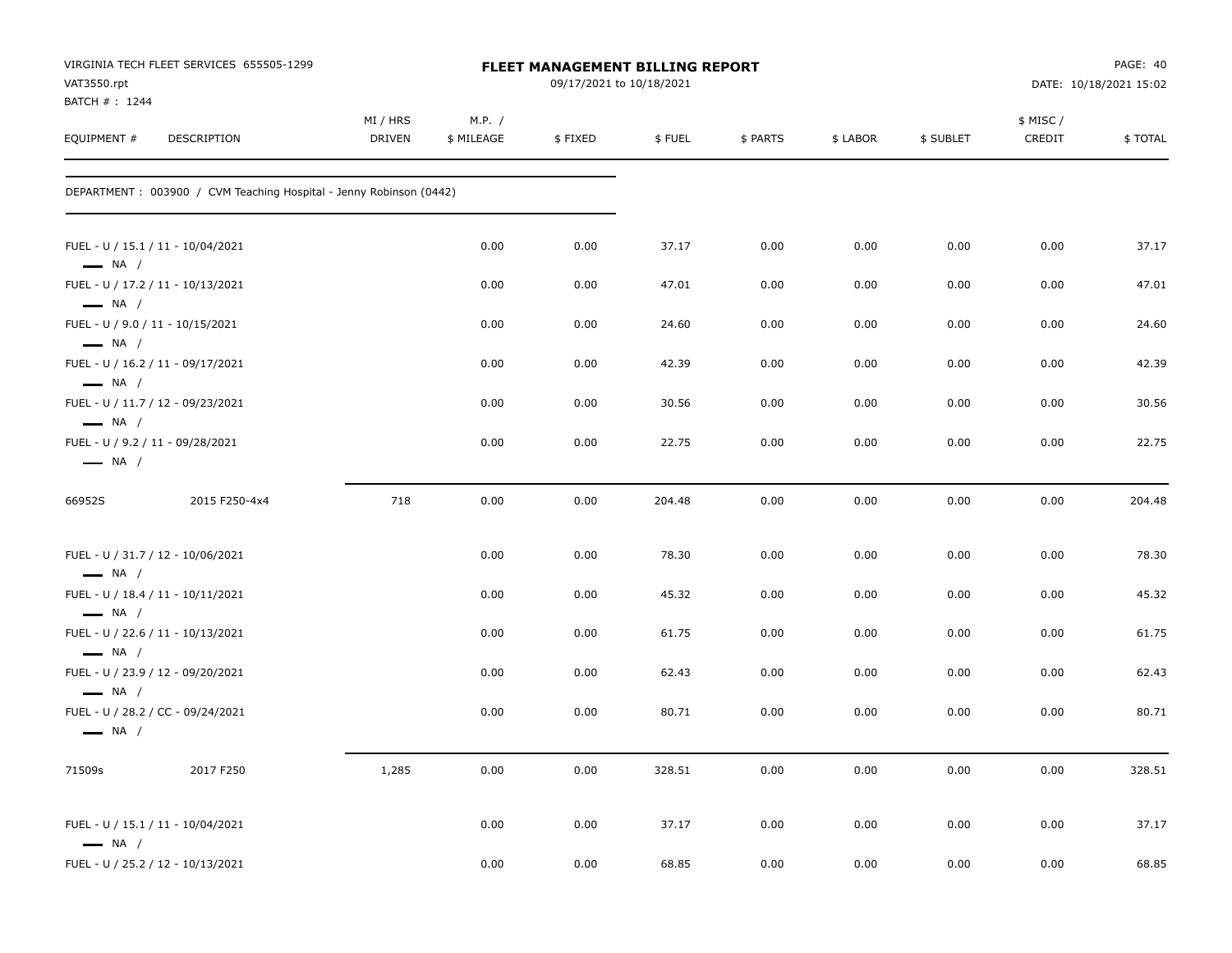VIRGINIA TECH FLEET SERVICES 655505-1299
VAT3550.rpt
BATCH # : 1244

**FLEET MANAGEMENT BILLING REPORT**
09/17/2021 to 10/18/2021

DATE: 10/18/2021 15:02

| EQUIPMENT # | DESCRIPTION | MI / HRS DRIVEN | M.P. / $ MILEAGE | $ FIXED | $ FUEL | $ PARTS | $ LABOR | $ SUBLET | $ MISC / CREDIT | $ TOTAL |
|---|---|---|---|---|---|---|---|---|---|---|
| DEPARTMENT : 003900 / CVM Teaching Hospital - Jenny Robinson (0442) | | | | | | | | | | |
| FUEL - U / 15.1 / 11 - 10/04/2021 — NA / | | | 0.00 | 0.00 | 37.17 | 0.00 | 0.00 | 0.00 | 0.00 | 37.17 |
| FUEL - U / 17.2 / 11 - 10/13/2021 — NA / | | | 0.00 | 0.00 | 47.01 | 0.00 | 0.00 | 0.00 | 0.00 | 47.01 |
| FUEL - U / 9.0 / 11 - 10/15/2021 — NA / | | | 0.00 | 0.00 | 24.60 | 0.00 | 0.00 | 0.00 | 0.00 | 24.60 |
| FUEL - U / 16.2 / 11 - 09/17/2021 — NA / | | | 0.00 | 0.00 | 42.39 | 0.00 | 0.00 | 0.00 | 0.00 | 42.39 |
| FUEL - U / 11.7 / 12 - 09/23/2021 — NA / | | | 0.00 | 0.00 | 30.56 | 0.00 | 0.00 | 0.00 | 0.00 | 30.56 |
| FUEL - U / 9.2 / 11 - 09/28/2021 — NA / | | | 0.00 | 0.00 | 22.75 | 0.00 | 0.00 | 0.00 | 0.00 | 22.75 |
| 66952S | 2015 F250-4x4 | 718 | 0.00 | 0.00 | 204.48 | 0.00 | 0.00 | 0.00 | 0.00 | 204.48 |
| FUEL - U / 31.7 / 12 - 10/06/2021 — NA / | | | 0.00 | 0.00 | 78.30 | 0.00 | 0.00 | 0.00 | 0.00 | 78.30 |
| FUEL - U / 18.4 / 11 - 10/11/2021 — NA / | | | 0.00 | 0.00 | 45.32 | 0.00 | 0.00 | 0.00 | 0.00 | 45.32 |
| FUEL - U / 22.6 / 11 - 10/13/2021 — NA / | | | 0.00 | 0.00 | 61.75 | 0.00 | 0.00 | 0.00 | 0.00 | 61.75 |
| FUEL - U / 23.9 / 12 - 09/20/2021 — NA / | | | 0.00 | 0.00 | 62.43 | 0.00 | 0.00 | 0.00 | 0.00 | 62.43 |
| FUEL - U / 28.2 / CC - 09/24/2021 — NA / | | | 0.00 | 0.00 | 80.71 | 0.00 | 0.00 | 0.00 | 0.00 | 80.71 |
| 71509s | 2017 F250 | 1,285 | 0.00 | 0.00 | 328.51 | 0.00 | 0.00 | 0.00 | 0.00 | 328.51 |
| FUEL - U / 15.1 / 11 - 10/04/2021 — NA / | | | 0.00 | 0.00 | 37.17 | 0.00 | 0.00 | 0.00 | 0.00 | 37.17 |
| FUEL - U / 25.2 / 12 - 10/13/2021 | | | 0.00 | 0.00 | 68.85 | 0.00 | 0.00 | 0.00 | 0.00 | 68.85 |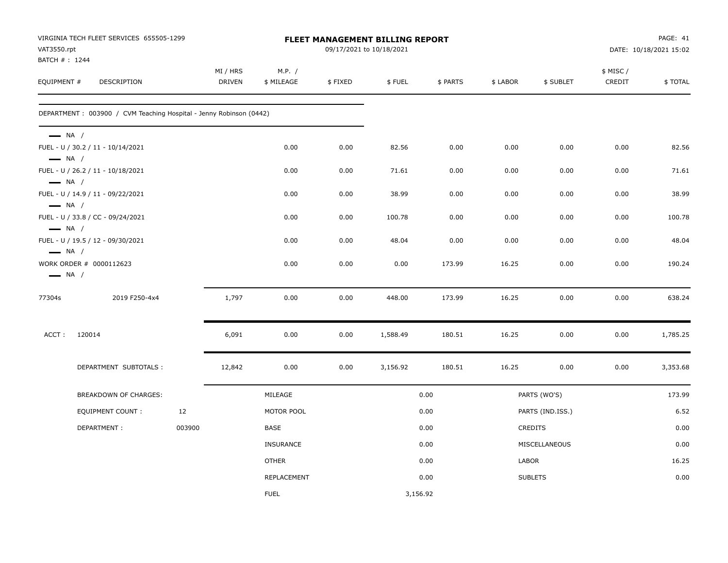VIRGINIA TECH FLEET SERVICES 655505-1299
VAT3550.rpt
BATCH # : 1244

# FLEET MANAGEMENT BILLING REPORT

09/17/2021 to 10/18/2021

PAGE: 41
DATE: 10/18/2021 15:02

| EQUIPMENT # | DESCRIPTION | MI / HRS DRIVEN | M.P. / $ MILEAGE | $ FIXED | $ FUEL | $ PARTS | $ LABOR | $ SUBLET | $ MISC / CREDIT | $ TOTAL |
|---|---|---|---|---|---|---|---|---|---|---|
| DEPARTMENT : 003900 / CVM Teaching Hospital - Jenny Robinson (0442) | | | | | | | | | | |
| — NA / | | | | | | | | | | |
| FUEL - U / 30.2 / 11 - 10/14/2021 | | | 0.00 | 0.00 | 82.56 | 0.00 | 0.00 | 0.00 | 0.00 | 82.56 |
| — NA / | | | | | | | | | | |
| FUEL - U / 26.2 / 11 - 10/18/2021 | | | 0.00 | 0.00 | 71.61 | 0.00 | 0.00 | 0.00 | 0.00 | 71.61 |
| — NA / | | | | | | | | | | |
| FUEL - U / 14.9 / 11 - 09/22/2021 | | | 0.00 | 0.00 | 38.99 | 0.00 | 0.00 | 0.00 | 0.00 | 38.99 |
| — NA / | | | | | | | | | | |
| FUEL - U / 33.8 / CC - 09/24/2021 | | | 0.00 | 0.00 | 100.78 | 0.00 | 0.00 | 0.00 | 0.00 | 100.78 |
| — NA / | | | | | | | | | | |
| FUEL - U / 19.5 / 12 - 09/30/2021 | | | 0.00 | 0.00 | 48.04 | 0.00 | 0.00 | 0.00 | 0.00 | 48.04 |
| — NA / | | | | | | | | | | |
| WORK ORDER # 0000112623 | | | 0.00 | 0.00 | 0.00 | 173.99 | 16.25 | 0.00 | 0.00 | 190.24 |
| — NA / | | | | | | | | | | |
| 77304s | 2019 F250-4x4 | 1,797 | 0.00 | 0.00 | 448.00 | 173.99 | 16.25 | 0.00 | 0.00 | 638.24 |
| ACCT : 120014 | | 6,091 | 0.00 | 0.00 | 1,588.49 | 180.51 | 16.25 | 0.00 | 0.00 | 1,785.25 |
| DEPARTMENT SUBTOTALS : | | 12,842 | 0.00 | 0.00 | 3,156.92 | 180.51 | 16.25 | 0.00 | 0.00 | 3,353.68 |

| BREAKDOWN OF CHARGES: | | | | | |
|---|---|---|---|---|---|
| EQUIPMENT COUNT : | 12 | MILEAGE | 0.00 | PARTS (WO'S) | 173.99 |
| DEPARTMENT : | 003900 | MOTOR POOL | 0.00 | PARTS (IND.ISS.) | 6.52 |
| | | BASE | 0.00 | CREDITS | 0.00 |
| | | INSURANCE | 0.00 | MISCELLANEOUS | 0.00 |
| | | OTHER | 0.00 | LABOR | 16.25 |
| | | REPLACEMENT | 0.00 | SUBLETS | 0.00 |
| | | FUEL | 3,156.92 | | |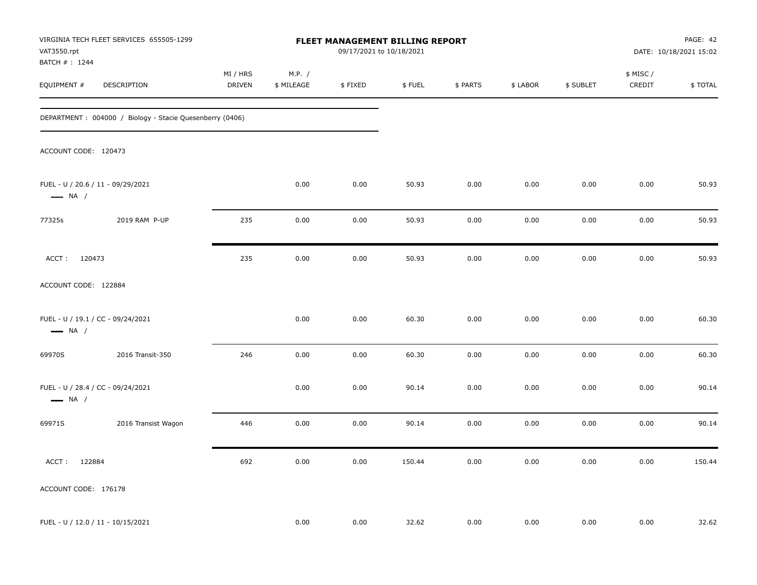VIRGINIA TECH FLEET SERVICES 655505-1299
VAT3550.rpt
BATCH # : 1244

**FLEET MANAGEMENT BILLING REPORT**
09/17/2021 to 10/18/2021

DATE: 10/18/2021 15:02

| EQUIPMENT # | DESCRIPTION | MI / HRS DRIVEN | M.P. / $ MILEAGE | $ FIXED | $ FUEL | $ PARTS | $ LABOR | $ SUBLET | $ MISC / CREDIT | $ TOTAL |
|---|---|---|---|---|---|---|---|---|---|---|
| DEPARTMENT : 004000 / Biology - Stacie Quesenberry (0406) | | | | | | | | | | |
| ACCOUNT CODE: 120473 | | | | | | | | | | |
| FUEL - U / 20.6 / 11 - 09/29/2021 — NA / | | | 0.00 | 0.00 | 50.93 | 0.00 | 0.00 | 0.00 | 0.00 | 50.93 |
| 77325s | 2019 RAM P-UP | 235 | 0.00 | 0.00 | 50.93 | 0.00 | 0.00 | 0.00 | 0.00 | 50.93 |
| ACCT : 120473 | | 235 | 0.00 | 0.00 | 50.93 | 0.00 | 0.00 | 0.00 | 0.00 | 50.93 |
| ACCOUNT CODE: 122884 | | | | | | | | | | |
| FUEL - U / 19.1 / CC - 09/24/2021 — NA / | | | 0.00 | 0.00 | 60.30 | 0.00 | 0.00 | 0.00 | 0.00 | 60.30 |
| 69970S | 2016 Transit-350 | 246 | 0.00 | 0.00 | 60.30 | 0.00 | 0.00 | 0.00 | 0.00 | 60.30 |
| FUEL - U / 28.4 / CC - 09/24/2021 — NA / | | | 0.00 | 0.00 | 90.14 | 0.00 | 0.00 | 0.00 | 0.00 | 90.14 |
| 69971S | 2016 Transist Wagon | 446 | 0.00 | 0.00 | 90.14 | 0.00 | 0.00 | 0.00 | 0.00 | 90.14 |
| ACCT : 122884 | | 692 | 0.00 | 0.00 | 150.44 | 0.00 | 0.00 | 0.00 | 0.00 | 150.44 |
| ACCOUNT CODE: 176178 | | | | | | | | | | |
| FUEL - U / 12.0 / 11 - 10/15/2021 | | | 0.00 | 0.00 | 32.62 | 0.00 | 0.00 | 0.00 | 0.00 | 32.62 |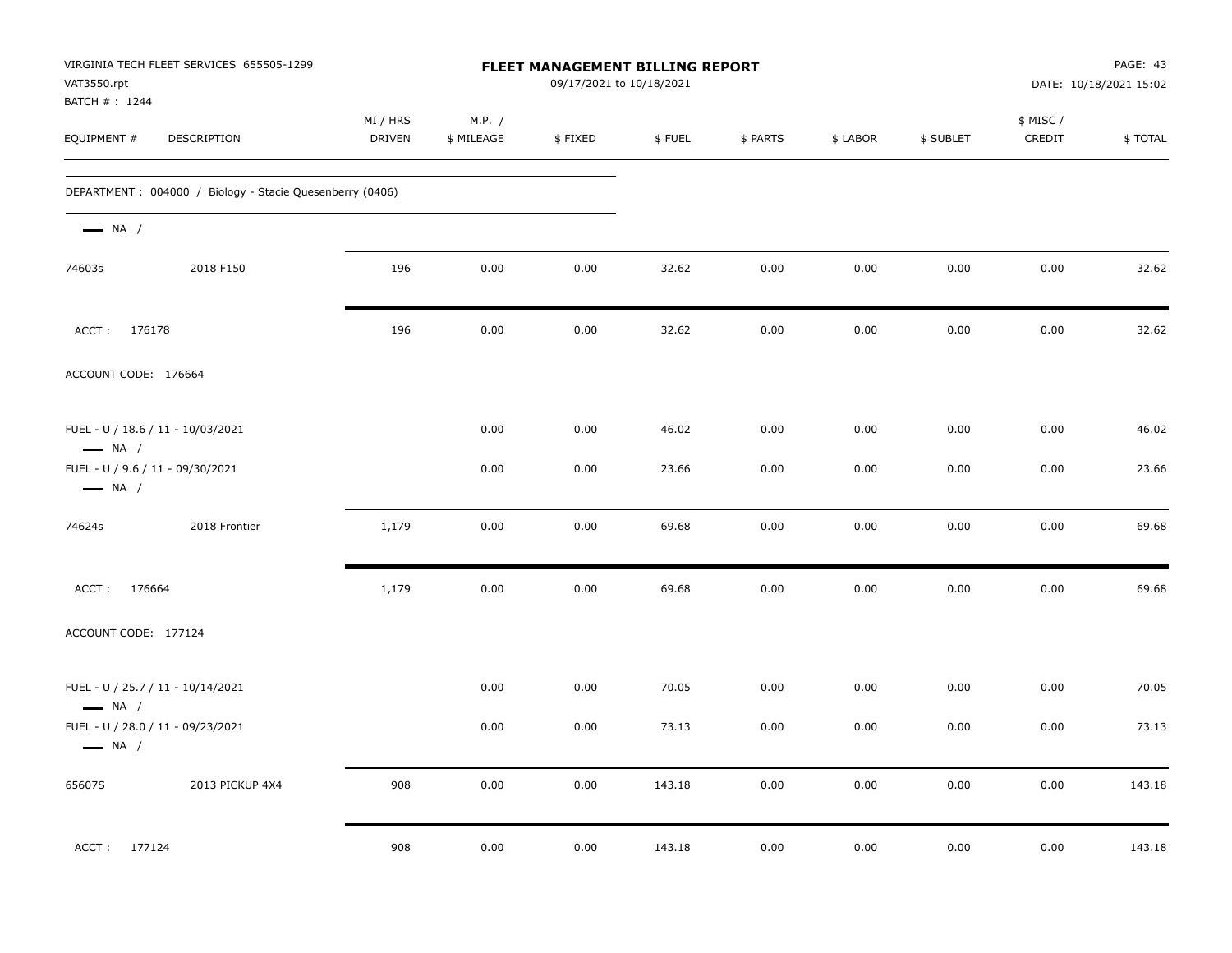VIRGINIA TECH FLEET SERVICES 655505-1299
VAT3550.rpt
BATCH # : 1244

**FLEET MANAGEMENT BILLING REPORT**
09/17/2021 to 10/18/2021

DATE: 10/18/2021 15:02

| EQUIPMENT # | DESCRIPTION | MI / HRS DRIVEN | M.P. / $ MILEAGE | $ FIXED | $ FUEL | $ PARTS | $ LABOR | $ SUBLET | $ MISC / CREDIT | $ TOTAL |
|---|---|---|---|---|---|---|---|---|---|---|
| DEPARTMENT : 004000 / Biology - Stacie Quesenberry (0406) | | | | | | | | | | |
| — NA / | | | | | | | | | | |
| 74603s | 2018 F150 | 196 | 0.00 | 0.00 | 32.62 | 0.00 | 0.00 | 0.00 | 0.00 | 32.62 |
| ACCT : 176178 | | 196 | 0.00 | 0.00 | 32.62 | 0.00 | 0.00 | 0.00 | 0.00 | 32.62 |
| ACCOUNT CODE: 176664 | | | | | | | | | | |
| FUEL - U / 18.6 / 11 - 10/03/2021 — NA / | | | 0.00 | 0.00 | 46.02 | 0.00 | 0.00 | 0.00 | 0.00 | 46.02 |
| FUEL - U / 9.6 / 11 - 09/30/2021 — NA / | | | 0.00 | 0.00 | 23.66 | 0.00 | 0.00 | 0.00 | 0.00 | 23.66 |
| 74624s | 2018 Frontier | 1,179 | 0.00 | 0.00 | 69.68 | 0.00 | 0.00 | 0.00 | 0.00 | 69.68 |
| ACCT : 176664 | | 1,179 | 0.00 | 0.00 | 69.68 | 0.00 | 0.00 | 0.00 | 0.00 | 69.68 |
| ACCOUNT CODE: 177124 | | | | | | | | | | |
| FUEL - U / 25.7 / 11 - 10/14/2021 — NA / | | | 0.00 | 0.00 | 70.05 | 0.00 | 0.00 | 0.00 | 0.00 | 70.05 |
| FUEL - U / 28.0 / 11 - 09/23/2021 — NA / | | | 0.00 | 0.00 | 73.13 | 0.00 | 0.00 | 0.00 | 0.00 | 73.13 |
| 65607S | 2013 PICKUP 4X4 | 908 | 0.00 | 0.00 | 143.18 | 0.00 | 0.00 | 0.00 | 0.00 | 143.18 |
| ACCT : 177124 | | 908 | 0.00 | 0.00 | 143.18 | 0.00 | 0.00 | 0.00 | 0.00 | 143.18 |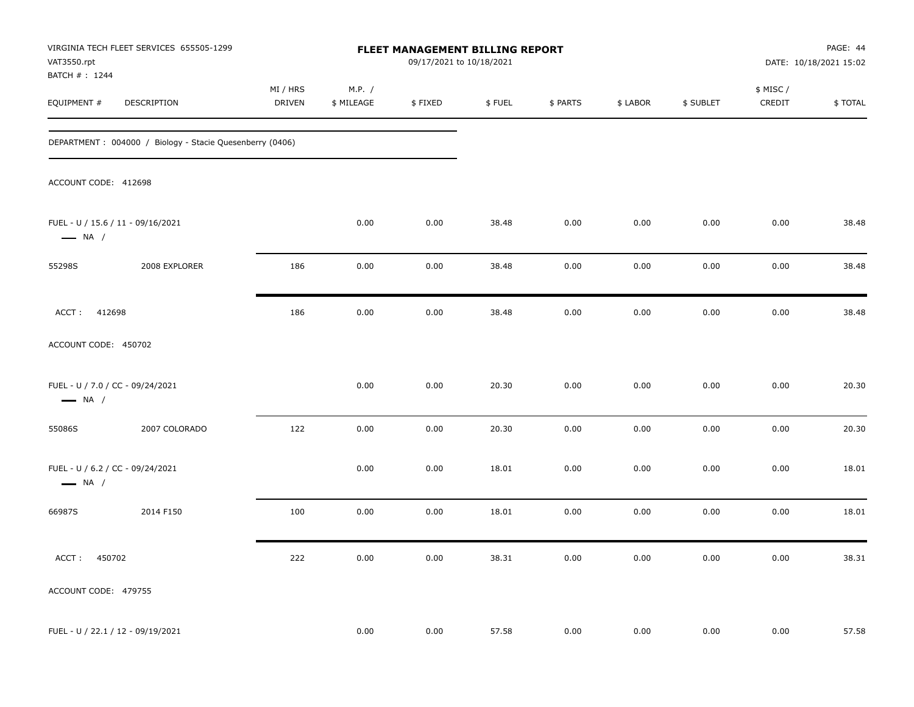VIRGINIA TECH FLEET SERVICES 655505-1299
VAT3550.rpt
BATCH # : 1244

**FLEET MANAGEMENT BILLING REPORT**
09/17/2021 to 10/18/2021

DATE: 10/18/2021 15:02

| EQUIPMENT # | DESCRIPTION | MI / HRS DRIVEN | M.P. / $ MILEAGE | $ FIXED | $ FUEL | $ PARTS | $ LABOR | $ SUBLET | $ MISC / CREDIT | $ TOTAL |
|---|---|---|---|---|---|---|---|---|---|---|
| DEPARTMENT : 004000 / Biology - Stacie Quesenberry (0406) | | | | | | | | | | |
| ACCOUNT CODE: 412698 | | | | | | | | | | |
| FUEL - U / 15.6 / 11 - 09/16/2021 — NA / | | | 0.00 | 0.00 | 38.48 | 0.00 | 0.00 | 0.00 | 0.00 | 38.48 |
| 55298S | 2008 EXPLORER | 186 | 0.00 | 0.00 | 38.48 | 0.00 | 0.00 | 0.00 | 0.00 | 38.48 |
| ACCT : 412698 | | 186 | 0.00 | 0.00 | 38.48 | 0.00 | 0.00 | 0.00 | 0.00 | 38.48 |
| ACCOUNT CODE: 450702 | | | | | | | | | | |
| FUEL - U / 7.0 / CC - 09/24/2021 — NA / | | | 0.00 | 0.00 | 20.30 | 0.00 | 0.00 | 0.00 | 0.00 | 20.30 |
| 55086S | 2007 COLORADO | 122 | 0.00 | 0.00 | 20.30 | 0.00 | 0.00 | 0.00 | 0.00 | 20.30 |
| FUEL - U / 6.2 / CC - 09/24/2021 — NA / | | | 0.00 | 0.00 | 18.01 | 0.00 | 0.00 | 0.00 | 0.00 | 18.01 |
| 66987S | 2014 F150 | 100 | 0.00 | 0.00 | 18.01 | 0.00 | 0.00 | 0.00 | 0.00 | 18.01 |
| ACCT : 450702 | | 222 | 0.00 | 0.00 | 38.31 | 0.00 | 0.00 | 0.00 | 0.00 | 38.31 |
| ACCOUNT CODE: 479755 | | | | | | | | | | |
| FUEL - U / 22.1 / 12 - 09/19/2021 | | | 0.00 | 0.00 | 57.58 | 0.00 | 0.00 | 0.00 | 0.00 | 57.58 |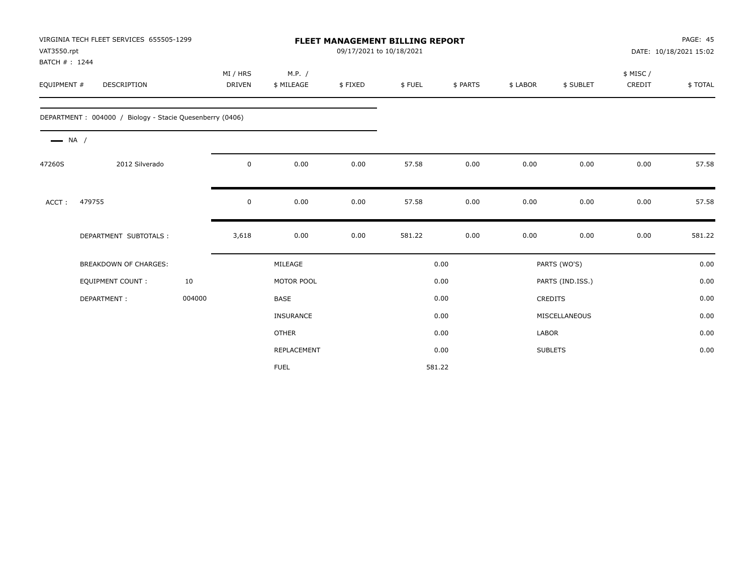VIRGINIA TECH FLEET SERVICES 655505-1299
VAT3550.rpt
BATCH # : 1244

# FLEET MANAGEMENT BILLING REPORT

09/17/2021 to 10/18/2021

PAGE: 45
DATE: 10/18/2021 15:02

| EQUIPMENT # | DESCRIPTION | MI / HRS DRIVEN | M.P. / $ MILEAGE | $ FIXED | $ FUEL | $ PARTS | $ LABOR | $ SUBLET | $ MISC / CREDIT | $ TOTAL |
|---|---|---|---|---|---|---|---|---|---|---|

DEPARTMENT : 004000 / Biology - Stacie Quesenberry (0406)

NA /

| EQUIPMENT # | DESCRIPTION | MI / HRS DRIVEN | M.P. / $ MILEAGE | $ FIXED | $ FUEL | $ PARTS | $ LABOR | $ SUBLET | $ MISC / CREDIT | $ TOTAL |
|---|---|---|---|---|---|---|---|---|---|---|
| 47260S | 2012 Silverado | 0 | 0.00 | 0.00 | 57.58 | 0.00 | 0.00 | 0.00 | 0.00 | 57.58 |
| ACCT : 479755 | | 0 | 0.00 | 0.00 | 57.58 | 0.00 | 0.00 | 0.00 | 0.00 | 57.58 |
| DEPARTMENT SUBTOTALS : | | 3,618 | 0.00 | 0.00 | 581.22 | 0.00 | 0.00 | 0.00 | 0.00 | 581.22 |

| BREAKDOWN OF CHARGES: | | | | | |
|---|---|---|---|---|---|
| EQUIPMENT COUNT : | 10 | MILEAGE | 0.00 | PARTS (WO'S) | 0.00 |
| DEPARTMENT : | 004000 | MOTOR POOL | 0.00 | PARTS (IND.ISS.) | 0.00 |
| | | BASE | 0.00 | CREDITS | 0.00 |
| | | INSURANCE | 0.00 | MISCELLANEOUS | 0.00 |
| | | OTHER | 0.00 | LABOR | 0.00 |
| | | REPLACEMENT | 0.00 | SUBLETS | 0.00 |
| | | FUEL | 581.22 | | |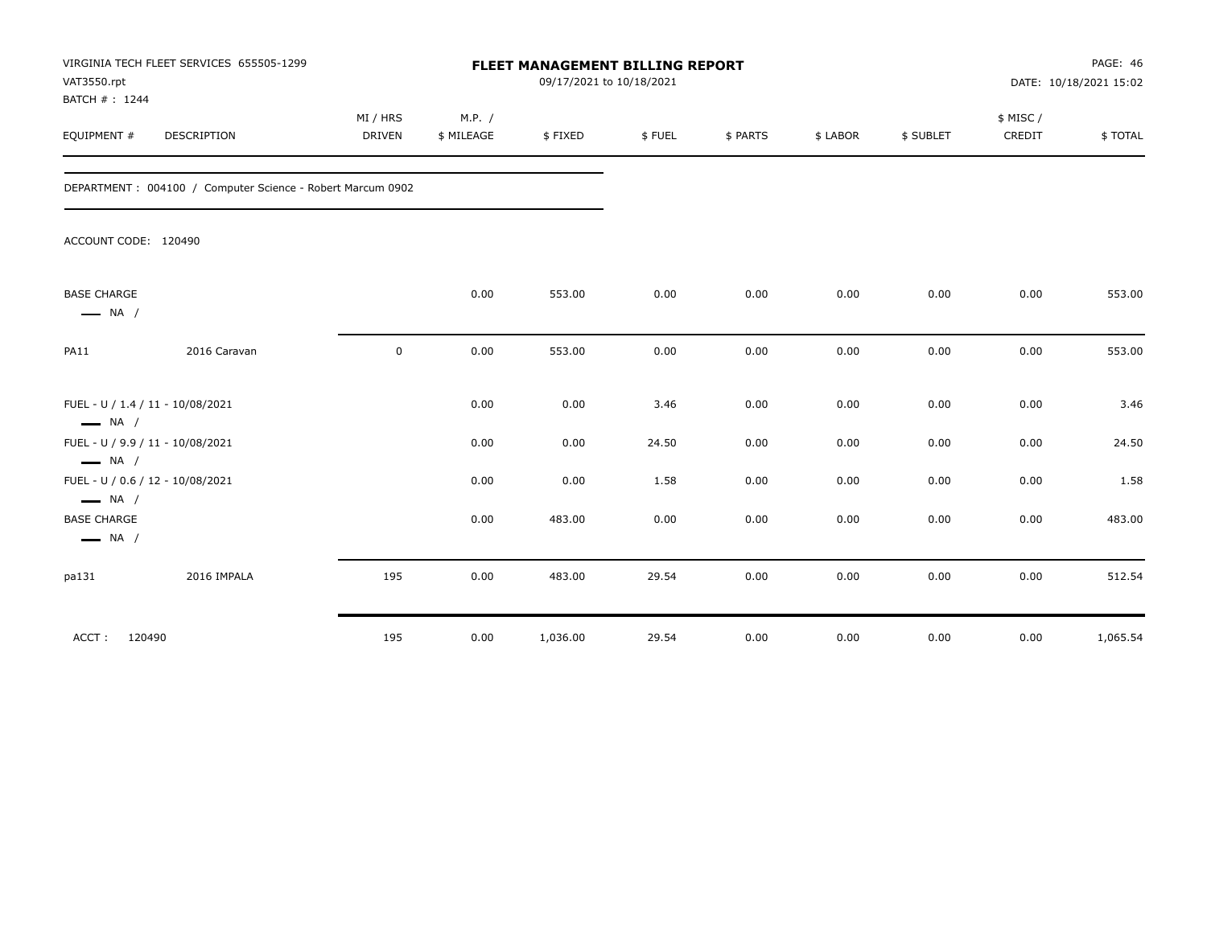VIRGINIA TECH FLEET SERVICES 655505-1299
VAT3550.rpt
BATCH # : 1244

# FLEET MANAGEMENT BILLING REPORT

09/17/2021 to 10/18/2021

DATE: 10/18/2021 15:02

| EQUIPMENT # | DESCRIPTION | MI / HRS DRIVEN | M.P. / $ MILEAGE | $ FIXED | $ FUEL | $ PARTS | $ LABOR | $ SUBLET | $ MISC / CREDIT | $ TOTAL |
|---|---|---|---|---|---|---|---|---|---|---|

DEPARTMENT : 004100 / Computer Science - Robert Marcum 0902

ACCOUNT CODE: 120490

| EQUIPMENT # | DESCRIPTION | MI / HRS DRIVEN | M.P. / $ MILEAGE | $ FIXED | $ FUEL | $ PARTS | $ LABOR | $ SUBLET | $ MISC / CREDIT | $ TOTAL |
|---|---|---|---|---|---|---|---|---|---|---|
| BASE CHARGE — NA / | | | 0.00 | 553.00 | 0.00 | 0.00 | 0.00 | 0.00 | 0.00 | 553.00 |
| PA11 | 2016 Caravan | 0 | 0.00 | 553.00 | 0.00 | 0.00 | 0.00 | 0.00 | 0.00 | 553.00 |
| FUEL - U / 1.4 / 11 - 10/08/2021 — NA / | | | 0.00 | 0.00 | 3.46 | 0.00 | 0.00 | 0.00 | 0.00 | 3.46 |
| FUEL - U / 9.9 / 11 - 10/08/2021 — NA / | | | 0.00 | 0.00 | 24.50 | 0.00 | 0.00 | 0.00 | 0.00 | 24.50 |
| FUEL - U / 0.6 / 12 - 10/08/2021 — NA / | | | 0.00 | 0.00 | 1.58 | 0.00 | 0.00 | 0.00 | 0.00 | 1.58 |
| BASE CHARGE — NA / | | | 0.00 | 483.00 | 0.00 | 0.00 | 0.00 | 0.00 | 0.00 | 483.00 |
| pa131 | 2016 IMPALA | 195 | 0.00 | 483.00 | 29.54 | 0.00 | 0.00 | 0.00 | 0.00 | 512.54 |
| ACCT : 120490 | | 195 | 0.00 | 1,036.00 | 29.54 | 0.00 | 0.00 | 0.00 | 0.00 | 1,065.54 |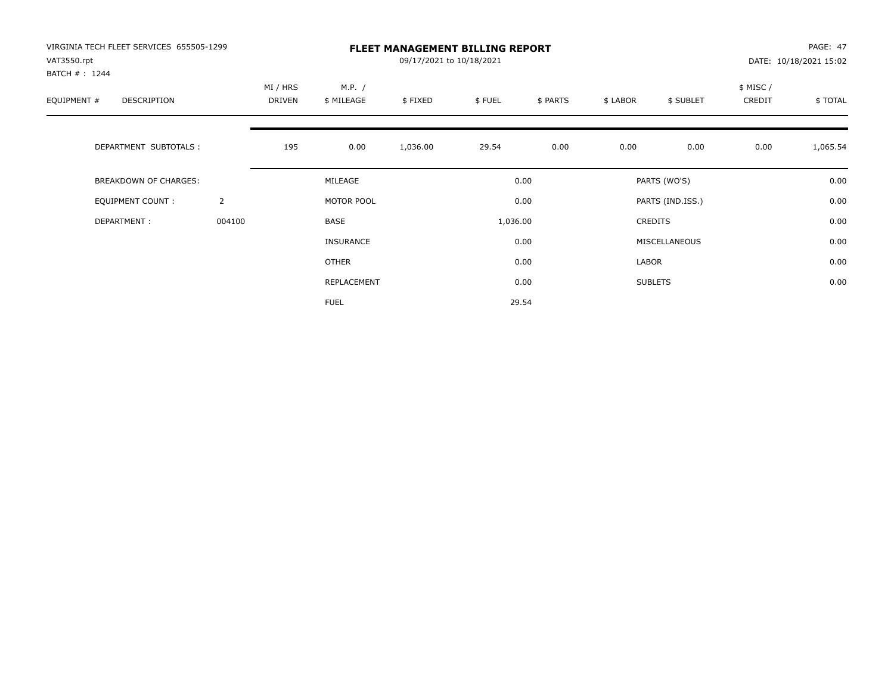VIRGINIA TECH FLEET SERVICES 655505-1299
VAT3550.rpt
BATCH # : 1244

# FLEET MANAGEMENT BILLING REPORT

09/17/2021 to 10/18/2021

PAGE: 47
DATE: 10/18/2021 15:02

| EQUIPMENT # | DESCRIPTION | MI / HRS DRIVEN | M.P. / $ MILEAGE | $ FIXED | $ FUEL | $ PARTS | $ LABOR | $ SUBLET | $ MISC / CREDIT | $ TOTAL |
|---|---|---|---|---|---|---|---|---|---|---|
| | DEPARTMENT SUBTOTALS : | 195 | 0.00 | 1,036.00 | 29.54 | 0.00 | 0.00 | 0.00 | 0.00 | 1,065.54 |

| | | | | | |
|---|---|---|---|---|---|
| BREAKDOWN OF CHARGES: | | MILEAGE | 0.00 | PARTS (WO'S) | 0.00 |
| EQUIPMENT COUNT : | 2 | MOTOR POOL | 0.00 | PARTS (IND.ISS.) | 0.00 |
| DEPARTMENT : | 004100 | BASE | 1,036.00 | CREDITS | 0.00 |
| | | INSURANCE | 0.00 | MISCELLANEOUS | 0.00 |
| | | OTHER | 0.00 | LABOR | 0.00 |
| | | REPLACEMENT | 0.00 | SUBLETS | 0.00 |
| | | FUEL | 29.54 | | |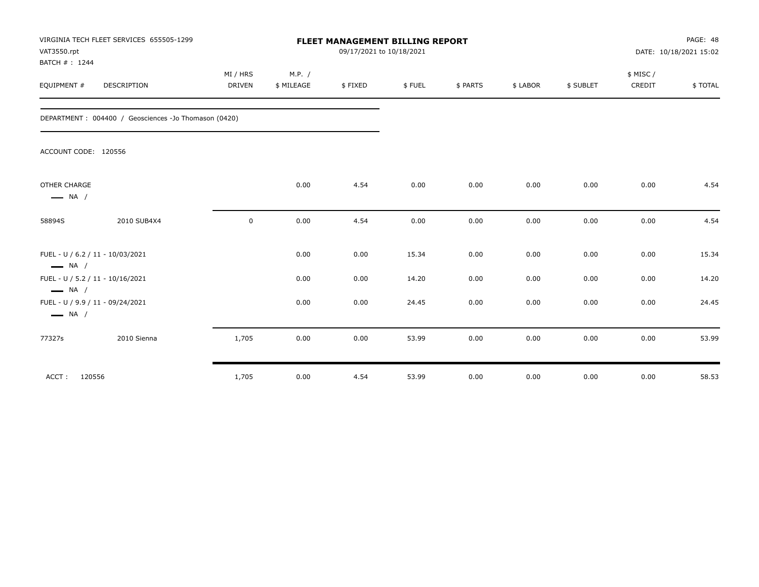VIRGINIA TECH FLEET SERVICES 655505-1299
VAT3550.rpt
BATCH # : 1244

**FLEET MANAGEMENT BILLING REPORT**
09/17/2021 to 10/18/2021

DATE: 10/18/2021 15:02

| EQUIPMENT # | DESCRIPTION | MI / HRS DRIVEN | M.P. / $ MILEAGE | $ FIXED | $ FUEL | $ PARTS | $ LABOR | $ SUBLET | $ MISC / CREDIT | $ TOTAL |
|---|---|---|---|---|---|---|---|---|---|---|
| DEPARTMENT : 004400 / Geosciences -Jo Thomason (0420) | | | | | | | | | | |
| ACCOUNT CODE: 120556 | | | | | | | | | | |
| OTHER CHARGE — NA / | | | 0.00 | 4.54 | 0.00 | 0.00 | 0.00 | 0.00 | 0.00 | 4.54 |
| 58894S | 2010 SUB4X4 | 0 | 0.00 | 4.54 | 0.00 | 0.00 | 0.00 | 0.00 | 0.00 | 4.54 |
| FUEL - U / 6.2 / 11 - 10/03/2021 — NA / | | | 0.00 | 0.00 | 15.34 | 0.00 | 0.00 | 0.00 | 0.00 | 15.34 |
| FUEL - U / 5.2 / 11 - 10/16/2021 — NA / | | | 0.00 | 0.00 | 14.20 | 0.00 | 0.00 | 0.00 | 0.00 | 14.20 |
| FUEL - U / 9.9 / 11 - 09/24/2021 — NA / | | | 0.00 | 0.00 | 24.45 | 0.00 | 0.00 | 0.00 | 0.00 | 24.45 |
| 77327s | 2010 Sienna | 1,705 | 0.00 | 0.00 | 53.99 | 0.00 | 0.00 | 0.00 | 0.00 | 53.99 |
| ACCT : 120556 | | 1,705 | 0.00 | 4.54 | 53.99 | 0.00 | 0.00 | 0.00 | 0.00 | 58.53 |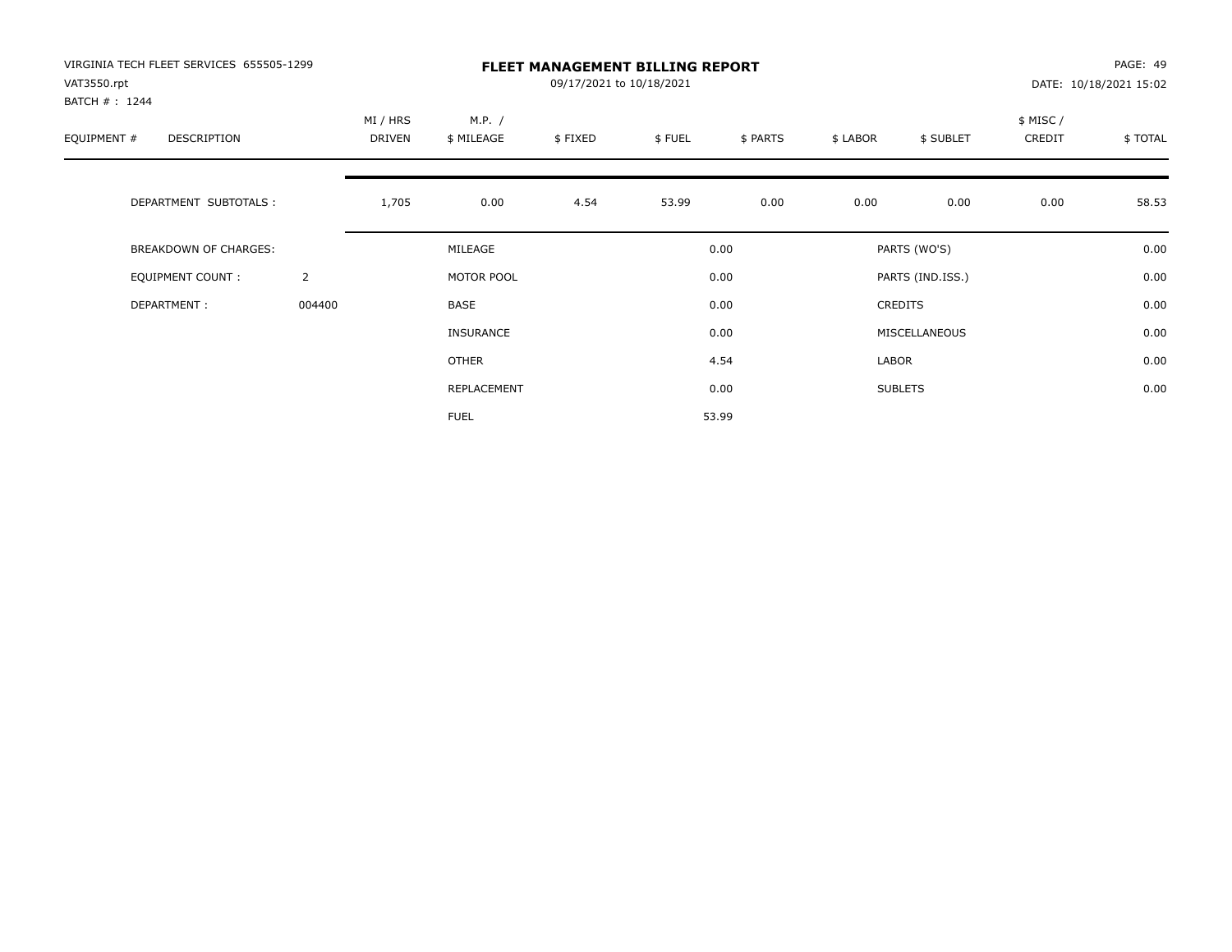VIRGINIA TECH FLEET SERVICES 655505-1299
VAT3550.rpt
BATCH # : 1244

# FLEET MANAGEMENT BILLING REPORT

09/17/2021 to 10/18/2021

PAGE: 49
DATE: 10/18/2021 15:02

| EQUIPMENT # | DESCRIPTION | MI / HRS DRIVEN | M.P. / $ MILEAGE | $ FIXED | $ FUEL | $ PARTS | $ LABOR | $ SUBLET | $ MISC / CREDIT | $ TOTAL |
|---|---|---|---|---|---|---|---|---|---|---|
| | DEPARTMENT SUBTOTALS : | 1,705 | 0.00 | 4.54 | 53.99 | 0.00 | 0.00 | 0.00 | 0.00 | 58.53 |

| BREAKDOWN OF CHARGES: | | | | | |
|---|---|---|---|---|---|
| EQUIPMENT COUNT : | 2 | MILEAGE | 0.00 | PARTS (WO'S) | 0.00 |
| DEPARTMENT : | 004400 | MOTOR POOL | 0.00 | PARTS (IND.ISS.) | 0.00 |
| | | BASE | 0.00 | CREDITS | 0.00 |
| | | INSURANCE | 0.00 | MISCELLANEOUS | 0.00 |
| | | OTHER | 4.54 | LABOR | 0.00 |
| | | REPLACEMENT | 0.00 | SUBLETS | 0.00 |
| | | FUEL | 53.99 | | |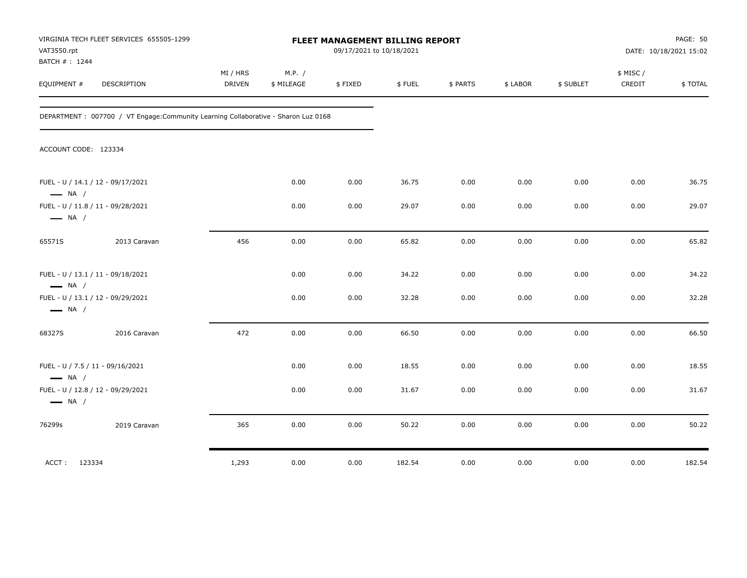VIRGINIA TECH FLEET SERVICES 655505-1299
VAT3550.rpt
BATCH # : 1244

**FLEET MANAGEMENT BILLING REPORT**
09/17/2021 to 10/18/2021

DATE: 10/18/2021 15:02

| EQUIPMENT # | DESCRIPTION | MI / HRS DRIVEN | M.P. / $ MILEAGE | $ FIXED | $ FUEL | $ PARTS | $ LABOR | $ SUBLET | $ MISC / CREDIT | $ TOTAL |
|---|---|---|---|---|---|---|---|---|---|---|

DEPARTMENT : 007700 / VT Engage:Community Learning Collaborative - Sharon Luz 0168

ACCOUNT CODE: 123334

| EQUIPMENT # | DESCRIPTION | MI / HRS DRIVEN | M.P. / $ MILEAGE | $ FIXED | $ FUEL | $ PARTS | $ LABOR | $ SUBLET | $ MISC / CREDIT | $ TOTAL |
|---|---|---|---|---|---|---|---|---|---|---|
| FUEL - U / 14.1 / 12 - 09/17/2021<br>— NA / | | | 0.00 | 0.00 | 36.75 | 0.00 | 0.00 | 0.00 | 0.00 | 36.75 |
| FUEL - U / 11.8 / 11 - 09/28/2021<br>— NA / | | | 0.00 | 0.00 | 29.07 | 0.00 | 0.00 | 0.00 | 0.00 | 29.07 |
| 65571S | 2013 Caravan | 456 | 0.00 | 0.00 | 65.82 | 0.00 | 0.00 | 0.00 | 0.00 | 65.82 |
| FUEL - U / 13.1 / 11 - 09/18/2021<br>— NA / | | | 0.00 | 0.00 | 34.22 | 0.00 | 0.00 | 0.00 | 0.00 | 34.22 |
| FUEL - U / 13.1 / 12 - 09/29/2021<br>— NA / | | | 0.00 | 0.00 | 32.28 | 0.00 | 0.00 | 0.00 | 0.00 | 32.28 |
| 68327S | 2016 Caravan | 472 | 0.00 | 0.00 | 66.50 | 0.00 | 0.00 | 0.00 | 0.00 | 66.50 |
| FUEL - U / 7.5 / 11 - 09/16/2021<br>— NA / | | | 0.00 | 0.00 | 18.55 | 0.00 | 0.00 | 0.00 | 0.00 | 18.55 |
| FUEL - U / 12.8 / 12 - 09/29/2021<br>— NA / | | | 0.00 | 0.00 | 31.67 | 0.00 | 0.00 | 0.00 | 0.00 | 31.67 |
| 76299s | 2019 Caravan | 365 | 0.00 | 0.00 | 50.22 | 0.00 | 0.00 | 0.00 | 0.00 | 50.22 |
| ACCT : 123334 | | 1,293 | 0.00 | 0.00 | 182.54 | 0.00 | 0.00 | 0.00 | 0.00 | 182.54 |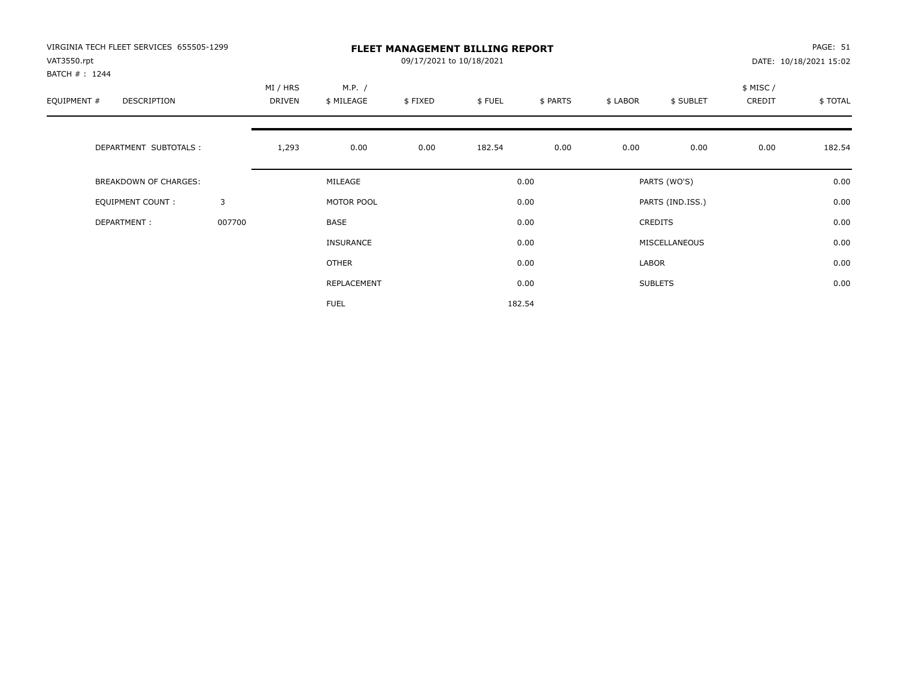VIRGINIA TECH FLEET SERVICES 655505-1299
VAT3550.rpt
BATCH # : 1244

# FLEET MANAGEMENT BILLING REPORT

09/17/2021 to 10/18/2021

DATE: 10/18/2021 15:02

| EQUIPMENT # | DESCRIPTION | MI / HRS DRIVEN | M.P. / $ MILEAGE | $ FIXED | $ FUEL | $ PARTS | $ LABOR | $ SUBLET | $ MISC / CREDIT | $ TOTAL |
|---|---|---|---|---|---|---|---|---|---|---|
| | DEPARTMENT SUBTOTALS : | 1,293 | 0.00 | 0.00 | 182.54 | 0.00 | 0.00 | 0.00 | 0.00 | 182.54 |

| | | | | | |
|---|---|---|---|---|---|
| BREAKDOWN OF CHARGES: | | MILEAGE | 0.00 | PARTS (WO'S) | 0.00 |
| EQUIPMENT COUNT : | 3 | MOTOR POOL | 0.00 | PARTS (IND.ISS.) | 0.00 |
| DEPARTMENT : | 007700 | BASE | 0.00 | CREDITS | 0.00 |
| | | INSURANCE | 0.00 | MISCELLANEOUS | 0.00 |
| | | OTHER | 0.00 | LABOR | 0.00 |
| | | REPLACEMENT | 0.00 | SUBLETS | 0.00 |
| | | FUEL | 182.54 | | |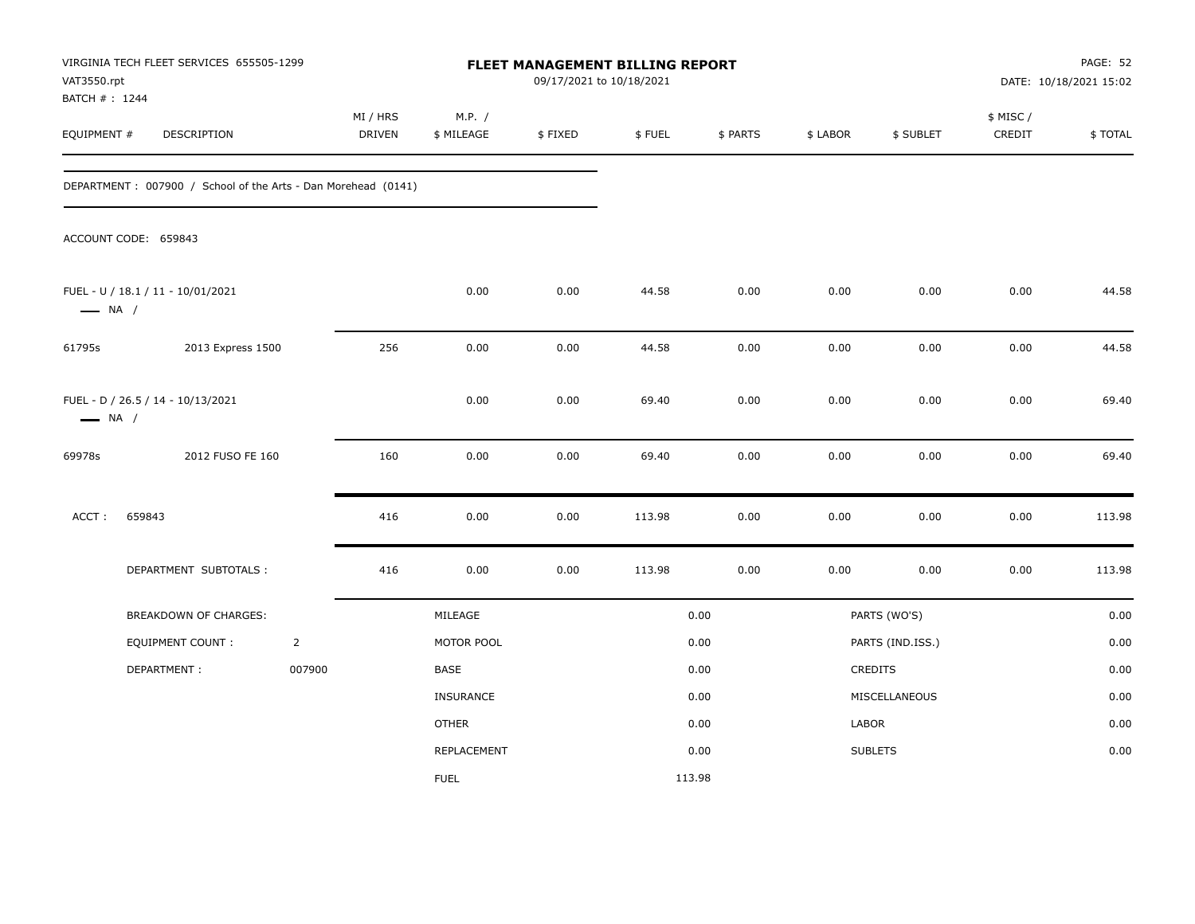VIRGINIA TECH FLEET SERVICES 655505-1299
VAT3550.rpt
BATCH # : 1244

# FLEET MANAGEMENT BILLING REPORT

09/17/2021 to 10/18/2021

DATE: 10/18/2021 15:02

| EQUIPMENT # | DESCRIPTION | MI / HRS DRIVEN | M.P. / $ MILEAGE | $ FIXED | $ FUEL | $ PARTS | $ LABOR | $ SUBLET | $ MISC / CREDIT | $ TOTAL |
|---|---|---|---|---|---|---|---|---|---|---|

DEPARTMENT : 007900 / School of the Arts - Dan Morehead (0141)

ACCOUNT CODE: 659843

| EQUIPMENT # | DESCRIPTION | MI / HRS DRIVEN | M.P. / $ MILEAGE | $ FIXED | $ FUEL | $ PARTS | $ LABOR | $ SUBLET | $ MISC / CREDIT | $ TOTAL |
|---|---|---|---|---|---|---|---|---|---|---|
| FUEL - U / 18.1 / 11 - 10/01/2021 — NA / | | | 0.00 | 0.00 | 44.58 | 0.00 | 0.00 | 0.00 | 0.00 | 44.58 |
| 61795s | 2013 Express 1500 | 256 | 0.00 | 0.00 | 44.58 | 0.00 | 0.00 | 0.00 | 0.00 | 44.58 |
| FUEL - D / 26.5 / 14 - 10/13/2021 — NA / | | | 0.00 | 0.00 | 69.40 | 0.00 | 0.00 | 0.00 | 0.00 | 69.40 |
| 69978s | 2012 FUSO FE 160 | 160 | 0.00 | 0.00 | 69.40 | 0.00 | 0.00 | 0.00 | 0.00 | 69.40 |
| ACCT : 659843 | | 416 | 0.00 | 0.00 | 113.98 | 0.00 | 0.00 | 0.00 | 0.00 | 113.98 |
| DEPARTMENT SUBTOTALS : | | 416 | 0.00 | 0.00 | 113.98 | 0.00 | 0.00 | 0.00 | 0.00 | 113.98 |

| BREAKDOWN OF CHARGES: | | | | | |
|---|---|---|---|---|---|
| EQUIPMENT COUNT : | 2 | MILEAGE | 0.00 | PARTS (WO'S) | 0.00 |
| DEPARTMENT : | 007900 | MOTOR POOL | 0.00 | PARTS (IND.ISS.) | 0.00 |
| | | BASE | 0.00 | CREDITS | 0.00 |
| | | INSURANCE | 0.00 | MISCELLANEOUS | 0.00 |
| | | OTHER | 0.00 | LABOR | 0.00 |
| | | REPLACEMENT | 0.00 | SUBLETS | 0.00 |
| | | FUEL | 113.98 | | |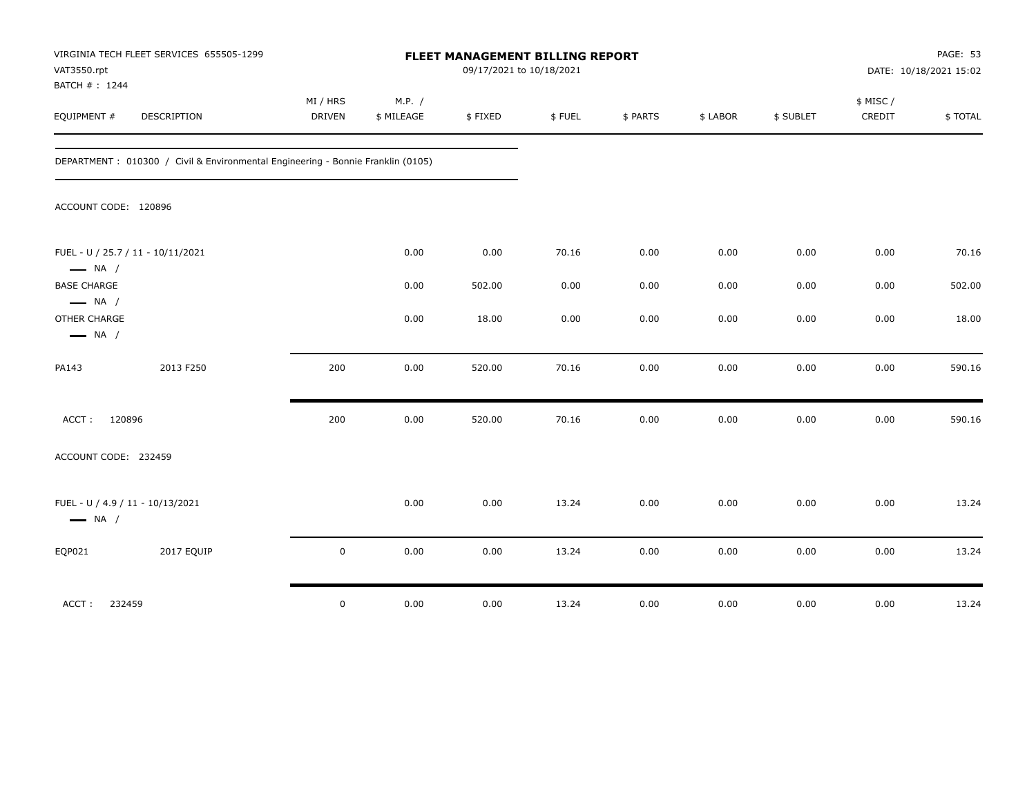VIRGINIA TECH FLEET SERVICES 655505-1299
VAT3550.rpt
BATCH # : 1244

**FLEET MANAGEMENT BILLING REPORT**
09/17/2021 to 10/18/2021

PAGE: 53
DATE: 10/18/2021 15:02

| EQUIPMENT # | DESCRIPTION | MI / HRS DRIVEN | M.P. / $ MILEAGE | $ FIXED | $ FUEL | $ PARTS | $ LABOR | $ SUBLET | $ MISC / CREDIT | $ TOTAL |
|---|---|---|---|---|---|---|---|---|---|---|

DEPARTMENT : 010300 / Civil & Environmental Engineering - Bonnie Franklin (0105)

ACCOUNT CODE: 120896

| EQUIPMENT # | DESCRIPTION | MI / HRS DRIVEN | M.P. / $ MILEAGE | $ FIXED | $ FUEL | $ PARTS | $ LABOR | $ SUBLET | $ MISC / CREDIT | $ TOTAL |
|---|---|---|---|---|---|---|---|---|---|---|
| FUEL - U / 25.7 / 11 - 10/11/2021 NA / | | | 0.00 | 0.00 | 70.16 | 0.00 | 0.00 | 0.00 | 0.00 | 70.16 |
| BASE CHARGE NA / | | | 0.00 | 502.00 | 0.00 | 0.00 | 0.00 | 0.00 | 0.00 | 502.00 |
| OTHER CHARGE NA / | | | 0.00 | 18.00 | 0.00 | 0.00 | 0.00 | 0.00 | 0.00 | 18.00 |
| PA143 | 2013 F250 | 200 | 0.00 | 520.00 | 70.16 | 0.00 | 0.00 | 0.00 | 0.00 | 590.16 |
| ACCT : 120896 | | 200 | 0.00 | 520.00 | 70.16 | 0.00 | 0.00 | 0.00 | 0.00 | 590.16 |

ACCOUNT CODE: 232459

| EQUIPMENT # | DESCRIPTION | MI / HRS DRIVEN | M.P. / $ MILEAGE | $ FIXED | $ FUEL | $ PARTS | $ LABOR | $ SUBLET | $ MISC / CREDIT | $ TOTAL |
|---|---|---|---|---|---|---|---|---|---|---|
| FUEL - U / 4.9 / 11 - 10/13/2021 NA / | | | 0.00 | 0.00 | 13.24 | 0.00 | 0.00 | 0.00 | 0.00 | 13.24 |
| EQP021 | 2017 EQUIP | 0 | 0.00 | 0.00 | 13.24 | 0.00 | 0.00 | 0.00 | 0.00 | 13.24 |
| ACCT : 232459 | | 0 | 0.00 | 0.00 | 13.24 | 0.00 | 0.00 | 0.00 | 0.00 | 13.24 |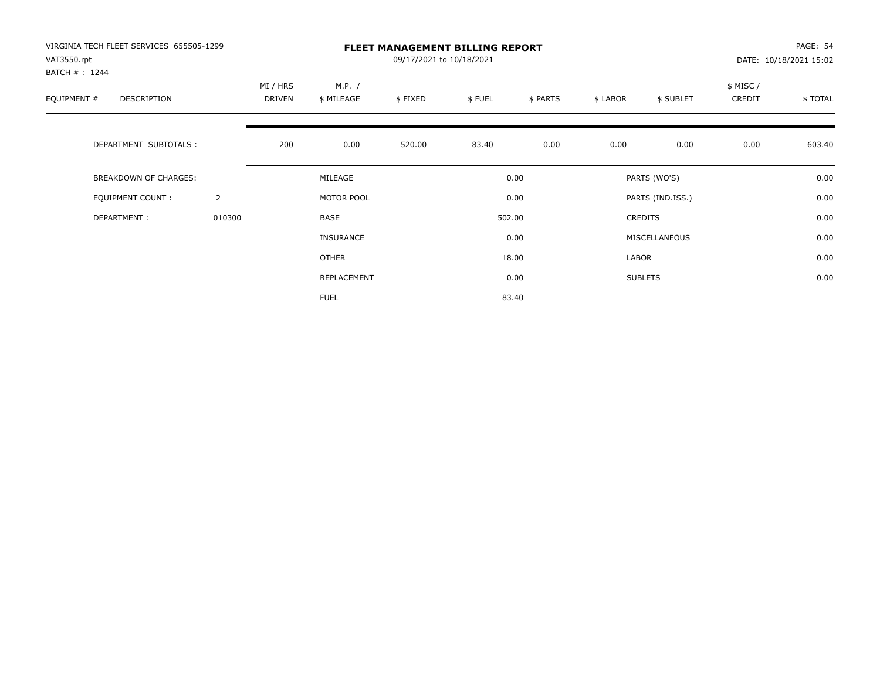VIRGINIA TECH FLEET SERVICES 655505-1299
VAT3550.rpt
BATCH # : 1244

# FLEET MANAGEMENT BILLING REPORT

09/17/2021 to 10/18/2021

DATE: 10/18/2021 15:02

| EQUIPMENT # | DESCRIPTION | MI / HRS DRIVEN | M.P. / $ MILEAGE | $ FIXED | $ FUEL | $ PARTS | $ LABOR | $ SUBLET | $ MISC / CREDIT | $ TOTAL |
|---|---|---|---|---|---|---|---|---|---|---|
| | DEPARTMENT SUBTOTALS : | 200 | 0.00 | 520.00 | 83.40 | 0.00 | 0.00 | 0.00 | 0.00 | 603.40 |

| BREAKDOWN OF CHARGES: | | | | | |
|---|---|---|---|---|---|
| EQUIPMENT COUNT : | 2 | MILEAGE | 0.00 | PARTS (WO'S) | 0.00 |
| DEPARTMENT : | 010300 | MOTOR POOL | 0.00 | PARTS (IND.ISS.) | 0.00 |
| | | BASE | 502.00 | CREDITS | 0.00 |
| | | INSURANCE | 0.00 | MISCELLANEOUS | 0.00 |
| | | OTHER | 18.00 | LABOR | 0.00 |
| | | REPLACEMENT | 0.00 | SUBLETS | 0.00 |
| | | FUEL | 83.40 | | |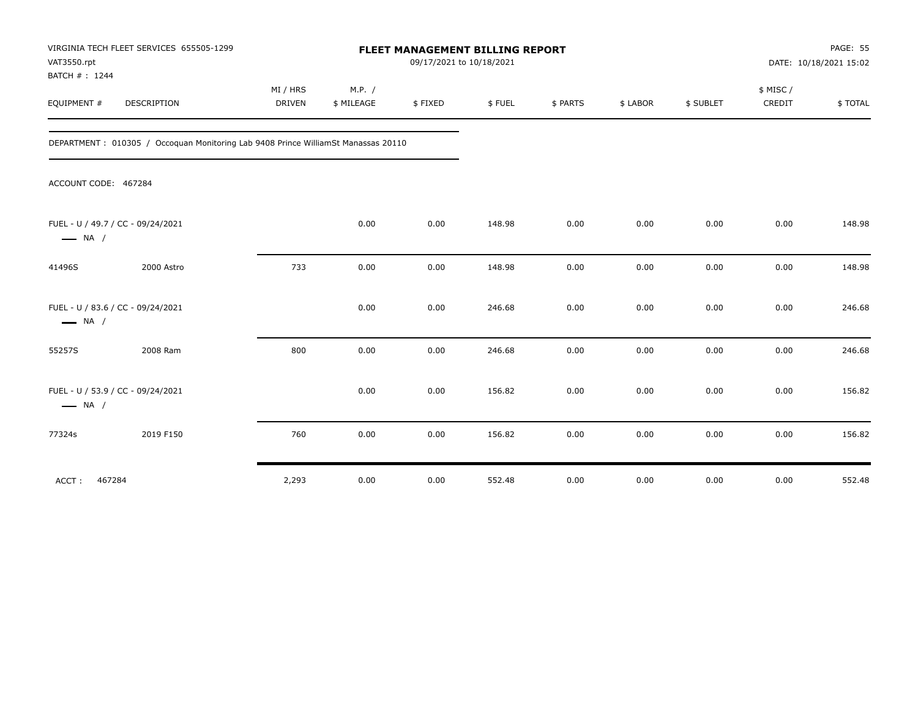VIRGINIA TECH FLEET SERVICES 655505-1299
VAT3550.rpt
BATCH # : 1244

**FLEET MANAGEMENT BILLING REPORT**
09/17/2021 to 10/18/2021

DATE: 10/18/2021 15:02

DEPARTMENT : 010305 / Occoquan Monitoring Lab 9408 Prince WilliamSt Manassas 20110

ACCOUNT CODE: 467284

| EQUIPMENT # | DESCRIPTION | MI / HRS DRIVEN | M.P. / $ MILEAGE | $ FIXED | $ FUEL | $ PARTS | $ LABOR | $ SUBLET | $ MISC / CREDIT | $ TOTAL |
|---|---|---|---|---|---|---|---|---|---|---|
| FUEL - U / 49.7 / CC - 09/24/2021 — NA / | | | 0.00 | 0.00 | 148.98 | 0.00 | 0.00 | 0.00 | 0.00 | 148.98 |
| 41496S | 2000 Astro | 733 | 0.00 | 0.00 | 148.98 | 0.00 | 0.00 | 0.00 | 0.00 | 148.98 |
| FUEL - U / 83.6 / CC - 09/24/2021 — NA / | | | 0.00 | 0.00 | 246.68 | 0.00 | 0.00 | 0.00 | 0.00 | 246.68 |
| 55257S | 2008 Ram | 800 | 0.00 | 0.00 | 246.68 | 0.00 | 0.00 | 0.00 | 0.00 | 246.68 |
| FUEL - U / 53.9 / CC - 09/24/2021 — NA / | | | 0.00 | 0.00 | 156.82 | 0.00 | 0.00 | 0.00 | 0.00 | 156.82 |
| 77324s | 2019 F150 | 760 | 0.00 | 0.00 | 156.82 | 0.00 | 0.00 | 0.00 | 0.00 | 156.82 |
| ACCT : 467284 | | 2,293 | 0.00 | 0.00 | 552.48 | 0.00 | 0.00 | 0.00 | 0.00 | 552.48 |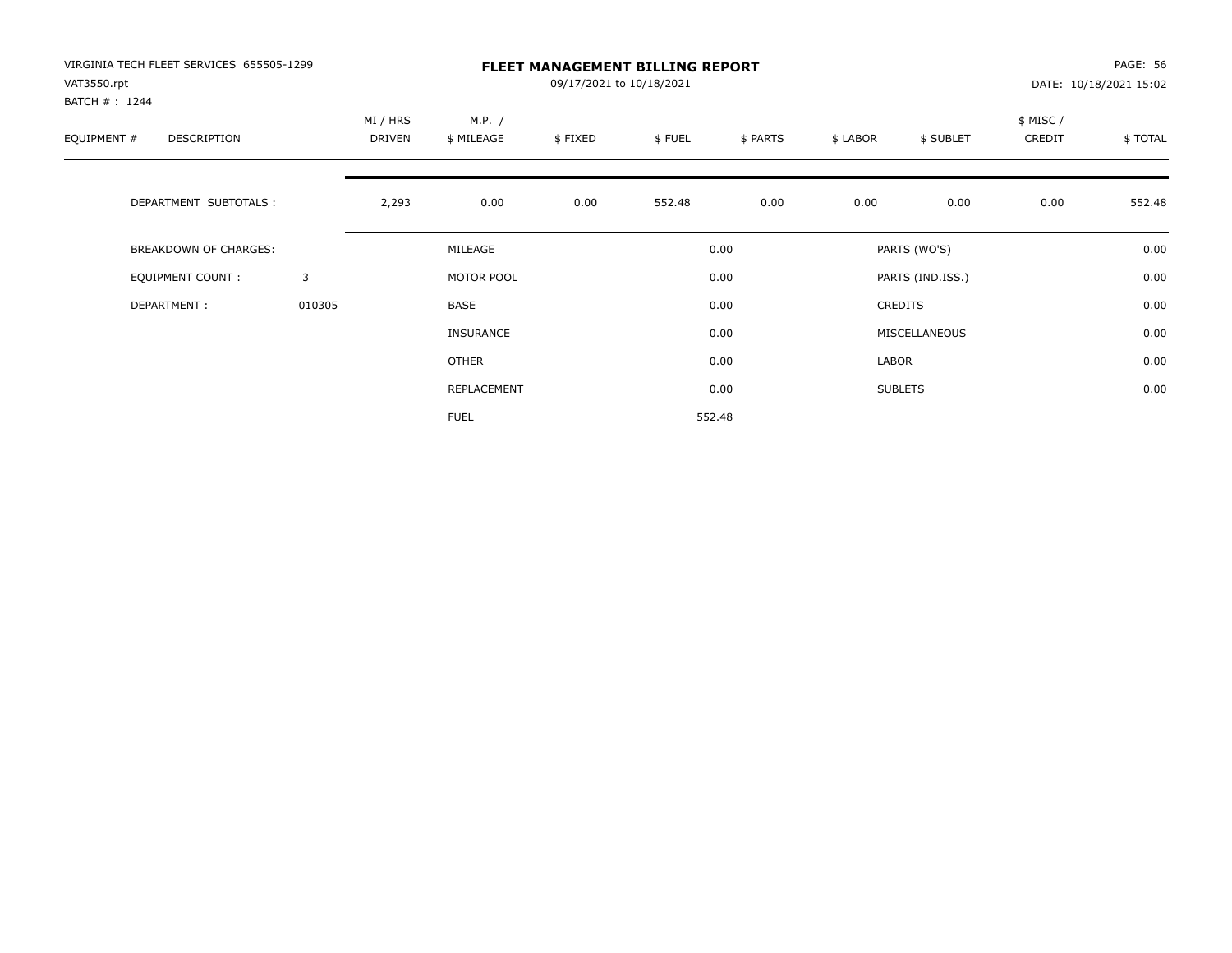VIRGINIA TECH FLEET SERVICES 655505-1299
VAT3550.rpt
BATCH # : 1244

# FLEET MANAGEMENT BILLING REPORT

09/17/2021 to 10/18/2021

DATE: 10/18/2021 15:02

| EQUIPMENT # | DESCRIPTION | MI / HRS DRIVEN | M.P. / $ MILEAGE | $ FIXED | $ FUEL | $ PARTS | $ LABOR | $ SUBLET | $ MISC / CREDIT | $ TOTAL |
|---|---|---|---|---|---|---|---|---|---|---|
| | DEPARTMENT SUBTOTALS : | 2,293 | 0.00 | 0.00 | 552.48 | 0.00 | 0.00 | 0.00 | 0.00 | 552.48 |

| | | | | | |
|---|---|---|---|---|---|
| BREAKDOWN OF CHARGES: | | MILEAGE | 0.00 | PARTS (WO'S) | 0.00 |
| EQUIPMENT COUNT : | 3 | MOTOR POOL | 0.00 | PARTS (IND.ISS.) | 0.00 |
| DEPARTMENT : | 010305 | BASE | 0.00 | CREDITS | 0.00 |
| | | INSURANCE | 0.00 | MISCELLANEOUS | 0.00 |
| | | OTHER | 0.00 | LABOR | 0.00 |
| | | REPLACEMENT | 0.00 | SUBLETS | 0.00 |
| | | FUEL | 552.48 | | |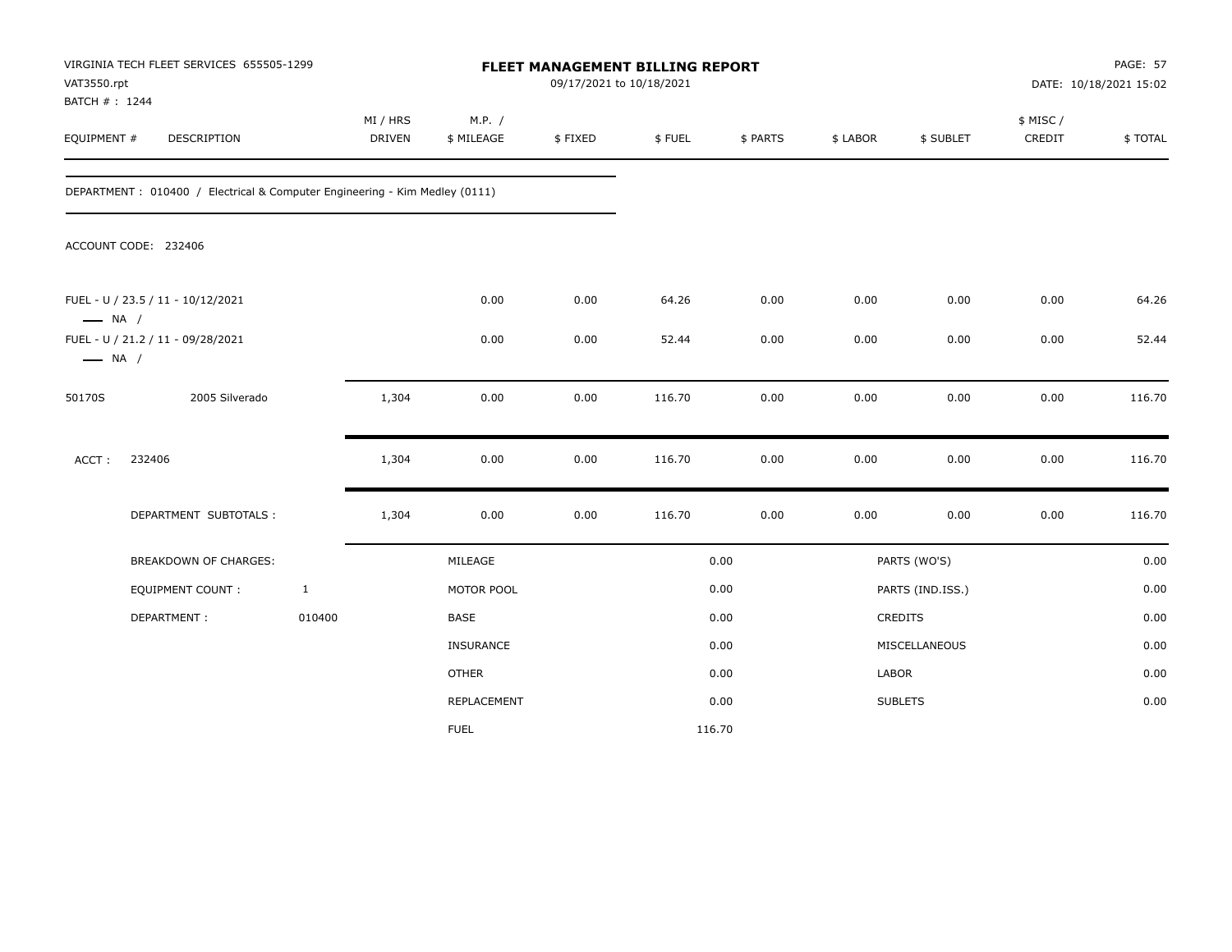VIRGINIA TECH FLEET SERVICES 655505-1299
VAT3550.rpt
BATCH # : 1244

# FLEET MANAGEMENT BILLING REPORT

09/17/2021 to 10/18/2021

PAGE: 57
DATE: 10/18/2021 15:02

| EQUIPMENT # | DESCRIPTION | MI / HRS DRIVEN | M.P. / $ MILEAGE | $ FIXED | $ FUEL | $ PARTS | $ LABOR | $ SUBLET | $ MISC / CREDIT | $ TOTAL |
|---|---|---|---|---|---|---|---|---|---|---|
| DEPARTMENT : 010400 / Electrical & Computer Engineering - Kim Medley (0111) | | | | | | | | | | |
| ACCOUNT CODE: 232406 | | | | | | | | | | |
| FUEL - U / 23.5 / 11 - 10/12/2021 — NA / | | | 0.00 | 0.00 | 64.26 | 0.00 | 0.00 | 0.00 | 0.00 | 64.26 |
| FUEL - U / 21.2 / 11 - 09/28/2021 — NA / | | | 0.00 | 0.00 | 52.44 | 0.00 | 0.00 | 0.00 | 0.00 | 52.44 |
| 50170S | 2005 Silverado | 1,304 | 0.00 | 0.00 | 116.70 | 0.00 | 0.00 | 0.00 | 0.00 | 116.70 |
| ACCT : | 232406 | 1,304 | 0.00 | 0.00 | 116.70 | 0.00 | 0.00 | 0.00 | 0.00 | 116.70 |
| | DEPARTMENT SUBTOTALS : | 1,304 | 0.00 | 0.00 | 116.70 | 0.00 | 0.00 | 0.00 | 0.00 | 116.70 |

| BREAKDOWN OF CHARGES: | | | | | |
|---|---|---|---|---|---|
| EQUIPMENT COUNT : | 1 | MILEAGE | 0.00 | PARTS (WO'S) | 0.00 |
| DEPARTMENT : | 010400 | MOTOR POOL | 0.00 | PARTS (IND.ISS.) | 0.00 |
| | | BASE | 0.00 | CREDITS | 0.00 |
| | | INSURANCE | 0.00 | MISCELLANEOUS | 0.00 |
| | | OTHER | 0.00 | LABOR | 0.00 |
| | | REPLACEMENT | 0.00 | SUBLETS | 0.00 |
| | | FUEL | 116.70 | | |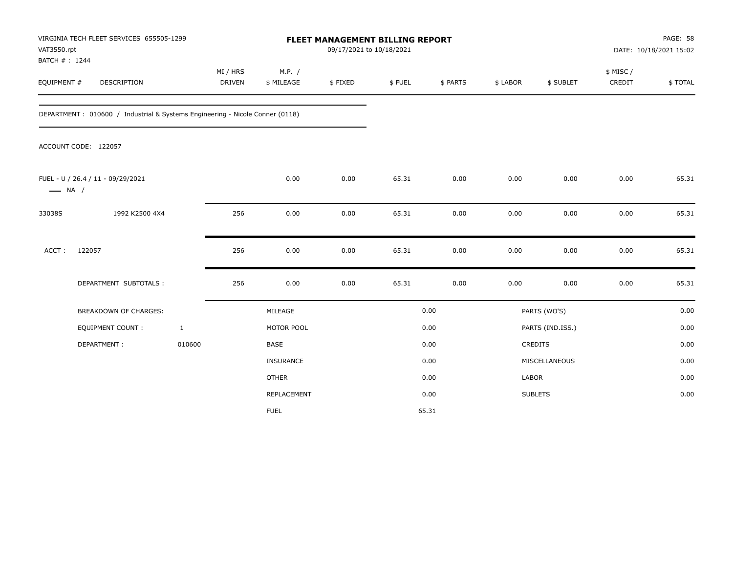VIRGINIA TECH FLEET SERVICES 655505-1299
VAT3550.rpt
BATCH # : 1244

**FLEET MANAGEMENT BILLING REPORT**
09/17/2021 to 10/18/2021

PAGE: 58
DATE: 10/18/2021 15:02

| EQUIPMENT # | DESCRIPTION | MI / HRS DRIVEN | M.P. / $ MILEAGE | $ FIXED | $ FUEL | $ PARTS | $ LABOR | $ SUBLET | $ MISC / CREDIT | $ TOTAL |
|---|---|---|---|---|---|---|---|---|---|---|

DEPARTMENT : 010600 / Industrial & Systems Engineering - Nicole Conner (0118)

ACCOUNT CODE: 122057

| EQUIPMENT # | DESCRIPTION | MI / HRS DRIVEN | M.P. / $ MILEAGE | $ FIXED | $ FUEL | $ PARTS | $ LABOR | $ SUBLET | $ MISC / CREDIT | $ TOTAL |
|---|---|---|---|---|---|---|---|---|---|---|
| FUEL - U / 26.4 / 11 - 09/29/2021 —— NA / | | | 0.00 | 0.00 | 65.31 | 0.00 | 0.00 | 0.00 | 0.00 | 65.31 |
| 33038S | 1992 K2500 4X4 | 256 | 0.00 | 0.00 | 65.31 | 0.00 | 0.00 | 0.00 | 0.00 | 65.31 |
| ACCT : | 122057 | 256 | 0.00 | 0.00 | 65.31 | 0.00 | 0.00 | 0.00 | 0.00 | 65.31 |
| | DEPARTMENT SUBTOTALS : | 256 | 0.00 | 0.00 | 65.31 | 0.00 | 0.00 | 0.00 | 0.00 | 65.31 |

| | | | | | |
|---|---|---|---|---|---|
| BREAKDOWN OF CHARGES: | | MILEAGE | 0.00 | PARTS (WO'S) | 0.00 |
| EQUIPMENT COUNT : | 1 | MOTOR POOL | 0.00 | PARTS (IND.ISS.) | 0.00 |
| DEPARTMENT : | 010600 | BASE | 0.00 | CREDITS | 0.00 |
| | | INSURANCE | 0.00 | MISCELLANEOUS | 0.00 |
| | | OTHER | 0.00 | LABOR | 0.00 |
| | | REPLACEMENT | 0.00 | SUBLETS | 0.00 |
| | | FUEL | 65.31 | | |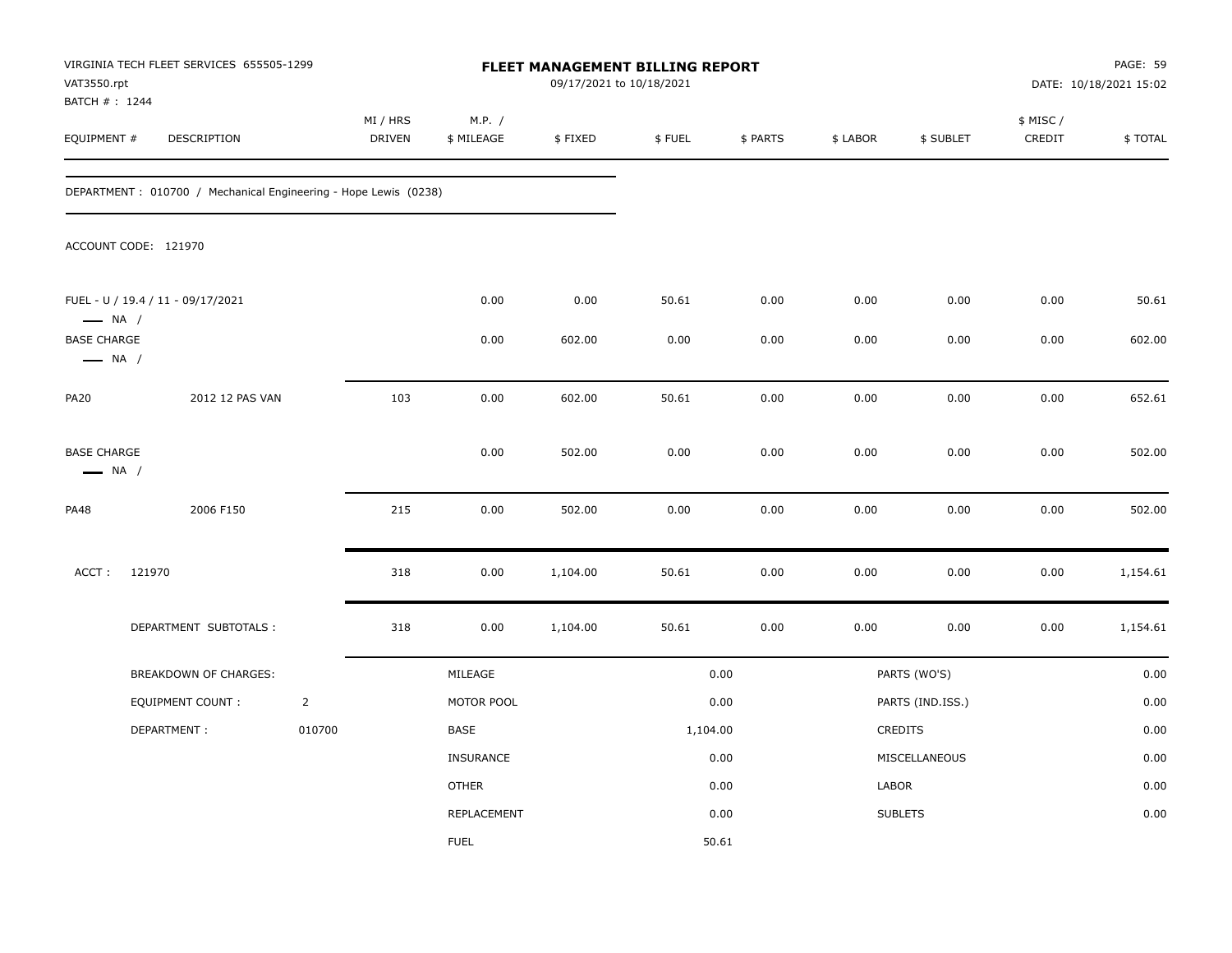VIRGINIA TECH FLEET SERVICES 655505-1299
VAT3550.rpt
BATCH # : 1244

**FLEET MANAGEMENT BILLING REPORT**
09/17/2021 to 10/18/2021

PAGE: 59
DATE: 10/18/2021 15:02

| EQUIPMENT # | DESCRIPTION | MI / HRS DRIVEN | M.P. / $ MILEAGE | $ FIXED | $ FUEL | $ PARTS | $ LABOR | $ SUBLET | $ MISC / CREDIT | $ TOTAL |
|---|---|---|---|---|---|---|---|---|---|---|
| DEPARTMENT : 010700 / Mechanical Engineering - Hope Lewis (0238) | | | | | | | | | | |
| ACCOUNT CODE: 121970 | | | | | | | | | | |
| FUEL - U / 19.4 / 11 - 09/17/2021 — NA / | | | 0.00 | 0.00 | 50.61 | 0.00 | 0.00 | 0.00 | 0.00 | 50.61 |
| BASE CHARGE — NA / | | | 0.00 | 602.00 | 0.00 | 0.00 | 0.00 | 0.00 | 0.00 | 602.00 |
| PA20 | 2012 12 PAS VAN | 103 | 0.00 | 602.00 | 50.61 | 0.00 | 0.00 | 0.00 | 0.00 | 652.61 |
| BASE CHARGE — NA / | | | 0.00 | 502.00 | 0.00 | 0.00 | 0.00 | 0.00 | 0.00 | 502.00 |
| PA48 | 2006 F150 | 215 | 0.00 | 502.00 | 0.00 | 0.00 | 0.00 | 0.00 | 0.00 | 502.00 |
| ACCT : 121970 | | 318 | 0.00 | 1,104.00 | 50.61 | 0.00 | 0.00 | 0.00 | 0.00 | 1,154.61 |
| | DEPARTMENT SUBTOTALS : | 318 | 0.00 | 1,104.00 | 50.61 | 0.00 | 0.00 | 0.00 | 0.00 | 1,154.61 |

| BREAKDOWN OF CHARGES: | | | | | |
|---|---|---|---|---|---|
| EQUIPMENT COUNT : | 2 | MILEAGE | 0.00 | PARTS (WO'S) | 0.00 |
| DEPARTMENT : | 010700 | MOTOR POOL | 0.00 | PARTS (IND.ISS.) | 0.00 |
| | | BASE | 1,104.00 | CREDITS | 0.00 |
| | | INSURANCE | 0.00 | MISCELLANEOUS | 0.00 |
| | | OTHER | 0.00 | LABOR | 0.00 |
| | | REPLACEMENT | 0.00 | SUBLETS | 0.00 |
| | | FUEL | 50.61 | | |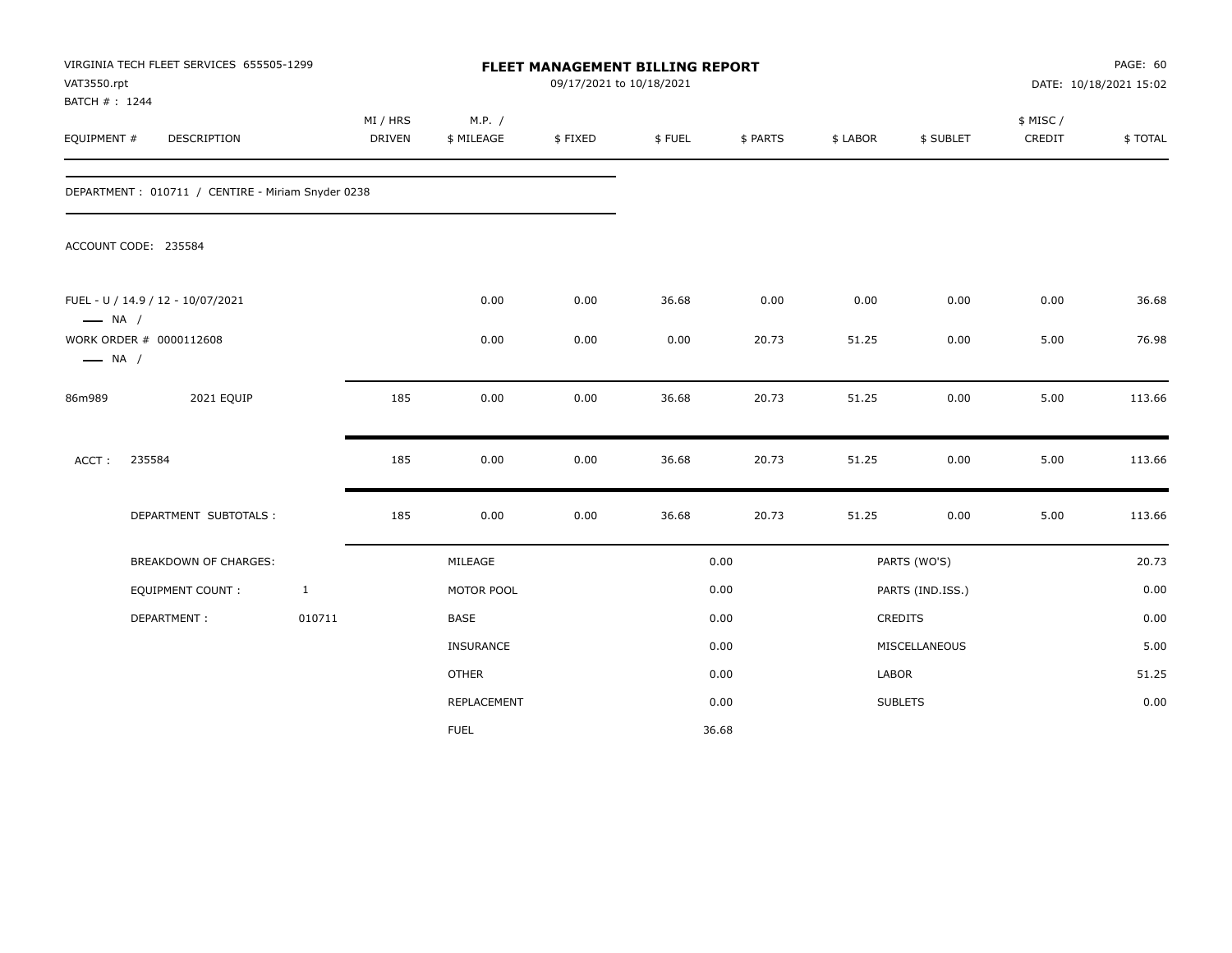VIRGINIA TECH FLEET SERVICES 655505-1299
VAT3550.rpt
BATCH # : 1244

# FLEET MANAGEMENT BILLING REPORT

09/17/2021 to 10/18/2021

DATE: 10/18/2021 15:02

| EQUIPMENT # | DESCRIPTION | MI / HRS DRIVEN | M.P. / $ MILEAGE | $ FIXED | $ FUEL | $ PARTS | $ LABOR | $ SUBLET | $ MISC / CREDIT | $ TOTAL |
|---|---|---|---|---|---|---|---|---|---|---|
| DEPARTMENT : 010711 / CENTIRE - Miriam Snyder 0238 | | | | | | | | | | |
| ACCOUNT CODE: 235584 | | | | | | | | | | |
| FUEL - U / 14.9 / 12 - 10/07/2021 — NA / | | | 0.00 | 0.00 | 36.68 | 0.00 | 0.00 | 0.00 | 0.00 | 36.68 |
| WORK ORDER # 0000112608 — NA / | | | 0.00 | 0.00 | 0.00 | 20.73 | 51.25 | 0.00 | 5.00 | 76.98 |
| 86m989 | 2021 EQUIP | 185 | 0.00 | 0.00 | 36.68 | 20.73 | 51.25 | 0.00 | 5.00 | 113.66 |
| ACCT : | 235584 | 185 | 0.00 | 0.00 | 36.68 | 20.73 | 51.25 | 0.00 | 5.00 | 113.66 |
| | DEPARTMENT SUBTOTALS : | 185 | 0.00 | 0.00 | 36.68 | 20.73 | 51.25 | 0.00 | 5.00 | 113.66 |

| BREAKDOWN OF CHARGES: | | | | | |
|---|---|---|---|---|---|
| | | MILEAGE | 0.00 | PARTS (WO'S) | 20.73 |
| EQUIPMENT COUNT : | 1 | MOTOR POOL | 0.00 | PARTS (IND.ISS.) | 0.00 |
| DEPARTMENT : | 010711 | BASE | 0.00 | CREDITS | 0.00 |
| | | INSURANCE | 0.00 | MISCELLANEOUS | 5.00 |
| | | OTHER | 0.00 | LABOR | 51.25 |
| | | REPLACEMENT | 0.00 | SUBLETS | 0.00 |
| | | FUEL | 36.68 | | |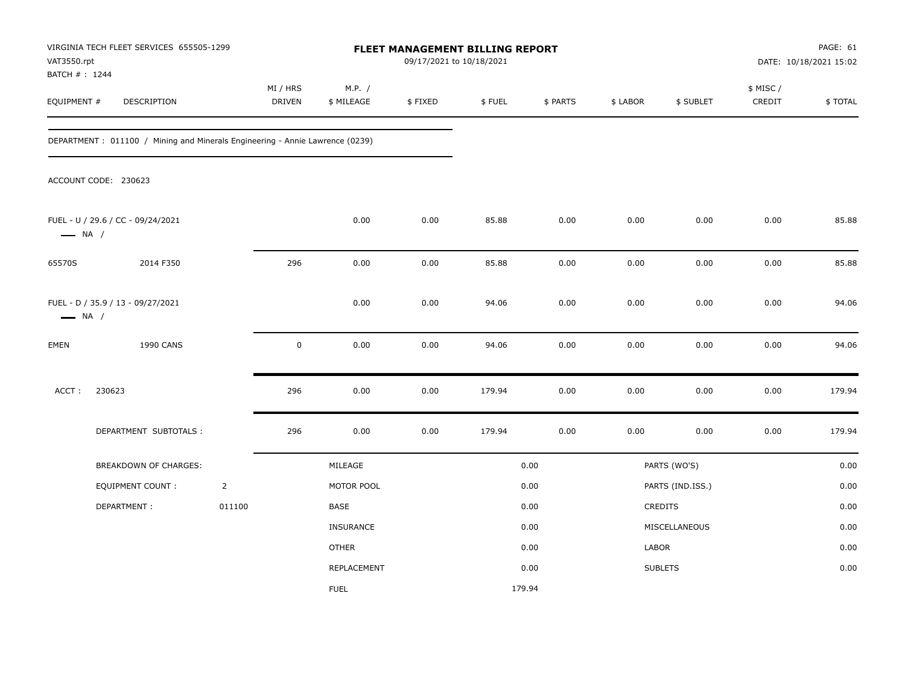VIRGINIA TECH FLEET SERVICES 655505-1299
VAT3550.rpt
BATCH # : 1244

# FLEET MANAGEMENT BILLING REPORT

09/17/2021 to 10/18/2021

PAGE: 61
DATE: 10/18/2021 15:02

| EQUIPMENT # | DESCRIPTION | MI / HRS DRIVEN | M.P. / $ MILEAGE | $ FIXED | $ FUEL | $ PARTS | $ LABOR | $ SUBLET | $ MISC / CREDIT | $ TOTAL |
|---|---|---|---|---|---|---|---|---|---|---|

DEPARTMENT : 011100 / Mining and Minerals Engineering - Annie Lawrence (0239)

ACCOUNT CODE: 230623

| EQUIPMENT # | DESCRIPTION | MI / HRS DRIVEN | M.P. / $ MILEAGE | $ FIXED | $ FUEL | $ PARTS | $ LABOR | $ SUBLET | $ MISC / CREDIT | $ TOTAL |
|---|---|---|---|---|---|---|---|---|---|---|
| FUEL - U / 29.6 / CC - 09/24/2021 — NA / | | | 0.00 | 0.00 | 85.88 | 0.00 | 0.00 | 0.00 | 0.00 | 85.88 |
| 65570S | 2014 F350 | 296 | 0.00 | 0.00 | 85.88 | 0.00 | 0.00 | 0.00 | 0.00 | 85.88 |
| FUEL - D / 35.9 / 13 - 09/27/2021 — NA / | | | 0.00 | 0.00 | 94.06 | 0.00 | 0.00 | 0.00 | 0.00 | 94.06 |
| EMEN | 1990 CANS | 0 | 0.00 | 0.00 | 94.06 | 0.00 | 0.00 | 0.00 | 0.00 | 94.06 |
| ACCT : | 230623 | 296 | 0.00 | 0.00 | 179.94 | 0.00 | 0.00 | 0.00 | 0.00 | 179.94 |
| | DEPARTMENT SUBTOTALS : | 296 | 0.00 | 0.00 | 179.94 | 0.00 | 0.00 | 0.00 | 0.00 | 179.94 |

| BREAKDOWN OF CHARGES: | | | | | |
|---|---|---|---|---|---|
| EQUIPMENT COUNT : | 2 | MILEAGE | 0.00 | PARTS (WO'S) | 0.00 |
| DEPARTMENT : | 011100 | MOTOR POOL | 0.00 | PARTS (IND.ISS.) | 0.00 |
| | | BASE | 0.00 | CREDITS | 0.00 |
| | | INSURANCE | 0.00 | MISCELLANEOUS | 0.00 |
| | | OTHER | 0.00 | LABOR | 0.00 |
| | | REPLACEMENT | 0.00 | SUBLETS | 0.00 |
| | | FUEL | 179.94 | | |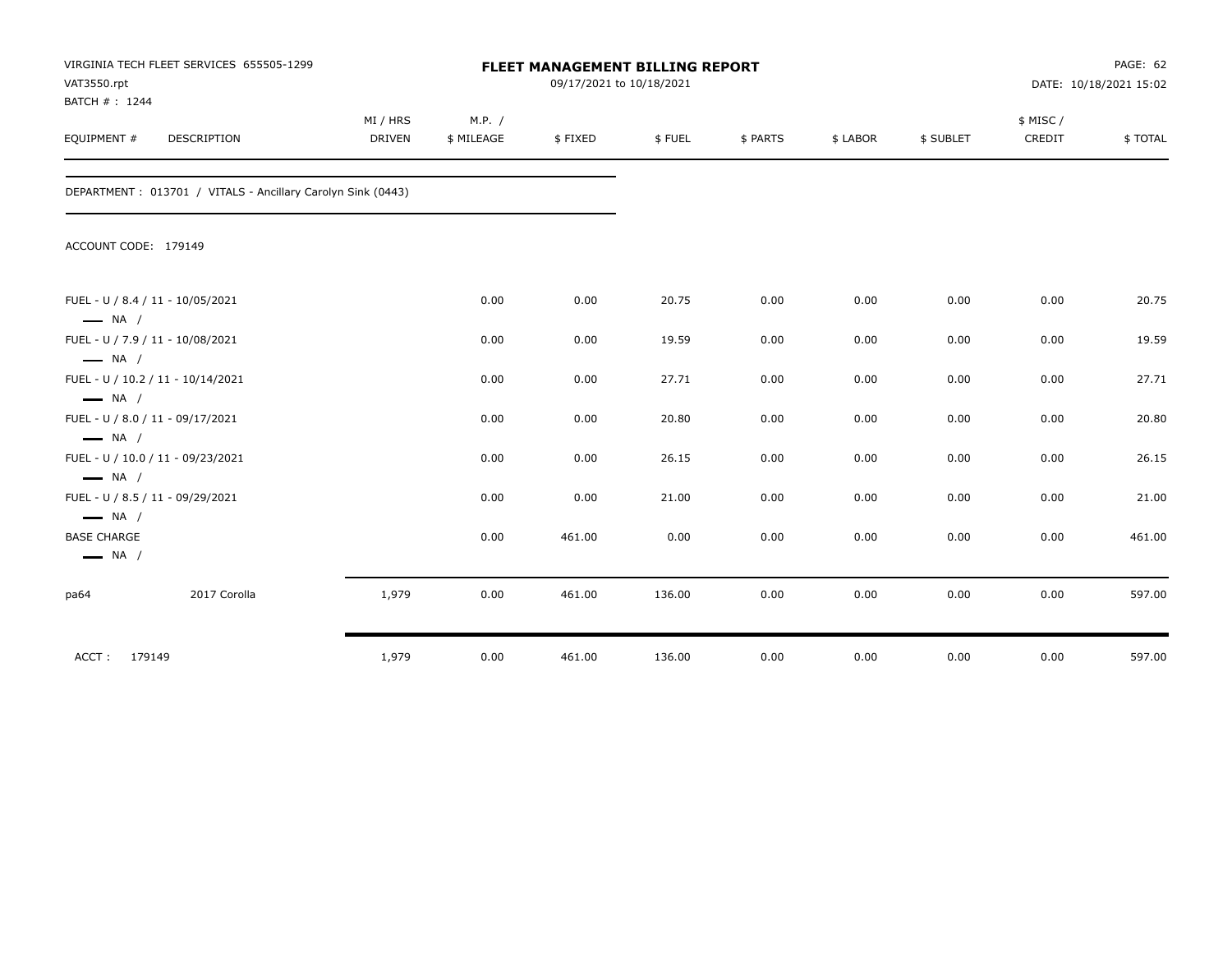VIRGINIA TECH FLEET SERVICES 655505-1299
VAT3550.rpt
BATCH # : 1244

**FLEET MANAGEMENT BILLING REPORT**
09/17/2021 to 10/18/2021

DATE: 10/18/2021 15:02

DEPARTMENT : 013701 / VITALS - Ancillary Carolyn Sink (0443)

ACCOUNT CODE: 179149

| EQUIPMENT # | DESCRIPTION | MI / HRS DRIVEN | M.P. / $ MILEAGE | $ FIXED | $ FUEL | $ PARTS | $ LABOR | $ SUBLET | $ MISC / CREDIT | $ TOTAL |
|---|---|---|---|---|---|---|---|---|---|---|
| FUEL - U / 8.4 / 11 - 10/05/2021 — NA / | | | 0.00 | 0.00 | 20.75 | 0.00 | 0.00 | 0.00 | 0.00 | 20.75 |
| FUEL - U / 7.9 / 11 - 10/08/2021 — NA / | | | 0.00 | 0.00 | 19.59 | 0.00 | 0.00 | 0.00 | 0.00 | 19.59 |
| FUEL - U / 10.2 / 11 - 10/14/2021 — NA / | | | 0.00 | 0.00 | 27.71 | 0.00 | 0.00 | 0.00 | 0.00 | 27.71 |
| FUEL - U / 8.0 / 11 - 09/17/2021 — NA / | | | 0.00 | 0.00 | 20.80 | 0.00 | 0.00 | 0.00 | 0.00 | 20.80 |
| FUEL - U / 10.0 / 11 - 09/23/2021 — NA / | | | 0.00 | 0.00 | 26.15 | 0.00 | 0.00 | 0.00 | 0.00 | 26.15 |
| FUEL - U / 8.5 / 11 - 09/29/2021 — NA / | | | 0.00 | 0.00 | 21.00 | 0.00 | 0.00 | 0.00 | 0.00 | 21.00 |
| BASE CHARGE — NA / | | | 0.00 | 461.00 | 0.00 | 0.00 | 0.00 | 0.00 | 0.00 | 461.00 |
| pa64 | 2017 Corolla | 1,979 | 0.00 | 461.00 | 136.00 | 0.00 | 0.00 | 0.00 | 0.00 | 597.00 |
| ACCT : 179149 | | 1,979 | 0.00 | 461.00 | 136.00 | 0.00 | 0.00 | 0.00 | 0.00 | 597.00 |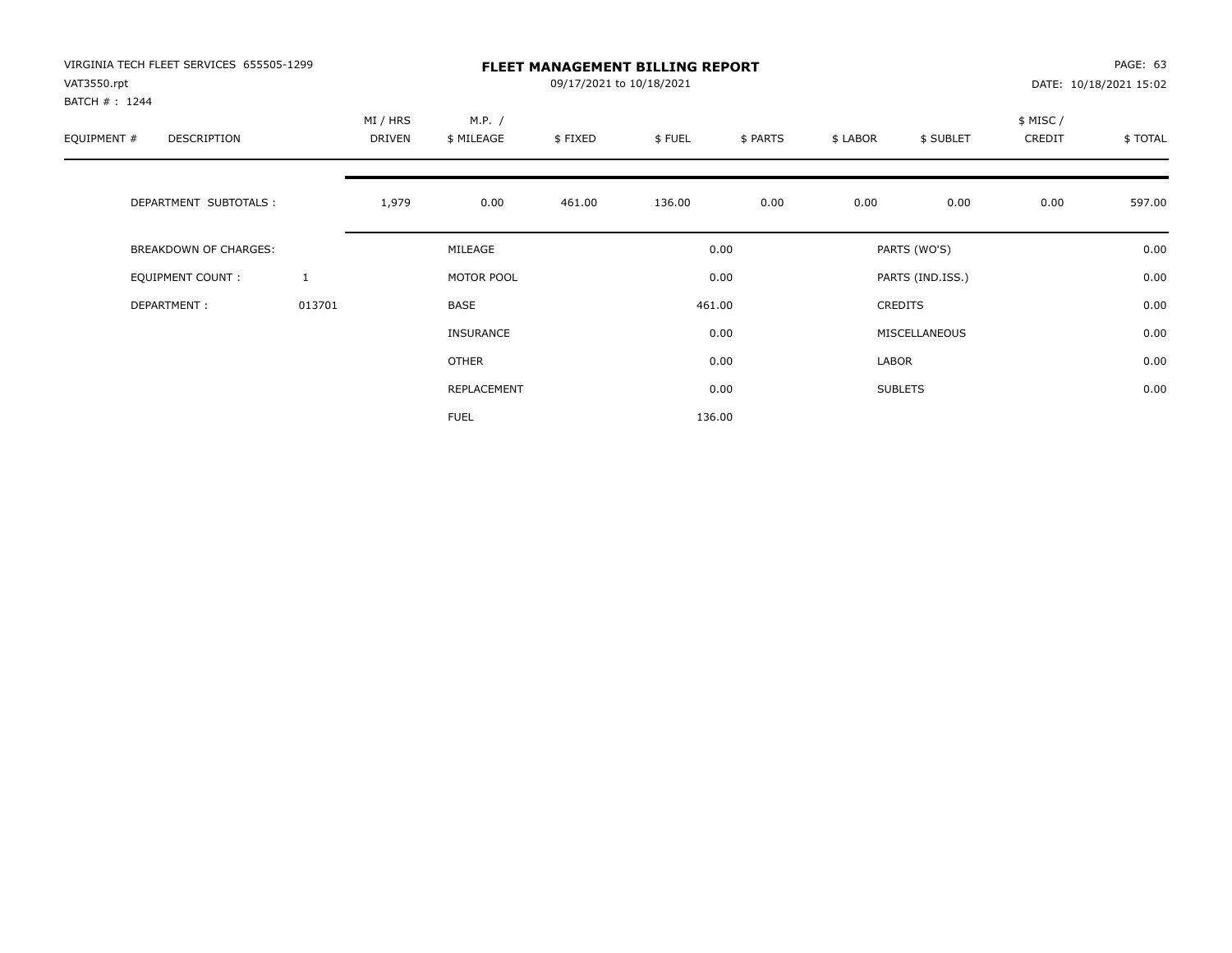VIRGINIA TECH FLEET SERVICES 655505-1299
VAT3550.rpt
BATCH # : 1244

# FLEET MANAGEMENT BILLING REPORT

09/17/2021 to 10/18/2021

DATE: 10/18/2021 15:02

| EQUIPMENT # | DESCRIPTION | MI / HRS DRIVEN | M.P. / $ MILEAGE | $ FIXED | $ FUEL | $ PARTS | $ LABOR | $ SUBLET | $ MISC / CREDIT | $ TOTAL |
|---|---|---|---|---|---|---|---|---|---|---|
| | DEPARTMENT SUBTOTALS : | 1,979 | 0.00 | 461.00 | 136.00 | 0.00 | 0.00 | 0.00 | 0.00 | 597.00 |

| BREAKDOWN OF CHARGES: | | | | | |
|---|---|---|---|---|---|
| EQUIPMENT COUNT : | 1 | MILEAGE | 0.00 | PARTS (WO'S) | 0.00 |
| DEPARTMENT : | 013701 | MOTOR POOL | 0.00 | PARTS (IND.ISS.) | 0.00 |
| | | BASE | 461.00 | CREDITS | 0.00 |
| | | INSURANCE | 0.00 | MISCELLANEOUS | 0.00 |
| | | OTHER | 0.00 | LABOR | 0.00 |
| | | REPLACEMENT | 0.00 | SUBLETS | 0.00 |
| | | FUEL | 136.00 | | |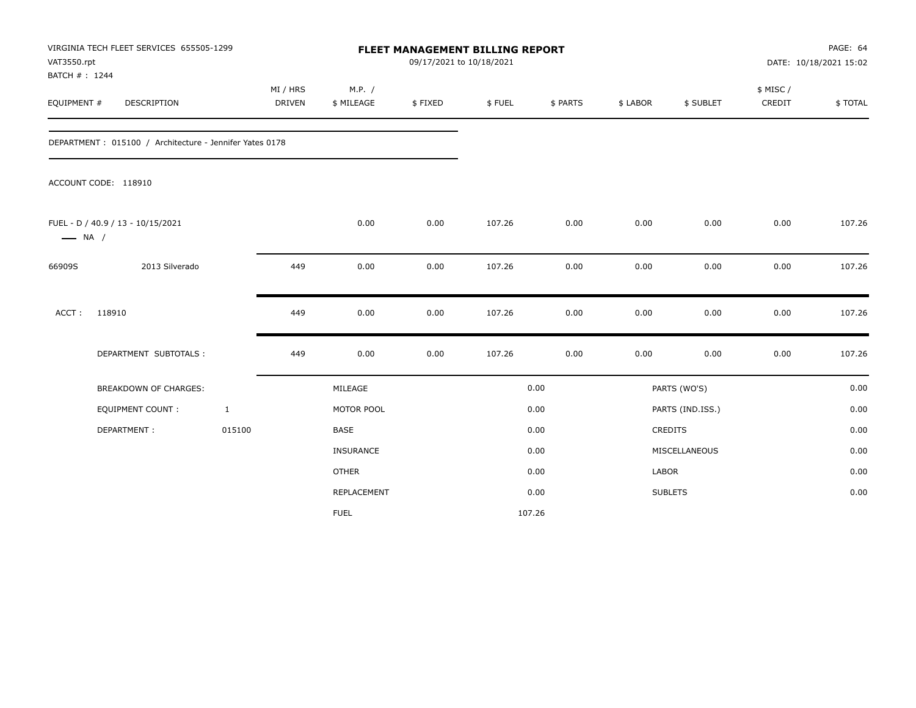VIRGINIA TECH FLEET SERVICES 655505-1299
VAT3550.rpt
BATCH # : 1244

**FLEET MANAGEMENT BILLING REPORT**
09/17/2021 to 10/18/2021

DATE: 10/18/2021 15:02

| EQUIPMENT # | DESCRIPTION | MI / HRS DRIVEN | M.P. / $ MILEAGE | $ FIXED | $ FUEL | $ PARTS | $ LABOR | $ SUBLET | $ MISC / CREDIT | $ TOTAL |
|---|---|---|---|---|---|---|---|---|---|---|

DEPARTMENT : 015100 / Architecture - Jennifer Yates 0178

ACCOUNT CODE: 118910

| EQUIPMENT # | DESCRIPTION | MI / HRS DRIVEN | M.P. / $ MILEAGE | $ FIXED | $ FUEL | $ PARTS | $ LABOR | $ SUBLET | $ MISC / CREDIT | $ TOTAL |
|---|---|---|---|---|---|---|---|---|---|---|
| FUEL - D / 40.9 / 13 - 10/15/2021 — NA / | | | 0.00 | 0.00 | 107.26 | 0.00 | 0.00 | 0.00 | 0.00 | 107.26 |
| 66909S | 2013 Silverado | 449 | 0.00 | 0.00 | 107.26 | 0.00 | 0.00 | 0.00 | 0.00 | 107.26 |
| ACCT : | 118910 | 449 | 0.00 | 0.00 | 107.26 | 0.00 | 0.00 | 0.00 | 0.00 | 107.26 |
| | DEPARTMENT SUBTOTALS : | 449 | 0.00 | 0.00 | 107.26 | 0.00 | 0.00 | 0.00 | 0.00 | 107.26 |

| BREAKDOWN OF CHARGES: | | | | | |
|---|---|---|---|---|---|
| EQUIPMENT COUNT : | 1 | MILEAGE | 0.00 | PARTS (WO'S) | 0.00 |
| DEPARTMENT : | 015100 | MOTOR POOL | 0.00 | PARTS (IND.ISS.) | 0.00 |
| | | BASE | 0.00 | CREDITS | 0.00 |
| | | INSURANCE | 0.00 | MISCELLANEOUS | 0.00 |
| | | OTHER | 0.00 | LABOR | 0.00 |
| | | REPLACEMENT | 0.00 | SUBLETS | 0.00 |
| | | FUEL | 107.26 | | |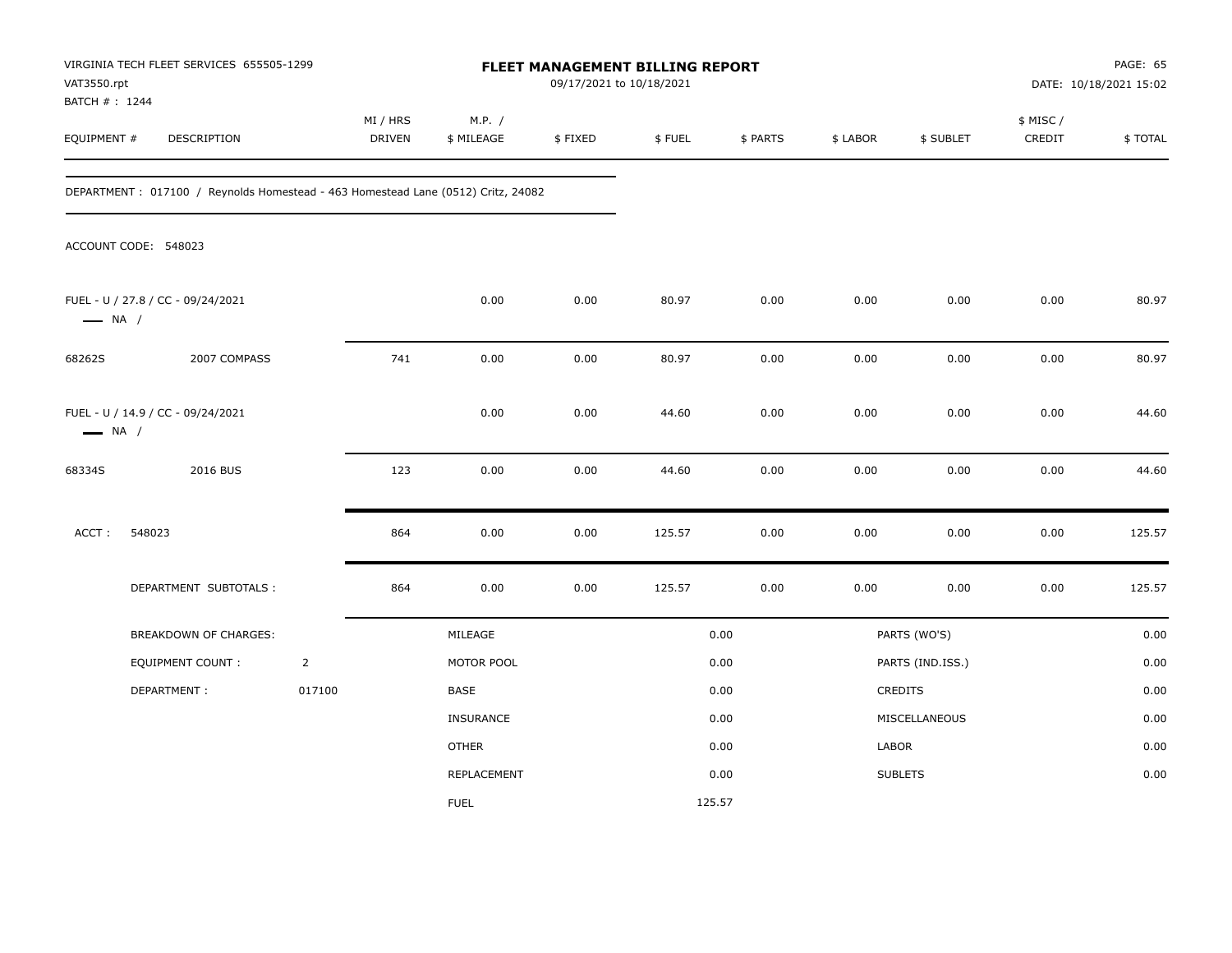VIRGINIA TECH FLEET SERVICES 655505-1299
VAT3550.rpt
BATCH # : 1244

# FLEET MANAGEMENT BILLING REPORT

09/17/2021 to 10/18/2021

DATE: 10/18/2021 15:02

| EQUIPMENT # | DESCRIPTION | MI / HRS DRIVEN | M.P. / $ MILEAGE | $ FIXED | $ FUEL | $ PARTS | $ LABOR | $ SUBLET | $ MISC / CREDIT | $ TOTAL |
|---|---|---|---|---|---|---|---|---|---|---|

DEPARTMENT : 017100 / Reynolds Homestead - 463 Homestead Lane (0512) Critz, 24082

ACCOUNT CODE: 548023

| EQUIPMENT # | DESCRIPTION | MI / HRS DRIVEN | M.P. / $ MILEAGE | $ FIXED | $ FUEL | $ PARTS | $ LABOR | $ SUBLET | $ MISC / CREDIT | $ TOTAL |
|---|---|---|---|---|---|---|---|---|---|---|
| FUEL - U / 27.8 / CC - 09/24/2021 — NA / | | | 0.00 | 0.00 | 80.97 | 0.00 | 0.00 | 0.00 | 0.00 | 80.97 |
| 68262S | 2007 COMPASS | 741 | 0.00 | 0.00 | 80.97 | 0.00 | 0.00 | 0.00 | 0.00 | 80.97 |
| FUEL - U / 14.9 / CC - 09/24/2021 — NA / | | | 0.00 | 0.00 | 44.60 | 0.00 | 0.00 | 0.00 | 0.00 | 44.60 |
| 68334S | 2016 BUS | 123 | 0.00 | 0.00 | 44.60 | 0.00 | 0.00 | 0.00 | 0.00 | 44.60 |
| ACCT : 548023 | | 864 | 0.00 | 0.00 | 125.57 | 0.00 | 0.00 | 0.00 | 0.00 | 125.57 |
| | DEPARTMENT SUBTOTALS : | 864 | 0.00 | 0.00 | 125.57 | 0.00 | 0.00 | 0.00 | 0.00 | 125.57 |

| BREAKDOWN OF CHARGES: | | | | | |
|---|---|---|---|---|---|
| | | MILEAGE | 0.00 | PARTS (WO'S) | 0.00 |
| EQUIPMENT COUNT : | 2 | MOTOR POOL | 0.00 | PARTS (IND.ISS.) | 0.00 |
| DEPARTMENT : | 017100 | BASE | 0.00 | CREDITS | 0.00 |
| | | INSURANCE | 0.00 | MISCELLANEOUS | 0.00 |
| | | OTHER | 0.00 | LABOR | 0.00 |
| | | REPLACEMENT | 0.00 | SUBLETS | 0.00 |
| | | FUEL | 125.57 | | |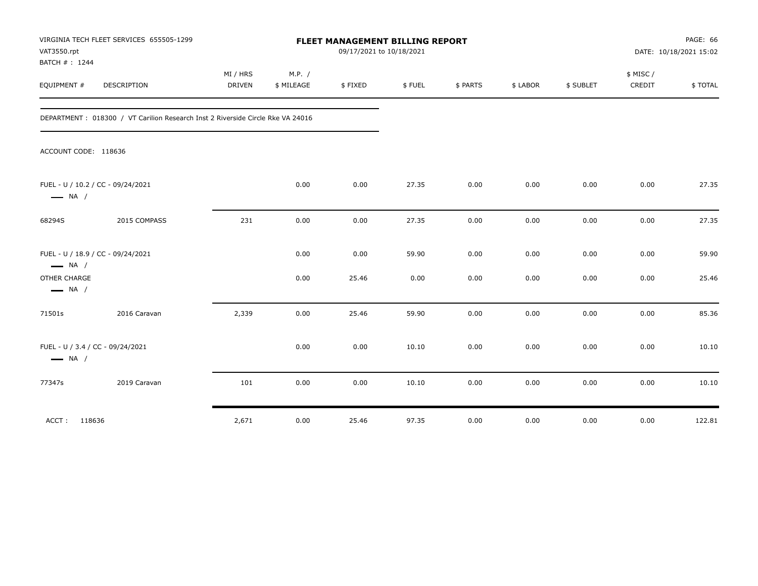VIRGINIA TECH FLEET SERVICES 655505-1299
VAT3550.rpt
BATCH # : 1244

**FLEET MANAGEMENT BILLING REPORT**
09/17/2021 to 10/18/2021

PAGE: 66
DATE: 10/18/2021 15:02

| EQUIPMENT # | DESCRIPTION | MI / HRS DRIVEN | M.P. / $ MILEAGE | $ FIXED | $ FUEL | $ PARTS | $ LABOR | $ SUBLET | $ MISC / CREDIT | $ TOTAL |
|---|---|---|---|---|---|---|---|---|---|---|
| DEPARTMENT : 018300 / VT Carilion Research Inst 2 Riverside Circle Rke VA 24016 | | | | | | | | | | |
| ACCOUNT CODE: 118636 | | | | | | | | | | |
| FUEL - U / 10.2 / CC - 09/24/2021 — NA / | | | 0.00 | 0.00 | 27.35 | 0.00 | 0.00 | 0.00 | 0.00 | 27.35 |
| 68294S | 2015 COMPASS | 231 | 0.00 | 0.00 | 27.35 | 0.00 | 0.00 | 0.00 | 0.00 | 27.35 |
| FUEL - U / 18.9 / CC - 09/24/2021 — NA / | | | 0.00 | 0.00 | 59.90 | 0.00 | 0.00 | 0.00 | 0.00 | 59.90 |
| OTHER CHARGE — NA / | | | 0.00 | 25.46 | 0.00 | 0.00 | 0.00 | 0.00 | 0.00 | 25.46 |
| 71501s | 2016 Caravan | 2,339 | 0.00 | 25.46 | 59.90 | 0.00 | 0.00 | 0.00 | 0.00 | 85.36 |
| FUEL - U / 3.4 / CC - 09/24/2021 — NA / | | | 0.00 | 0.00 | 10.10 | 0.00 | 0.00 | 0.00 | 0.00 | 10.10 |
| 77347s | 2019 Caravan | 101 | 0.00 | 0.00 | 10.10 | 0.00 | 0.00 | 0.00 | 0.00 | 10.10 |
| ACCT : 118636 | | 2,671 | 0.00 | 25.46 | 97.35 | 0.00 | 0.00 | 0.00 | 0.00 | 122.81 |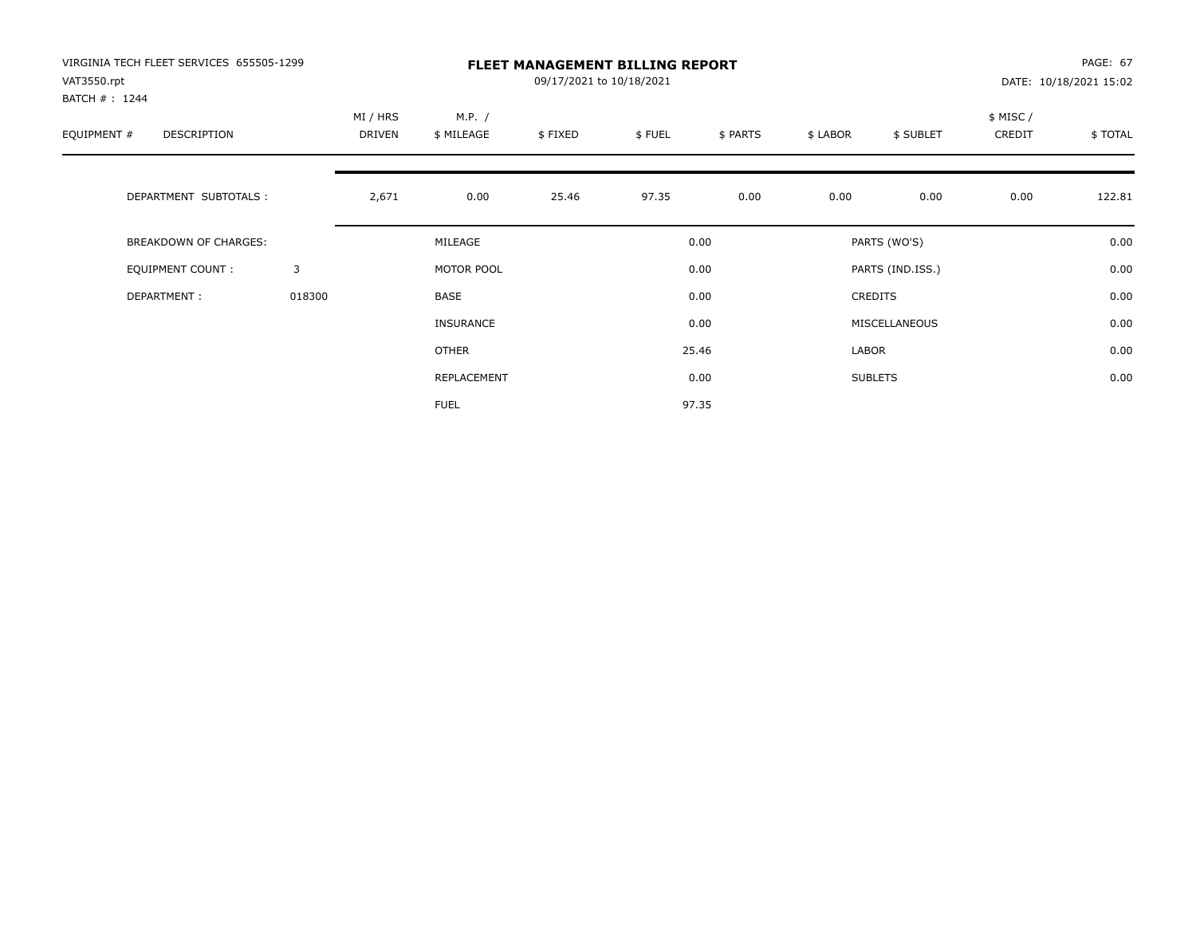VIRGINIA TECH FLEET SERVICES 655505-1299
VAT3550.rpt
BATCH # : 1244

# FLEET MANAGEMENT BILLING REPORT

09/17/2021 to 10/18/2021

DATE: 10/18/2021 15:02

| EQUIPMENT # | DESCRIPTION | MI / HRS DRIVEN | M.P. / $ MILEAGE | $ FIXED | $ FUEL | $ PARTS | $ LABOR | $ SUBLET | $ MISC / CREDIT | $ TOTAL |
|---|---|---|---|---|---|---|---|---|---|---|
| | DEPARTMENT SUBTOTALS : | 2,671 | 0.00 | 25.46 | 97.35 | 0.00 | 0.00 | 0.00 | 0.00 | 122.81 |

| BREAKDOWN OF CHARGES: | | | | | |
|---|---|---|---|---|---|
| EQUIPMENT COUNT : | 3 | MILEAGE | 0.00 | PARTS (WO'S) | 0.00 |
| DEPARTMENT : | 018300 | MOTOR POOL | 0.00 | PARTS (IND.ISS.) | 0.00 |
| | | BASE | 0.00 | CREDITS | 0.00 |
| | | INSURANCE | 0.00 | MISCELLANEOUS | 0.00 |
| | | OTHER | 25.46 | LABOR | 0.00 |
| | | REPLACEMENT | 0.00 | SUBLETS | 0.00 |
| | | FUEL | 97.35 | | |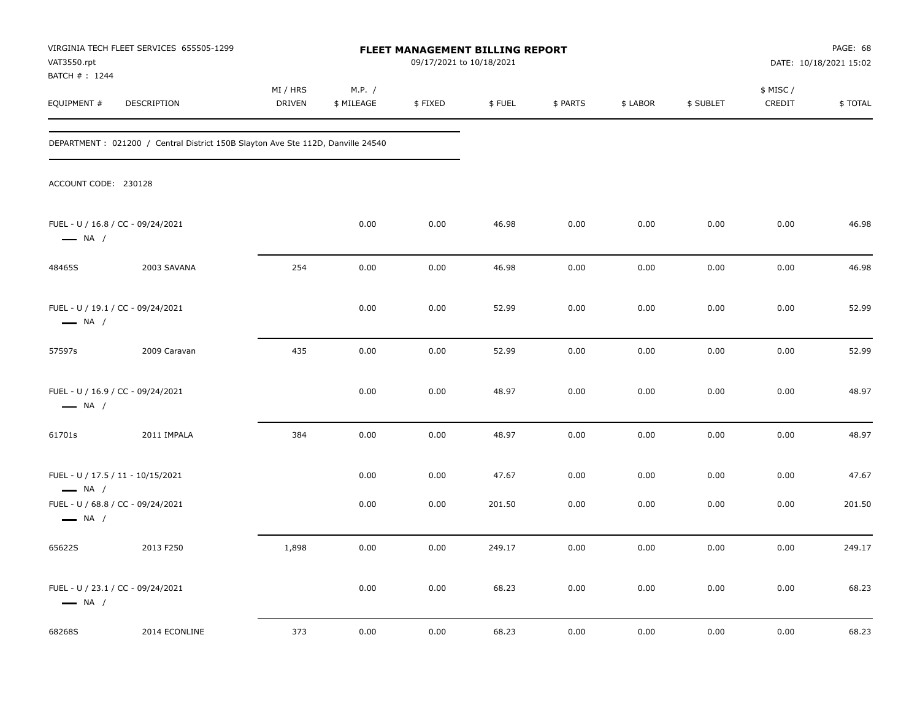VIRGINIA TECH FLEET SERVICES 655505-1299
VAT3550.rpt
BATCH # : 1244

**FLEET MANAGEMENT BILLING REPORT**
09/17/2021 to 10/18/2021

PAGE: 68
DATE: 10/18/2021 15:02

DEPARTMENT : 021200 / Central District 150B Slayton Ave Ste 112D, Danville 24540

ACCOUNT CODE: 230128

| EQUIPMENT # | DESCRIPTION | MI / HRS DRIVEN | M.P. / $ MILEAGE | $ FIXED | $ FUEL | $ PARTS | $ LABOR | $ SUBLET | $ MISC / CREDIT | $ TOTAL |
|---|---|---|---|---|---|---|---|---|---|---|
| FUEL - U / 16.8 / CC - 09/24/2021 NA / | | | 0.00 | 0.00 | 46.98 | 0.00 | 0.00 | 0.00 | 0.00 | 46.98 |
| 48465S | 2003 SAVANA | 254 | 0.00 | 0.00 | 46.98 | 0.00 | 0.00 | 0.00 | 0.00 | 46.98 |
| FUEL - U / 19.1 / CC - 09/24/2021 NA / | | | 0.00 | 0.00 | 52.99 | 0.00 | 0.00 | 0.00 | 0.00 | 52.99 |
| 57597s | 2009 Caravan | 435 | 0.00 | 0.00 | 52.99 | 0.00 | 0.00 | 0.00 | 0.00 | 52.99 |
| FUEL - U / 16.9 / CC - 09/24/2021 NA / | | | 0.00 | 0.00 | 48.97 | 0.00 | 0.00 | 0.00 | 0.00 | 48.97 |
| 61701s | 2011 IMPALA | 384 | 0.00 | 0.00 | 48.97 | 0.00 | 0.00 | 0.00 | 0.00 | 48.97 |
| FUEL - U / 17.5 / 11 - 10/15/2021 NA / | | | 0.00 | 0.00 | 47.67 | 0.00 | 0.00 | 0.00 | 0.00 | 47.67 |
| FUEL - U / 68.8 / CC - 09/24/2021 NA / | | | 0.00 | 0.00 | 201.50 | 0.00 | 0.00 | 0.00 | 0.00 | 201.50 |
| 65622S | 2013 F250 | 1,898 | 0.00 | 0.00 | 249.17 | 0.00 | 0.00 | 0.00 | 0.00 | 249.17 |
| FUEL - U / 23.1 / CC - 09/24/2021 NA / | | | 0.00 | 0.00 | 68.23 | 0.00 | 0.00 | 0.00 | 0.00 | 68.23 |
| 68268S | 2014 ECONLINE | 373 | 0.00 | 0.00 | 68.23 | 0.00 | 0.00 | 0.00 | 0.00 | 68.23 |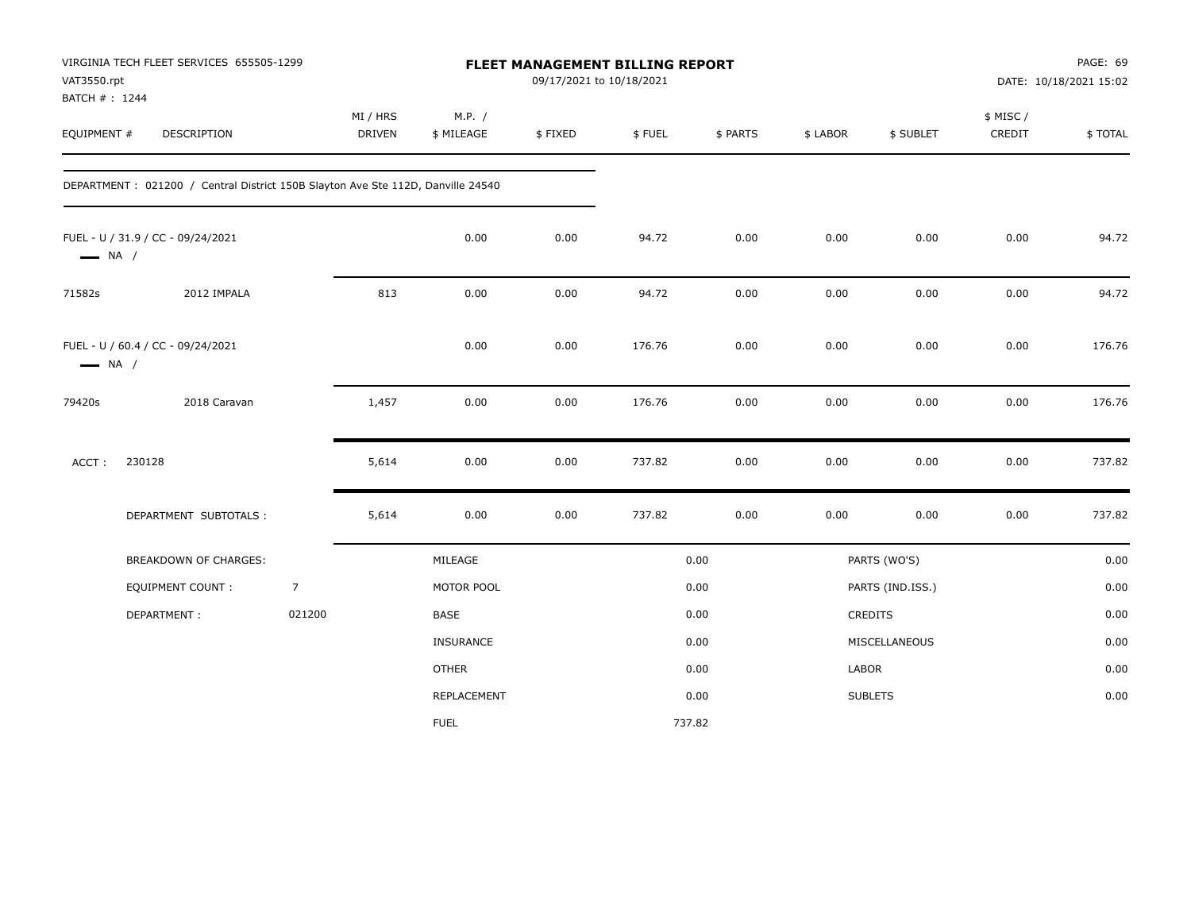VIRGINIA TECH FLEET SERVICES 655505-1299
VAT3550.rpt
BATCH # : 1244

# FLEET MANAGEMENT BILLING REPORT

09/17/2021 to 10/18/2021

DATE: 10/18/2021 15:02

| EQUIPMENT # | DESCRIPTION | MI / HRS DRIVEN | M.P. / $ MILEAGE | $ FIXED | $ FUEL | $ PARTS | $ LABOR | $ SUBLET | $ MISC / CREDIT | $ TOTAL |
|---|---|---|---|---|---|---|---|---|---|---|
| DEPARTMENT : 021200 / Central District 150B Slayton Ave Ste 112D, Danville 24540 | | | | | | | | | | |
| FUEL - U / 31.9 / CC - 09/24/2021 — NA / | | | 0.00 | 0.00 | 94.72 | 0.00 | 0.00 | 0.00 | 0.00 | 94.72 |
| 71582s | 2012 IMPALA | 813 | 0.00 | 0.00 | 94.72 | 0.00 | 0.00 | 0.00 | 0.00 | 94.72 |
| FUEL - U / 60.4 / CC - 09/24/2021 — NA / | | | 0.00 | 0.00 | 176.76 | 0.00 | 0.00 | 0.00 | 0.00 | 176.76 |
| 79420s | 2018 Caravan | 1,457 | 0.00 | 0.00 | 176.76 | 0.00 | 0.00 | 0.00 | 0.00 | 176.76 |
| ACCT : 230128 | | 5,614 | 0.00 | 0.00 | 737.82 | 0.00 | 0.00 | 0.00 | 0.00 | 737.82 |
| | DEPARTMENT SUBTOTALS : | 5,614 | 0.00 | 0.00 | 737.82 | 0.00 | 0.00 | 0.00 | 0.00 | 737.82 |

| BREAKDOWN OF CHARGES: | | MILEAGE | 0.00 | PARTS (WO'S) | 0.00 |
|---|---|---|---|---|---|
| EQUIPMENT COUNT : | 7 | MOTOR POOL | 0.00 | PARTS (IND.ISS.) | 0.00 |
| DEPARTMENT : | 021200 | BASE | 0.00 | CREDITS | 0.00 |
| | | INSURANCE | 0.00 | MISCELLANEOUS | 0.00 |
| | | OTHER | 0.00 | LABOR | 0.00 |
| | | REPLACEMENT | 0.00 | SUBLETS | 0.00 |
| | | FUEL | 737.82 | | |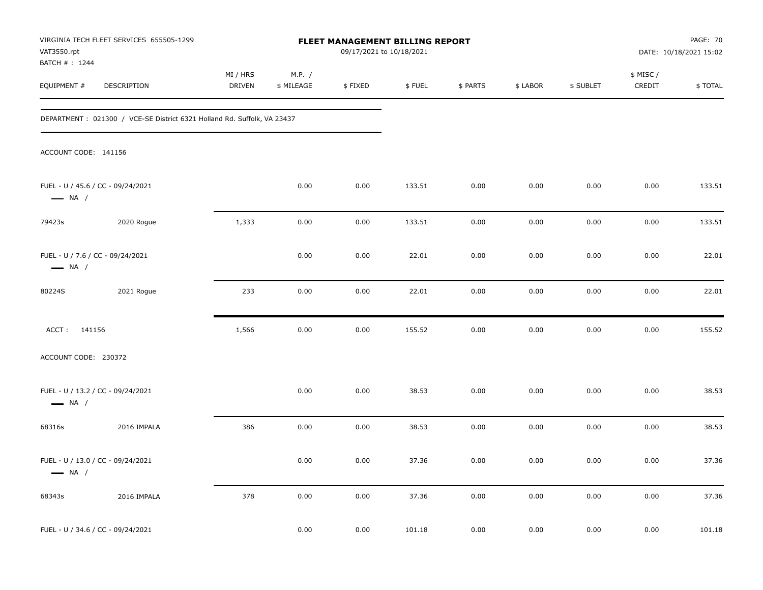**VIRGINIA TECH FLEET SERVICES 655505-1299**
VAT3550.rpt
BATCH # : 1244

# FLEET MANAGEMENT BILLING REPORT

09/17/2021 to 10/18/2021

DATE: 10/18/2021 15:02

DEPARTMENT : 021300 / VCE-SE District 6321 Holland Rd. Suffolk, VA 23437

| EQUIPMENT # | DESCRIPTION | MI / HRS DRIVEN | M.P. / $ MILEAGE | $ FIXED | $ FUEL | $ PARTS | $ LABOR | $ SUBLET | $ MISC / CREDIT | $ TOTAL |
|---|---|---|---|---|---|---|---|---|---|---|
| ACCOUNT CODE: 141156 | | | | | | | | | | |
| FUEL - U / 45.6 / CC - 09/24/2021 — NA / | | | 0.00 | 0.00 | 133.51 | 0.00 | 0.00 | 0.00 | 0.00 | 133.51 |
| 79423s | 2020 Rogue | 1,333 | 0.00 | 0.00 | 133.51 | 0.00 | 0.00 | 0.00 | 0.00 | 133.51 |
| FUEL - U / 7.6 / CC - 09/24/2021 — NA / | | | 0.00 | 0.00 | 22.01 | 0.00 | 0.00 | 0.00 | 0.00 | 22.01 |
| 80224S | 2021 Rogue | 233 | 0.00 | 0.00 | 22.01 | 0.00 | 0.00 | 0.00 | 0.00 | 22.01 |
| ACCT : 141156 | | 1,566 | 0.00 | 0.00 | 155.52 | 0.00 | 0.00 | 0.00 | 0.00 | 155.52 |
| ACCOUNT CODE: 230372 | | | | | | | | | | |
| FUEL - U / 13.2 / CC - 09/24/2021 — NA / | | | 0.00 | 0.00 | 38.53 | 0.00 | 0.00 | 0.00 | 0.00 | 38.53 |
| 68316s | 2016 IMPALA | 386 | 0.00 | 0.00 | 38.53 | 0.00 | 0.00 | 0.00 | 0.00 | 38.53 |
| FUEL - U / 13.0 / CC - 09/24/2021 — NA / | | | 0.00 | 0.00 | 37.36 | 0.00 | 0.00 | 0.00 | 0.00 | 37.36 |
| 68343s | 2016 IMPALA | 378 | 0.00 | 0.00 | 37.36 | 0.00 | 0.00 | 0.00 | 0.00 | 37.36 |
| FUEL - U / 34.6 / CC - 09/24/2021 | | | 0.00 | 0.00 | 101.18 | 0.00 | 0.00 | 0.00 | 0.00 | 101.18 |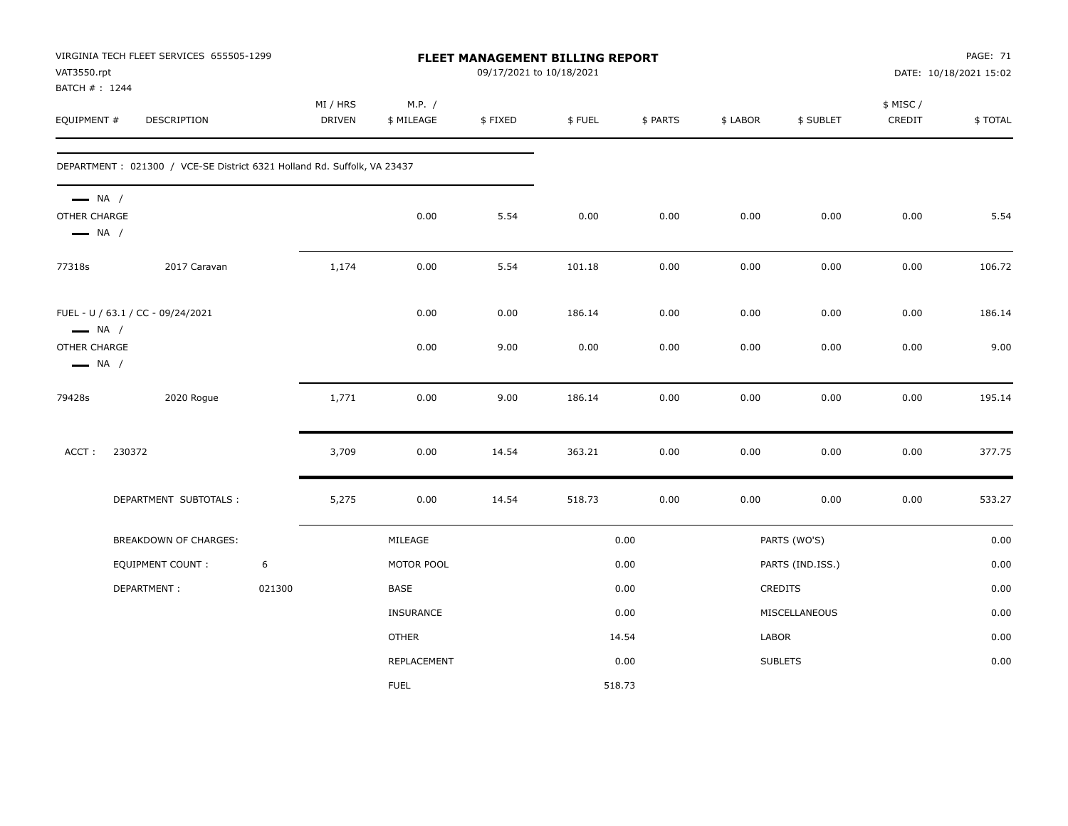VIRGINIA TECH FLEET SERVICES 655505-1299
VAT3550.rpt
BATCH # : 1244

**FLEET MANAGEMENT BILLING REPORT**
09/17/2021 to 10/18/2021

PAGE: 71
DATE: 10/18/2021 15:02

| EQUIPMENT # | DESCRIPTION | MI / HRS DRIVEN | M.P. / $ MILEAGE | $ FIXED | $ FUEL | $ PARTS | $ LABOR | $ SUBLET | $ MISC / CREDIT | $ TOTAL |
|---|---|---|---|---|---|---|---|---|---|---|
| DEPARTMENT : 021300 / VCE-SE District 6321 Holland Rd. Suffolk, VA 23437 | | | | | | | | | | |
| — NA / OTHER CHARGE — NA / | | | 0.00 | 5.54 | 0.00 | 0.00 | 0.00 | 0.00 | 0.00 | 5.54 |
| 77318s | 2017 Caravan | 1,174 | 0.00 | 5.54 | 101.18 | 0.00 | 0.00 | 0.00 | 0.00 | 106.72 |
| FUEL - U / 63.1 / CC - 09/24/2021 — NA / | | | 0.00 | 0.00 | 186.14 | 0.00 | 0.00 | 0.00 | 0.00 | 186.14 |
| OTHER CHARGE — NA / | | | 0.00 | 9.00 | 0.00 | 0.00 | 0.00 | 0.00 | 0.00 | 9.00 |
| 79428s | 2020 Rogue | 1,771 | 0.00 | 9.00 | 186.14 | 0.00 | 0.00 | 0.00 | 0.00 | 195.14 |
| ACCT : 230372 | | 3,709 | 0.00 | 14.54 | 363.21 | 0.00 | 0.00 | 0.00 | 0.00 | 377.75 |
| | DEPARTMENT SUBTOTALS : | 5,275 | 0.00 | 14.54 | 518.73 | 0.00 | 0.00 | 0.00 | 0.00 | 533.27 |

| BREAKDOWN OF CHARGES: | | | | | |
|---|---|---|---|---|---|
| EQUIPMENT COUNT : | 6 | MILEAGE | 0.00 | PARTS (WO'S) | 0.00 |
| DEPARTMENT : | 021300 | MOTOR POOL | 0.00 | PARTS (IND.ISS.) | 0.00 |
| | | BASE | 0.00 | CREDITS | 0.00 |
| | | INSURANCE | 0.00 | MISCELLANEOUS | 0.00 |
| | | OTHER | 14.54 | LABOR | 0.00 |
| | | REPLACEMENT | 0.00 | SUBLETS | 0.00 |
| | | FUEL | 518.73 | | |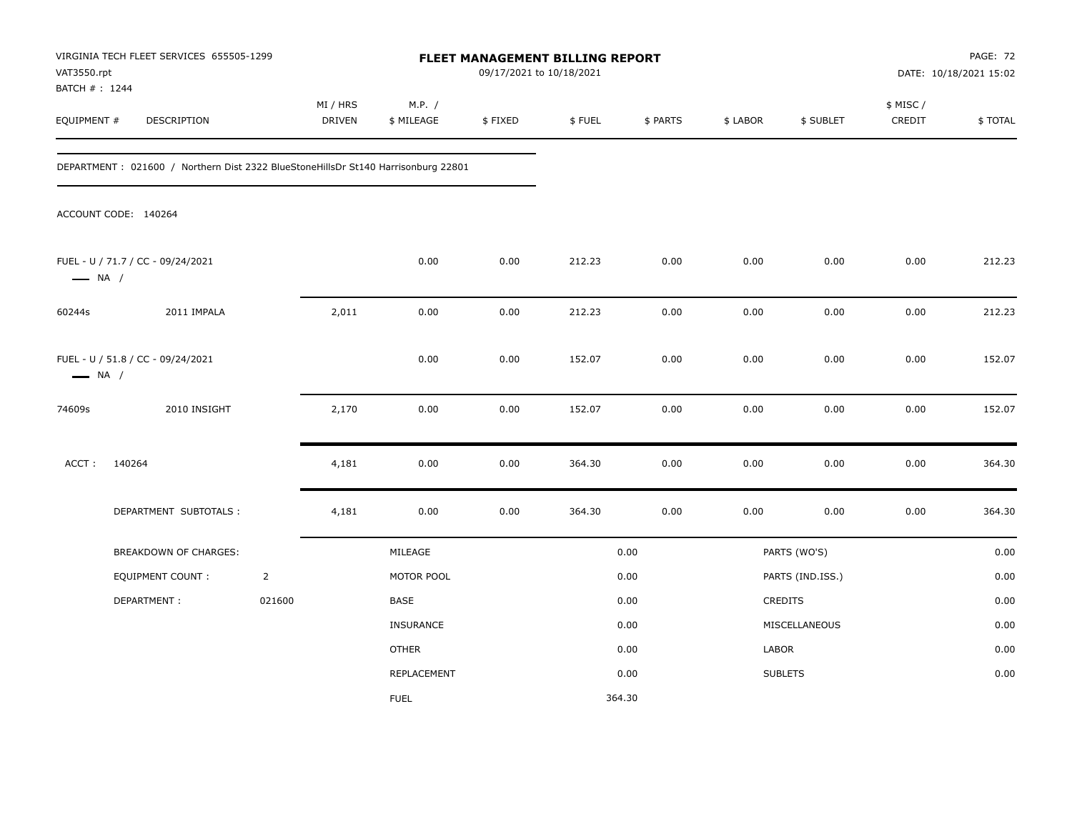VIRGINIA TECH FLEET SERVICES 655505-1299
VAT3550.rpt
BATCH # : 1244

**FLEET MANAGEMENT BILLING REPORT**
09/17/2021 to 10/18/2021

DATE: 10/18/2021 15:02

| EQUIPMENT # | DESCRIPTION | MI / HRS DRIVEN | M.P. / $ MILEAGE | $ FIXED | $ FUEL | $ PARTS | $ LABOR | $ SUBLET | $ MISC / CREDIT | $ TOTAL |
|---|---|---|---|---|---|---|---|---|---|---|

DEPARTMENT : 021600 / Northern Dist 2322 BlueStoneHillsDr St140 Harrisonburg 22801

ACCOUNT CODE: 140264

| EQUIPMENT # | DESCRIPTION | MI / HRS DRIVEN | M.P. / $ MILEAGE | $ FIXED | $ FUEL | $ PARTS | $ LABOR | $ SUBLET | $ MISC / CREDIT | $ TOTAL |
|---|---|---|---|---|---|---|---|---|---|---|
| FUEL - U / 71.7 / CC - 09/24/2021 — NA / | | | 0.00 | 0.00 | 212.23 | 0.00 | 0.00 | 0.00 | 0.00 | 212.23 |
| 60244s | 2011 IMPALA | 2,011 | 0.00 | 0.00 | 212.23 | 0.00 | 0.00 | 0.00 | 0.00 | 212.23 |
| FUEL - U / 51.8 / CC - 09/24/2021 — NA / | | | 0.00 | 0.00 | 152.07 | 0.00 | 0.00 | 0.00 | 0.00 | 152.07 |
| 74609s | 2010 INSIGHT | 2,170 | 0.00 | 0.00 | 152.07 | 0.00 | 0.00 | 0.00 | 0.00 | 152.07 |
| ACCT : 140264 | | 4,181 | 0.00 | 0.00 | 364.30 | 0.00 | 0.00 | 0.00 | 0.00 | 364.30 |
| DEPARTMENT SUBTOTALS : | | 4,181 | 0.00 | 0.00 | 364.30 | 0.00 | 0.00 | 0.00 | 0.00 | 364.30 |

| BREAKDOWN OF CHARGES: | | | | | |
|---|---|---|---|---|---|
| EQUIPMENT COUNT : | 2 | MILEAGE | 0.00 | PARTS (WO'S) | 0.00 |
| DEPARTMENT : | 021600 | MOTOR POOL | 0.00 | PARTS (IND.ISS.) | 0.00 |
| | | BASE | 0.00 | CREDITS | 0.00 |
| | | INSURANCE | 0.00 | MISCELLANEOUS | 0.00 |
| | | OTHER | 0.00 | LABOR | 0.00 |
| | | REPLACEMENT | 0.00 | SUBLETS | 0.00 |
| | | FUEL | 364.30 | | |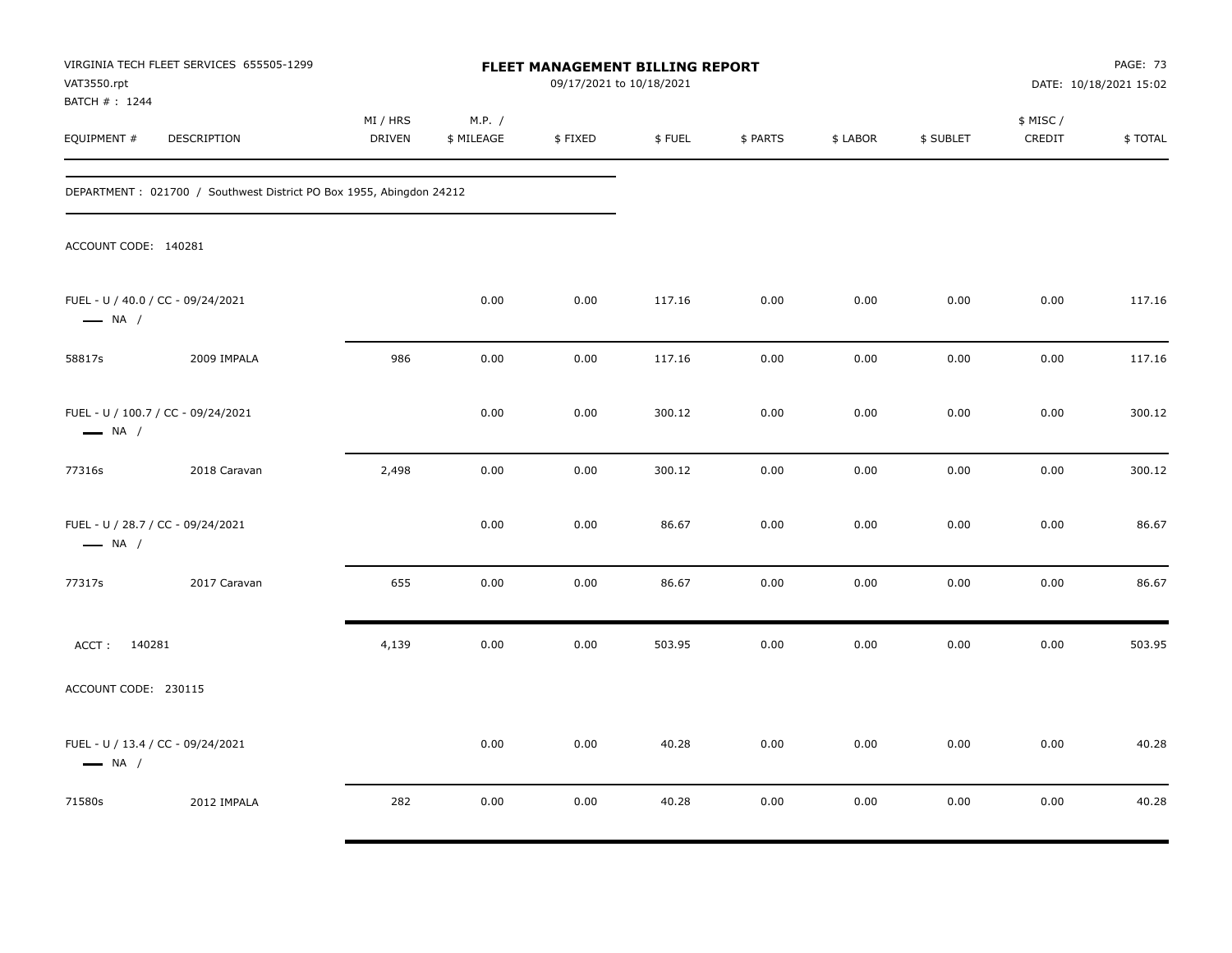VIRGINIA TECH FLEET SERVICES 655505-1299
VAT3550.rpt
BATCH # : 1244

**FLEET MANAGEMENT BILLING REPORT**
09/17/2021 to 10/18/2021

DATE: 10/18/2021 15:02

| EQUIPMENT # | DESCRIPTION | MI / HRS DRIVEN | M.P. / $ MILEAGE | $ FIXED | $ FUEL | $ PARTS | $ LABOR | $ SUBLET | $ MISC / CREDIT | $ TOTAL |
|---|---|---|---|---|---|---|---|---|---|---|

DEPARTMENT : 021700 / Southwest District PO Box 1955, Abingdon 24212

ACCOUNT CODE: 140281

| EQUIPMENT # | DESCRIPTION | MI / HRS DRIVEN | M.P. / $ MILEAGE | $ FIXED | $ FUEL | $ PARTS | $ LABOR | $ SUBLET | $ MISC / CREDIT | $ TOTAL |
|---|---|---|---|---|---|---|---|---|---|---|
| FUEL - U / 40.0 / CC - 09/24/2021 — NA / | | | 0.00 | 0.00 | 117.16 | 0.00 | 0.00 | 0.00 | 0.00 | 117.16 |
| 58817s | 2009 IMPALA | 986 | 0.00 | 0.00 | 117.16 | 0.00 | 0.00 | 0.00 | 0.00 | 117.16 |
| FUEL - U / 100.7 / CC - 09/24/2021 — NA / | | | 0.00 | 0.00 | 300.12 | 0.00 | 0.00 | 0.00 | 0.00 | 300.12 |
| 77316s | 2018 Caravan | 2,498 | 0.00 | 0.00 | 300.12 | 0.00 | 0.00 | 0.00 | 0.00 | 300.12 |
| FUEL - U / 28.7 / CC - 09/24/2021 — NA / | | | 0.00 | 0.00 | 86.67 | 0.00 | 0.00 | 0.00 | 0.00 | 86.67 |
| 77317s | 2017 Caravan | 655 | 0.00 | 0.00 | 86.67 | 0.00 | 0.00 | 0.00 | 0.00 | 86.67 |
| ACCT : 140281 | | 4,139 | 0.00 | 0.00 | 503.95 | 0.00 | 0.00 | 0.00 | 0.00 | 503.95 |

ACCOUNT CODE: 230115

| EQUIPMENT # | DESCRIPTION | MI / HRS DRIVEN | M.P. / $ MILEAGE | $ FIXED | $ FUEL | $ PARTS | $ LABOR | $ SUBLET | $ MISC / CREDIT | $ TOTAL |
|---|---|---|---|---|---|---|---|---|---|---|
| FUEL - U / 13.4 / CC - 09/24/2021 — NA / | | | 0.00 | 0.00 | 40.28 | 0.00 | 0.00 | 0.00 | 0.00 | 40.28 |
| 71580s | 2012 IMPALA | 282 | 0.00 | 0.00 | 40.28 | 0.00 | 0.00 | 0.00 | 0.00 | 40.28 |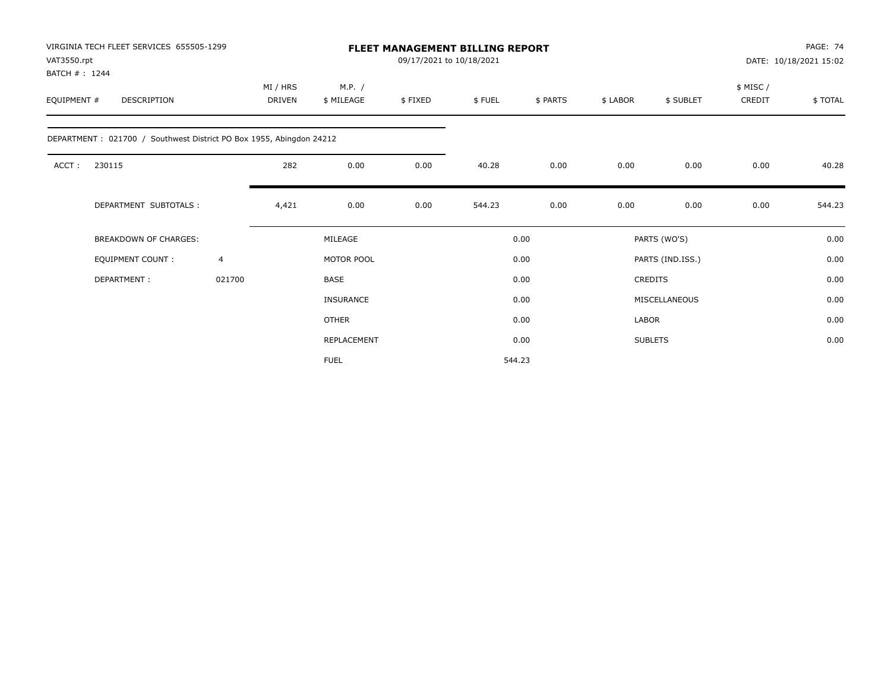VIRGINIA TECH FLEET SERVICES 655505-1299
VAT3550.rpt
BATCH # : 1244

# FLEET MANAGEMENT BILLING REPORT

09/17/2021 to 10/18/2021

PAGE: 74
DATE: 10/18/2021 15:02

| EQUIPMENT # | DESCRIPTION | MI / HRS DRIVEN | M.P. / $ MILEAGE | $ FIXED | $ FUEL | $ PARTS | $ LABOR | $ SUBLET | $ MISC / CREDIT | $ TOTAL |
|---|---|---|---|---|---|---|---|---|---|---|
| DEPARTMENT : 021700 / Southwest District PO Box 1955, Abingdon 24212 | | | | | | | | | | |
| ACCT : | 230115 | 282 | 0.00 | 0.00 | 40.28 | 0.00 | 0.00 | 0.00 | 0.00 | 40.28 |
| | DEPARTMENT SUBTOTALS : | 4,421 | 0.00 | 0.00 | 544.23 | 0.00 | 0.00 | 0.00 | 0.00 | 544.23 |

| BREAKDOWN OF CHARGES: | | MILEAGE | 0.00 | PARTS (WO'S) | 0.00 |
|---|---|---|---|---|---|
| EQUIPMENT COUNT : | 4 | MOTOR POOL | 0.00 | PARTS (IND.ISS.) | 0.00 |
| DEPARTMENT : | 021700 | BASE | 0.00 | CREDITS | 0.00 |
| | | INSURANCE | 0.00 | MISCELLANEOUS | 0.00 |
| | | OTHER | 0.00 | LABOR | 0.00 |
| | | REPLACEMENT | 0.00 | SUBLETS | 0.00 |
| | | FUEL | 544.23 | | |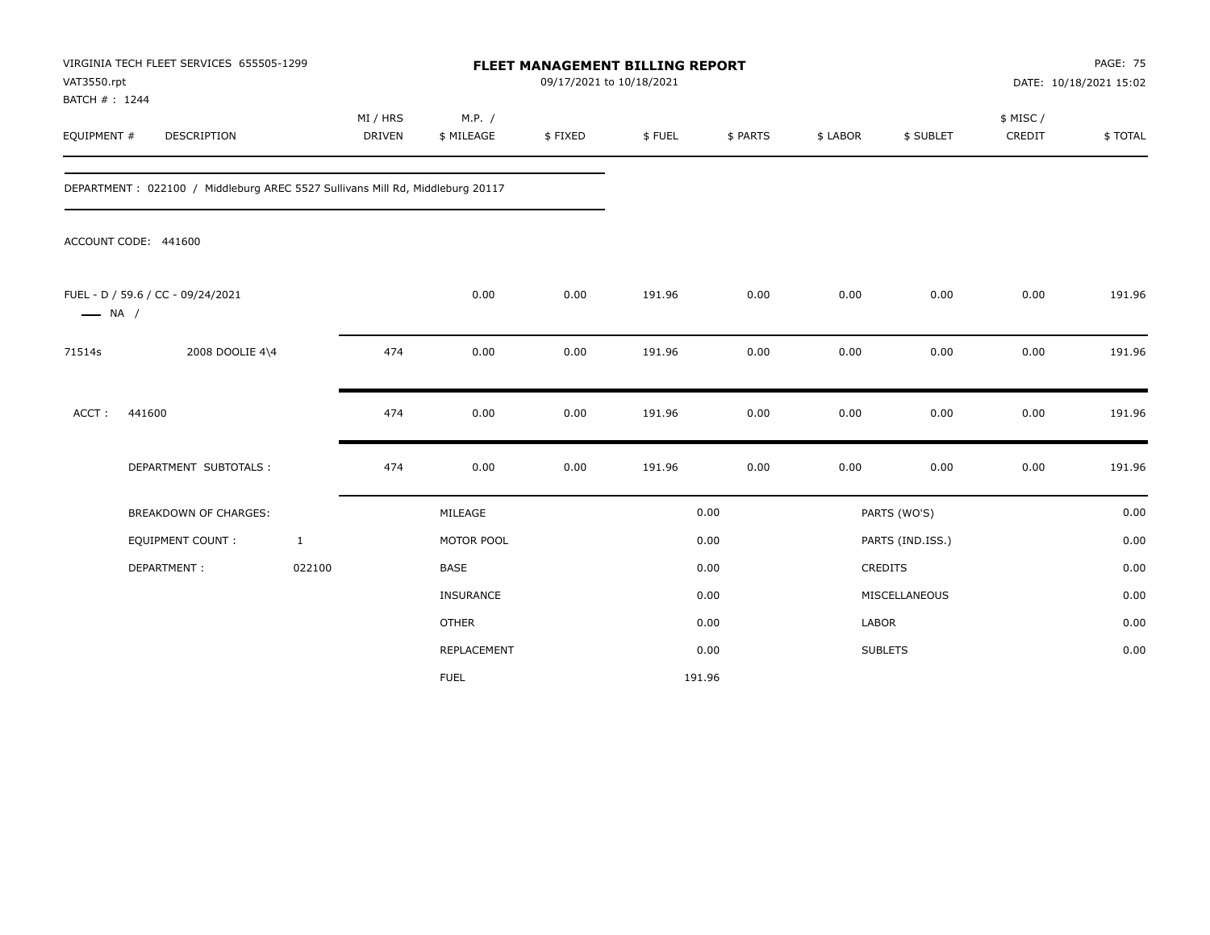VIRGINIA TECH FLEET SERVICES 655505-1299
VAT3550.rpt
BATCH # : 1244

# FLEET MANAGEMENT BILLING REPORT

09/17/2021 to 10/18/2021

DATE: 10/18/2021 15:02

| EQUIPMENT # | DESCRIPTION | MI / HRS DRIVEN | M.P. / $ MILEAGE | $ FIXED | $ FUEL | $ PARTS | $ LABOR | $ SUBLET | $ MISC / CREDIT | $ TOTAL |
|---|---|---|---|---|---|---|---|---|---|---|

DEPARTMENT : 022100 / Middleburg AREC 5527 Sullivans Mill Rd, Middleburg 20117

ACCOUNT CODE: 441600

| EQUIPMENT # | DESCRIPTION | MI / HRS DRIVEN | M.P. / $ MILEAGE | $ FIXED | $ FUEL | $ PARTS | $ LABOR | $ SUBLET | $ MISC / CREDIT | $ TOTAL |
|---|---|---|---|---|---|---|---|---|---|---|
| FUEL - D / 59.6 / CC - 09/24/2021 — NA / | | | 0.00 | 0.00 | 191.96 | 0.00 | 0.00 | 0.00 | 0.00 | 191.96 |
| 71514s | 2008 DOOLIE 4\4 | 474 | 0.00 | 0.00 | 191.96 | 0.00 | 0.00 | 0.00 | 0.00 | 191.96 |
| ACCT : 441600 | | 474 | 0.00 | 0.00 | 191.96 | 0.00 | 0.00 | 0.00 | 0.00 | 191.96 |
| | DEPARTMENT SUBTOTALS : | 474 | 0.00 | 0.00 | 191.96 | 0.00 | 0.00 | 0.00 | 0.00 | 191.96 |

| BREAKDOWN OF CHARGES: | | | | | |
|---|---|---|---|---|---|
| EQUIPMENT COUNT : | 1 | MILEAGE | 0.00 | PARTS (WO'S) | 0.00 |
| DEPARTMENT : | 022100 | MOTOR POOL | 0.00 | PARTS (IND.ISS.) | 0.00 |
| | | BASE | 0.00 | CREDITS | 0.00 |
| | | INSURANCE | 0.00 | MISCELLANEOUS | 0.00 |
| | | OTHER | 0.00 | LABOR | 0.00 |
| | | REPLACEMENT | 0.00 | SUBLETS | 0.00 |
| | | FUEL | 191.96 | | |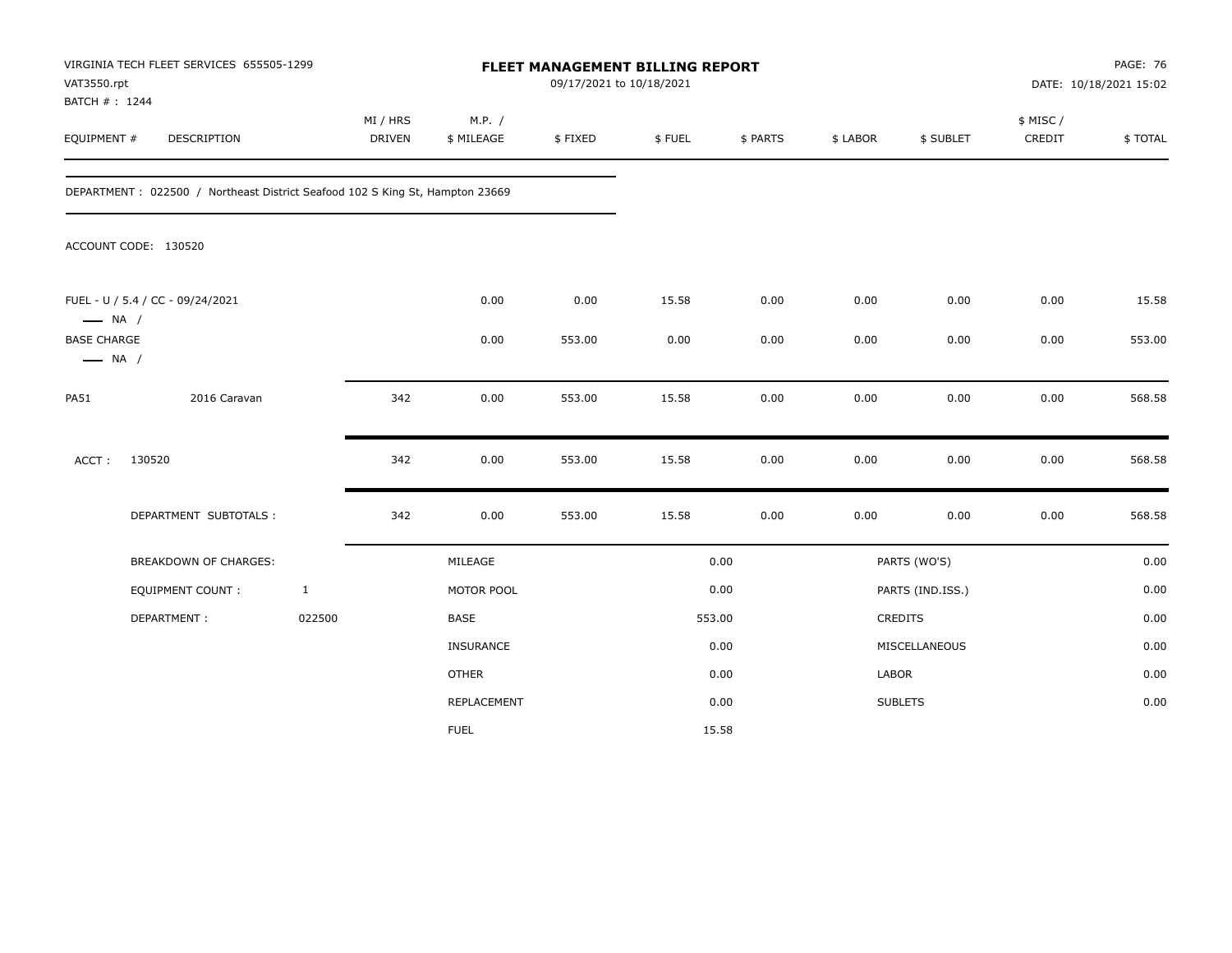VIRGINIA TECH FLEET SERVICES 655505-1299
VAT3550.rpt
BATCH # : 1244

# FLEET MANAGEMENT BILLING REPORT

09/17/2021 to 10/18/2021

PAGE: 76
DATE: 10/18/2021 15:02

| EQUIPMENT # | DESCRIPTION | MI / HRS DRIVEN | M.P. / $ MILEAGE | $ FIXED | $ FUEL | $ PARTS | $ LABOR | $ SUBLET | $ MISC / CREDIT | $ TOTAL |
|---|---|---|---|---|---|---|---|---|---|---|

DEPARTMENT : 022500 / Northeast District Seafood 102 S King St, Hampton 23669

ACCOUNT CODE: 130520

| EQUIPMENT # | DESCRIPTION | MI / HRS DRIVEN | M.P. / $ MILEAGE | $ FIXED | $ FUEL | $ PARTS | $ LABOR | $ SUBLET | $ MISC / CREDIT | $ TOTAL |
|---|---|---|---|---|---|---|---|---|---|---|
| FUEL - U / 5.4 / CC - 09/24/2021 — NA / | | | 0.00 | 0.00 | 15.58 | 0.00 | 0.00 | 0.00 | 0.00 | 15.58 |
| BASE CHARGE — NA / | | | 0.00 | 553.00 | 0.00 | 0.00 | 0.00 | 0.00 | 0.00 | 553.00 |
| PA51 | 2016 Caravan | 342 | 0.00 | 553.00 | 15.58 | 0.00 | 0.00 | 0.00 | 0.00 | 568.58 |
| ACCT : | 130520 | 342 | 0.00 | 553.00 | 15.58 | 0.00 | 0.00 | 0.00 | 0.00 | 568.58 |
| | DEPARTMENT SUBTOTALS : | 342 | 0.00 | 553.00 | 15.58 | 0.00 | 0.00 | 0.00 | 0.00 | 568.58 |

| BREAKDOWN OF CHARGES: | | | | | |
|---|---|---|---|---|---|
| EQUIPMENT COUNT : | 1 | MILEAGE | 0.00 | PARTS (WO'S) | 0.00 |
| DEPARTMENT : | 022500 | MOTOR POOL | 0.00 | PARTS (IND.ISS.) | 0.00 |
| | | BASE | 553.00 | CREDITS | 0.00 |
| | | INSURANCE | 0.00 | MISCELLANEOUS | 0.00 |
| | | OTHER | 0.00 | LABOR | 0.00 |
| | | REPLACEMENT | 0.00 | SUBLETS | 0.00 |
| | | FUEL | 15.58 | | |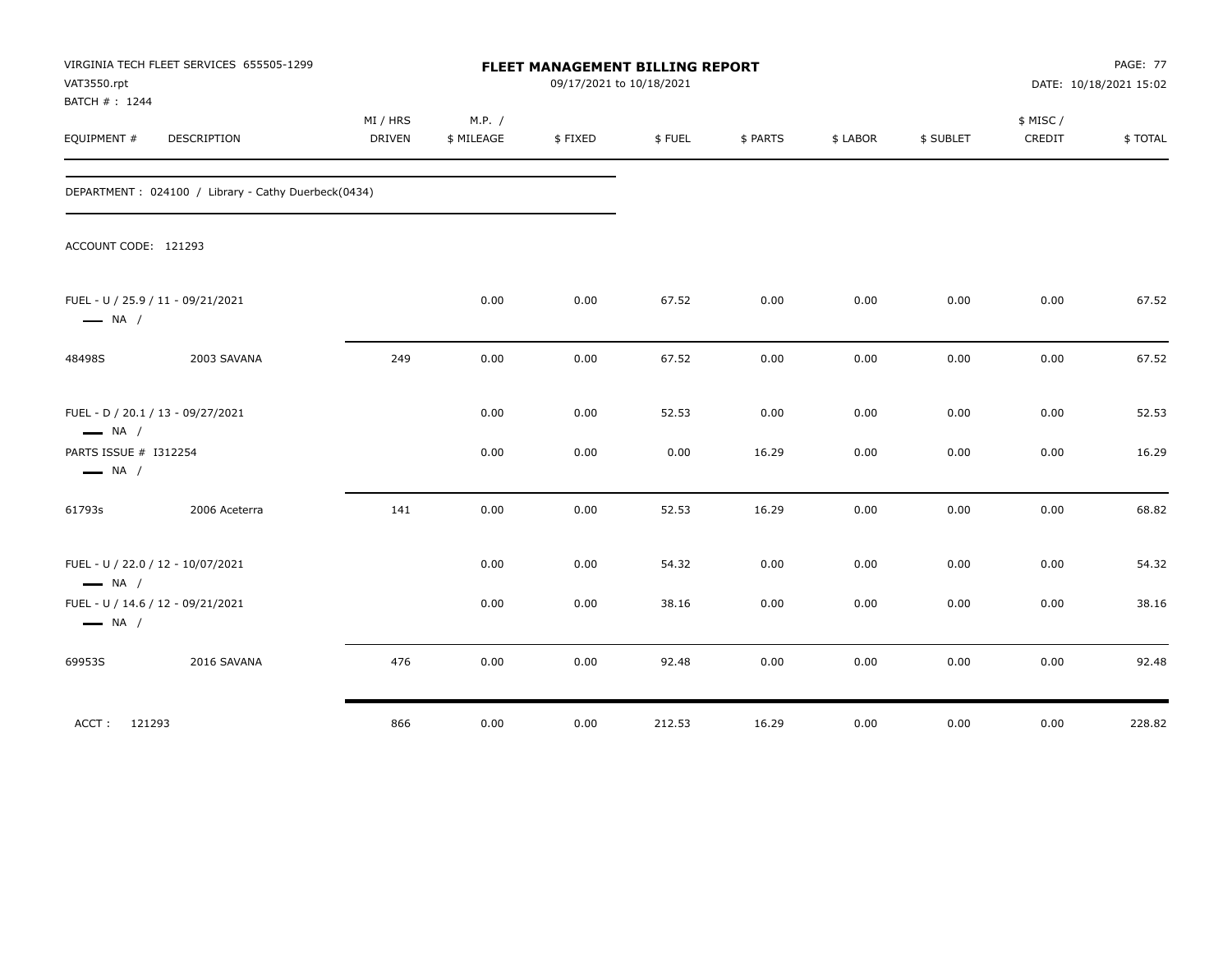VIRGINIA TECH FLEET SERVICES 655505-1299
VAT3550.rpt
BATCH # : 1244

# FLEET MANAGEMENT BILLING REPORT

09/17/2021 to 10/18/2021

DATE: 10/18/2021 15:02

| EQUIPMENT # | DESCRIPTION | MI / HRS DRIVEN | M.P. / $ MILEAGE | $ FIXED | $ FUEL | $ PARTS | $ LABOR | $ SUBLET | $ MISC / CREDIT | $ TOTAL |
|---|---|---|---|---|---|---|---|---|---|---|

DEPARTMENT : 024100 / Library - Cathy Duerbeck(0434)

ACCOUNT CODE: 121293

| EQUIPMENT # | DESCRIPTION | MI / HRS DRIVEN | M.P. / $ MILEAGE | $ FIXED | $ FUEL | $ PARTS | $ LABOR | $ SUBLET | $ MISC / CREDIT | $ TOTAL |
|---|---|---|---|---|---|---|---|---|---|---|
| FUEL - U / 25.9 / 11 - 09/21/2021 — NA / | | | 0.00 | 0.00 | 67.52 | 0.00 | 0.00 | 0.00 | 0.00 | 67.52 |
| 48498S | 2003 SAVANA | 249 | 0.00 | 0.00 | 67.52 | 0.00 | 0.00 | 0.00 | 0.00 | 67.52 |
| FUEL - D / 20.1 / 13 - 09/27/2021 — NA / | | | 0.00 | 0.00 | 52.53 | 0.00 | 0.00 | 0.00 | 0.00 | 52.53 |
| PARTS ISSUE # I312254 — NA / | | | 0.00 | 0.00 | 0.00 | 16.29 | 0.00 | 0.00 | 0.00 | 16.29 |
| 61793s | 2006 Aceterra | 141 | 0.00 | 0.00 | 52.53 | 16.29 | 0.00 | 0.00 | 0.00 | 68.82 |
| FUEL - U / 22.0 / 12 - 10/07/2021 — NA / | | | 0.00 | 0.00 | 54.32 | 0.00 | 0.00 | 0.00 | 0.00 | 54.32 |
| FUEL - U / 14.6 / 12 - 09/21/2021 — NA / | | | 0.00 | 0.00 | 38.16 | 0.00 | 0.00 | 0.00 | 0.00 | 38.16 |
| 69953S | 2016 SAVANA | 476 | 0.00 | 0.00 | 92.48 | 0.00 | 0.00 | 0.00 | 0.00 | 92.48 |
| ACCT : 121293 | | 866 | 0.00 | 0.00 | 212.53 | 16.29 | 0.00 | 0.00 | 0.00 | 228.82 |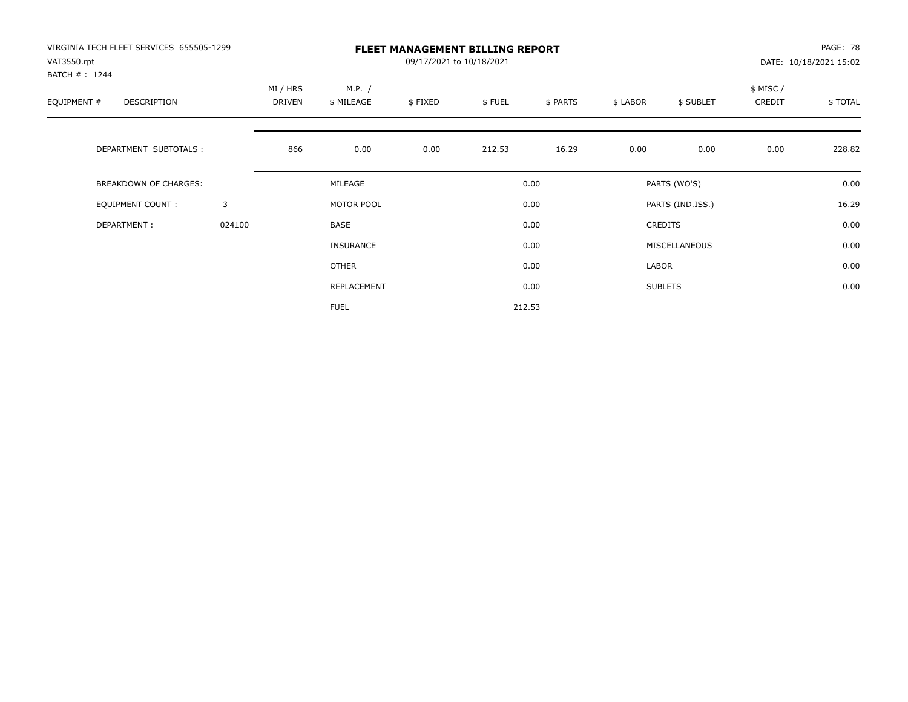VIRGINIA TECH FLEET SERVICES 655505-1299
VAT3550.rpt
BATCH # : 1244

# FLEET MANAGEMENT BILLING REPORT

09/17/2021 to 10/18/2021

PAGE: 78
DATE: 10/18/2021 15:02

| EQUIPMENT # | DESCRIPTION | MI / HRS DRIVEN | M.P. / $ MILEAGE | $ FIXED | $ FUEL | $ PARTS | $ LABOR | $ SUBLET | $ MISC / CREDIT | $ TOTAL |
|---|---|---|---|---|---|---|---|---|---|---|
| | DEPARTMENT SUBTOTALS : | 866 | 0.00 | 0.00 | 212.53 | 16.29 | 0.00 | 0.00 | 0.00 | 228.82 |

| BREAKDOWN OF CHARGES: | | | | | |
|---|---|---|---|---|---|
| EQUIPMENT COUNT : | 3 | MILEAGE | 0.00 | PARTS (WO'S) | 0.00 |
| DEPARTMENT : | 024100 | MOTOR POOL | 0.00 | PARTS (IND.ISS.) | 16.29 |
| | | BASE | 0.00 | CREDITS | 0.00 |
| | | INSURANCE | 0.00 | MISCELLANEOUS | 0.00 |
| | | OTHER | 0.00 | LABOR | 0.00 |
| | | REPLACEMENT | 0.00 | SUBLETS | 0.00 |
| | | FUEL | 212.53 | | |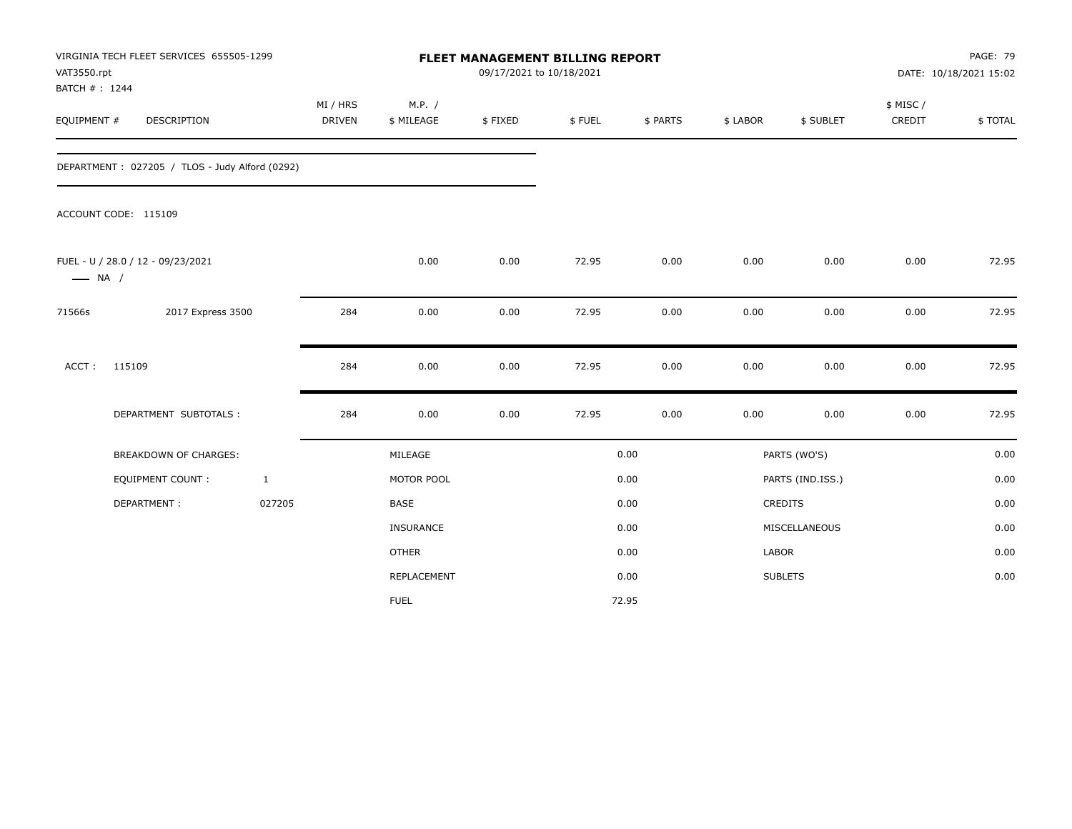VIRGINIA TECH FLEET SERVICES 655505-1299
VAT3550.rpt
BATCH # : 1244

# FLEET MANAGEMENT BILLING REPORT

09/17/2021 to 10/18/2021

DATE: 10/18/2021 15:02

| EQUIPMENT # | DESCRIPTION | MI / HRS DRIVEN | M.P. / $ MILEAGE | $ FIXED | $ FUEL | $ PARTS | $ LABOR | $ SUBLET | $ MISC / CREDIT | $ TOTAL |
|---|---|---|---|---|---|---|---|---|---|---|
| DEPARTMENT : 027205 / TLOS - Judy Alford (0292) | | | | | | | | | | |
| ACCOUNT CODE: 115109 | | | | | | | | | | |
| FUEL - U / 28.0 / 12 - 09/23/2021 —— NA / | | | 0.00 | 0.00 | 72.95 | 0.00 | 0.00 | 0.00 | 0.00 | 72.95 |
| 71566s | 2017 Express 3500 | 284 | 0.00 | 0.00 | 72.95 | 0.00 | 0.00 | 0.00 | 0.00 | 72.95 |
| ACCT : | 115109 | 284 | 0.00 | 0.00 | 72.95 | 0.00 | 0.00 | 0.00 | 0.00 | 72.95 |
| | DEPARTMENT SUBTOTALS : | 284 | 0.00 | 0.00 | 72.95 | 0.00 | 0.00 | 0.00 | 0.00 | 72.95 |

| BREAKDOWN OF CHARGES: | | | | | |
|---|---|---|---|---|---|
| EQUIPMENT COUNT : | 1 | MILEAGE | 0.00 | PARTS (WO'S) | 0.00 |
| DEPARTMENT : | 027205 | MOTOR POOL | 0.00 | PARTS (IND.ISS.) | 0.00 |
| | | BASE | 0.00 | CREDITS | 0.00 |
| | | INSURANCE | 0.00 | MISCELLANEOUS | 0.00 |
| | | OTHER | 0.00 | LABOR | 0.00 |
| | | REPLACEMENT | 0.00 | SUBLETS | 0.00 |
| | | FUEL | 72.95 | | |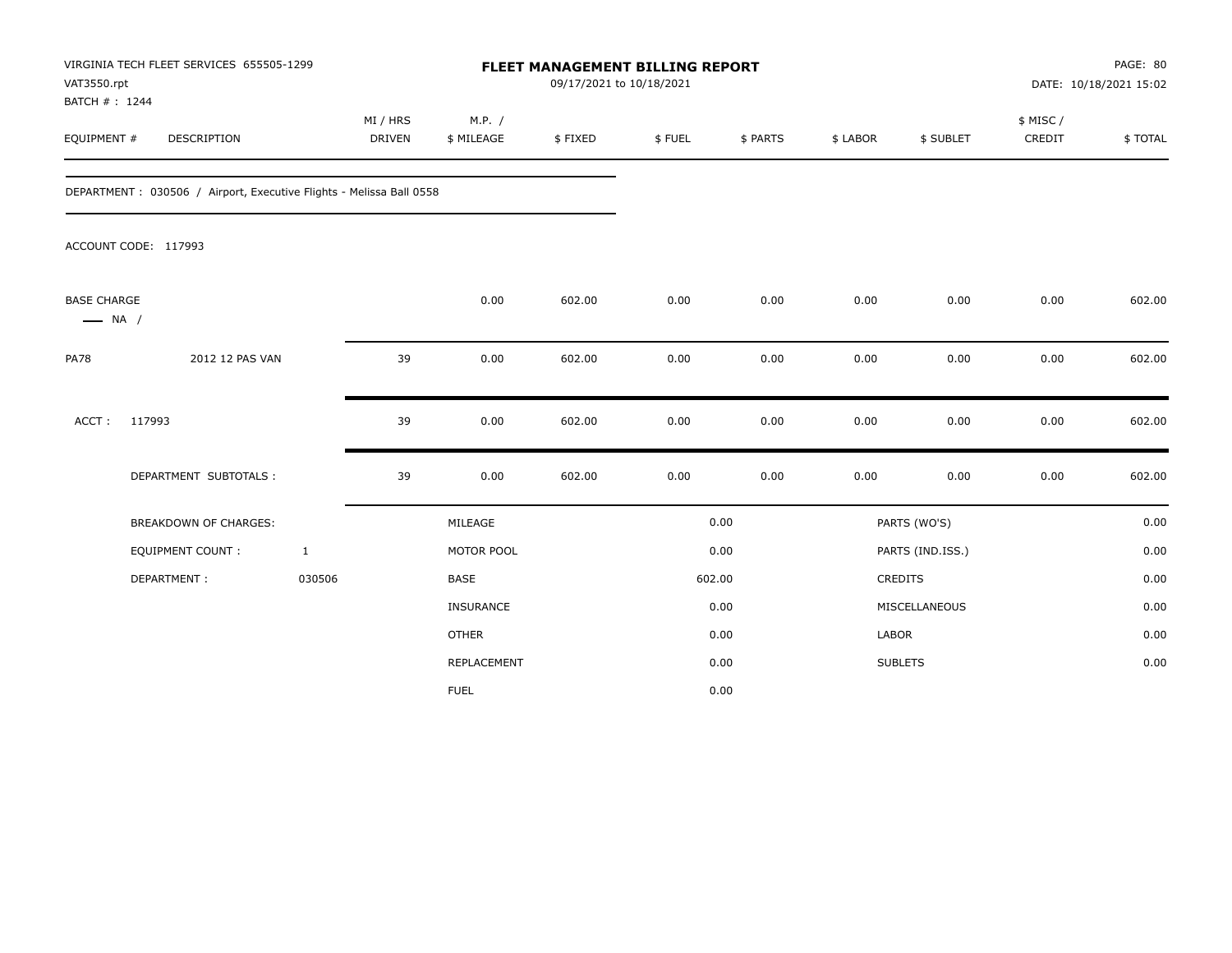VIRGINIA TECH FLEET SERVICES 655505-1299
VAT3550.rpt
BATCH # : 1244

# FLEET MANAGEMENT BILLING REPORT

09/17/2021 to 10/18/2021

PAGE: 80
DATE: 10/18/2021 15:02

| EQUIPMENT # | DESCRIPTION | MI / HRS DRIVEN | M.P. / $ MILEAGE | $ FIXED | $ FUEL | $ PARTS | $ LABOR | $ SUBLET | $ MISC / CREDIT | $ TOTAL |
|---|---|---|---|---|---|---|---|---|---|---|

DEPARTMENT : 030506 / Airport, Executive Flights - Melissa Ball 0558

ACCOUNT CODE: 117993

| EQUIPMENT # | DESCRIPTION | MI / HRS DRIVEN | M.P. / $ MILEAGE | $ FIXED | $ FUEL | $ PARTS | $ LABOR | $ SUBLET | $ MISC / CREDIT | $ TOTAL |
|---|---|---|---|---|---|---|---|---|---|---|
| BASE CHARGE<br>—— NA / | | | 0.00 | 602.00 | 0.00 | 0.00 | 0.00 | 0.00 | 0.00 | 602.00 |
| PA78 | 2012 12 PAS VAN | 39 | 0.00 | 602.00 | 0.00 | 0.00 | 0.00 | 0.00 | 0.00 | 602.00 |
| ACCT : | 117993 | 39 | 0.00 | 602.00 | 0.00 | 0.00 | 0.00 | 0.00 | 0.00 | 602.00 |
| | DEPARTMENT SUBTOTALS : | 39 | 0.00 | 602.00 | 0.00 | 0.00 | 0.00 | 0.00 | 0.00 | 602.00 |

| BREAKDOWN OF CHARGES: | | | | | |
|---|---|---|---|---|---|
| EQUIPMENT COUNT : | 1 | MILEAGE | 0.00 | PARTS (WO'S) | 0.00 |
| DEPARTMENT : | 030506 | MOTOR POOL | 0.00 | PARTS (IND.ISS.) | 0.00 |
| | | BASE | 602.00 | CREDITS | 0.00 |
| | | INSURANCE | 0.00 | MISCELLANEOUS | 0.00 |
| | | OTHER | 0.00 | LABOR | 0.00 |
| | | REPLACEMENT | 0.00 | SUBLETS | 0.00 |
| | | FUEL | 0.00 | | |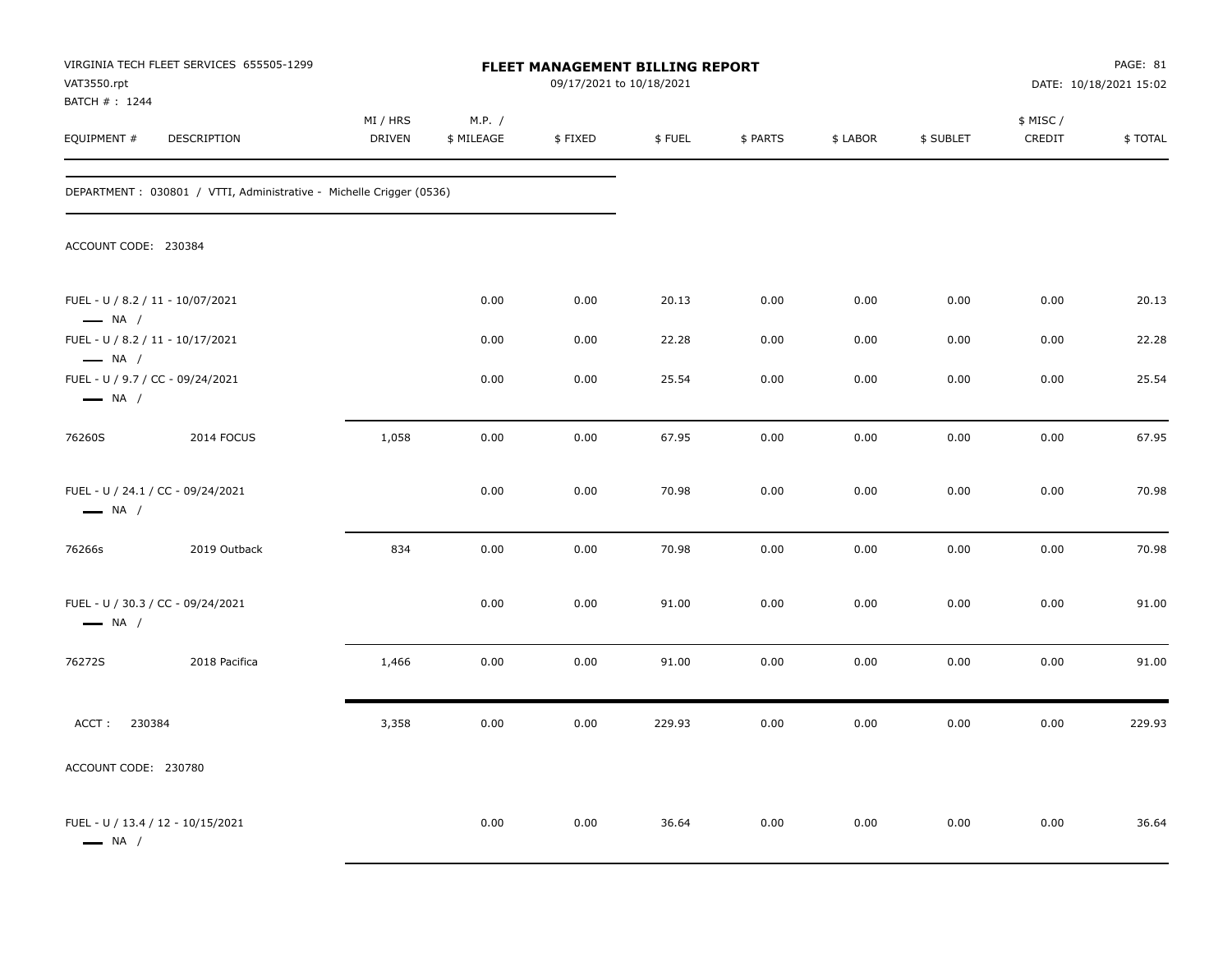VIRGINIA TECH FLEET SERVICES 655505-1299
VAT3550.rpt
BATCH # : 1244

**FLEET MANAGEMENT BILLING REPORT**
09/17/2021 to 10/18/2021

DATE: 10/18/2021 15:02

| EQUIPMENT # | DESCRIPTION | MI / HRS DRIVEN | M.P. / $ MILEAGE | $ FIXED | $ FUEL | $ PARTS | $ LABOR | $ SUBLET | $ MISC / CREDIT | $ TOTAL |
|---|---|---|---|---|---|---|---|---|---|---|
| DEPARTMENT : 030801 / VTTI, Administrative - Michelle Crigger (0536) | | | | | | | | | | |
| ACCOUNT CODE: 230384 | | | | | | | | | | |
| FUEL - U / 8.2 / 11 - 10/07/2021 — NA / | | | 0.00 | 0.00 | 20.13 | 0.00 | 0.00 | 0.00 | 0.00 | 20.13 |
| FUEL - U / 8.2 / 11 - 10/17/2021 — NA / | | | 0.00 | 0.00 | 22.28 | 0.00 | 0.00 | 0.00 | 0.00 | 22.28 |
| FUEL - U / 9.7 / CC - 09/24/2021 — NA / | | | 0.00 | 0.00 | 25.54 | 0.00 | 0.00 | 0.00 | 0.00 | 25.54 |
| 76260S | 2014 FOCUS | 1,058 | 0.00 | 0.00 | 67.95 | 0.00 | 0.00 | 0.00 | 0.00 | 67.95 |
| FUEL - U / 24.1 / CC - 09/24/2021 — NA / | | | 0.00 | 0.00 | 70.98 | 0.00 | 0.00 | 0.00 | 0.00 | 70.98 |
| 76266s | 2019 Outback | 834 | 0.00 | 0.00 | 70.98 | 0.00 | 0.00 | 0.00 | 0.00 | 70.98 |
| FUEL - U / 30.3 / CC - 09/24/2021 — NA / | | | 0.00 | 0.00 | 91.00 | 0.00 | 0.00 | 0.00 | 0.00 | 91.00 |
| 76272S | 2018 Pacifica | 1,466 | 0.00 | 0.00 | 91.00 | 0.00 | 0.00 | 0.00 | 0.00 | 91.00 |
| ACCT : 230384 | | 3,358 | 0.00 | 0.00 | 229.93 | 0.00 | 0.00 | 0.00 | 0.00 | 229.93 |
| ACCOUNT CODE: 230780 | | | | | | | | | | |
| FUEL - U / 13.4 / 12 - 10/15/2021 — NA / | | | 0.00 | 0.00 | 36.64 | 0.00 | 0.00 | 0.00 | 0.00 | 36.64 |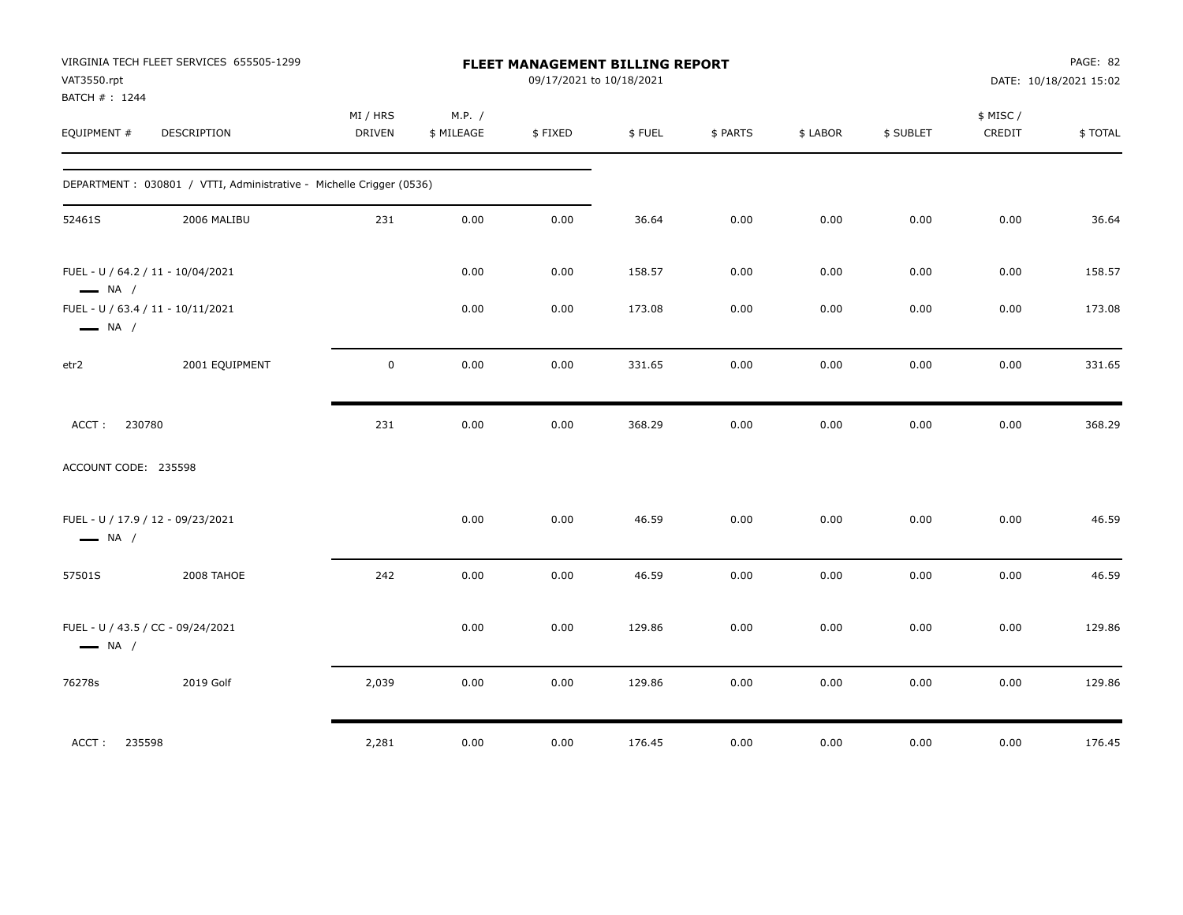VIRGINIA TECH FLEET SERVICES 655505-1299
VAT3550.rpt
BATCH # : 1244

**FLEET MANAGEMENT BILLING REPORT**
09/17/2021 to 10/18/2021

DATE: 10/18/2021 15:02

| EQUIPMENT # | DESCRIPTION | MI / HRS DRIVEN | M.P. / $ MILEAGE | $ FIXED | $ FUEL | $ PARTS | $ LABOR | $ SUBLET | $ MISC / CREDIT | $ TOTAL |
|---|---|---|---|---|---|---|---|---|---|---|
| DEPARTMENT : 030801 / VTTI, Administrative - Michelle Crigger (0536) | | | | | | | | | | |
| 52461S | 2006 MALIBU | 231 | 0.00 | 0.00 | 36.64 | 0.00 | 0.00 | 0.00 | 0.00 | 36.64 |
| FUEL - U / 64.2 / 11 - 10/04/2021 — NA / | | | 0.00 | 0.00 | 158.57 | 0.00 | 0.00 | 0.00 | 0.00 | 158.57 |
| FUEL - U / 63.4 / 11 - 10/11/2021 — NA / | | | 0.00 | 0.00 | 173.08 | 0.00 | 0.00 | 0.00 | 0.00 | 173.08 |
| etr2 | 2001 EQUIPMENT | 0 | 0.00 | 0.00 | 331.65 | 0.00 | 0.00 | 0.00 | 0.00 | 331.65 |
| ACCT : 230780 | | 231 | 0.00 | 0.00 | 368.29 | 0.00 | 0.00 | 0.00 | 0.00 | 368.29 |
| ACCOUNT CODE: 235598 | | | | | | | | | | |
| FUEL - U / 17.9 / 12 - 09/23/2021 — NA / | | | 0.00 | 0.00 | 46.59 | 0.00 | 0.00 | 0.00 | 0.00 | 46.59 |
| 57501S | 2008 TAHOE | 242 | 0.00 | 0.00 | 46.59 | 0.00 | 0.00 | 0.00 | 0.00 | 46.59 |
| FUEL - U / 43.5 / CC - 09/24/2021 — NA / | | | 0.00 | 0.00 | 129.86 | 0.00 | 0.00 | 0.00 | 0.00 | 129.86 |
| 76278s | 2019 Golf | 2,039 | 0.00 | 0.00 | 129.86 | 0.00 | 0.00 | 0.00 | 0.00 | 129.86 |
| ACCT : 235598 | | 2,281 | 0.00 | 0.00 | 176.45 | 0.00 | 0.00 | 0.00 | 0.00 | 176.45 |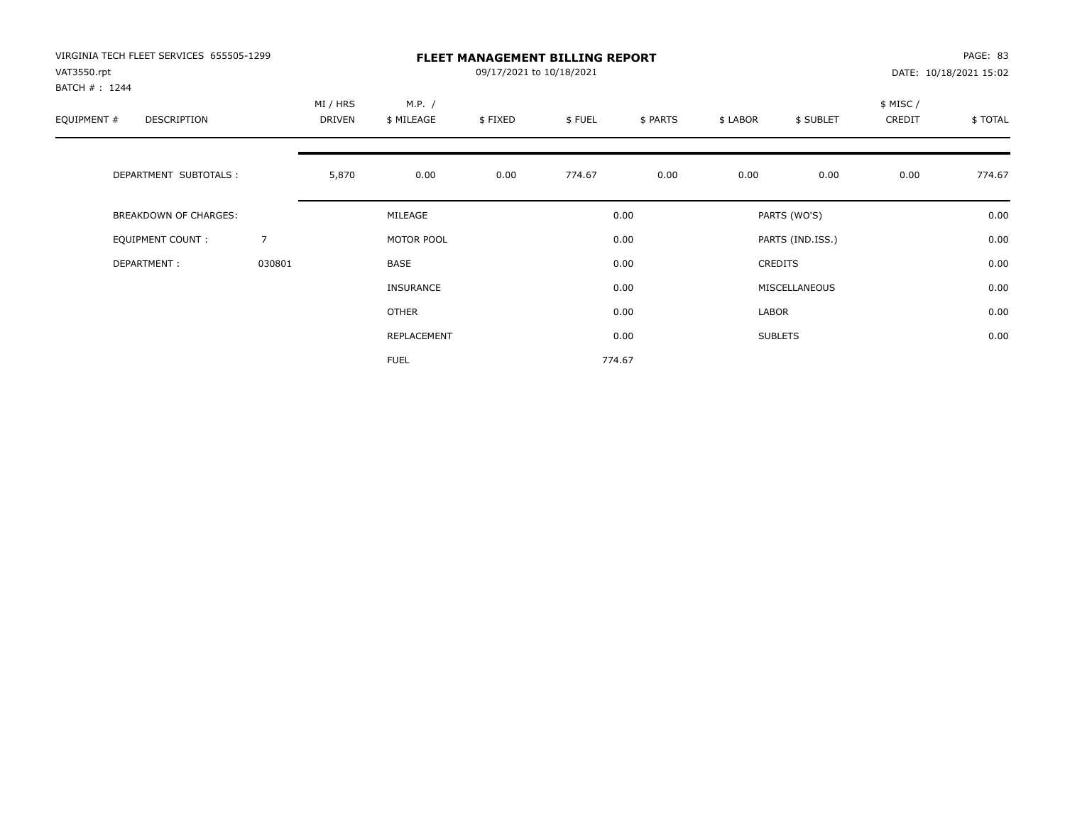VIRGINIA TECH FLEET SERVICES 655505-1299
VAT3550.rpt
BATCH # : 1244

**FLEET MANAGEMENT BILLING REPORT**
09/17/2021 to 10/18/2021

DATE: 10/18/2021 15:02

| EQUIPMENT # | DESCRIPTION | MI / HRS DRIVEN | M.P. / $ MILEAGE | $ FIXED | $ FUEL | $ PARTS | $ LABOR | $ SUBLET | $ MISC / CREDIT | $ TOTAL |
|---|---|---|---|---|---|---|---|---|---|---|
| | DEPARTMENT SUBTOTALS : | 5,870 | 0.00 | 0.00 | 774.67 | 0.00 | 0.00 | 0.00 | 0.00 | 774.67 |

| | | | | | |
|---|---|---|---|---|---|
| BREAKDOWN OF CHARGES: | | MILEAGE | 0.00 | PARTS (WO'S) | 0.00 |
| EQUIPMENT COUNT : | 7 | MOTOR POOL | 0.00 | PARTS (IND.ISS.) | 0.00 |
| DEPARTMENT : | 030801 | BASE | 0.00 | CREDITS | 0.00 |
| | | INSURANCE | 0.00 | MISCELLANEOUS | 0.00 |
| | | OTHER | 0.00 | LABOR | 0.00 |
| | | REPLACEMENT | 0.00 | SUBLETS | 0.00 |
| | | FUEL | 774.67 | | |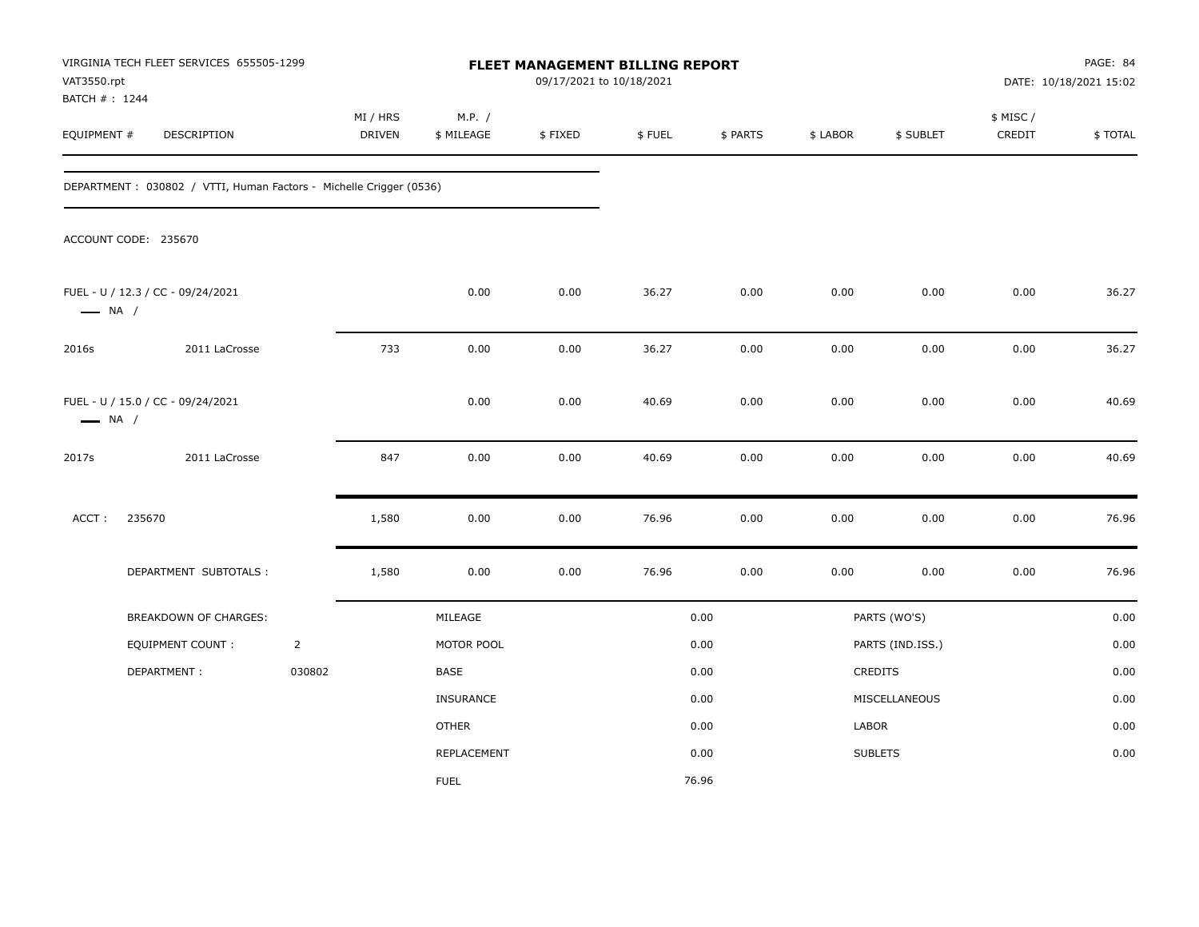VIRGINIA TECH FLEET SERVICES 655505-1299
VAT3550.rpt
BATCH # : 1244

# FLEET MANAGEMENT BILLING REPORT

09/17/2021 to 10/18/2021

DATE: 10/18/2021 15:02

| EQUIPMENT # | DESCRIPTION | MI / HRS DRIVEN | M.P. / $ MILEAGE | $ FIXED | $ FUEL | $ PARTS | $ LABOR | $ SUBLET | $ MISC / CREDIT | $ TOTAL |
|---|---|---|---|---|---|---|---|---|---|---|

DEPARTMENT : 030802 / VTTI, Human Factors - Michelle Crigger (0536)

ACCOUNT CODE: 235670

| EQUIPMENT # | DESCRIPTION | MI / HRS DRIVEN | M.P. / $ MILEAGE | $ FIXED | $ FUEL | $ PARTS | $ LABOR | $ SUBLET | $ MISC / CREDIT | $ TOTAL |
|---|---|---|---|---|---|---|---|---|---|---|
| FUEL - U / 12.3 / CC - 09/24/2021 — NA / | | | 0.00 | 0.00 | 36.27 | 0.00 | 0.00 | 0.00 | 0.00 | 36.27 |
| 2016s | 2011 LaCrosse | 733 | 0.00 | 0.00 | 36.27 | 0.00 | 0.00 | 0.00 | 0.00 | 36.27 |
| FUEL - U / 15.0 / CC - 09/24/2021 — NA / | | | 0.00 | 0.00 | 40.69 | 0.00 | 0.00 | 0.00 | 0.00 | 40.69 |
| 2017s | 2011 LaCrosse | 847 | 0.00 | 0.00 | 40.69 | 0.00 | 0.00 | 0.00 | 0.00 | 40.69 |
| ACCT : | 235670 | 1,580 | 0.00 | 0.00 | 76.96 | 0.00 | 0.00 | 0.00 | 0.00 | 76.96 |
| | DEPARTMENT SUBTOTALS : | 1,580 | 0.00 | 0.00 | 76.96 | 0.00 | 0.00 | 0.00 | 0.00 | 76.96 |

| BREAKDOWN OF CHARGES: | | | | | |
|---|---|---|---|---|---|
| EQUIPMENT COUNT : | 2 | MILEAGE | 0.00 | PARTS (WO'S) | 0.00 |
| DEPARTMENT : | 030802 | MOTOR POOL | 0.00 | PARTS (IND.ISS.) | 0.00 |
| | | BASE | 0.00 | CREDITS | 0.00 |
| | | INSURANCE | 0.00 | MISCELLANEOUS | 0.00 |
| | | OTHER | 0.00 | LABOR | 0.00 |
| | | REPLACEMENT | 0.00 | SUBLETS | 0.00 |
| | | FUEL | 76.96 | | |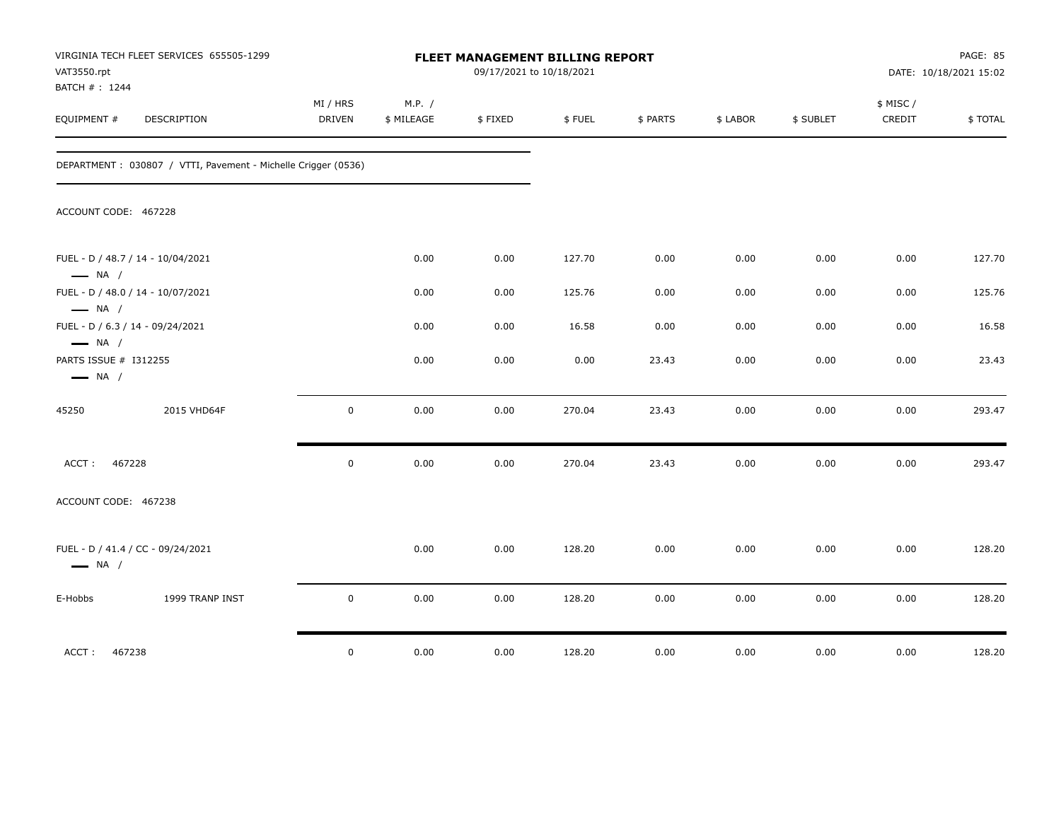VIRGINIA TECH FLEET SERVICES 655505-1299
VAT3550.rpt
BATCH # : 1244

**FLEET MANAGEMENT BILLING REPORT**
09/17/2021 to 10/18/2021

DATE: 10/18/2021 15:02

| EQUIPMENT # | DESCRIPTION | MI / HRS DRIVEN | M.P. / $ MILEAGE | $ FIXED | $ FUEL | $ PARTS | $ LABOR | $ SUBLET | $ MISC / CREDIT | $ TOTAL |
|---|---|---|---|---|---|---|---|---|---|---|
| DEPARTMENT : 030807 / VTTI, Pavement - Michelle Crigger (0536) | | | | | | | | | | |
| ACCOUNT CODE: 467228 | | | | | | | | | | |
| FUEL - D / 48.7 / 14 - 10/04/2021 — NA / | | | 0.00 | 0.00 | 127.70 | 0.00 | 0.00 | 0.00 | 0.00 | 127.70 |
| FUEL - D / 48.0 / 14 - 10/07/2021 — NA / | | | 0.00 | 0.00 | 125.76 | 0.00 | 0.00 | 0.00 | 0.00 | 125.76 |
| FUEL - D / 6.3 / 14 - 09/24/2021 — NA / | | | 0.00 | 0.00 | 16.58 | 0.00 | 0.00 | 0.00 | 0.00 | 16.58 |
| PARTS ISSUE # I312255 — NA / | | | 0.00 | 0.00 | 0.00 | 23.43 | 0.00 | 0.00 | 0.00 | 23.43 |
| 45250 | 2015 VHD64F | 0 | 0.00 | 0.00 | 270.04 | 23.43 | 0.00 | 0.00 | 0.00 | 293.47 |
| ACCT : 467228 | | 0 | 0.00 | 0.00 | 270.04 | 23.43 | 0.00 | 0.00 | 0.00 | 293.47 |
| ACCOUNT CODE: 467238 | | | | | | | | | | |
| FUEL - D / 41.4 / CC - 09/24/2021 — NA / | | | 0.00 | 0.00 | 128.20 | 0.00 | 0.00 | 0.00 | 0.00 | 128.20 |
| E-Hobbs | 1999 TRANP INST | 0 | 0.00 | 0.00 | 128.20 | 0.00 | 0.00 | 0.00 | 0.00 | 128.20 |
| ACCT : 467238 | | 0 | 0.00 | 0.00 | 128.20 | 0.00 | 0.00 | 0.00 | 0.00 | 128.20 |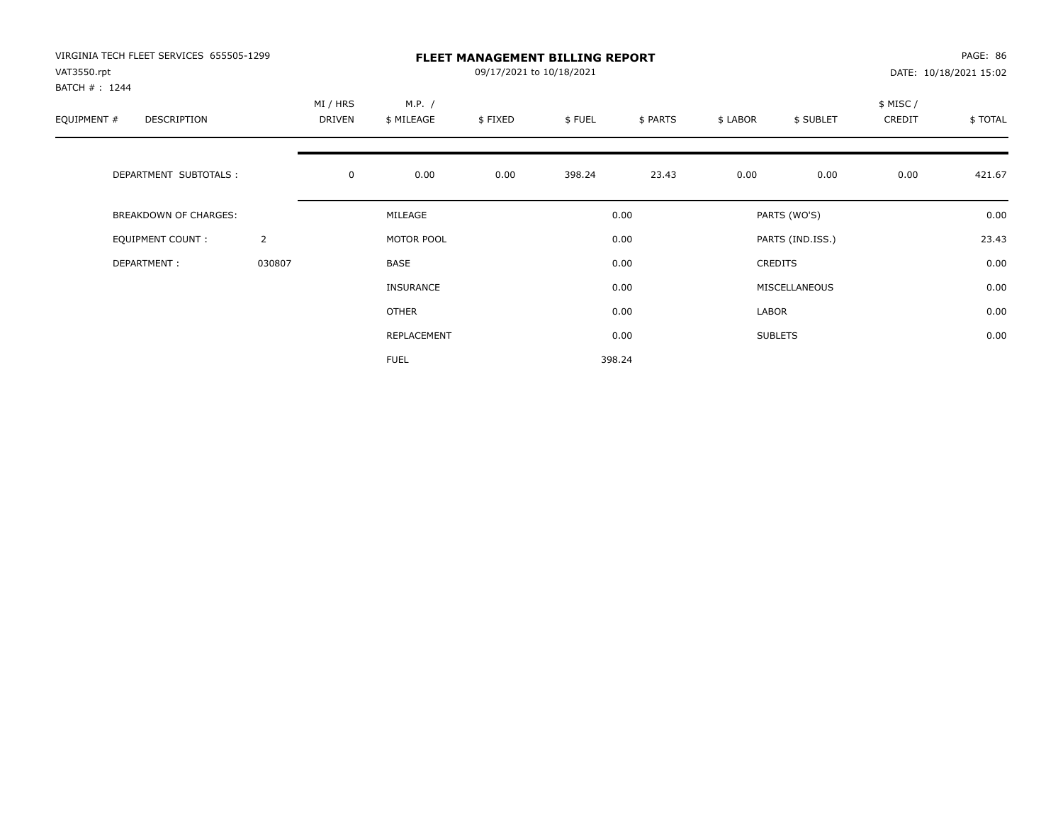VIRGINIA TECH FLEET SERVICES 655505-1299
VAT3550.rpt
BATCH # : 1244

# FLEET MANAGEMENT BILLING REPORT

09/17/2021 to 10/18/2021

PAGE: 86
DATE: 10/18/2021 15:02

| EQUIPMENT # | DESCRIPTION | MI / HRS DRIVEN | M.P. / $ MILEAGE | $ FIXED | $ FUEL | $ PARTS | $ LABOR | $ SUBLET | $ MISC / CREDIT | $ TOTAL |
|---|---|---|---|---|---|---|---|---|---|---|
| | DEPARTMENT SUBTOTALS : | 0 | 0.00 | 0.00 | 398.24 | 23.43 | 0.00 | 0.00 | 0.00 | 421.67 |

| | | | | | |
|---|---|---|---|---|---|
| BREAKDOWN OF CHARGES: | | MILEAGE | 0.00 | PARTS (WO'S) | 0.00 |
| EQUIPMENT COUNT : | 2 | MOTOR POOL | 0.00 | PARTS (IND.ISS.) | 23.43 |
| DEPARTMENT : | 030807 | BASE | 0.00 | CREDITS | 0.00 |
| | | INSURANCE | 0.00 | MISCELLANEOUS | 0.00 |
| | | OTHER | 0.00 | LABOR | 0.00 |
| | | REPLACEMENT | 0.00 | SUBLETS | 0.00 |
| | | FUEL | 398.24 | | |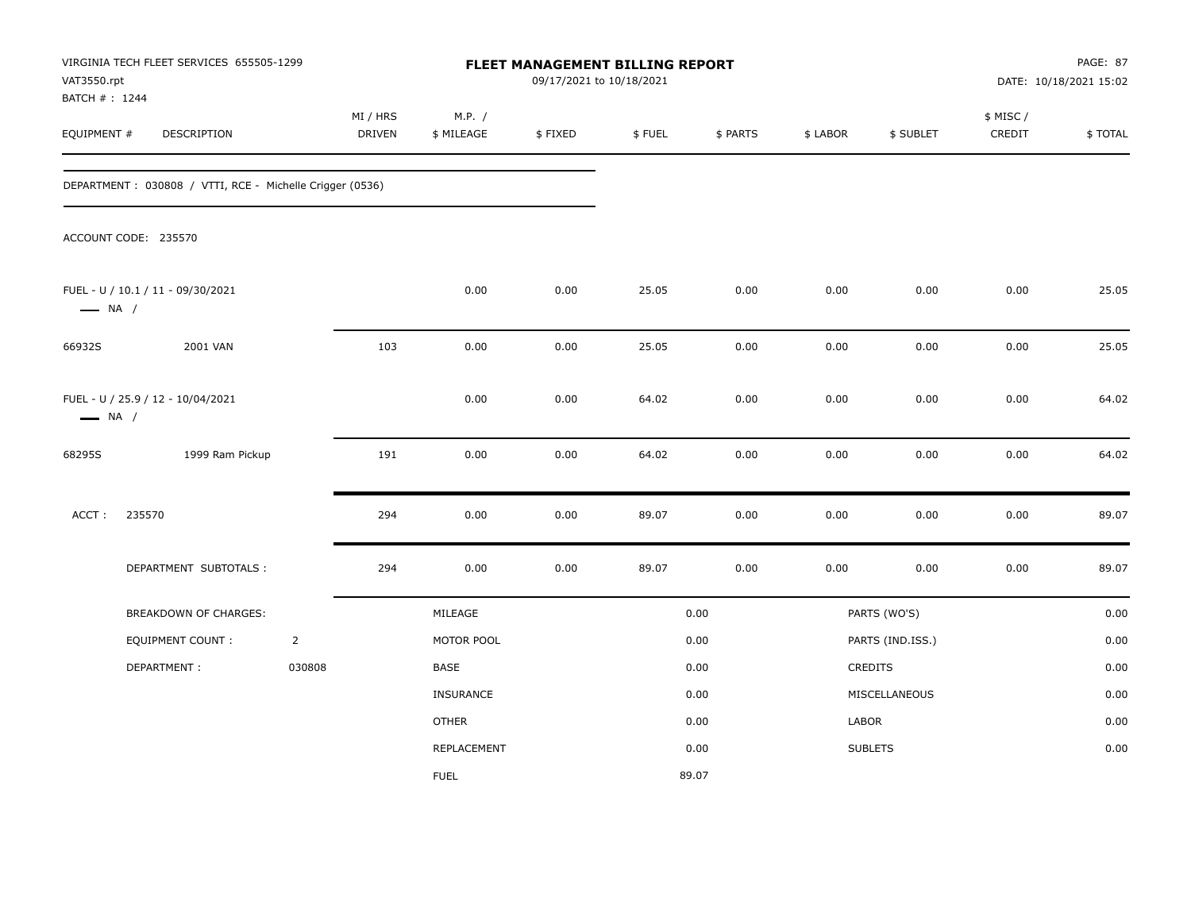VIRGINIA TECH FLEET SERVICES 655505-1299
VAT3550.rpt
BATCH # : 1244

# FLEET MANAGEMENT BILLING REPORT

09/17/2021 to 10/18/2021

DATE: 10/18/2021 15:02

| EQUIPMENT # | DESCRIPTION | MI / HRS DRIVEN | M.P. / $ MILEAGE | $ FIXED | $ FUEL | $ PARTS | $ LABOR | $ SUBLET | $ MISC / CREDIT | $ TOTAL |
|---|---|---|---|---|---|---|---|---|---|---|

DEPARTMENT : 030808 / VTTI, RCE - Michelle Crigger (0536)

ACCOUNT CODE: 235570

| EQUIPMENT # | DESCRIPTION | MI / HRS DRIVEN | M.P. / $ MILEAGE | $ FIXED | $ FUEL | $ PARTS | $ LABOR | $ SUBLET | $ MISC / CREDIT | $ TOTAL |
|---|---|---|---|---|---|---|---|---|---|---|
| FUEL - U / 10.1 / 11 - 09/30/2021<br>NA / | | | 0.00 | 0.00 | 25.05 | 0.00 | 0.00 | 0.00 | 0.00 | 25.05 |
| 66932S | 2001 VAN | 103 | 0.00 | 0.00 | 25.05 | 0.00 | 0.00 | 0.00 | 0.00 | 25.05 |
| FUEL - U / 25.9 / 12 - 10/04/2021<br>NA / | | | 0.00 | 0.00 | 64.02 | 0.00 | 0.00 | 0.00 | 0.00 | 64.02 |
| 68295S | 1999 Ram Pickup | 191 | 0.00 | 0.00 | 64.02 | 0.00 | 0.00 | 0.00 | 0.00 | 64.02 |
| ACCT : 235570 | | 294 | 0.00 | 0.00 | 89.07 | 0.00 | 0.00 | 0.00 | 0.00 | 89.07 |
| DEPARTMENT SUBTOTALS : | | 294 | 0.00 | 0.00 | 89.07 | 0.00 | 0.00 | 0.00 | 0.00 | 89.07 |

| BREAKDOWN OF CHARGES: | | | | | |
|---|---|---|---|---|---|
| EQUIPMENT COUNT : | 2 | MOTOR POOL | 0.00 | PARTS (IND.ISS.) | 0.00 |
| DEPARTMENT : | 030808 | BASE | 0.00 | CREDITS | 0.00 |
| | | MILEAGE | 0.00 | PARTS (WO'S) | 0.00 |
| | | INSURANCE | 0.00 | MISCELLANEOUS | 0.00 |
| | | OTHER | 0.00 | LABOR | 0.00 |
| | | REPLACEMENT | 0.00 | SUBLETS | 0.00 |
| | | FUEL | 89.07 | | |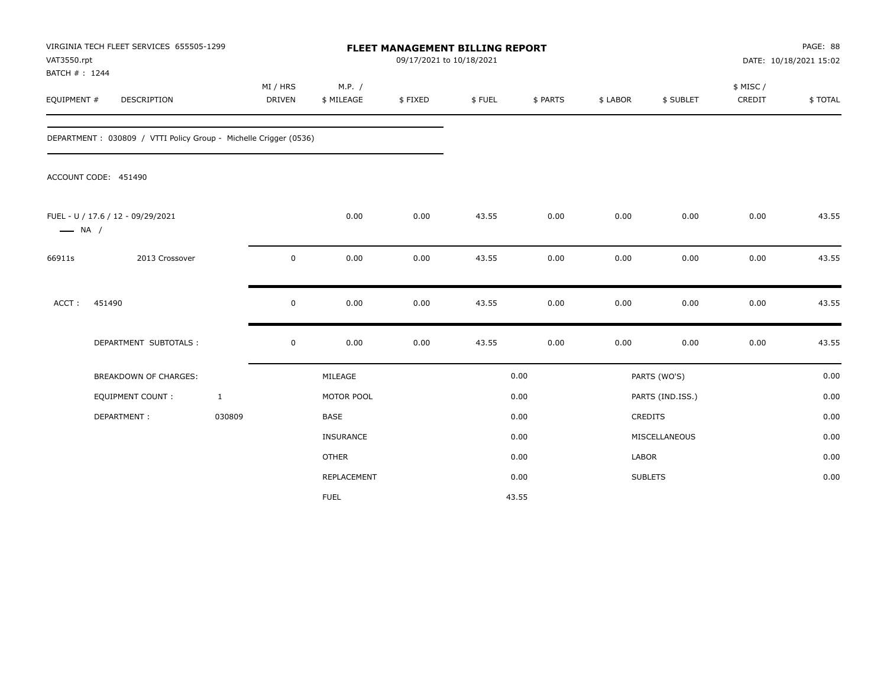VIRGINIA TECH FLEET SERVICES 655505-1299
VAT3550.rpt
BATCH # : 1244

# FLEET MANAGEMENT BILLING REPORT

09/17/2021 to 10/18/2021

PAGE: 88
DATE: 10/18/2021 15:02

| EQUIPMENT # | DESCRIPTION | MI / HRS DRIVEN | M.P. / $ MILEAGE | $ FIXED | $ FUEL | $ PARTS | $ LABOR | $ SUBLET | $ MISC / CREDIT | $ TOTAL |
|---|---|---|---|---|---|---|---|---|---|---|
| DEPARTMENT : 030809 / VTTI Policy Group - Michelle Crigger (0536) | | | | | | | | | | |
| ACCOUNT CODE: 451490 | | | | | | | | | | |
| FUEL - U / 17.6 / 12 - 09/29/2021 — NA / | | | 0.00 | 0.00 | 43.55 | 0.00 | 0.00 | 0.00 | 0.00 | 43.55 |
| 66911s | 2013 Crossover | 0 | 0.00 | 0.00 | 43.55 | 0.00 | 0.00 | 0.00 | 0.00 | 43.55 |
| ACCT : | 451490 | 0 | 0.00 | 0.00 | 43.55 | 0.00 | 0.00 | 0.00 | 0.00 | 43.55 |
| | DEPARTMENT SUBTOTALS : | 0 | 0.00 | 0.00 | 43.55 | 0.00 | 0.00 | 0.00 | 0.00 | 43.55 |

| BREAKDOWN OF CHARGES: | | | | | |
|---|---|---|---|---|---|
| EQUIPMENT COUNT : | 1 | MILEAGE | 0.00 | PARTS (WO'S) | 0.00 |
| DEPARTMENT : | 030809 | MOTOR POOL | 0.00 | PARTS (IND.ISS.) | 0.00 |
| | | BASE | 0.00 | CREDITS | 0.00 |
| | | INSURANCE | 0.00 | MISCELLANEOUS | 0.00 |
| | | OTHER | 0.00 | LABOR | 0.00 |
| | | REPLACEMENT | 0.00 | SUBLETS | 0.00 |
| | | FUEL | 43.55 | | |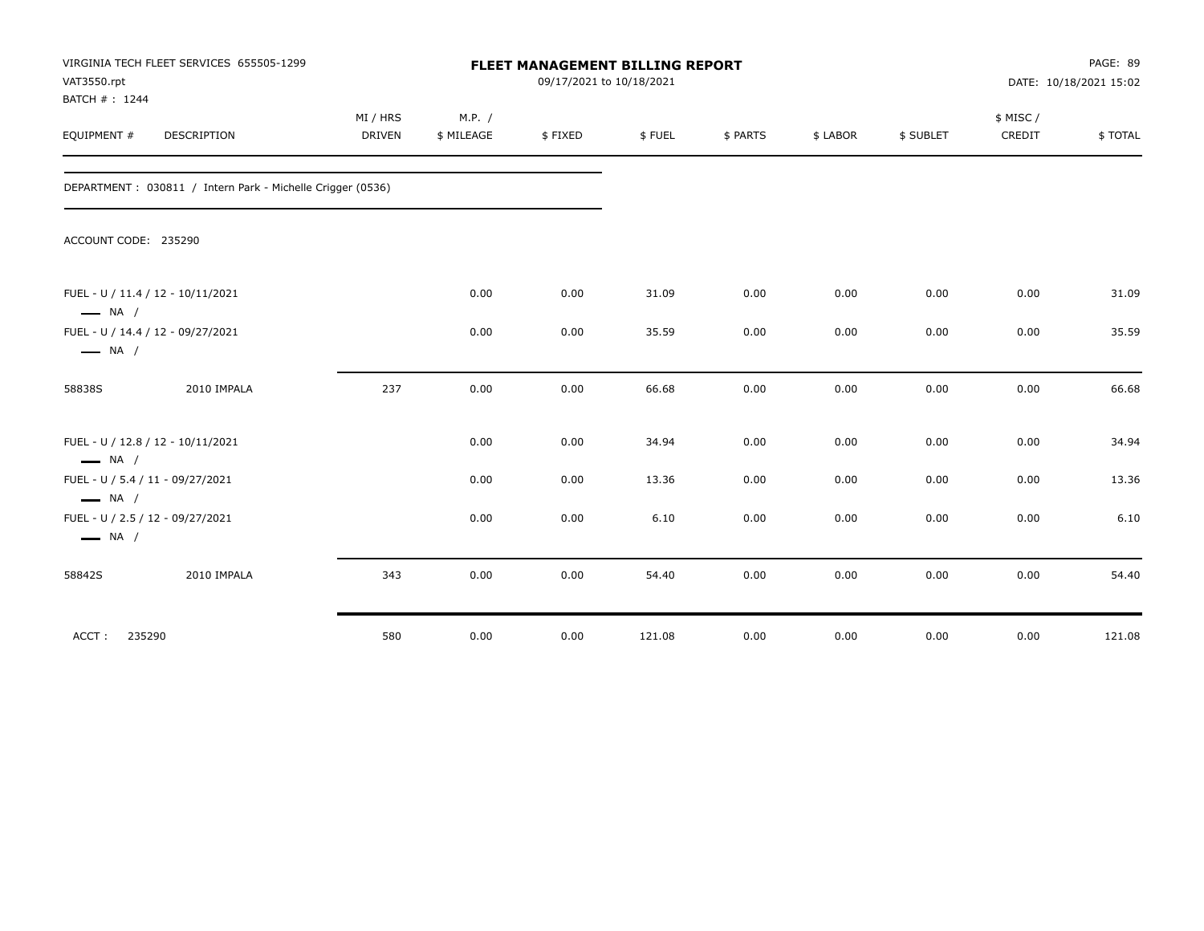VIRGINIA TECH FLEET SERVICES 655505-1299
VAT3550.rpt
BATCH # : 1244

**FLEET MANAGEMENT BILLING REPORT**
09/17/2021 to 10/18/2021

DATE: 10/18/2021 15:02

| EQUIPMENT # | DESCRIPTION | MI / HRS DRIVEN | M.P. / $ MILEAGE | $ FIXED | $ FUEL | $ PARTS | $ LABOR | $ SUBLET | $ MISC / CREDIT | $ TOTAL |
|---|---|---|---|---|---|---|---|---|---|---|
| DEPARTMENT : 030811 / Intern Park - Michelle Crigger (0536) | | | | | | | | | | |
| ACCOUNT CODE: 235290 | | | | | | | | | | |
| FUEL - U / 11.4 / 12 - 10/11/2021 — NA / | | | 0.00 | 0.00 | 31.09 | 0.00 | 0.00 | 0.00 | 0.00 | 31.09 |
| FUEL - U / 14.4 / 12 - 09/27/2021 — NA / | | | 0.00 | 0.00 | 35.59 | 0.00 | 0.00 | 0.00 | 0.00 | 35.59 |
| 58838S | 2010 IMPALA | 237 | 0.00 | 0.00 | 66.68 | 0.00 | 0.00 | 0.00 | 0.00 | 66.68 |
| FUEL - U / 12.8 / 12 - 10/11/2021 — NA / | | | 0.00 | 0.00 | 34.94 | 0.00 | 0.00 | 0.00 | 0.00 | 34.94 |
| FUEL - U / 5.4 / 11 - 09/27/2021 — NA / | | | 0.00 | 0.00 | 13.36 | 0.00 | 0.00 | 0.00 | 0.00 | 13.36 |
| FUEL - U / 2.5 / 12 - 09/27/2021 — NA / | | | 0.00 | 0.00 | 6.10 | 0.00 | 0.00 | 0.00 | 0.00 | 6.10 |
| 58842S | 2010 IMPALA | 343 | 0.00 | 0.00 | 54.40 | 0.00 | 0.00 | 0.00 | 0.00 | 54.40 |
| ACCT : 235290 | | 580 | 0.00 | 0.00 | 121.08 | 0.00 | 0.00 | 0.00 | 0.00 | 121.08 |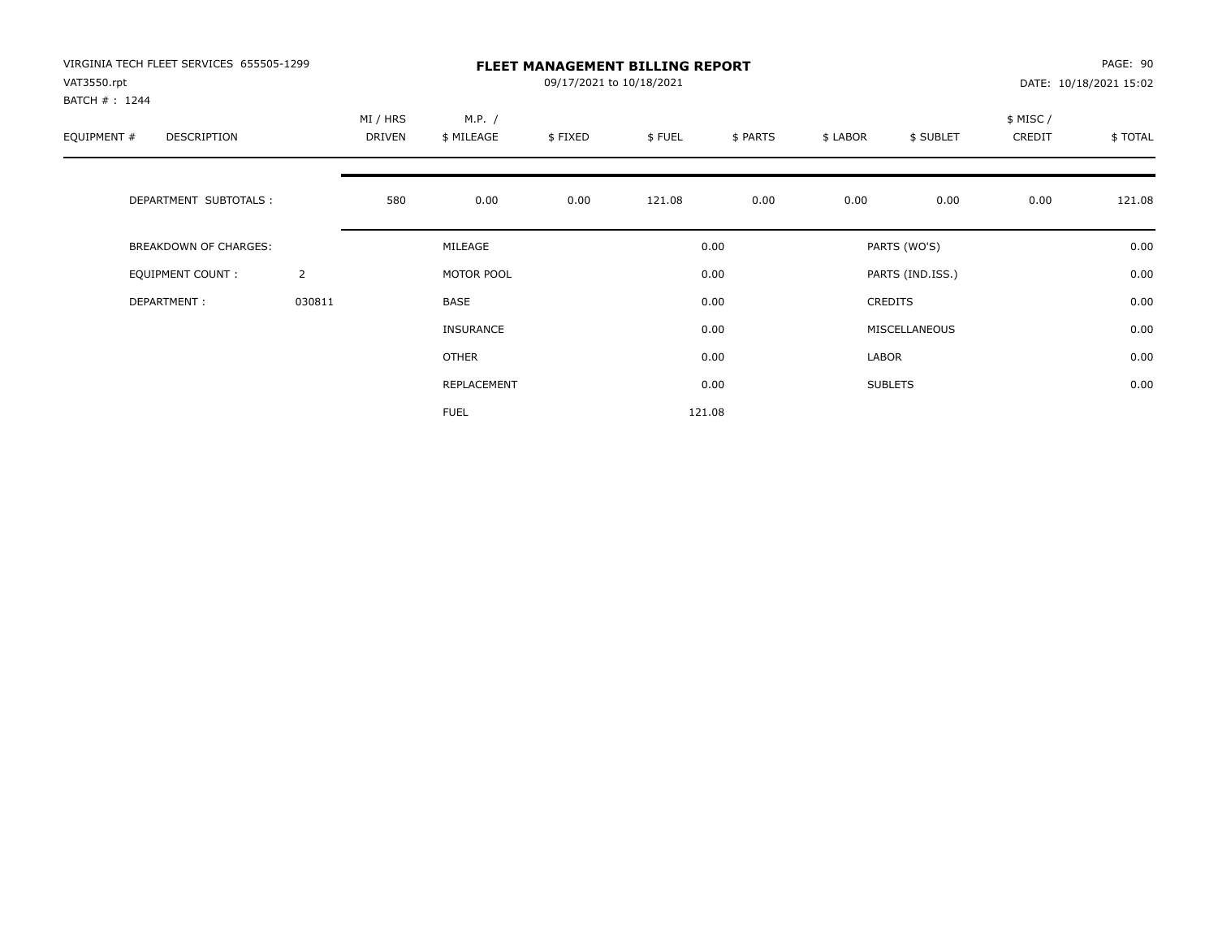# FLEET MANAGEMENT BILLING REPORT

VIRGINIA TECH FLEET SERVICES 655505-1299
VAT3550.rpt
BATCH # : 1244

09/17/2021 to 10/18/2021

DATE: 10/18/2021 15:02

| EQUIPMENT # | DESCRIPTION | MI / HRS DRIVEN | M.P. / $ MILEAGE | $ FIXED | $ FUEL | $ PARTS | $ LABOR | $ SUBLET | $ MISC / CREDIT | $ TOTAL |
|---|---|---|---|---|---|---|---|---|---|---|
| | DEPARTMENT SUBTOTALS : | 580 | 0.00 | 0.00 | 121.08 | 0.00 | 0.00 | 0.00 | 0.00 | 121.08 |

| | | | | | |
|---|---|---|---|---|---|
| BREAKDOWN OF CHARGES: | | MILEAGE | 0.00 | PARTS (WO'S) | 0.00 |
| EQUIPMENT COUNT : | 2 | MOTOR POOL | 0.00 | PARTS (IND.ISS.) | 0.00 |
| DEPARTMENT : | 030811 | BASE | 0.00 | CREDITS | 0.00 |
| | | INSURANCE | 0.00 | MISCELLANEOUS | 0.00 |
| | | OTHER | 0.00 | LABOR | 0.00 |
| | | REPLACEMENT | 0.00 | SUBLETS | 0.00 |
| | | FUEL | 121.08 | | |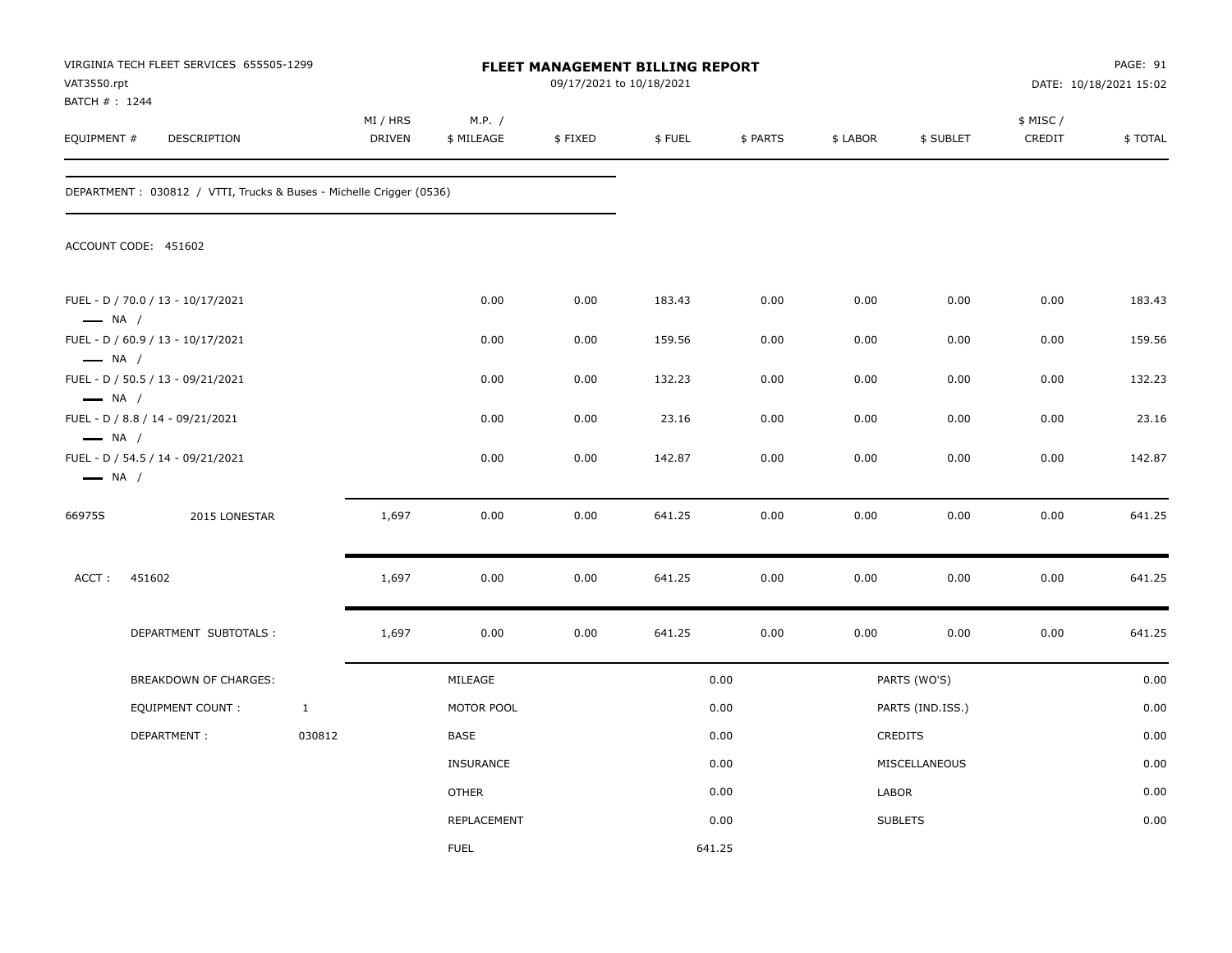VIRGINIA TECH FLEET SERVICES 655505-1299
VAT3550.rpt
BATCH # : 1244

**FLEET MANAGEMENT BILLING REPORT**
09/17/2021 to 10/18/2021

PAGE: 91
DATE: 10/18/2021 15:02

| EQUIPMENT # | DESCRIPTION | MI / HRS DRIVEN | M.P. / $ MILEAGE | $ FIXED | $ FUEL | $ PARTS | $ LABOR | $ SUBLET | $ MISC / CREDIT | $ TOTAL |
|---|---|---|---|---|---|---|---|---|---|---|

DEPARTMENT : 030812 / VTTI, Trucks & Buses - Michelle Crigger (0536)

ACCOUNT CODE: 451602

| EQUIPMENT # | DESCRIPTION | MI / HRS DRIVEN | M.P. / $ MILEAGE | $ FIXED | $ FUEL | $ PARTS | $ LABOR | $ SUBLET | $ MISC / CREDIT | $ TOTAL |
|---|---|---|---|---|---|---|---|---|---|---|
| FUEL - D / 70.0 / 13 - 10/17/2021 — NA / | | | 0.00 | 0.00 | 183.43 | 0.00 | 0.00 | 0.00 | 0.00 | 183.43 |
| FUEL - D / 60.9 / 13 - 10/17/2021 — NA / | | | 0.00 | 0.00 | 159.56 | 0.00 | 0.00 | 0.00 | 0.00 | 159.56 |
| FUEL - D / 50.5 / 13 - 09/21/2021 — NA / | | | 0.00 | 0.00 | 132.23 | 0.00 | 0.00 | 0.00 | 0.00 | 132.23 |
| FUEL - D / 8.8 / 14 - 09/21/2021 — NA / | | | 0.00 | 0.00 | 23.16 | 0.00 | 0.00 | 0.00 | 0.00 | 23.16 |
| FUEL - D / 54.5 / 14 - 09/21/2021 — NA / | | | 0.00 | 0.00 | 142.87 | 0.00 | 0.00 | 0.00 | 0.00 | 142.87 |
| 66975S | 2015 LONESTAR | 1,697 | 0.00 | 0.00 | 641.25 | 0.00 | 0.00 | 0.00 | 0.00 | 641.25 |
| ACCT : | 451602 | 1,697 | 0.00 | 0.00 | 641.25 | 0.00 | 0.00 | 0.00 | 0.00 | 641.25 |
| | DEPARTMENT SUBTOTALS : | 1,697 | 0.00 | 0.00 | 641.25 | 0.00 | 0.00 | 0.00 | 0.00 | 641.25 |

| BREAKDOWN OF CHARGES: | | | | | |
|---|---|---|---|---|---|
| EQUIPMENT COUNT : | 1 | MILEAGE | 0.00 | PARTS (WO'S) | 0.00 |
| DEPARTMENT : | 030812 | MOTOR POOL | 0.00 | PARTS (IND.ISS.) | 0.00 |
| | | BASE | 0.00 | CREDITS | 0.00 |
| | | INSURANCE | 0.00 | MISCELLANEOUS | 0.00 |
| | | OTHER | 0.00 | LABOR | 0.00 |
| | | REPLACEMENT | 0.00 | SUBLETS | 0.00 |
| | | FUEL | 641.25 | | |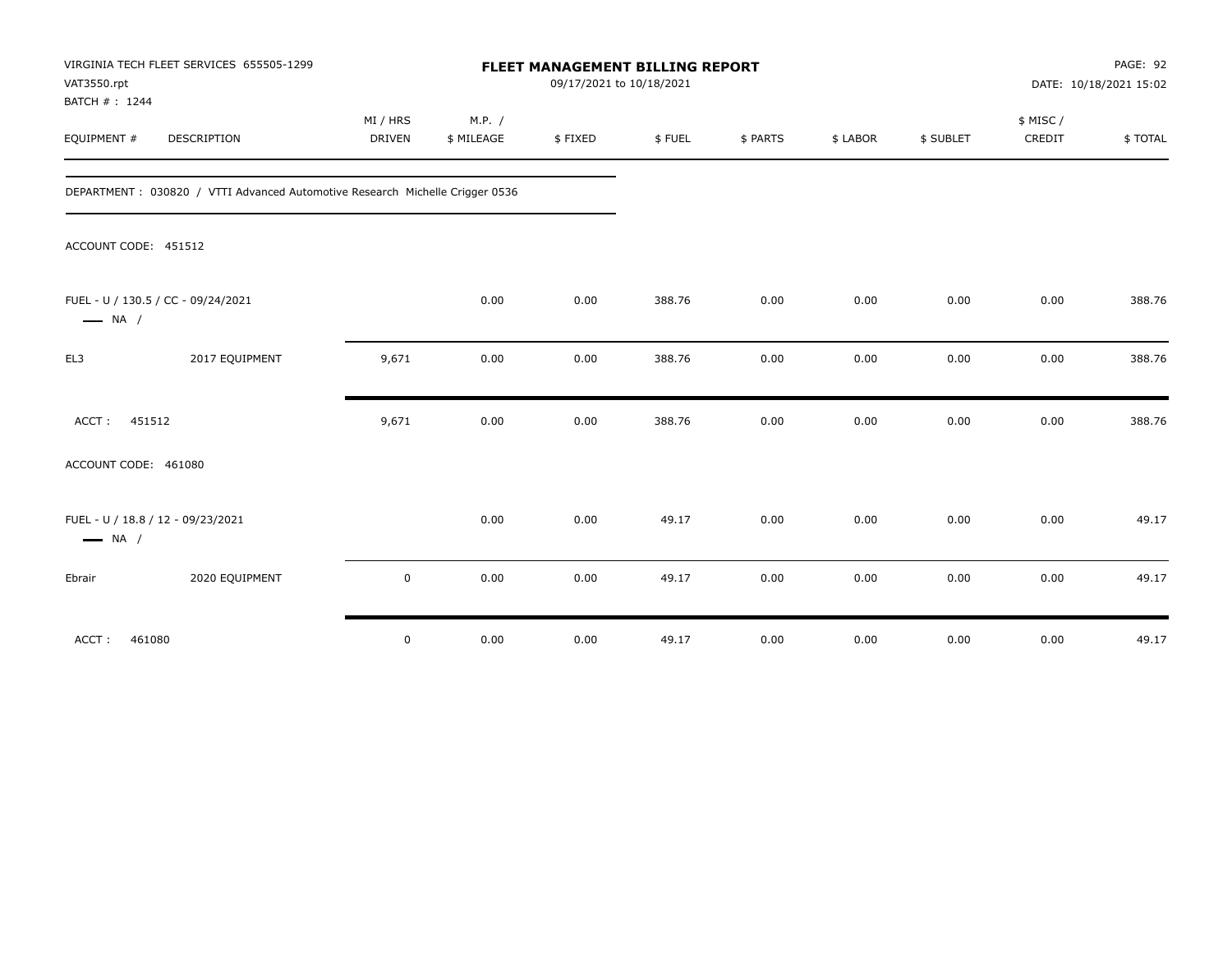VIRGINIA TECH FLEET SERVICES 655505-1299
VAT3550.rpt
BATCH # : 1244

**FLEET MANAGEMENT BILLING REPORT**
09/17/2021 to 10/18/2021

DATE: 10/18/2021 15:02

| EQUIPMENT # | DESCRIPTION | MI / HRS DRIVEN | M.P. / $ MILEAGE | $ FIXED | $ FUEL | $ PARTS | $ LABOR | $ SUBLET | $ MISC / CREDIT | $ TOTAL |
|---|---|---|---|---|---|---|---|---|---|---|
| DEPARTMENT : 030820 / VTTI Advanced Automotive Research Michelle Crigger 0536 | | | | | | | | | | |
| ACCOUNT CODE: 451512 | | | | | | | | | | |
| FUEL - U / 130.5 / CC - 09/24/2021 — NA / | | | 0.00 | 0.00 | 388.76 | 0.00 | 0.00 | 0.00 | 0.00 | 388.76 |
| EL3 | 2017 EQUIPMENT | 9,671 | 0.00 | 0.00 | 388.76 | 0.00 | 0.00 | 0.00 | 0.00 | 388.76 |
| ACCT : 451512 | | 9,671 | 0.00 | 0.00 | 388.76 | 0.00 | 0.00 | 0.00 | 0.00 | 388.76 |
| ACCOUNT CODE: 461080 | | | | | | | | | | |
| FUEL - U / 18.8 / 12 - 09/23/2021 — NA / | | | 0.00 | 0.00 | 49.17 | 0.00 | 0.00 | 0.00 | 0.00 | 49.17 |
| Ebrair | 2020 EQUIPMENT | 0 | 0.00 | 0.00 | 49.17 | 0.00 | 0.00 | 0.00 | 0.00 | 49.17 |
| ACCT : 461080 | | 0 | 0.00 | 0.00 | 49.17 | 0.00 | 0.00 | 0.00 | 0.00 | 49.17 |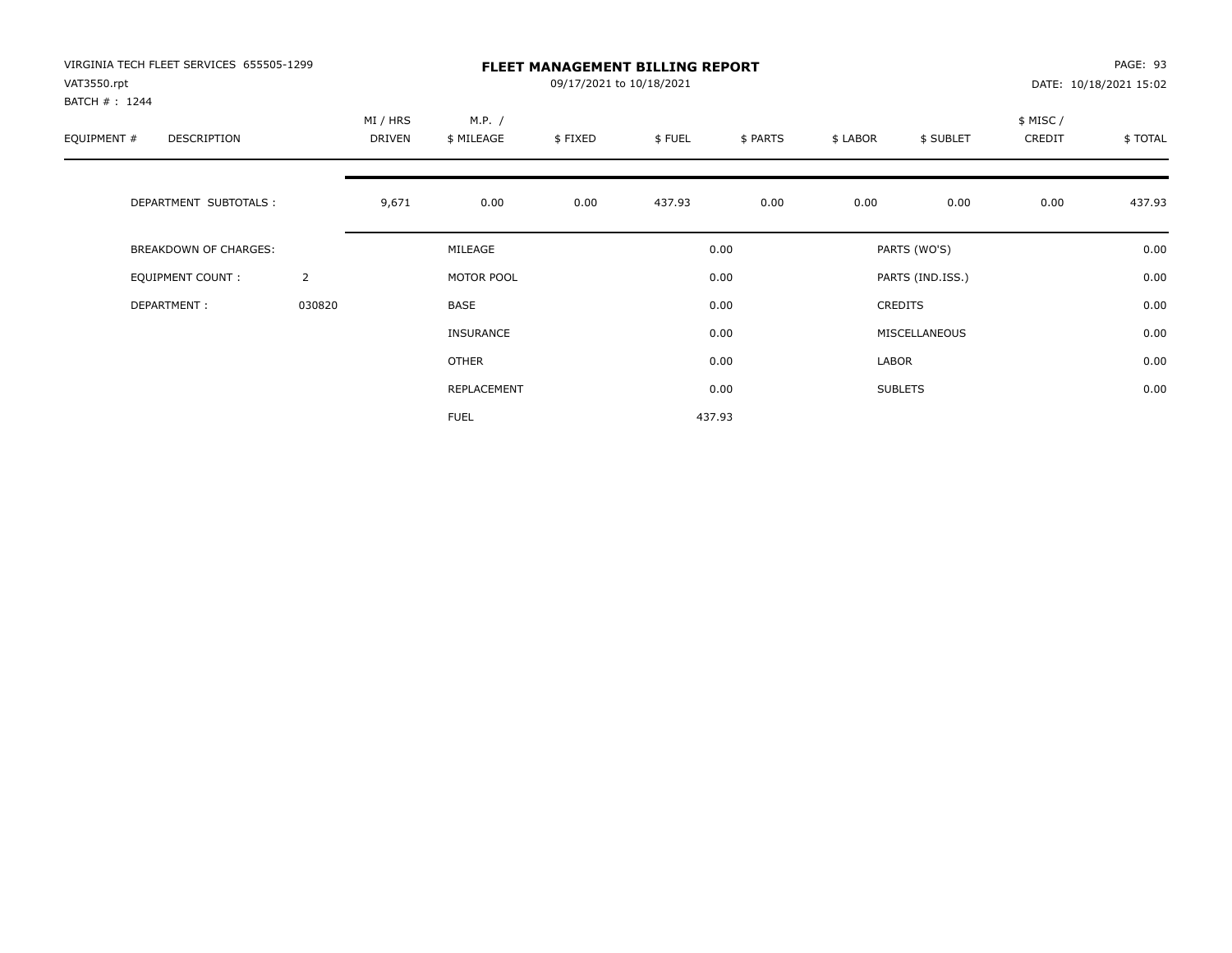VIRGINIA TECH FLEET SERVICES 655505-1299
VAT3550.rpt
BATCH # : 1244

# FLEET MANAGEMENT BILLING REPORT

09/17/2021 to 10/18/2021

PAGE: 93
DATE: 10/18/2021 15:02

| EQUIPMENT # | DESCRIPTION | MI / HRS DRIVEN | M.P. / $ MILEAGE | $ FIXED | $ FUEL | $ PARTS | $ LABOR | $ SUBLET | $ MISC / CREDIT | $ TOTAL |
|---|---|---|---|---|---|---|---|---|---|---|
| | DEPARTMENT SUBTOTALS : | 9,671 | 0.00 | 0.00 | 437.93 | 0.00 | 0.00 | 0.00 | 0.00 | 437.93 |

| | | | | | |
|---|---|---|---|---|---|
| BREAKDOWN OF CHARGES: | | MILEAGE | 0.00 | PARTS (WO'S) | 0.00 |
| EQUIPMENT COUNT : | 2 | MOTOR POOL | 0.00 | PARTS (IND.ISS.) | 0.00 |
| DEPARTMENT : | 030820 | BASE | 0.00 | CREDITS | 0.00 |
| | | INSURANCE | 0.00 | MISCELLANEOUS | 0.00 |
| | | OTHER | 0.00 | LABOR | 0.00 |
| | | REPLACEMENT | 0.00 | SUBLETS | 0.00 |
| | | FUEL | 437.93 | | |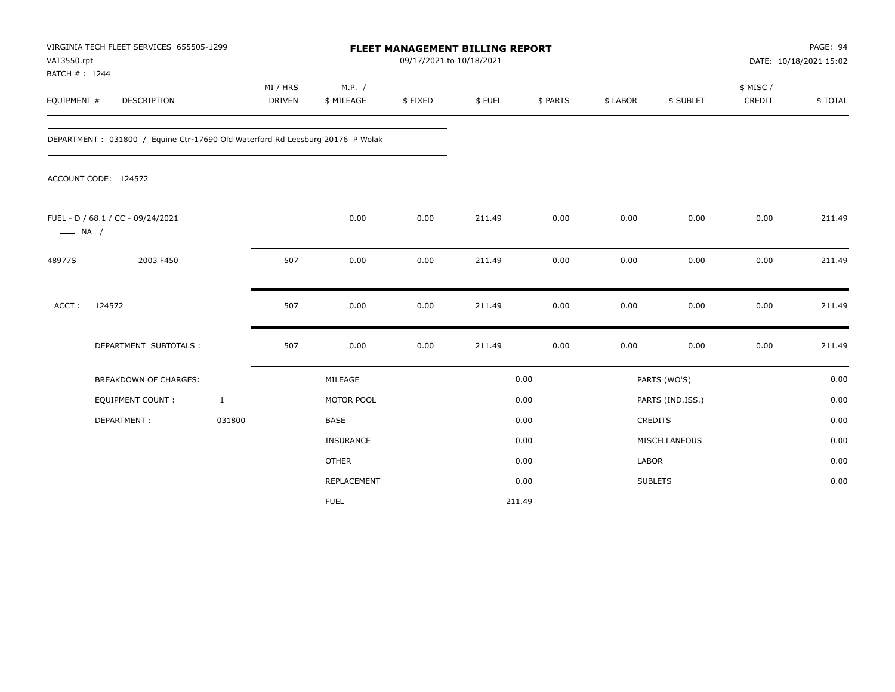VIRGINIA TECH FLEET SERVICES 655505-1299
VAT3550.rpt
BATCH # : 1244

# FLEET MANAGEMENT BILLING REPORT

09/17/2021 to 10/18/2021

PAGE: 94
DATE: 10/18/2021 15:02

| EQUIPMENT # | DESCRIPTION | MI / HRS DRIVEN | M.P. / $ MILEAGE | $ FIXED | $ FUEL | $ PARTS | $ LABOR | $ SUBLET | $ MISC / CREDIT | $ TOTAL |
|---|---|---|---|---|---|---|---|---|---|---|

DEPARTMENT : 031800 / Equine Ctr-17690 Old Waterford Rd Leesburg 20176 P Wolak

ACCOUNT CODE: 124572

| EQUIPMENT # | DESCRIPTION | MI / HRS DRIVEN | M.P. / $ MILEAGE | $ FIXED | $ FUEL | $ PARTS | $ LABOR | $ SUBLET | $ MISC / CREDIT | $ TOTAL |
|---|---|---|---|---|---|---|---|---|---|---|
| FUEL - D / 68.1 / CC - 09/24/2021 —— NA / | | | 0.00 | 0.00 | 211.49 | 0.00 | 0.00 | 0.00 | 0.00 | 211.49 |
| 48977S | 2003 F450 | 507 | 0.00 | 0.00 | 211.49 | 0.00 | 0.00 | 0.00 | 0.00 | 211.49 |
| ACCT : | 124572 | 507 | 0.00 | 0.00 | 211.49 | 0.00 | 0.00 | 0.00 | 0.00 | 211.49 |
| | DEPARTMENT SUBTOTALS : | 507 | 0.00 | 0.00 | 211.49 | 0.00 | 0.00 | 0.00 | 0.00 | 211.49 |

| | | | | | |
|---|---|---|---|---|---|
| BREAKDOWN OF CHARGES: | | MILEAGE | 0.00 | PARTS (WO'S) | 0.00 |
| EQUIPMENT COUNT : | 1 | MOTOR POOL | 0.00 | PARTS (IND.ISS.) | 0.00 |
| DEPARTMENT : | 031800 | BASE | 0.00 | CREDITS | 0.00 |
| | | INSURANCE | 0.00 | MISCELLANEOUS | 0.00 |
| | | OTHER | 0.00 | LABOR | 0.00 |
| | | REPLACEMENT | 0.00 | SUBLETS | 0.00 |
| | | FUEL | 211.49 | | |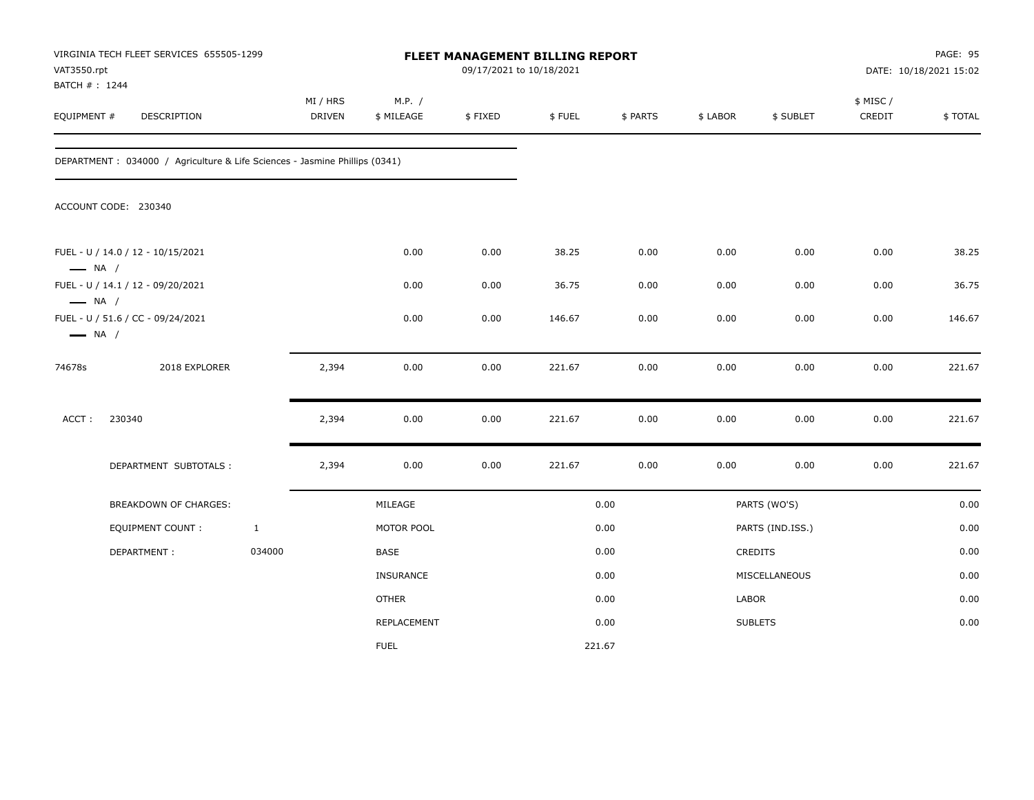VIRGINIA TECH FLEET SERVICES 655505-1299
VAT3550.rpt
BATCH # : 1244

# FLEET MANAGEMENT BILLING REPORT

09/17/2021 to 10/18/2021

DATE: 10/18/2021 15:02

| EQUIPMENT # | DESCRIPTION | MI / HRS DRIVEN | M.P. / $ MILEAGE | $ FIXED | $ FUEL | $ PARTS | $ LABOR | $ SUBLET | $ MISC / CREDIT | $ TOTAL |
|---|---|---|---|---|---|---|---|---|---|---|

DEPARTMENT : 034000 / Agriculture & Life Sciences - Jasmine Phillips (0341)

ACCOUNT CODE: 230340

| EQUIPMENT # | DESCRIPTION | MI / HRS DRIVEN | M.P. / $ MILEAGE | $ FIXED | $ FUEL | $ PARTS | $ LABOR | $ SUBLET | $ MISC / CREDIT | $ TOTAL |
|---|---|---|---|---|---|---|---|---|---|---|
| FUEL - U / 14.0 / 12 - 10/15/2021 — NA / | | | 0.00 | 0.00 | 38.25 | 0.00 | 0.00 | 0.00 | 0.00 | 38.25 |
| FUEL - U / 14.1 / 12 - 09/20/2021 — NA / | | | 0.00 | 0.00 | 36.75 | 0.00 | 0.00 | 0.00 | 0.00 | 36.75 |
| FUEL - U / 51.6 / CC - 09/24/2021 — NA / | | | 0.00 | 0.00 | 146.67 | 0.00 | 0.00 | 0.00 | 0.00 | 146.67 |
| 74678s | 2018 EXPLORER | 2,394 | 0.00 | 0.00 | 221.67 | 0.00 | 0.00 | 0.00 | 0.00 | 221.67 |
| ACCT : 230340 | | 2,394 | 0.00 | 0.00 | 221.67 | 0.00 | 0.00 | 0.00 | 0.00 | 221.67 |
| | DEPARTMENT SUBTOTALS : | 2,394 | 0.00 | 0.00 | 221.67 | 0.00 | 0.00 | 0.00 | 0.00 | 221.67 |

| BREAKDOWN OF CHARGES: | | | | | |
|---|---|---|---|---|---|
| EQUIPMENT COUNT : | 1 | MILEAGE | 0.00 | PARTS (WO'S) | 0.00 |
| DEPARTMENT : | 034000 | MOTOR POOL | 0.00 | PARTS (IND.ISS.) | 0.00 |
| | | BASE | 0.00 | CREDITS | 0.00 |
| | | INSURANCE | 0.00 | MISCELLANEOUS | 0.00 |
| | | OTHER | 0.00 | LABOR | 0.00 |
| | | REPLACEMENT | 0.00 | SUBLETS | 0.00 |
| | | FUEL | 221.67 | | |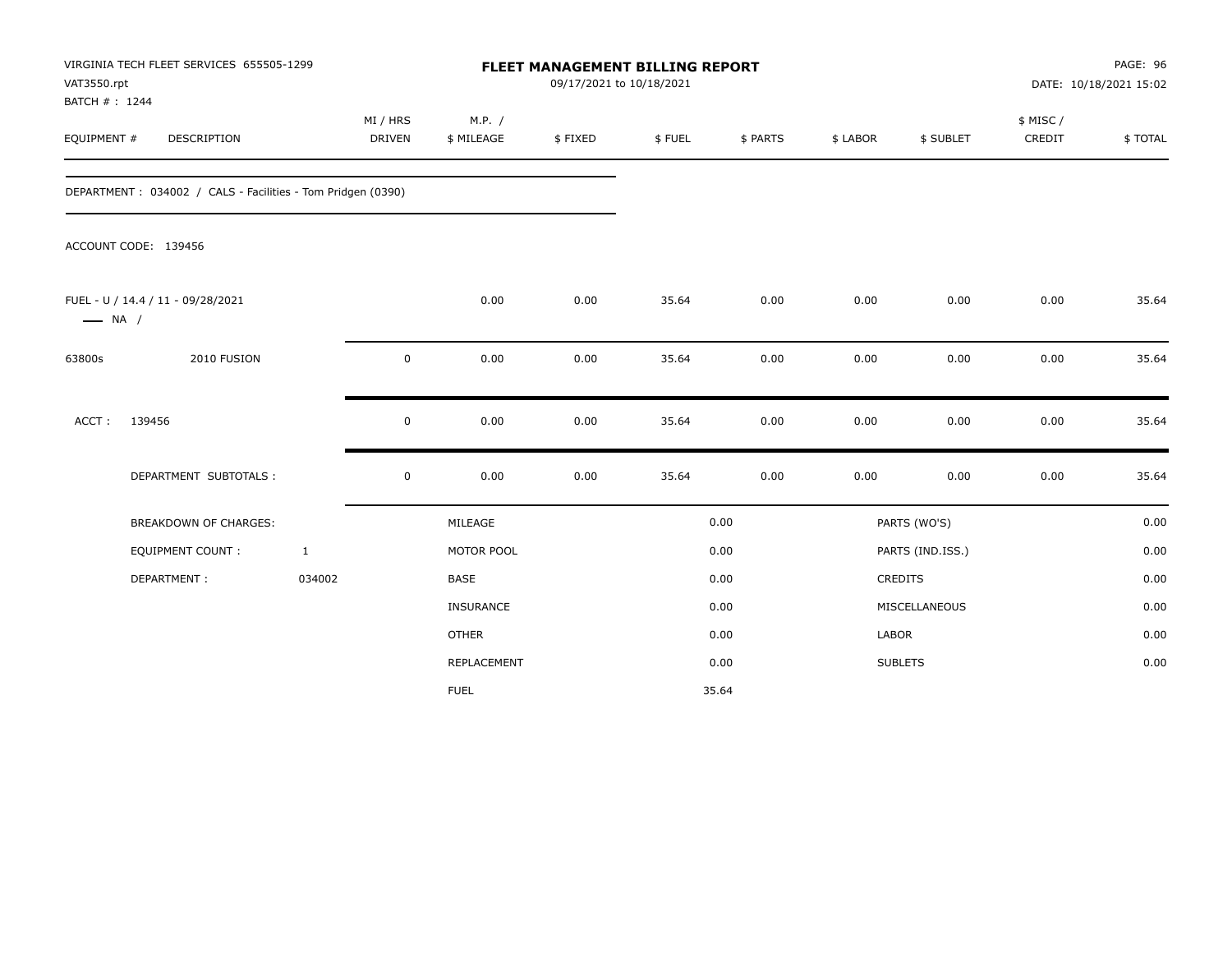VIRGINIA TECH FLEET SERVICES 655505-1299
VAT3550.rpt
BATCH # : 1244

**FLEET MANAGEMENT BILLING REPORT**
09/17/2021 to 10/18/2021

DATE: 10/18/2021 15:02

| EQUIPMENT # | DESCRIPTION | MI / HRS DRIVEN | M.P. / $ MILEAGE | $ FIXED | $ FUEL | $ PARTS | $ LABOR | $ SUBLET | $ MISC / CREDIT | $ TOTAL |
|---|---|---|---|---|---|---|---|---|---|---|

DEPARTMENT : 034002 / CALS - Facilities - Tom Pridgen (0390)

ACCOUNT CODE: 139456

| EQUIPMENT # | DESCRIPTION | MI / HRS DRIVEN | M.P. / $ MILEAGE | $ FIXED | $ FUEL | $ PARTS | $ LABOR | $ SUBLET | $ MISC / CREDIT | $ TOTAL |
|---|---|---|---|---|---|---|---|---|---|---|
| FUEL - U / 14.4 / 11 - 09/28/2021<br>— NA / | | | 0.00 | 0.00 | 35.64 | 0.00 | 0.00 | 0.00 | 0.00 | 35.64 |
| 63800s | 2010 FUSION | 0 | 0.00 | 0.00 | 35.64 | 0.00 | 0.00 | 0.00 | 0.00 | 35.64 |
| ACCT : | 139456 | 0 | 0.00 | 0.00 | 35.64 | 0.00 | 0.00 | 0.00 | 0.00 | 35.64 |
| | DEPARTMENT SUBTOTALS : | 0 | 0.00 | 0.00 | 35.64 | 0.00 | 0.00 | 0.00 | 0.00 | 35.64 |

| BREAKDOWN OF CHARGES: | | | | | |
|---|---|---|---|---|---|
| EQUIPMENT COUNT : | 1 | MILEAGE | 0.00 | PARTS (WO'S) | 0.00 |
| DEPARTMENT : | 034002 | MOTOR POOL | 0.00 | PARTS (IND.ISS.) | 0.00 |
| | | BASE | 0.00 | CREDITS | 0.00 |
| | | INSURANCE | 0.00 | MISCELLANEOUS | 0.00 |
| | | OTHER | 0.00 | LABOR | 0.00 |
| | | REPLACEMENT | 0.00 | SUBLETS | 0.00 |
| | | FUEL | 35.64 | | |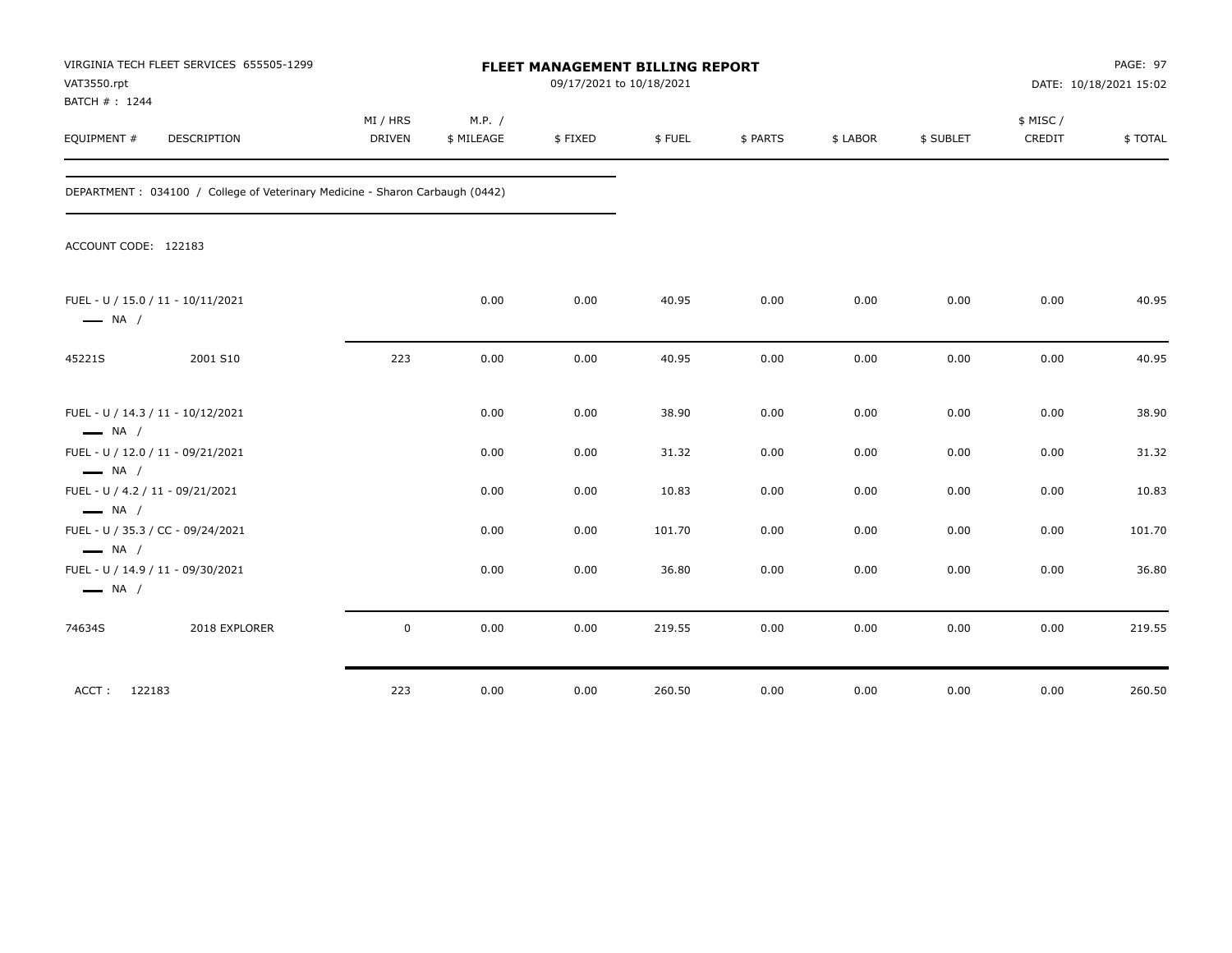**VIRGINIA TECH FLEET SERVICES 655505-1299**
VAT3550.rpt
BATCH # : 1244

# FLEET MANAGEMENT BILLING REPORT

09/17/2021 to 10/18/2021

DATE: 10/18/2021 15:02

| EQUIPMENT # | DESCRIPTION | MI / HRS DRIVEN | M.P. / $ MILEAGE | $ FIXED | $ FUEL | $ PARTS | $ LABOR | $ SUBLET | $ MISC / CREDIT | $ TOTAL |
|---|---|---|---|---|---|---|---|---|---|---|

DEPARTMENT : 034100 / College of Veterinary Medicine - Sharon Carbaugh (0442)

ACCOUNT CODE: 122183

| EQUIPMENT # | DESCRIPTION | MI / HRS DRIVEN | M.P. / $ MILEAGE | $ FIXED | $ FUEL | $ PARTS | $ LABOR | $ SUBLET | $ MISC / CREDIT | $ TOTAL |
|---|---|---|---|---|---|---|---|---|---|---|
| FUEL - U / 15.0 / 11 - 10/11/2021 NA / | | | 0.00 | 0.00 | 40.95 | 0.00 | 0.00 | 0.00 | 0.00 | 40.95 |
| 45221S | 2001 S10 | 223 | 0.00 | 0.00 | 40.95 | 0.00 | 0.00 | 0.00 | 0.00 | 40.95 |
| FUEL - U / 14.3 / 11 - 10/12/2021 NA / | | | 0.00 | 0.00 | 38.90 | 0.00 | 0.00 | 0.00 | 0.00 | 38.90 |
| FUEL - U / 12.0 / 11 - 09/21/2021 NA / | | | 0.00 | 0.00 | 31.32 | 0.00 | 0.00 | 0.00 | 0.00 | 31.32 |
| FUEL - U / 4.2 / 11 - 09/21/2021 NA / | | | 0.00 | 0.00 | 10.83 | 0.00 | 0.00 | 0.00 | 0.00 | 10.83 |
| FUEL - U / 35.3 / CC - 09/24/2021 NA / | | | 0.00 | 0.00 | 101.70 | 0.00 | 0.00 | 0.00 | 0.00 | 101.70 |
| FUEL - U / 14.9 / 11 - 09/30/2021 NA / | | | 0.00 | 0.00 | 36.80 | 0.00 | 0.00 | 0.00 | 0.00 | 36.80 |
| 74634S | 2018 EXPLORER | 0 | 0.00 | 0.00 | 219.55 | 0.00 | 0.00 | 0.00 | 0.00 | 219.55 |
| ACCT : 122183 | | 223 | 0.00 | 0.00 | 260.50 | 0.00 | 0.00 | 0.00 | 0.00 | 260.50 |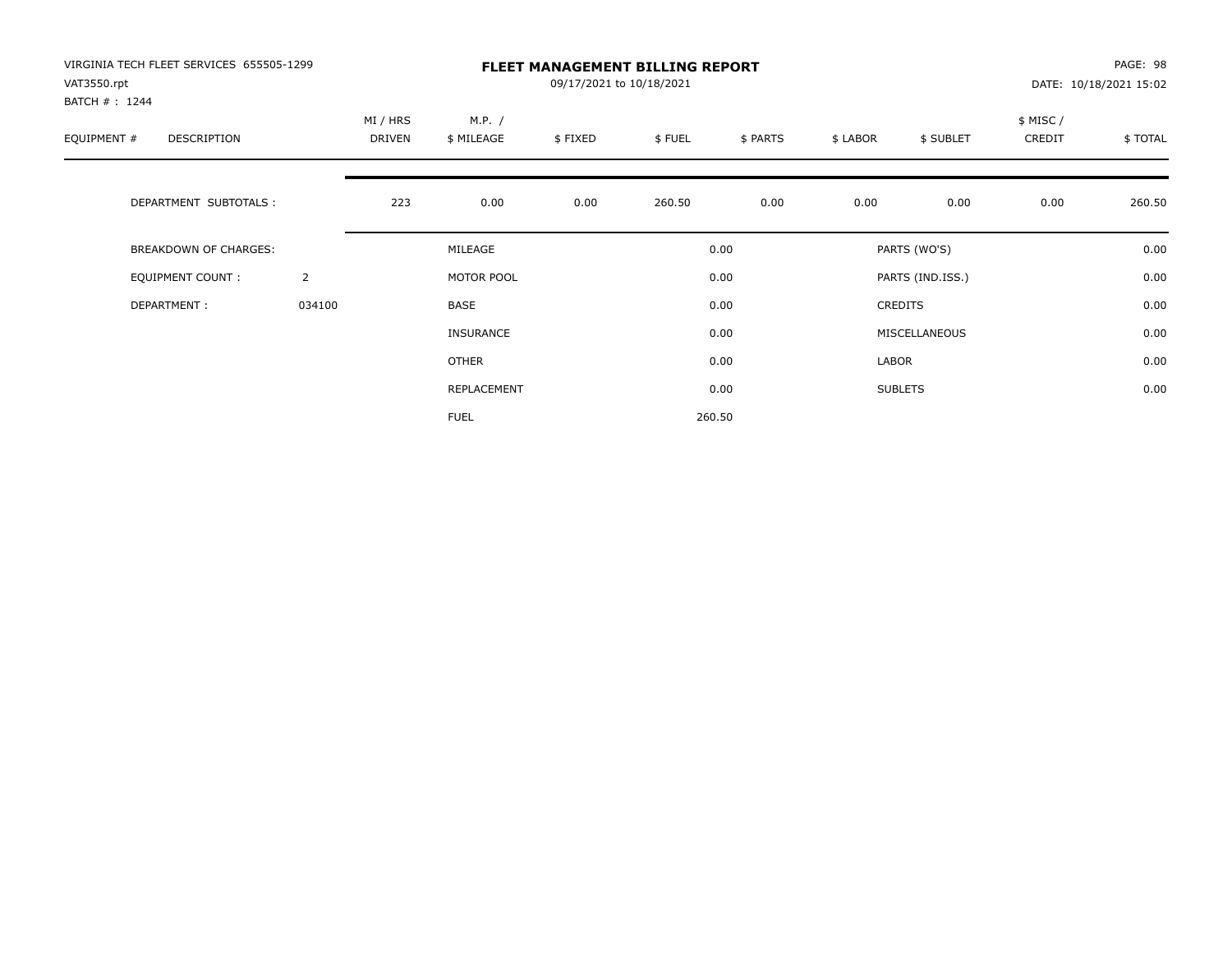VIRGINIA TECH FLEET SERVICES 655505-1299
VAT3550.rpt
BATCH # : 1244

# FLEET MANAGEMENT BILLING REPORT

09/17/2021 to 10/18/2021

DATE: 10/18/2021 15:02

| EQUIPMENT # | DESCRIPTION | MI / HRS DRIVEN | M.P. / $ MILEAGE | $ FIXED | $ FUEL | $ PARTS | $ LABOR | $ SUBLET | $ MISC / CREDIT | $ TOTAL |
|---|---|---|---|---|---|---|---|---|---|---|
| | DEPARTMENT SUBTOTALS : | 223 | 0.00 | 0.00 | 260.50 | 0.00 | 0.00 | 0.00 | 0.00 | 260.50 |

| | | | | | |
|---|---|---|---|---|---|
| BREAKDOWN OF CHARGES: | | MILEAGE | 0.00 | PARTS (WO'S) | 0.00 |
| EQUIPMENT COUNT : | 2 | MOTOR POOL | 0.00 | PARTS (IND.ISS.) | 0.00 |
| DEPARTMENT : | 034100 | BASE | 0.00 | CREDITS | 0.00 |
| | | INSURANCE | 0.00 | MISCELLANEOUS | 0.00 |
| | | OTHER | 0.00 | LABOR | 0.00 |
| | | REPLACEMENT | 0.00 | SUBLETS | 0.00 |
| | | FUEL | 260.50 | | |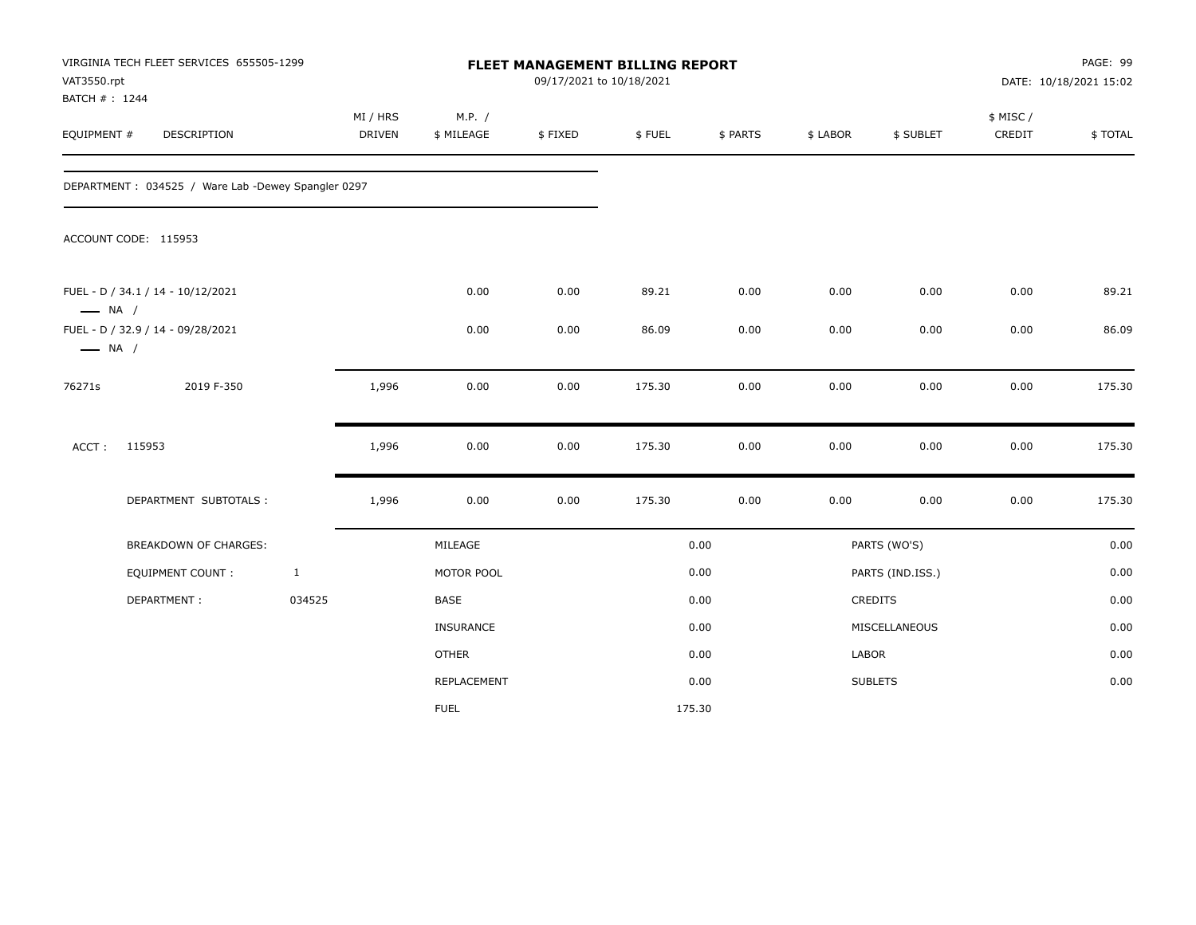VIRGINIA TECH FLEET SERVICES 655505-1299
VAT3550.rpt
BATCH # : 1244

**FLEET MANAGEMENT BILLING REPORT**
09/17/2021 to 10/18/2021

PAGE: 99
DATE: 10/18/2021 15:02

| EQUIPMENT # | DESCRIPTION | MI / HRS DRIVEN | M.P. / $ MILEAGE | $ FIXED | $ FUEL | $ PARTS | $ LABOR | $ SUBLET | $ MISC / CREDIT | $ TOTAL |
|---|---|---|---|---|---|---|---|---|---|---|
| DEPARTMENT : 034525 / Ware Lab -Dewey Spangler 0297 | | | | | | | | | | |
| ACCOUNT CODE: 115953 | | | | | | | | | | |
| FUEL - D / 34.1 / 14 - 10/12/2021 —— NA / | | | 0.00 | 0.00 | 89.21 | 0.00 | 0.00 | 0.00 | 0.00 | 89.21 |
| FUEL - D / 32.9 / 14 - 09/28/2021 —— NA / | | | 0.00 | 0.00 | 86.09 | 0.00 | 0.00 | 0.00 | 0.00 | 86.09 |
| 76271s | 2019 F-350 | 1,996 | 0.00 | 0.00 | 175.30 | 0.00 | 0.00 | 0.00 | 0.00 | 175.30 |
| ACCT : | 115953 | 1,996 | 0.00 | 0.00 | 175.30 | 0.00 | 0.00 | 0.00 | 0.00 | 175.30 |
| | DEPARTMENT SUBTOTALS : | 1,996 | 0.00 | 0.00 | 175.30 | 0.00 | 0.00 | 0.00 | 0.00 | 175.30 |

| BREAKDOWN OF CHARGES: | | | | | |
|---|---|---|---|---|---|
| EQUIPMENT COUNT : | 1 | MILEAGE | 0.00 | PARTS (WO'S) | 0.00 |
| DEPARTMENT : | 034525 | MOTOR POOL | 0.00 | PARTS (IND.ISS.) | 0.00 |
| | | BASE | 0.00 | CREDITS | 0.00 |
| | | INSURANCE | 0.00 | MISCELLANEOUS | 0.00 |
| | | OTHER | 0.00 | LABOR | 0.00 |
| | | REPLACEMENT | 0.00 | SUBLETS | 0.00 |
| | | FUEL | 175.30 | | |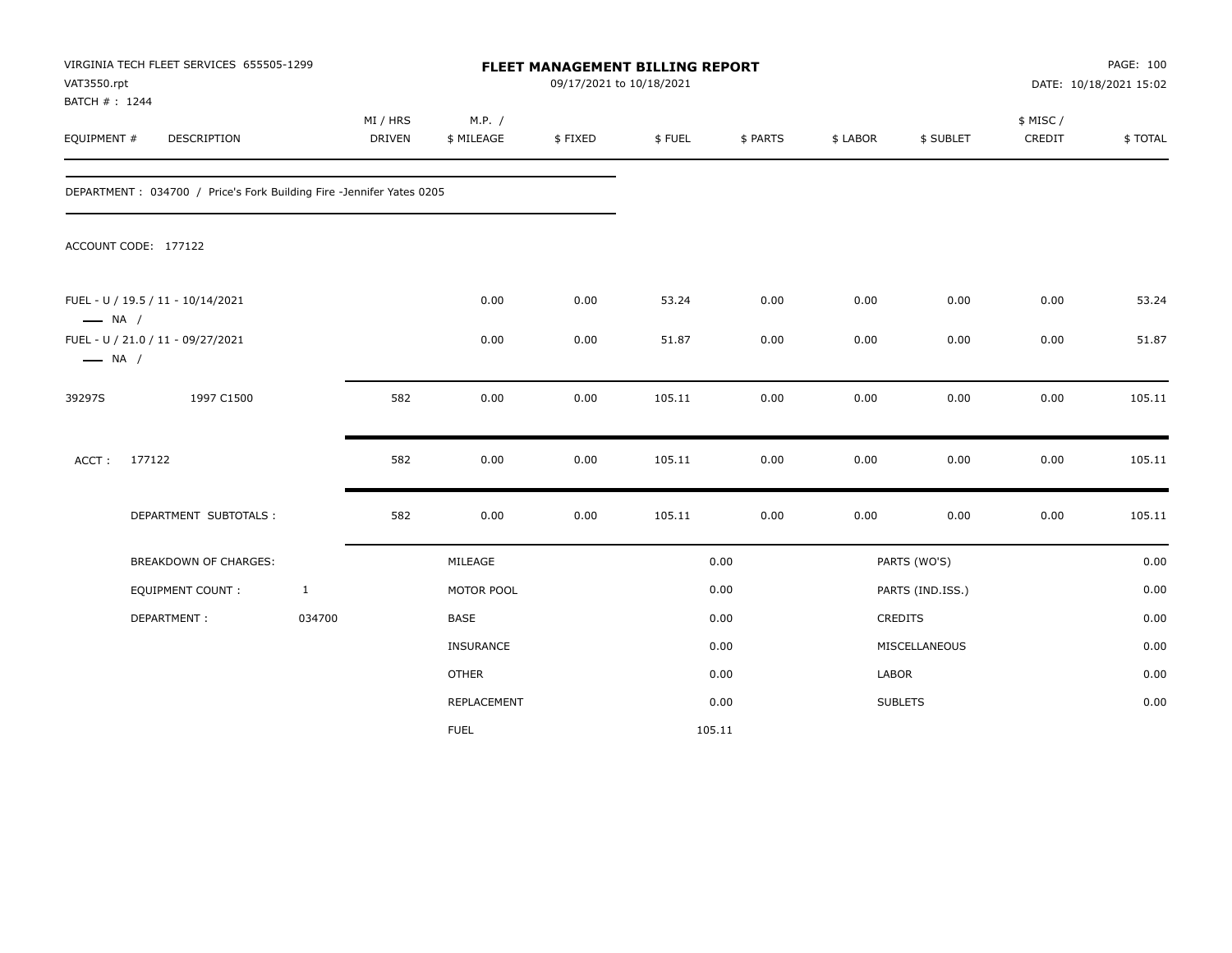VIRGINIA TECH FLEET SERVICES 655505-1299
VAT3550.rpt
BATCH # : 1244

# FLEET MANAGEMENT BILLING REPORT

09/17/2021 to 10/18/2021

DATE: 10/18/2021 15:02

| EQUIPMENT # | DESCRIPTION | MI / HRS DRIVEN | M.P. / $ MILEAGE | $ FIXED | $ FUEL | $ PARTS | $ LABOR | $ SUBLET | $ MISC / CREDIT | $ TOTAL |
|---|---|---|---|---|---|---|---|---|---|---|

DEPARTMENT : 034700 / Price's Fork Building Fire -Jennifer Yates 0205

ACCOUNT CODE: 177122

| EQUIPMENT # | DESCRIPTION | MI / HRS DRIVEN | M.P. / $ MILEAGE | $ FIXED | $ FUEL | $ PARTS | $ LABOR | $ SUBLET | $ MISC / CREDIT | $ TOTAL |
|---|---|---|---|---|---|---|---|---|---|---|
| FUEL - U / 19.5 / 11 - 10/14/2021 —— NA / | | | 0.00 | 0.00 | 53.24 | 0.00 | 0.00 | 0.00 | 0.00 | 53.24 |
| FUEL - U / 21.0 / 11 - 09/27/2021 —— NA / | | | 0.00 | 0.00 | 51.87 | 0.00 | 0.00 | 0.00 | 0.00 | 51.87 |
| 39297S | 1997 C1500 | 582 | 0.00 | 0.00 | 105.11 | 0.00 | 0.00 | 0.00 | 0.00 | 105.11 |
| ACCT : | 177122 | 582 | 0.00 | 0.00 | 105.11 | 0.00 | 0.00 | 0.00 | 0.00 | 105.11 |
| | DEPARTMENT SUBTOTALS : | 582 | 0.00 | 0.00 | 105.11 | 0.00 | 0.00 | 0.00 | 0.00 | 105.11 |

| BREAKDOWN OF CHARGES: | | | | | |
|---|---|---|---|---|---|
| EQUIPMENT COUNT : | 1 | MILEAGE | 0.00 | PARTS (WO'S) | 0.00 |
| DEPARTMENT : | 034700 | MOTOR POOL | 0.00 | PARTS (IND.ISS.) | 0.00 |
| | | BASE | 0.00 | CREDITS | 0.00 |
| | | INSURANCE | 0.00 | MISCELLANEOUS | 0.00 |
| | | OTHER | 0.00 | LABOR | 0.00 |
| | | REPLACEMENT | 0.00 | SUBLETS | 0.00 |
| | | FUEL | 105.11 | | |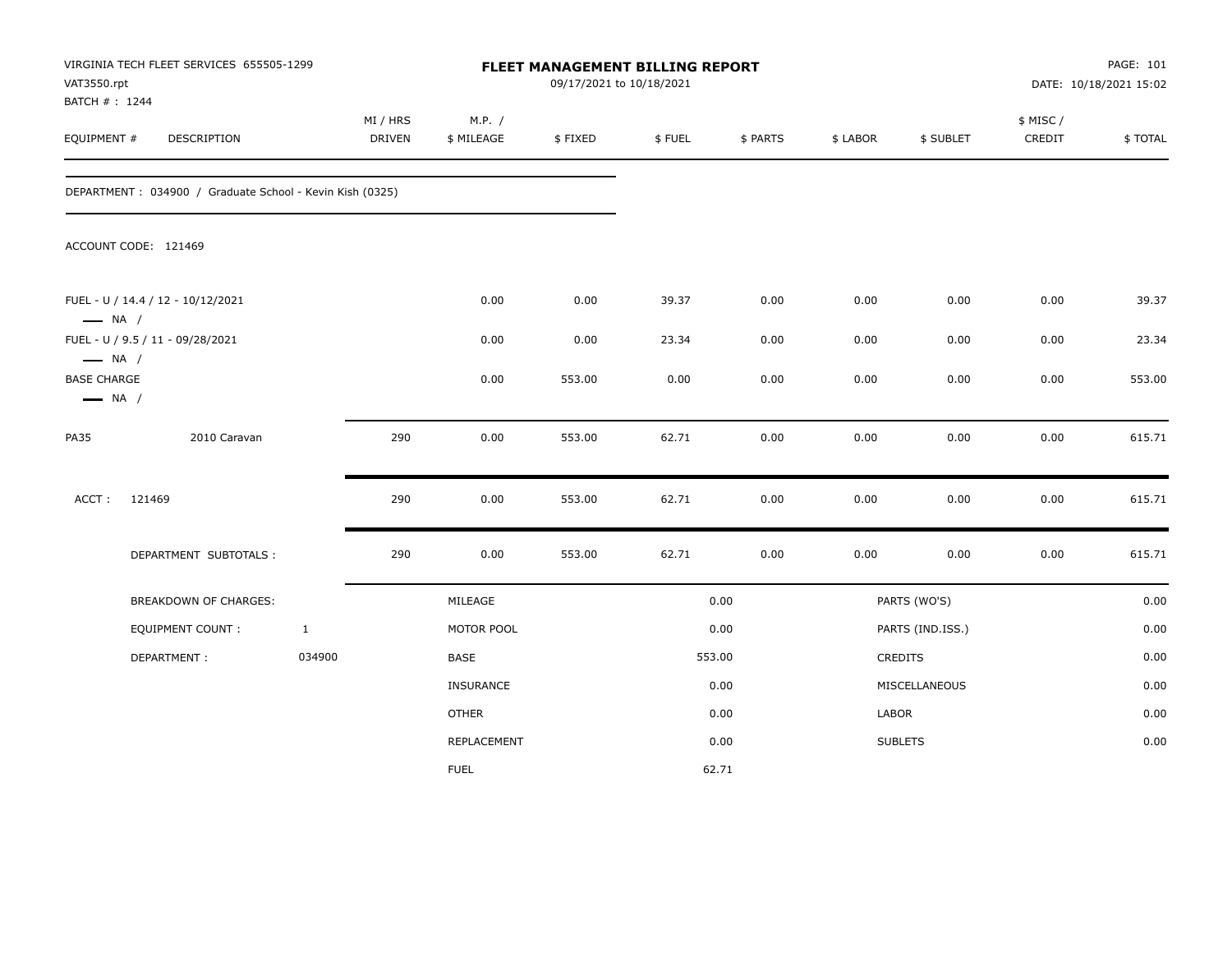VIRGINIA TECH FLEET SERVICES 655505-1299
VAT3550.rpt
BATCH # : 1244

# FLEET MANAGEMENT BILLING REPORT

09/17/2021 to 10/18/2021

PAGE: 101
DATE: 10/18/2021 15:02

| EQUIPMENT # | DESCRIPTION | MI / HRS DRIVEN | M.P. / $ MILEAGE | $ FIXED | $ FUEL | $ PARTS | $ LABOR | $ SUBLET | $ MISC / CREDIT | $ TOTAL |
|---|---|---|---|---|---|---|---|---|---|---|
| DEPARTMENT : 034900 / Graduate School - Kevin Kish (0325) | | | | | | | | | | |
| ACCOUNT CODE: 121469 | | | | | | | | | | |
| FUEL - U / 14.4 / 12 - 10/12/2021 — NA / | | | 0.00 | 0.00 | 39.37 | 0.00 | 0.00 | 0.00 | 0.00 | 39.37 |
| FUEL - U / 9.5 / 11 - 09/28/2021 — NA / | | | 0.00 | 0.00 | 23.34 | 0.00 | 0.00 | 0.00 | 0.00 | 23.34 |
| BASE CHARGE — NA / | | | 0.00 | 553.00 | 0.00 | 0.00 | 0.00 | 0.00 | 0.00 | 553.00 |
| PA35 | 2010 Caravan | 290 | 0.00 | 553.00 | 62.71 | 0.00 | 0.00 | 0.00 | 0.00 | 615.71 |
| ACCT : 121469 | | 290 | 0.00 | 553.00 | 62.71 | 0.00 | 0.00 | 0.00 | 0.00 | 615.71 |
| | DEPARTMENT SUBTOTALS : | 290 | 0.00 | 553.00 | 62.71 | 0.00 | 0.00 | 0.00 | 0.00 | 615.71 |

| BREAKDOWN OF CHARGES: | | | | | |
|---|---|---|---|---|---|
| EQUIPMENT COUNT : | 1 | MILEAGE | 0.00 | PARTS (WO'S) | 0.00 |
| DEPARTMENT : | 034900 | MOTOR POOL | 0.00 | PARTS (IND.ISS.) | 0.00 |
| | | BASE | 553.00 | CREDITS | 0.00 |
| | | INSURANCE | 0.00 | MISCELLANEOUS | 0.00 |
| | | OTHER | 0.00 | LABOR | 0.00 |
| | | REPLACEMENT | 0.00 | SUBLETS | 0.00 |
| | | FUEL | 62.71 | | |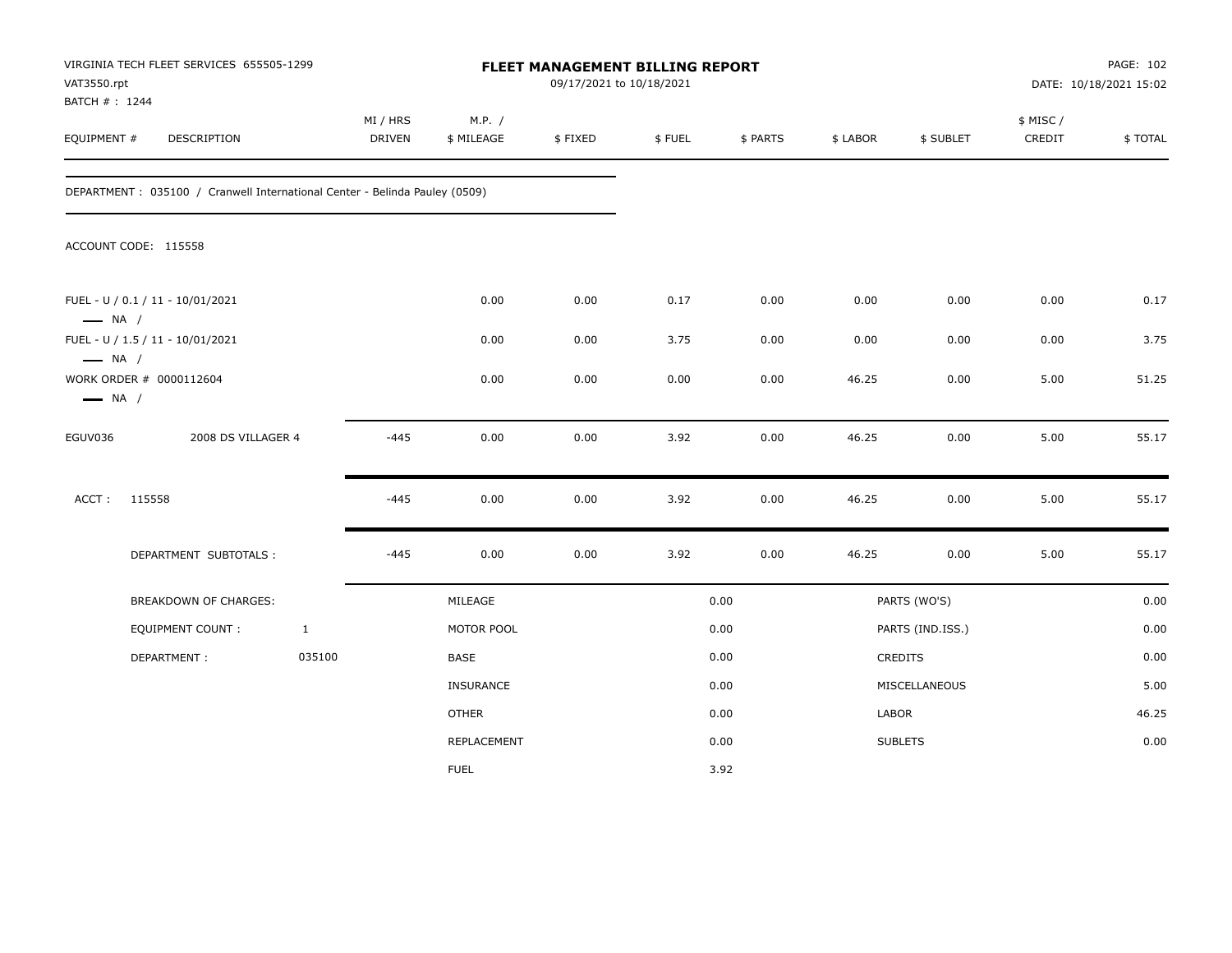VIRGINIA TECH FLEET SERVICES 655505-1299
VAT3550.rpt
BATCH # : 1244

# FLEET MANAGEMENT BILLING REPORT

09/17/2021 to 10/18/2021

PAGE: 102
DATE: 10/18/2021 15:02

| EQUIPMENT # | DESCRIPTION | MI / HRS DRIVEN | M.P. / $ MILEAGE | $ FIXED | $ FUEL | $ PARTS | $ LABOR | $ SUBLET | $ MISC / CREDIT | $ TOTAL |
|---|---|---|---|---|---|---|---|---|---|---|

DEPARTMENT : 035100 / Cranwell International Center - Belinda Pauley (0509)

ACCOUNT CODE: 115558

| EQUIPMENT # | DESCRIPTION | MI / HRS DRIVEN | M.P. / $ MILEAGE | $ FIXED | $ FUEL | $ PARTS | $ LABOR | $ SUBLET | $ MISC / CREDIT | $ TOTAL |
|---|---|---|---|---|---|---|---|---|---|---|
| FUEL - U / 0.1 / 11 - 10/01/2021 — NA / | | | 0.00 | 0.00 | 0.17 | 0.00 | 0.00 | 0.00 | 0.00 | 0.17 |
| FUEL - U / 1.5 / 11 - 10/01/2021 — NA / | | | 0.00 | 0.00 | 3.75 | 0.00 | 0.00 | 0.00 | 0.00 | 3.75 |
| WORK ORDER # 0000112604 — NA / | | | 0.00 | 0.00 | 0.00 | 0.00 | 46.25 | 0.00 | 5.00 | 51.25 |
| EGUV036 | 2008 DS VILLAGER 4 | -445 | 0.00 | 0.00 | 3.92 | 0.00 | 46.25 | 0.00 | 5.00 | 55.17 |
| ACCT : 115558 | | -445 | 0.00 | 0.00 | 3.92 | 0.00 | 46.25 | 0.00 | 5.00 | 55.17 |
| | DEPARTMENT SUBTOTALS : | -445 | 0.00 | 0.00 | 3.92 | 0.00 | 46.25 | 0.00 | 5.00 | 55.17 |

| BREAKDOWN OF CHARGES: | | | | | |
|---|---|---|---|---|---|
| EQUIPMENT COUNT : | 1 | MILEAGE | 0.00 | PARTS (WO'S) | 0.00 |
| DEPARTMENT : | 035100 | MOTOR POOL | 0.00 | PARTS (IND.ISS.) | 0.00 |
| | | BASE | 0.00 | CREDITS | 0.00 |
| | | INSURANCE | 0.00 | MISCELLANEOUS | 5.00 |
| | | OTHER | 0.00 | LABOR | 46.25 |
| | | REPLACEMENT | 0.00 | SUBLETS | 0.00 |
| | | FUEL | 3.92 | | |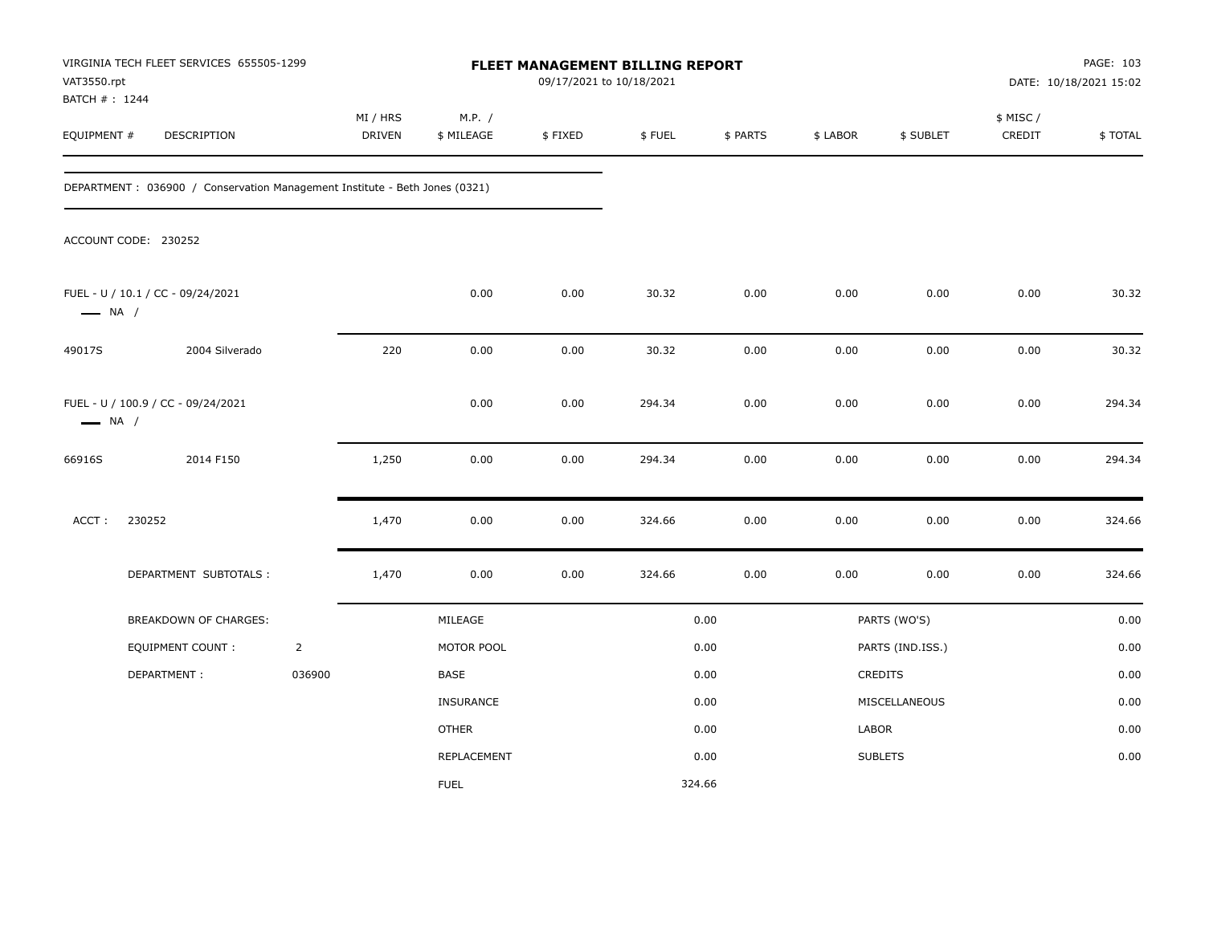VIRGINIA TECH FLEET SERVICES 655505-1299
VAT3550.rpt
BATCH # : 1244

# FLEET MANAGEMENT BILLING REPORT

09/17/2021 to 10/18/2021

PAGE: 103
DATE: 10/18/2021 15:02

| EQUIPMENT # | DESCRIPTION | MI / HRS DRIVEN | M.P. / $ MILEAGE | $ FIXED | $ FUEL | $ PARTS | $ LABOR | $ SUBLET | $ MISC / CREDIT | $ TOTAL |
|---|---|---|---|---|---|---|---|---|---|---|

DEPARTMENT : 036900 / Conservation Management Institute - Beth Jones (0321)

ACCOUNT CODE: 230252

| EQUIPMENT # | DESCRIPTION | MI / HRS DRIVEN | M.P. / $ MILEAGE | $ FIXED | $ FUEL | $ PARTS | $ LABOR | $ SUBLET | $ MISC / CREDIT | $ TOTAL |
|---|---|---|---|---|---|---|---|---|---|---|
| FUEL - U / 10.1 / CC - 09/24/2021 — NA / | | | 0.00 | 0.00 | 30.32 | 0.00 | 0.00 | 0.00 | 0.00 | 30.32 |
| 49017S | 2004 Silverado | 220 | 0.00 | 0.00 | 30.32 | 0.00 | 0.00 | 0.00 | 0.00 | 30.32 |
| FUEL - U / 100.9 / CC - 09/24/2021 — NA / | | | 0.00 | 0.00 | 294.34 | 0.00 | 0.00 | 0.00 | 0.00 | 294.34 |
| 66916S | 2014 F150 | 1,250 | 0.00 | 0.00 | 294.34 | 0.00 | 0.00 | 0.00 | 0.00 | 294.34 |
| ACCT : | 230252 | 1,470 | 0.00 | 0.00 | 324.66 | 0.00 | 0.00 | 0.00 | 0.00 | 324.66 |
| | DEPARTMENT SUBTOTALS : | 1,470 | 0.00 | 0.00 | 324.66 | 0.00 | 0.00 | 0.00 | 0.00 | 324.66 |

| BREAKDOWN OF CHARGES: | | | | | |
|---|---|---|---|---|---|
| EQUIPMENT COUNT : | 2 | MILEAGE | 0.00 | PARTS (WO'S) | 0.00 |
| DEPARTMENT : | 036900 | MOTOR POOL | 0.00 | PARTS (IND.ISS.) | 0.00 |
| | | BASE | 0.00 | CREDITS | 0.00 |
| | | INSURANCE | 0.00 | MISCELLANEOUS | 0.00 |
| | | OTHER | 0.00 | LABOR | 0.00 |
| | | REPLACEMENT | 0.00 | SUBLETS | 0.00 |
| | | FUEL | 324.66 | | |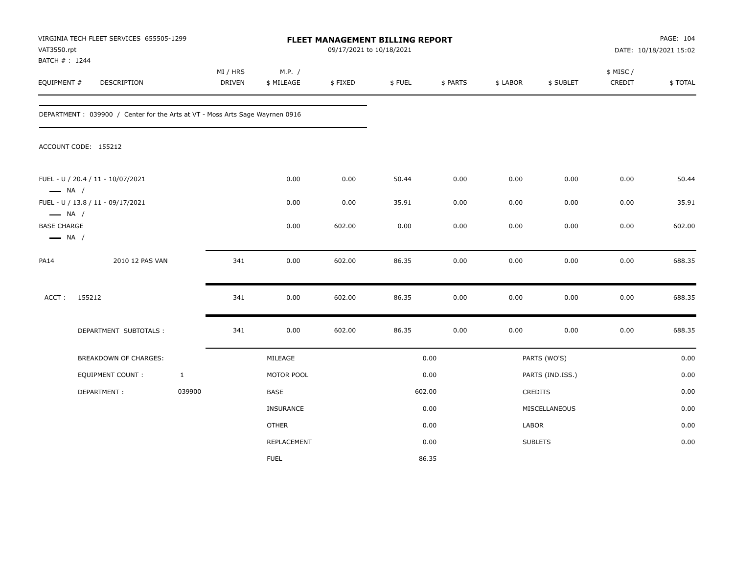VIRGINIA TECH FLEET SERVICES 655505-1299
VAT3550.rpt
BATCH # : 1244

**FLEET MANAGEMENT BILLING REPORT**
09/17/2021 to 10/18/2021

PAGE: 104
DATE: 10/18/2021 15:02

| EQUIPMENT # | DESCRIPTION | MI / HRS DRIVEN | M.P. / $ MILEAGE | $ FIXED | $ FUEL | $ PARTS | $ LABOR | $ SUBLET | $ MISC / CREDIT | $ TOTAL |
|---|---|---|---|---|---|---|---|---|---|---|

DEPARTMENT : 039900 / Center for the Arts at VT - Moss Arts Sage Wayrnen 0916

ACCOUNT CODE: 155212

| EQUIPMENT # | DESCRIPTION | MI / HRS DRIVEN | M.P. / $ MILEAGE | $ FIXED | $ FUEL | $ PARTS | $ LABOR | $ SUBLET | $ MISC / CREDIT | $ TOTAL |
|---|---|---|---|---|---|---|---|---|---|---|
| FUEL - U / 20.4 / 11 - 10/07/2021 — NA / | | | 0.00 | 0.00 | 50.44 | 0.00 | 0.00 | 0.00 | 0.00 | 50.44 |
| FUEL - U / 13.8 / 11 - 09/17/2021 — NA / | | | 0.00 | 0.00 | 35.91 | 0.00 | 0.00 | 0.00 | 0.00 | 35.91 |
| BASE CHARGE — NA / | | | 0.00 | 602.00 | 0.00 | 0.00 | 0.00 | 0.00 | 0.00 | 602.00 |
| PA14 | 2010 12 PAS VAN | 341 | 0.00 | 602.00 | 86.35 | 0.00 | 0.00 | 0.00 | 0.00 | 688.35 |
| ACCT : 155212 | | 341 | 0.00 | 602.00 | 86.35 | 0.00 | 0.00 | 0.00 | 0.00 | 688.35 |
| | DEPARTMENT SUBTOTALS : | 341 | 0.00 | 602.00 | 86.35 | 0.00 | 0.00 | 0.00 | 0.00 | 688.35 |

| BREAKDOWN OF CHARGES: | | | | | |
|---|---|---|---|---|---|
| EQUIPMENT COUNT : | 1 | MILEAGE | 0.00 | PARTS (WO'S) | 0.00 |
| DEPARTMENT : | 039900 | MOTOR POOL | 0.00 | PARTS (IND.ISS.) | 0.00 |
| | | BASE | 602.00 | CREDITS | 0.00 |
| | | INSURANCE | 0.00 | MISCELLANEOUS | 0.00 |
| | | OTHER | 0.00 | LABOR | 0.00 |
| | | REPLACEMENT | 0.00 | SUBLETS | 0.00 |
| | | FUEL | 86.35 | | |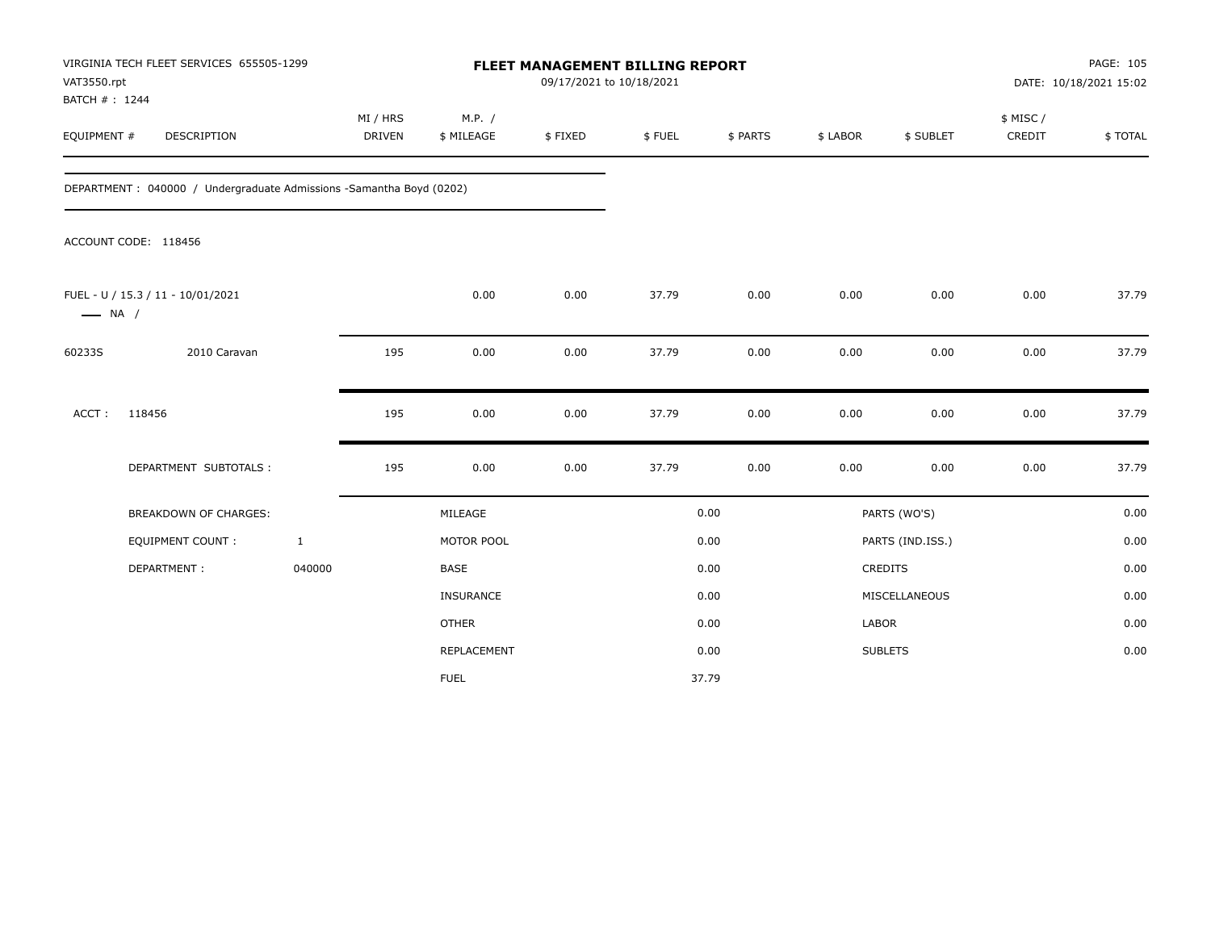VIRGINIA TECH FLEET SERVICES 655505-1299
VAT3550.rpt
BATCH # : 1244

**FLEET MANAGEMENT BILLING REPORT**
09/17/2021 to 10/18/2021

PAGE: 105
DATE: 10/18/2021 15:02

| EQUIPMENT # | DESCRIPTION | MI / HRS DRIVEN | M.P. / $ MILEAGE | $ FIXED | $ FUEL | $ PARTS | $ LABOR | $ SUBLET | $ MISC / CREDIT | $ TOTAL |
|---|---|---|---|---|---|---|---|---|---|---|

DEPARTMENT : 040000 / Undergraduate Admissions -Samantha Boyd (0202)

ACCOUNT CODE: 118456

| EQUIPMENT # | DESCRIPTION | MI / HRS DRIVEN | M.P. / $ MILEAGE | $ FIXED | $ FUEL | $ PARTS | $ LABOR | $ SUBLET | $ MISC / CREDIT | $ TOTAL |
|---|---|---|---|---|---|---|---|---|---|---|
| FUEL - U / 15.3 / 11 - 10/01/2021 —— NA / | | | 0.00 | 0.00 | 37.79 | 0.00 | 0.00 | 0.00 | 0.00 | 37.79 |
| 60233S | 2010 Caravan | 195 | 0.00 | 0.00 | 37.79 | 0.00 | 0.00 | 0.00 | 0.00 | 37.79 |
| ACCT : | 118456 | 195 | 0.00 | 0.00 | 37.79 | 0.00 | 0.00 | 0.00 | 0.00 | 37.79 |
| | DEPARTMENT SUBTOTALS : | 195 | 0.00 | 0.00 | 37.79 | 0.00 | 0.00 | 0.00 | 0.00 | 37.79 |

| BREAKDOWN OF CHARGES: | | | | | |
|---|---|---|---|---|---|
| EQUIPMENT COUNT : | 1 | MILEAGE | 0.00 | PARTS (WO'S) | 0.00 |
| DEPARTMENT : | 040000 | MOTOR POOL | 0.00 | PARTS (IND.ISS.) | 0.00 |
| | | BASE | 0.00 | CREDITS | 0.00 |
| | | INSURANCE | 0.00 | MISCELLANEOUS | 0.00 |
| | | OTHER | 0.00 | LABOR | 0.00 |
| | | REPLACEMENT | 0.00 | SUBLETS | 0.00 |
| | | FUEL | 37.79 | | |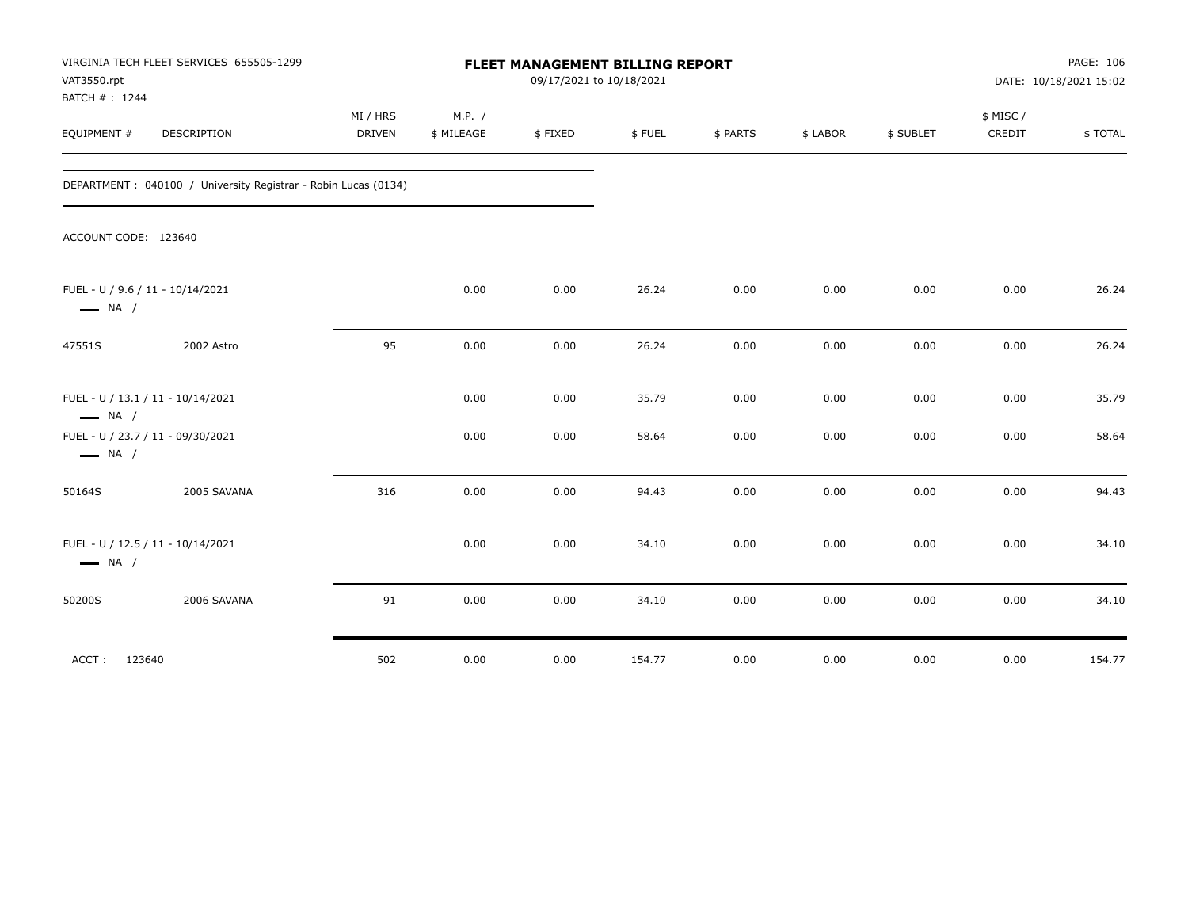VIRGINIA TECH FLEET SERVICES 655505-1299
VAT3550.rpt
BATCH # : 1244

**FLEET MANAGEMENT BILLING REPORT**
09/17/2021 to 10/18/2021

DATE: 10/18/2021 15:02

| EQUIPMENT # | DESCRIPTION | MI / HRS DRIVEN | M.P. / $ MILEAGE | $ FIXED | $ FUEL | $ PARTS | $ LABOR | $ SUBLET | $ MISC / CREDIT | $ TOTAL |
|---|---|---|---|---|---|---|---|---|---|---|
| DEPARTMENT : 040100 / University Registrar - Robin Lucas (0134) | | | | | | | | | | |
| ACCOUNT CODE: 123640 | | | | | | | | | | |
| FUEL - U / 9.6 / 11 - 10/14/2021 — NA / | | | 0.00 | 0.00 | 26.24 | 0.00 | 0.00 | 0.00 | 0.00 | 26.24 |
| 47551S | 2002 Astro | 95 | 0.00 | 0.00 | 26.24 | 0.00 | 0.00 | 0.00 | 0.00 | 26.24 |
| FUEL - U / 13.1 / 11 - 10/14/2021 — NA / | | | 0.00 | 0.00 | 35.79 | 0.00 | 0.00 | 0.00 | 0.00 | 35.79 |
| FUEL - U / 23.7 / 11 - 09/30/2021 — NA / | | | 0.00 | 0.00 | 58.64 | 0.00 | 0.00 | 0.00 | 0.00 | 58.64 |
| 50164S | 2005 SAVANA | 316 | 0.00 | 0.00 | 94.43 | 0.00 | 0.00 | 0.00 | 0.00 | 94.43 |
| FUEL - U / 12.5 / 11 - 10/14/2021 — NA / | | | 0.00 | 0.00 | 34.10 | 0.00 | 0.00 | 0.00 | 0.00 | 34.10 |
| 50200S | 2006 SAVANA | 91 | 0.00 | 0.00 | 34.10 | 0.00 | 0.00 | 0.00 | 0.00 | 34.10 |
| ACCT : 123640 | | 502 | 0.00 | 0.00 | 154.77 | 0.00 | 0.00 | 0.00 | 0.00 | 154.77 |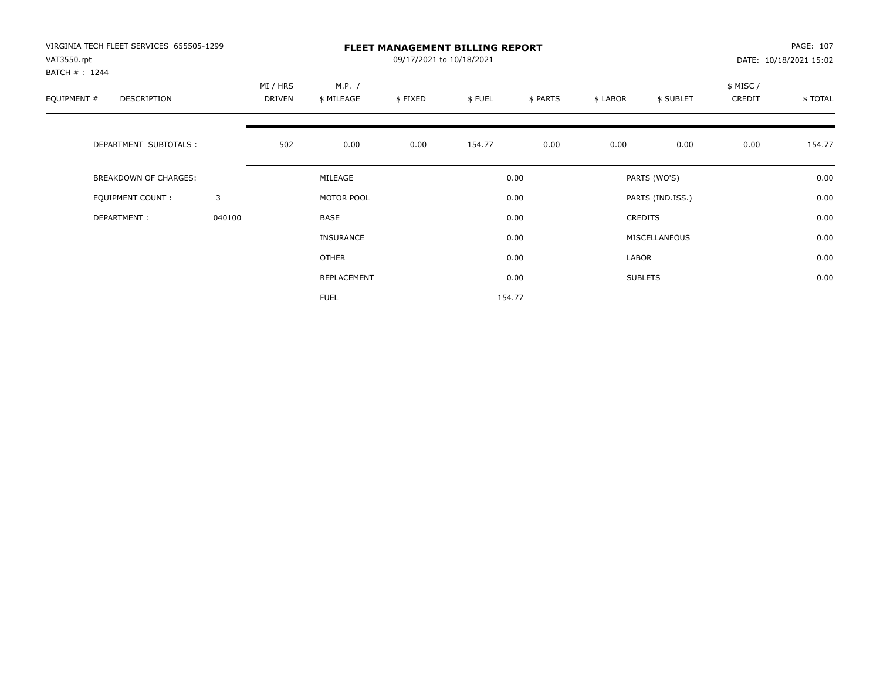VIRGINIA TECH FLEET SERVICES 655505-1299
VAT3550.rpt
BATCH # : 1244

# FLEET MANAGEMENT BILLING REPORT

09/17/2021 to 10/18/2021

PAGE: 107
DATE: 10/18/2021 15:02

| EQUIPMENT # | DESCRIPTION | MI / HRS DRIVEN | M.P. / $ MILEAGE | $ FIXED | $ FUEL | $ PARTS | $ LABOR | $ SUBLET | $ MISC / CREDIT | $ TOTAL |
|---|---|---|---|---|---|---|---|---|---|---|
| | DEPARTMENT SUBTOTALS : | 502 | 0.00 | 0.00 | 154.77 | 0.00 | 0.00 | 0.00 | 0.00 | 154.77 |

| | | | | | |
|---|---|---|---|---|---|
| BREAKDOWN OF CHARGES: | | MILEAGE | 0.00 | PARTS (WO'S) | 0.00 |
| EQUIPMENT COUNT : | 3 | MOTOR POOL | 0.00 | PARTS (IND.ISS.) | 0.00 |
| DEPARTMENT : | 040100 | BASE | 0.00 | CREDITS | 0.00 |
| | | INSURANCE | 0.00 | MISCELLANEOUS | 0.00 |
| | | OTHER | 0.00 | LABOR | 0.00 |
| | | REPLACEMENT | 0.00 | SUBLETS | 0.00 |
| | | FUEL | 154.77 | | |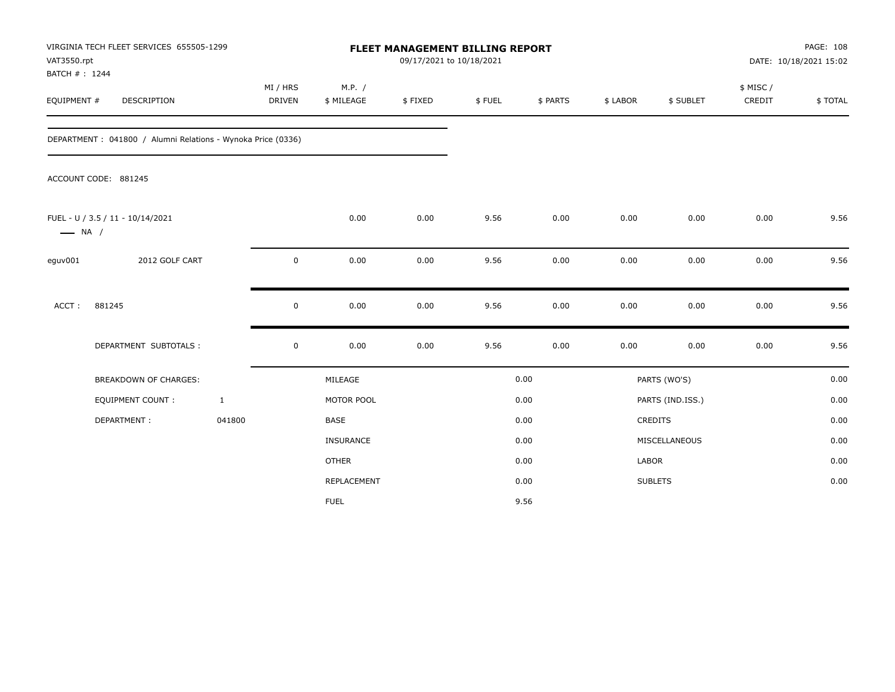VIRGINIA TECH FLEET SERVICES 655505-1299
VAT3550.rpt
BATCH # : 1244

**FLEET MANAGEMENT BILLING REPORT**
09/17/2021 to 10/18/2021

PAGE: 108
DATE: 10/18/2021 15:02

| EQUIPMENT # | DESCRIPTION | MI / HRS DRIVEN | M.P. / $ MILEAGE | $ FIXED | $ FUEL | $ PARTS | $ LABOR | $ SUBLET | $ MISC / CREDIT | $ TOTAL |
|---|---|---|---|---|---|---|---|---|---|---|
| DEPARTMENT : 041800 / Alumni Relations - Wynoka Price (0336) | | | | | | | | | | |
| ACCOUNT CODE: 881245 | | | | | | | | | | |
| FUEL - U / 3.5 / 11 - 10/14/2021 — NA / | | | 0.00 | 0.00 | 9.56 | 0.00 | 0.00 | 0.00 | 0.00 | 9.56 |
| eguv001 | 2012 GOLF CART | 0 | 0.00 | 0.00 | 9.56 | 0.00 | 0.00 | 0.00 | 0.00 | 9.56 |
| ACCT : | 881245 | 0 | 0.00 | 0.00 | 9.56 | 0.00 | 0.00 | 0.00 | 0.00 | 9.56 |
| | DEPARTMENT SUBTOTALS : | 0 | 0.00 | 0.00 | 9.56 | 0.00 | 0.00 | 0.00 | 0.00 | 9.56 |

| | | | | | |
|---|---|---|---|---|---|
| BREAKDOWN OF CHARGES: | | MILEAGE | 0.00 | PARTS (WO'S) | 0.00 |
| EQUIPMENT COUNT : | 1 | MOTOR POOL | 0.00 | PARTS (IND.ISS.) | 0.00 |
| DEPARTMENT : | 041800 | BASE | 0.00 | CREDITS | 0.00 |
| | | INSURANCE | 0.00 | MISCELLANEOUS | 0.00 |
| | | OTHER | 0.00 | LABOR | 0.00 |
| | | REPLACEMENT | 0.00 | SUBLETS | 0.00 |
| | | FUEL | 9.56 | | |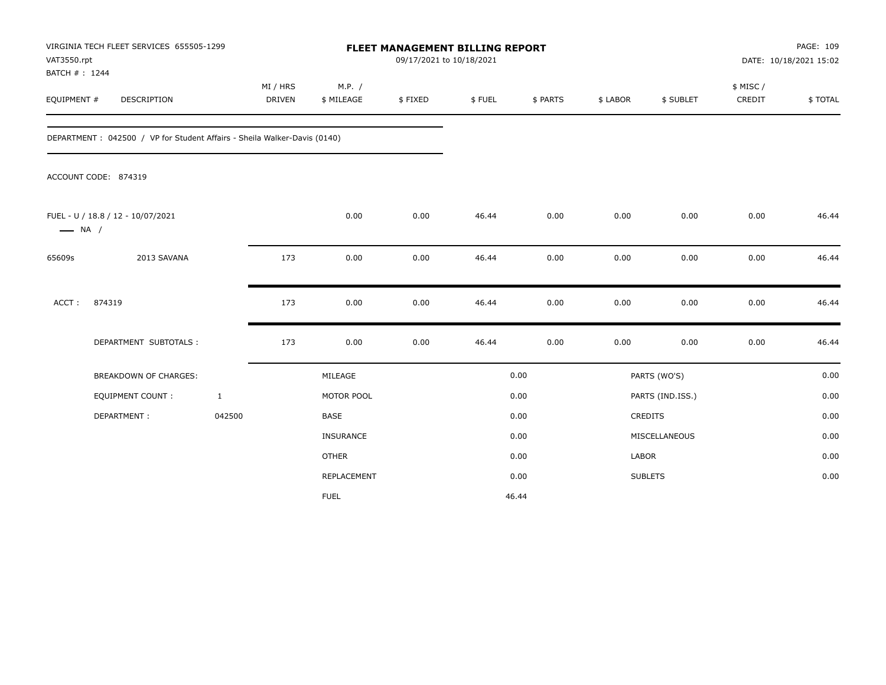VIRGINIA TECH FLEET SERVICES 655505-1299
VAT3550.rpt
BATCH # : 1244

# FLEET MANAGEMENT BILLING REPORT

09/17/2021 to 10/18/2021

DATE: 10/18/2021 15:02

| EQUIPMENT # | DESCRIPTION | MI / HRS DRIVEN | M.P. / $ MILEAGE | $ FIXED | $ FUEL | $ PARTS | $ LABOR | $ SUBLET | $ MISC / CREDIT | $ TOTAL |
|---|---|---|---|---|---|---|---|---|---|---|

DEPARTMENT : 042500 / VP for Student Affairs - Sheila Walker-Davis (0140)

ACCOUNT CODE: 874319

| EQUIPMENT # | DESCRIPTION | MI / HRS DRIVEN | M.P. / $ MILEAGE | $ FIXED | $ FUEL | $ PARTS | $ LABOR | $ SUBLET | $ MISC / CREDIT | $ TOTAL |
|---|---|---|---|---|---|---|---|---|---|---|
| FUEL - U / 18.8 / 12 - 10/07/2021 —— NA / | | | 0.00 | 0.00 | 46.44 | 0.00 | 0.00 | 0.00 | 0.00 | 46.44 |
| 65609s | 2013 SAVANA | 173 | 0.00 | 0.00 | 46.44 | 0.00 | 0.00 | 0.00 | 0.00 | 46.44 |
| ACCT : | 874319 | 173 | 0.00 | 0.00 | 46.44 | 0.00 | 0.00 | 0.00 | 0.00 | 46.44 |
| | DEPARTMENT SUBTOTALS : | 173 | 0.00 | 0.00 | 46.44 | 0.00 | 0.00 | 0.00 | 0.00 | 46.44 |

| | | | | | |
|---|---|---|---|---|---|
| BREAKDOWN OF CHARGES: | | MILEAGE | 0.00 | PARTS (WO'S) | 0.00 |
| EQUIPMENT COUNT : | 1 | MOTOR POOL | 0.00 | PARTS (IND.ISS.) | 0.00 |
| DEPARTMENT : | 042500 | BASE | 0.00 | CREDITS | 0.00 |
| | | INSURANCE | 0.00 | MISCELLANEOUS | 0.00 |
| | | OTHER | 0.00 | LABOR | 0.00 |
| | | REPLACEMENT | 0.00 | SUBLETS | 0.00 |
| | | FUEL | 46.44 | | |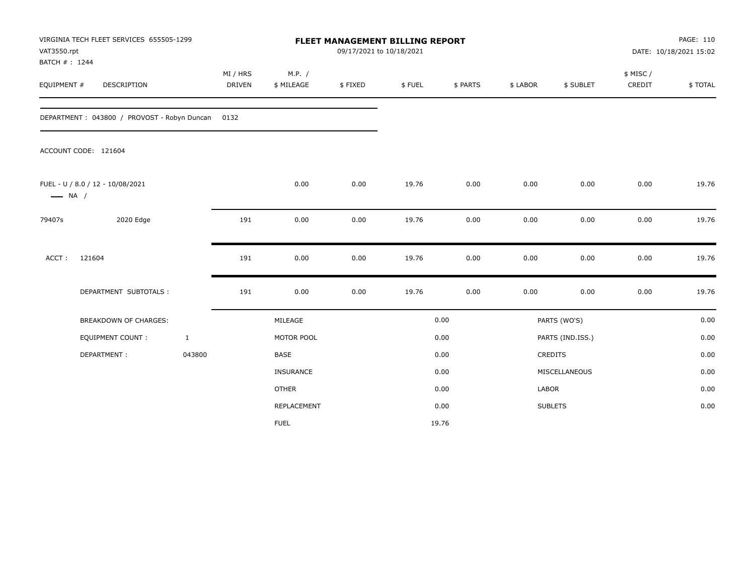VIRGINIA TECH FLEET SERVICES 655505-1299
VAT3550.rpt
BATCH # : 1244

**FLEET MANAGEMENT BILLING REPORT**
09/17/2021 to 10/18/2021

PAGE: 110
DATE: 10/18/2021 15:02

| EQUIPMENT # | DESCRIPTION | MI / HRS DRIVEN | M.P. / $ MILEAGE | $ FIXED | $ FUEL | $ PARTS | $ LABOR | $ SUBLET | $ MISC / CREDIT | $ TOTAL |
|---|---|---|---|---|---|---|---|---|---|---|
| DEPARTMENT : 043800 / PROVOST - Robyn Duncan | | 0132 | | | | | | | | |
| ACCOUNT CODE: 121604 | | | | | | | | | | |
| FUEL - U / 8.0 / 12 - 10/08/2021 —— NA / | | | 0.00 | 0.00 | 19.76 | 0.00 | 0.00 | 0.00 | 0.00 | 19.76 |
| 79407s | 2020 Edge | 191 | 0.00 | 0.00 | 19.76 | 0.00 | 0.00 | 0.00 | 0.00 | 19.76 |
| ACCT : | 121604 | 191 | 0.00 | 0.00 | 19.76 | 0.00 | 0.00 | 0.00 | 0.00 | 19.76 |
| | DEPARTMENT SUBTOTALS : | 191 | 0.00 | 0.00 | 19.76 | 0.00 | 0.00 | 0.00 | 0.00 | 19.76 |

| BREAKDOWN OF CHARGES: | | | | | |
|---|---|---|---|---|---|
| EQUIPMENT COUNT : | 1 | MILEAGE | 0.00 | PARTS (WO'S) | 0.00 |
| DEPARTMENT : | 043800 | MOTOR POOL | 0.00 | PARTS (IND.ISS.) | 0.00 |
| | | BASE | 0.00 | CREDITS | 0.00 |
| | | INSURANCE | 0.00 | MISCELLANEOUS | 0.00 |
| | | OTHER | 0.00 | LABOR | 0.00 |
| | | REPLACEMENT | 0.00 | SUBLETS | 0.00 |
| | | FUEL | 19.76 | | |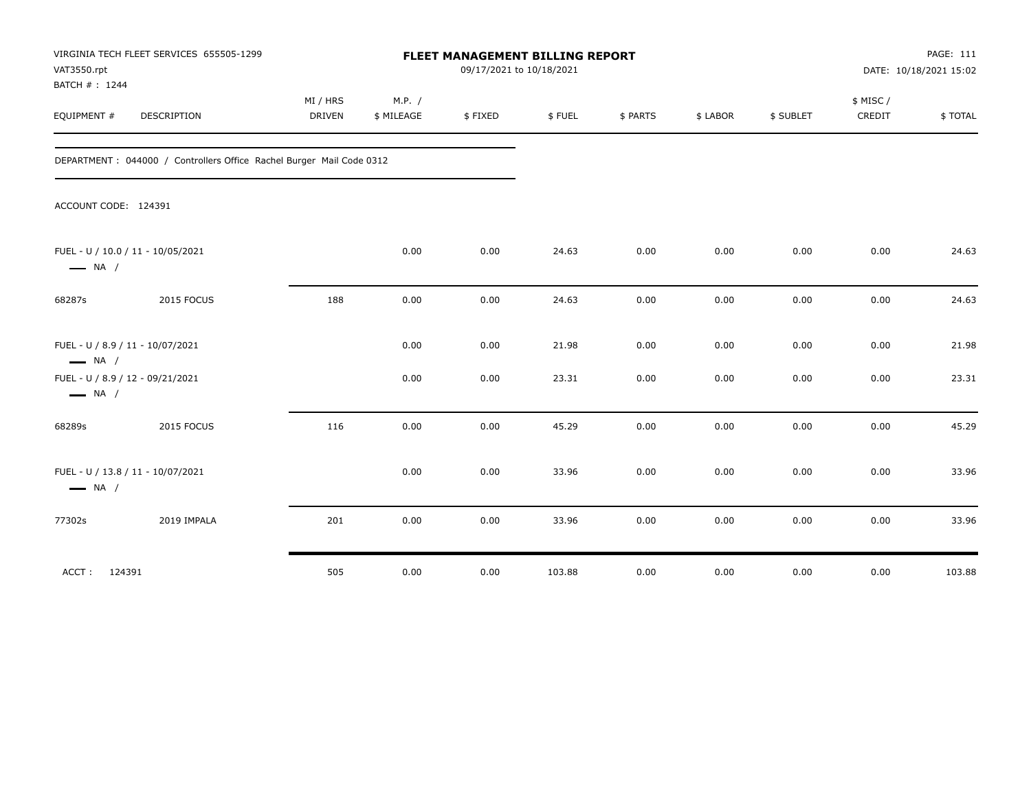VIRGINIA TECH FLEET SERVICES 655505-1299
VAT3550.rpt
BATCH # : 1244

**FLEET MANAGEMENT BILLING REPORT**
09/17/2021 to 10/18/2021

PAGE: 111
DATE: 10/18/2021 15:02

DEPARTMENT : 044000 / Controllers Office Rachel Burger Mail Code 0312

ACCOUNT CODE: 124391

| EQUIPMENT # | DESCRIPTION | MI / HRS DRIVEN | M.P. / $ MILEAGE | $ FIXED | $ FUEL | $ PARTS | $ LABOR | $ SUBLET | $ MISC / CREDIT | $ TOTAL |
|---|---|---|---|---|---|---|---|---|---|---|
| FUEL - U / 10.0 / 11 - 10/05/2021 — NA / | | | 0.00 | 0.00 | 24.63 | 0.00 | 0.00 | 0.00 | 0.00 | 24.63 |
| 68287s | 2015 FOCUS | 188 | 0.00 | 0.00 | 24.63 | 0.00 | 0.00 | 0.00 | 0.00 | 24.63 |
| FUEL - U / 8.9 / 11 - 10/07/2021 — NA / | | | 0.00 | 0.00 | 21.98 | 0.00 | 0.00 | 0.00 | 0.00 | 21.98 |
| FUEL - U / 8.9 / 12 - 09/21/2021 — NA / | | | 0.00 | 0.00 | 23.31 | 0.00 | 0.00 | 0.00 | 0.00 | 23.31 |
| 68289s | 2015 FOCUS | 116 | 0.00 | 0.00 | 45.29 | 0.00 | 0.00 | 0.00 | 0.00 | 45.29 |
| FUEL - U / 13.8 / 11 - 10/07/2021 — NA / | | | 0.00 | 0.00 | 33.96 | 0.00 | 0.00 | 0.00 | 0.00 | 33.96 |
| 77302s | 2019 IMPALA | 201 | 0.00 | 0.00 | 33.96 | 0.00 | 0.00 | 0.00 | 0.00 | 33.96 |
| ACCT : 124391 | | 505 | 0.00 | 0.00 | 103.88 | 0.00 | 0.00 | 0.00 | 0.00 | 103.88 |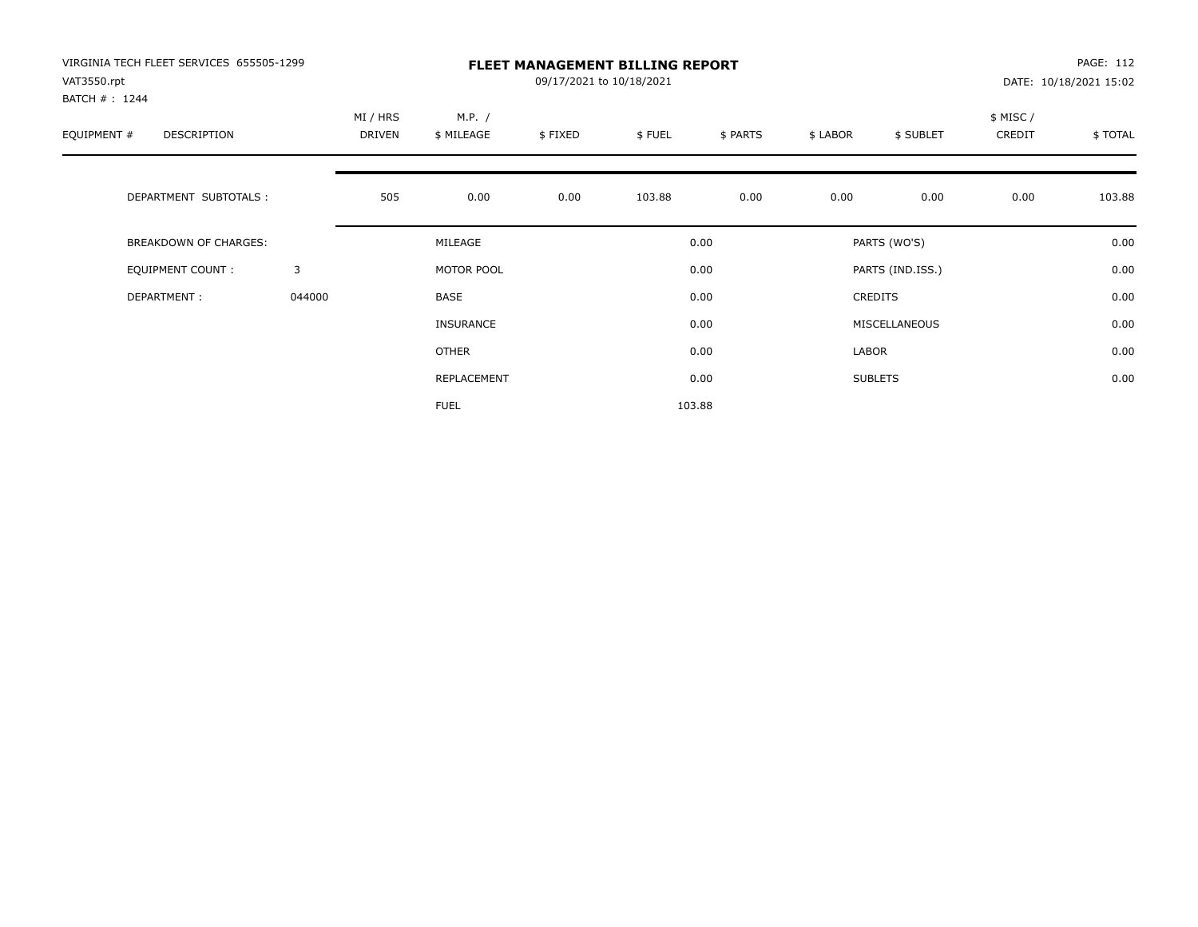VIRGINIA TECH FLEET SERVICES 655505-1299
VAT3550.rpt
BATCH # : 1244

# FLEET MANAGEMENT BILLING REPORT

09/17/2021 to 10/18/2021

PAGE: 112
DATE: 10/18/2021 15:02

| EQUIPMENT # | DESCRIPTION | MI / HRS DRIVEN | M.P. / $ MILEAGE | $ FIXED | $ FUEL | $ PARTS | $ LABOR | $ SUBLET | $ MISC / CREDIT | $ TOTAL |
|---|---|---|---|---|---|---|---|---|---|---|
| | DEPARTMENT SUBTOTALS : | 505 | 0.00 | 0.00 | 103.88 | 0.00 | 0.00 | 0.00 | 0.00 | 103.88 |

| | | | | | |
|---|---|---|---|---|---|
| BREAKDOWN OF CHARGES: | | MILEAGE | 0.00 | PARTS (WO'S) | 0.00 |
| EQUIPMENT COUNT : | 3 | MOTOR POOL | 0.00 | PARTS (IND.ISS.) | 0.00 |
| DEPARTMENT : | 044000 | BASE | 0.00 | CREDITS | 0.00 |
| | | INSURANCE | 0.00 | MISCELLANEOUS | 0.00 |
| | | OTHER | 0.00 | LABOR | 0.00 |
| | | REPLACEMENT | 0.00 | SUBLETS | 0.00 |
| | | FUEL | 103.88 | | |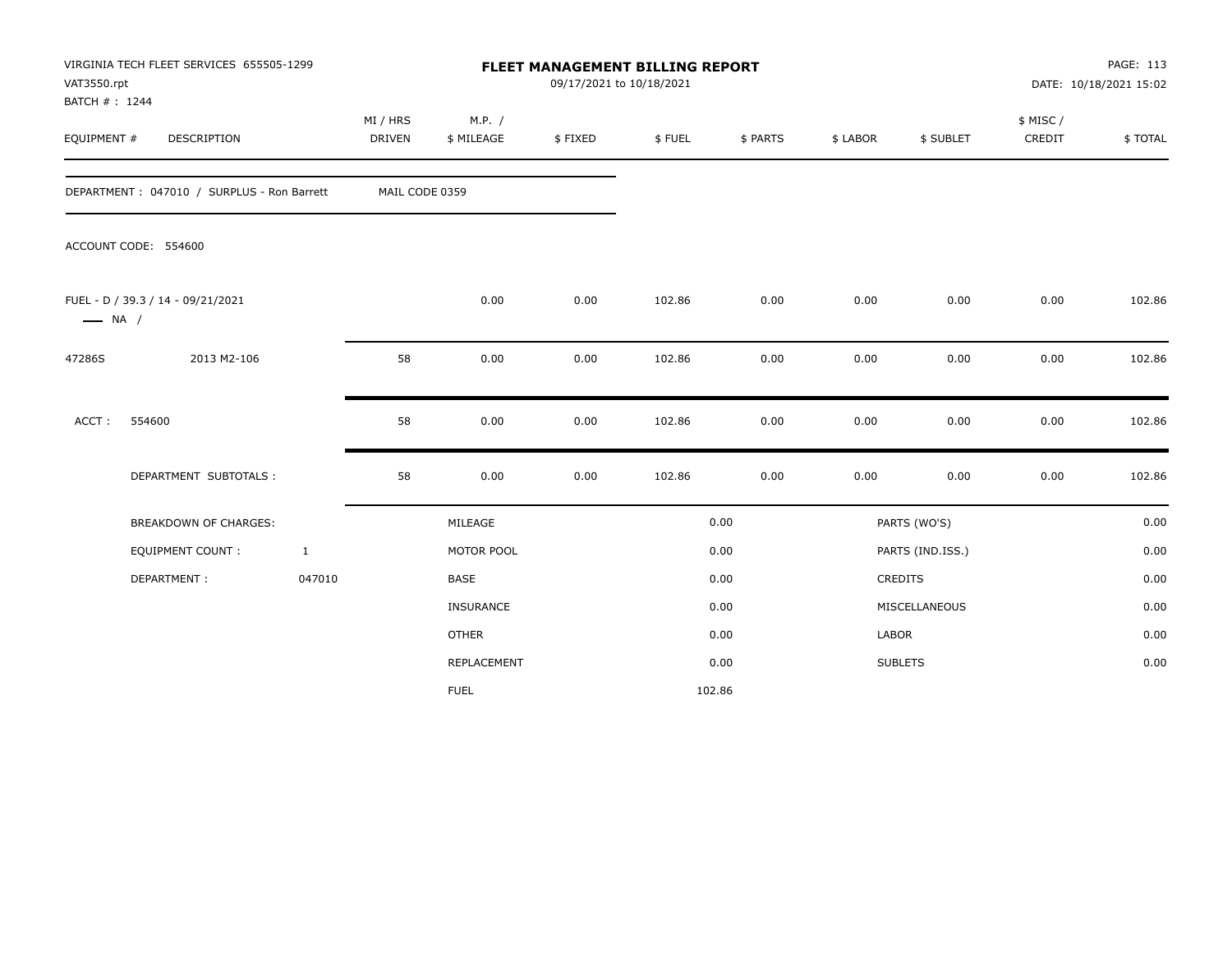VIRGINIA TECH FLEET SERVICES 655505-1299
VAT3550.rpt
BATCH # : 1244

# FLEET MANAGEMENT BILLING REPORT

09/17/2021 to 10/18/2021

PAGE: 113
DATE: 10/18/2021 15:02

| EQUIPMENT # | DESCRIPTION | MI / HRS DRIVEN | M.P. / $ MILEAGE | $ FIXED | $ FUEL | $ PARTS | $ LABOR | $ SUBLET | $ MISC / CREDIT | $ TOTAL |
|---|---|---|---|---|---|---|---|---|---|---|
| DEPARTMENT : 047010 / SURPLUS - Ron Barrett | | MAIL CODE 0359 | | | | | | | | |
| ACCOUNT CODE: 554600 | | | | | | | | | | |
| FUEL - D / 39.3 / 14 - 09/21/2021 —— NA / | | | 0.00 | 0.00 | 102.86 | 0.00 | 0.00 | 0.00 | 0.00 | 102.86 |
| 47286S | 2013 M2-106 | 58 | 0.00 | 0.00 | 102.86 | 0.00 | 0.00 | 0.00 | 0.00 | 102.86 |
| ACCT : | 554600 | 58 | 0.00 | 0.00 | 102.86 | 0.00 | 0.00 | 0.00 | 0.00 | 102.86 |
| | DEPARTMENT SUBTOTALS : | 58 | 0.00 | 0.00 | 102.86 | 0.00 | 0.00 | 0.00 | 0.00 | 102.86 |

| BREAKDOWN OF CHARGES: | | | | | |
|---|---|---|---|---|---|
| EQUIPMENT COUNT : | 1 | MILEAGE | 0.00 | PARTS (WO'S) | 0.00 |
| DEPARTMENT : | 047010 | MOTOR POOL | 0.00 | PARTS (IND.ISS.) | 0.00 |
| | | BASE | 0.00 | CREDITS | 0.00 |
| | | INSURANCE | 0.00 | MISCELLANEOUS | 0.00 |
| | | OTHER | 0.00 | LABOR | 0.00 |
| | | REPLACEMENT | 0.00 | SUBLETS | 0.00 |
| | | FUEL | 102.86 | | |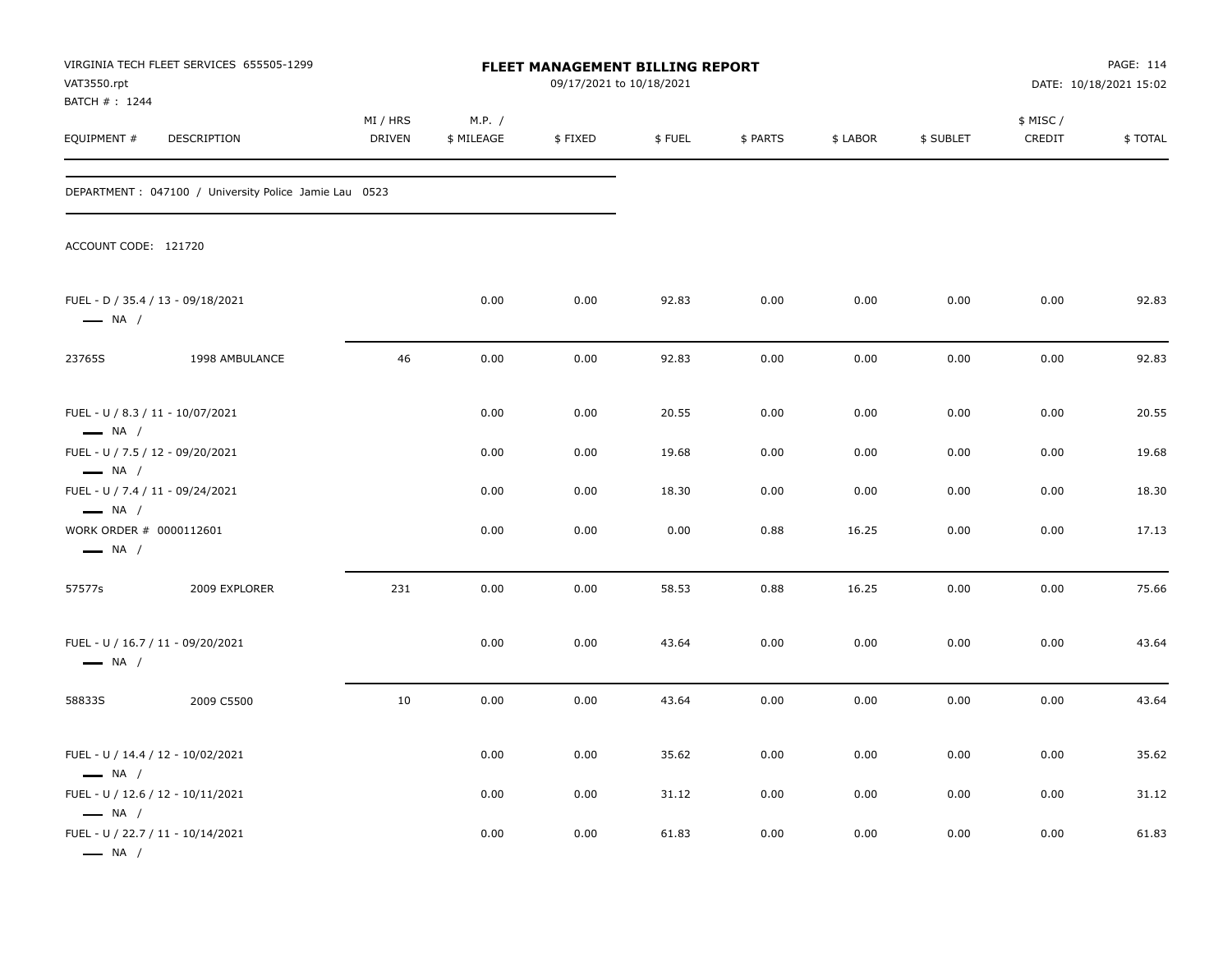VIRGINIA TECH FLEET SERVICES 655505-1299
VAT3550.rpt
BATCH # : 1244

**FLEET MANAGEMENT BILLING REPORT**
09/17/2021 to 10/18/2021

DATE: 10/18/2021 15:02

DEPARTMENT : 047100 / University Police Jamie Lau 0523

ACCOUNT CODE: 121720

| EQUIPMENT # | DESCRIPTION | MI / HRS DRIVEN | M.P. / $ MILEAGE | $ FIXED | $ FUEL | $ PARTS | $ LABOR | $ SUBLET | $ MISC / CREDIT | $ TOTAL |
|---|---|---|---|---|---|---|---|---|---|---|
| FUEL - D / 35.4 / 13 - 09/18/2021 — NA / | | | 0.00 | 0.00 | 92.83 | 0.00 | 0.00 | 0.00 | 0.00 | 92.83 |
| 23765S | 1998 AMBULANCE | 46 | 0.00 | 0.00 | 92.83 | 0.00 | 0.00 | 0.00 | 0.00 | 92.83 |
| FUEL - U / 8.3 / 11 - 10/07/2021 — NA / | | | 0.00 | 0.00 | 20.55 | 0.00 | 0.00 | 0.00 | 0.00 | 20.55 |
| FUEL - U / 7.5 / 12 - 09/20/2021 — NA / | | | 0.00 | 0.00 | 19.68 | 0.00 | 0.00 | 0.00 | 0.00 | 19.68 |
| FUEL - U / 7.4 / 11 - 09/24/2021 — NA / | | | 0.00 | 0.00 | 18.30 | 0.00 | 0.00 | 0.00 | 0.00 | 18.30 |
| WORK ORDER # 0000112601 — NA / | | | 0.00 | 0.00 | 0.00 | 0.88 | 16.25 | 0.00 | 0.00 | 17.13 |
| 57577s | 2009 EXPLORER | 231 | 0.00 | 0.00 | 58.53 | 0.88 | 16.25 | 0.00 | 0.00 | 75.66 |
| FUEL - U / 16.7 / 11 - 09/20/2021 — NA / | | | 0.00 | 0.00 | 43.64 | 0.00 | 0.00 | 0.00 | 0.00 | 43.64 |
| 58833S | 2009 C5500 | 10 | 0.00 | 0.00 | 43.64 | 0.00 | 0.00 | 0.00 | 0.00 | 43.64 |
| FUEL - U / 14.4 / 12 - 10/02/2021 — NA / | | | 0.00 | 0.00 | 35.62 | 0.00 | 0.00 | 0.00 | 0.00 | 35.62 |
| FUEL - U / 12.6 / 12 - 10/11/2021 — NA / | | | 0.00 | 0.00 | 31.12 | 0.00 | 0.00 | 0.00 | 0.00 | 31.12 |
| FUEL - U / 22.7 / 11 - 10/14/2021 — NA / | | | 0.00 | 0.00 | 61.83 | 0.00 | 0.00 | 0.00 | 0.00 | 61.83 |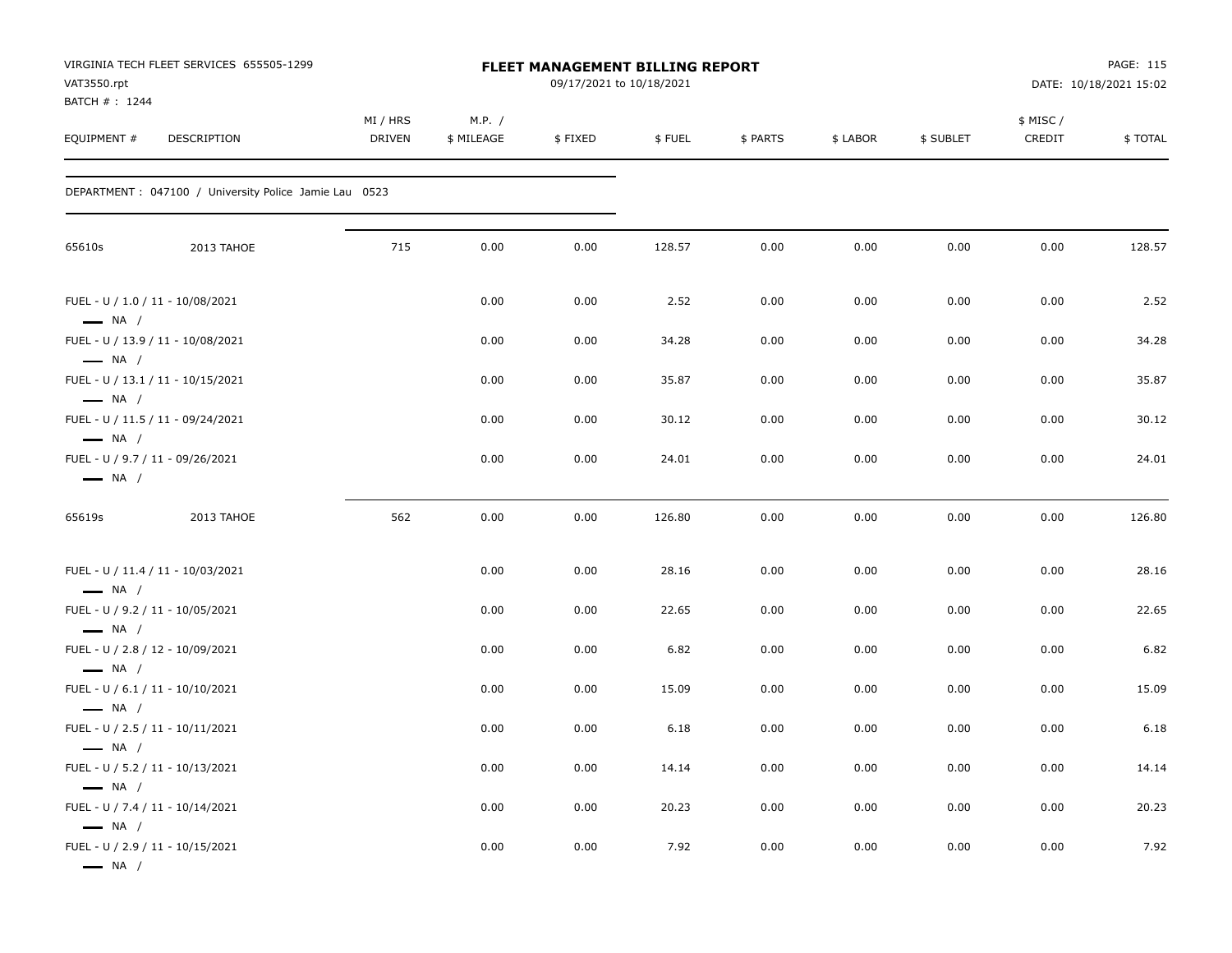VIRGINIA TECH FLEET SERVICES 655505-1299
VAT3550.rpt
BATCH # : 1244

**FLEET MANAGEMENT BILLING REPORT**
09/17/2021 to 10/18/2021

PAGE: 115
DATE: 10/18/2021 15:02

DEPARTMENT : 047100 / University Police Jamie Lau 0523

| EQUIPMENT # | DESCRIPTION | MI / HRS DRIVEN | M.P. / $ MILEAGE | $ FIXED | $ FUEL | $ PARTS | $ LABOR | $ SUBLET | $ MISC / CREDIT | $ TOTAL |
|---|---|---|---|---|---|---|---|---|---|---|
| 65610s | 2013 TAHOE | 715 | 0.00 | 0.00 | 128.57 | 0.00 | 0.00 | 0.00 | 0.00 | 128.57 |
| FUEL - U / 1.0 / 11 - 10/08/2021<br>— NA / | | | 0.00 | 0.00 | 2.52 | 0.00 | 0.00 | 0.00 | 0.00 | 2.52 |
| FUEL - U / 13.9 / 11 - 10/08/2021<br>— NA / | | | 0.00 | 0.00 | 34.28 | 0.00 | 0.00 | 0.00 | 0.00 | 34.28 |
| FUEL - U / 13.1 / 11 - 10/15/2021<br>— NA / | | | 0.00 | 0.00 | 35.87 | 0.00 | 0.00 | 0.00 | 0.00 | 35.87 |
| FUEL - U / 11.5 / 11 - 09/24/2021<br>— NA / | | | 0.00 | 0.00 | 30.12 | 0.00 | 0.00 | 0.00 | 0.00 | 30.12 |
| FUEL - U / 9.7 / 11 - 09/26/2021<br>— NA / | | | 0.00 | 0.00 | 24.01 | 0.00 | 0.00 | 0.00 | 0.00 | 24.01 |
| 65619s | 2013 TAHOE | 562 | 0.00 | 0.00 | 126.80 | 0.00 | 0.00 | 0.00 | 0.00 | 126.80 |
| FUEL - U / 11.4 / 11 - 10/03/2021<br>— NA / | | | 0.00 | 0.00 | 28.16 | 0.00 | 0.00 | 0.00 | 0.00 | 28.16 |
| FUEL - U / 9.2 / 11 - 10/05/2021<br>— NA / | | | 0.00 | 0.00 | 22.65 | 0.00 | 0.00 | 0.00 | 0.00 | 22.65 |
| FUEL - U / 2.8 / 12 - 10/09/2021<br>— NA / | | | 0.00 | 0.00 | 6.82 | 0.00 | 0.00 | 0.00 | 0.00 | 6.82 |
| FUEL - U / 6.1 / 11 - 10/10/2021<br>— NA / | | | 0.00 | 0.00 | 15.09 | 0.00 | 0.00 | 0.00 | 0.00 | 15.09 |
| FUEL - U / 2.5 / 11 - 10/11/2021<br>— NA / | | | 0.00 | 0.00 | 6.18 | 0.00 | 0.00 | 0.00 | 0.00 | 6.18 |
| FUEL - U / 5.2 / 11 - 10/13/2021<br>— NA / | | | 0.00 | 0.00 | 14.14 | 0.00 | 0.00 | 0.00 | 0.00 | 14.14 |
| FUEL - U / 7.4 / 11 - 10/14/2021<br>— NA / | | | 0.00 | 0.00 | 20.23 | 0.00 | 0.00 | 0.00 | 0.00 | 20.23 |
| FUEL - U / 2.9 / 11 - 10/15/2021<br>— NA / | | | 0.00 | 0.00 | 7.92 | 0.00 | 0.00 | 0.00 | 0.00 | 7.92 |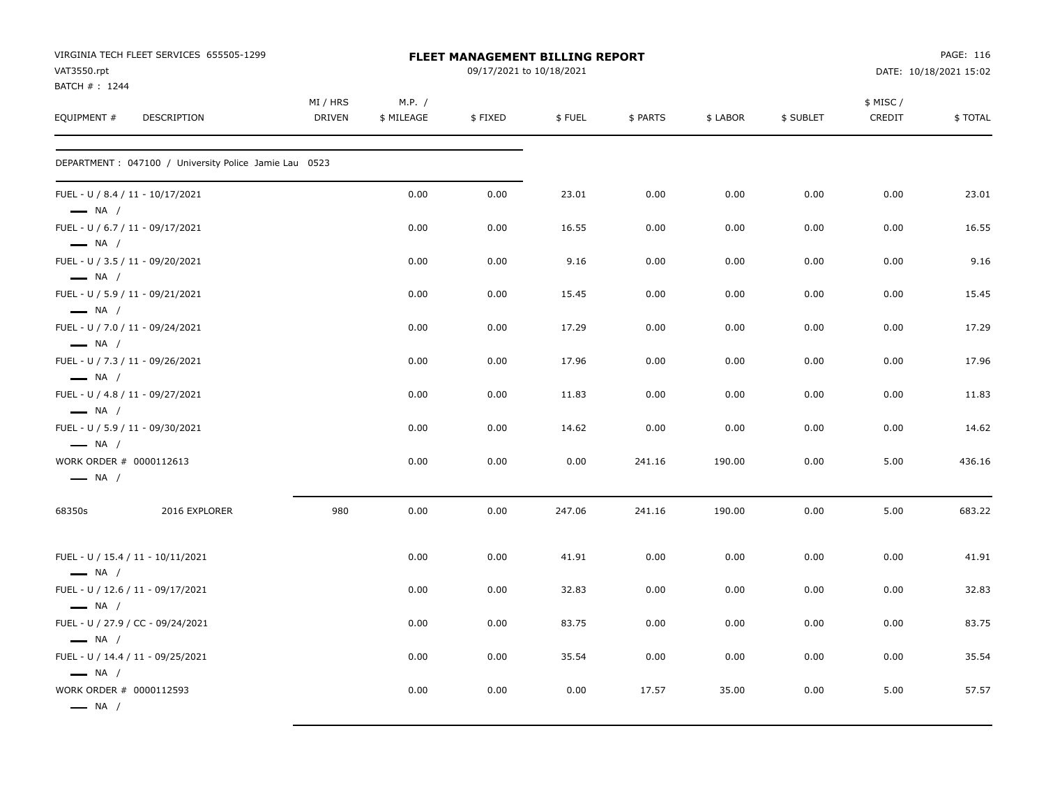VIRGINIA TECH FLEET SERVICES 655505-1299
VAT3550.rpt
BATCH # : 1244

**FLEET MANAGEMENT BILLING REPORT**
09/17/2021 to 10/18/2021

DATE: 10/18/2021 15:02

DEPARTMENT : 047100 / University Police Jamie Lau 0523

| EQUIPMENT # | DESCRIPTION | MI / HRS DRIVEN | M.P. / $ MILEAGE | $ FIXED | $ FUEL | $ PARTS | $ LABOR | $ SUBLET | $ MISC / CREDIT | $ TOTAL |
|---|---|---|---|---|---|---|---|---|---|---|
| FUEL - U / 8.4 / 11 - 10/17/2021<br>NA / | | | 0.00 | 0.00 | 23.01 | 0.00 | 0.00 | 0.00 | 0.00 | 23.01 |
| FUEL - U / 6.7 / 11 - 09/17/2021<br>NA / | | | 0.00 | 0.00 | 16.55 | 0.00 | 0.00 | 0.00 | 0.00 | 16.55 |
| FUEL - U / 3.5 / 11 - 09/20/2021<br>NA / | | | 0.00 | 0.00 | 9.16 | 0.00 | 0.00 | 0.00 | 0.00 | 9.16 |
| FUEL - U / 5.9 / 11 - 09/21/2021<br>NA / | | | 0.00 | 0.00 | 15.45 | 0.00 | 0.00 | 0.00 | 0.00 | 15.45 |
| FUEL - U / 7.0 / 11 - 09/24/2021<br>NA / | | | 0.00 | 0.00 | 17.29 | 0.00 | 0.00 | 0.00 | 0.00 | 17.29 |
| FUEL - U / 7.3 / 11 - 09/26/2021<br>NA / | | | 0.00 | 0.00 | 17.96 | 0.00 | 0.00 | 0.00 | 0.00 | 17.96 |
| FUEL - U / 4.8 / 11 - 09/27/2021<br>NA / | | | 0.00 | 0.00 | 11.83 | 0.00 | 0.00 | 0.00 | 0.00 | 11.83 |
| FUEL - U / 5.9 / 11 - 09/30/2021<br>NA / | | | 0.00 | 0.00 | 14.62 | 0.00 | 0.00 | 0.00 | 0.00 | 14.62 |
| WORK ORDER # 0000112613<br>NA / | | | 0.00 | 0.00 | 0.00 | 241.16 | 190.00 | 0.00 | 5.00 | 436.16 |
| 68350s | 2016 EXPLORER | 980 | 0.00 | 0.00 | 247.06 | 241.16 | 190.00 | 0.00 | 5.00 | 683.22 |
| FUEL - U / 15.4 / 11 - 10/11/2021<br>NA / | | | 0.00 | 0.00 | 41.91 | 0.00 | 0.00 | 0.00 | 0.00 | 41.91 |
| FUEL - U / 12.6 / 11 - 09/17/2021<br>NA / | | | 0.00 | 0.00 | 32.83 | 0.00 | 0.00 | 0.00 | 0.00 | 32.83 |
| FUEL - U / 27.9 / CC - 09/24/2021<br>NA / | | | 0.00 | 0.00 | 83.75 | 0.00 | 0.00 | 0.00 | 0.00 | 83.75 |
| FUEL - U / 14.4 / 11 - 09/25/2021<br>NA / | | | 0.00 | 0.00 | 35.54 | 0.00 | 0.00 | 0.00 | 0.00 | 35.54 |
| WORK ORDER # 0000112593<br>NA / | | | 0.00 | 0.00 | 0.00 | 17.57 | 35.00 | 0.00 | 5.00 | 57.57 |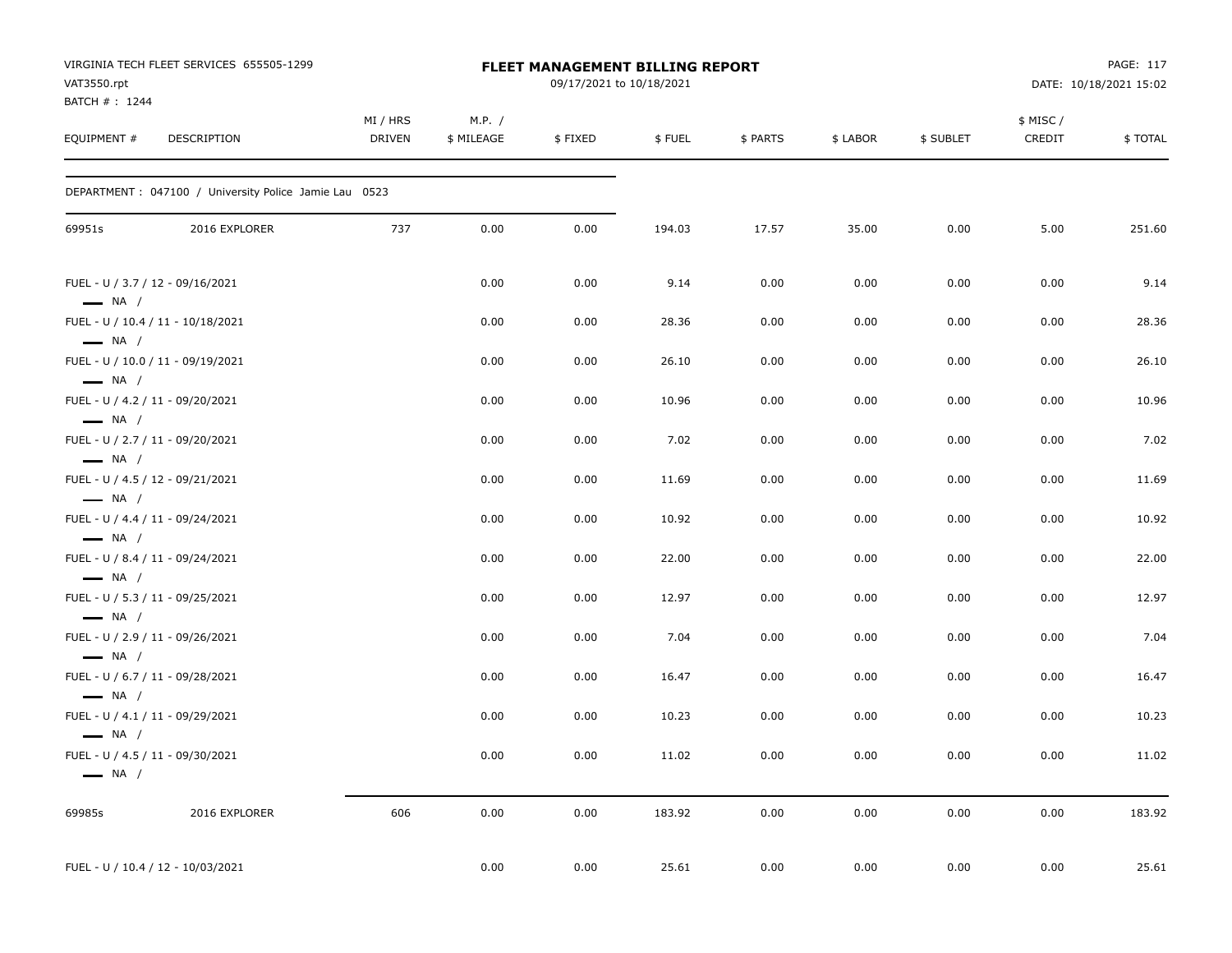VIRGINIA TECH FLEET SERVICES 655505-1299
VAT3550.rpt
BATCH # : 1244

**FLEET MANAGEMENT BILLING REPORT**
09/17/2021 to 10/18/2021

DATE: 10/18/2021 15:02

| EQUIPMENT # | DESCRIPTION | MI / HRS DRIVEN | M.P. / $ MILEAGE | $ FIXED | $ FUEL | $ PARTS | $ LABOR | $ SUBLET | $ MISC / CREDIT | $ TOTAL |
|---|---|---|---|---|---|---|---|---|---|---|
| DEPARTMENT : 047100 / University Police Jamie Lau 0523 | | | | | | | | | | |
| 69951s | 2016 EXPLORER | 737 | 0.00 | 0.00 | 194.03 | 17.57 | 35.00 | 0.00 | 5.00 | 251.60 |
| FUEL - U / 3.7 / 12 - 09/16/2021 — NA / | | | 0.00 | 0.00 | 9.14 | 0.00 | 0.00 | 0.00 | 0.00 | 9.14 |
| FUEL - U / 10.4 / 11 - 10/18/2021 — NA / | | | 0.00 | 0.00 | 28.36 | 0.00 | 0.00 | 0.00 | 0.00 | 28.36 |
| FUEL - U / 10.0 / 11 - 09/19/2021 — NA / | | | 0.00 | 0.00 | 26.10 | 0.00 | 0.00 | 0.00 | 0.00 | 26.10 |
| FUEL - U / 4.2 / 11 - 09/20/2021 — NA / | | | 0.00 | 0.00 | 10.96 | 0.00 | 0.00 | 0.00 | 0.00 | 10.96 |
| FUEL - U / 2.7 / 11 - 09/20/2021 — NA / | | | 0.00 | 0.00 | 7.02 | 0.00 | 0.00 | 0.00 | 0.00 | 7.02 |
| FUEL - U / 4.5 / 12 - 09/21/2021 — NA / | | | 0.00 | 0.00 | 11.69 | 0.00 | 0.00 | 0.00 | 0.00 | 11.69 |
| FUEL - U / 4.4 / 11 - 09/24/2021 — NA / | | | 0.00 | 0.00 | 10.92 | 0.00 | 0.00 | 0.00 | 0.00 | 10.92 |
| FUEL - U / 8.4 / 11 - 09/24/2021 — NA / | | | 0.00 | 0.00 | 22.00 | 0.00 | 0.00 | 0.00 | 0.00 | 22.00 |
| FUEL - U / 5.3 / 11 - 09/25/2021 — NA / | | | 0.00 | 0.00 | 12.97 | 0.00 | 0.00 | 0.00 | 0.00 | 12.97 |
| FUEL - U / 2.9 / 11 - 09/26/2021 — NA / | | | 0.00 | 0.00 | 7.04 | 0.00 | 0.00 | 0.00 | 0.00 | 7.04 |
| FUEL - U / 6.7 / 11 - 09/28/2021 — NA / | | | 0.00 | 0.00 | 16.47 | 0.00 | 0.00 | 0.00 | 0.00 | 16.47 |
| FUEL - U / 4.1 / 11 - 09/29/2021 — NA / | | | 0.00 | 0.00 | 10.23 | 0.00 | 0.00 | 0.00 | 0.00 | 10.23 |
| FUEL - U / 4.5 / 11 - 09/30/2021 — NA / | | | 0.00 | 0.00 | 11.02 | 0.00 | 0.00 | 0.00 | 0.00 | 11.02 |
| 69985s | 2016 EXPLORER | 606 | 0.00 | 0.00 | 183.92 | 0.00 | 0.00 | 0.00 | 0.00 | 183.92 |
| FUEL - U / 10.4 / 12 - 10/03/2021 | | | 0.00 | 0.00 | 25.61 | 0.00 | 0.00 | 0.00 | 0.00 | 25.61 |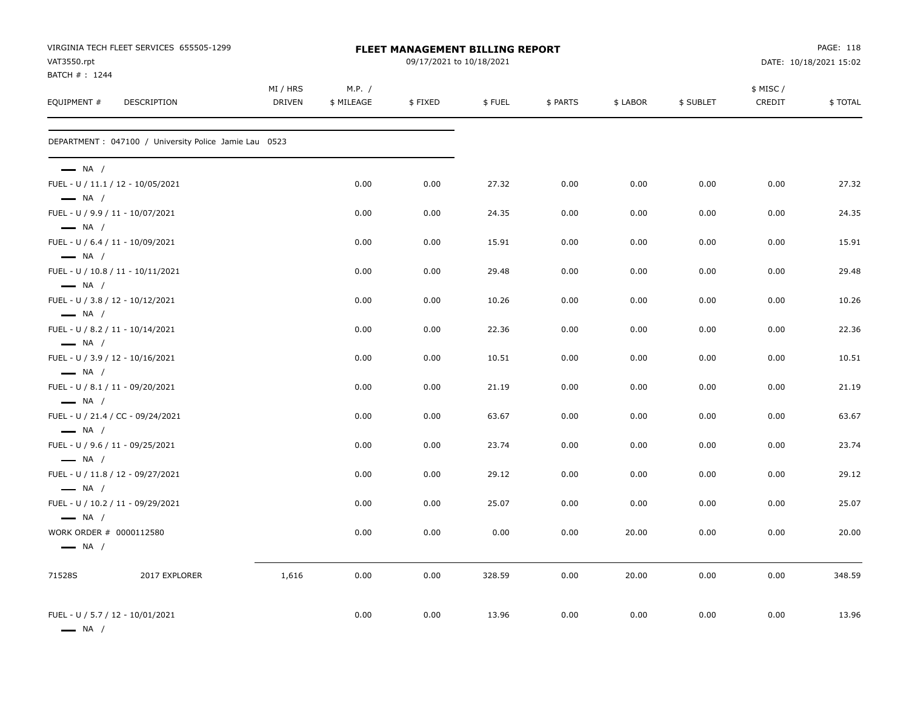VIRGINIA TECH FLEET SERVICES 655505-1299
VAT3550.rpt
BATCH # : 1244

# FLEET MANAGEMENT BILLING REPORT

09/17/2021 to 10/18/2021

DATE: 10/18/2021 15:02

DEPARTMENT : 047100 / University Police Jamie Lau 0523

| EQUIPMENT # | DESCRIPTION | MI / HRS DRIVEN | M.P. / $ MILEAGE | $ FIXED | $ FUEL | $ PARTS | $ LABOR | $ SUBLET | $ MISC / CREDIT | $ TOTAL |
|---|---|---|---|---|---|---|---|---|---|---|
| — NA / | | | | | | | | | | |
| FUEL - U / 11.1 / 12 - 10/05/2021 | | | 0.00 | 0.00 | 27.32 | 0.00 | 0.00 | 0.00 | 0.00 | 27.32 |
| — NA / | | | | | | | | | | |
| FUEL - U / 9.9 / 11 - 10/07/2021 | | | 0.00 | 0.00 | 24.35 | 0.00 | 0.00 | 0.00 | 0.00 | 24.35 |
| — NA / | | | | | | | | | | |
| FUEL - U / 6.4 / 11 - 10/09/2021 | | | 0.00 | 0.00 | 15.91 | 0.00 | 0.00 | 0.00 | 0.00 | 15.91 |
| — NA / | | | | | | | | | | |
| FUEL - U / 10.8 / 11 - 10/11/2021 | | | 0.00 | 0.00 | 29.48 | 0.00 | 0.00 | 0.00 | 0.00 | 29.48 |
| — NA / | | | | | | | | | | |
| FUEL - U / 3.8 / 12 - 10/12/2021 | | | 0.00 | 0.00 | 10.26 | 0.00 | 0.00 | 0.00 | 0.00 | 10.26 |
| — NA / | | | | | | | | | | |
| FUEL - U / 8.2 / 11 - 10/14/2021 | | | 0.00 | 0.00 | 22.36 | 0.00 | 0.00 | 0.00 | 0.00 | 22.36 |
| — NA / | | | | | | | | | | |
| FUEL - U / 3.9 / 12 - 10/16/2021 | | | 0.00 | 0.00 | 10.51 | 0.00 | 0.00 | 0.00 | 0.00 | 10.51 |
| — NA / | | | | | | | | | | |
| FUEL - U / 8.1 / 11 - 09/20/2021 | | | 0.00 | 0.00 | 21.19 | 0.00 | 0.00 | 0.00 | 0.00 | 21.19 |
| — NA / | | | | | | | | | | |
| FUEL - U / 21.4 / CC - 09/24/2021 | | | 0.00 | 0.00 | 63.67 | 0.00 | 0.00 | 0.00 | 0.00 | 63.67 |
| — NA / | | | | | | | | | | |
| FUEL - U / 9.6 / 11 - 09/25/2021 | | | 0.00 | 0.00 | 23.74 | 0.00 | 0.00 | 0.00 | 0.00 | 23.74 |
| — NA / | | | | | | | | | | |
| FUEL - U / 11.8 / 12 - 09/27/2021 | | | 0.00 | 0.00 | 29.12 | 0.00 | 0.00 | 0.00 | 0.00 | 29.12 |
| — NA / | | | | | | | | | | |
| FUEL - U / 10.2 / 11 - 09/29/2021 | | | 0.00 | 0.00 | 25.07 | 0.00 | 0.00 | 0.00 | 0.00 | 25.07 |
| — NA / | | | | | | | | | | |
| WORK ORDER # 0000112580 | | | 0.00 | 0.00 | 0.00 | 0.00 | 20.00 | 0.00 | 0.00 | 20.00 |
| — NA / | | | | | | | | | | |
| 71528S | 2017 EXPLORER | 1,616 | 0.00 | 0.00 | 328.59 | 0.00 | 20.00 | 0.00 | 0.00 | 348.59 |
| FUEL - U / 5.7 / 12 - 10/01/2021 | | | 0.00 | 0.00 | 13.96 | 0.00 | 0.00 | 0.00 | 0.00 | 13.96 |
| — NA / | | | | | | | | | | |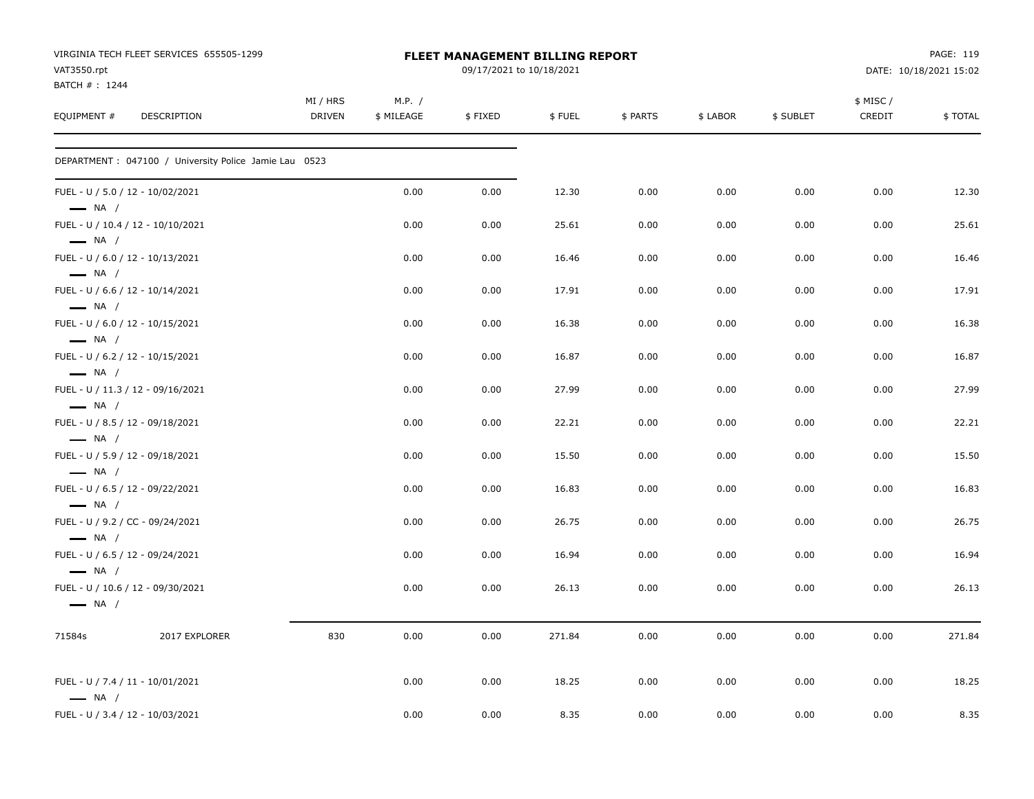VIRGINIA TECH FLEET SERVICES 655505-1299
VAT3550.rpt
BATCH # : 1244

**FLEET MANAGEMENT BILLING REPORT**
09/17/2021 to 10/18/2021

PAGE: 119
DATE: 10/18/2021 15:02

| EQUIPMENT # | DESCRIPTION | MI / HRS DRIVEN | M.P. / $ MILEAGE | $ FIXED | $ FUEL | $ PARTS | $ LABOR | $ SUBLET | $ MISC / CREDIT | $ TOTAL |
|---|---|---|---|---|---|---|---|---|---|---|
| DEPARTMENT : 047100 / University Police Jamie Lau 0523 | | | | | | | | | | |
| FUEL - U / 5.0 / 12 - 10/02/2021 — NA / | | | 0.00 | 0.00 | 12.30 | 0.00 | 0.00 | 0.00 | 0.00 | 12.30 |
| FUEL - U / 10.4 / 12 - 10/10/2021 — NA / | | | 0.00 | 0.00 | 25.61 | 0.00 | 0.00 | 0.00 | 0.00 | 25.61 |
| FUEL - U / 6.0 / 12 - 10/13/2021 — NA / | | | 0.00 | 0.00 | 16.46 | 0.00 | 0.00 | 0.00 | 0.00 | 16.46 |
| FUEL - U / 6.6 / 12 - 10/14/2021 — NA / | | | 0.00 | 0.00 | 17.91 | 0.00 | 0.00 | 0.00 | 0.00 | 17.91 |
| FUEL - U / 6.0 / 12 - 10/15/2021 — NA / | | | 0.00 | 0.00 | 16.38 | 0.00 | 0.00 | 0.00 | 0.00 | 16.38 |
| FUEL - U / 6.2 / 12 - 10/15/2021 — NA / | | | 0.00 | 0.00 | 16.87 | 0.00 | 0.00 | 0.00 | 0.00 | 16.87 |
| FUEL - U / 11.3 / 12 - 09/16/2021 — NA / | | | 0.00 | 0.00 | 27.99 | 0.00 | 0.00 | 0.00 | 0.00 | 27.99 |
| FUEL - U / 8.5 / 12 - 09/18/2021 — NA / | | | 0.00 | 0.00 | 22.21 | 0.00 | 0.00 | 0.00 | 0.00 | 22.21 |
| FUEL - U / 5.9 / 12 - 09/18/2021 — NA / | | | 0.00 | 0.00 | 15.50 | 0.00 | 0.00 | 0.00 | 0.00 | 15.50 |
| FUEL - U / 6.5 / 12 - 09/22/2021 — NA / | | | 0.00 | 0.00 | 16.83 | 0.00 | 0.00 | 0.00 | 0.00 | 16.83 |
| FUEL - U / 9.2 / CC - 09/24/2021 — NA / | | | 0.00 | 0.00 | 26.75 | 0.00 | 0.00 | 0.00 | 0.00 | 26.75 |
| FUEL - U / 6.5 / 12 - 09/24/2021 — NA / | | | 0.00 | 0.00 | 16.94 | 0.00 | 0.00 | 0.00 | 0.00 | 16.94 |
| FUEL - U / 10.6 / 12 - 09/30/2021 — NA / | | | 0.00 | 0.00 | 26.13 | 0.00 | 0.00 | 0.00 | 0.00 | 26.13 |
| 71584s | 2017 EXPLORER | 830 | 0.00 | 0.00 | 271.84 | 0.00 | 0.00 | 0.00 | 0.00 | 271.84 |
| FUEL - U / 7.4 / 11 - 10/01/2021 — NA / | | | 0.00 | 0.00 | 18.25 | 0.00 | 0.00 | 0.00 | 0.00 | 18.25 |
| FUEL - U / 3.4 / 12 - 10/03/2021 | | | 0.00 | 0.00 | 8.35 | 0.00 | 0.00 | 0.00 | 0.00 | 8.35 |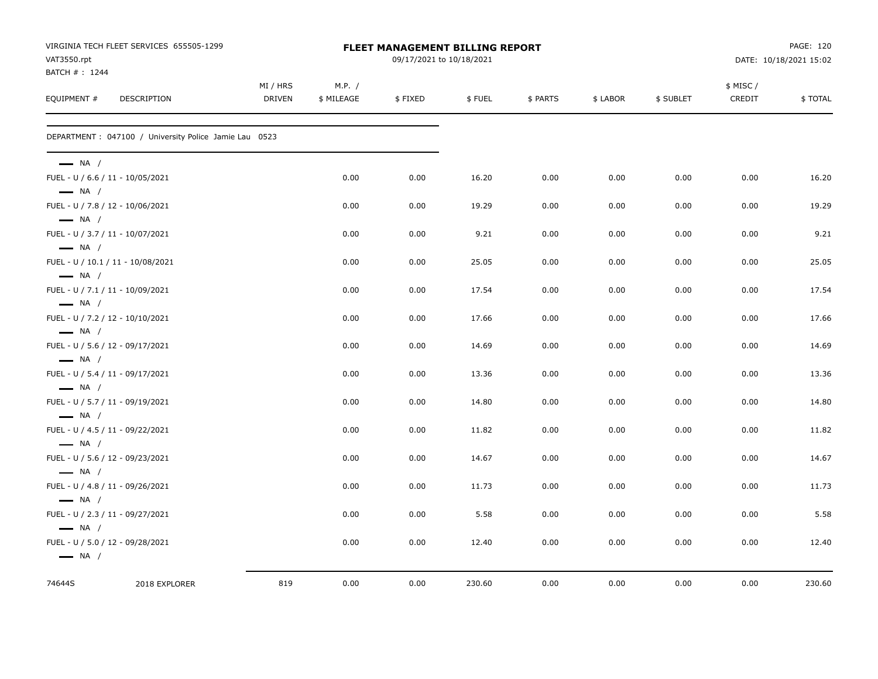VIRGINIA TECH FLEET SERVICES 655505-1299
VAT3550.rpt
BATCH # : 1244

**FLEET MANAGEMENT BILLING REPORT**
09/17/2021 to 10/18/2021

DATE: 10/18/2021 15:02

| EQUIPMENT # | DESCRIPTION | MI / HRS DRIVEN | M.P. / $ MILEAGE | $ FIXED | $ FUEL | $ PARTS | $ LABOR | $ SUBLET | $ MISC / CREDIT | $ TOTAL |
|---|---|---|---|---|---|---|---|---|---|---|
| DEPARTMENT : 047100 / University Police Jamie Lau 0523 | | | | | | | | | | |
| — NA / | | | | | | | | | | |
| FUEL - U / 6.6 / 11 - 10/05/2021 | | | 0.00 | 0.00 | 16.20 | 0.00 | 0.00 | 0.00 | 0.00 | 16.20 |
| — NA / | | | | | | | | | | |
| FUEL - U / 7.8 / 12 - 10/06/2021 | | | 0.00 | 0.00 | 19.29 | 0.00 | 0.00 | 0.00 | 0.00 | 19.29 |
| — NA / | | | | | | | | | | |
| FUEL - U / 3.7 / 11 - 10/07/2021 | | | 0.00 | 0.00 | 9.21 | 0.00 | 0.00 | 0.00 | 0.00 | 9.21 |
| — NA / | | | | | | | | | | |
| FUEL - U / 10.1 / 11 - 10/08/2021 | | | 0.00 | 0.00 | 25.05 | 0.00 | 0.00 | 0.00 | 0.00 | 25.05 |
| — NA / | | | | | | | | | | |
| FUEL - U / 7.1 / 11 - 10/09/2021 | | | 0.00 | 0.00 | 17.54 | 0.00 | 0.00 | 0.00 | 0.00 | 17.54 |
| — NA / | | | | | | | | | | |
| FUEL - U / 7.2 / 12 - 10/10/2021 | | | 0.00 | 0.00 | 17.66 | 0.00 | 0.00 | 0.00 | 0.00 | 17.66 |
| — NA / | | | | | | | | | | |
| FUEL - U / 5.6 / 12 - 09/17/2021 | | | 0.00 | 0.00 | 14.69 | 0.00 | 0.00 | 0.00 | 0.00 | 14.69 |
| — NA / | | | | | | | | | | |
| FUEL - U / 5.4 / 11 - 09/17/2021 | | | 0.00 | 0.00 | 13.36 | 0.00 | 0.00 | 0.00 | 0.00 | 13.36 |
| — NA / | | | | | | | | | | |
| FUEL - U / 5.7 / 11 - 09/19/2021 | | | 0.00 | 0.00 | 14.80 | 0.00 | 0.00 | 0.00 | 0.00 | 14.80 |
| — NA / | | | | | | | | | | |
| FUEL - U / 4.5 / 11 - 09/22/2021 | | | 0.00 | 0.00 | 11.82 | 0.00 | 0.00 | 0.00 | 0.00 | 11.82 |
| — NA / | | | | | | | | | | |
| FUEL - U / 5.6 / 12 - 09/23/2021 | | | 0.00 | 0.00 | 14.67 | 0.00 | 0.00 | 0.00 | 0.00 | 14.67 |
| — NA / | | | | | | | | | | |
| FUEL - U / 4.8 / 11 - 09/26/2021 | | | 0.00 | 0.00 | 11.73 | 0.00 | 0.00 | 0.00 | 0.00 | 11.73 |
| — NA / | | | | | | | | | | |
| FUEL - U / 2.3 / 11 - 09/27/2021 | | | 0.00 | 0.00 | 5.58 | 0.00 | 0.00 | 0.00 | 0.00 | 5.58 |
| — NA / | | | | | | | | | | |
| FUEL - U / 5.0 / 12 - 09/28/2021 | | | 0.00 | 0.00 | 12.40 | 0.00 | 0.00 | 0.00 | 0.00 | 12.40 |
| — NA / | | | | | | | | | | |
| 74644S | 2018 EXPLORER | 819 | 0.00 | 0.00 | 230.60 | 0.00 | 0.00 | 0.00 | 0.00 | 230.60 |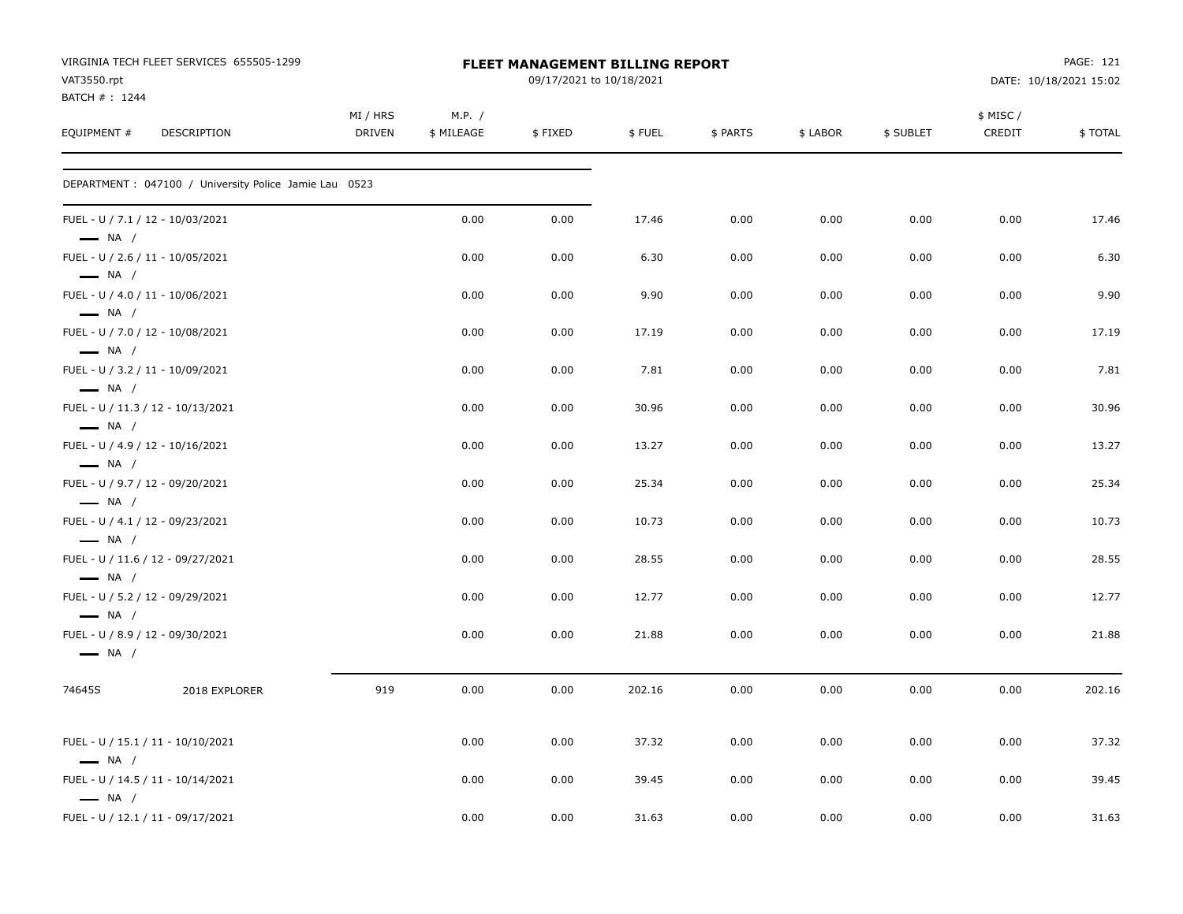VIRGINIA TECH FLEET SERVICES 655505-1299
VAT3550.rpt
BATCH # : 1244

**FLEET MANAGEMENT BILLING REPORT**
09/17/2021 to 10/18/2021

| EQUIPMENT # | DESCRIPTION | MI / HRS DRIVEN | M.P. / $ MILEAGE | $ FIXED | $ FUEL | $ PARTS | $ LABOR | $ SUBLET | $ MISC / CREDIT | $ TOTAL |
|---|---|---|---|---|---|---|---|---|---|---|
| DEPARTMENT : 047100 / University Police Jamie Lau 0523 | | | | | | | | | | |
| FUEL - U / 7.1 / 12 - 10/03/2021 — NA / | | | 0.00 | 0.00 | 17.46 | 0.00 | 0.00 | 0.00 | 0.00 | 17.46 |
| FUEL - U / 2.6 / 11 - 10/05/2021 — NA / | | | 0.00 | 0.00 | 6.30 | 0.00 | 0.00 | 0.00 | 0.00 | 6.30 |
| FUEL - U / 4.0 / 11 - 10/06/2021 — NA / | | | 0.00 | 0.00 | 9.90 | 0.00 | 0.00 | 0.00 | 0.00 | 9.90 |
| FUEL - U / 7.0 / 12 - 10/08/2021 — NA / | | | 0.00 | 0.00 | 17.19 | 0.00 | 0.00 | 0.00 | 0.00 | 17.19 |
| FUEL - U / 3.2 / 11 - 10/09/2021 — NA / | | | 0.00 | 0.00 | 7.81 | 0.00 | 0.00 | 0.00 | 0.00 | 7.81 |
| FUEL - U / 11.3 / 12 - 10/13/2021 — NA / | | | 0.00 | 0.00 | 30.96 | 0.00 | 0.00 | 0.00 | 0.00 | 30.96 |
| FUEL - U / 4.9 / 12 - 10/16/2021 — NA / | | | 0.00 | 0.00 | 13.27 | 0.00 | 0.00 | 0.00 | 0.00 | 13.27 |
| FUEL - U / 9.7 / 12 - 09/20/2021 — NA / | | | 0.00 | 0.00 | 25.34 | 0.00 | 0.00 | 0.00 | 0.00 | 25.34 |
| FUEL - U / 4.1 / 12 - 09/23/2021 — NA / | | | 0.00 | 0.00 | 10.73 | 0.00 | 0.00 | 0.00 | 0.00 | 10.73 |
| FUEL - U / 11.6 / 12 - 09/27/2021 — NA / | | | 0.00 | 0.00 | 28.55 | 0.00 | 0.00 | 0.00 | 0.00 | 28.55 |
| FUEL - U / 5.2 / 12 - 09/29/2021 — NA / | | | 0.00 | 0.00 | 12.77 | 0.00 | 0.00 | 0.00 | 0.00 | 12.77 |
| FUEL - U / 8.9 / 12 - 09/30/2021 — NA / | | | 0.00 | 0.00 | 21.88 | 0.00 | 0.00 | 0.00 | 0.00 | 21.88 |
| 74645S | 2018 EXPLORER | 919 | 0.00 | 0.00 | 202.16 | 0.00 | 0.00 | 0.00 | 0.00 | 202.16 |
| FUEL - U / 15.1 / 11 - 10/10/2021 — NA / | | | 0.00 | 0.00 | 37.32 | 0.00 | 0.00 | 0.00 | 0.00 | 37.32 |
| FUEL - U / 14.5 / 11 - 10/14/2021 — NA / | | | 0.00 | 0.00 | 39.45 | 0.00 | 0.00 | 0.00 | 0.00 | 39.45 |
| FUEL - U / 12.1 / 11 - 09/17/2021 | | | 0.00 | 0.00 | 31.63 | 0.00 | 0.00 | 0.00 | 0.00 | 31.63 |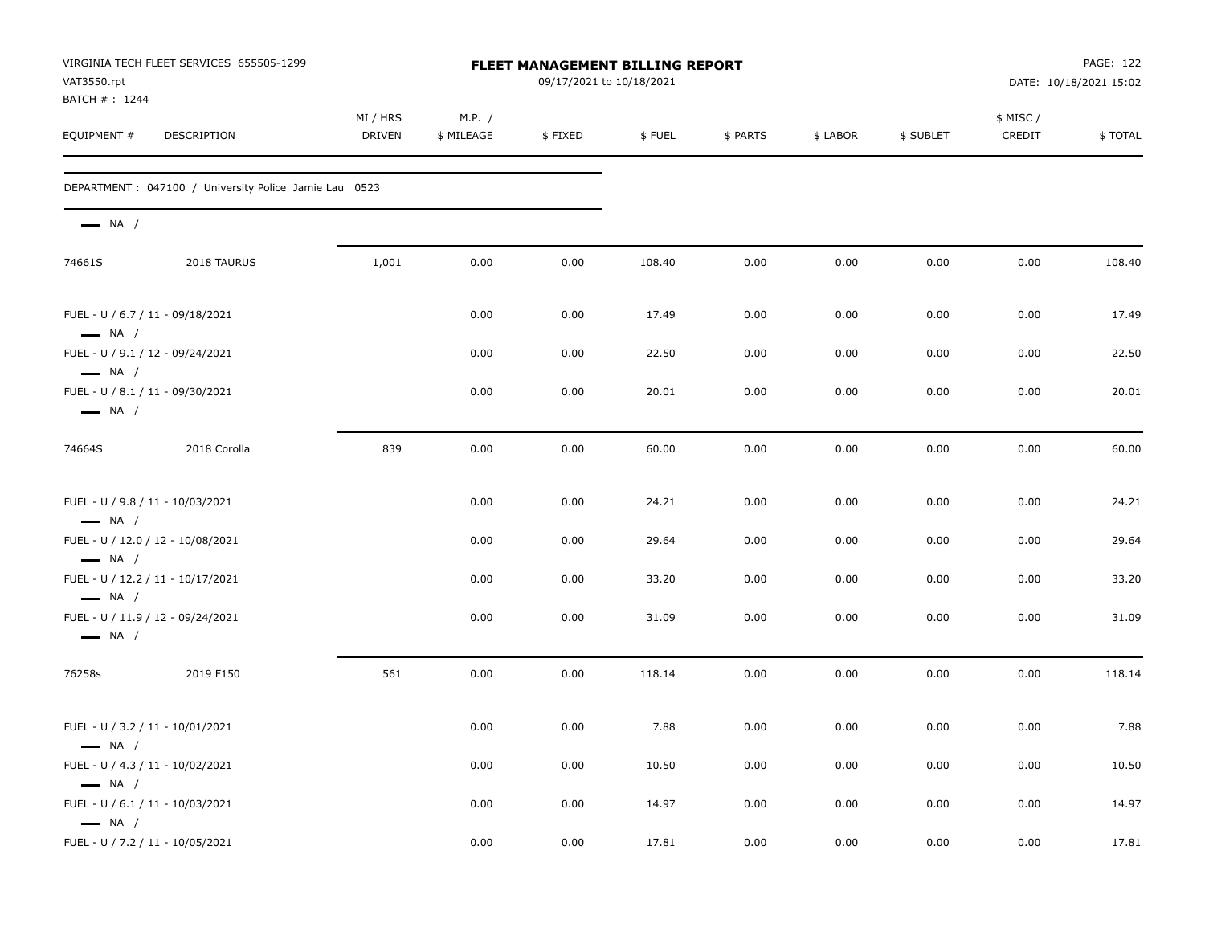VIRGINIA TECH FLEET SERVICES 655505-1299
VAT3550.rpt
BATCH # : 1244

# FLEET MANAGEMENT BILLING REPORT

09/17/2021 to 10/18/2021

DATE: 10/18/2021 15:02

| EQUIPMENT # | DESCRIPTION | MI / HRS DRIVEN | M.P. / $ MILEAGE | $ FIXED | $ FUEL | $ PARTS | $ LABOR | $ SUBLET | $ MISC / CREDIT | $ TOTAL |
|---|---|---|---|---|---|---|---|---|---|---|
| DEPARTMENT : 047100 / University Police Jamie Lau 0523 | | | | | | | | | | |
| — NA / | | | | | | | | | | |
| 74661S | 2018 TAURUS | 1,001 | 0.00 | 0.00 | 108.40 | 0.00 | 0.00 | 0.00 | 0.00 | 108.40 |
| FUEL - U / 6.7 / 11 - 09/18/2021<br>— NA / | | | 0.00 | 0.00 | 17.49 | 0.00 | 0.00 | 0.00 | 0.00 | 17.49 |
| FUEL - U / 9.1 / 12 - 09/24/2021<br>— NA / | | | 0.00 | 0.00 | 22.50 | 0.00 | 0.00 | 0.00 | 0.00 | 22.50 |
| FUEL - U / 8.1 / 11 - 09/30/2021<br>— NA / | | | 0.00 | 0.00 | 20.01 | 0.00 | 0.00 | 0.00 | 0.00 | 20.01 |
| 74664S | 2018 Corolla | 839 | 0.00 | 0.00 | 60.00 | 0.00 | 0.00 | 0.00 | 0.00 | 60.00 |
| FUEL - U / 9.8 / 11 - 10/03/2021<br>— NA / | | | 0.00 | 0.00 | 24.21 | 0.00 | 0.00 | 0.00 | 0.00 | 24.21 |
| FUEL - U / 12.0 / 12 - 10/08/2021<br>— NA / | | | 0.00 | 0.00 | 29.64 | 0.00 | 0.00 | 0.00 | 0.00 | 29.64 |
| FUEL - U / 12.2 / 11 - 10/17/2021<br>— NA / | | | 0.00 | 0.00 | 33.20 | 0.00 | 0.00 | 0.00 | 0.00 | 33.20 |
| FUEL - U / 11.9 / 12 - 09/24/2021<br>— NA / | | | 0.00 | 0.00 | 31.09 | 0.00 | 0.00 | 0.00 | 0.00 | 31.09 |
| 76258s | 2019 F150 | 561 | 0.00 | 0.00 | 118.14 | 0.00 | 0.00 | 0.00 | 0.00 | 118.14 |
| FUEL - U / 3.2 / 11 - 10/01/2021<br>— NA / | | | 0.00 | 0.00 | 7.88 | 0.00 | 0.00 | 0.00 | 0.00 | 7.88 |
| FUEL - U / 4.3 / 11 - 10/02/2021<br>— NA / | | | 0.00 | 0.00 | 10.50 | 0.00 | 0.00 | 0.00 | 0.00 | 10.50 |
| FUEL - U / 6.1 / 11 - 10/03/2021<br>— NA / | | | 0.00 | 0.00 | 14.97 | 0.00 | 0.00 | 0.00 | 0.00 | 14.97 |
| FUEL - U / 7.2 / 11 - 10/05/2021 | | | 0.00 | 0.00 | 17.81 | 0.00 | 0.00 | 0.00 | 0.00 | 17.81 |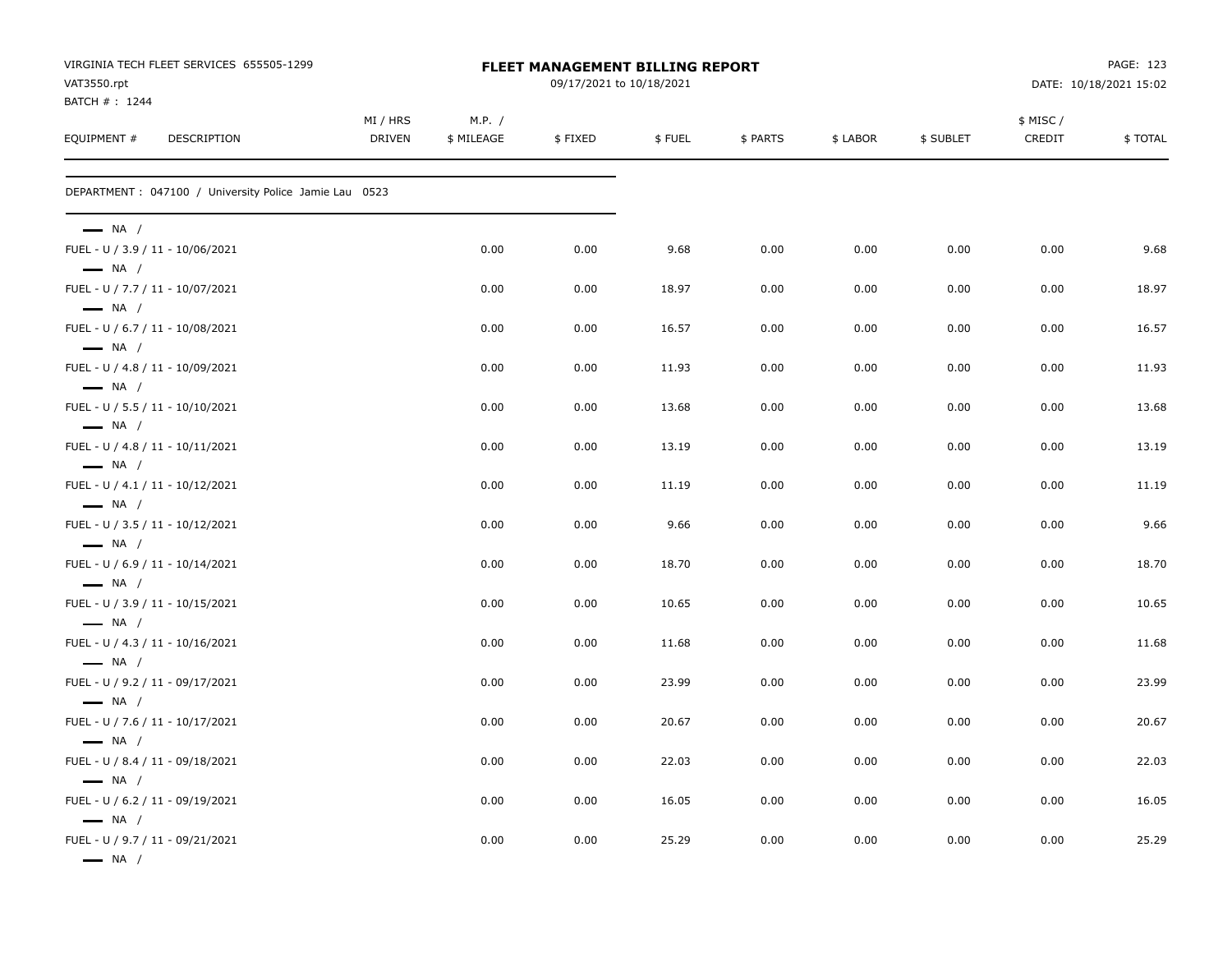VIRGINIA TECH FLEET SERVICES 655505-1299
VAT3550.rpt
BATCH # : 1244

**FLEET MANAGEMENT BILLING REPORT**
09/17/2021 to 10/18/2021

DATE: 10/18/2021 15:02

DEPARTMENT : 047100 / University Police Jamie Lau 0523

| EQUIPMENT # | DESCRIPTION | MI / HRS DRIVEN | M.P. / $ MILEAGE | $ FIXED | $ FUEL | $ PARTS | $ LABOR | $ SUBLET | $ MISC / CREDIT | $ TOTAL |
|---|---|---|---|---|---|---|---|---|---|---|
| — NA / | FUEL - U / 3.9 / 11 - 10/06/2021 | | 0.00 | 0.00 | 9.68 | 0.00 | 0.00 | 0.00 | 0.00 | 9.68 |
| — NA / | FUEL - U / 7.7 / 11 - 10/07/2021 | | 0.00 | 0.00 | 18.97 | 0.00 | 0.00 | 0.00 | 0.00 | 18.97 |
| — NA / | FUEL - U / 6.7 / 11 - 10/08/2021 | | 0.00 | 0.00 | 16.57 | 0.00 | 0.00 | 0.00 | 0.00 | 16.57 |
| — NA / | FUEL - U / 4.8 / 11 - 10/09/2021 | | 0.00 | 0.00 | 11.93 | 0.00 | 0.00 | 0.00 | 0.00 | 11.93 |
| — NA / | FUEL - U / 5.5 / 11 - 10/10/2021 | | 0.00 | 0.00 | 13.68 | 0.00 | 0.00 | 0.00 | 0.00 | 13.68 |
| — NA / | FUEL - U / 4.8 / 11 - 10/11/2021 | | 0.00 | 0.00 | 13.19 | 0.00 | 0.00 | 0.00 | 0.00 | 13.19 |
| — NA / | FUEL - U / 4.1 / 11 - 10/12/2021 | | 0.00 | 0.00 | 11.19 | 0.00 | 0.00 | 0.00 | 0.00 | 11.19 |
| — NA / | FUEL - U / 3.5 / 11 - 10/12/2021 | | 0.00 | 0.00 | 9.66 | 0.00 | 0.00 | 0.00 | 0.00 | 9.66 |
| — NA / | FUEL - U / 6.9 / 11 - 10/14/2021 | | 0.00 | 0.00 | 18.70 | 0.00 | 0.00 | 0.00 | 0.00 | 18.70 |
| — NA / | FUEL - U / 3.9 / 11 - 10/15/2021 | | 0.00 | 0.00 | 10.65 | 0.00 | 0.00 | 0.00 | 0.00 | 10.65 |
| — NA / | FUEL - U / 4.3 / 11 - 10/16/2021 | | 0.00 | 0.00 | 11.68 | 0.00 | 0.00 | 0.00 | 0.00 | 11.68 |
| — NA / | FUEL - U / 9.2 / 11 - 09/17/2021 | | 0.00 | 0.00 | 23.99 | 0.00 | 0.00 | 0.00 | 0.00 | 23.99 |
| — NA / | FUEL - U / 7.6 / 11 - 10/17/2021 | | 0.00 | 0.00 | 20.67 | 0.00 | 0.00 | 0.00 | 0.00 | 20.67 |
| — NA / | FUEL - U / 8.4 / 11 - 09/18/2021 | | 0.00 | 0.00 | 22.03 | 0.00 | 0.00 | 0.00 | 0.00 | 22.03 |
| — NA / | FUEL - U / 6.2 / 11 - 09/19/2021 | | 0.00 | 0.00 | 16.05 | 0.00 | 0.00 | 0.00 | 0.00 | 16.05 |
| — NA / | FUEL - U / 9.7 / 11 - 09/21/2021 | | 0.00 | 0.00 | 25.29 | 0.00 | 0.00 | 0.00 | 0.00 | 25.29 |
| — NA / | | | | | | | | | | |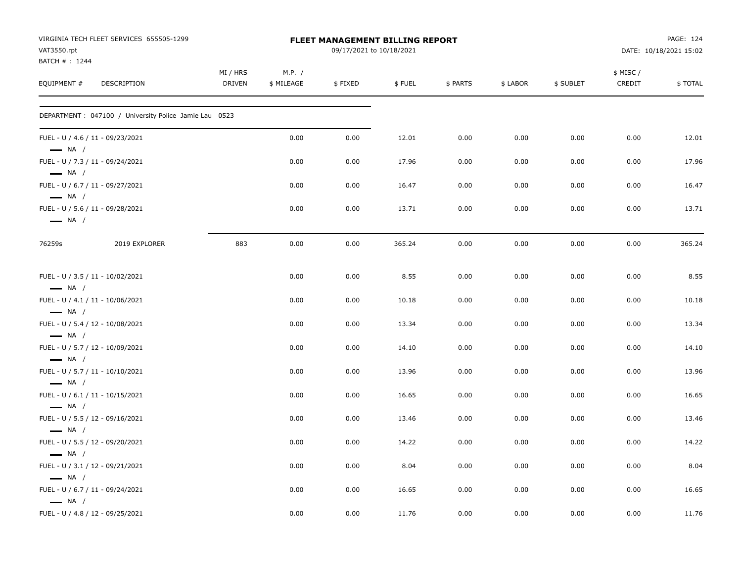VIRGINIA TECH FLEET SERVICES 655505-1299
VAT3550.rpt
BATCH # : 1244

**FLEET MANAGEMENT BILLING REPORT**
09/17/2021 to 10/18/2021

DATE: 10/18/2021 15:02

| EQUIPMENT # | DESCRIPTION | MI / HRS DRIVEN | M.P. / $ MILEAGE | $ FIXED | $ FUEL | $ PARTS | $ LABOR | $ SUBLET | $ MISC / CREDIT | $ TOTAL |
|---|---|---|---|---|---|---|---|---|---|---|
| DEPARTMENT : 047100 / University Police Jamie Lau 0523 | | | | | | | | | | |
| FUEL - U / 4.6 / 11 - 09/23/2021 — NA / | | | 0.00 | 0.00 | 12.01 | 0.00 | 0.00 | 0.00 | 0.00 | 12.01 |
| FUEL - U / 7.3 / 11 - 09/24/2021 — NA / | | | 0.00 | 0.00 | 17.96 | 0.00 | 0.00 | 0.00 | 0.00 | 17.96 |
| FUEL - U / 6.7 / 11 - 09/27/2021 — NA / | | | 0.00 | 0.00 | 16.47 | 0.00 | 0.00 | 0.00 | 0.00 | 16.47 |
| FUEL - U / 5.6 / 11 - 09/28/2021 — NA / | | | 0.00 | 0.00 | 13.71 | 0.00 | 0.00 | 0.00 | 0.00 | 13.71 |
| 76259s | 2019 EXPLORER | 883 | 0.00 | 0.00 | 365.24 | 0.00 | 0.00 | 0.00 | 0.00 | 365.24 |
| FUEL - U / 3.5 / 11 - 10/02/2021 — NA / | | | 0.00 | 0.00 | 8.55 | 0.00 | 0.00 | 0.00 | 0.00 | 8.55 |
| FUEL - U / 4.1 / 11 - 10/06/2021 — NA / | | | 0.00 | 0.00 | 10.18 | 0.00 | 0.00 | 0.00 | 0.00 | 10.18 |
| FUEL - U / 5.4 / 12 - 10/08/2021 — NA / | | | 0.00 | 0.00 | 13.34 | 0.00 | 0.00 | 0.00 | 0.00 | 13.34 |
| FUEL - U / 5.7 / 12 - 10/09/2021 — NA / | | | 0.00 | 0.00 | 14.10 | 0.00 | 0.00 | 0.00 | 0.00 | 14.10 |
| FUEL - U / 5.7 / 11 - 10/10/2021 — NA / | | | 0.00 | 0.00 | 13.96 | 0.00 | 0.00 | 0.00 | 0.00 | 13.96 |
| FUEL - U / 6.1 / 11 - 10/15/2021 — NA / | | | 0.00 | 0.00 | 16.65 | 0.00 | 0.00 | 0.00 | 0.00 | 16.65 |
| FUEL - U / 5.5 / 12 - 09/16/2021 — NA / | | | 0.00 | 0.00 | 13.46 | 0.00 | 0.00 | 0.00 | 0.00 | 13.46 |
| FUEL - U / 5.5 / 12 - 09/20/2021 — NA / | | | 0.00 | 0.00 | 14.22 | 0.00 | 0.00 | 0.00 | 0.00 | 14.22 |
| FUEL - U / 3.1 / 12 - 09/21/2021 — NA / | | | 0.00 | 0.00 | 8.04 | 0.00 | 0.00 | 0.00 | 0.00 | 8.04 |
| FUEL - U / 6.7 / 11 - 09/24/2021 — NA / | | | 0.00 | 0.00 | 16.65 | 0.00 | 0.00 | 0.00 | 0.00 | 16.65 |
| FUEL - U / 4.8 / 12 - 09/25/2021 | | | 0.00 | 0.00 | 11.76 | 0.00 | 0.00 | 0.00 | 0.00 | 11.76 |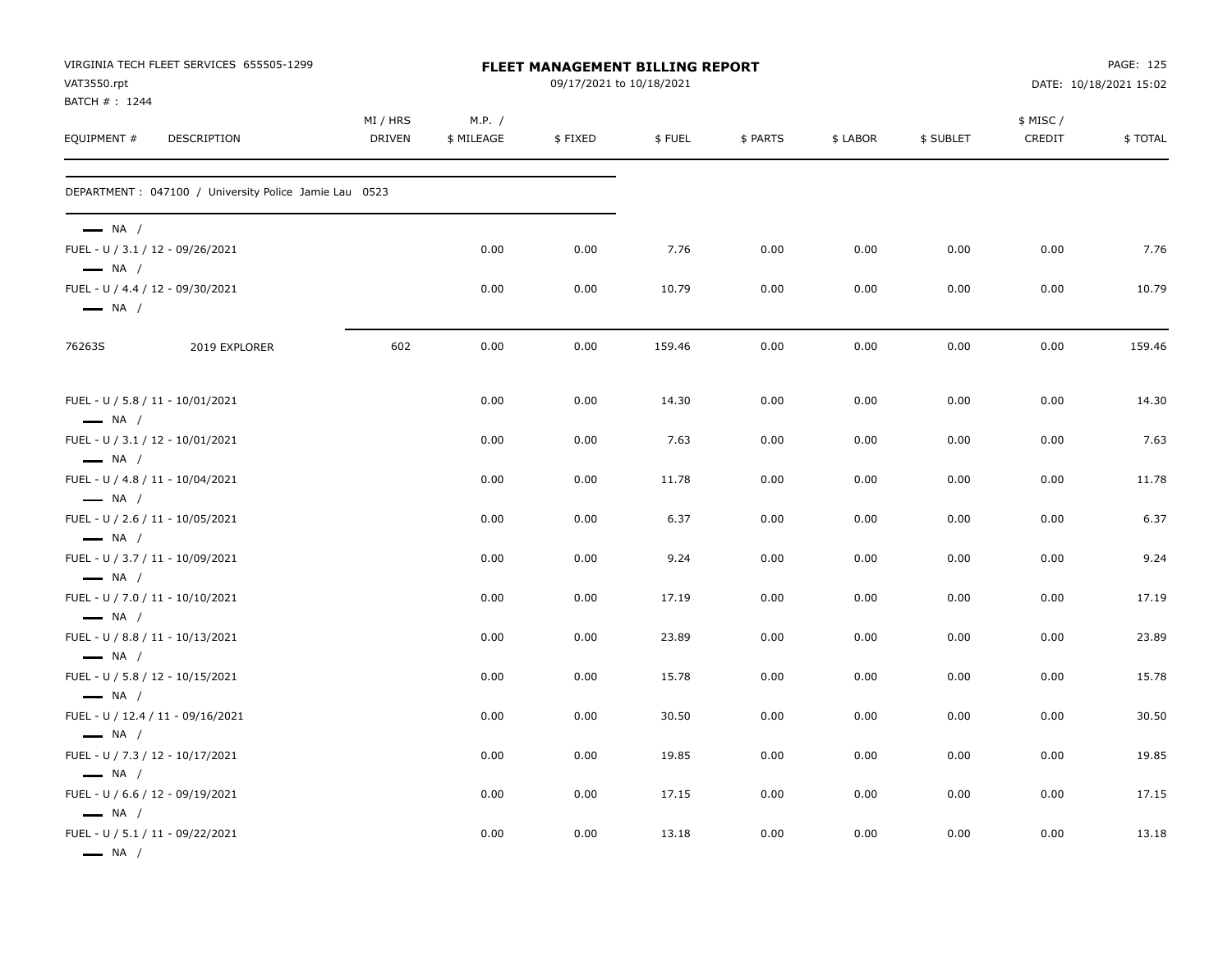VIRGINIA TECH FLEET SERVICES 655505-1299
VAT3550.rpt
BATCH # : 1244

**FLEET MANAGEMENT BILLING REPORT**
09/17/2021 to 10/18/2021

DATE: 10/18/2021 15:02

| EQUIPMENT # | DESCRIPTION | MI / HRS DRIVEN | M.P. / $ MILEAGE | $ FIXED | $ FUEL | $ PARTS | $ LABOR | $ SUBLET | $ MISC / CREDIT | $ TOTAL |
|---|---|---|---|---|---|---|---|---|---|---|
| DEPARTMENT : 047100 / University Police Jamie Lau 0523 | | | | | | | | | | |
| — NA / | | | | | | | | | | |
| FUEL - U / 3.1 / 12 - 09/26/2021 | | | 0.00 | 0.00 | 7.76 | 0.00 | 0.00 | 0.00 | 0.00 | 7.76 |
| — NA / | | | | | | | | | | |
| FUEL - U / 4.4 / 12 - 09/30/2021 | | | 0.00 | 0.00 | 10.79 | 0.00 | 0.00 | 0.00 | 0.00 | 10.79 |
| — NA / | | | | | | | | | | |
| 76263S | 2019 EXPLORER | 602 | 0.00 | 0.00 | 159.46 | 0.00 | 0.00 | 0.00 | 0.00 | 159.46 |
| FUEL - U / 5.8 / 11 - 10/01/2021 | | | 0.00 | 0.00 | 14.30 | 0.00 | 0.00 | 0.00 | 0.00 | 14.30 |
| — NA / | | | | | | | | | | |
| FUEL - U / 3.1 / 12 - 10/01/2021 | | | 0.00 | 0.00 | 7.63 | 0.00 | 0.00 | 0.00 | 0.00 | 7.63 |
| — NA / | | | | | | | | | | |
| FUEL - U / 4.8 / 11 - 10/04/2021 | | | 0.00 | 0.00 | 11.78 | 0.00 | 0.00 | 0.00 | 0.00 | 11.78 |
| — NA / | | | | | | | | | | |
| FUEL - U / 2.6 / 11 - 10/05/2021 | | | 0.00 | 0.00 | 6.37 | 0.00 | 0.00 | 0.00 | 0.00 | 6.37 |
| — NA / | | | | | | | | | | |
| FUEL - U / 3.7 / 11 - 10/09/2021 | | | 0.00 | 0.00 | 9.24 | 0.00 | 0.00 | 0.00 | 0.00 | 9.24 |
| — NA / | | | | | | | | | | |
| FUEL - U / 7.0 / 11 - 10/10/2021 | | | 0.00 | 0.00 | 17.19 | 0.00 | 0.00 | 0.00 | 0.00 | 17.19 |
| — NA / | | | | | | | | | | |
| FUEL - U / 8.8 / 11 - 10/13/2021 | | | 0.00 | 0.00 | 23.89 | 0.00 | 0.00 | 0.00 | 0.00 | 23.89 |
| — NA / | | | | | | | | | | |
| FUEL - U / 5.8 / 12 - 10/15/2021 | | | 0.00 | 0.00 | 15.78 | 0.00 | 0.00 | 0.00 | 0.00 | 15.78 |
| — NA / | | | | | | | | | | |
| FUEL - U / 12.4 / 11 - 09/16/2021 | | | 0.00 | 0.00 | 30.50 | 0.00 | 0.00 | 0.00 | 0.00 | 30.50 |
| — NA / | | | | | | | | | | |
| FUEL - U / 7.3 / 12 - 10/17/2021 | | | 0.00 | 0.00 | 19.85 | 0.00 | 0.00 | 0.00 | 0.00 | 19.85 |
| — NA / | | | | | | | | | | |
| FUEL - U / 6.6 / 12 - 09/19/2021 | | | 0.00 | 0.00 | 17.15 | 0.00 | 0.00 | 0.00 | 0.00 | 17.15 |
| — NA / | | | | | | | | | | |
| FUEL - U / 5.1 / 11 - 09/22/2021 | | | 0.00 | 0.00 | 13.18 | 0.00 | 0.00 | 0.00 | 0.00 | 13.18 |
| — NA / | | | | | | | | | | |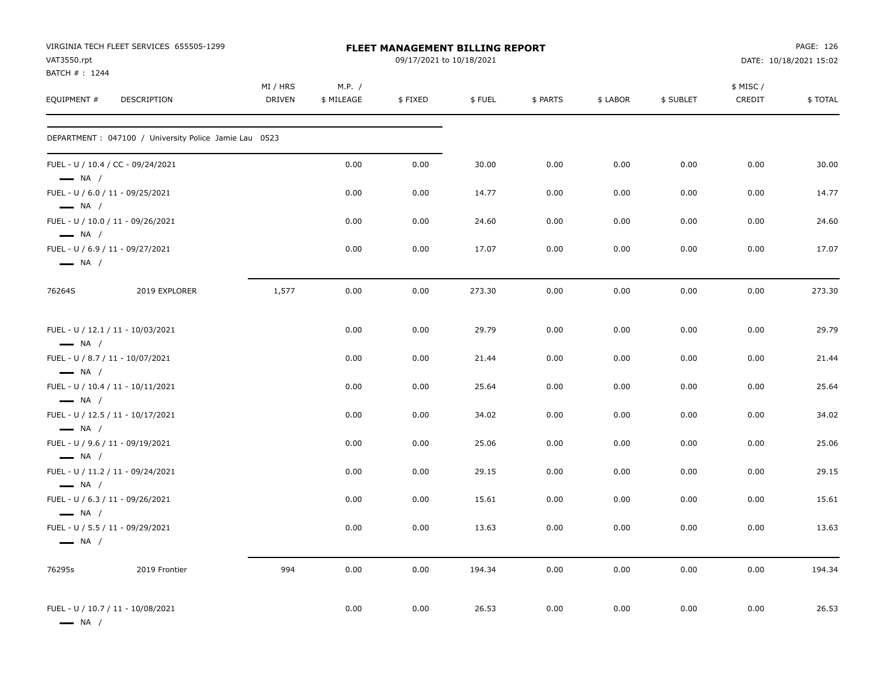VIRGINIA TECH FLEET SERVICES 655505-1299
VAT3550.rpt
BATCH # : 1244

**FLEET MANAGEMENT BILLING REPORT**
09/17/2021 to 10/18/2021

DATE: 10/18/2021 15:02

| EQUIPMENT # | DESCRIPTION | MI / HRS DRIVEN | M.P. / $ MILEAGE | $ FIXED | $ FUEL | $ PARTS | $ LABOR | $ SUBLET | $ MISC / CREDIT | $ TOTAL |
|---|---|---|---|---|---|---|---|---|---|---|
| DEPARTMENT : 047100 / University Police Jamie Lau 0523 | | | | | | | | | | |
| FUEL - U / 10.4 / CC - 09/24/2021 — NA / | | | 0.00 | 0.00 | 30.00 | 0.00 | 0.00 | 0.00 | 0.00 | 30.00 |
| FUEL - U / 6.0 / 11 - 09/25/2021 — NA / | | | 0.00 | 0.00 | 14.77 | 0.00 | 0.00 | 0.00 | 0.00 | 14.77 |
| FUEL - U / 10.0 / 11 - 09/26/2021 — NA / | | | 0.00 | 0.00 | 24.60 | 0.00 | 0.00 | 0.00 | 0.00 | 24.60 |
| FUEL - U / 6.9 / 11 - 09/27/2021 — NA / | | | 0.00 | 0.00 | 17.07 | 0.00 | 0.00 | 0.00 | 0.00 | 17.07 |
| 76264S | 2019 EXPLORER | 1,577 | 0.00 | 0.00 | 273.30 | 0.00 | 0.00 | 0.00 | 0.00 | 273.30 |
| FUEL - U / 12.1 / 11 - 10/03/2021 — NA / | | | 0.00 | 0.00 | 29.79 | 0.00 | 0.00 | 0.00 | 0.00 | 29.79 |
| FUEL - U / 8.7 / 11 - 10/07/2021 — NA / | | | 0.00 | 0.00 | 21.44 | 0.00 | 0.00 | 0.00 | 0.00 | 21.44 |
| FUEL - U / 10.4 / 11 - 10/11/2021 — NA / | | | 0.00 | 0.00 | 25.64 | 0.00 | 0.00 | 0.00 | 0.00 | 25.64 |
| FUEL - U / 12.5 / 11 - 10/17/2021 — NA / | | | 0.00 | 0.00 | 34.02 | 0.00 | 0.00 | 0.00 | 0.00 | 34.02 |
| FUEL - U / 9.6 / 11 - 09/19/2021 — NA / | | | 0.00 | 0.00 | 25.06 | 0.00 | 0.00 | 0.00 | 0.00 | 25.06 |
| FUEL - U / 11.2 / 11 - 09/24/2021 — NA / | | | 0.00 | 0.00 | 29.15 | 0.00 | 0.00 | 0.00 | 0.00 | 29.15 |
| FUEL - U / 6.3 / 11 - 09/26/2021 — NA / | | | 0.00 | 0.00 | 15.61 | 0.00 | 0.00 | 0.00 | 0.00 | 15.61 |
| FUEL - U / 5.5 / 11 - 09/29/2021 — NA / | | | 0.00 | 0.00 | 13.63 | 0.00 | 0.00 | 0.00 | 0.00 | 13.63 |
| 76295s | 2019 Frontier | 994 | 0.00 | 0.00 | 194.34 | 0.00 | 0.00 | 0.00 | 0.00 | 194.34 |
| FUEL - U / 10.7 / 11 - 10/08/2021 — NA / | | | 0.00 | 0.00 | 26.53 | 0.00 | 0.00 | 0.00 | 0.00 | 26.53 |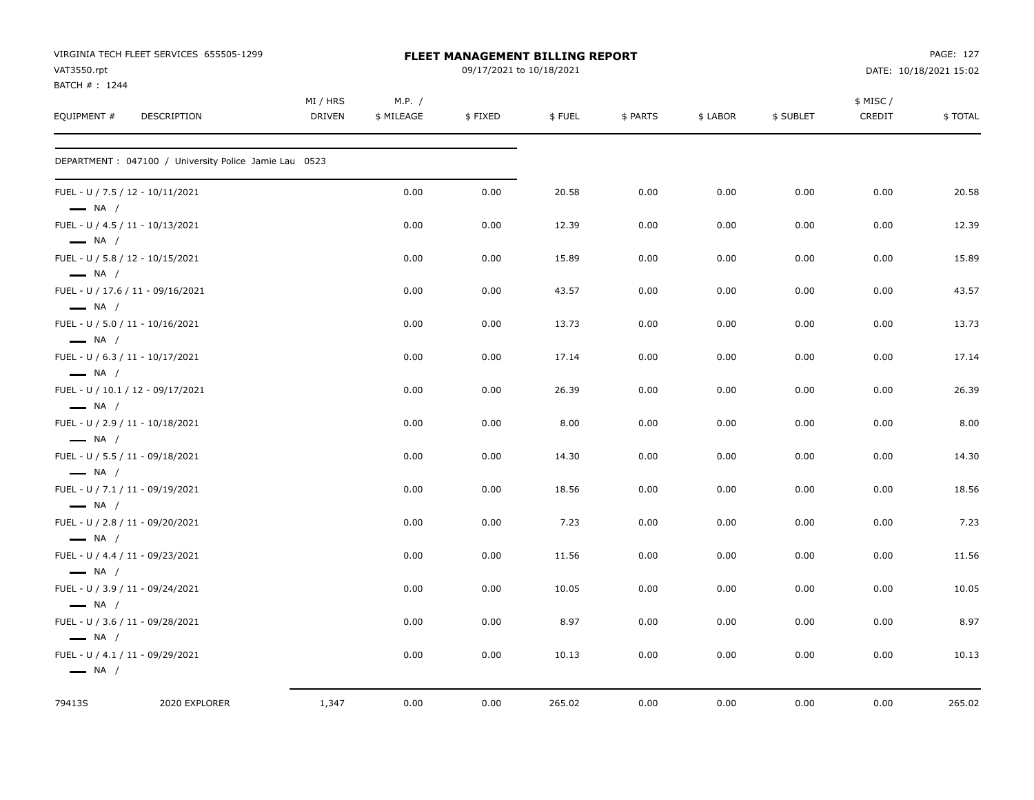VIRGINIA TECH FLEET SERVICES 655505-1299
VAT3550.rpt
BATCH # : 1244

**FLEET MANAGEMENT BILLING REPORT**
09/17/2021 to 10/18/2021

DATE: 10/18/2021 15:02

| EQUIPMENT # | DESCRIPTION | MI / HRS DRIVEN | M.P. / $ MILEAGE | $ FIXED | $ FUEL | $ PARTS | $ LABOR | $ SUBLET | $ MISC / CREDIT | $ TOTAL |
|---|---|---|---|---|---|---|---|---|---|---|
| DEPARTMENT : 047100 / University Police Jamie Lau 0523 | | | | | | | | | | |
| FUEL - U / 7.5 / 12 - 10/11/2021 — NA / | | | 0.00 | 0.00 | 20.58 | 0.00 | 0.00 | 0.00 | 0.00 | 20.58 |
| FUEL - U / 4.5 / 11 - 10/13/2021 — NA / | | | 0.00 | 0.00 | 12.39 | 0.00 | 0.00 | 0.00 | 0.00 | 12.39 |
| FUEL - U / 5.8 / 12 - 10/15/2021 — NA / | | | 0.00 | 0.00 | 15.89 | 0.00 | 0.00 | 0.00 | 0.00 | 15.89 |
| FUEL - U / 17.6 / 11 - 09/16/2021 — NA / | | | 0.00 | 0.00 | 43.57 | 0.00 | 0.00 | 0.00 | 0.00 | 43.57 |
| FUEL - U / 5.0 / 11 - 10/16/2021 — NA / | | | 0.00 | 0.00 | 13.73 | 0.00 | 0.00 | 0.00 | 0.00 | 13.73 |
| FUEL - U / 6.3 / 11 - 10/17/2021 — NA / | | | 0.00 | 0.00 | 17.14 | 0.00 | 0.00 | 0.00 | 0.00 | 17.14 |
| FUEL - U / 10.1 / 12 - 09/17/2021 — NA / | | | 0.00 | 0.00 | 26.39 | 0.00 | 0.00 | 0.00 | 0.00 | 26.39 |
| FUEL - U / 2.9 / 11 - 10/18/2021 — NA / | | | 0.00 | 0.00 | 8.00 | 0.00 | 0.00 | 0.00 | 0.00 | 8.00 |
| FUEL - U / 5.5 / 11 - 09/18/2021 — NA / | | | 0.00 | 0.00 | 14.30 | 0.00 | 0.00 | 0.00 | 0.00 | 14.30 |
| FUEL - U / 7.1 / 11 - 09/19/2021 — NA / | | | 0.00 | 0.00 | 18.56 | 0.00 | 0.00 | 0.00 | 0.00 | 18.56 |
| FUEL - U / 2.8 / 11 - 09/20/2021 — NA / | | | 0.00 | 0.00 | 7.23 | 0.00 | 0.00 | 0.00 | 0.00 | 7.23 |
| FUEL - U / 4.4 / 11 - 09/23/2021 — NA / | | | 0.00 | 0.00 | 11.56 | 0.00 | 0.00 | 0.00 | 0.00 | 11.56 |
| FUEL - U / 3.9 / 11 - 09/24/2021 — NA / | | | 0.00 | 0.00 | 10.05 | 0.00 | 0.00 | 0.00 | 0.00 | 10.05 |
| FUEL - U / 3.6 / 11 - 09/28/2021 — NA / | | | 0.00 | 0.00 | 8.97 | 0.00 | 0.00 | 0.00 | 0.00 | 8.97 |
| FUEL - U / 4.1 / 11 - 09/29/2021 — NA / | | | 0.00 | 0.00 | 10.13 | 0.00 | 0.00 | 0.00 | 0.00 | 10.13 |
| 79413S | 2020 EXPLORER | 1,347 | 0.00 | 0.00 | 265.02 | 0.00 | 0.00 | 0.00 | 0.00 | 265.02 |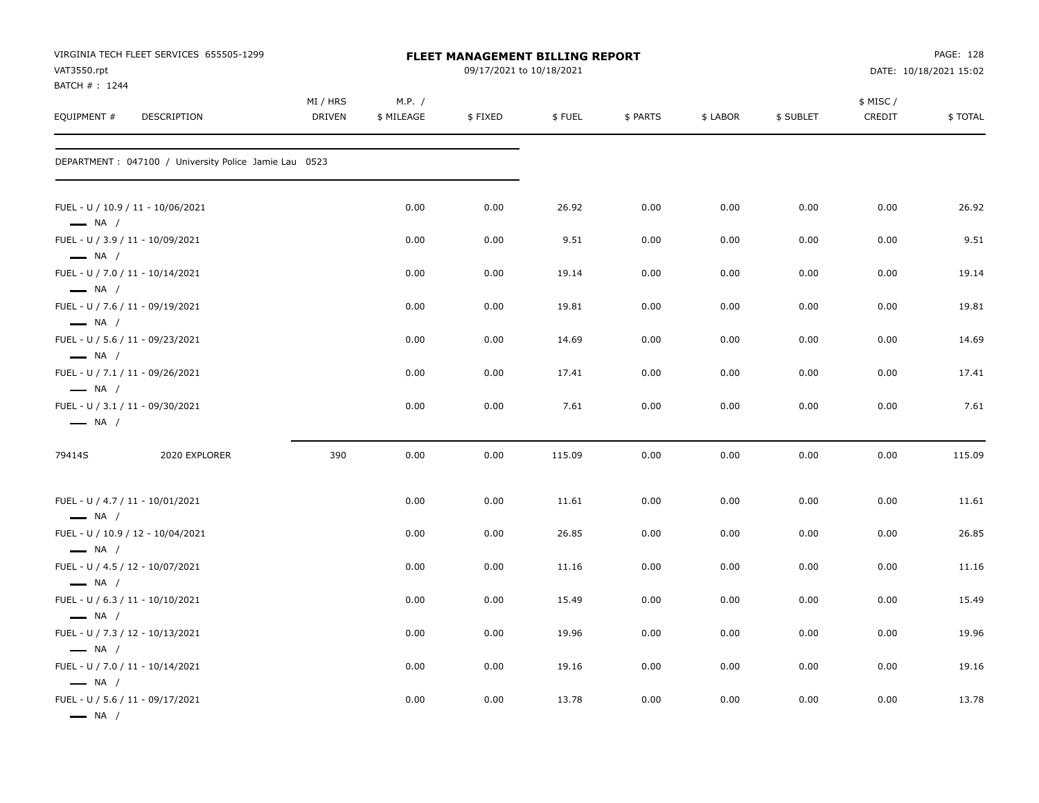VIRGINIA TECH FLEET SERVICES 655505-1299
VAT3550.rpt
BATCH # : 1244

# FLEET MANAGEMENT BILLING REPORT

09/17/2021 to 10/18/2021

DATE: 10/18/2021 15:02

| EQUIPMENT # | DESCRIPTION | MI / HRS DRIVEN | M.P. / $ MILEAGE | $ FIXED | $ FUEL | $ PARTS | $ LABOR | $ SUBLET | $ MISC / CREDIT | $ TOTAL |
|---|---|---|---|---|---|---|---|---|---|---|
| DEPARTMENT : 047100 / University Police Jamie Lau 0523 | | | | | | | | | | |
| FUEL - U / 10.9 / 11 - 10/06/2021 — NA / | | | 0.00 | 0.00 | 26.92 | 0.00 | 0.00 | 0.00 | 0.00 | 26.92 |
| FUEL - U / 3.9 / 11 - 10/09/2021 — NA / | | | 0.00 | 0.00 | 9.51 | 0.00 | 0.00 | 0.00 | 0.00 | 9.51 |
| FUEL - U / 7.0 / 11 - 10/14/2021 — NA / | | | 0.00 | 0.00 | 19.14 | 0.00 | 0.00 | 0.00 | 0.00 | 19.14 |
| FUEL - U / 7.6 / 11 - 09/19/2021 — NA / | | | 0.00 | 0.00 | 19.81 | 0.00 | 0.00 | 0.00 | 0.00 | 19.81 |
| FUEL - U / 5.6 / 11 - 09/23/2021 — NA / | | | 0.00 | 0.00 | 14.69 | 0.00 | 0.00 | 0.00 | 0.00 | 14.69 |
| FUEL - U / 7.1 / 11 - 09/26/2021 — NA / | | | 0.00 | 0.00 | 17.41 | 0.00 | 0.00 | 0.00 | 0.00 | 17.41 |
| FUEL - U / 3.1 / 11 - 09/30/2021 — NA / | | | 0.00 | 0.00 | 7.61 | 0.00 | 0.00 | 0.00 | 0.00 | 7.61 |
| 79414S | 2020 EXPLORER | 390 | 0.00 | 0.00 | 115.09 | 0.00 | 0.00 | 0.00 | 0.00 | 115.09 |
| FUEL - U / 4.7 / 11 - 10/01/2021 — NA / | | | 0.00 | 0.00 | 11.61 | 0.00 | 0.00 | 0.00 | 0.00 | 11.61 |
| FUEL - U / 10.9 / 12 - 10/04/2021 — NA / | | | 0.00 | 0.00 | 26.85 | 0.00 | 0.00 | 0.00 | 0.00 | 26.85 |
| FUEL - U / 4.5 / 12 - 10/07/2021 — NA / | | | 0.00 | 0.00 | 11.16 | 0.00 | 0.00 | 0.00 | 0.00 | 11.16 |
| FUEL - U / 6.3 / 11 - 10/10/2021 — NA / | | | 0.00 | 0.00 | 15.49 | 0.00 | 0.00 | 0.00 | 0.00 | 15.49 |
| FUEL - U / 7.3 / 12 - 10/13/2021 — NA / | | | 0.00 | 0.00 | 19.96 | 0.00 | 0.00 | 0.00 | 0.00 | 19.96 |
| FUEL - U / 7.0 / 11 - 10/14/2021 — NA / | | | 0.00 | 0.00 | 19.16 | 0.00 | 0.00 | 0.00 | 0.00 | 19.16 |
| FUEL - U / 5.6 / 11 - 09/17/2021 — NA / | | | 0.00 | 0.00 | 13.78 | 0.00 | 0.00 | 0.00 | 0.00 | 13.78 |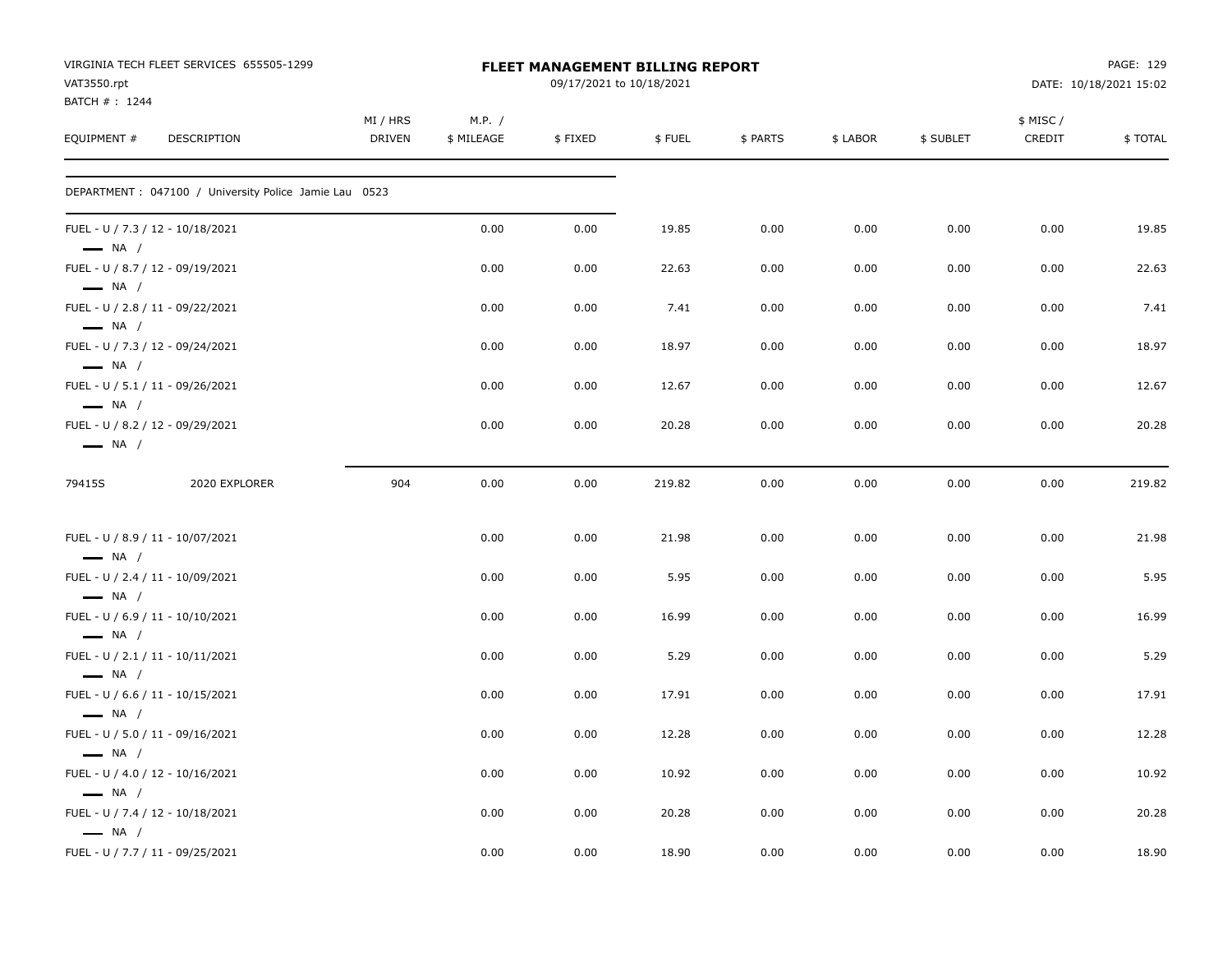VIRGINIA TECH FLEET SERVICES 655505-1299
VAT3550.rpt
BATCH # : 1244

**FLEET MANAGEMENT BILLING REPORT**
09/17/2021 to 10/18/2021

DATE: 10/18/2021 15:02

| EQUIPMENT # | DESCRIPTION | MI / HRS DRIVEN | M.P. / $ MILEAGE | $ FIXED | $ FUEL | $ PARTS | $ LABOR | $ SUBLET | $ MISC / CREDIT | $ TOTAL |
|---|---|---|---|---|---|---|---|---|---|---|
| DEPARTMENT : 047100 / University Police Jamie Lau 0523 | | | | | | | | | | |
| FUEL - U / 7.3 / 12 - 10/18/2021 — NA / | | | 0.00 | 0.00 | 19.85 | 0.00 | 0.00 | 0.00 | 0.00 | 19.85 |
| FUEL - U / 8.7 / 12 - 09/19/2021 — NA / | | | 0.00 | 0.00 | 22.63 | 0.00 | 0.00 | 0.00 | 0.00 | 22.63 |
| FUEL - U / 2.8 / 11 - 09/22/2021 — NA / | | | 0.00 | 0.00 | 7.41 | 0.00 | 0.00 | 0.00 | 0.00 | 7.41 |
| FUEL - U / 7.3 / 12 - 09/24/2021 — NA / | | | 0.00 | 0.00 | 18.97 | 0.00 | 0.00 | 0.00 | 0.00 | 18.97 |
| FUEL - U / 5.1 / 11 - 09/26/2021 — NA / | | | 0.00 | 0.00 | 12.67 | 0.00 | 0.00 | 0.00 | 0.00 | 12.67 |
| FUEL - U / 8.2 / 12 - 09/29/2021 — NA / | | | 0.00 | 0.00 | 20.28 | 0.00 | 0.00 | 0.00 | 0.00 | 20.28 |
| 79415S | 2020 EXPLORER | 904 | 0.00 | 0.00 | 219.82 | 0.00 | 0.00 | 0.00 | 0.00 | 219.82 |
| FUEL - U / 8.9 / 11 - 10/07/2021 — NA / | | | 0.00 | 0.00 | 21.98 | 0.00 | 0.00 | 0.00 | 0.00 | 21.98 |
| FUEL - U / 2.4 / 11 - 10/09/2021 — NA / | | | 0.00 | 0.00 | 5.95 | 0.00 | 0.00 | 0.00 | 0.00 | 5.95 |
| FUEL - U / 6.9 / 11 - 10/10/2021 — NA / | | | 0.00 | 0.00 | 16.99 | 0.00 | 0.00 | 0.00 | 0.00 | 16.99 |
| FUEL - U / 2.1 / 11 - 10/11/2021 — NA / | | | 0.00 | 0.00 | 5.29 | 0.00 | 0.00 | 0.00 | 0.00 | 5.29 |
| FUEL - U / 6.6 / 11 - 10/15/2021 — NA / | | | 0.00 | 0.00 | 17.91 | 0.00 | 0.00 | 0.00 | 0.00 | 17.91 |
| FUEL - U / 5.0 / 11 - 09/16/2021 — NA / | | | 0.00 | 0.00 | 12.28 | 0.00 | 0.00 | 0.00 | 0.00 | 12.28 |
| FUEL - U / 4.0 / 12 - 10/16/2021 — NA / | | | 0.00 | 0.00 | 10.92 | 0.00 | 0.00 | 0.00 | 0.00 | 10.92 |
| FUEL - U / 7.4 / 12 - 10/18/2021 — NA / | | | 0.00 | 0.00 | 20.28 | 0.00 | 0.00 | 0.00 | 0.00 | 20.28 |
| FUEL - U / 7.7 / 11 - 09/25/2021 | | | 0.00 | 0.00 | 18.90 | 0.00 | 0.00 | 0.00 | 0.00 | 18.90 |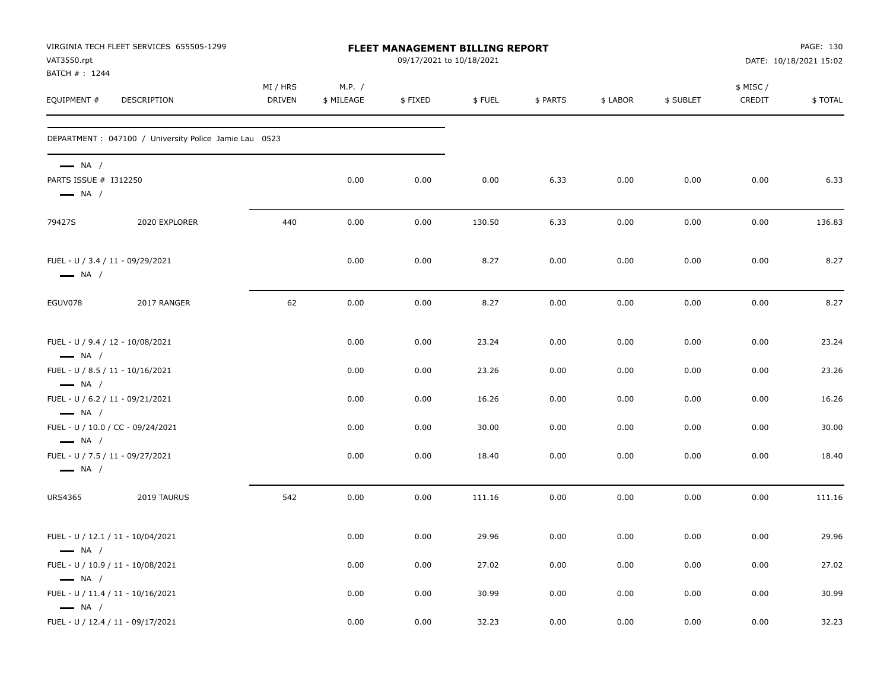VIRGINIA TECH FLEET SERVICES 655505-1299
VAT3550.rpt
BATCH # : 1244

**FLEET MANAGEMENT BILLING REPORT**
09/17/2021 to 10/18/2021

DATE: 10/18/2021 15:02

| EQUIPMENT # | DESCRIPTION | MI / HRS DRIVEN | M.P. / $ MILEAGE | $ FIXED | $ FUEL | $ PARTS | $ LABOR | $ SUBLET | $ MISC / CREDIT | $ TOTAL |
|---|---|---|---|---|---|---|---|---|---|---|
| DEPARTMENT : 047100 / University Police Jamie Lau 0523 | | | | | | | | | | |
| — NA / | | | | | | | | | | |
| PARTS ISSUE # I312250 | | | 0.00 | 0.00 | 0.00 | 6.33 | 0.00 | 0.00 | 0.00 | 6.33 |
| — NA / | | | | | | | | | | |
| 79427S | 2020 EXPLORER | 440 | 0.00 | 0.00 | 130.50 | 6.33 | 0.00 | 0.00 | 0.00 | 136.83 |
| FUEL - U / 3.4 / 11 - 09/29/2021 | | | 0.00 | 0.00 | 8.27 | 0.00 | 0.00 | 0.00 | 0.00 | 8.27 |
| — NA / | | | | | | | | | | |
| EGUV078 | 2017 RANGER | 62 | 0.00 | 0.00 | 8.27 | 0.00 | 0.00 | 0.00 | 0.00 | 8.27 |
| FUEL - U / 9.4 / 12 - 10/08/2021 | | | 0.00 | 0.00 | 23.24 | 0.00 | 0.00 | 0.00 | 0.00 | 23.24 |
| — NA / | | | | | | | | | | |
| FUEL - U / 8.5 / 11 - 10/16/2021 | | | 0.00 | 0.00 | 23.26 | 0.00 | 0.00 | 0.00 | 0.00 | 23.26 |
| — NA / | | | | | | | | | | |
| FUEL - U / 6.2 / 11 - 09/21/2021 | | | 0.00 | 0.00 | 16.26 | 0.00 | 0.00 | 0.00 | 0.00 | 16.26 |
| — NA / | | | | | | | | | | |
| FUEL - U / 10.0 / CC - 09/24/2021 | | | 0.00 | 0.00 | 30.00 | 0.00 | 0.00 | 0.00 | 0.00 | 30.00 |
| — NA / | | | | | | | | | | |
| FUEL - U / 7.5 / 11 - 09/27/2021 | | | 0.00 | 0.00 | 18.40 | 0.00 | 0.00 | 0.00 | 0.00 | 18.40 |
| — NA / | | | | | | | | | | |
| URS4365 | 2019 TAURUS | 542 | 0.00 | 0.00 | 111.16 | 0.00 | 0.00 | 0.00 | 0.00 | 111.16 |
| FUEL - U / 12.1 / 11 - 10/04/2021 | | | 0.00 | 0.00 | 29.96 | 0.00 | 0.00 | 0.00 | 0.00 | 29.96 |
| — NA / | | | | | | | | | | |
| FUEL - U / 10.9 / 11 - 10/08/2021 | | | 0.00 | 0.00 | 27.02 | 0.00 | 0.00 | 0.00 | 0.00 | 27.02 |
| — NA / | | | | | | | | | | |
| FUEL - U / 11.4 / 11 - 10/16/2021 | | | 0.00 | 0.00 | 30.99 | 0.00 | 0.00 | 0.00 | 0.00 | 30.99 |
| — NA / | | | | | | | | | | |
| FUEL - U / 12.4 / 11 - 09/17/2021 | | | 0.00 | 0.00 | 32.23 | 0.00 | 0.00 | 0.00 | 0.00 | 32.23 |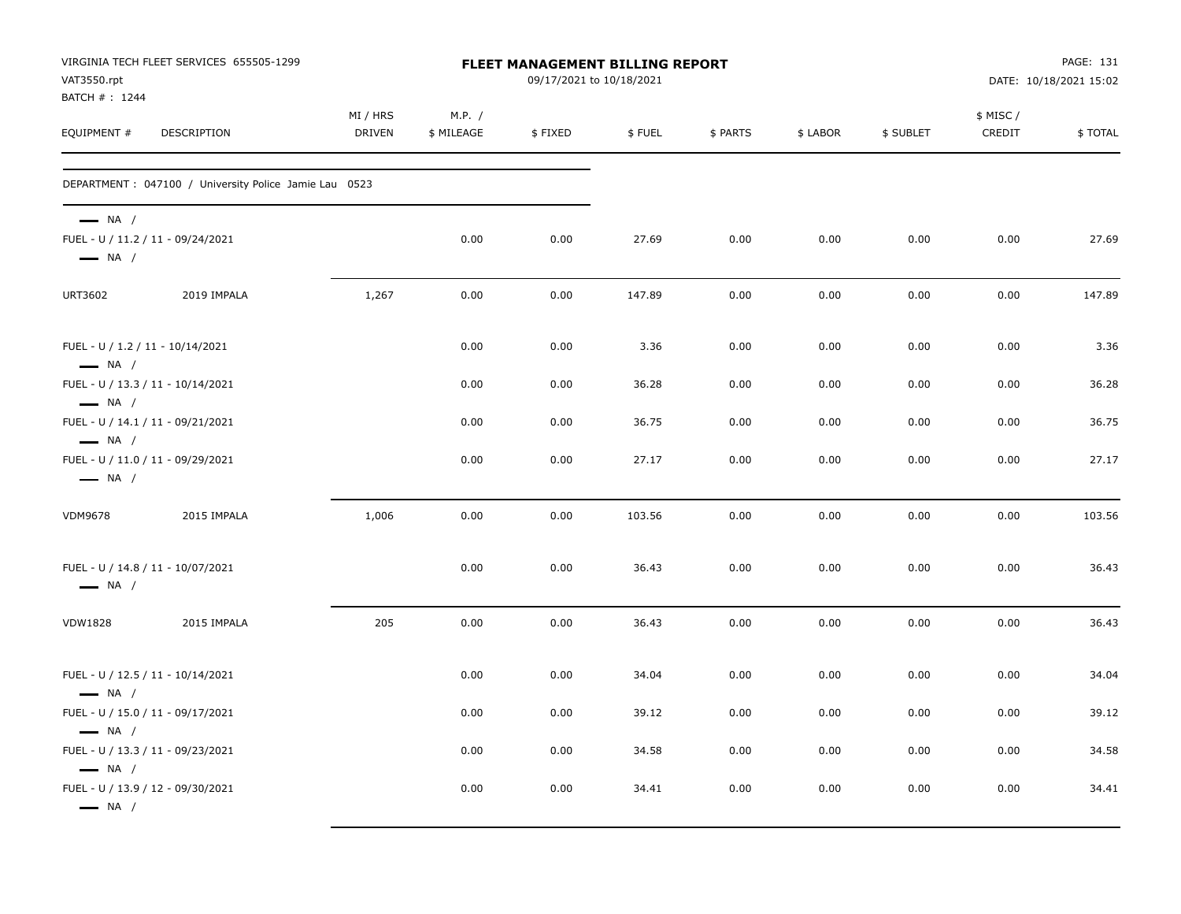VIRGINIA TECH FLEET SERVICES 655505-1299
VAT3550.rpt
BATCH # : 1244

# FLEET MANAGEMENT BILLING REPORT

09/17/2021 to 10/18/2021

DATE: 10/18/2021 15:02

| EQUIPMENT # | DESCRIPTION | MI / HRS DRIVEN | M.P. / $ MILEAGE | $ FIXED | $ FUEL | $ PARTS | $ LABOR | $ SUBLET | $ MISC / CREDIT | $ TOTAL |
|---|---|---|---|---|---|---|---|---|---|---|
| DEPARTMENT : 047100 / University Police Jamie Lau 0523 | | | | | | | | | | |
| — NA / | | | | | | | | | | |
| FUEL - U / 11.2 / 11 - 09/24/2021 | | | 0.00 | 0.00 | 27.69 | 0.00 | 0.00 | 0.00 | 0.00 | 27.69 |
| — NA / | | | | | | | | | | |
| URT3602 | 2019 IMPALA | 1,267 | 0.00 | 0.00 | 147.89 | 0.00 | 0.00 | 0.00 | 0.00 | 147.89 |
| FUEL - U / 1.2 / 11 - 10/14/2021 | | | 0.00 | 0.00 | 3.36 | 0.00 | 0.00 | 0.00 | 0.00 | 3.36 |
| — NA / | | | | | | | | | | |
| FUEL - U / 13.3 / 11 - 10/14/2021 | | | 0.00 | 0.00 | 36.28 | 0.00 | 0.00 | 0.00 | 0.00 | 36.28 |
| — NA / | | | | | | | | | | |
| FUEL - U / 14.1 / 11 - 09/21/2021 | | | 0.00 | 0.00 | 36.75 | 0.00 | 0.00 | 0.00 | 0.00 | 36.75 |
| — NA / | | | | | | | | | | |
| FUEL - U / 11.0 / 11 - 09/29/2021 | | | 0.00 | 0.00 | 27.17 | 0.00 | 0.00 | 0.00 | 0.00 | 27.17 |
| — NA / | | | | | | | | | | |
| VDM9678 | 2015 IMPALA | 1,006 | 0.00 | 0.00 | 103.56 | 0.00 | 0.00 | 0.00 | 0.00 | 103.56 |
| FUEL - U / 14.8 / 11 - 10/07/2021 | | | 0.00 | 0.00 | 36.43 | 0.00 | 0.00 | 0.00 | 0.00 | 36.43 |
| — NA / | | | | | | | | | | |
| VDW1828 | 2015 IMPALA | 205 | 0.00 | 0.00 | 36.43 | 0.00 | 0.00 | 0.00 | 0.00 | 36.43 |
| FUEL - U / 12.5 / 11 - 10/14/2021 | | | 0.00 | 0.00 | 34.04 | 0.00 | 0.00 | 0.00 | 0.00 | 34.04 |
| — NA / | | | | | | | | | | |
| FUEL - U / 15.0 / 11 - 09/17/2021 | | | 0.00 | 0.00 | 39.12 | 0.00 | 0.00 | 0.00 | 0.00 | 39.12 |
| — NA / | | | | | | | | | | |
| FUEL - U / 13.3 / 11 - 09/23/2021 | | | 0.00 | 0.00 | 34.58 | 0.00 | 0.00 | 0.00 | 0.00 | 34.58 |
| — NA / | | | | | | | | | | |
| FUEL - U / 13.9 / 12 - 09/30/2021 | | | 0.00 | 0.00 | 34.41 | 0.00 | 0.00 | 0.00 | 0.00 | 34.41 |
| — NA / | | | | | | | | | | |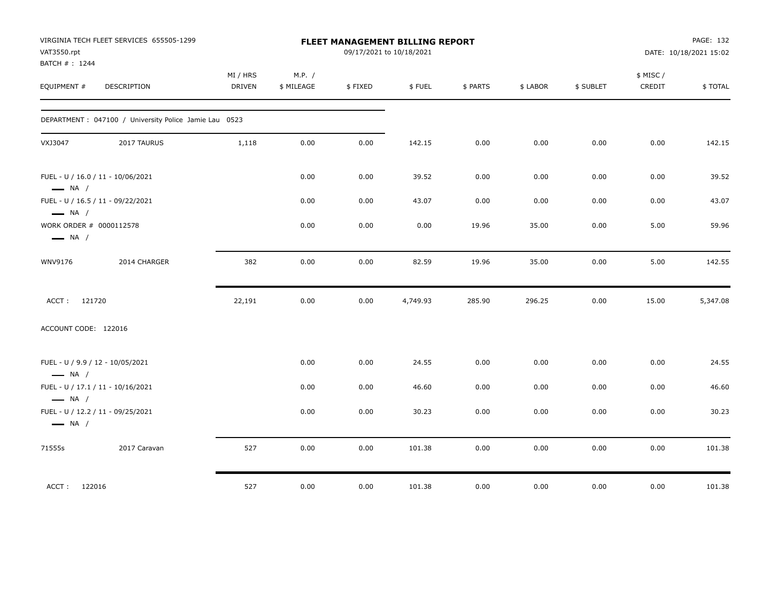VIRGINIA TECH FLEET SERVICES 655505-1299
VAT3550.rpt
BATCH # : 1244

**FLEET MANAGEMENT BILLING REPORT**
09/17/2021 to 10/18/2021

DATE: 10/18/2021 15:02

| EQUIPMENT # | DESCRIPTION | MI / HRS DRIVEN | M.P. / $ MILEAGE | $ FIXED | $ FUEL | $ PARTS | $ LABOR | $ SUBLET | $ MISC / CREDIT | $ TOTAL |
|---|---|---|---|---|---|---|---|---|---|---|
| DEPARTMENT : 047100 / University Police Jamie Lau 0523 | | | | | | | | | | |
| VXJ3047 | 2017 TAURUS | 1,118 | 0.00 | 0.00 | 142.15 | 0.00 | 0.00 | 0.00 | 0.00 | 142.15 |
| FUEL - U / 16.0 / 11 - 10/06/2021 — NA / | | | 0.00 | 0.00 | 39.52 | 0.00 | 0.00 | 0.00 | 0.00 | 39.52 |
| FUEL - U / 16.5 / 11 - 09/22/2021 — NA / | | | 0.00 | 0.00 | 43.07 | 0.00 | 0.00 | 0.00 | 0.00 | 43.07 |
| WORK ORDER # 0000112578 — NA / | | | 0.00 | 0.00 | 0.00 | 19.96 | 35.00 | 0.00 | 5.00 | 59.96 |
| WNV9176 | 2014 CHARGER | 382 | 0.00 | 0.00 | 82.59 | 19.96 | 35.00 | 0.00 | 5.00 | 142.55 |
| ACCT : 121720 | | 22,191 | 0.00 | 0.00 | 4,749.93 | 285.90 | 296.25 | 0.00 | 15.00 | 5,347.08 |
| ACCOUNT CODE: 122016 | | | | | | | | | | |
| FUEL - U / 9.9 / 12 - 10/05/2021 — NA / | | | 0.00 | 0.00 | 24.55 | 0.00 | 0.00 | 0.00 | 0.00 | 24.55 |
| FUEL - U / 17.1 / 11 - 10/16/2021 — NA / | | | 0.00 | 0.00 | 46.60 | 0.00 | 0.00 | 0.00 | 0.00 | 46.60 |
| FUEL - U / 12.2 / 11 - 09/25/2021 — NA / | | | 0.00 | 0.00 | 30.23 | 0.00 | 0.00 | 0.00 | 0.00 | 30.23 |
| 71555s | 2017 Caravan | 527 | 0.00 | 0.00 | 101.38 | 0.00 | 0.00 | 0.00 | 0.00 | 101.38 |
| ACCT : 122016 | | 527 | 0.00 | 0.00 | 101.38 | 0.00 | 0.00 | 0.00 | 0.00 | 101.38 |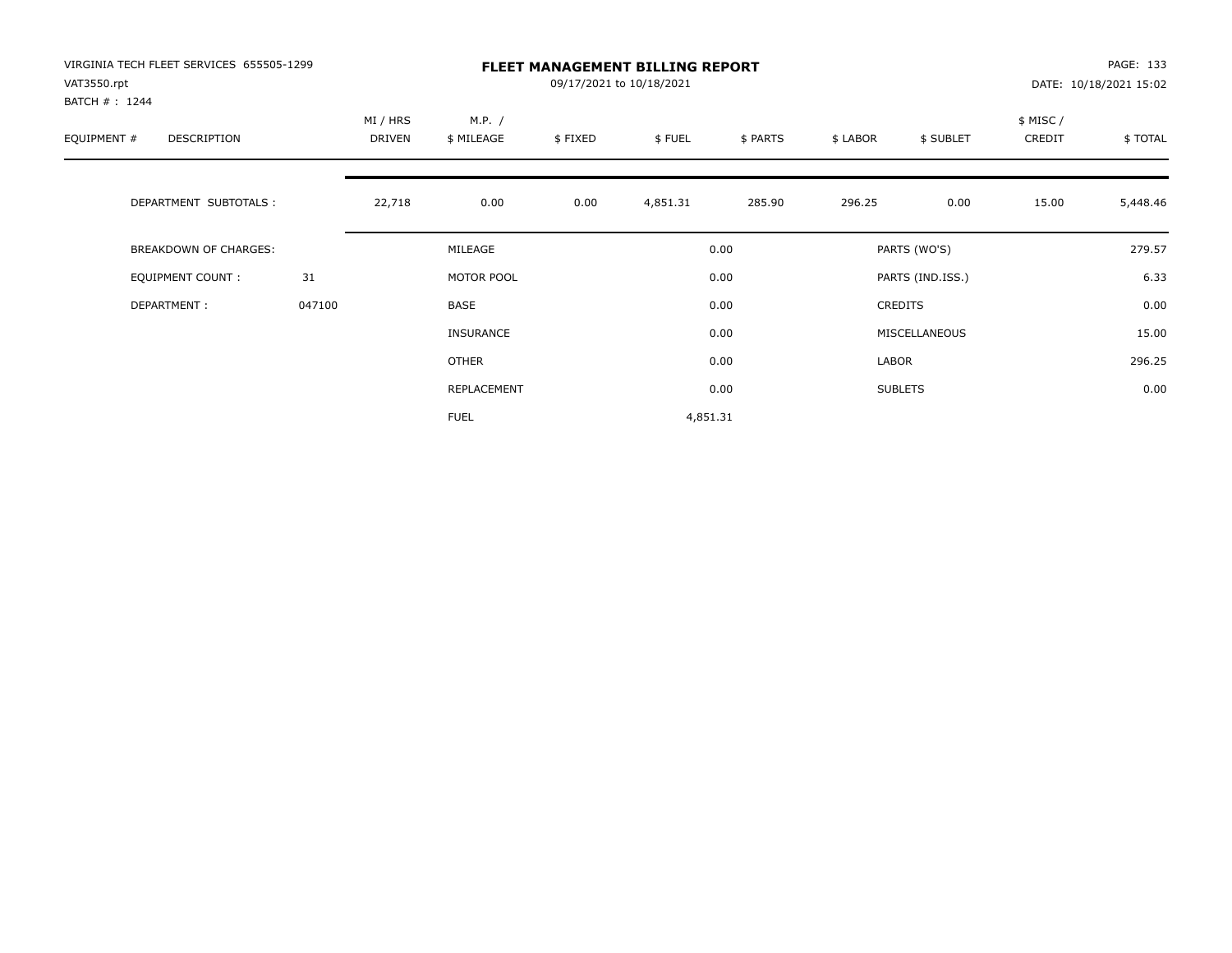VIRGINIA TECH FLEET SERVICES 655505-1299
VAT3550.rpt
BATCH # : 1244

# FLEET MANAGEMENT BILLING REPORT

09/17/2021 to 10/18/2021

PAGE: 133
DATE: 10/18/2021 15:02

| EQUIPMENT # | DESCRIPTION | MI / HRS DRIVEN | M.P. / $ MILEAGE | $ FIXED | $ FUEL | $ PARTS | $ LABOR | $ SUBLET | $ MISC / CREDIT | $ TOTAL |
|---|---|---|---|---|---|---|---|---|---|---|
| | DEPARTMENT SUBTOTALS : | 22,718 | 0.00 | 0.00 | 4,851.31 | 285.90 | 296.25 | 0.00 | 15.00 | 5,448.46 |

| | | | | | |
|---|---|---|---|---|---|
| BREAKDOWN OF CHARGES: | | MILEAGE | 0.00 | PARTS (WO'S) | 279.57 |
| EQUIPMENT COUNT : | 31 | MOTOR POOL | 0.00 | PARTS (IND.ISS.) | 6.33 |
| DEPARTMENT : | 047100 | BASE | 0.00 | CREDITS | 0.00 |
| | | INSURANCE | 0.00 | MISCELLANEOUS | 15.00 |
| | | OTHER | 0.00 | LABOR | 296.25 |
| | | REPLACEMENT | 0.00 | SUBLETS | 0.00 |
| | | FUEL | 4,851.31 | | |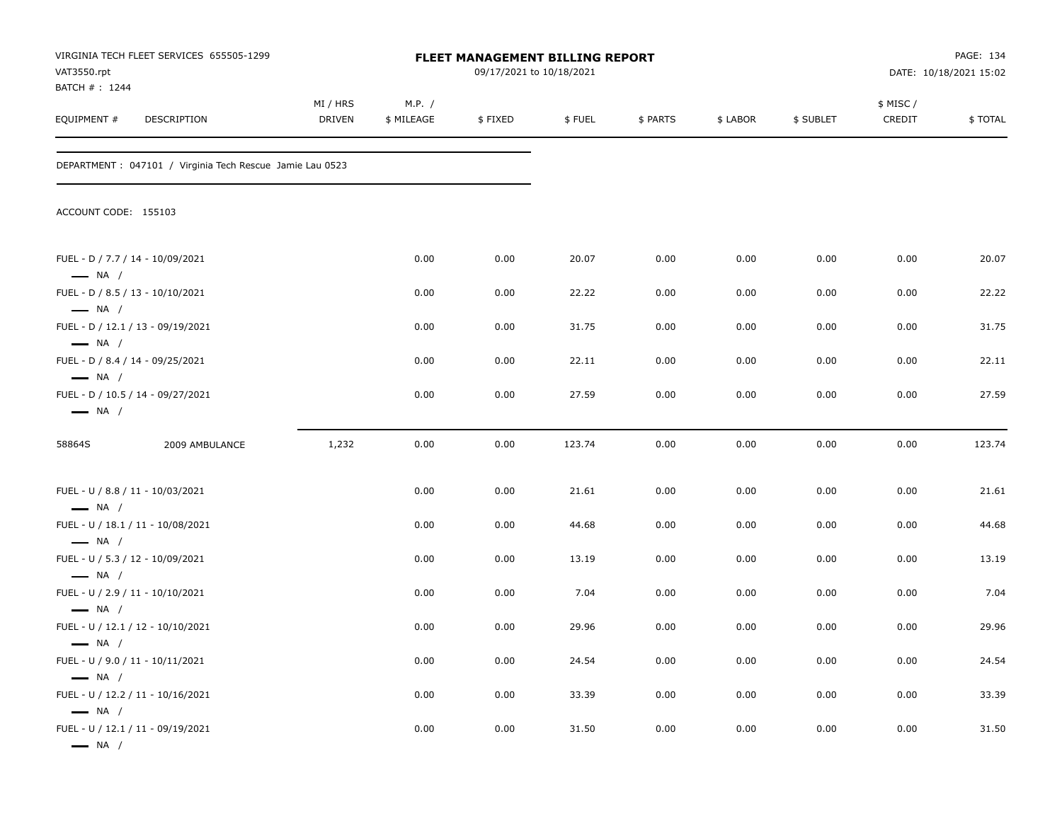VIRGINIA TECH FLEET SERVICES 655505-1299
VAT3550.rpt
BATCH # : 1244

# FLEET MANAGEMENT BILLING REPORT

09/17/2021 to 10/18/2021

PAGE: 134
DATE: 10/18/2021 15:02

DEPARTMENT : 047101 / Virginia Tech Rescue Jamie Lau 0523

ACCOUNT CODE: 155103

| EQUIPMENT # | DESCRIPTION | MI / HRS DRIVEN | M.P. / $ MILEAGE | $ FIXED | $ FUEL | $ PARTS | $ LABOR | $ SUBLET | $ MISC / CREDIT | $ TOTAL |
|---|---|---|---|---|---|---|---|---|---|---|
| FUEL - D / 7.7 / 14 - 10/09/2021 — NA / | | | 0.00 | 0.00 | 20.07 | 0.00 | 0.00 | 0.00 | 0.00 | 20.07 |
| FUEL - D / 8.5 / 13 - 10/10/2021 — NA / | | | 0.00 | 0.00 | 22.22 | 0.00 | 0.00 | 0.00 | 0.00 | 22.22 |
| FUEL - D / 12.1 / 13 - 09/19/2021 — NA / | | | 0.00 | 0.00 | 31.75 | 0.00 | 0.00 | 0.00 | 0.00 | 31.75 |
| FUEL - D / 8.4 / 14 - 09/25/2021 — NA / | | | 0.00 | 0.00 | 22.11 | 0.00 | 0.00 | 0.00 | 0.00 | 22.11 |
| FUEL - D / 10.5 / 14 - 09/27/2021 — NA / | | | 0.00 | 0.00 | 27.59 | 0.00 | 0.00 | 0.00 | 0.00 | 27.59 |
| 58864S | 2009 AMBULANCE | 1,232 | 0.00 | 0.00 | 123.74 | 0.00 | 0.00 | 0.00 | 0.00 | 123.74 |
| FUEL - U / 8.8 / 11 - 10/03/2021 — NA / | | | 0.00 | 0.00 | 21.61 | 0.00 | 0.00 | 0.00 | 0.00 | 21.61 |
| FUEL - U / 18.1 / 11 - 10/08/2021 — NA / | | | 0.00 | 0.00 | 44.68 | 0.00 | 0.00 | 0.00 | 0.00 | 44.68 |
| FUEL - U / 5.3 / 12 - 10/09/2021 — NA / | | | 0.00 | 0.00 | 13.19 | 0.00 | 0.00 | 0.00 | 0.00 | 13.19 |
| FUEL - U / 2.9 / 11 - 10/10/2021 — NA / | | | 0.00 | 0.00 | 7.04 | 0.00 | 0.00 | 0.00 | 0.00 | 7.04 |
| FUEL - U / 12.1 / 12 - 10/10/2021 — NA / | | | 0.00 | 0.00 | 29.96 | 0.00 | 0.00 | 0.00 | 0.00 | 29.96 |
| FUEL - U / 9.0 / 11 - 10/11/2021 — NA / | | | 0.00 | 0.00 | 24.54 | 0.00 | 0.00 | 0.00 | 0.00 | 24.54 |
| FUEL - U / 12.2 / 11 - 10/16/2021 — NA / | | | 0.00 | 0.00 | 33.39 | 0.00 | 0.00 | 0.00 | 0.00 | 33.39 |
| FUEL - U / 12.1 / 11 - 09/19/2021 — NA / | | | 0.00 | 0.00 | 31.50 | 0.00 | 0.00 | 0.00 | 0.00 | 31.50 |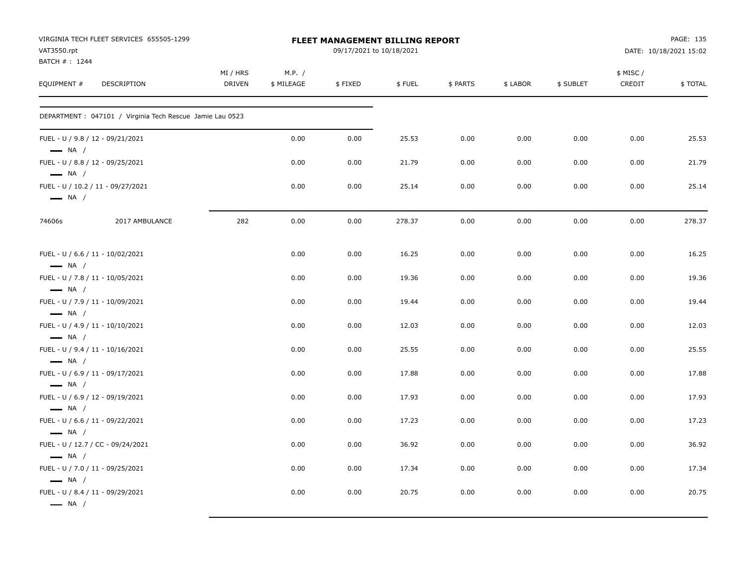VIRGINIA TECH FLEET SERVICES 655505-1299
VAT3550.rpt
BATCH # : 1244

# FLEET MANAGEMENT BILLING REPORT

09/17/2021 to 10/18/2021

DATE: 10/18/2021 15:02

| EQUIPMENT # | DESCRIPTION | MI / HRS DRIVEN | M.P. / $ MILEAGE | $ FIXED | $ FUEL | $ PARTS | $ LABOR | $ SUBLET | $ MISC / CREDIT | $ TOTAL |
|---|---|---|---|---|---|---|---|---|---|---|
| DEPARTMENT : 047101 / Virginia Tech Rescue Jamie Lau 0523 | | | | | | | | | | |
| FUEL - U / 9.8 / 12 - 09/21/2021 — NA / | | | 0.00 | 0.00 | 25.53 | 0.00 | 0.00 | 0.00 | 0.00 | 25.53 |
| FUEL - U / 8.8 / 12 - 09/25/2021 — NA / | | | 0.00 | 0.00 | 21.79 | 0.00 | 0.00 | 0.00 | 0.00 | 21.79 |
| FUEL - U / 10.2 / 11 - 09/27/2021 — NA / | | | 0.00 | 0.00 | 25.14 | 0.00 | 0.00 | 0.00 | 0.00 | 25.14 |
| 74606s | 2017 AMBULANCE | 282 | 0.00 | 0.00 | 278.37 | 0.00 | 0.00 | 0.00 | 0.00 | 278.37 |
| FUEL - U / 6.6 / 11 - 10/02/2021 — NA / | | | 0.00 | 0.00 | 16.25 | 0.00 | 0.00 | 0.00 | 0.00 | 16.25 |
| FUEL - U / 7.8 / 11 - 10/05/2021 — NA / | | | 0.00 | 0.00 | 19.36 | 0.00 | 0.00 | 0.00 | 0.00 | 19.36 |
| FUEL - U / 7.9 / 11 - 10/09/2021 — NA / | | | 0.00 | 0.00 | 19.44 | 0.00 | 0.00 | 0.00 | 0.00 | 19.44 |
| FUEL - U / 4.9 / 11 - 10/10/2021 — NA / | | | 0.00 | 0.00 | 12.03 | 0.00 | 0.00 | 0.00 | 0.00 | 12.03 |
| FUEL - U / 9.4 / 11 - 10/16/2021 — NA / | | | 0.00 | 0.00 | 25.55 | 0.00 | 0.00 | 0.00 | 0.00 | 25.55 |
| FUEL - U / 6.9 / 11 - 09/17/2021 — NA / | | | 0.00 | 0.00 | 17.88 | 0.00 | 0.00 | 0.00 | 0.00 | 17.88 |
| FUEL - U / 6.9 / 12 - 09/19/2021 — NA / | | | 0.00 | 0.00 | 17.93 | 0.00 | 0.00 | 0.00 | 0.00 | 17.93 |
| FUEL - U / 6.6 / 11 - 09/22/2021 — NA / | | | 0.00 | 0.00 | 17.23 | 0.00 | 0.00 | 0.00 | 0.00 | 17.23 |
| FUEL - U / 12.7 / CC - 09/24/2021 — NA / | | | 0.00 | 0.00 | 36.92 | 0.00 | 0.00 | 0.00 | 0.00 | 36.92 |
| FUEL - U / 7.0 / 11 - 09/25/2021 — NA / | | | 0.00 | 0.00 | 17.34 | 0.00 | 0.00 | 0.00 | 0.00 | 17.34 |
| FUEL - U / 8.4 / 11 - 09/29/2021 — NA / | | | 0.00 | 0.00 | 20.75 | 0.00 | 0.00 | 0.00 | 0.00 | 20.75 |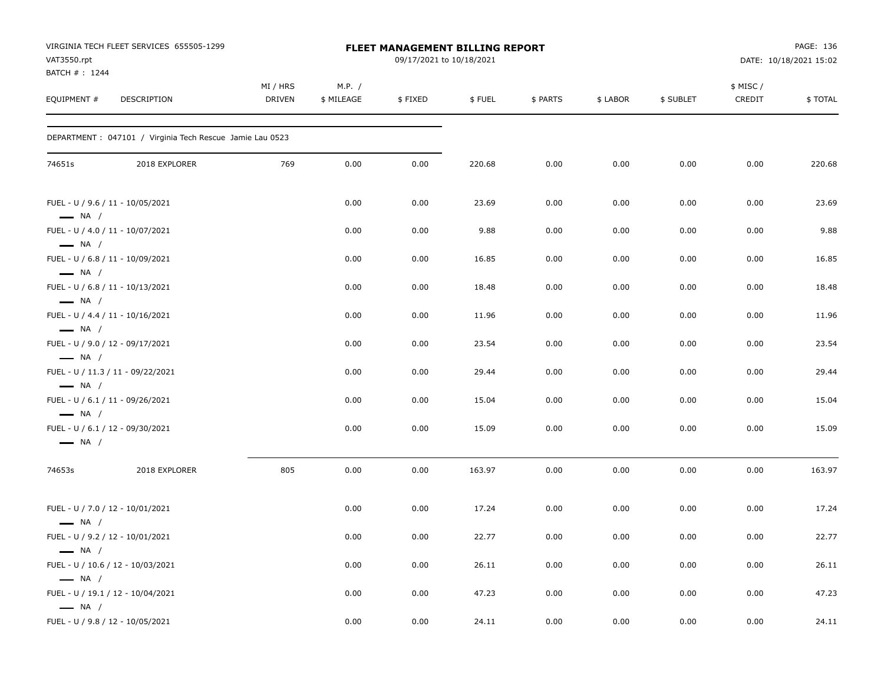VIRGINIA TECH FLEET SERVICES 655505-1299
VAT3550.rpt
BATCH # : 1244

**FLEET MANAGEMENT BILLING REPORT**
09/17/2021 to 10/18/2021

DATE: 10/18/2021 15:02

| EQUIPMENT # | DESCRIPTION | MI / HRS DRIVEN | M.P. / $ MILEAGE | $ FIXED | $ FUEL | $ PARTS | $ LABOR | $ SUBLET | $ MISC / CREDIT | $ TOTAL |
|---|---|---|---|---|---|---|---|---|---|---|
| DEPARTMENT : 047101 / Virginia Tech Rescue Jamie Lau 0523 | | | | | | | | | | |
| 74651s | 2018 EXPLORER | 769 | 0.00 | 0.00 | 220.68 | 0.00 | 0.00 | 0.00 | 0.00 | 220.68 |
| FUEL - U / 9.6 / 11 - 10/05/2021 — NA / | | | 0.00 | 0.00 | 23.69 | 0.00 | 0.00 | 0.00 | 0.00 | 23.69 |
| FUEL - U / 4.0 / 11 - 10/07/2021 — NA / | | | 0.00 | 0.00 | 9.88 | 0.00 | 0.00 | 0.00 | 0.00 | 9.88 |
| FUEL - U / 6.8 / 11 - 10/09/2021 — NA / | | | 0.00 | 0.00 | 16.85 | 0.00 | 0.00 | 0.00 | 0.00 | 16.85 |
| FUEL - U / 6.8 / 11 - 10/13/2021 — NA / | | | 0.00 | 0.00 | 18.48 | 0.00 | 0.00 | 0.00 | 0.00 | 18.48 |
| FUEL - U / 4.4 / 11 - 10/16/2021 — NA / | | | 0.00 | 0.00 | 11.96 | 0.00 | 0.00 | 0.00 | 0.00 | 11.96 |
| FUEL - U / 9.0 / 12 - 09/17/2021 — NA / | | | 0.00 | 0.00 | 23.54 | 0.00 | 0.00 | 0.00 | 0.00 | 23.54 |
| FUEL - U / 11.3 / 11 - 09/22/2021 — NA / | | | 0.00 | 0.00 | 29.44 | 0.00 | 0.00 | 0.00 | 0.00 | 29.44 |
| FUEL - U / 6.1 / 11 - 09/26/2021 — NA / | | | 0.00 | 0.00 | 15.04 | 0.00 | 0.00 | 0.00 | 0.00 | 15.04 |
| FUEL - U / 6.1 / 12 - 09/30/2021 — NA / | | | 0.00 | 0.00 | 15.09 | 0.00 | 0.00 | 0.00 | 0.00 | 15.09 |
| 74653s | 2018 EXPLORER | 805 | 0.00 | 0.00 | 163.97 | 0.00 | 0.00 | 0.00 | 0.00 | 163.97 |
| FUEL - U / 7.0 / 12 - 10/01/2021 — NA / | | | 0.00 | 0.00 | 17.24 | 0.00 | 0.00 | 0.00 | 0.00 | 17.24 |
| FUEL - U / 9.2 / 12 - 10/01/2021 — NA / | | | 0.00 | 0.00 | 22.77 | 0.00 | 0.00 | 0.00 | 0.00 | 22.77 |
| FUEL - U / 10.6 / 12 - 10/03/2021 — NA / | | | 0.00 | 0.00 | 26.11 | 0.00 | 0.00 | 0.00 | 0.00 | 26.11 |
| FUEL - U / 19.1 / 12 - 10/04/2021 — NA / | | | 0.00 | 0.00 | 47.23 | 0.00 | 0.00 | 0.00 | 0.00 | 47.23 |
| FUEL - U / 9.8 / 12 - 10/05/2021 | | | 0.00 | 0.00 | 24.11 | 0.00 | 0.00 | 0.00 | 0.00 | 24.11 |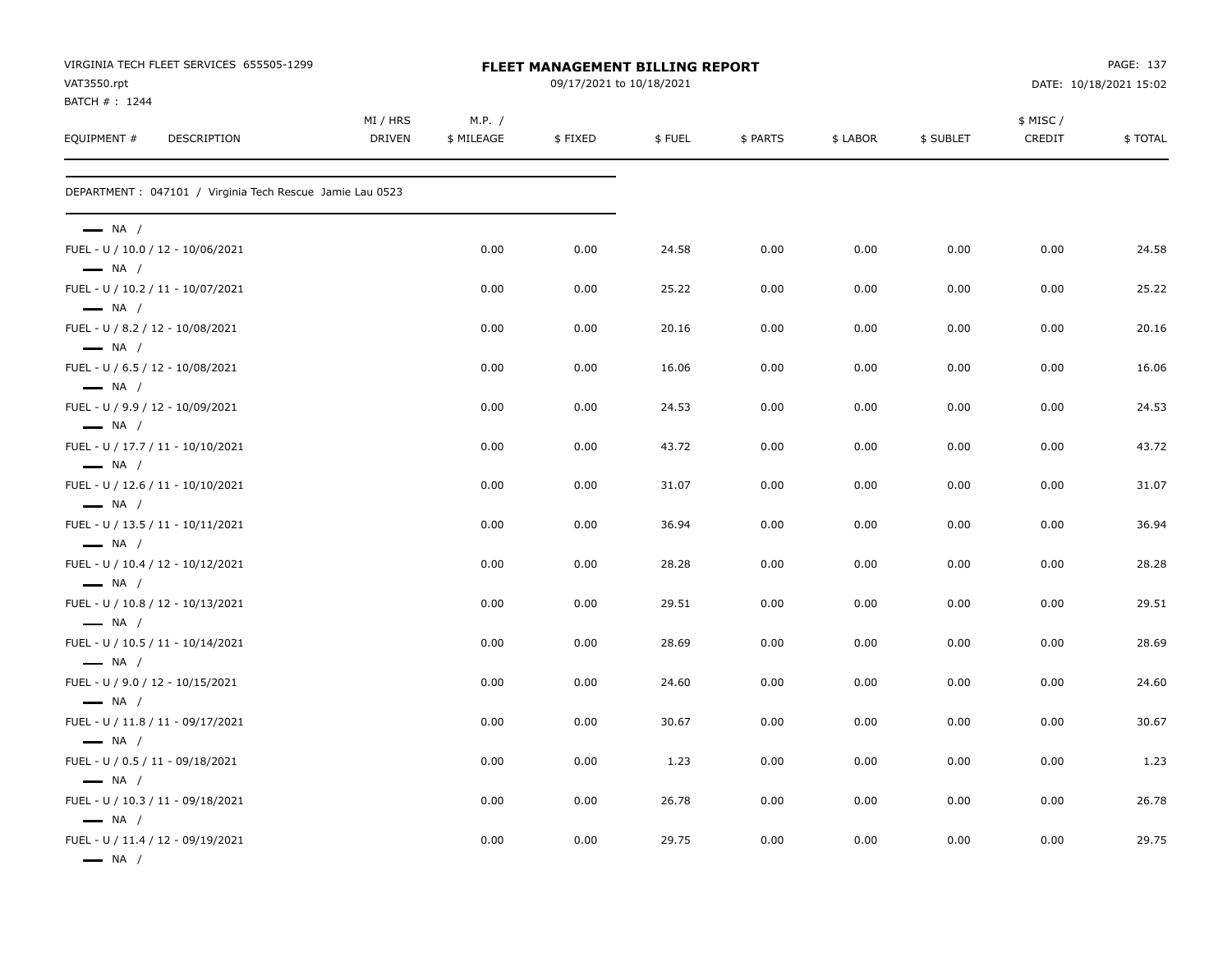VIRGINIA TECH FLEET SERVICES 655505-1299
VAT3550.rpt
BATCH # : 1244

**FLEET MANAGEMENT BILLING REPORT**
09/17/2021 to 10/18/2021

DATE: 10/18/2021 15:02

| EQUIPMENT # | DESCRIPTION | MI / HRS DRIVEN | M.P. / $ MILEAGE | $ FIXED | $ FUEL | $ PARTS | $ LABOR | $ SUBLET | $ MISC / CREDIT | $ TOTAL |
|---|---|---|---|---|---|---|---|---|---|---|

DEPARTMENT : 047101 / Virginia Tech Rescue Jamie Lau 0523

| EQUIPMENT # | DESCRIPTION | MI / HRS DRIVEN | M.P. / $ MILEAGE | $ FIXED | $ FUEL | $ PARTS | $ LABOR | $ SUBLET | $ MISC / CREDIT | $ TOTAL |
|---|---|---|---|---|---|---|---|---|---|---|
| — NA / | | | | | | | | | | |
| FUEL - U / 10.0 / 12 - 10/06/2021 | | | 0.00 | 0.00 | 24.58 | 0.00 | 0.00 | 0.00 | 0.00 | 24.58 |
| — NA / | | | | | | | | | | |
| FUEL - U / 10.2 / 11 - 10/07/2021 | | | 0.00 | 0.00 | 25.22 | 0.00 | 0.00 | 0.00 | 0.00 | 25.22 |
| — NA / | | | | | | | | | | |
| FUEL - U / 8.2 / 12 - 10/08/2021 | | | 0.00 | 0.00 | 20.16 | 0.00 | 0.00 | 0.00 | 0.00 | 20.16 |
| — NA / | | | | | | | | | | |
| FUEL - U / 6.5 / 12 - 10/08/2021 | | | 0.00 | 0.00 | 16.06 | 0.00 | 0.00 | 0.00 | 0.00 | 16.06 |
| — NA / | | | | | | | | | | |
| FUEL - U / 9.9 / 12 - 10/09/2021 | | | 0.00 | 0.00 | 24.53 | 0.00 | 0.00 | 0.00 | 0.00 | 24.53 |
| — NA / | | | | | | | | | | |
| FUEL - U / 17.7 / 11 - 10/10/2021 | | | 0.00 | 0.00 | 43.72 | 0.00 | 0.00 | 0.00 | 0.00 | 43.72 |
| — NA / | | | | | | | | | | |
| FUEL - U / 12.6 / 11 - 10/10/2021 | | | 0.00 | 0.00 | 31.07 | 0.00 | 0.00 | 0.00 | 0.00 | 31.07 |
| — NA / | | | | | | | | | | |
| FUEL - U / 13.5 / 11 - 10/11/2021 | | | 0.00 | 0.00 | 36.94 | 0.00 | 0.00 | 0.00 | 0.00 | 36.94 |
| — NA / | | | | | | | | | | |
| FUEL - U / 10.4 / 12 - 10/12/2021 | | | 0.00 | 0.00 | 28.28 | 0.00 | 0.00 | 0.00 | 0.00 | 28.28 |
| — NA / | | | | | | | | | | |
| FUEL - U / 10.8 / 12 - 10/13/2021 | | | 0.00 | 0.00 | 29.51 | 0.00 | 0.00 | 0.00 | 0.00 | 29.51 |
| — NA / | | | | | | | | | | |
| FUEL - U / 10.5 / 11 - 10/14/2021 | | | 0.00 | 0.00 | 28.69 | 0.00 | 0.00 | 0.00 | 0.00 | 28.69 |
| — NA / | | | | | | | | | | |
| FUEL - U / 9.0 / 12 - 10/15/2021 | | | 0.00 | 0.00 | 24.60 | 0.00 | 0.00 | 0.00 | 0.00 | 24.60 |
| — NA / | | | | | | | | | | |
| FUEL - U / 11.8 / 11 - 09/17/2021 | | | 0.00 | 0.00 | 30.67 | 0.00 | 0.00 | 0.00 | 0.00 | 30.67 |
| — NA / | | | | | | | | | | |
| FUEL - U / 0.5 / 11 - 09/18/2021 | | | 0.00 | 0.00 | 1.23 | 0.00 | 0.00 | 0.00 | 0.00 | 1.23 |
| — NA / | | | | | | | | | | |
| FUEL - U / 10.3 / 11 - 09/18/2021 | | | 0.00 | 0.00 | 26.78 | 0.00 | 0.00 | 0.00 | 0.00 | 26.78 |
| — NA / | | | | | | | | | | |
| FUEL - U / 11.4 / 12 - 09/19/2021 | | | 0.00 | 0.00 | 29.75 | 0.00 | 0.00 | 0.00 | 0.00 | 29.75 |
| — NA / | | | | | | | | | | |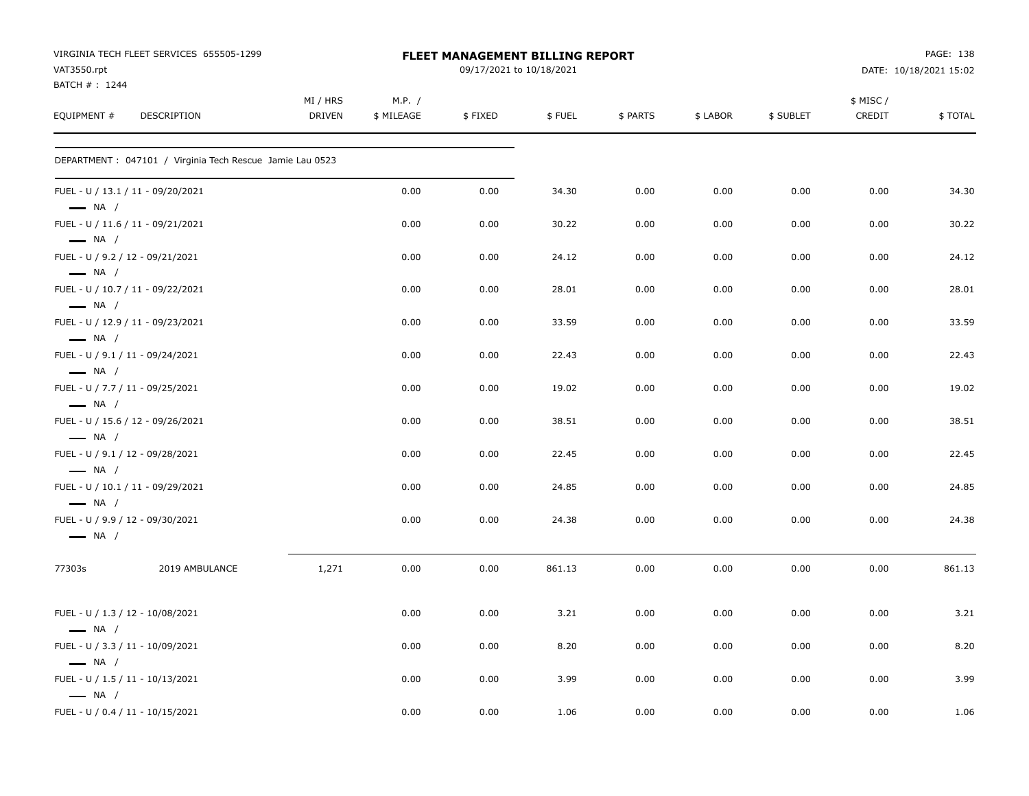VIRGINIA TECH FLEET SERVICES 655505-1299
VAT3550.rpt
BATCH # : 1244

# FLEET MANAGEMENT BILLING REPORT

09/17/2021 to 10/18/2021

DATE: 10/18/2021 15:02

| EQUIPMENT # | DESCRIPTION | MI / HRS DRIVEN | M.P. / $ MILEAGE | $ FIXED | $ FUEL | $ PARTS | $ LABOR | $ SUBLET | $ MISC / CREDIT | $ TOTAL |
|---|---|---|---|---|---|---|---|---|---|---|
| DEPARTMENT : 047101 / Virginia Tech Rescue Jamie Lau 0523 | | | | | | | | | | |
| FUEL - U / 13.1 / 11 - 09/20/2021 — NA / | | | 0.00 | 0.00 | 34.30 | 0.00 | 0.00 | 0.00 | 0.00 | 34.30 |
| FUEL - U / 11.6 / 11 - 09/21/2021 — NA / | | | 0.00 | 0.00 | 30.22 | 0.00 | 0.00 | 0.00 | 0.00 | 30.22 |
| FUEL - U / 9.2 / 12 - 09/21/2021 — NA / | | | 0.00 | 0.00 | 24.12 | 0.00 | 0.00 | 0.00 | 0.00 | 24.12 |
| FUEL - U / 10.7 / 11 - 09/22/2021 — NA / | | | 0.00 | 0.00 | 28.01 | 0.00 | 0.00 | 0.00 | 0.00 | 28.01 |
| FUEL - U / 12.9 / 11 - 09/23/2021 — NA / | | | 0.00 | 0.00 | 33.59 | 0.00 | 0.00 | 0.00 | 0.00 | 33.59 |
| FUEL - U / 9.1 / 11 - 09/24/2021 — NA / | | | 0.00 | 0.00 | 22.43 | 0.00 | 0.00 | 0.00 | 0.00 | 22.43 |
| FUEL - U / 7.7 / 11 - 09/25/2021 — NA / | | | 0.00 | 0.00 | 19.02 | 0.00 | 0.00 | 0.00 | 0.00 | 19.02 |
| FUEL - U / 15.6 / 12 - 09/26/2021 — NA / | | | 0.00 | 0.00 | 38.51 | 0.00 | 0.00 | 0.00 | 0.00 | 38.51 |
| FUEL - U / 9.1 / 12 - 09/28/2021 — NA / | | | 0.00 | 0.00 | 22.45 | 0.00 | 0.00 | 0.00 | 0.00 | 22.45 |
| FUEL - U / 10.1 / 11 - 09/29/2021 — NA / | | | 0.00 | 0.00 | 24.85 | 0.00 | 0.00 | 0.00 | 0.00 | 24.85 |
| FUEL - U / 9.9 / 12 - 09/30/2021 — NA / | | | 0.00 | 0.00 | 24.38 | 0.00 | 0.00 | 0.00 | 0.00 | 24.38 |
| 77303s | 2019 AMBULANCE | 1,271 | 0.00 | 0.00 | 861.13 | 0.00 | 0.00 | 0.00 | 0.00 | 861.13 |
| FUEL - U / 1.3 / 12 - 10/08/2021 — NA / | | | 0.00 | 0.00 | 3.21 | 0.00 | 0.00 | 0.00 | 0.00 | 3.21 |
| FUEL - U / 3.3 / 11 - 10/09/2021 — NA / | | | 0.00 | 0.00 | 8.20 | 0.00 | 0.00 | 0.00 | 0.00 | 8.20 |
| FUEL - U / 1.5 / 11 - 10/13/2021 — NA / | | | 0.00 | 0.00 | 3.99 | 0.00 | 0.00 | 0.00 | 0.00 | 3.99 |
| FUEL - U / 0.4 / 11 - 10/15/2021 | | | 0.00 | 0.00 | 1.06 | 0.00 | 0.00 | 0.00 | 0.00 | 1.06 |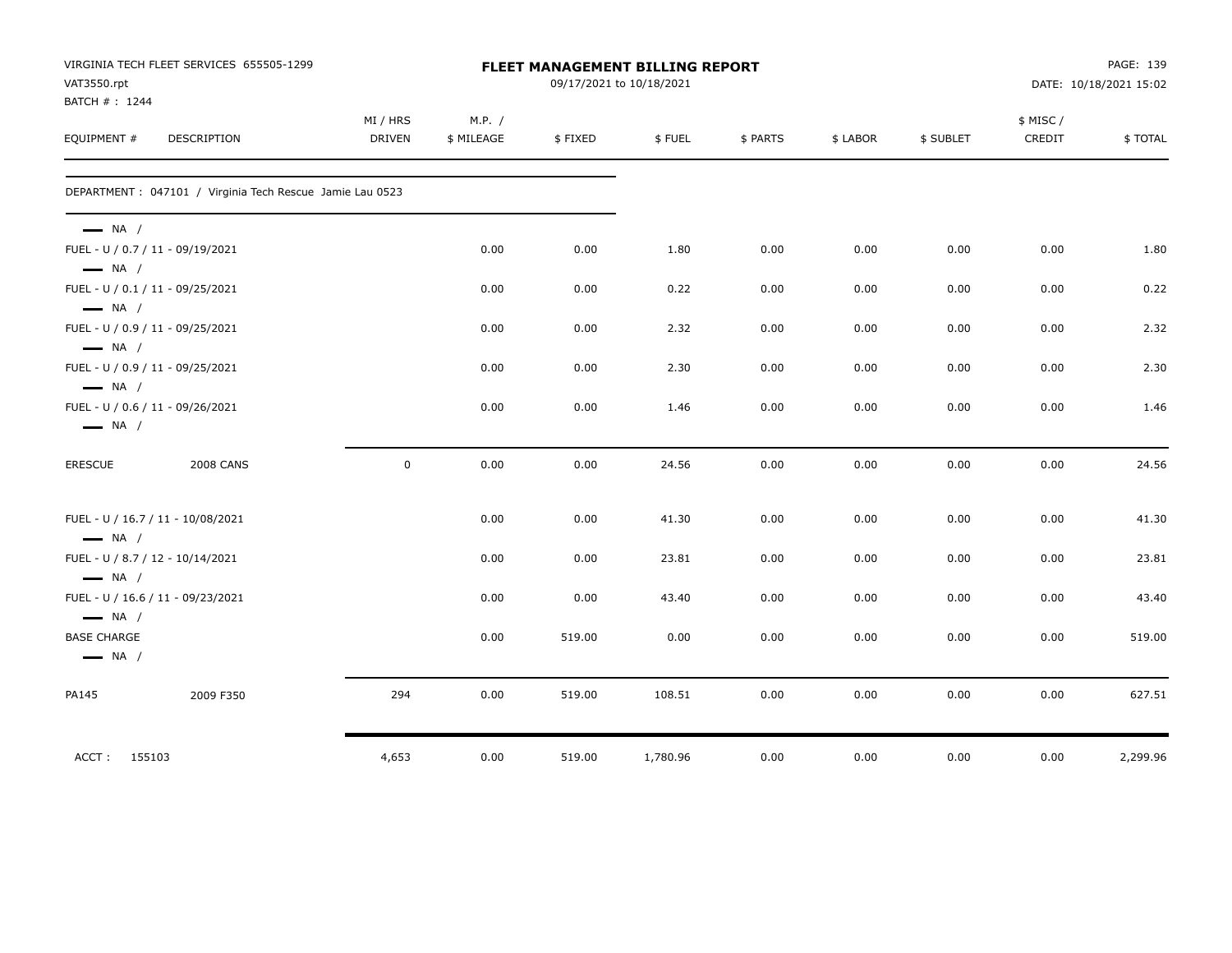VIRGINIA TECH FLEET SERVICES 655505-1299
VAT3550.rpt
BATCH # : 1244

**FLEET MANAGEMENT BILLING REPORT**
09/17/2021 to 10/18/2021

DATE: 10/18/2021 15:02

| EQUIPMENT # | DESCRIPTION | MI / HRS DRIVEN | M.P. / $ MILEAGE | $ FIXED | $ FUEL | $ PARTS | $ LABOR | $ SUBLET | $ MISC / CREDIT | $ TOTAL |
|---|---|---|---|---|---|---|---|---|---|---|
| DEPARTMENT : 047101 / Virginia Tech Rescue Jamie Lau 0523 | | | | | | | | | | |
| — NA / | | | | | | | | | | |
| FUEL - U / 0.7 / 11 - 09/19/2021 | | | 0.00 | 0.00 | 1.80 | 0.00 | 0.00 | 0.00 | 0.00 | 1.80 |
| — NA / | | | | | | | | | | |
| FUEL - U / 0.1 / 11 - 09/25/2021 | | | 0.00 | 0.00 | 0.22 | 0.00 | 0.00 | 0.00 | 0.00 | 0.22 |
| — NA / | | | | | | | | | | |
| FUEL - U / 0.9 / 11 - 09/25/2021 | | | 0.00 | 0.00 | 2.32 | 0.00 | 0.00 | 0.00 | 0.00 | 2.32 |
| — NA / | | | | | | | | | | |
| FUEL - U / 0.9 / 11 - 09/25/2021 | | | 0.00 | 0.00 | 2.30 | 0.00 | 0.00 | 0.00 | 0.00 | 2.30 |
| — NA / | | | | | | | | | | |
| FUEL - U / 0.6 / 11 - 09/26/2021 | | | 0.00 | 0.00 | 1.46 | 0.00 | 0.00 | 0.00 | 0.00 | 1.46 |
| — NA / | | | | | | | | | | |
| ERESCUE | 2008 CANS | 0 | 0.00 | 0.00 | 24.56 | 0.00 | 0.00 | 0.00 | 0.00 | 24.56 |
| FUEL - U / 16.7 / 11 - 10/08/2021 | | | 0.00 | 0.00 | 41.30 | 0.00 | 0.00 | 0.00 | 0.00 | 41.30 |
| — NA / | | | | | | | | | | |
| FUEL - U / 8.7 / 12 - 10/14/2021 | | | 0.00 | 0.00 | 23.81 | 0.00 | 0.00 | 0.00 | 0.00 | 23.81 |
| — NA / | | | | | | | | | | |
| FUEL - U / 16.6 / 11 - 09/23/2021 | | | 0.00 | 0.00 | 43.40 | 0.00 | 0.00 | 0.00 | 0.00 | 43.40 |
| — NA / | | | | | | | | | | |
| BASE CHARGE | | | 0.00 | 519.00 | 0.00 | 0.00 | 0.00 | 0.00 | 0.00 | 519.00 |
| — NA / | | | | | | | | | | |
| PA145 | 2009 F350 | 294 | 0.00 | 519.00 | 108.51 | 0.00 | 0.00 | 0.00 | 0.00 | 627.51 |
| ACCT : 155103 | | 4,653 | 0.00 | 519.00 | 1,780.96 | 0.00 | 0.00 | 0.00 | 0.00 | 2,299.96 |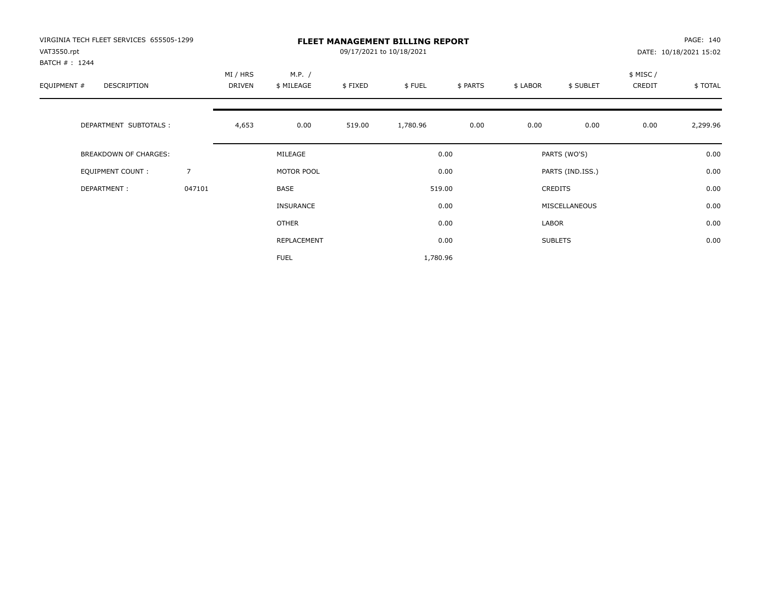VIRGINIA TECH FLEET SERVICES 655505-1299
VAT3550.rpt
BATCH # : 1244

# FLEET MANAGEMENT BILLING REPORT

09/17/2021 to 10/18/2021

PAGE: 140
DATE: 10/18/2021 15:02

| EQUIPMENT # | DESCRIPTION | MI / HRS DRIVEN | M.P. / $ MILEAGE | $ FIXED | $ FUEL | $ PARTS | $ LABOR | $ SUBLET | $ MISC / CREDIT | $ TOTAL |
|---|---|---|---|---|---|---|---|---|---|---|
| | DEPARTMENT SUBTOTALS : | 4,653 | 0.00 | 519.00 | 1,780.96 | 0.00 | 0.00 | 0.00 | 0.00 | 2,299.96 |

| | | | | | |
|---|---|---|---|---|---|
| BREAKDOWN OF CHARGES: | | MILEAGE | 0.00 | PARTS (WO'S) | 0.00 |
| EQUIPMENT COUNT : | 7 | MOTOR POOL | 0.00 | PARTS (IND.ISS.) | 0.00 |
| DEPARTMENT : | 047101 | BASE | 519.00 | CREDITS | 0.00 |
| | | INSURANCE | 0.00 | MISCELLANEOUS | 0.00 |
| | | OTHER | 0.00 | LABOR | 0.00 |
| | | REPLACEMENT | 0.00 | SUBLETS | 0.00 |
| | | FUEL | 1,780.96 | | |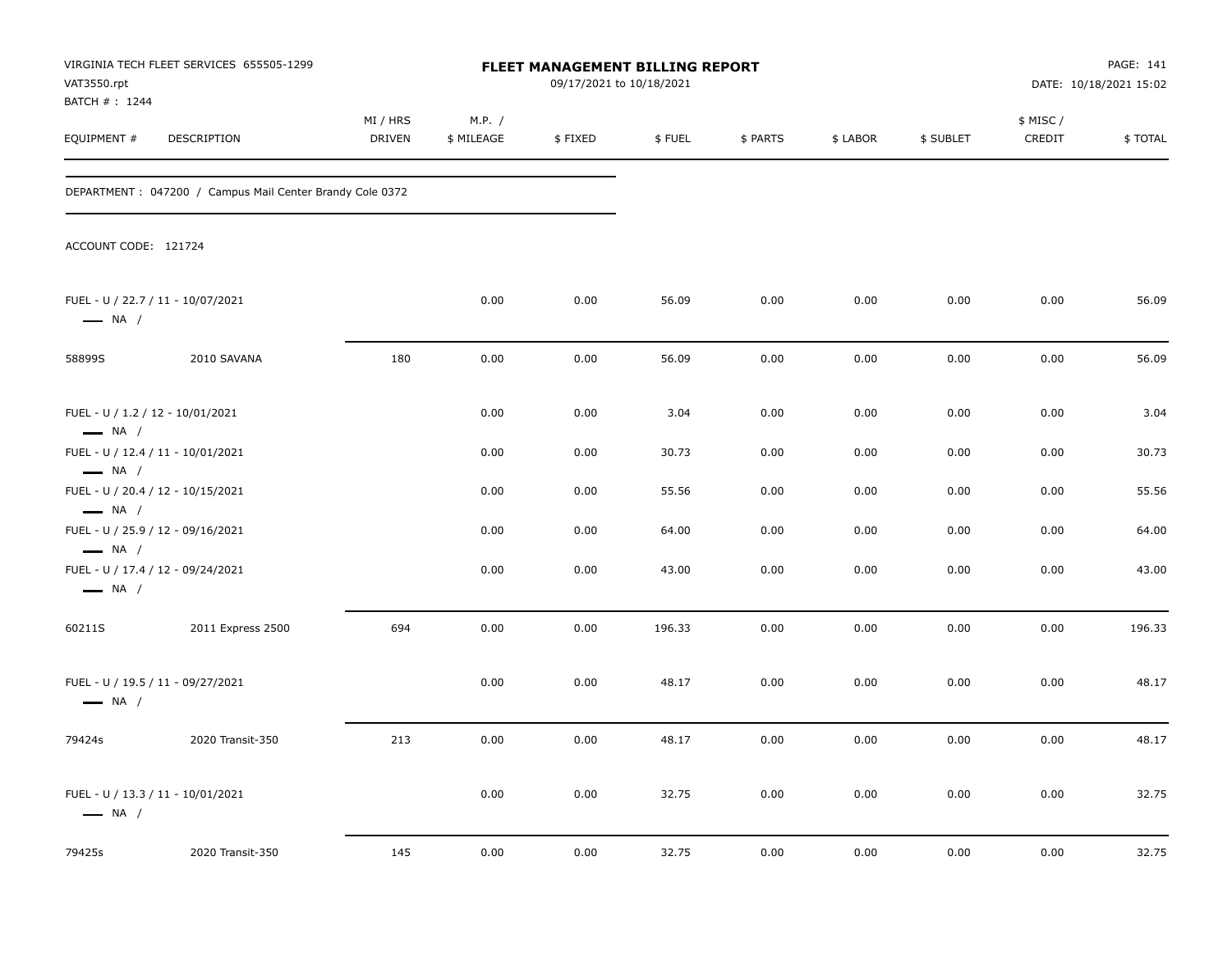VIRGINIA TECH FLEET SERVICES 655505-1299
VAT3550.rpt
BATCH # : 1244

# FLEET MANAGEMENT BILLING REPORT

09/17/2021 to 10/18/2021

DATE: 10/18/2021 15:02

DEPARTMENT : 047200 / Campus Mail Center Brandy Cole 0372

ACCOUNT CODE: 121724

| EQUIPMENT # | DESCRIPTION | MI / HRS DRIVEN | M.P. / $ MILEAGE | $ FIXED | $ FUEL | $ PARTS | $ LABOR | $ SUBLET | $ MISC / CREDIT | $ TOTAL |
|---|---|---|---|---|---|---|---|---|---|---|
| FUEL - U / 22.7 / 11 - 10/07/2021 — NA / | | | 0.00 | 0.00 | 56.09 | 0.00 | 0.00 | 0.00 | 0.00 | 56.09 |
| 58899S | 2010 SAVANA | 180 | 0.00 | 0.00 | 56.09 | 0.00 | 0.00 | 0.00 | 0.00 | 56.09 |
| FUEL - U / 1.2 / 12 - 10/01/2021 — NA / | | | 0.00 | 0.00 | 3.04 | 0.00 | 0.00 | 0.00 | 0.00 | 3.04 |
| FUEL - U / 12.4 / 11 - 10/01/2021 — NA / | | | 0.00 | 0.00 | 30.73 | 0.00 | 0.00 | 0.00 | 0.00 | 30.73 |
| FUEL - U / 20.4 / 12 - 10/15/2021 — NA / | | | 0.00 | 0.00 | 55.56 | 0.00 | 0.00 | 0.00 | 0.00 | 55.56 |
| FUEL - U / 25.9 / 12 - 09/16/2021 — NA / | | | 0.00 | 0.00 | 64.00 | 0.00 | 0.00 | 0.00 | 0.00 | 64.00 |
| FUEL - U / 17.4 / 12 - 09/24/2021 — NA / | | | 0.00 | 0.00 | 43.00 | 0.00 | 0.00 | 0.00 | 0.00 | 43.00 |
| 60211S | 2011 Express 2500 | 694 | 0.00 | 0.00 | 196.33 | 0.00 | 0.00 | 0.00 | 0.00 | 196.33 |
| FUEL - U / 19.5 / 11 - 09/27/2021 — NA / | | | 0.00 | 0.00 | 48.17 | 0.00 | 0.00 | 0.00 | 0.00 | 48.17 |
| 79424s | 2020 Transit-350 | 213 | 0.00 | 0.00 | 48.17 | 0.00 | 0.00 | 0.00 | 0.00 | 48.17 |
| FUEL - U / 13.3 / 11 - 10/01/2021 — NA / | | | 0.00 | 0.00 | 32.75 | 0.00 | 0.00 | 0.00 | 0.00 | 32.75 |
| 79425s | 2020 Transit-350 | 145 | 0.00 | 0.00 | 32.75 | 0.00 | 0.00 | 0.00 | 0.00 | 32.75 |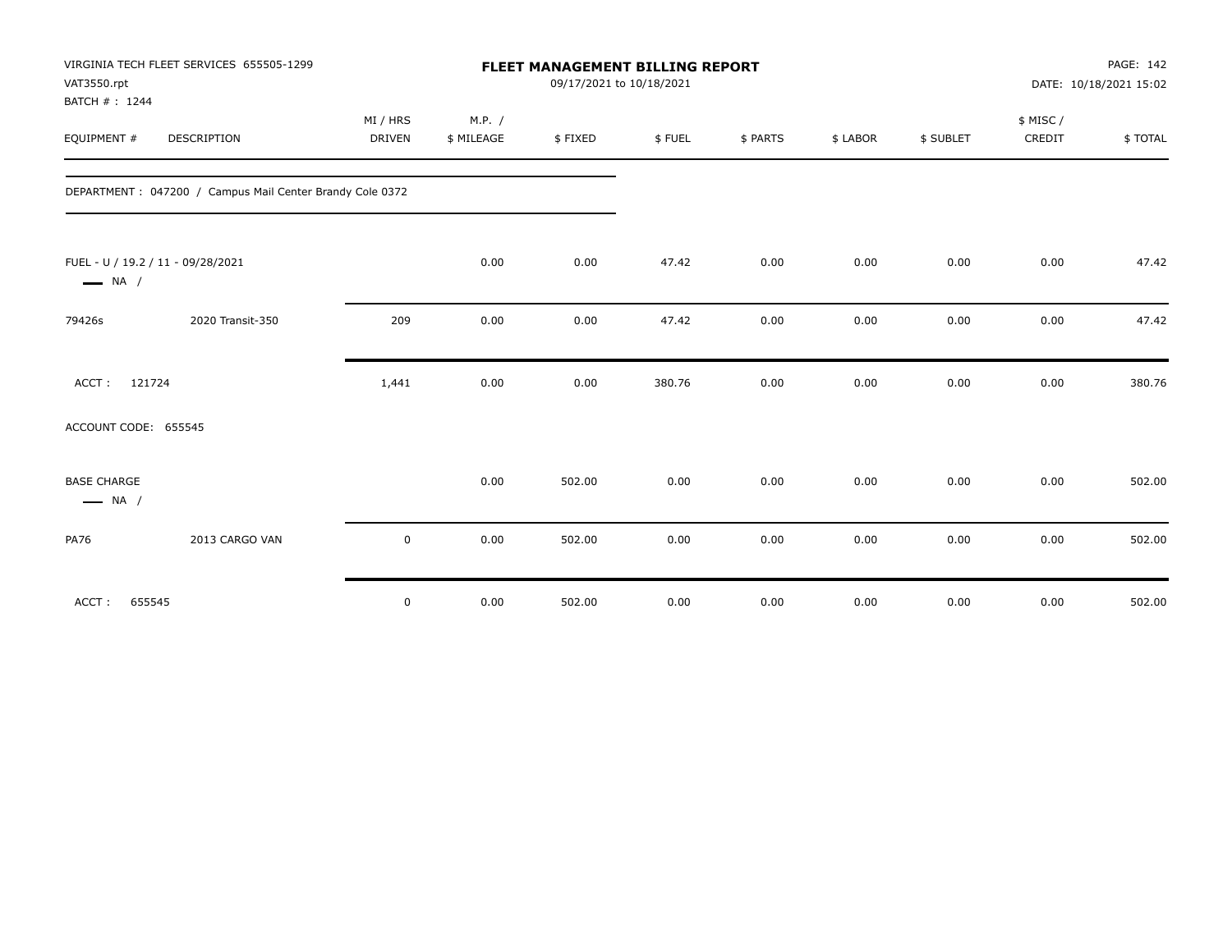VIRGINIA TECH FLEET SERVICES 655505-1299
VAT3550.rpt
BATCH # : 1244

# FLEET MANAGEMENT BILLING REPORT

09/17/2021 to 10/18/2021

DATE: 10/18/2021 15:02

| EQUIPMENT # | DESCRIPTION | MI / HRS DRIVEN | M.P. / $ MILEAGE | $ FIXED | $ FUEL | $ PARTS | $ LABOR | $ SUBLET | $ MISC / CREDIT | $ TOTAL |
|---|---|---|---|---|---|---|---|---|---|---|
| DEPARTMENT : 047200 / Campus Mail Center Brandy Cole 0372 | | | | | | | | | | |
| FUEL - U / 19.2 / 11 - 09/28/2021 — NA / | | | 0.00 | 0.00 | 47.42 | 0.00 | 0.00 | 0.00 | 0.00 | 47.42 |
| 79426s | 2020 Transit-350 | 209 | 0.00 | 0.00 | 47.42 | 0.00 | 0.00 | 0.00 | 0.00 | 47.42 |
| ACCT : 121724 | | 1,441 | 0.00 | 0.00 | 380.76 | 0.00 | 0.00 | 0.00 | 0.00 | 380.76 |
| ACCOUNT CODE: 655545 | | | | | | | | | | |
| BASE CHARGE — NA / | | | 0.00 | 502.00 | 0.00 | 0.00 | 0.00 | 0.00 | 0.00 | 502.00 |
| PA76 | 2013 CARGO VAN | 0 | 0.00 | 502.00 | 0.00 | 0.00 | 0.00 | 0.00 | 0.00 | 502.00 |
| ACCT : 655545 | | 0 | 0.00 | 502.00 | 0.00 | 0.00 | 0.00 | 0.00 | 0.00 | 502.00 |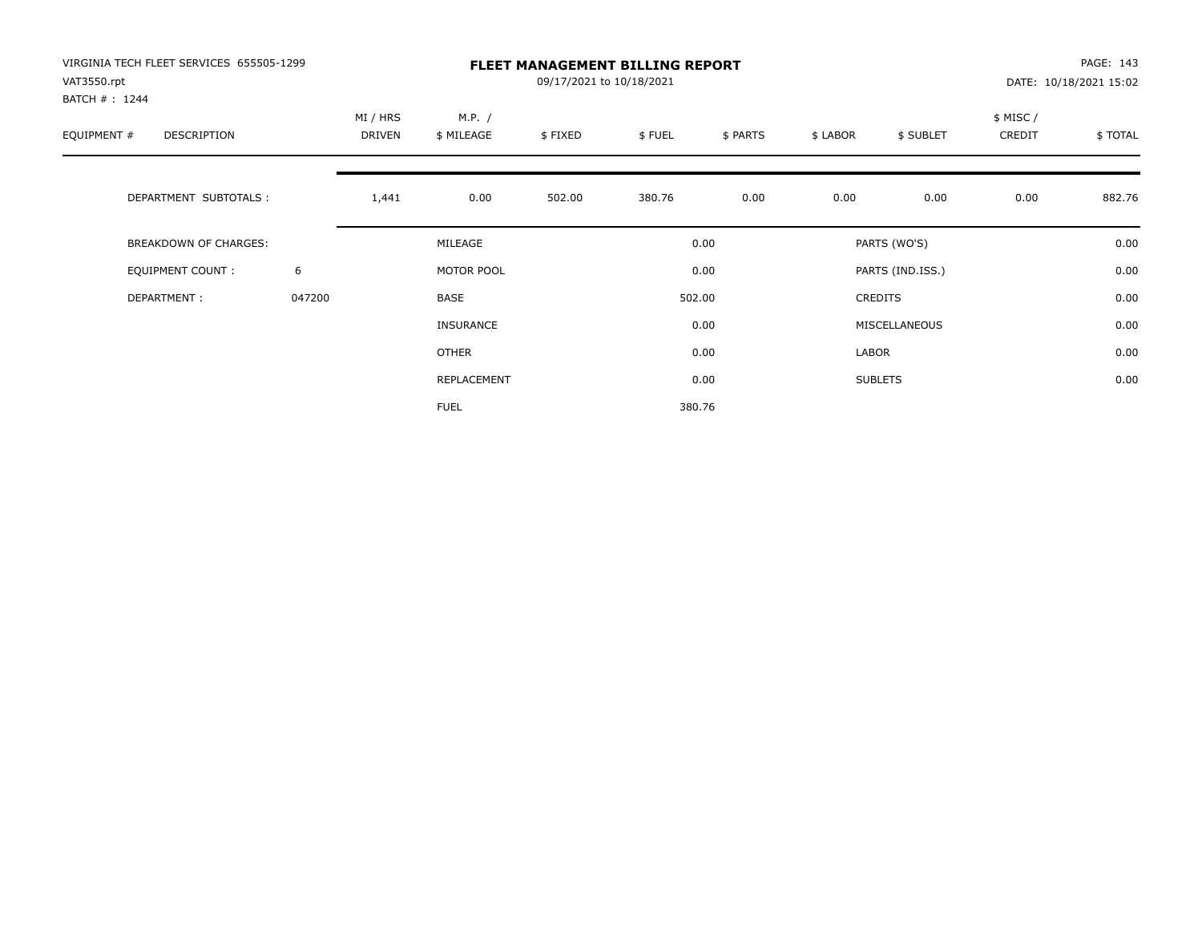VIRGINIA TECH FLEET SERVICES 655505-1299
VAT3550.rpt
BATCH # : 1244

# FLEET MANAGEMENT BILLING REPORT

09/17/2021 to 10/18/2021

DATE: 10/18/2021 15:02

| EQUIPMENT # | DESCRIPTION | MI / HRS DRIVEN | M.P. / $ MILEAGE | $ FIXED | $ FUEL | $ PARTS | $ LABOR | $ SUBLET | $ MISC / CREDIT | $ TOTAL |
|---|---|---|---|---|---|---|---|---|---|---|
| | DEPARTMENT SUBTOTALS : | 1,441 | 0.00 | 502.00 | 380.76 | 0.00 | 0.00 | 0.00 | 0.00 | 882.76 |

| BREAKDOWN OF CHARGES: | | | | | |
|---|---|---|---|---|---|
| EQUIPMENT COUNT : | 6 | MILEAGE | 0.00 | PARTS (WO'S) | 0.00 |
| DEPARTMENT : | 047200 | MOTOR POOL | 0.00 | PARTS (IND.ISS.) | 0.00 |
| | | BASE | 502.00 | CREDITS | 0.00 |
| | | INSURANCE | 0.00 | MISCELLANEOUS | 0.00 |
| | | OTHER | 0.00 | LABOR | 0.00 |
| | | REPLACEMENT | 0.00 | SUBLETS | 0.00 |
| | | FUEL | 380.76 | | |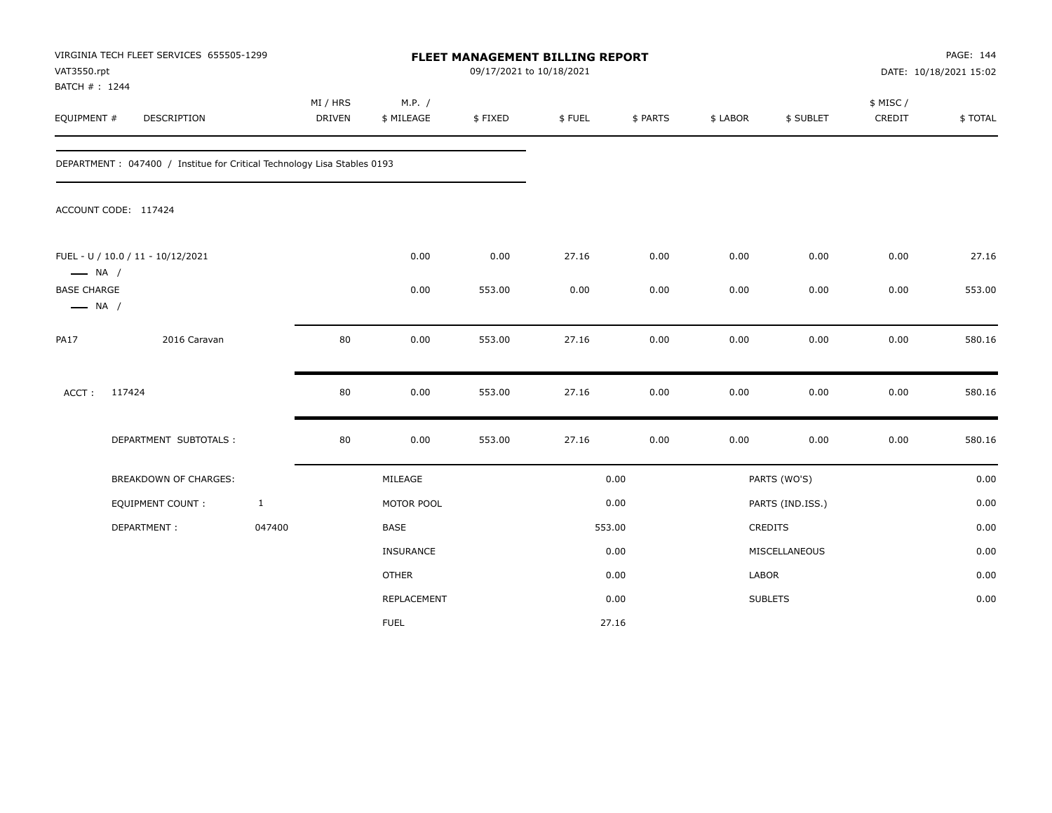VIRGINIA TECH FLEET SERVICES 655505-1299
VAT3550.rpt
BATCH # : 1244

# FLEET MANAGEMENT BILLING REPORT

09/17/2021 to 10/18/2021

PAGE: 144
DATE: 10/18/2021 15:02

| EQUIPMENT # | DESCRIPTION | MI / HRS DRIVEN | M.P. / $ MILEAGE | $ FIXED | $ FUEL | $ PARTS | $ LABOR | $ SUBLET | $ MISC / CREDIT | $ TOTAL |
|---|---|---|---|---|---|---|---|---|---|---|

DEPARTMENT : 047400 / Institue for Critical Technology Lisa Stables 0193

ACCOUNT CODE: 117424

| EQUIPMENT # | DESCRIPTION | MI / HRS DRIVEN | M.P. / $ MILEAGE | $ FIXED | $ FUEL | $ PARTS | $ LABOR | $ SUBLET | $ MISC / CREDIT | $ TOTAL |
|---|---|---|---|---|---|---|---|---|---|---|
| FUEL - U / 10.0 / 11 - 10/12/2021 — NA / | | | 0.00 | 0.00 | 27.16 | 0.00 | 0.00 | 0.00 | 0.00 | 27.16 |
| BASE CHARGE — NA / | | | 0.00 | 553.00 | 0.00 | 0.00 | 0.00 | 0.00 | 0.00 | 553.00 |
| PA17 | 2016 Caravan | 80 | 0.00 | 553.00 | 27.16 | 0.00 | 0.00 | 0.00 | 0.00 | 580.16 |
| ACCT : | 117424 | 80 | 0.00 | 553.00 | 27.16 | 0.00 | 0.00 | 0.00 | 0.00 | 580.16 |
| | DEPARTMENT SUBTOTALS : | 80 | 0.00 | 553.00 | 27.16 | 0.00 | 0.00 | 0.00 | 0.00 | 580.16 |

| BREAKDOWN OF CHARGES: | | | | | |
|---|---|---|---|---|---|
| EQUIPMENT COUNT : | 1 | MILEAGE | 0.00 | PARTS (WO'S) | 0.00 |
| DEPARTMENT : | 047400 | MOTOR POOL | 0.00 | PARTS (IND.ISS.) | 0.00 |
| | | BASE | 553.00 | CREDITS | 0.00 |
| | | INSURANCE | 0.00 | MISCELLANEOUS | 0.00 |
| | | OTHER | 0.00 | LABOR | 0.00 |
| | | REPLACEMENT | 0.00 | SUBLETS | 0.00 |
| | | FUEL | 27.16 | | |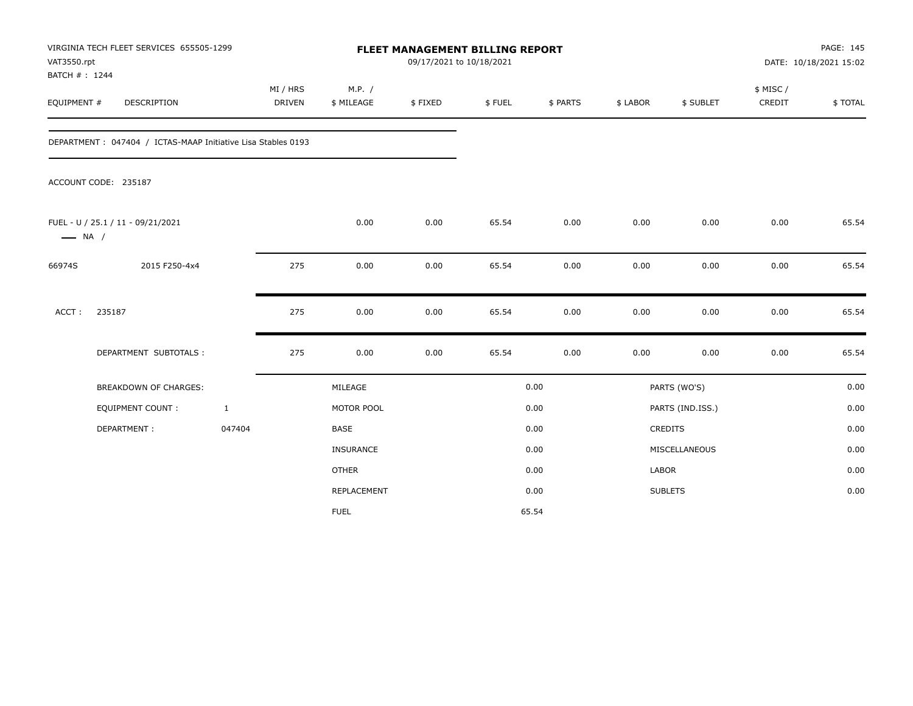VIRGINIA TECH FLEET SERVICES 655505-1299
VAT3550.rpt
BATCH # : 1244

**FLEET MANAGEMENT BILLING REPORT**
09/17/2021 to 10/18/2021

PAGE: 145
DATE: 10/18/2021 15:02

| EQUIPMENT # | DESCRIPTION | MI / HRS DRIVEN | M.P. / $ MILEAGE | $ FIXED | $ FUEL | $ PARTS | $ LABOR | $ SUBLET | $ MISC / CREDIT | $ TOTAL |
|---|---|---|---|---|---|---|---|---|---|---|

DEPARTMENT : 047404 / ICTAS-MAAP Initiative Lisa Stables 0193

ACCOUNT CODE: 235187

| EQUIPMENT # | DESCRIPTION | MI / HRS DRIVEN | M.P. / $ MILEAGE | $ FIXED | $ FUEL | $ PARTS | $ LABOR | $ SUBLET | $ MISC / CREDIT | $ TOTAL |
|---|---|---|---|---|---|---|---|---|---|---|
| FUEL - U / 25.1 / 11 - 09/21/2021 —— NA / | | | 0.00 | 0.00 | 65.54 | 0.00 | 0.00 | 0.00 | 0.00 | 65.54 |
| 66974S | 2015 F250-4x4 | 275 | 0.00 | 0.00 | 65.54 | 0.00 | 0.00 | 0.00 | 0.00 | 65.54 |
| ACCT : | 235187 | 275 | 0.00 | 0.00 | 65.54 | 0.00 | 0.00 | 0.00 | 0.00 | 65.54 |
| | DEPARTMENT SUBTOTALS : | 275 | 0.00 | 0.00 | 65.54 | 0.00 | 0.00 | 0.00 | 0.00 | 65.54 |

| BREAKDOWN OF CHARGES: | | | | | |
|---|---|---|---|---|---|
| EQUIPMENT COUNT : | 1 | MILEAGE | 0.00 | PARTS (WO'S) | 0.00 |
| DEPARTMENT : | 047404 | MOTOR POOL | 0.00 | PARTS (IND.ISS.) | 0.00 |
| | | BASE | 0.00 | CREDITS | 0.00 |
| | | INSURANCE | 0.00 | MISCELLANEOUS | 0.00 |
| | | OTHER | 0.00 | LABOR | 0.00 |
| | | REPLACEMENT | 0.00 | SUBLETS | 0.00 |
| | | FUEL | 65.54 | | |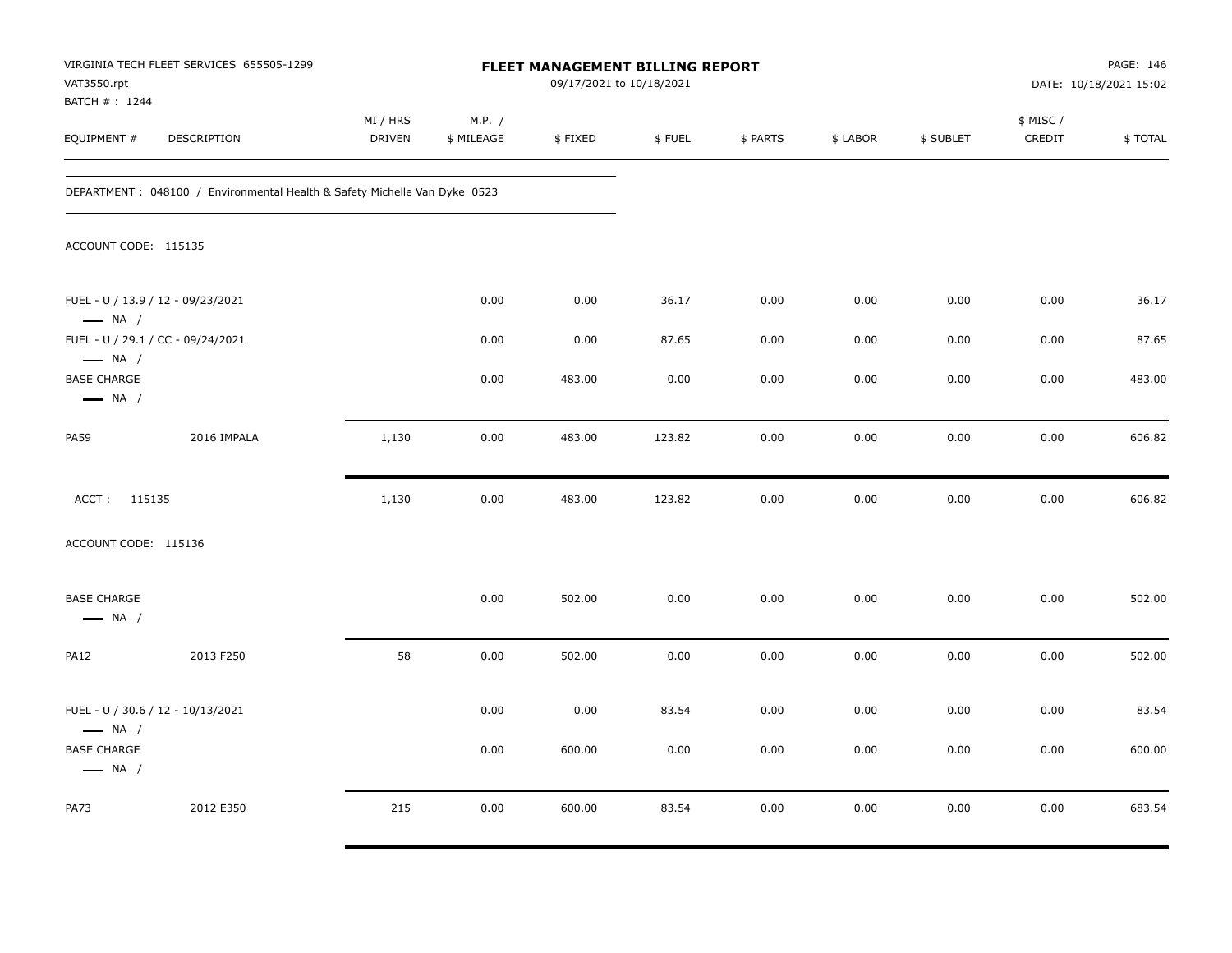VIRGINIA TECH FLEET SERVICES 655505-1299
VAT3550.rpt
BATCH # : 1244

**FLEET MANAGEMENT BILLING REPORT**
09/17/2021 to 10/18/2021

DATE: 10/18/2021 15:02

| EQUIPMENT # | DESCRIPTION | MI / HRS DRIVEN | M.P. / $ MILEAGE | $ FIXED | $ FUEL | $ PARTS | $ LABOR | $ SUBLET | $ MISC / CREDIT | $ TOTAL |
|---|---|---|---|---|---|---|---|---|---|---|

DEPARTMENT : 048100 / Environmental Health & Safety Michelle Van Dyke 0523

ACCOUNT CODE: 115135

| EQUIPMENT # | DESCRIPTION | MI / HRS DRIVEN | M.P. / $ MILEAGE | $ FIXED | $ FUEL | $ PARTS | $ LABOR | $ SUBLET | $ MISC / CREDIT | $ TOTAL |
|---|---|---|---|---|---|---|---|---|---|---|
| FUEL - U / 13.9 / 12 - 09/23/2021<br>— NA / | | | 0.00 | 0.00 | 36.17 | 0.00 | 0.00 | 0.00 | 0.00 | 36.17 |
| FUEL - U / 29.1 / CC - 09/24/2021<br>— NA / | | | 0.00 | 0.00 | 87.65 | 0.00 | 0.00 | 0.00 | 0.00 | 87.65 |
| BASE CHARGE<br>— NA / | | | 0.00 | 483.00 | 0.00 | 0.00 | 0.00 | 0.00 | 0.00 | 483.00 |
| PA59 | 2016 IMPALA | 1,130 | 0.00 | 483.00 | 123.82 | 0.00 | 0.00 | 0.00 | 0.00 | 606.82 |
| ACCT : 115135 | | 1,130 | 0.00 | 483.00 | 123.82 | 0.00 | 0.00 | 0.00 | 0.00 | 606.82 |

ACCOUNT CODE: 115136

| EQUIPMENT # | DESCRIPTION | MI / HRS DRIVEN | M.P. / $ MILEAGE | $ FIXED | $ FUEL | $ PARTS | $ LABOR | $ SUBLET | $ MISC / CREDIT | $ TOTAL |
|---|---|---|---|---|---|---|---|---|---|---|
| BASE CHARGE<br>— NA / | | | 0.00 | 502.00 | 0.00 | 0.00 | 0.00 | 0.00 | 0.00 | 502.00 |
| PA12 | 2013 F250 | 58 | 0.00 | 502.00 | 0.00 | 0.00 | 0.00 | 0.00 | 0.00 | 502.00 |
| FUEL - U / 30.6 / 12 - 10/13/2021<br>— NA / | | | 0.00 | 0.00 | 83.54 | 0.00 | 0.00 | 0.00 | 0.00 | 83.54 |
| BASE CHARGE<br>— NA / | | | 0.00 | 600.00 | 0.00 | 0.00 | 0.00 | 0.00 | 0.00 | 600.00 |
| PA73 | 2012 E350 | 215 | 0.00 | 600.00 | 83.54 | 0.00 | 0.00 | 0.00 | 0.00 | 683.54 |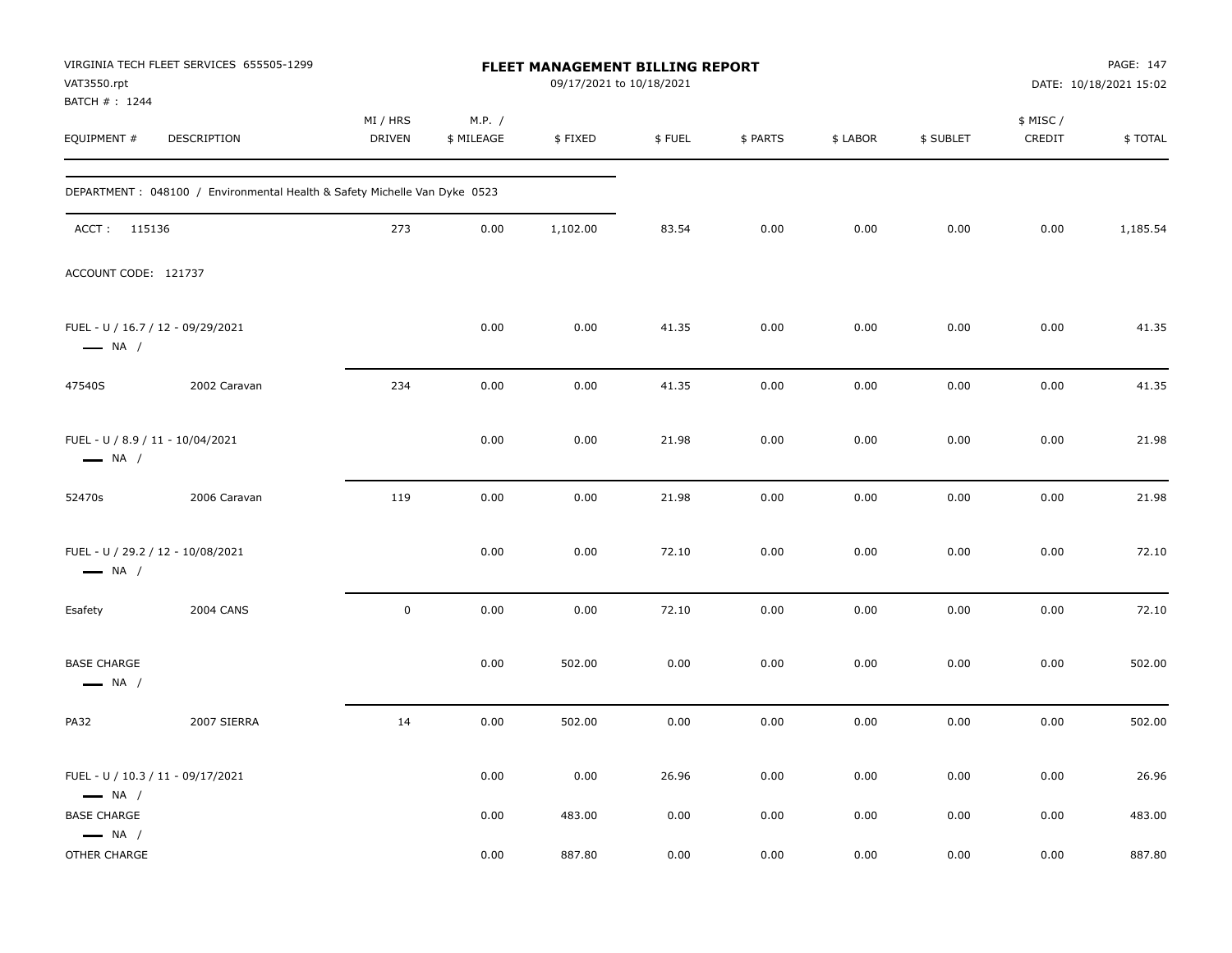VIRGINIA TECH FLEET SERVICES 655505-1299
VAT3550.rpt
BATCH # : 1244

# FLEET MANAGEMENT BILLING REPORT

09/17/2021 to 10/18/2021

DATE: 10/18/2021 15:02

| EQUIPMENT # | DESCRIPTION | MI / HRS DRIVEN | M.P. / $ MILEAGE | $ FIXED | $ FUEL | $ PARTS | $ LABOR | $ SUBLET | $ MISC / CREDIT | $ TOTAL |
|---|---|---|---|---|---|---|---|---|---|---|
| DEPARTMENT : 048100 / Environmental Health & Safety Michelle Van Dyke 0523 | | | | | | | | | | |
| ACCT : 115136 | | 273 | 0.00 | 1,102.00 | 83.54 | 0.00 | 0.00 | 0.00 | 0.00 | 1,185.54 |
| ACCOUNT CODE: 121737 | | | | | | | | | | |
| FUEL - U / 16.7 / 12 - 09/29/2021 — NA / | | | 0.00 | 0.00 | 41.35 | 0.00 | 0.00 | 0.00 | 0.00 | 41.35 |
| 47540S | 2002 Caravan | 234 | 0.00 | 0.00 | 41.35 | 0.00 | 0.00 | 0.00 | 0.00 | 41.35 |
| FUEL - U / 8.9 / 11 - 10/04/2021 — NA / | | | 0.00 | 0.00 | 21.98 | 0.00 | 0.00 | 0.00 | 0.00 | 21.98 |
| 52470s | 2006 Caravan | 119 | 0.00 | 0.00 | 21.98 | 0.00 | 0.00 | 0.00 | 0.00 | 21.98 |
| FUEL - U / 29.2 / 12 - 10/08/2021 — NA / | | | 0.00 | 0.00 | 72.10 | 0.00 | 0.00 | 0.00 | 0.00 | 72.10 |
| Esafety | 2004 CANS | 0 | 0.00 | 0.00 | 72.10 | 0.00 | 0.00 | 0.00 | 0.00 | 72.10 |
| BASE CHARGE — NA / | | | 0.00 | 502.00 | 0.00 | 0.00 | 0.00 | 0.00 | 0.00 | 502.00 |
| PA32 | 2007 SIERRA | 14 | 0.00 | 502.00 | 0.00 | 0.00 | 0.00 | 0.00 | 0.00 | 502.00 |
| FUEL - U / 10.3 / 11 - 09/17/2021 — NA / | | | 0.00 | 0.00 | 26.96 | 0.00 | 0.00 | 0.00 | 0.00 | 26.96 |
| BASE CHARGE — NA / | | | 0.00 | 483.00 | 0.00 | 0.00 | 0.00 | 0.00 | 0.00 | 483.00 |
| OTHER CHARGE | | | 0.00 | 887.80 | 0.00 | 0.00 | 0.00 | 0.00 | 0.00 | 887.80 |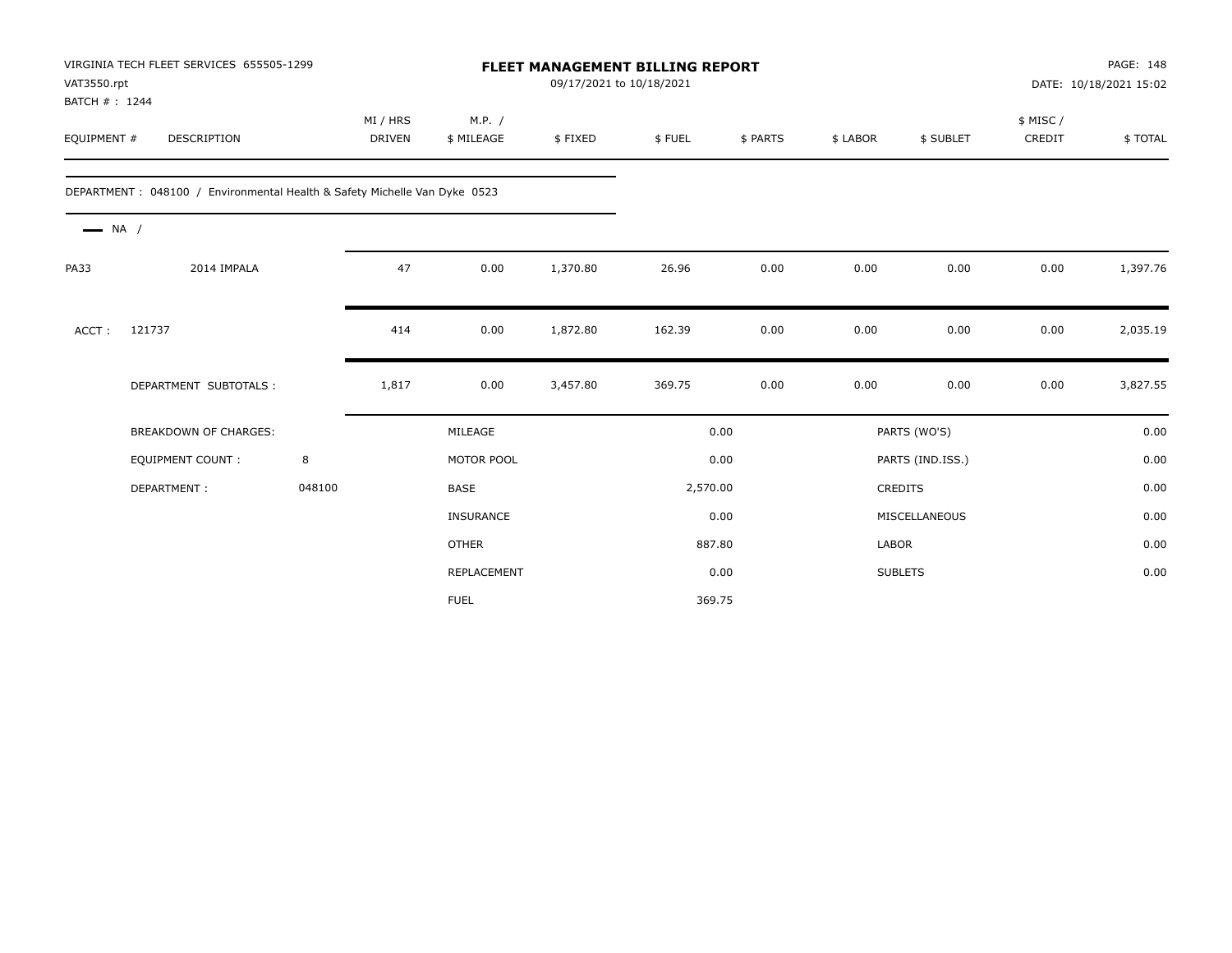VIRGINIA TECH FLEET SERVICES 655505-1299
VAT3550.rpt
BATCH # : 1244

# FLEET MANAGEMENT BILLING REPORT

09/17/2021 to 10/18/2021

DATE: 10/18/2021 15:02

| EQUIPMENT # | DESCRIPTION | MI / HRS DRIVEN | M.P. / $ MILEAGE | $ FIXED | $ FUEL | $ PARTS | $ LABOR | $ SUBLET | $ MISC / CREDIT | $ TOTAL |
|---|---|---|---|---|---|---|---|---|---|---|

DEPARTMENT : 048100 / Environmental Health & Safety Michelle Van Dyke 0523

NA /

| EQUIPMENT # | DESCRIPTION | MI / HRS DRIVEN | M.P. / $ MILEAGE | $ FIXED | $ FUEL | $ PARTS | $ LABOR | $ SUBLET | $ MISC / CREDIT | $ TOTAL |
|---|---|---|---|---|---|---|---|---|---|---|
| PA33 | 2014 IMPALA | 47 | 0.00 | 1,370.80 | 26.96 | 0.00 | 0.00 | 0.00 | 0.00 | 1,397.76 |
| ACCT : | 121737 | 414 | 0.00 | 1,872.80 | 162.39 | 0.00 | 0.00 | 0.00 | 0.00 | 2,035.19 |
| | DEPARTMENT SUBTOTALS : | 1,817 | 0.00 | 3,457.80 | 369.75 | 0.00 | 0.00 | 0.00 | 0.00 | 3,827.55 |

| BREAKDOWN OF CHARGES: | | | | | |
|---|---|---|---|---|---|
| EQUIPMENT COUNT : | 8 | MILEAGE | 0.00 | PARTS (WO'S) | 0.00 |
| DEPARTMENT : | 048100 | MOTOR POOL | 0.00 | PARTS (IND.ISS.) | 0.00 |
| | | BASE | 2,570.00 | CREDITS | 0.00 |
| | | INSURANCE | 0.00 | MISCELLANEOUS | 0.00 |
| | | OTHER | 887.80 | LABOR | 0.00 |
| | | REPLACEMENT | 0.00 | SUBLETS | 0.00 |
| | | FUEL | 369.75 | | |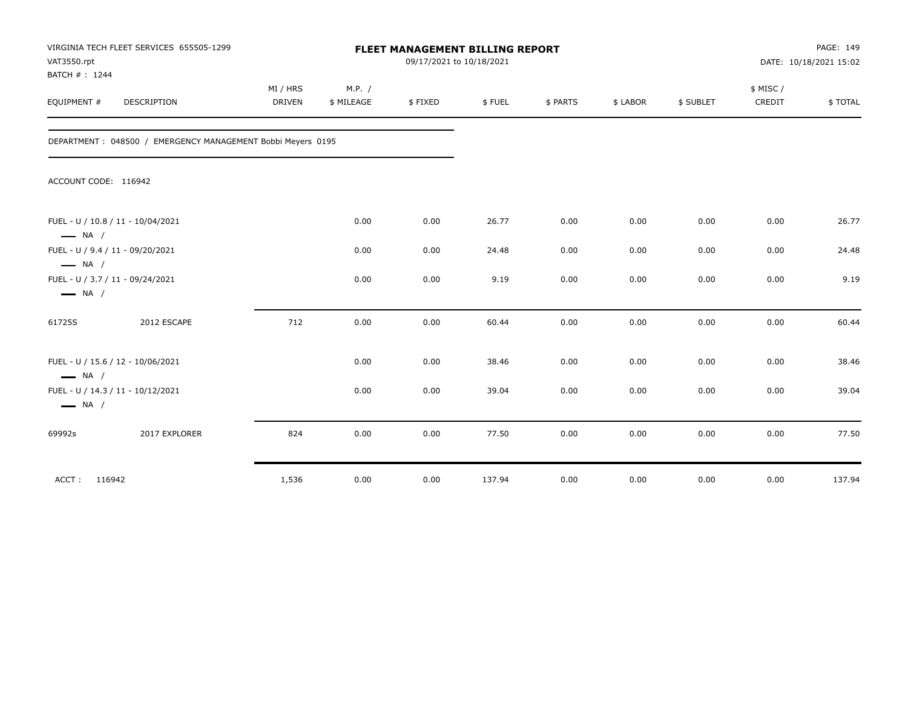VIRGINIA TECH FLEET SERVICES 655505-1299
VAT3550.rpt
BATCH # : 1244

**FLEET MANAGEMENT BILLING REPORT**
09/17/2021 to 10/18/2021

PAGE: 149
DATE: 10/18/2021 15:02

DEPARTMENT : 048500 / EMERGENCY MANAGEMENT Bobbi Meyers 0195

ACCOUNT CODE: 116942

| EQUIPMENT # | DESCRIPTION | MI / HRS DRIVEN | M.P. / $ MILEAGE | $ FIXED | $ FUEL | $ PARTS | $ LABOR | $ SUBLET | $ MISC / CREDIT | $ TOTAL |
|---|---|---|---|---|---|---|---|---|---|---|
| FUEL - U / 10.8 / 11 - 10/04/2021 — NA / | | | 0.00 | 0.00 | 26.77 | 0.00 | 0.00 | 0.00 | 0.00 | 26.77 |
| FUEL - U / 9.4 / 11 - 09/20/2021 — NA / | | | 0.00 | 0.00 | 24.48 | 0.00 | 0.00 | 0.00 | 0.00 | 24.48 |
| FUEL - U / 3.7 / 11 - 09/24/2021 — NA / | | | 0.00 | 0.00 | 9.19 | 0.00 | 0.00 | 0.00 | 0.00 | 9.19 |
| 61725S | 2012 ESCAPE | 712 | 0.00 | 0.00 | 60.44 | 0.00 | 0.00 | 0.00 | 0.00 | 60.44 |
| FUEL - U / 15.6 / 12 - 10/06/2021 — NA / | | | 0.00 | 0.00 | 38.46 | 0.00 | 0.00 | 0.00 | 0.00 | 38.46 |
| FUEL - U / 14.3 / 11 - 10/12/2021 — NA / | | | 0.00 | 0.00 | 39.04 | 0.00 | 0.00 | 0.00 | 0.00 | 39.04 |
| 69992s | 2017 EXPLORER | 824 | 0.00 | 0.00 | 77.50 | 0.00 | 0.00 | 0.00 | 0.00 | 77.50 |
| ACCT : 116942 | | 1,536 | 0.00 | 0.00 | 137.94 | 0.00 | 0.00 | 0.00 | 0.00 | 137.94 |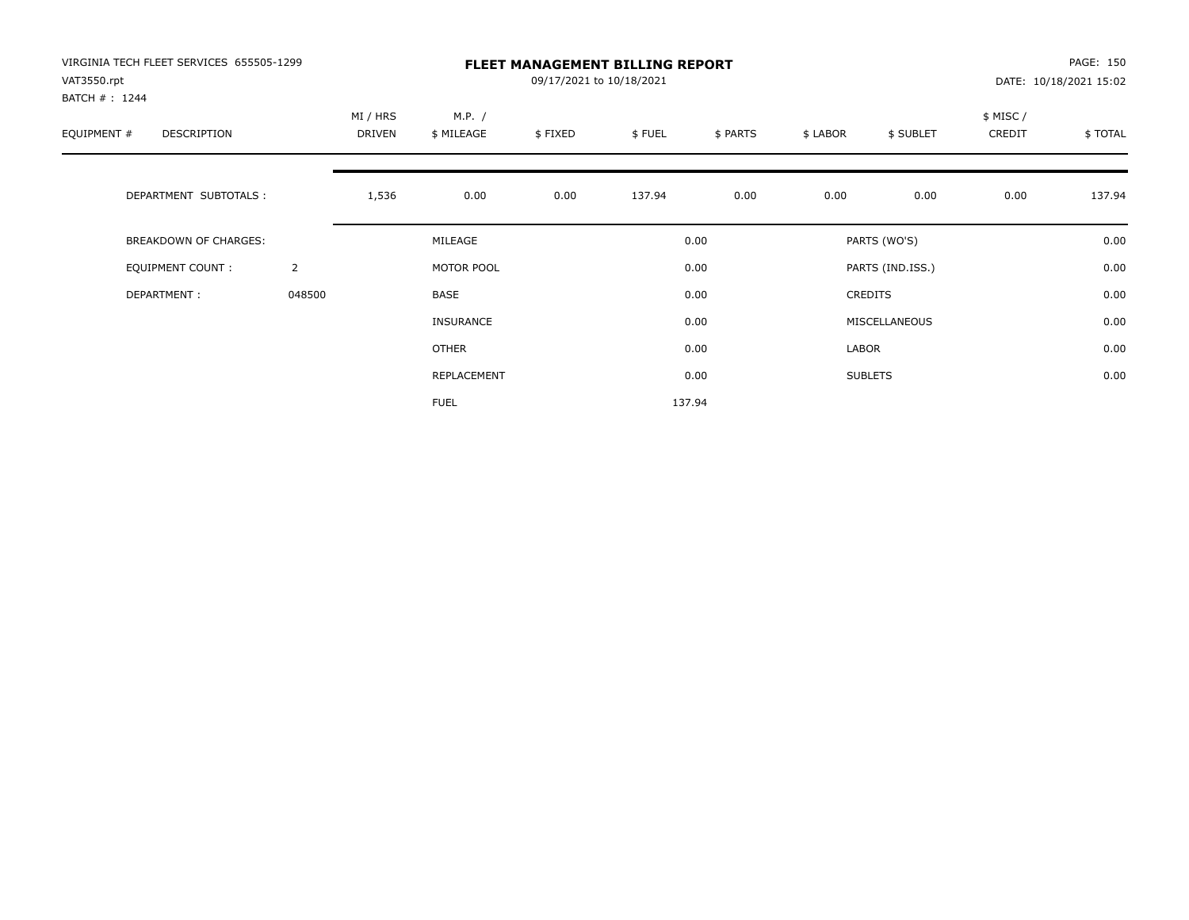VIRGINIA TECH FLEET SERVICES 655505-1299
VAT3550.rpt
BATCH # : 1244

# FLEET MANAGEMENT BILLING REPORT

09/17/2021 to 10/18/2021

PAGE: 150
DATE: 10/18/2021 15:02

| EQUIPMENT # | DESCRIPTION | MI / HRS DRIVEN | M.P. / $ MILEAGE | $ FIXED | $ FUEL | $ PARTS | $ LABOR | $ SUBLET | $ MISC / CREDIT | $ TOTAL |
|---|---|---|---|---|---|---|---|---|---|---|
| | DEPARTMENT SUBTOTALS : | 1,536 | 0.00 | 0.00 | 137.94 | 0.00 | 0.00 | 0.00 | 0.00 | 137.94 |

| | | | | | |
|---|---|---|---|---|---|
| BREAKDOWN OF CHARGES: | | MILEAGE | 0.00 | PARTS (WO'S) | 0.00 |
| EQUIPMENT COUNT : | 2 | MOTOR POOL | 0.00 | PARTS (IND.ISS.) | 0.00 |
| DEPARTMENT : | 048500 | BASE | 0.00 | CREDITS | 0.00 |
| | | INSURANCE | 0.00 | MISCELLANEOUS | 0.00 |
| | | OTHER | 0.00 | LABOR | 0.00 |
| | | REPLACEMENT | 0.00 | SUBLETS | 0.00 |
| | | FUEL | 137.94 | | |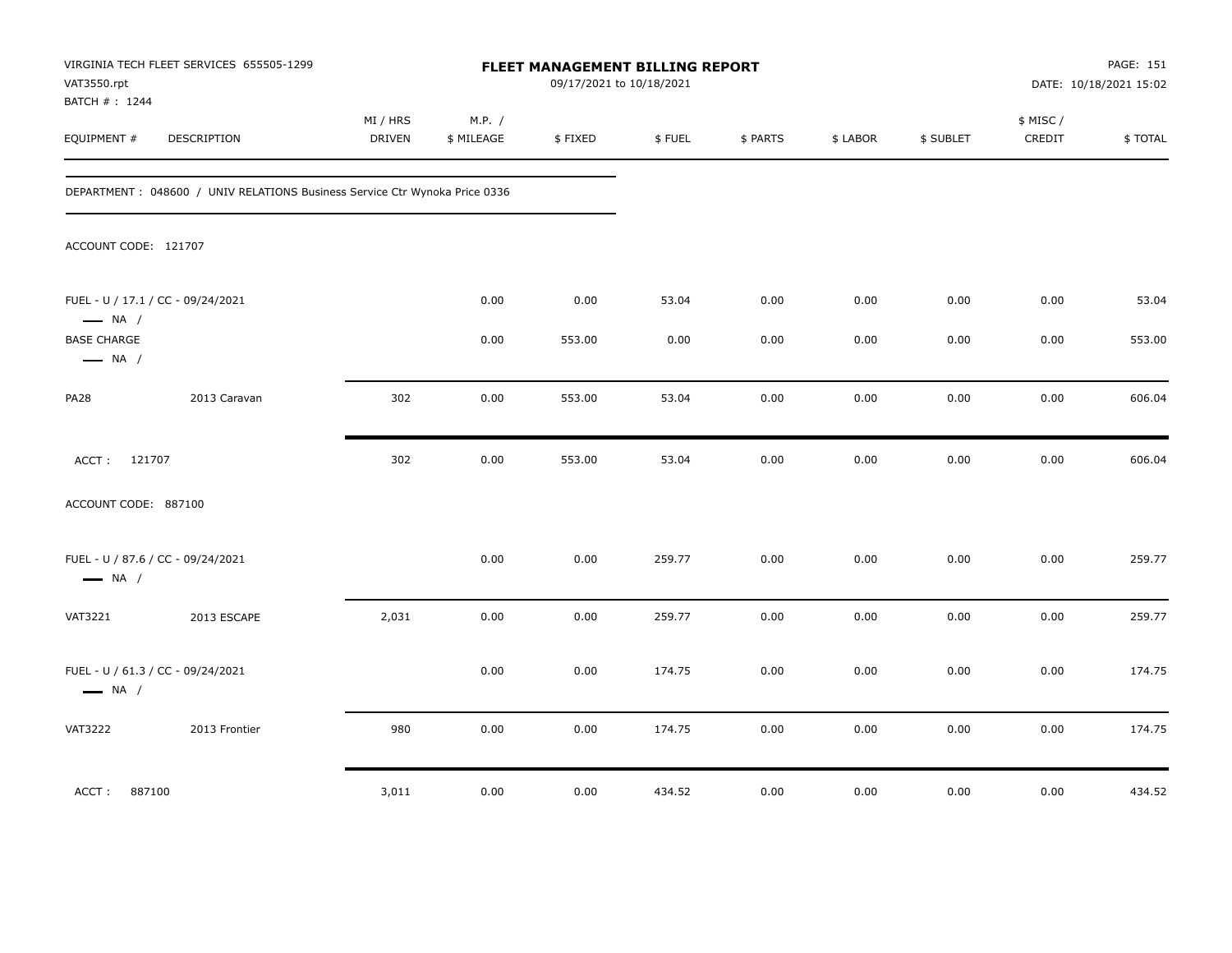VIRGINIA TECH FLEET SERVICES 655505-1299
VAT3550.rpt
BATCH # : 1244

**FLEET MANAGEMENT BILLING REPORT**
09/17/2021 to 10/18/2021

DATE: 10/18/2021 15:02

| EQUIPMENT # | DESCRIPTION | MI / HRS DRIVEN | M.P. / $ MILEAGE | $ FIXED | $ FUEL | $ PARTS | $ LABOR | $ SUBLET | $ MISC / CREDIT | $ TOTAL |
|---|---|---|---|---|---|---|---|---|---|---|

DEPARTMENT : 048600 / UNIV RELATIONS Business Service Ctr Wynoka Price 0336

ACCOUNT CODE: 121707

| EQUIPMENT # | DESCRIPTION | MI / HRS DRIVEN | M.P. / $ MILEAGE | $ FIXED | $ FUEL | $ PARTS | $ LABOR | $ SUBLET | $ MISC / CREDIT | $ TOTAL |
|---|---|---|---|---|---|---|---|---|---|---|
| FUEL - U / 17.1 / CC - 09/24/2021 — NA / | | | 0.00 | 0.00 | 53.04 | 0.00 | 0.00 | 0.00 | 0.00 | 53.04 |
| BASE CHARGE — NA / | | | 0.00 | 553.00 | 0.00 | 0.00 | 0.00 | 0.00 | 0.00 | 553.00 |
| PA28 | 2013 Caravan | 302 | 0.00 | 553.00 | 53.04 | 0.00 | 0.00 | 0.00 | 0.00 | 606.04 |
| ACCT : 121707 | | 302 | 0.00 | 553.00 | 53.04 | 0.00 | 0.00 | 0.00 | 0.00 | 606.04 |

ACCOUNT CODE: 887100

| EQUIPMENT # | DESCRIPTION | MI / HRS DRIVEN | M.P. / $ MILEAGE | $ FIXED | $ FUEL | $ PARTS | $ LABOR | $ SUBLET | $ MISC / CREDIT | $ TOTAL |
|---|---|---|---|---|---|---|---|---|---|---|
| FUEL - U / 87.6 / CC - 09/24/2021 — NA / | | | 0.00 | 0.00 | 259.77 | 0.00 | 0.00 | 0.00 | 0.00 | 259.77 |
| VAT3221 | 2013 ESCAPE | 2,031 | 0.00 | 0.00 | 259.77 | 0.00 | 0.00 | 0.00 | 0.00 | 259.77 |
| FUEL - U / 61.3 / CC - 09/24/2021 — NA / | | | 0.00 | 0.00 | 174.75 | 0.00 | 0.00 | 0.00 | 0.00 | 174.75 |
| VAT3222 | 2013 Frontier | 980 | 0.00 | 0.00 | 174.75 | 0.00 | 0.00 | 0.00 | 0.00 | 174.75 |
| ACCT : 887100 | | 3,011 | 0.00 | 0.00 | 434.52 | 0.00 | 0.00 | 0.00 | 0.00 | 434.52 |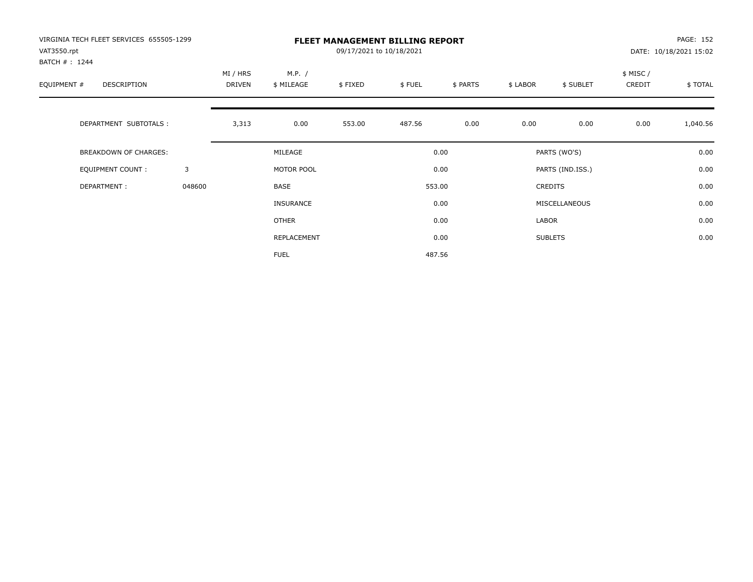VIRGINIA TECH FLEET SERVICES 655505-1299
VAT3550.rpt
BATCH # : 1244

# FLEET MANAGEMENT BILLING REPORT

09/17/2021 to 10/18/2021

DATE: 10/18/2021 15:02

| EQUIPMENT # | DESCRIPTION | MI / HRS DRIVEN | M.P. / $ MILEAGE | $ FIXED | $ FUEL | $ PARTS | $ LABOR | $ SUBLET | $ MISC / CREDIT | $ TOTAL |
|---|---|---|---|---|---|---|---|---|---|---|
| | DEPARTMENT SUBTOTALS : | 3,313 | 0.00 | 553.00 | 487.56 | 0.00 | 0.00 | 0.00 | 0.00 | 1,040.56 |

| BREAKDOWN OF CHARGES: | | | | | |
|---|---|---|---|---|---|
| EQUIPMENT COUNT : | 3 | MILEAGE | 0.00 | PARTS (WO'S) | 0.00 |
| DEPARTMENT : | 048600 | MOTOR POOL | 0.00 | PARTS (IND.ISS.) | 0.00 |
| | | BASE | 553.00 | CREDITS | 0.00 |
| | | INSURANCE | 0.00 | MISCELLANEOUS | 0.00 |
| | | OTHER | 0.00 | LABOR | 0.00 |
| | | REPLACEMENT | 0.00 | SUBLETS | 0.00 |
| | | FUEL | 487.56 | | |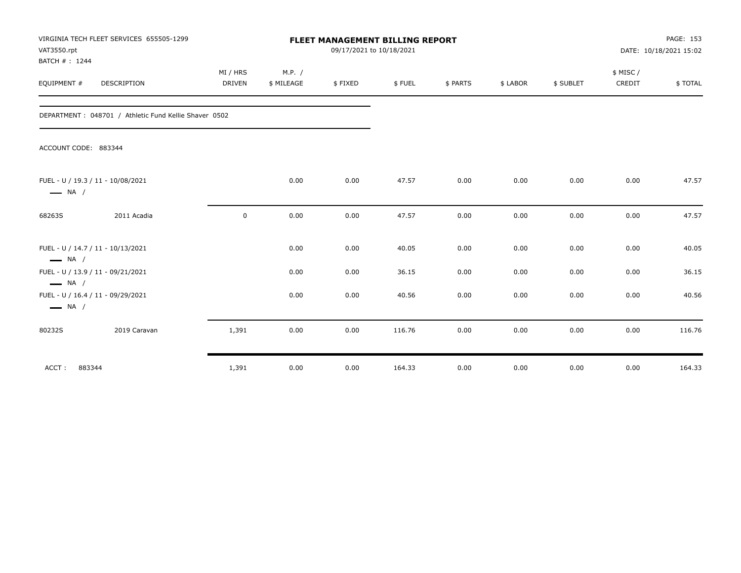VIRGINIA TECH FLEET SERVICES 655505-1299
VAT3550.rpt
BATCH # : 1244

# FLEET MANAGEMENT BILLING REPORT

09/17/2021 to 10/18/2021

PAGE: 153
DATE: 10/18/2021 15:02

| EQUIPMENT # | DESCRIPTION | MI / HRS DRIVEN | M.P. / $ MILEAGE | $ FIXED | $ FUEL | $ PARTS | $ LABOR | $ SUBLET | $ MISC / CREDIT | $ TOTAL |
|---|---|---|---|---|---|---|---|---|---|---|
| DEPARTMENT : 048701 / Athletic Fund Kellie Shaver 0502 | | | | | | | | | | |
| ACCOUNT CODE: 883344 | | | | | | | | | | |
| FUEL - U / 19.3 / 11 - 10/08/2021 — NA / | | | 0.00 | 0.00 | 47.57 | 0.00 | 0.00 | 0.00 | 0.00 | 47.57 |
| 68263S | 2011 Acadia | 0 | 0.00 | 0.00 | 47.57 | 0.00 | 0.00 | 0.00 | 0.00 | 47.57 |
| FUEL - U / 14.7 / 11 - 10/13/2021 — NA / | | | 0.00 | 0.00 | 40.05 | 0.00 | 0.00 | 0.00 | 0.00 | 40.05 |
| FUEL - U / 13.9 / 11 - 09/21/2021 — NA / | | | 0.00 | 0.00 | 36.15 | 0.00 | 0.00 | 0.00 | 0.00 | 36.15 |
| FUEL - U / 16.4 / 11 - 09/29/2021 — NA / | | | 0.00 | 0.00 | 40.56 | 0.00 | 0.00 | 0.00 | 0.00 | 40.56 |
| 80232S | 2019 Caravan | 1,391 | 0.00 | 0.00 | 116.76 | 0.00 | 0.00 | 0.00 | 0.00 | 116.76 |
| ACCT : 883344 | | 1,391 | 0.00 | 0.00 | 164.33 | 0.00 | 0.00 | 0.00 | 0.00 | 164.33 |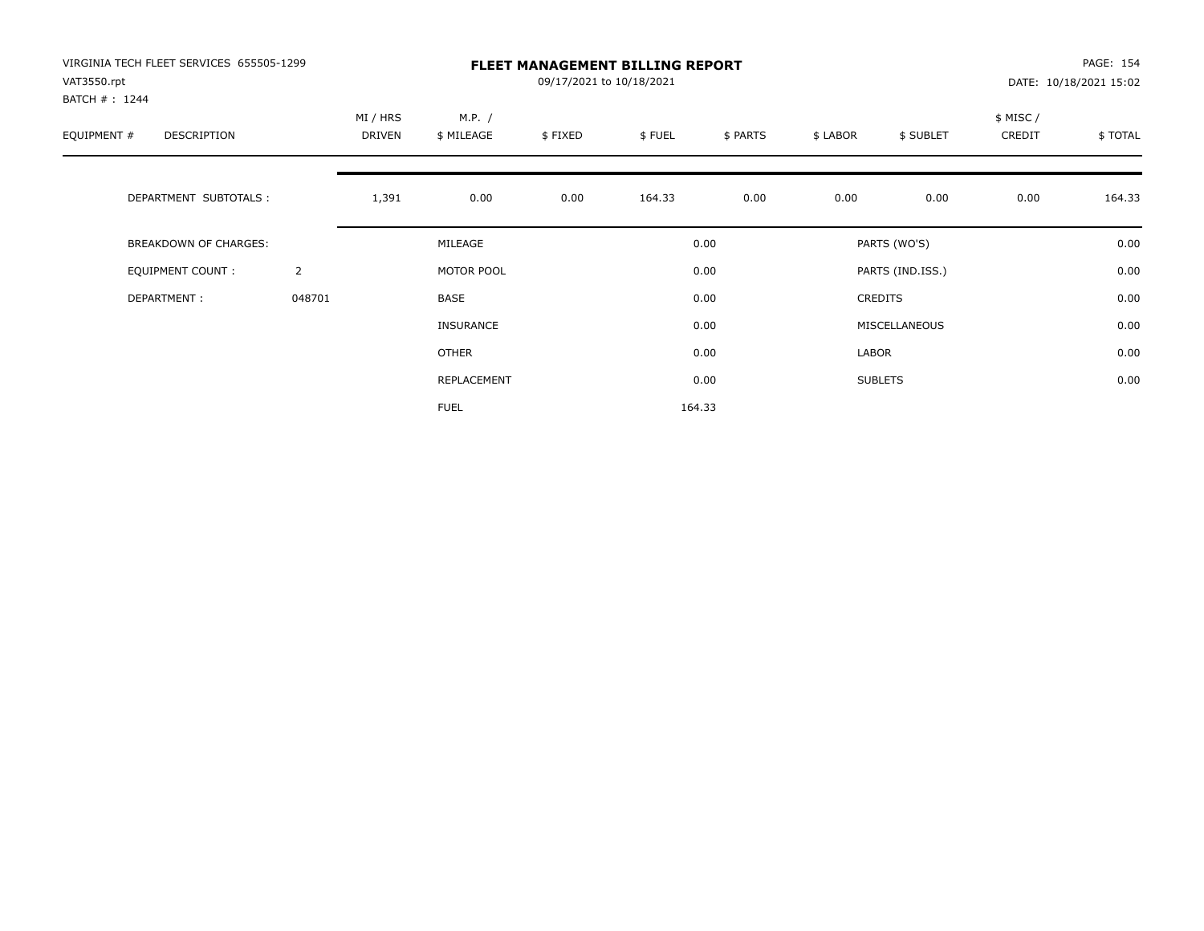VIRGINIA TECH FLEET SERVICES 655505-1299
VAT3550.rpt
BATCH # : 1244

# FLEET MANAGEMENT BILLING REPORT

09/17/2021 to 10/18/2021

PAGE: 154
DATE: 10/18/2021 15:02

| EQUIPMENT # | DESCRIPTION | MI / HRS DRIVEN | M.P. / $ MILEAGE | $ FIXED | $ FUEL | $ PARTS | $ LABOR | $ SUBLET | $ MISC / CREDIT | $ TOTAL |
|---|---|---|---|---|---|---|---|---|---|---|
| | DEPARTMENT SUBTOTALS : | 1,391 | 0.00 | 0.00 | 164.33 | 0.00 | 0.00 | 0.00 | 0.00 | 164.33 |

| | | | | | |
|---|---|---|---|---|---|
| BREAKDOWN OF CHARGES: | | MILEAGE | 0.00 | PARTS (WO'S) | 0.00 |
| EQUIPMENT COUNT : | 2 | MOTOR POOL | 0.00 | PARTS (IND.ISS.) | 0.00 |
| DEPARTMENT : | 048701 | BASE | 0.00 | CREDITS | 0.00 |
| | | INSURANCE | 0.00 | MISCELLANEOUS | 0.00 |
| | | OTHER | 0.00 | LABOR | 0.00 |
| | | REPLACEMENT | 0.00 | SUBLETS | 0.00 |
| | | FUEL | 164.33 | | |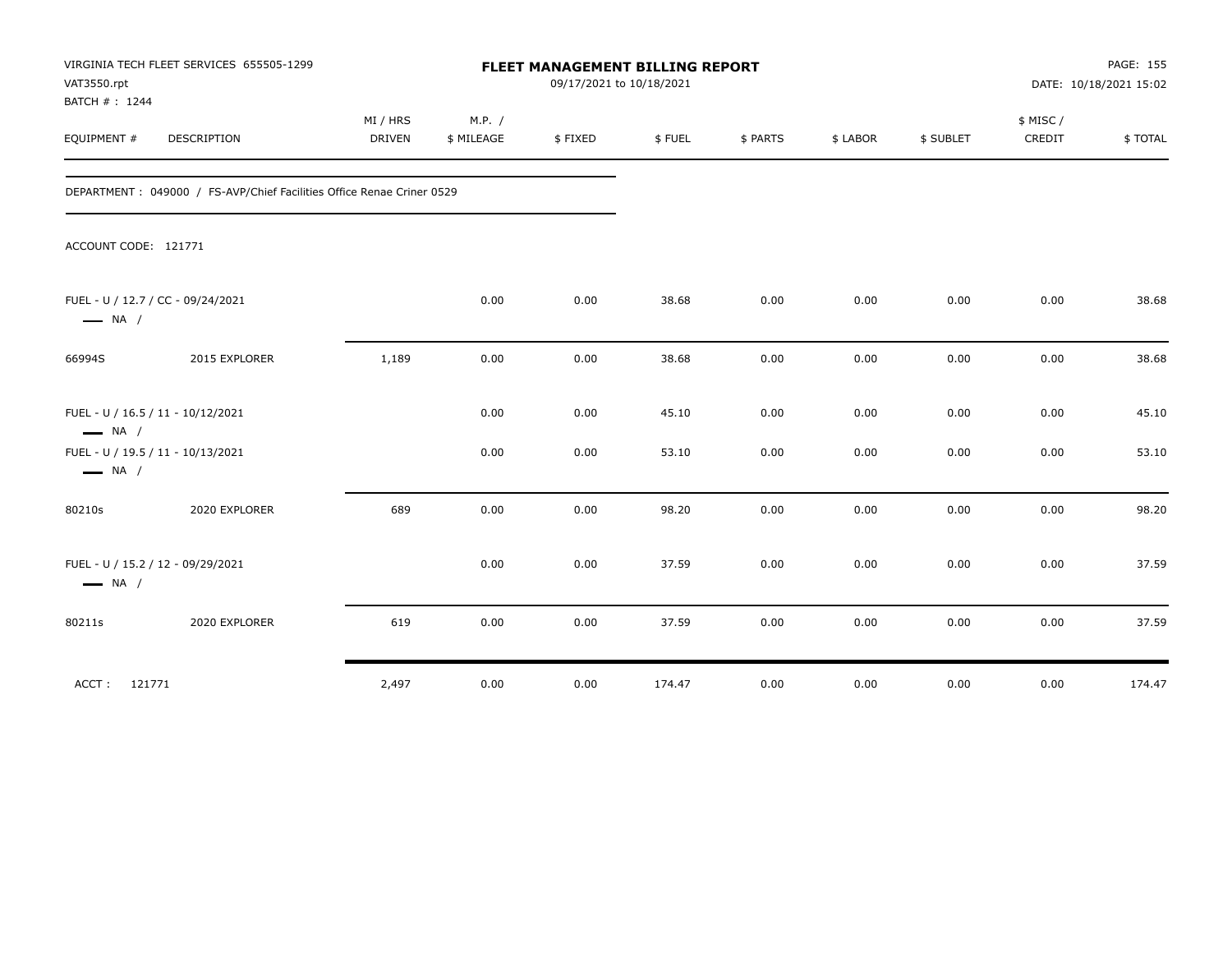VIRGINIA TECH FLEET SERVICES 655505-1299
VAT3550.rpt
BATCH #: 1244

# FLEET MANAGEMENT BILLING REPORT

09/17/2021 to 10/18/2021

PAGE: 155
DATE: 10/18/2021 15:02

DEPARTMENT : 049000 / FS-AVP/Chief Facilities Office Renae Criner 0529

ACCOUNT CODE: 121771

| EQUIPMENT # | DESCRIPTION | MI / HRS DRIVEN | M.P. / $ MILEAGE | $ FIXED | $ FUEL | $ PARTS | $ LABOR | $ SUBLET | $ MISC / CREDIT | $ TOTAL |
|---|---|---|---|---|---|---|---|---|---|---|
| FUEL - U / 12.7 / CC - 09/24/2021 — NA / | | | 0.00 | 0.00 | 38.68 | 0.00 | 0.00 | 0.00 | 0.00 | 38.68 |
| 66994S | 2015 EXPLORER | 1,189 | 0.00 | 0.00 | 38.68 | 0.00 | 0.00 | 0.00 | 0.00 | 38.68 |
| FUEL - U / 16.5 / 11 - 10/12/2021 — NA / | | | 0.00 | 0.00 | 45.10 | 0.00 | 0.00 | 0.00 | 0.00 | 45.10 |
| FUEL - U / 19.5 / 11 - 10/13/2021 — NA / | | | 0.00 | 0.00 | 53.10 | 0.00 | 0.00 | 0.00 | 0.00 | 53.10 |
| 80210s | 2020 EXPLORER | 689 | 0.00 | 0.00 | 98.20 | 0.00 | 0.00 | 0.00 | 0.00 | 98.20 |
| FUEL - U / 15.2 / 12 - 09/29/2021 — NA / | | | 0.00 | 0.00 | 37.59 | 0.00 | 0.00 | 0.00 | 0.00 | 37.59 |
| 80211s | 2020 EXPLORER | 619 | 0.00 | 0.00 | 37.59 | 0.00 | 0.00 | 0.00 | 0.00 | 37.59 |
| ACCT : 121771 | | 2,497 | 0.00 | 0.00 | 174.47 | 0.00 | 0.00 | 0.00 | 0.00 | 174.47 |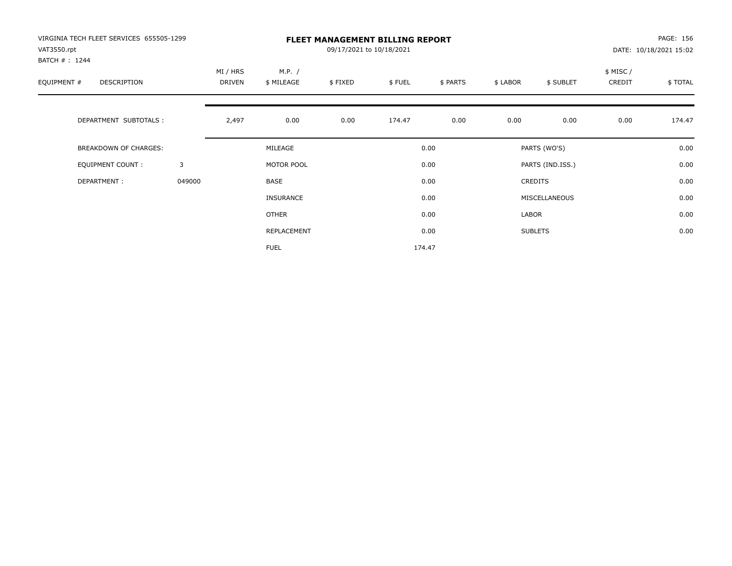VIRGINIA TECH FLEET SERVICES 655505-1299
VAT3550.rpt
BATCH # : 1244

# FLEET MANAGEMENT BILLING REPORT

09/17/2021 to 10/18/2021

PAGE: 156
DATE: 10/18/2021 15:02

| EQUIPMENT # | DESCRIPTION | MI / HRS DRIVEN | M.P. / $ MILEAGE | $ FIXED | $ FUEL | $ PARTS | $ LABOR | $ SUBLET | $ MISC / CREDIT | $ TOTAL |
|---|---|---|---|---|---|---|---|---|---|---|
| | DEPARTMENT SUBTOTALS : | 2,497 | 0.00 | 0.00 | 174.47 | 0.00 | 0.00 | 0.00 | 0.00 | 174.47 |

| | | | | | |
|---|---|---|---|---|---|
| BREAKDOWN OF CHARGES: | | MILEAGE | 0.00 | PARTS (WO'S) | 0.00 |
| EQUIPMENT COUNT : | 3 | MOTOR POOL | 0.00 | PARTS (IND.ISS.) | 0.00 |
| DEPARTMENT : | 049000 | BASE | 0.00 | CREDITS | 0.00 |
| | | INSURANCE | 0.00 | MISCELLANEOUS | 0.00 |
| | | OTHER | 0.00 | LABOR | 0.00 |
| | | REPLACEMENT | 0.00 | SUBLETS | 0.00 |
| | | FUEL | 174.47 | | |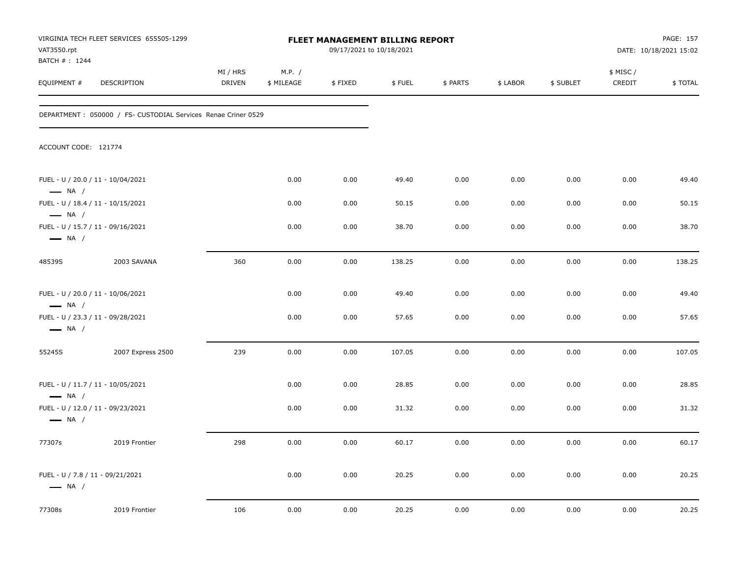VIRGINIA TECH FLEET SERVICES 655505-1299
VAT3550.rpt
BATCH # : 1244

**FLEET MANAGEMENT BILLING REPORT**
09/17/2021 to 10/18/2021

DATE: 10/18/2021 15:02

| EQUIPMENT # | DESCRIPTION | MI / HRS DRIVEN | M.P. / $ MILEAGE | $ FIXED | $ FUEL | $ PARTS | $ LABOR | $ SUBLET | $ MISC / CREDIT | $ TOTAL |
|---|---|---|---|---|---|---|---|---|---|---|

DEPARTMENT : 050000 / FS- CUSTODIAL Services Renae Criner 0529

ACCOUNT CODE: 121774

| EQUIPMENT # | DESCRIPTION | MI / HRS DRIVEN | M.P. / $ MILEAGE | $ FIXED | $ FUEL | $ PARTS | $ LABOR | $ SUBLET | $ MISC / CREDIT | $ TOTAL |
|---|---|---|---|---|---|---|---|---|---|---|
| FUEL - U / 20.0 / 11 - 10/04/2021 — NA / | | | 0.00 | 0.00 | 49.40 | 0.00 | 0.00 | 0.00 | 0.00 | 49.40 |
| FUEL - U / 18.4 / 11 - 10/15/2021 — NA / | | | 0.00 | 0.00 | 50.15 | 0.00 | 0.00 | 0.00 | 0.00 | 50.15 |
| FUEL - U / 15.7 / 11 - 09/16/2021 — NA / | | | 0.00 | 0.00 | 38.70 | 0.00 | 0.00 | 0.00 | 0.00 | 38.70 |
| 48539S | 2003 SAVANA | 360 | 0.00 | 0.00 | 138.25 | 0.00 | 0.00 | 0.00 | 0.00 | 138.25 |
| FUEL - U / 20.0 / 11 - 10/06/2021 — NA / | | | 0.00 | 0.00 | 49.40 | 0.00 | 0.00 | 0.00 | 0.00 | 49.40 |
| FUEL - U / 23.3 / 11 - 09/28/2021 — NA / | | | 0.00 | 0.00 | 57.65 | 0.00 | 0.00 | 0.00 | 0.00 | 57.65 |
| 55245S | 2007 Express 2500 | 239 | 0.00 | 0.00 | 107.05 | 0.00 | 0.00 | 0.00 | 0.00 | 107.05 |
| FUEL - U / 11.7 / 11 - 10/05/2021 — NA / | | | 0.00 | 0.00 | 28.85 | 0.00 | 0.00 | 0.00 | 0.00 | 28.85 |
| FUEL - U / 12.0 / 11 - 09/23/2021 — NA / | | | 0.00 | 0.00 | 31.32 | 0.00 | 0.00 | 0.00 | 0.00 | 31.32 |
| 77307s | 2019 Frontier | 298 | 0.00 | 0.00 | 60.17 | 0.00 | 0.00 | 0.00 | 0.00 | 60.17 |
| FUEL - U / 7.8 / 11 - 09/21/2021 — NA / | | | 0.00 | 0.00 | 20.25 | 0.00 | 0.00 | 0.00 | 0.00 | 20.25 |
| 77308s | 2019 Frontier | 106 | 0.00 | 0.00 | 20.25 | 0.00 | 0.00 | 0.00 | 0.00 | 20.25 |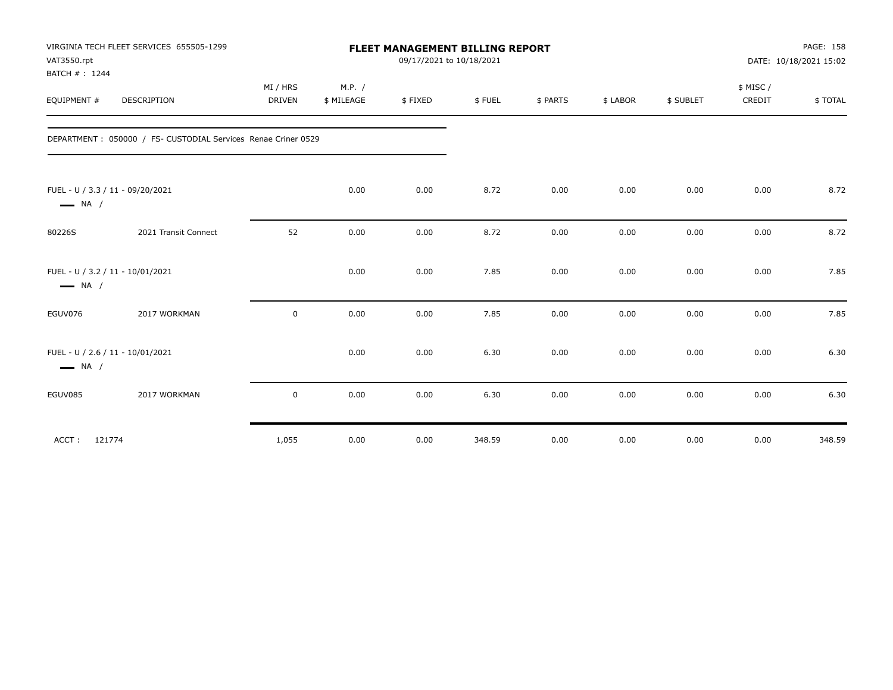VIRGINIA TECH FLEET SERVICES 655505-1299
VAT3550.rpt
BATCH # : 1244

# FLEET MANAGEMENT BILLING REPORT

09/17/2021 to 10/18/2021

DATE: 10/18/2021 15:02

| EQUIPMENT # | DESCRIPTION | MI / HRS DRIVEN | M.P. / $ MILEAGE | $ FIXED | $ FUEL | $ PARTS | $ LABOR | $ SUBLET | $ MISC / CREDIT | $ TOTAL |
|---|---|---|---|---|---|---|---|---|---|---|
| DEPARTMENT : 050000 / FS- CUSTODIAL Services Renae Criner 0529 | | | | | | | | | | |
| FUEL - U / 3.3 / 11 - 09/20/2021 — NA / | | | 0.00 | 0.00 | 8.72 | 0.00 | 0.00 | 0.00 | 0.00 | 8.72 |
| 80226S | 2021 Transit Connect | 52 | 0.00 | 0.00 | 8.72 | 0.00 | 0.00 | 0.00 | 0.00 | 8.72 |
| FUEL - U / 3.2 / 11 - 10/01/2021 — NA / | | | 0.00 | 0.00 | 7.85 | 0.00 | 0.00 | 0.00 | 0.00 | 7.85 |
| EGUV076 | 2017 WORKMAN | 0 | 0.00 | 0.00 | 7.85 | 0.00 | 0.00 | 0.00 | 0.00 | 7.85 |
| FUEL - U / 2.6 / 11 - 10/01/2021 — NA / | | | 0.00 | 0.00 | 6.30 | 0.00 | 0.00 | 0.00 | 0.00 | 6.30 |
| EGUV085 | 2017 WORKMAN | 0 | 0.00 | 0.00 | 6.30 | 0.00 | 0.00 | 0.00 | 0.00 | 6.30 |
| ACCT : 121774 | | 1,055 | 0.00 | 0.00 | 348.59 | 0.00 | 0.00 | 0.00 | 0.00 | 348.59 |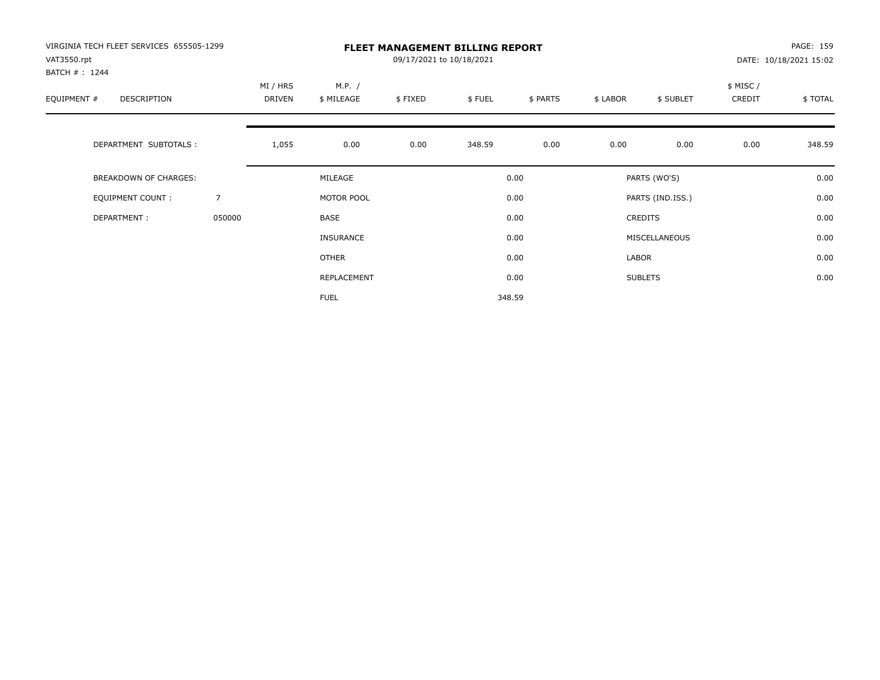VIRGINIA TECH FLEET SERVICES 655505-1299
VAT3550.rpt
BATCH # : 1244

# FLEET MANAGEMENT BILLING REPORT

09/17/2021 to 10/18/2021

PAGE: 159
DATE: 10/18/2021 15:02

| EQUIPMENT # | DESCRIPTION | MI / HRS DRIVEN | M.P. / $ MILEAGE | $ FIXED | $ FUEL | $ PARTS | $ LABOR | $ SUBLET | $ MISC / CREDIT | $ TOTAL |
|---|---|---|---|---|---|---|---|---|---|---|
| | DEPARTMENT SUBTOTALS : | 1,055 | 0.00 | 0.00 | 348.59 | 0.00 | 0.00 | 0.00 | 0.00 | 348.59 |

| | | | | | |
|---|---|---|---|---|---|
| BREAKDOWN OF CHARGES: | | MILEAGE | 0.00 | PARTS (WO'S) | 0.00 |
| EQUIPMENT COUNT : | 7 | MOTOR POOL | 0.00 | PARTS (IND.ISS.) | 0.00 |
| DEPARTMENT : | 050000 | BASE | 0.00 | CREDITS | 0.00 |
| | | INSURANCE | 0.00 | MISCELLANEOUS | 0.00 |
| | | OTHER | 0.00 | LABOR | 0.00 |
| | | REPLACEMENT | 0.00 | SUBLETS | 0.00 |
| | | FUEL | 348.59 | | |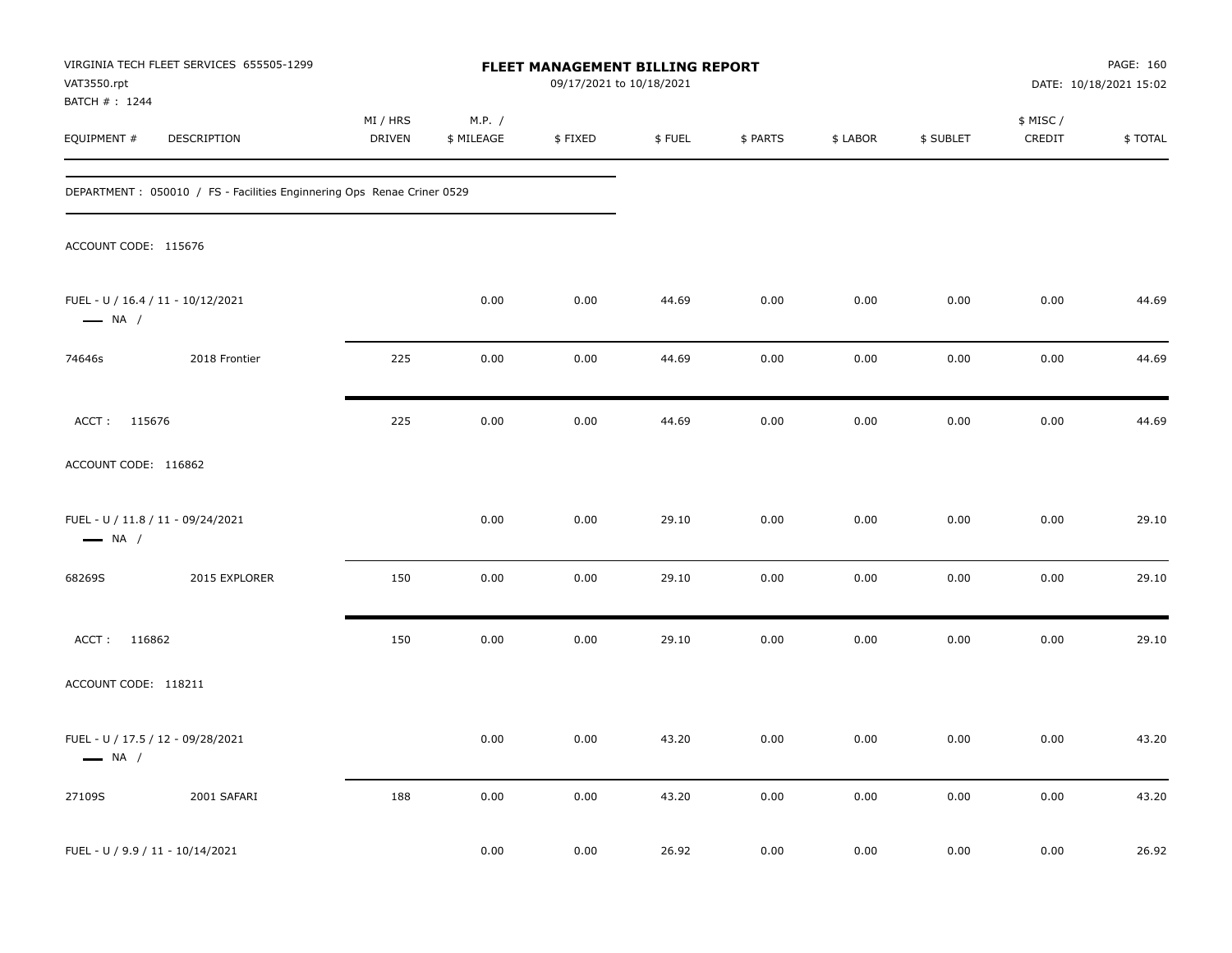VIRGINIA TECH FLEET SERVICES 655505-1299
VAT3550.rpt
BATCH # : 1244

# FLEET MANAGEMENT BILLING REPORT

09/17/2021 to 10/18/2021

DATE: 10/18/2021 15:02

| EQUIPMENT # | DESCRIPTION | MI / HRS DRIVEN | M.P. / $ MILEAGE | $ FIXED | $ FUEL | $ PARTS | $ LABOR | $ SUBLET | $ MISC / CREDIT | $ TOTAL |
|---|---|---|---|---|---|---|---|---|---|---|
| DEPARTMENT : 050010 / FS - Facilities Enginnering Ops Renae Criner 0529 | | | | | | | | | | |
| ACCOUNT CODE: 115676 | | | | | | | | | | |
| FUEL - U / 16.4 / 11 - 10/12/2021 — NA / | | | 0.00 | 0.00 | 44.69 | 0.00 | 0.00 | 0.00 | 0.00 | 44.69 |
| 74646s | 2018 Frontier | 225 | 0.00 | 0.00 | 44.69 | 0.00 | 0.00 | 0.00 | 0.00 | 44.69 |
| ACCT : 115676 | | 225 | 0.00 | 0.00 | 44.69 | 0.00 | 0.00 | 0.00 | 0.00 | 44.69 |
| ACCOUNT CODE: 116862 | | | | | | | | | | |
| FUEL - U / 11.8 / 11 - 09/24/2021 — NA / | | | 0.00 | 0.00 | 29.10 | 0.00 | 0.00 | 0.00 | 0.00 | 29.10 |
| 68269S | 2015 EXPLORER | 150 | 0.00 | 0.00 | 29.10 | 0.00 | 0.00 | 0.00 | 0.00 | 29.10 |
| ACCT : 116862 | | 150 | 0.00 | 0.00 | 29.10 | 0.00 | 0.00 | 0.00 | 0.00 | 29.10 |
| ACCOUNT CODE: 118211 | | | | | | | | | | |
| FUEL - U / 17.5 / 12 - 09/28/2021 — NA / | | | 0.00 | 0.00 | 43.20 | 0.00 | 0.00 | 0.00 | 0.00 | 43.20 |
| 27109S | 2001 SAFARI | 188 | 0.00 | 0.00 | 43.20 | 0.00 | 0.00 | 0.00 | 0.00 | 43.20 |
| FUEL - U / 9.9 / 11 - 10/14/2021 | | | 0.00 | 0.00 | 26.92 | 0.00 | 0.00 | 0.00 | 0.00 | 26.92 |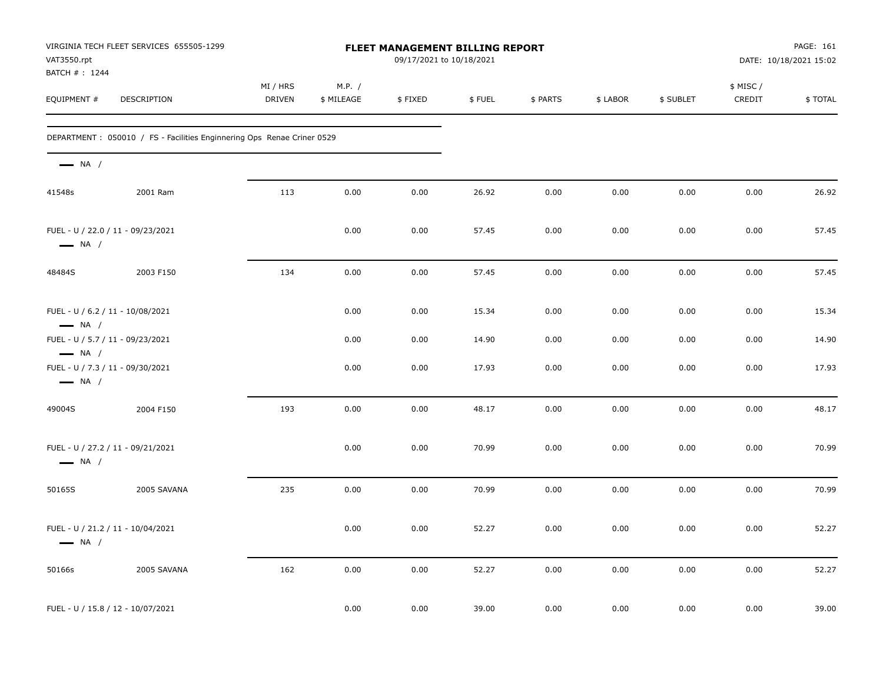VIRGINIA TECH FLEET SERVICES 655505-1299
VAT3550.rpt
BATCH # : 1244

# FLEET MANAGEMENT BILLING REPORT

09/17/2021 to 10/18/2021

PAGE: 161
DATE: 10/18/2021 15:02

| EQUIPMENT # | DESCRIPTION | MI / HRS DRIVEN | M.P. / $ MILEAGE | $ FIXED | $ FUEL | $ PARTS | $ LABOR | $ SUBLET | $ MISC / CREDIT | $ TOTAL |
|---|---|---|---|---|---|---|---|---|---|---|
| DEPARTMENT : 050010 / FS - Facilities Enginnering Ops Renae Criner 0529 | | | | | | | | | | |
| — NA / | | | | | | | | | | |
| 41548s | 2001 Ram | 113 | 0.00 | 0.00 | 26.92 | 0.00 | 0.00 | 0.00 | 0.00 | 26.92 |
| FUEL - U / 22.0 / 11 - 09/23/2021 | | | 0.00 | 0.00 | 57.45 | 0.00 | 0.00 | 0.00 | 0.00 | 57.45 |
| — NA / | | | | | | | | | | |
| 48484S | 2003 F150 | 134 | 0.00 | 0.00 | 57.45 | 0.00 | 0.00 | 0.00 | 0.00 | 57.45 |
| FUEL - U / 6.2 / 11 - 10/08/2021 | | | 0.00 | 0.00 | 15.34 | 0.00 | 0.00 | 0.00 | 0.00 | 15.34 |
| — NA / | | | | | | | | | | |
| FUEL - U / 5.7 / 11 - 09/23/2021 | | | 0.00 | 0.00 | 14.90 | 0.00 | 0.00 | 0.00 | 0.00 | 14.90 |
| — NA / | | | | | | | | | | |
| FUEL - U / 7.3 / 11 - 09/30/2021 | | | 0.00 | 0.00 | 17.93 | 0.00 | 0.00 | 0.00 | 0.00 | 17.93 |
| — NA / | | | | | | | | | | |
| 49004S | 2004 F150 | 193 | 0.00 | 0.00 | 48.17 | 0.00 | 0.00 | 0.00 | 0.00 | 48.17 |
| FUEL - U / 27.2 / 11 - 09/21/2021 | | | 0.00 | 0.00 | 70.99 | 0.00 | 0.00 | 0.00 | 0.00 | 70.99 |
| — NA / | | | | | | | | | | |
| 50165S | 2005 SAVANA | 235 | 0.00 | 0.00 | 70.99 | 0.00 | 0.00 | 0.00 | 0.00 | 70.99 |
| FUEL - U / 21.2 / 11 - 10/04/2021 | | | 0.00 | 0.00 | 52.27 | 0.00 | 0.00 | 0.00 | 0.00 | 52.27 |
| — NA / | | | | | | | | | | |
| 50166s | 2005 SAVANA | 162 | 0.00 | 0.00 | 52.27 | 0.00 | 0.00 | 0.00 | 0.00 | 52.27 |
| FUEL - U / 15.8 / 12 - 10/07/2021 | | | 0.00 | 0.00 | 39.00 | 0.00 | 0.00 | 0.00 | 0.00 | 39.00 |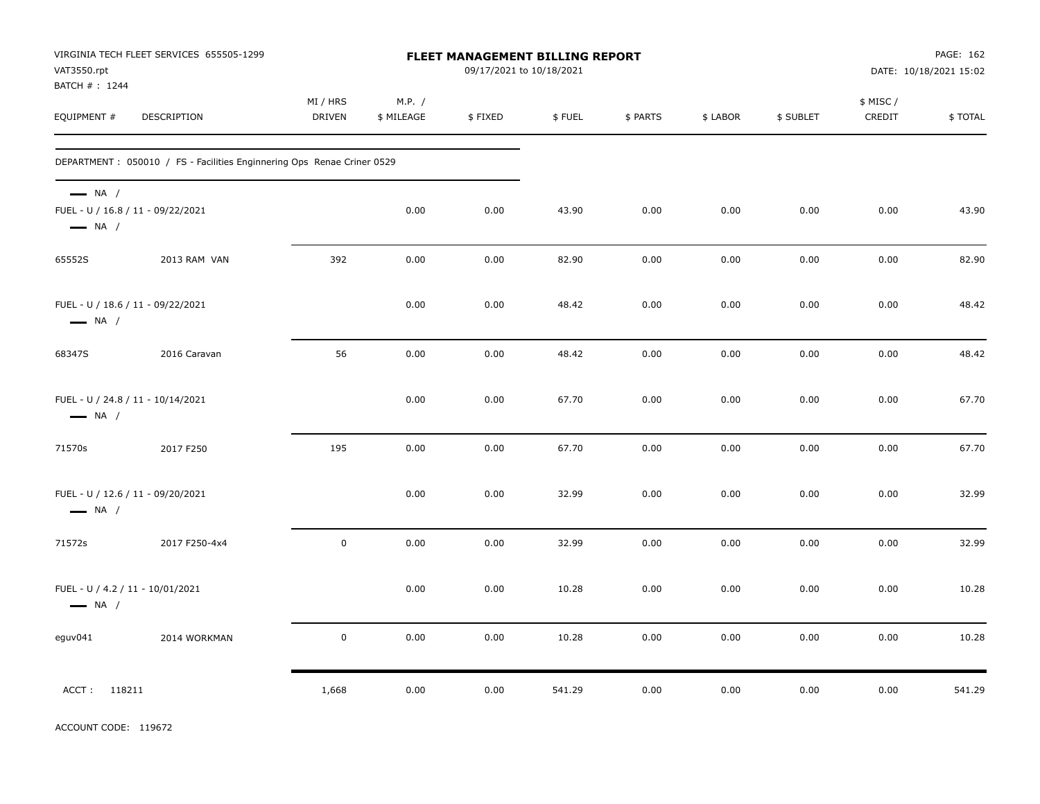VIRGINIA TECH FLEET SERVICES 655505-1299
VAT3550.rpt
BATCH # : 1244

# FLEET MANAGEMENT BILLING REPORT

09/17/2021 to 10/18/2021

PAGE: 162
DATE: 10/18/2021 15:02

| EQUIPMENT # | DESCRIPTION | MI / HRS DRIVEN | M.P. / $ MILEAGE | $ FIXED | $ FUEL | $ PARTS | $ LABOR | $ SUBLET | $ MISC / CREDIT | $ TOTAL |
|---|---|---|---|---|---|---|---|---|---|---|
| DEPARTMENT : 050010 / FS - Facilities Enginnering Ops Renae Criner 0529 | | | | | | | | | | |
| — NA / FUEL - U / 16.8 / 11 - 09/22/2021 — NA / | | | 0.00 | 0.00 | 43.90 | 0.00 | 0.00 | 0.00 | 0.00 | 43.90 |
| 65552S | 2013 RAM VAN | 392 | 0.00 | 0.00 | 82.90 | 0.00 | 0.00 | 0.00 | 0.00 | 82.90 |
| FUEL - U / 18.6 / 11 - 09/22/2021 — NA / | | | 0.00 | 0.00 | 48.42 | 0.00 | 0.00 | 0.00 | 0.00 | 48.42 |
| 68347S | 2016 Caravan | 56 | 0.00 | 0.00 | 48.42 | 0.00 | 0.00 | 0.00 | 0.00 | 48.42 |
| FUEL - U / 24.8 / 11 - 10/14/2021 — NA / | | | 0.00 | 0.00 | 67.70 | 0.00 | 0.00 | 0.00 | 0.00 | 67.70 |
| 71570s | 2017 F250 | 195 | 0.00 | 0.00 | 67.70 | 0.00 | 0.00 | 0.00 | 0.00 | 67.70 |
| FUEL - U / 12.6 / 11 - 09/20/2021 — NA / | | | 0.00 | 0.00 | 32.99 | 0.00 | 0.00 | 0.00 | 0.00 | 32.99 |
| 71572s | 2017 F250-4x4 | 0 | 0.00 | 0.00 | 32.99 | 0.00 | 0.00 | 0.00 | 0.00 | 32.99 |
| FUEL - U / 4.2 / 11 - 10/01/2021 — NA / | | | 0.00 | 0.00 | 10.28 | 0.00 | 0.00 | 0.00 | 0.00 | 10.28 |
| eguv041 | 2014 WORKMAN | 0 | 0.00 | 0.00 | 10.28 | 0.00 | 0.00 | 0.00 | 0.00 | 10.28 |
| ACCT : 118211 | | 1,668 | 0.00 | 0.00 | 541.29 | 0.00 | 0.00 | 0.00 | 0.00 | 541.29 |

ACCOUNT CODE: 119672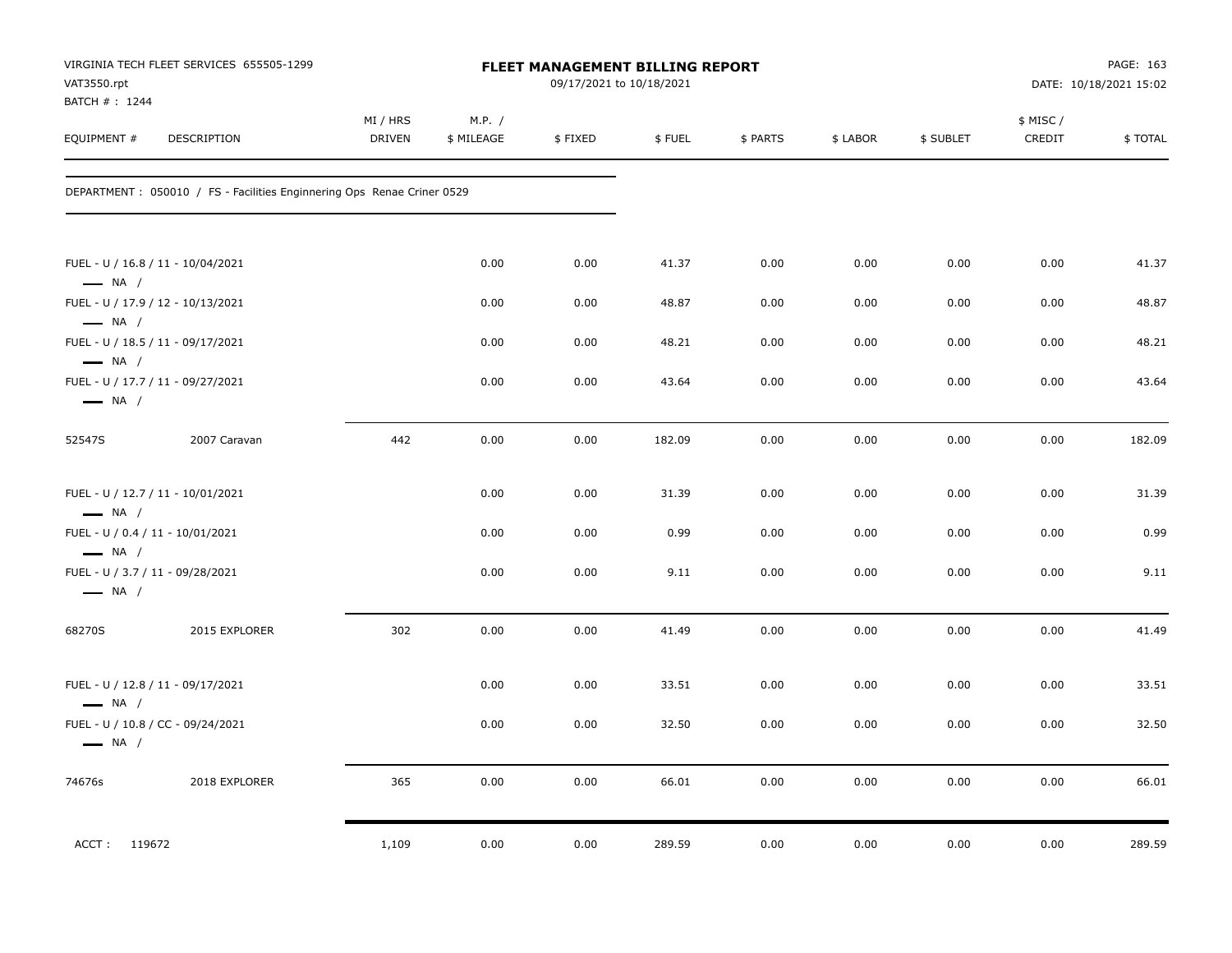VIRGINIA TECH FLEET SERVICES 655505-1299
VAT3550.rpt
BATCH # : 1244

**FLEET MANAGEMENT BILLING REPORT**
09/17/2021 to 10/18/2021

DATE: 10/18/2021 15:02

| EQUIPMENT # | DESCRIPTION | MI / HRS DRIVEN | M.P. / $ MILEAGE | $ FIXED | $ FUEL | $ PARTS | $ LABOR | $ SUBLET | $ MISC / CREDIT | $ TOTAL |
|---|---|---|---|---|---|---|---|---|---|---|
| DEPARTMENT : 050010 / FS - Facilities Enginnering Ops Renae Criner 0529 | | | | | | | | | | |
| FUEL - U / 16.8 / 11 - 10/04/2021 — NA / | | | 0.00 | 0.00 | 41.37 | 0.00 | 0.00 | 0.00 | 0.00 | 41.37 |
| FUEL - U / 17.9 / 12 - 10/13/2021 — NA / | | | 0.00 | 0.00 | 48.87 | 0.00 | 0.00 | 0.00 | 0.00 | 48.87 |
| FUEL - U / 18.5 / 11 - 09/17/2021 — NA / | | | 0.00 | 0.00 | 48.21 | 0.00 | 0.00 | 0.00 | 0.00 | 48.21 |
| FUEL - U / 17.7 / 11 - 09/27/2021 — NA / | | | 0.00 | 0.00 | 43.64 | 0.00 | 0.00 | 0.00 | 0.00 | 43.64 |
| 52547S | 2007 Caravan | 442 | 0.00 | 0.00 | 182.09 | 0.00 | 0.00 | 0.00 | 0.00 | 182.09 |
| FUEL - U / 12.7 / 11 - 10/01/2021 — NA / | | | 0.00 | 0.00 | 31.39 | 0.00 | 0.00 | 0.00 | 0.00 | 31.39 |
| FUEL - U / 0.4 / 11 - 10/01/2021 — NA / | | | 0.00 | 0.00 | 0.99 | 0.00 | 0.00 | 0.00 | 0.00 | 0.99 |
| FUEL - U / 3.7 / 11 - 09/28/2021 — NA / | | | 0.00 | 0.00 | 9.11 | 0.00 | 0.00 | 0.00 | 0.00 | 9.11 |
| 68270S | 2015 EXPLORER | 302 | 0.00 | 0.00 | 41.49 | 0.00 | 0.00 | 0.00 | 0.00 | 41.49 |
| FUEL - U / 12.8 / 11 - 09/17/2021 — NA / | | | 0.00 | 0.00 | 33.51 | 0.00 | 0.00 | 0.00 | 0.00 | 33.51 |
| FUEL - U / 10.8 / CC - 09/24/2021 — NA / | | | 0.00 | 0.00 | 32.50 | 0.00 | 0.00 | 0.00 | 0.00 | 32.50 |
| 74676s | 2018 EXPLORER | 365 | 0.00 | 0.00 | 66.01 | 0.00 | 0.00 | 0.00 | 0.00 | 66.01 |
| ACCT : 119672 | | 1,109 | 0.00 | 0.00 | 289.59 | 0.00 | 0.00 | 0.00 | 0.00 | 289.59 |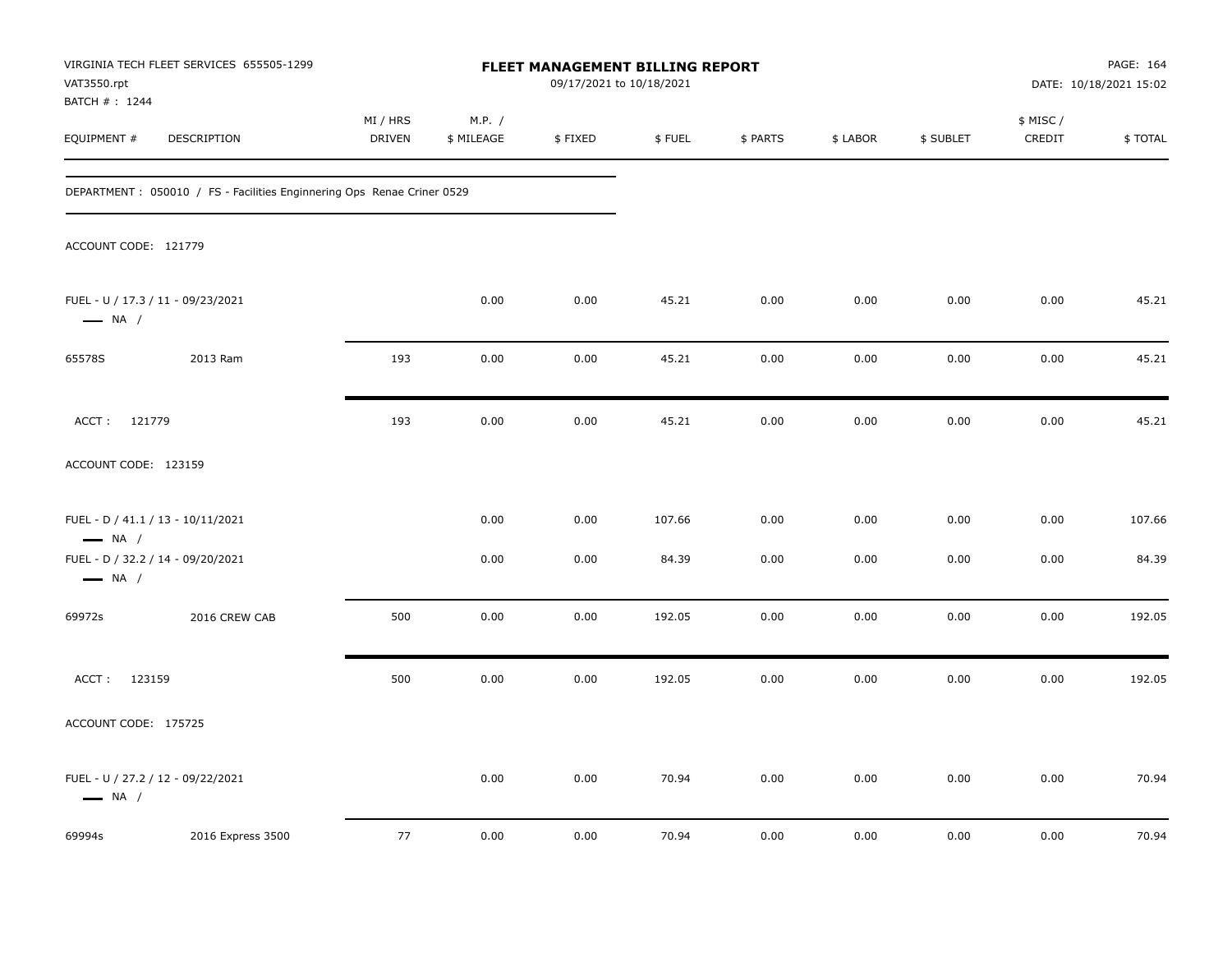VIRGINIA TECH FLEET SERVICES 655505-1299
VAT3550.rpt
BATCH # : 1244

**FLEET MANAGEMENT BILLING REPORT**
09/17/2021 to 10/18/2021

DATE: 10/18/2021 15:02

| EQUIPMENT # | DESCRIPTION | MI / HRS DRIVEN | M.P. / $ MILEAGE | $ FIXED | $ FUEL | $ PARTS | $ LABOR | $ SUBLET | $ MISC / CREDIT | $ TOTAL |
|---|---|---|---|---|---|---|---|---|---|---|
| DEPARTMENT : 050010 / FS - Facilities Enginnering Ops Renae Criner 0529 | | | | | | | | | | |
| ACCOUNT CODE: 121779 | | | | | | | | | | |
| FUEL - U / 17.3 / 11 - 09/23/2021 — NA / | | | 0.00 | 0.00 | 45.21 | 0.00 | 0.00 | 0.00 | 0.00 | 45.21 |
| 65578S | 2013 Ram | 193 | 0.00 | 0.00 | 45.21 | 0.00 | 0.00 | 0.00 | 0.00 | 45.21 |
| ACCT : 121779 | | 193 | 0.00 | 0.00 | 45.21 | 0.00 | 0.00 | 0.00 | 0.00 | 45.21 |
| ACCOUNT CODE: 123159 | | | | | | | | | | |
| FUEL - D / 41.1 / 13 - 10/11/2021 — NA / | | | 0.00 | 0.00 | 107.66 | 0.00 | 0.00 | 0.00 | 0.00 | 107.66 |
| FUEL - D / 32.2 / 14 - 09/20/2021 — NA / | | | 0.00 | 0.00 | 84.39 | 0.00 | 0.00 | 0.00 | 0.00 | 84.39 |
| 69972s | 2016 CREW CAB | 500 | 0.00 | 0.00 | 192.05 | 0.00 | 0.00 | 0.00 | 0.00 | 192.05 |
| ACCT : 123159 | | 500 | 0.00 | 0.00 | 192.05 | 0.00 | 0.00 | 0.00 | 0.00 | 192.05 |
| ACCOUNT CODE: 175725 | | | | | | | | | | |
| FUEL - U / 27.2 / 12 - 09/22/2021 — NA / | | | 0.00 | 0.00 | 70.94 | 0.00 | 0.00 | 0.00 | 0.00 | 70.94 |
| 69994s | 2016 Express 3500 | 77 | 0.00 | 0.00 | 70.94 | 0.00 | 0.00 | 0.00 | 0.00 | 70.94 |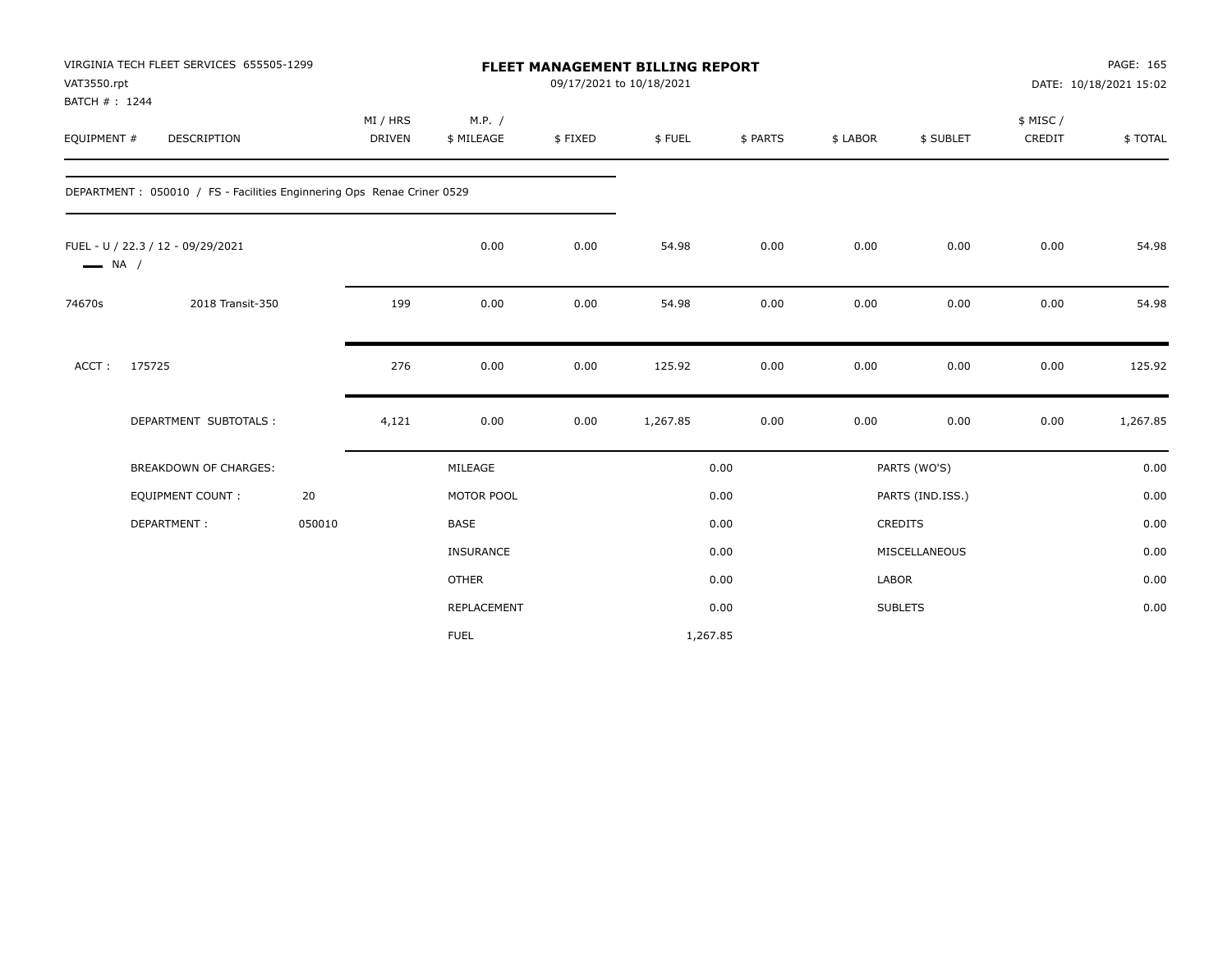VIRGINIA TECH FLEET SERVICES 655505-1299
VAT3550.rpt
BATCH # : 1244

**FLEET MANAGEMENT BILLING REPORT**
09/17/2021 to 10/18/2021

DATE: 10/18/2021 15:02

| EQUIPMENT # | DESCRIPTION | MI / HRS DRIVEN | M.P. / $ MILEAGE | $ FIXED | $ FUEL | $ PARTS | $ LABOR | $ SUBLET | $ MISC / CREDIT | $ TOTAL |
|---|---|---|---|---|---|---|---|---|---|---|

DEPARTMENT : 050010 / FS - Facilities Enginnering Ops Renae Criner 0529

| EQUIPMENT # | DESCRIPTION | MI / HRS DRIVEN | M.P. / $ MILEAGE | $ FIXED | $ FUEL | $ PARTS | $ LABOR | $ SUBLET | $ MISC / CREDIT | $ TOTAL |
|---|---|---|---|---|---|---|---|---|---|---|
| FUEL - U / 22.3 / 12 - 09/29/2021 — NA / | | | 0.00 | 0.00 | 54.98 | 0.00 | 0.00 | 0.00 | 0.00 | 54.98 |
| 74670s | 2018 Transit-350 | 199 | 0.00 | 0.00 | 54.98 | 0.00 | 0.00 | 0.00 | 0.00 | 54.98 |
| ACCT : 175725 | | 276 | 0.00 | 0.00 | 125.92 | 0.00 | 0.00 | 0.00 | 0.00 | 125.92 |
| | DEPARTMENT SUBTOTALS : | 4,121 | 0.00 | 0.00 | 1,267.85 | 0.00 | 0.00 | 0.00 | 0.00 | 1,267.85 |

| BREAKDOWN OF CHARGES: | | | | | |
|---|---|---|---|---|---|
| EQUIPMENT COUNT : | 20 | MILEAGE | 0.00 | PARTS (WO'S) | 0.00 |
| DEPARTMENT : | 050010 | MOTOR POOL | 0.00 | PARTS (IND.ISS.) | 0.00 |
| | | BASE | 0.00 | CREDITS | 0.00 |
| | | INSURANCE | 0.00 | MISCELLANEOUS | 0.00 |
| | | OTHER | 0.00 | LABOR | 0.00 |
| | | REPLACEMENT | 0.00 | SUBLETS | 0.00 |
| | | FUEL | 1,267.85 | | |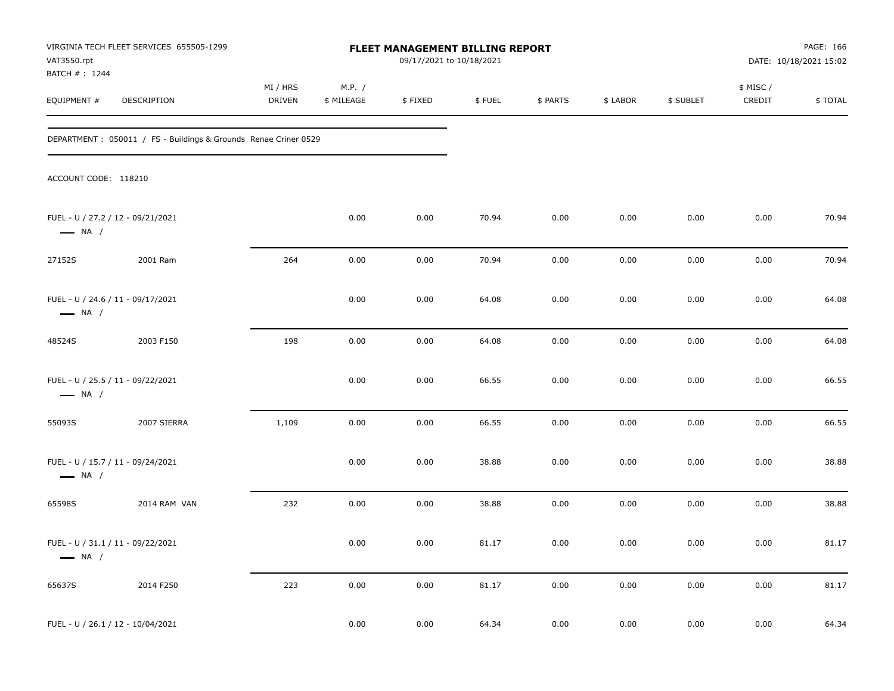VIRGINIA TECH FLEET SERVICES 655505-1299
VAT3550.rpt
BATCH # : 1244

# FLEET MANAGEMENT BILLING REPORT

09/17/2021 to 10/18/2021

DATE: 10/18/2021 15:02

| EQUIPMENT # | DESCRIPTION | MI / HRS DRIVEN | M.P. / $ MILEAGE | $ FIXED | $ FUEL | $ PARTS | $ LABOR | $ SUBLET | $ MISC / CREDIT | $ TOTAL |
|---|---|---|---|---|---|---|---|---|---|---|

DEPARTMENT : 050011 / FS - Buildings & Grounds Renae Criner 0529

ACCOUNT CODE: 118210

| EQUIPMENT # | DESCRIPTION | MI / HRS DRIVEN | M.P. / $ MILEAGE | $ FIXED | $ FUEL | $ PARTS | $ LABOR | $ SUBLET | $ MISC / CREDIT | $ TOTAL |
|---|---|---|---|---|---|---|---|---|---|---|
| FUEL - U / 27.2 / 12 - 09/21/2021 — NA / | | | 0.00 | 0.00 | 70.94 | 0.00 | 0.00 | 0.00 | 0.00 | 70.94 |
| 27152S | 2001 Ram | 264 | 0.00 | 0.00 | 70.94 | 0.00 | 0.00 | 0.00 | 0.00 | 70.94 |
| FUEL - U / 24.6 / 11 - 09/17/2021 — NA / | | | 0.00 | 0.00 | 64.08 | 0.00 | 0.00 | 0.00 | 0.00 | 64.08 |
| 48524S | 2003 F150 | 198 | 0.00 | 0.00 | 64.08 | 0.00 | 0.00 | 0.00 | 0.00 | 64.08 |
| FUEL - U / 25.5 / 11 - 09/22/2021 — NA / | | | 0.00 | 0.00 | 66.55 | 0.00 | 0.00 | 0.00 | 0.00 | 66.55 |
| 55093S | 2007 SIERRA | 1,109 | 0.00 | 0.00 | 66.55 | 0.00 | 0.00 | 0.00 | 0.00 | 66.55 |
| FUEL - U / 15.7 / 11 - 09/24/2021 — NA / | | | 0.00 | 0.00 | 38.88 | 0.00 | 0.00 | 0.00 | 0.00 | 38.88 |
| 65598S | 2014 RAM VAN | 232 | 0.00 | 0.00 | 38.88 | 0.00 | 0.00 | 0.00 | 0.00 | 38.88 |
| FUEL - U / 31.1 / 11 - 09/22/2021 — NA / | | | 0.00 | 0.00 | 81.17 | 0.00 | 0.00 | 0.00 | 0.00 | 81.17 |
| 65637S | 2014 F250 | 223 | 0.00 | 0.00 | 81.17 | 0.00 | 0.00 | 0.00 | 0.00 | 81.17 |
| FUEL - U / 26.1 / 12 - 10/04/2021 | | | 0.00 | 0.00 | 64.34 | 0.00 | 0.00 | 0.00 | 0.00 | 64.34 |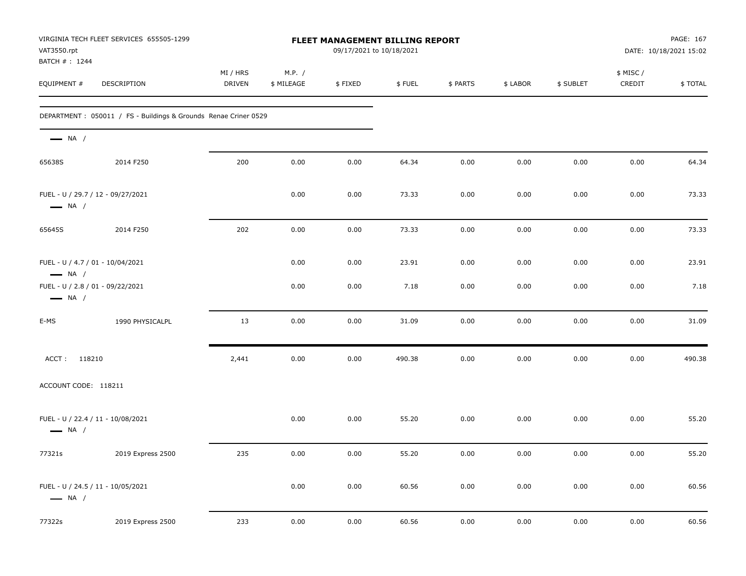**VIRGINIA TECH FLEET SERVICES 655505-1299**
VAT3550.rpt
BATCH # : 1244

# FLEET MANAGEMENT BILLING REPORT

09/17/2021 to 10/18/2021

DATE: 10/18/2021 15:02

| EQUIPMENT # | DESCRIPTION | MI / HRS DRIVEN | M.P. / $ MILEAGE | $ FIXED | $ FUEL | $ PARTS | $ LABOR | $ SUBLET | $ MISC / CREDIT | $ TOTAL |
|---|---|---|---|---|---|---|---|---|---|---|
| DEPARTMENT : 050011 / FS - Buildings & Grounds Renae Criner 0529 | | | | | | | | | | |
| NA / | | | | | | | | | | |
| 65638S | 2014 F250 | 200 | 0.00 | 0.00 | 64.34 | 0.00 | 0.00 | 0.00 | 0.00 | 64.34 |
| FUEL - U / 29.7 / 12 - 09/27/2021 NA / | | | 0.00 | 0.00 | 73.33 | 0.00 | 0.00 | 0.00 | 0.00 | 73.33 |
| 65645S | 2014 F250 | 202 | 0.00 | 0.00 | 73.33 | 0.00 | 0.00 | 0.00 | 0.00 | 73.33 |
| FUEL - U / 4.7 / 01 - 10/04/2021 NA / | | | 0.00 | 0.00 | 23.91 | 0.00 | 0.00 | 0.00 | 0.00 | 23.91 |
| FUEL - U / 2.8 / 01 - 09/22/2021 NA / | | | 0.00 | 0.00 | 7.18 | 0.00 | 0.00 | 0.00 | 0.00 | 7.18 |
| E-MS | 1990 PHYSICALPL | 13 | 0.00 | 0.00 | 31.09 | 0.00 | 0.00 | 0.00 | 0.00 | 31.09 |
| ACCT : 118210 | | 2,441 | 0.00 | 0.00 | 490.38 | 0.00 | 0.00 | 0.00 | 0.00 | 490.38 |
| ACCOUNT CODE: 118211 | | | | | | | | | | |
| FUEL - U / 22.4 / 11 - 10/08/2021 NA / | | | 0.00 | 0.00 | 55.20 | 0.00 | 0.00 | 0.00 | 0.00 | 55.20 |
| 77321s | 2019 Express 2500 | 235 | 0.00 | 0.00 | 55.20 | 0.00 | 0.00 | 0.00 | 0.00 | 55.20 |
| FUEL - U / 24.5 / 11 - 10/05/2021 NA / | | | 0.00 | 0.00 | 60.56 | 0.00 | 0.00 | 0.00 | 0.00 | 60.56 |
| 77322s | 2019 Express 2500 | 233 | 0.00 | 0.00 | 60.56 | 0.00 | 0.00 | 0.00 | 0.00 | 60.56 |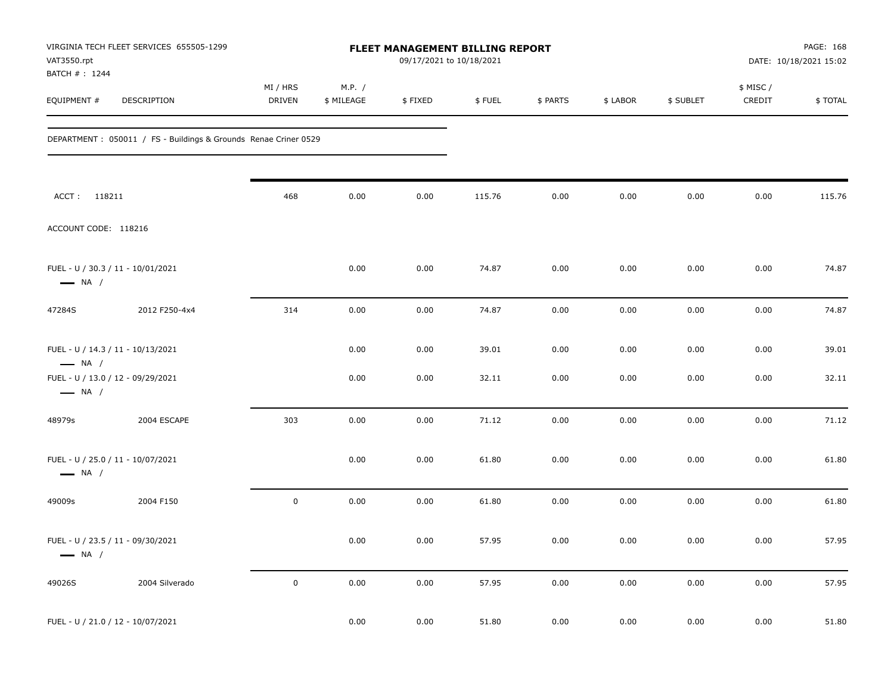VIRGINIA TECH FLEET SERVICES 655505-1299
VAT3550.rpt
BATCH # : 1244

# FLEET MANAGEMENT BILLING REPORT

09/17/2021 to 10/18/2021

DATE: 10/18/2021 15:02

DEPARTMENT : 050011 / FS - Buildings & Grounds Renae Criner 0529

| EQUIPMENT # | DESCRIPTION | MI / HRS DRIVEN | M.P. / $ MILEAGE | $ FIXED | $ FUEL | $ PARTS | $ LABOR | $ SUBLET | $ MISC / CREDIT | $ TOTAL |
|---|---|---|---|---|---|---|---|---|---|---|
| ACCT : 118211 | | 468 | 0.00 | 0.00 | 115.76 | 0.00 | 0.00 | 0.00 | 0.00 | 115.76 |
| ACCOUNT CODE: 118216 | | | | | | | | | | |
| FUEL - U / 30.3 / 11 - 10/01/2021 — NA / | | | 0.00 | 0.00 | 74.87 | 0.00 | 0.00 | 0.00 | 0.00 | 74.87 |
| 47284S | 2012 F250-4x4 | 314 | 0.00 | 0.00 | 74.87 | 0.00 | 0.00 | 0.00 | 0.00 | 74.87 |
| FUEL - U / 14.3 / 11 - 10/13/2021 — NA / | | | 0.00 | 0.00 | 39.01 | 0.00 | 0.00 | 0.00 | 0.00 | 39.01 |
| FUEL - U / 13.0 / 12 - 09/29/2021 — NA / | | | 0.00 | 0.00 | 32.11 | 0.00 | 0.00 | 0.00 | 0.00 | 32.11 |
| 48979s | 2004 ESCAPE | 303 | 0.00 | 0.00 | 71.12 | 0.00 | 0.00 | 0.00 | 0.00 | 71.12 |
| FUEL - U / 25.0 / 11 - 10/07/2021 — NA / | | | 0.00 | 0.00 | 61.80 | 0.00 | 0.00 | 0.00 | 0.00 | 61.80 |
| 49009s | 2004 F150 | 0 | 0.00 | 0.00 | 61.80 | 0.00 | 0.00 | 0.00 | 0.00 | 61.80 |
| FUEL - U / 23.5 / 11 - 09/30/2021 — NA / | | | 0.00 | 0.00 | 57.95 | 0.00 | 0.00 | 0.00 | 0.00 | 57.95 |
| 49026S | 2004 Silverado | 0 | 0.00 | 0.00 | 57.95 | 0.00 | 0.00 | 0.00 | 0.00 | 57.95 |
| FUEL - U / 21.0 / 12 - 10/07/2021 | | | 0.00 | 0.00 | 51.80 | 0.00 | 0.00 | 0.00 | 0.00 | 51.80 |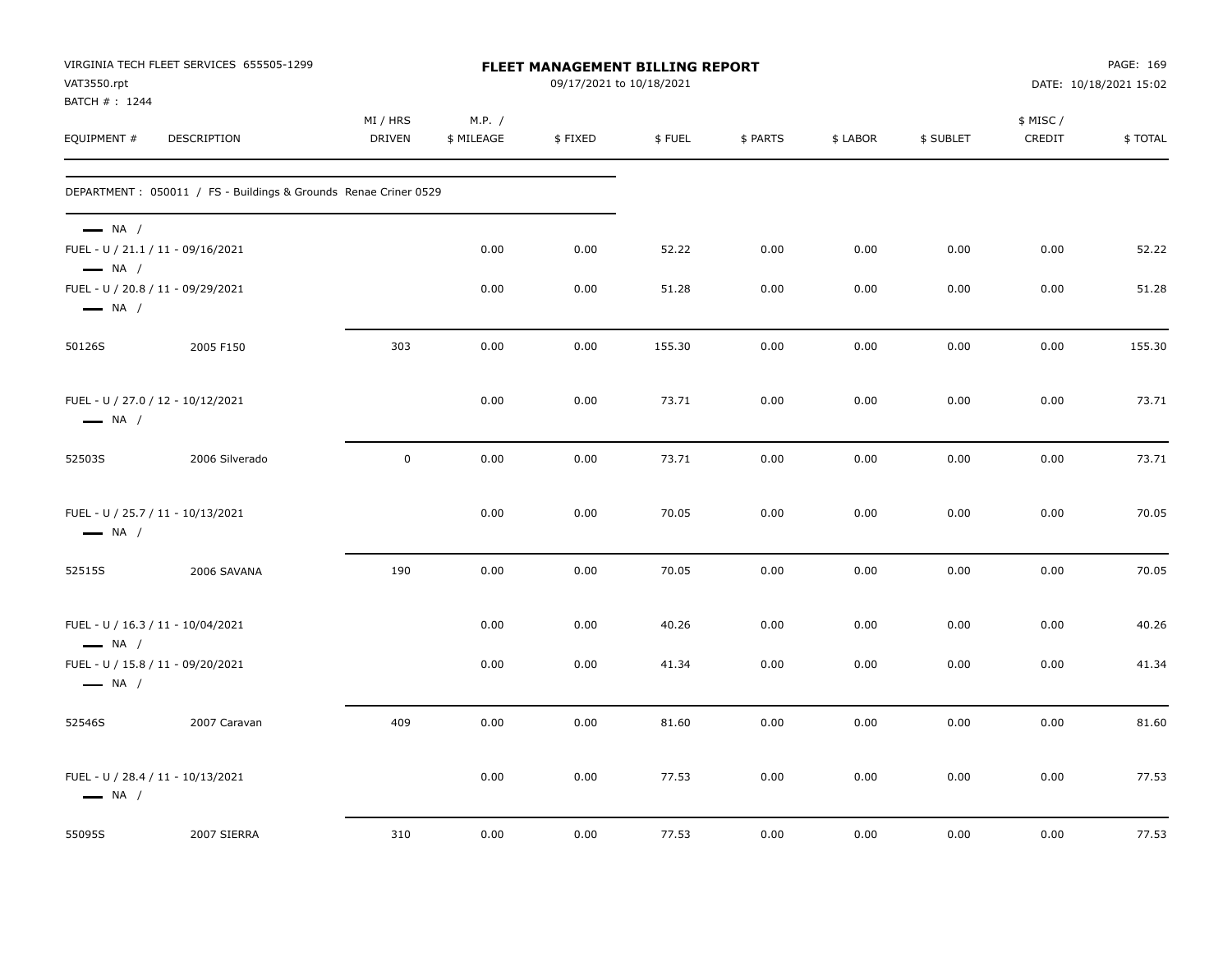VIRGINIA TECH FLEET SERVICES 655505-1299
VAT3550.rpt
BATCH # : 1244

# FLEET MANAGEMENT BILLING REPORT

09/17/2021 to 10/18/2021

DATE: 10/18/2021 15:02

| EQUIPMENT # | DESCRIPTION | MI / HRS DRIVEN | M.P. / $ MILEAGE | $ FIXED | $ FUEL | $ PARTS | $ LABOR | $ SUBLET | $ MISC / CREDIT | $ TOTAL |
|---|---|---|---|---|---|---|---|---|---|---|
| DEPARTMENT : 050011 / FS - Buildings & Grounds Renae Criner 0529 | | | | | | | | | | |
| — NA / | | | | | | | | | | |
| FUEL - U / 21.1 / 11 - 09/16/2021 | | | 0.00 | 0.00 | 52.22 | 0.00 | 0.00 | 0.00 | 0.00 | 52.22 |
| — NA / | | | | | | | | | | |
| FUEL - U / 20.8 / 11 - 09/29/2021 | | | 0.00 | 0.00 | 51.28 | 0.00 | 0.00 | 0.00 | 0.00 | 51.28 |
| — NA / | | | | | | | | | | |
| 50126S | 2005 F150 | 303 | 0.00 | 0.00 | 155.30 | 0.00 | 0.00 | 0.00 | 0.00 | 155.30 |
| FUEL - U / 27.0 / 12 - 10/12/2021 | | | 0.00 | 0.00 | 73.71 | 0.00 | 0.00 | 0.00 | 0.00 | 73.71 |
| — NA / | | | | | | | | | | |
| 52503S | 2006 Silverado | 0 | 0.00 | 0.00 | 73.71 | 0.00 | 0.00 | 0.00 | 0.00 | 73.71 |
| FUEL - U / 25.7 / 11 - 10/13/2021 | | | 0.00 | 0.00 | 70.05 | 0.00 | 0.00 | 0.00 | 0.00 | 70.05 |
| — NA / | | | | | | | | | | |
| 52515S | 2006 SAVANA | 190 | 0.00 | 0.00 | 70.05 | 0.00 | 0.00 | 0.00 | 0.00 | 70.05 |
| FUEL - U / 16.3 / 11 - 10/04/2021 | | | 0.00 | 0.00 | 40.26 | 0.00 | 0.00 | 0.00 | 0.00 | 40.26 |
| — NA / | | | | | | | | | | |
| FUEL - U / 15.8 / 11 - 09/20/2021 | | | 0.00 | 0.00 | 41.34 | 0.00 | 0.00 | 0.00 | 0.00 | 41.34 |
| — NA / | | | | | | | | | | |
| 52546S | 2007 Caravan | 409 | 0.00 | 0.00 | 81.60 | 0.00 | 0.00 | 0.00 | 0.00 | 81.60 |
| FUEL - U / 28.4 / 11 - 10/13/2021 | | | 0.00 | 0.00 | 77.53 | 0.00 | 0.00 | 0.00 | 0.00 | 77.53 |
| — NA / | | | | | | | | | | |
| 55095S | 2007 SIERRA | 310 | 0.00 | 0.00 | 77.53 | 0.00 | 0.00 | 0.00 | 0.00 | 77.53 |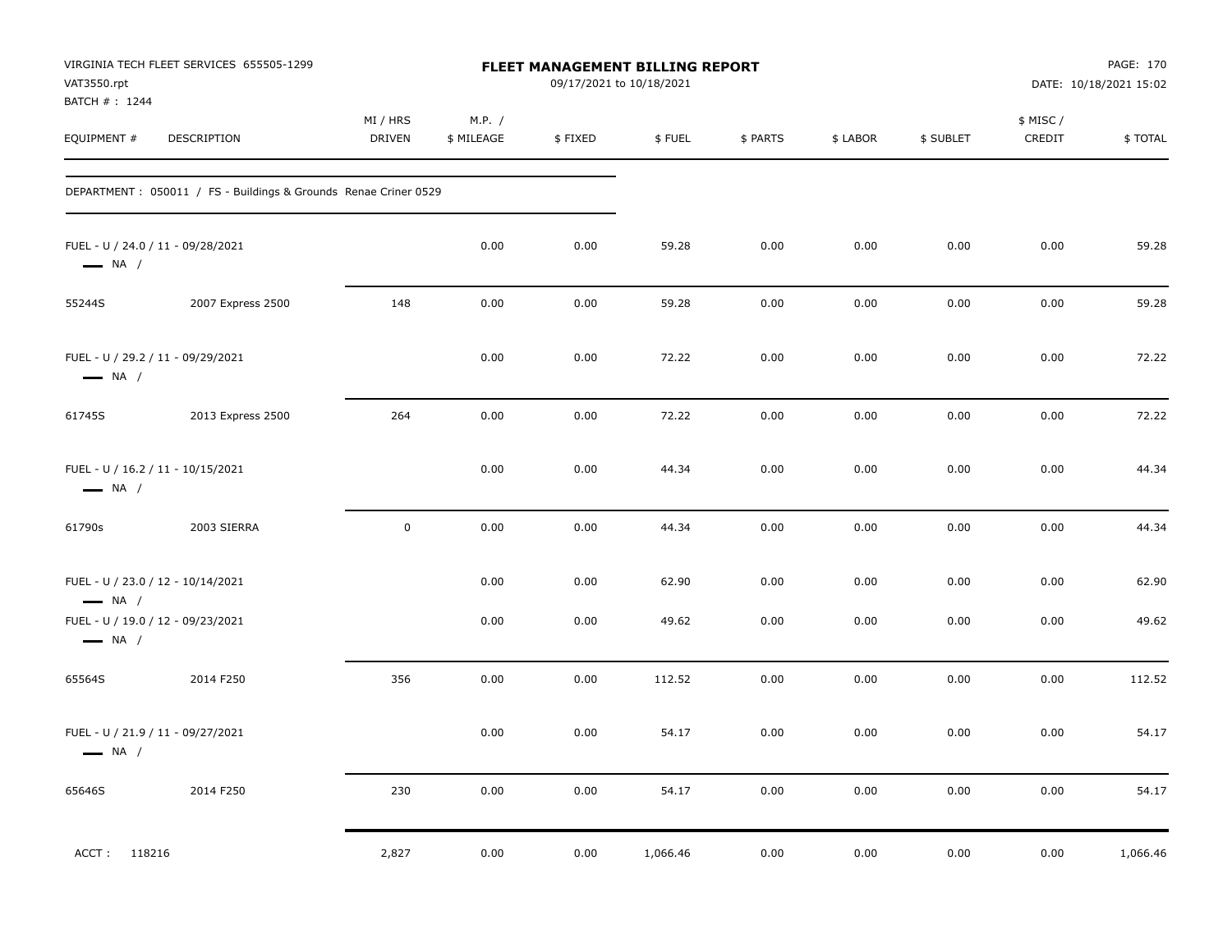VIRGINIA TECH FLEET SERVICES 655505-1299
VAT3550.rpt
BATCH # : 1244

**FLEET MANAGEMENT BILLING REPORT**
09/17/2021 to 10/18/2021

DATE: 10/18/2021 15:02

| EQUIPMENT # | DESCRIPTION | MI / HRS DRIVEN | M.P. / $ MILEAGE | $ FIXED | $ FUEL | $ PARTS | $ LABOR | $ SUBLET | $ MISC / CREDIT | $ TOTAL |
|---|---|---|---|---|---|---|---|---|---|---|
| DEPARTMENT : 050011 / FS - Buildings & Grounds Renae Criner 0529 | | | | | | | | | | |
| FUEL - U / 24.0 / 11 - 09/28/2021 — NA / | | | 0.00 | 0.00 | 59.28 | 0.00 | 0.00 | 0.00 | 0.00 | 59.28 |
| 55244S | 2007 Express 2500 | 148 | 0.00 | 0.00 | 59.28 | 0.00 | 0.00 | 0.00 | 0.00 | 59.28 |
| FUEL - U / 29.2 / 11 - 09/29/2021 — NA / | | | 0.00 | 0.00 | 72.22 | 0.00 | 0.00 | 0.00 | 0.00 | 72.22 |
| 61745S | 2013 Express 2500 | 264 | 0.00 | 0.00 | 72.22 | 0.00 | 0.00 | 0.00 | 0.00 | 72.22 |
| FUEL - U / 16.2 / 11 - 10/15/2021 — NA / | | | 0.00 | 0.00 | 44.34 | 0.00 | 0.00 | 0.00 | 0.00 | 44.34 |
| 61790s | 2003 SIERRA | 0 | 0.00 | 0.00 | 44.34 | 0.00 | 0.00 | 0.00 | 0.00 | 44.34 |
| FUEL - U / 23.0 / 12 - 10/14/2021 — NA / | | | 0.00 | 0.00 | 62.90 | 0.00 | 0.00 | 0.00 | 0.00 | 62.90 |
| FUEL - U / 19.0 / 12 - 09/23/2021 — NA / | | | 0.00 | 0.00 | 49.62 | 0.00 | 0.00 | 0.00 | 0.00 | 49.62 |
| 65564S | 2014 F250 | 356 | 0.00 | 0.00 | 112.52 | 0.00 | 0.00 | 0.00 | 0.00 | 112.52 |
| FUEL - U / 21.9 / 11 - 09/27/2021 — NA / | | | 0.00 | 0.00 | 54.17 | 0.00 | 0.00 | 0.00 | 0.00 | 54.17 |
| 65646S | 2014 F250 | 230 | 0.00 | 0.00 | 54.17 | 0.00 | 0.00 | 0.00 | 0.00 | 54.17 |
| ACCT : 118216 | | 2,827 | 0.00 | 0.00 | 1,066.46 | 0.00 | 0.00 | 0.00 | 0.00 | 1,066.46 |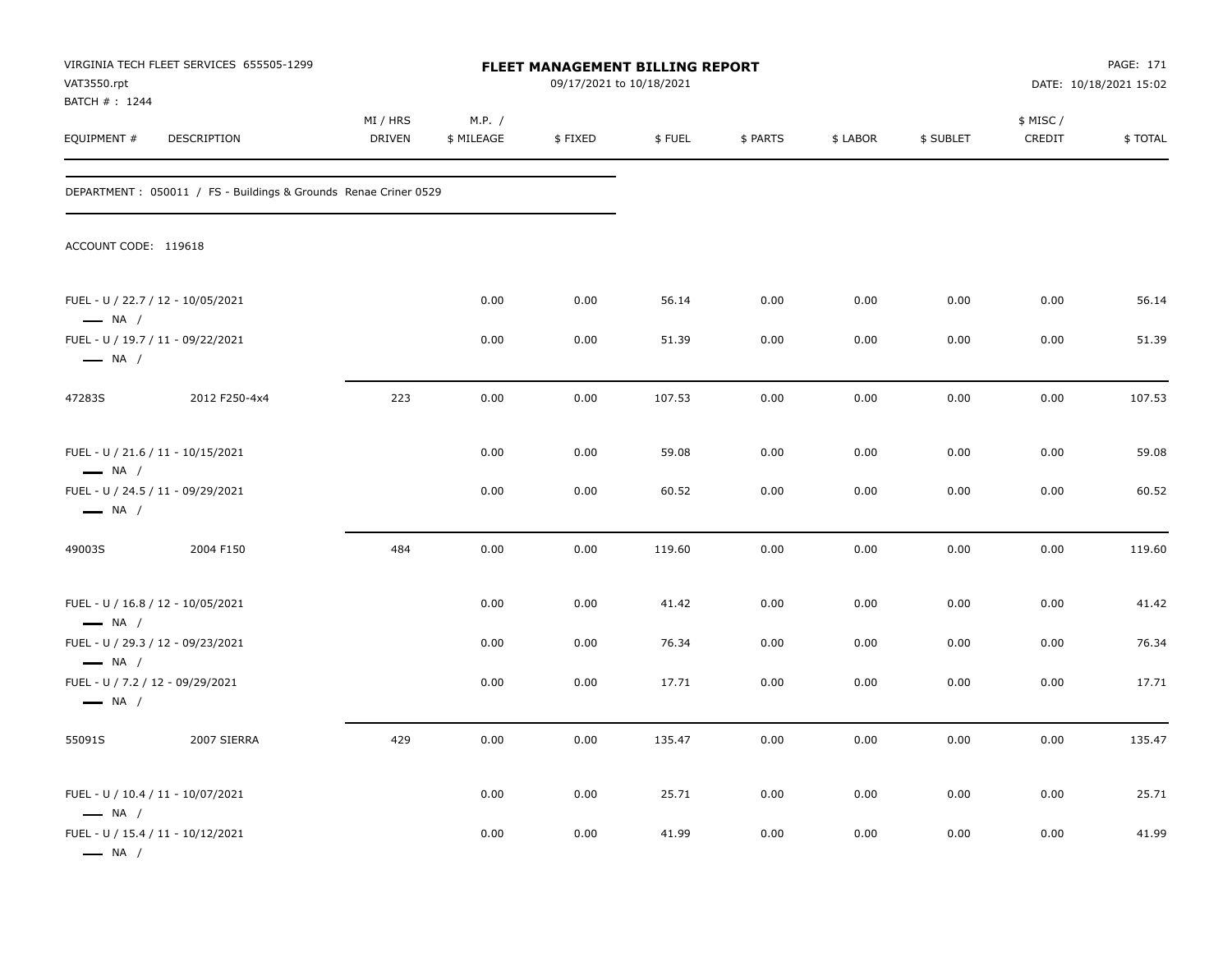VIRGINIA TECH FLEET SERVICES 655505-1299
VAT3550.rpt
BATCH # : 1244

**FLEET MANAGEMENT BILLING REPORT**
09/17/2021 to 10/18/2021

DATE: 10/18/2021 15:02

DEPARTMENT : 050011 / FS - Buildings & Grounds Renae Criner 0529

ACCOUNT CODE: 119618

| EQUIPMENT # | DESCRIPTION | MI / HRS DRIVEN | M.P. / $ MILEAGE | $ FIXED | $ FUEL | $ PARTS | $ LABOR | $ SUBLET | $ MISC / CREDIT | $ TOTAL |
|---|---|---|---|---|---|---|---|---|---|---|
| FUEL - U / 22.7 / 12 - 10/05/2021 — NA / | | | 0.00 | 0.00 | 56.14 | 0.00 | 0.00 | 0.00 | 0.00 | 56.14 |
| FUEL - U / 19.7 / 11 - 09/22/2021 — NA / | | | 0.00 | 0.00 | 51.39 | 0.00 | 0.00 | 0.00 | 0.00 | 51.39 |
| 47283S | 2012 F250-4x4 | 223 | 0.00 | 0.00 | 107.53 | 0.00 | 0.00 | 0.00 | 0.00 | 107.53 |
| FUEL - U / 21.6 / 11 - 10/15/2021 — NA / | | | 0.00 | 0.00 | 59.08 | 0.00 | 0.00 | 0.00 | 0.00 | 59.08 |
| FUEL - U / 24.5 / 11 - 09/29/2021 — NA / | | | 0.00 | 0.00 | 60.52 | 0.00 | 0.00 | 0.00 | 0.00 | 60.52 |
| 49003S | 2004 F150 | 484 | 0.00 | 0.00 | 119.60 | 0.00 | 0.00 | 0.00 | 0.00 | 119.60 |
| FUEL - U / 16.8 / 12 - 10/05/2021 — NA / | | | 0.00 | 0.00 | 41.42 | 0.00 | 0.00 | 0.00 | 0.00 | 41.42 |
| FUEL - U / 29.3 / 12 - 09/23/2021 — NA / | | | 0.00 | 0.00 | 76.34 | 0.00 | 0.00 | 0.00 | 0.00 | 76.34 |
| FUEL - U / 7.2 / 12 - 09/29/2021 — NA / | | | 0.00 | 0.00 | 17.71 | 0.00 | 0.00 | 0.00 | 0.00 | 17.71 |
| 55091S | 2007 SIERRA | 429 | 0.00 | 0.00 | 135.47 | 0.00 | 0.00 | 0.00 | 0.00 | 135.47 |
| FUEL - U / 10.4 / 11 - 10/07/2021 — NA / | | | 0.00 | 0.00 | 25.71 | 0.00 | 0.00 | 0.00 | 0.00 | 25.71 |
| FUEL - U / 15.4 / 11 - 10/12/2021 — NA / | | | 0.00 | 0.00 | 41.99 | 0.00 | 0.00 | 0.00 | 0.00 | 41.99 |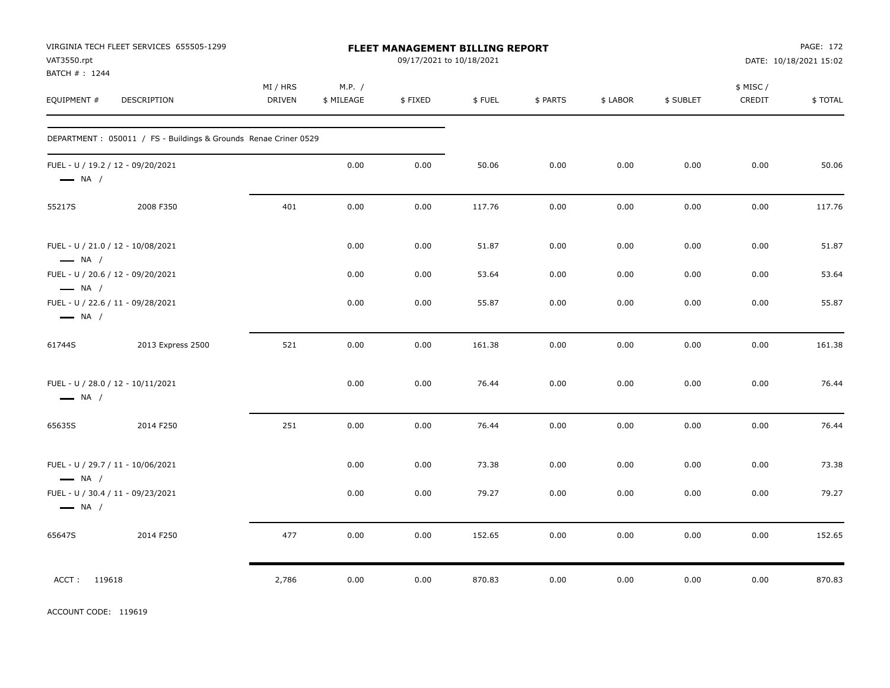VIRGINIA TECH FLEET SERVICES 655505-1299
VAT3550.rpt
BATCH # : 1244

**FLEET MANAGEMENT BILLING REPORT**
09/17/2021 to 10/18/2021

PAGE: 172
DATE: 10/18/2021 15:02

| EQUIPMENT # | DESCRIPTION | MI / HRS DRIVEN | M.P. / $ MILEAGE | $ FIXED | $ FUEL | $ PARTS | $ LABOR | $ SUBLET | $ MISC / CREDIT | $ TOTAL |
|---|---|---|---|---|---|---|---|---|---|---|
| DEPARTMENT : 050011 / FS - Buildings & Grounds Renae Criner 0529 | | | | | | | | | | |
| FUEL - U / 19.2 / 12 - 09/20/2021 — NA / | | | 0.00 | 0.00 | 50.06 | 0.00 | 0.00 | 0.00 | 0.00 | 50.06 |
| 55217S | 2008 F350 | 401 | 0.00 | 0.00 | 117.76 | 0.00 | 0.00 | 0.00 | 0.00 | 117.76 |
| FUEL - U / 21.0 / 12 - 10/08/2021 — NA / | | | 0.00 | 0.00 | 51.87 | 0.00 | 0.00 | 0.00 | 0.00 | 51.87 |
| FUEL - U / 20.6 / 12 - 09/20/2021 — NA / | | | 0.00 | 0.00 | 53.64 | 0.00 | 0.00 | 0.00 | 0.00 | 53.64 |
| FUEL - U / 22.6 / 11 - 09/28/2021 — NA / | | | 0.00 | 0.00 | 55.87 | 0.00 | 0.00 | 0.00 | 0.00 | 55.87 |
| 61744S | 2013 Express 2500 | 521 | 0.00 | 0.00 | 161.38 | 0.00 | 0.00 | 0.00 | 0.00 | 161.38 |
| FUEL - U / 28.0 / 12 - 10/11/2021 — NA / | | | 0.00 | 0.00 | 76.44 | 0.00 | 0.00 | 0.00 | 0.00 | 76.44 |
| 65635S | 2014 F250 | 251 | 0.00 | 0.00 | 76.44 | 0.00 | 0.00 | 0.00 | 0.00 | 76.44 |
| FUEL - U / 29.7 / 11 - 10/06/2021 — NA / | | | 0.00 | 0.00 | 73.38 | 0.00 | 0.00 | 0.00 | 0.00 | 73.38 |
| FUEL - U / 30.4 / 11 - 09/23/2021 — NA / | | | 0.00 | 0.00 | 79.27 | 0.00 | 0.00 | 0.00 | 0.00 | 79.27 |
| 65647S | 2014 F250 | 477 | 0.00 | 0.00 | 152.65 | 0.00 | 0.00 | 0.00 | 0.00 | 152.65 |
| ACCT : 119618 | | 2,786 | 0.00 | 0.00 | 870.83 | 0.00 | 0.00 | 0.00 | 0.00 | 870.83 |

ACCOUNT CODE: 119619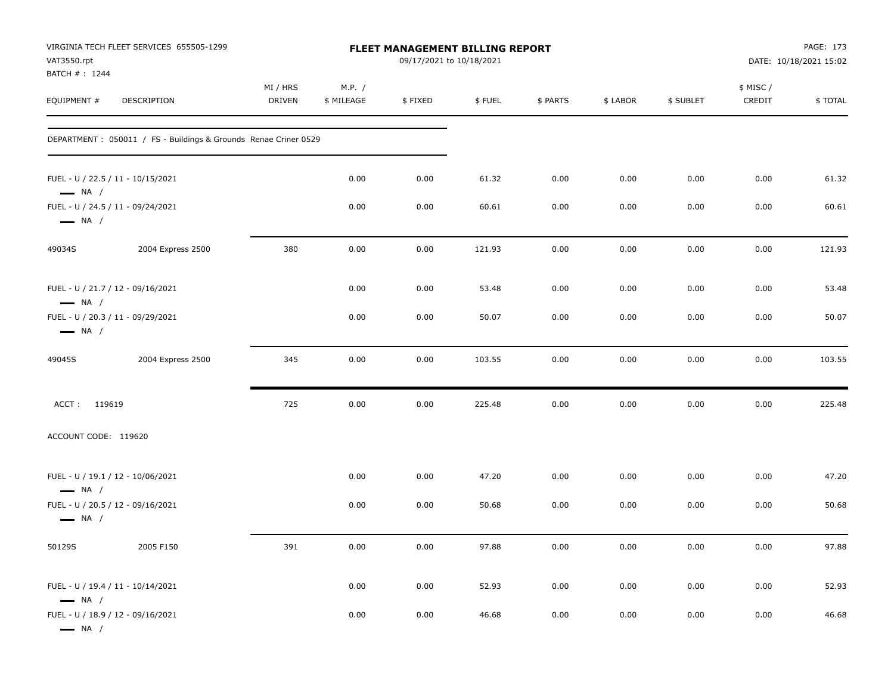VIRGINIA TECH FLEET SERVICES 655505-1299
VAT3550.rpt
BATCH # : 1244

# FLEET MANAGEMENT BILLING REPORT

09/17/2021 to 10/18/2021

DATE: 10/18/2021 15:02

| EQUIPMENT # | DESCRIPTION | MI / HRS DRIVEN | M.P. / $ MILEAGE | $ FIXED | $ FUEL | $ PARTS | $ LABOR | $ SUBLET | $ MISC / CREDIT | $ TOTAL |
|---|---|---|---|---|---|---|---|---|---|---|
| DEPARTMENT : 050011 / FS - Buildings & Grounds Renae Criner 0529 | | | | | | | | | | |
| FUEL - U / 22.5 / 11 - 10/15/2021 — NA / | | | 0.00 | 0.00 | 61.32 | 0.00 | 0.00 | 0.00 | 0.00 | 61.32 |
| FUEL - U / 24.5 / 11 - 09/24/2021 — NA / | | | 0.00 | 0.00 | 60.61 | 0.00 | 0.00 | 0.00 | 0.00 | 60.61 |
| 49034S | 2004 Express 2500 | 380 | 0.00 | 0.00 | 121.93 | 0.00 | 0.00 | 0.00 | 0.00 | 121.93 |
| FUEL - U / 21.7 / 12 - 09/16/2021 — NA / | | | 0.00 | 0.00 | 53.48 | 0.00 | 0.00 | 0.00 | 0.00 | 53.48 |
| FUEL - U / 20.3 / 11 - 09/29/2021 — NA / | | | 0.00 | 0.00 | 50.07 | 0.00 | 0.00 | 0.00 | 0.00 | 50.07 |
| 49045S | 2004 Express 2500 | 345 | 0.00 | 0.00 | 103.55 | 0.00 | 0.00 | 0.00 | 0.00 | 103.55 |
| ACCT : 119619 | | 725 | 0.00 | 0.00 | 225.48 | 0.00 | 0.00 | 0.00 | 0.00 | 225.48 |
| ACCOUNT CODE: 119620 | | | | | | | | | | |
| FUEL - U / 19.1 / 12 - 10/06/2021 — NA / | | | 0.00 | 0.00 | 47.20 | 0.00 | 0.00 | 0.00 | 0.00 | 47.20 |
| FUEL - U / 20.5 / 12 - 09/16/2021 — NA / | | | 0.00 | 0.00 | 50.68 | 0.00 | 0.00 | 0.00 | 0.00 | 50.68 |
| 50129S | 2005 F150 | 391 | 0.00 | 0.00 | 97.88 | 0.00 | 0.00 | 0.00 | 0.00 | 97.88 |
| FUEL - U / 19.4 / 11 - 10/14/2021 — NA / | | | 0.00 | 0.00 | 52.93 | 0.00 | 0.00 | 0.00 | 0.00 | 52.93 |
| FUEL - U / 18.9 / 12 - 09/16/2021 — NA / | | | 0.00 | 0.00 | 46.68 | 0.00 | 0.00 | 0.00 | 0.00 | 46.68 |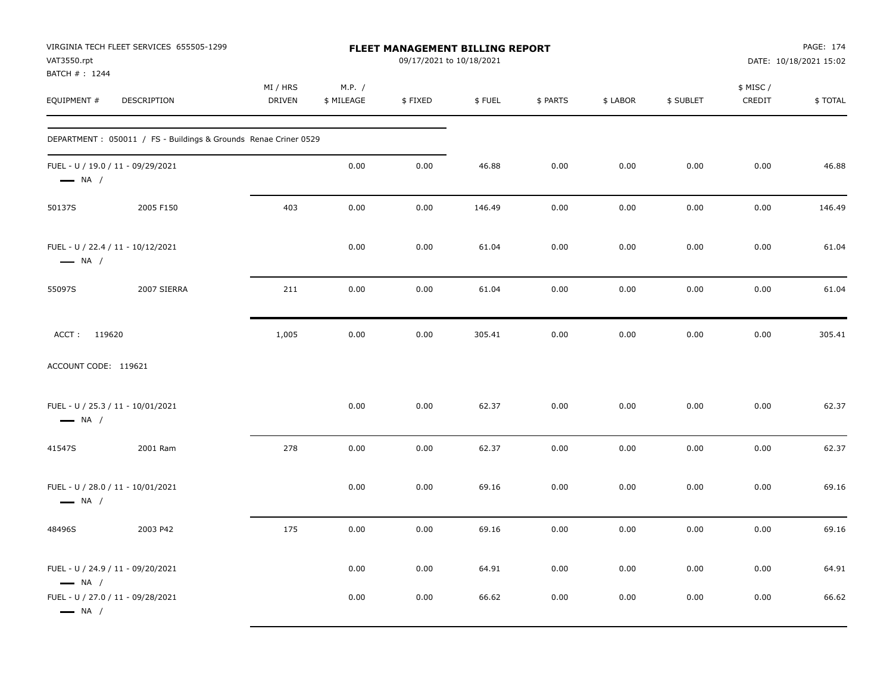VIRGINIA TECH FLEET SERVICES 655505-1299
VAT3550.rpt
BATCH # : 1244

# FLEET MANAGEMENT BILLING REPORT

09/17/2021 to 10/18/2021

PAGE: 174
DATE: 10/18/2021 15:02

| EQUIPMENT # | DESCRIPTION | MI / HRS DRIVEN | M.P. / $ MILEAGE | $ FIXED | $ FUEL | $ PARTS | $ LABOR | $ SUBLET | $ MISC / CREDIT | $ TOTAL |
|---|---|---|---|---|---|---|---|---|---|---|
| DEPARTMENT : 050011 / FS - Buildings & Grounds Renae Criner 0529 | | | | | | | | | | |
| FUEL - U / 19.0 / 11 - 09/29/2021 — NA / | | | 0.00 | 0.00 | 46.88 | 0.00 | 0.00 | 0.00 | 0.00 | 46.88 |
| 50137S | 2005 F150 | 403 | 0.00 | 0.00 | 146.49 | 0.00 | 0.00 | 0.00 | 0.00 | 146.49 |
| FUEL - U / 22.4 / 11 - 10/12/2021 — NA / | | | 0.00 | 0.00 | 61.04 | 0.00 | 0.00 | 0.00 | 0.00 | 61.04 |
| 55097S | 2007 SIERRA | 211 | 0.00 | 0.00 | 61.04 | 0.00 | 0.00 | 0.00 | 0.00 | 61.04 |
| ACCT : 119620 | | 1,005 | 0.00 | 0.00 | 305.41 | 0.00 | 0.00 | 0.00 | 0.00 | 305.41 |
| ACCOUNT CODE: 119621 | | | | | | | | | | |
| FUEL - U / 25.3 / 11 - 10/01/2021 — NA / | | | 0.00 | 0.00 | 62.37 | 0.00 | 0.00 | 0.00 | 0.00 | 62.37 |
| 41547S | 2001 Ram | 278 | 0.00 | 0.00 | 62.37 | 0.00 | 0.00 | 0.00 | 0.00 | 62.37 |
| FUEL - U / 28.0 / 11 - 10/01/2021 — NA / | | | 0.00 | 0.00 | 69.16 | 0.00 | 0.00 | 0.00 | 0.00 | 69.16 |
| 48496S | 2003 P42 | 175 | 0.00 | 0.00 | 69.16 | 0.00 | 0.00 | 0.00 | 0.00 | 69.16 |
| FUEL - U / 24.9 / 11 - 09/20/2021 — NA / | | | 0.00 | 0.00 | 64.91 | 0.00 | 0.00 | 0.00 | 0.00 | 64.91 |
| FUEL - U / 27.0 / 11 - 09/28/2021 — NA / | | | 0.00 | 0.00 | 66.62 | 0.00 | 0.00 | 0.00 | 0.00 | 66.62 |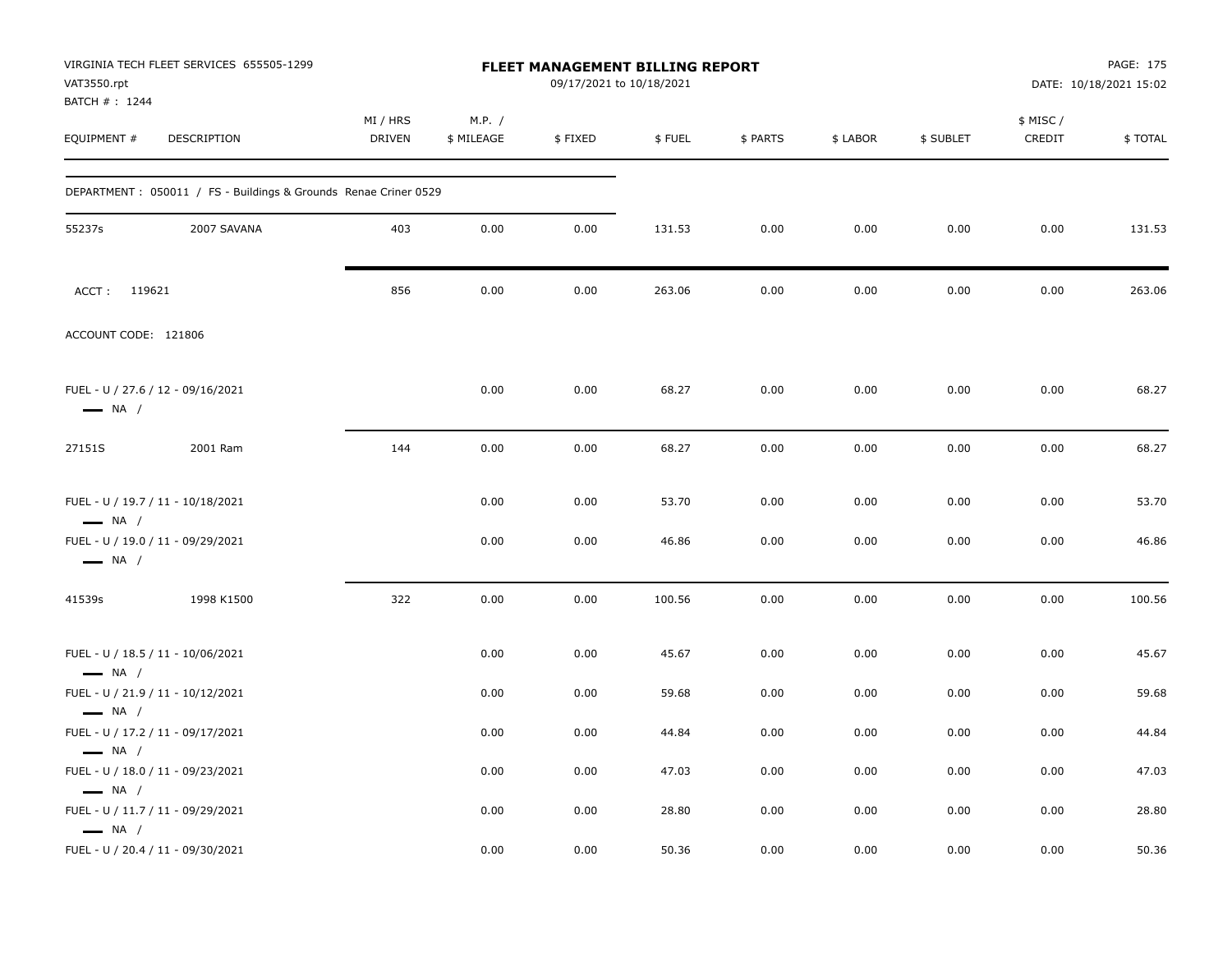VIRGINIA TECH FLEET SERVICES 655505-1299
VAT3550.rpt
BATCH # : 1244

**FLEET MANAGEMENT BILLING REPORT**
09/17/2021 to 10/18/2021

DATE: 10/18/2021 15:02

| EQUIPMENT # | DESCRIPTION | MI / HRS DRIVEN | M.P. / $ MILEAGE | $ FIXED | $ FUEL | $ PARTS | $ LABOR | $ SUBLET | $ MISC / CREDIT | $ TOTAL |
|---|---|---|---|---|---|---|---|---|---|---|
| DEPARTMENT : 050011 / FS - Buildings & Grounds Renae Criner 0529 | | | | | | | | | | |
| 55237s | 2007 SAVANA | 403 | 0.00 | 0.00 | 131.53 | 0.00 | 0.00 | 0.00 | 0.00 | 131.53 |
| ACCT : 119621 | | 856 | 0.00 | 0.00 | 263.06 | 0.00 | 0.00 | 0.00 | 0.00 | 263.06 |
| ACCOUNT CODE: 121806 | | | | | | | | | | |
| FUEL - U / 27.6 / 12 - 09/16/2021 NA / | | | 0.00 | 0.00 | 68.27 | 0.00 | 0.00 | 0.00 | 0.00 | 68.27 |
| 27151S | 2001 Ram | 144 | 0.00 | 0.00 | 68.27 | 0.00 | 0.00 | 0.00 | 0.00 | 68.27 |
| FUEL - U / 19.7 / 11 - 10/18/2021 NA / | | | 0.00 | 0.00 | 53.70 | 0.00 | 0.00 | 0.00 | 0.00 | 53.70 |
| FUEL - U / 19.0 / 11 - 09/29/2021 NA / | | | 0.00 | 0.00 | 46.86 | 0.00 | 0.00 | 0.00 | 0.00 | 46.86 |
| 41539s | 1998 K1500 | 322 | 0.00 | 0.00 | 100.56 | 0.00 | 0.00 | 0.00 | 0.00 | 100.56 |
| FUEL - U / 18.5 / 11 - 10/06/2021 NA / | | | 0.00 | 0.00 | 45.67 | 0.00 | 0.00 | 0.00 | 0.00 | 45.67 |
| FUEL - U / 21.9 / 11 - 10/12/2021 NA / | | | 0.00 | 0.00 | 59.68 | 0.00 | 0.00 | 0.00 | 0.00 | 59.68 |
| FUEL - U / 17.2 / 11 - 09/17/2021 NA / | | | 0.00 | 0.00 | 44.84 | 0.00 | 0.00 | 0.00 | 0.00 | 44.84 |
| FUEL - U / 18.0 / 11 - 09/23/2021 NA / | | | 0.00 | 0.00 | 47.03 | 0.00 | 0.00 | 0.00 | 0.00 | 47.03 |
| FUEL - U / 11.7 / 11 - 09/29/2021 NA / | | | 0.00 | 0.00 | 28.80 | 0.00 | 0.00 | 0.00 | 0.00 | 28.80 |
| FUEL - U / 20.4 / 11 - 09/30/2021 | | | 0.00 | 0.00 | 50.36 | 0.00 | 0.00 | 0.00 | 0.00 | 50.36 |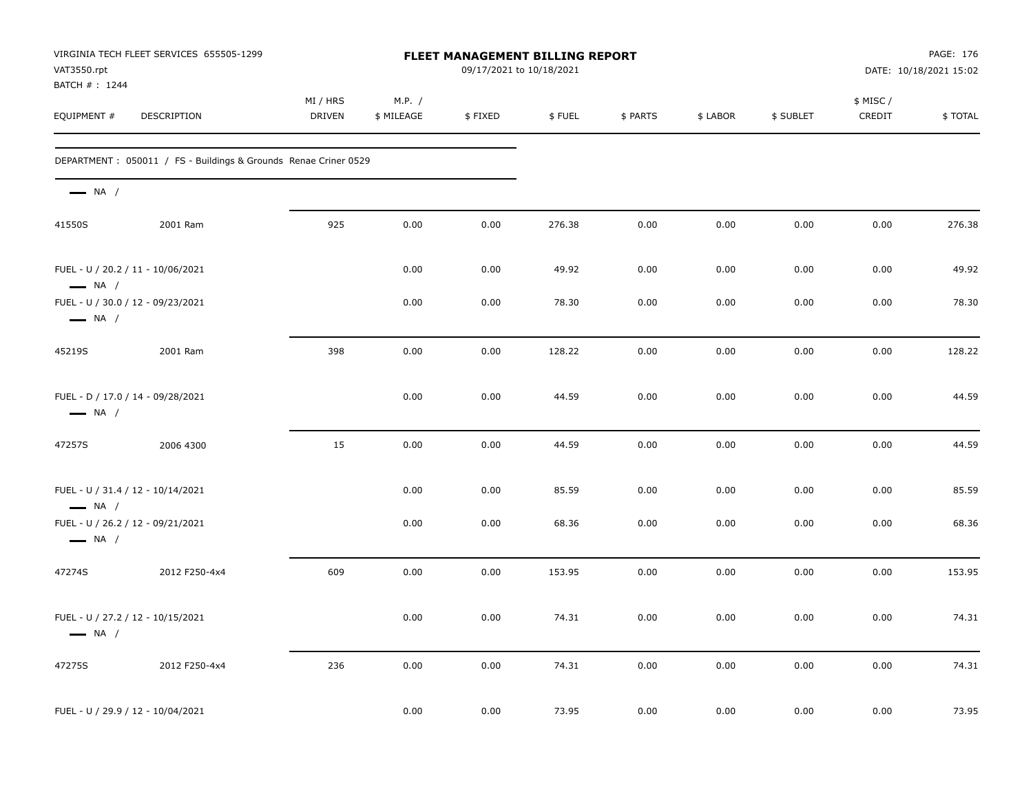VIRGINIA TECH FLEET SERVICES 655505-1299
VAT3550.rpt
BATCH # : 1244

# FLEET MANAGEMENT BILLING REPORT

09/17/2021 to 10/18/2021

DATE: 10/18/2021 15:02

| EQUIPMENT # | DESCRIPTION | MI / HRS DRIVEN | M.P. / $ MILEAGE | $ FIXED | $ FUEL | $ PARTS | $ LABOR | $ SUBLET | $ MISC / CREDIT | $ TOTAL |
|---|---|---|---|---|---|---|---|---|---|---|
| DEPARTMENT : 050011 / FS - Buildings & Grounds Renae Criner 0529 | | | | | | | | | | |
| — NA / | | | | | | | | | | |
| 41550S | 2001 Ram | 925 | 0.00 | 0.00 | 276.38 | 0.00 | 0.00 | 0.00 | 0.00 | 276.38 |
| FUEL - U / 20.2 / 11 - 10/06/2021 — NA / | | | 0.00 | 0.00 | 49.92 | 0.00 | 0.00 | 0.00 | 0.00 | 49.92 |
| FUEL - U / 30.0 / 12 - 09/23/2021 — NA / | | | 0.00 | 0.00 | 78.30 | 0.00 | 0.00 | 0.00 | 0.00 | 78.30 |
| 45219S | 2001 Ram | 398 | 0.00 | 0.00 | 128.22 | 0.00 | 0.00 | 0.00 | 0.00 | 128.22 |
| FUEL - D / 17.0 / 14 - 09/28/2021 — NA / | | | 0.00 | 0.00 | 44.59 | 0.00 | 0.00 | 0.00 | 0.00 | 44.59 |
| 47257S | 2006 4300 | 15 | 0.00 | 0.00 | 44.59 | 0.00 | 0.00 | 0.00 | 0.00 | 44.59 |
| FUEL - U / 31.4 / 12 - 10/14/2021 — NA / | | | 0.00 | 0.00 | 85.59 | 0.00 | 0.00 | 0.00 | 0.00 | 85.59 |
| FUEL - U / 26.2 / 12 - 09/21/2021 — NA / | | | 0.00 | 0.00 | 68.36 | 0.00 | 0.00 | 0.00 | 0.00 | 68.36 |
| 47274S | 2012 F250-4x4 | 609 | 0.00 | 0.00 | 153.95 | 0.00 | 0.00 | 0.00 | 0.00 | 153.95 |
| FUEL - U / 27.2 / 12 - 10/15/2021 — NA / | | | 0.00 | 0.00 | 74.31 | 0.00 | 0.00 | 0.00 | 0.00 | 74.31 |
| 47275S | 2012 F250-4x4 | 236 | 0.00 | 0.00 | 74.31 | 0.00 | 0.00 | 0.00 | 0.00 | 74.31 |
| FUEL - U / 29.9 / 12 - 10/04/2021 | | | 0.00 | 0.00 | 73.95 | 0.00 | 0.00 | 0.00 | 0.00 | 73.95 |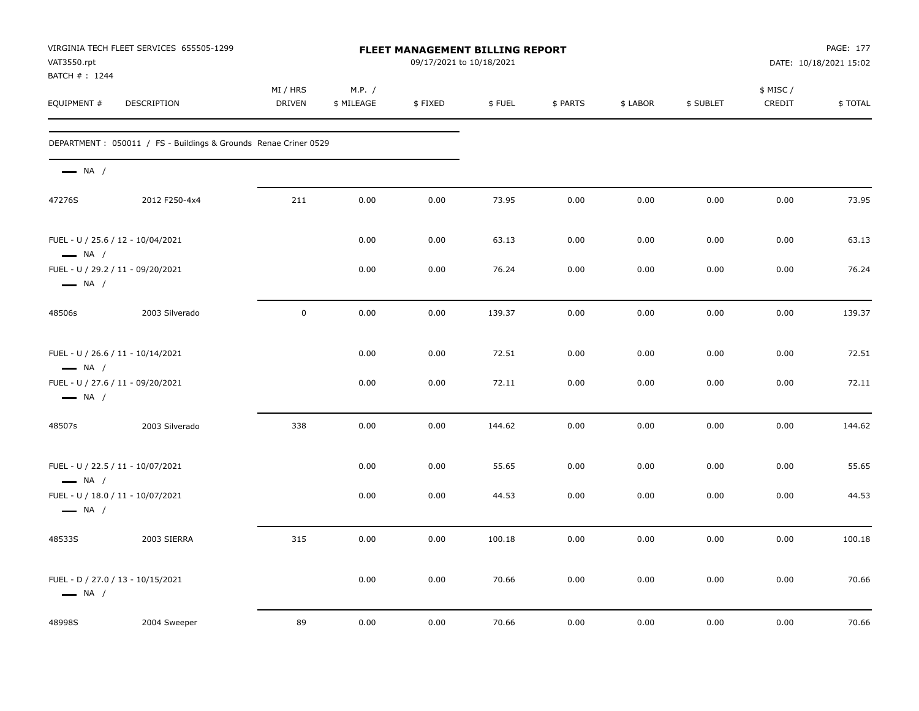VIRGINIA TECH FLEET SERVICES 655505-1299
VAT3550.rpt
BATCH # : 1244

# FLEET MANAGEMENT BILLING REPORT

09/17/2021 to 10/18/2021

DATE: 10/18/2021 15:02

| EQUIPMENT # | DESCRIPTION | MI / HRS DRIVEN | M.P. / $ MILEAGE | $ FIXED | $ FUEL | $ PARTS | $ LABOR | $ SUBLET | $ MISC / CREDIT | $ TOTAL |
|---|---|---|---|---|---|---|---|---|---|---|
| DEPARTMENT : 050011 / FS - Buildings & Grounds Renae Criner 0529 | | | | | | | | | | |
| NA / | | | | | | | | | | |
| 47276S | 2012 F250-4x4 | 211 | 0.00 | 0.00 | 73.95 | 0.00 | 0.00 | 0.00 | 0.00 | 73.95 |
| FUEL - U / 25.6 / 12 - 10/04/2021 NA / | | | 0.00 | 0.00 | 63.13 | 0.00 | 0.00 | 0.00 | 0.00 | 63.13 |
| FUEL - U / 29.2 / 11 - 09/20/2021 NA / | | | 0.00 | 0.00 | 76.24 | 0.00 | 0.00 | 0.00 | 0.00 | 76.24 |
| 48506s | 2003 Silverado | 0 | 0.00 | 0.00 | 139.37 | 0.00 | 0.00 | 0.00 | 0.00 | 139.37 |
| FUEL - U / 26.6 / 11 - 10/14/2021 NA / | | | 0.00 | 0.00 | 72.51 | 0.00 | 0.00 | 0.00 | 0.00 | 72.51 |
| FUEL - U / 27.6 / 11 - 09/20/2021 NA / | | | 0.00 | 0.00 | 72.11 | 0.00 | 0.00 | 0.00 | 0.00 | 72.11 |
| 48507s | 2003 Silverado | 338 | 0.00 | 0.00 | 144.62 | 0.00 | 0.00 | 0.00 | 0.00 | 144.62 |
| FUEL - U / 22.5 / 11 - 10/07/2021 NA / | | | 0.00 | 0.00 | 55.65 | 0.00 | 0.00 | 0.00 | 0.00 | 55.65 |
| FUEL - U / 18.0 / 11 - 10/07/2021 NA / | | | 0.00 | 0.00 | 44.53 | 0.00 | 0.00 | 0.00 | 0.00 | 44.53 |
| 48533S | 2003 SIERRA | 315 | 0.00 | 0.00 | 100.18 | 0.00 | 0.00 | 0.00 | 0.00 | 100.18 |
| FUEL - D / 27.0 / 13 - 10/15/2021 NA / | | | 0.00 | 0.00 | 70.66 | 0.00 | 0.00 | 0.00 | 0.00 | 70.66 |
| 48998S | 2004 Sweeper | 89 | 0.00 | 0.00 | 70.66 | 0.00 | 0.00 | 0.00 | 0.00 | 70.66 |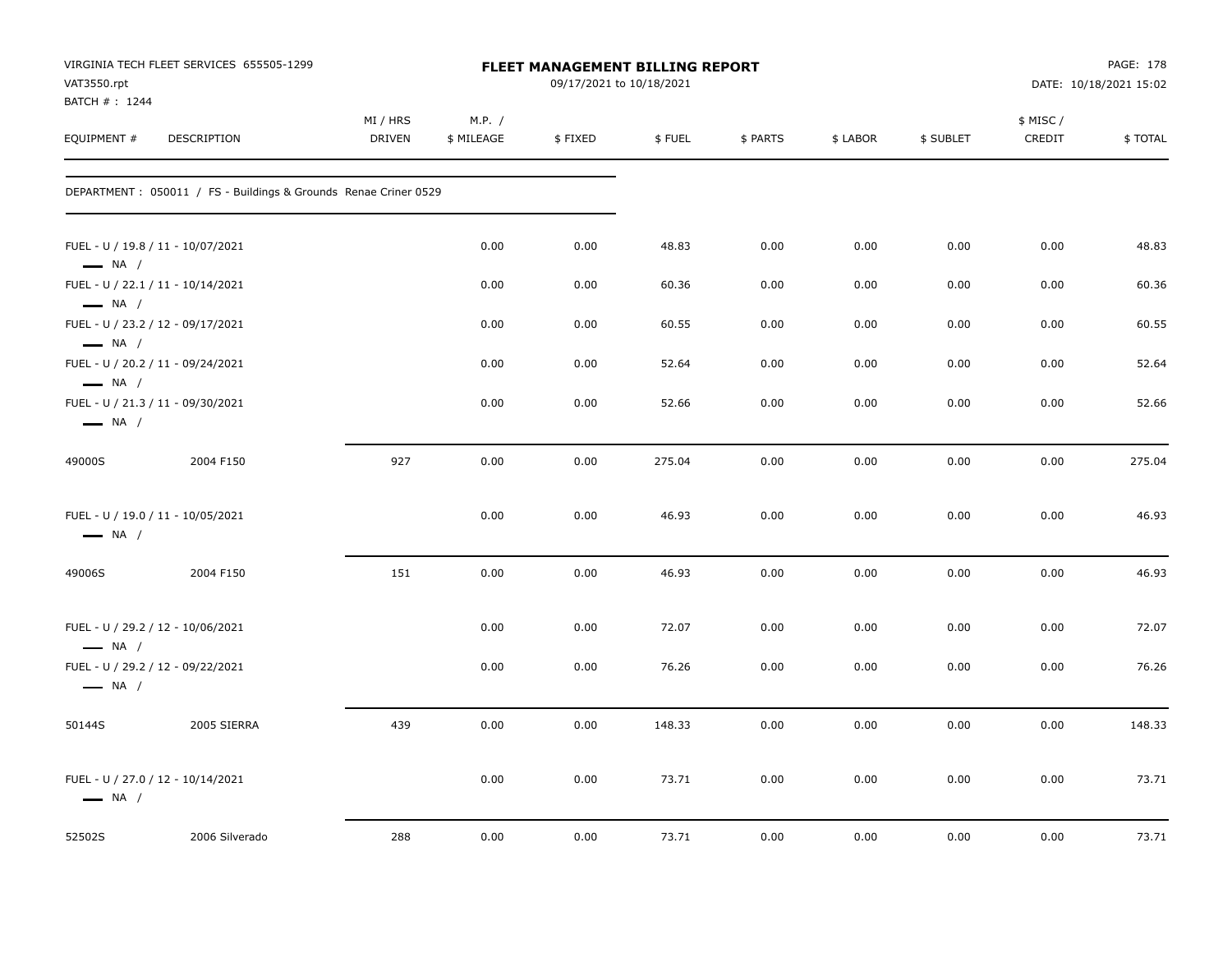VIRGINIA TECH FLEET SERVICES 655505-1299
VAT3550.rpt
BATCH # : 1244

# FLEET MANAGEMENT BILLING REPORT

09/17/2021 to 10/18/2021

DATE: 10/18/2021 15:02

| EQUIPMENT # | DESCRIPTION | MI / HRS DRIVEN | M.P. / $ MILEAGE | $ FIXED | $ FUEL | $ PARTS | $ LABOR | $ SUBLET | $ MISC / CREDIT | $ TOTAL |
|---|---|---|---|---|---|---|---|---|---|---|
| DEPARTMENT : 050011 / FS - Buildings & Grounds Renae Criner 0529 | | | | | | | | | | |
| FUEL - U / 19.8 / 11 - 10/07/2021 — NA / | | | 0.00 | 0.00 | 48.83 | 0.00 | 0.00 | 0.00 | 0.00 | 48.83 |
| FUEL - U / 22.1 / 11 - 10/14/2021 — NA / | | | 0.00 | 0.00 | 60.36 | 0.00 | 0.00 | 0.00 | 0.00 | 60.36 |
| FUEL - U / 23.2 / 12 - 09/17/2021 — NA / | | | 0.00 | 0.00 | 60.55 | 0.00 | 0.00 | 0.00 | 0.00 | 60.55 |
| FUEL - U / 20.2 / 11 - 09/24/2021 — NA / | | | 0.00 | 0.00 | 52.64 | 0.00 | 0.00 | 0.00 | 0.00 | 52.64 |
| FUEL - U / 21.3 / 11 - 09/30/2021 — NA / | | | 0.00 | 0.00 | 52.66 | 0.00 | 0.00 | 0.00 | 0.00 | 52.66 |
| 49000S | 2004 F150 | 927 | 0.00 | 0.00 | 275.04 | 0.00 | 0.00 | 0.00 | 0.00 | 275.04 |
| FUEL - U / 19.0 / 11 - 10/05/2021 — NA / | | | 0.00 | 0.00 | 46.93 | 0.00 | 0.00 | 0.00 | 0.00 | 46.93 |
| 49006S | 2004 F150 | 151 | 0.00 | 0.00 | 46.93 | 0.00 | 0.00 | 0.00 | 0.00 | 46.93 |
| FUEL - U / 29.2 / 12 - 10/06/2021 — NA / | | | 0.00 | 0.00 | 72.07 | 0.00 | 0.00 | 0.00 | 0.00 | 72.07 |
| FUEL - U / 29.2 / 12 - 09/22/2021 — NA / | | | 0.00 | 0.00 | 76.26 | 0.00 | 0.00 | 0.00 | 0.00 | 76.26 |
| 50144S | 2005 SIERRA | 439 | 0.00 | 0.00 | 148.33 | 0.00 | 0.00 | 0.00 | 0.00 | 148.33 |
| FUEL - U / 27.0 / 12 - 10/14/2021 — NA / | | | 0.00 | 0.00 | 73.71 | 0.00 | 0.00 | 0.00 | 0.00 | 73.71 |
| 52502S | 2006 Silverado | 288 | 0.00 | 0.00 | 73.71 | 0.00 | 0.00 | 0.00 | 0.00 | 73.71 |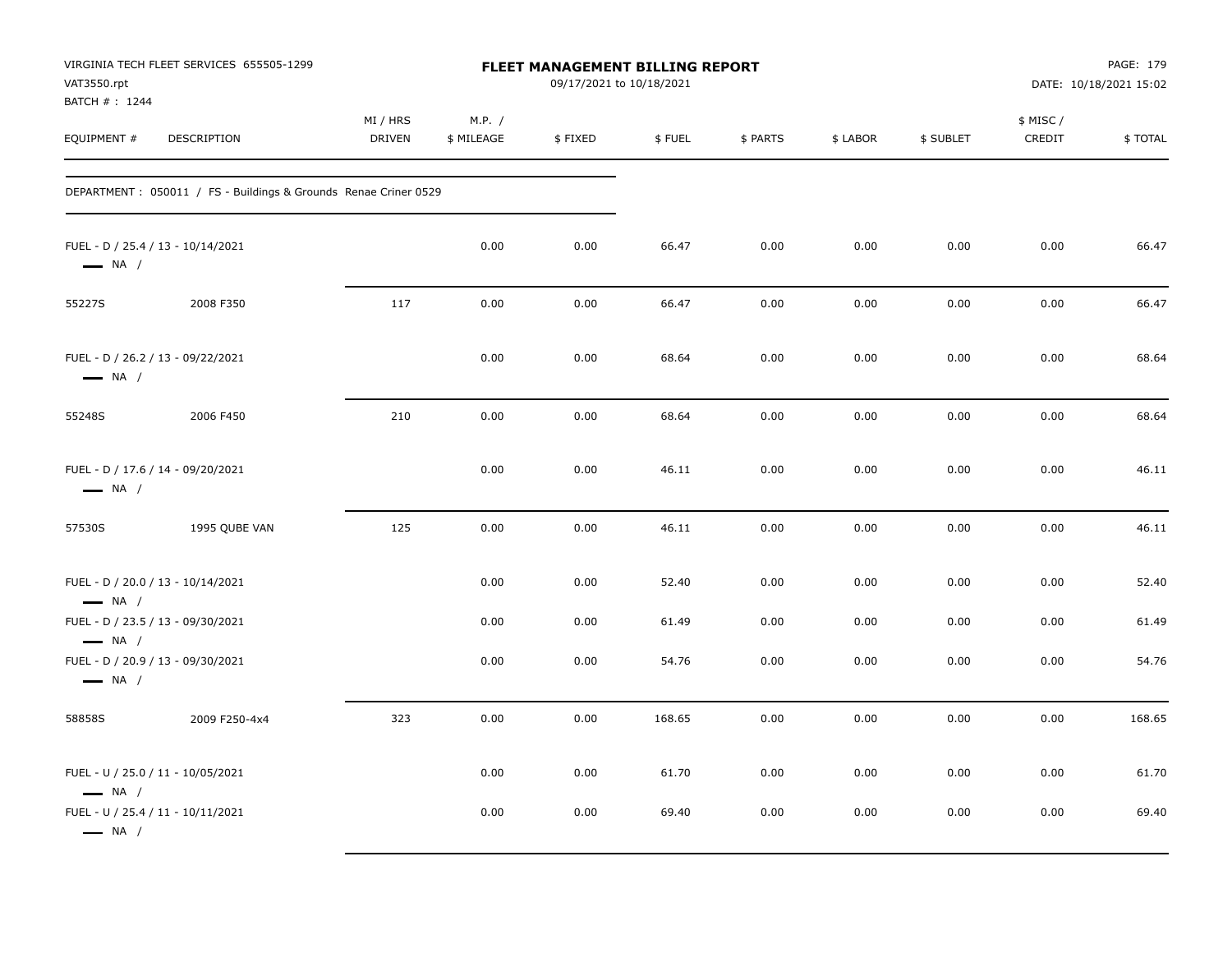VIRGINIA TECH FLEET SERVICES 655505-1299
VAT3550.rpt
BATCH # : 1244

# FLEET MANAGEMENT BILLING REPORT

09/17/2021 to 10/18/2021

DATE: 10/18/2021 15:02

| EQUIPMENT # | DESCRIPTION | MI / HRS DRIVEN | M.P. / $ MILEAGE | $ FIXED | $ FUEL | $ PARTS | $ LABOR | $ SUBLET | $ MISC / CREDIT | $ TOTAL |
|---|---|---|---|---|---|---|---|---|---|---|
| DEPARTMENT : 050011 / FS - Buildings & Grounds Renae Criner 0529 | | | | | | | | | | |
| FUEL - D / 25.4 / 13 - 10/14/2021 NA / | | | 0.00 | 0.00 | 66.47 | 0.00 | 0.00 | 0.00 | 0.00 | 66.47 |
| 55227S | 2008 F350 | 117 | 0.00 | 0.00 | 66.47 | 0.00 | 0.00 | 0.00 | 0.00 | 66.47 |
| FUEL - D / 26.2 / 13 - 09/22/2021 NA / | | | 0.00 | 0.00 | 68.64 | 0.00 | 0.00 | 0.00 | 0.00 | 68.64 |
| 55248S | 2006 F450 | 210 | 0.00 | 0.00 | 68.64 | 0.00 | 0.00 | 0.00 | 0.00 | 68.64 |
| FUEL - D / 17.6 / 14 - 09/20/2021 NA / | | | 0.00 | 0.00 | 46.11 | 0.00 | 0.00 | 0.00 | 0.00 | 46.11 |
| 57530S | 1995 QUBE VAN | 125 | 0.00 | 0.00 | 46.11 | 0.00 | 0.00 | 0.00 | 0.00 | 46.11 |
| FUEL - D / 20.0 / 13 - 10/14/2021 NA / | | | 0.00 | 0.00 | 52.40 | 0.00 | 0.00 | 0.00 | 0.00 | 52.40 |
| FUEL - D / 23.5 / 13 - 09/30/2021 NA / | | | 0.00 | 0.00 | 61.49 | 0.00 | 0.00 | 0.00 | 0.00 | 61.49 |
| FUEL - D / 20.9 / 13 - 09/30/2021 NA / | | | 0.00 | 0.00 | 54.76 | 0.00 | 0.00 | 0.00 | 0.00 | 54.76 |
| 58858S | 2009 F250-4x4 | 323 | 0.00 | 0.00 | 168.65 | 0.00 | 0.00 | 0.00 | 0.00 | 168.65 |
| FUEL - U / 25.0 / 11 - 10/05/2021 NA / | | | 0.00 | 0.00 | 61.70 | 0.00 | 0.00 | 0.00 | 0.00 | 61.70 |
| FUEL - U / 25.4 / 11 - 10/11/2021 NA / | | | 0.00 | 0.00 | 69.40 | 0.00 | 0.00 | 0.00 | 0.00 | 69.40 |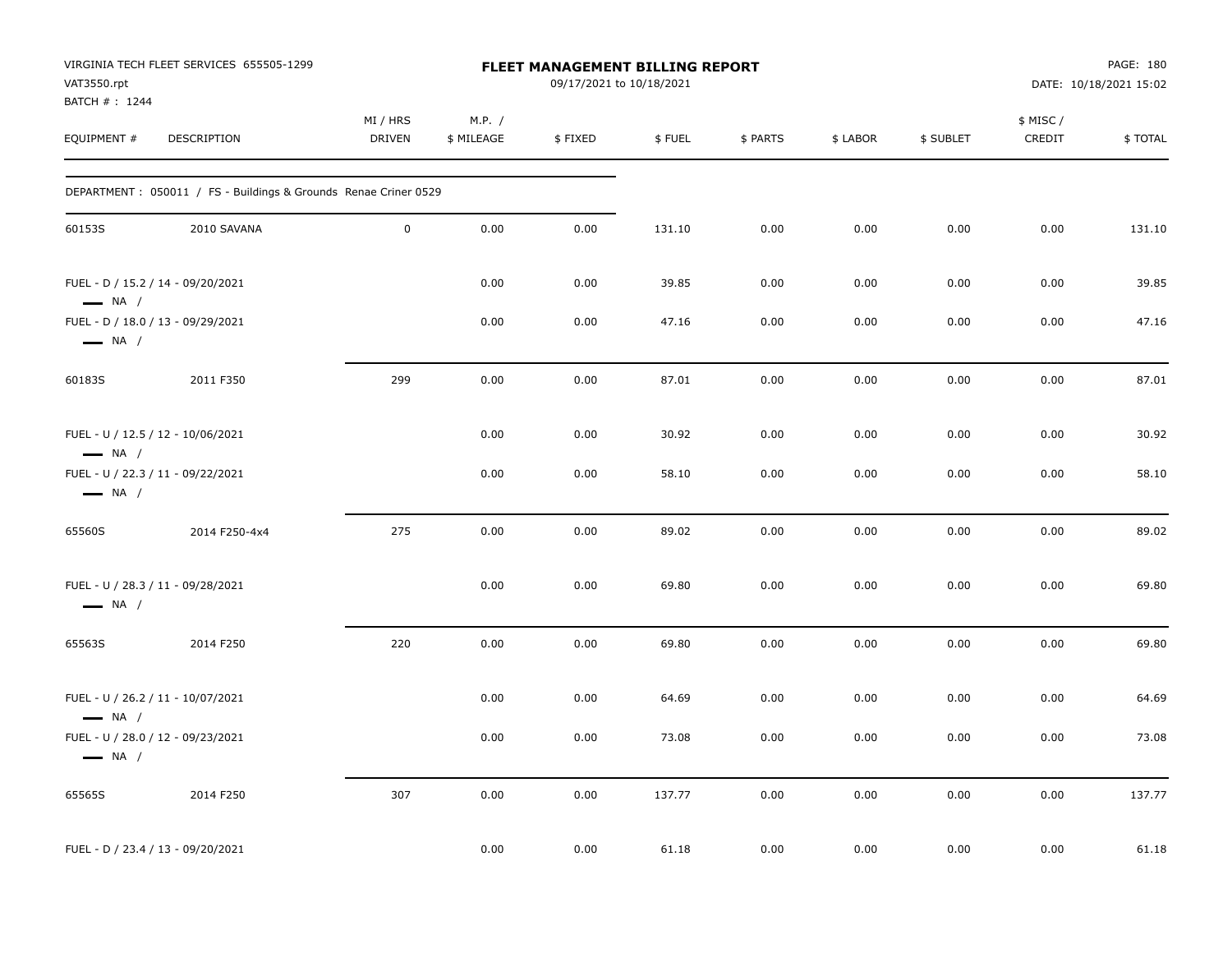VIRGINIA TECH FLEET SERVICES 655505-1299
VAT3550.rpt
BATCH # : 1244

# FLEET MANAGEMENT BILLING REPORT

09/17/2021 to 10/18/2021

DATE: 10/18/2021 15:02

| EQUIPMENT # | DESCRIPTION | MI / HRS DRIVEN | M.P. / $ MILEAGE | $ FIXED | $ FUEL | $ PARTS | $ LABOR | $ SUBLET | $ MISC / CREDIT | $ TOTAL |
|---|---|---|---|---|---|---|---|---|---|---|
| DEPARTMENT : 050011 / FS - Buildings & Grounds Renae Criner 0529 | | | | | | | | | | |
| 60153S | 2010 SAVANA | 0 | 0.00 | 0.00 | 131.10 | 0.00 | 0.00 | 0.00 | 0.00 | 131.10 |
| FUEL - D / 15.2 / 14 - 09/20/2021 — NA / | | | 0.00 | 0.00 | 39.85 | 0.00 | 0.00 | 0.00 | 0.00 | 39.85 |
| FUEL - D / 18.0 / 13 - 09/29/2021 — NA / | | | 0.00 | 0.00 | 47.16 | 0.00 | 0.00 | 0.00 | 0.00 | 47.16 |
| 60183S | 2011 F350 | 299 | 0.00 | 0.00 | 87.01 | 0.00 | 0.00 | 0.00 | 0.00 | 87.01 |
| FUEL - U / 12.5 / 12 - 10/06/2021 — NA / | | | 0.00 | 0.00 | 30.92 | 0.00 | 0.00 | 0.00 | 0.00 | 30.92 |
| FUEL - U / 22.3 / 11 - 09/22/2021 — NA / | | | 0.00 | 0.00 | 58.10 | 0.00 | 0.00 | 0.00 | 0.00 | 58.10 |
| 65560S | 2014 F250-4x4 | 275 | 0.00 | 0.00 | 89.02 | 0.00 | 0.00 | 0.00 | 0.00 | 89.02 |
| FUEL - U / 28.3 / 11 - 09/28/2021 — NA / | | | 0.00 | 0.00 | 69.80 | 0.00 | 0.00 | 0.00 | 0.00 | 69.80 |
| 65563S | 2014 F250 | 220 | 0.00 | 0.00 | 69.80 | 0.00 | 0.00 | 0.00 | 0.00 | 69.80 |
| FUEL - U / 26.2 / 11 - 10/07/2021 — NA / | | | 0.00 | 0.00 | 64.69 | 0.00 | 0.00 | 0.00 | 0.00 | 64.69 |
| FUEL - U / 28.0 / 12 - 09/23/2021 — NA / | | | 0.00 | 0.00 | 73.08 | 0.00 | 0.00 | 0.00 | 0.00 | 73.08 |
| 65565S | 2014 F250 | 307 | 0.00 | 0.00 | 137.77 | 0.00 | 0.00 | 0.00 | 0.00 | 137.77 |
| FUEL - D / 23.4 / 13 - 09/20/2021 | | | 0.00 | 0.00 | 61.18 | 0.00 | 0.00 | 0.00 | 0.00 | 61.18 |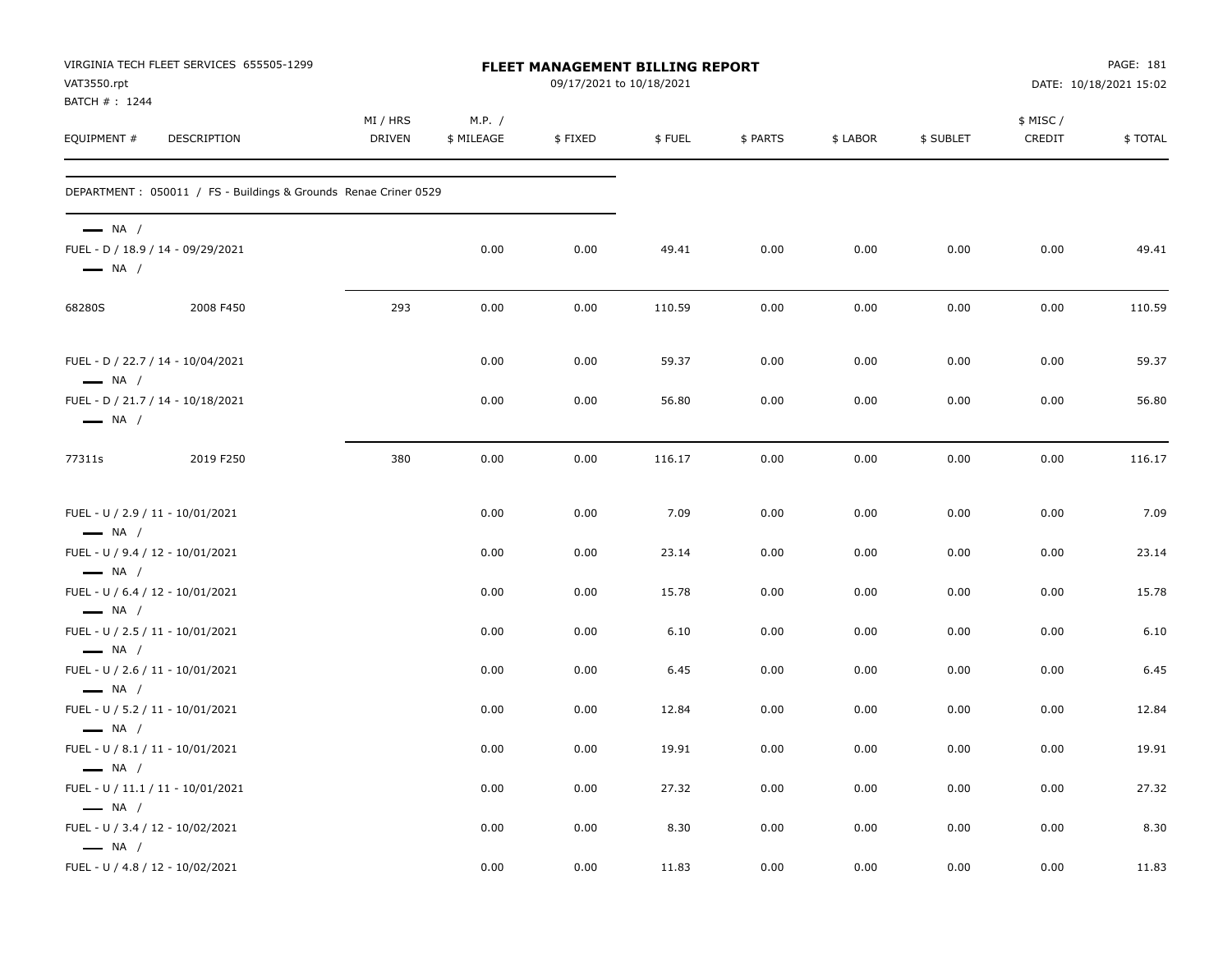VIRGINIA TECH FLEET SERVICES 655505-1299
VAT3550.rpt
BATCH # : 1244

**FLEET MANAGEMENT BILLING REPORT**
09/17/2021 to 10/18/2021

DATE: 10/18/2021 15:02

| EQUIPMENT # | DESCRIPTION | MI / HRS DRIVEN | M.P. / $ MILEAGE | $ FIXED | $ FUEL | $ PARTS | $ LABOR | $ SUBLET | $ MISC / CREDIT | $ TOTAL |
|---|---|---|---|---|---|---|---|---|---|---|
| DEPARTMENT : 050011 / FS - Buildings & Grounds Renae Criner 0529 | | | | | | | | | | |
| — NA / | | | | | | | | | | |
| FUEL - D / 18.9 / 14 - 09/29/2021 | | | 0.00 | 0.00 | 49.41 | 0.00 | 0.00 | 0.00 | 0.00 | 49.41 |
| — NA / | | | | | | | | | | |
| 68280S | 2008 F450 | 293 | 0.00 | 0.00 | 110.59 | 0.00 | 0.00 | 0.00 | 0.00 | 110.59 |
| FUEL - D / 22.7 / 14 - 10/04/2021 | | | 0.00 | 0.00 | 59.37 | 0.00 | 0.00 | 0.00 | 0.00 | 59.37 |
| — NA / | | | | | | | | | | |
| FUEL - D / 21.7 / 14 - 10/18/2021 | | | 0.00 | 0.00 | 56.80 | 0.00 | 0.00 | 0.00 | 0.00 | 56.80 |
| — NA / | | | | | | | | | | |
| 77311s | 2019 F250 | 380 | 0.00 | 0.00 | 116.17 | 0.00 | 0.00 | 0.00 | 0.00 | 116.17 |
| FUEL - U / 2.9 / 11 - 10/01/2021 | | | 0.00 | 0.00 | 7.09 | 0.00 | 0.00 | 0.00 | 0.00 | 7.09 |
| — NA / | | | | | | | | | | |
| FUEL - U / 9.4 / 12 - 10/01/2021 | | | 0.00 | 0.00 | 23.14 | 0.00 | 0.00 | 0.00 | 0.00 | 23.14 |
| — NA / | | | | | | | | | | |
| FUEL - U / 6.4 / 12 - 10/01/2021 | | | 0.00 | 0.00 | 15.78 | 0.00 | 0.00 | 0.00 | 0.00 | 15.78 |
| — NA / | | | | | | | | | | |
| FUEL - U / 2.5 / 11 - 10/01/2021 | | | 0.00 | 0.00 | 6.10 | 0.00 | 0.00 | 0.00 | 0.00 | 6.10 |
| — NA / | | | | | | | | | | |
| FUEL - U / 2.6 / 11 - 10/01/2021 | | | 0.00 | 0.00 | 6.45 | 0.00 | 0.00 | 0.00 | 0.00 | 6.45 |
| — NA / | | | | | | | | | | |
| FUEL - U / 5.2 / 11 - 10/01/2021 | | | 0.00 | 0.00 | 12.84 | 0.00 | 0.00 | 0.00 | 0.00 | 12.84 |
| — NA / | | | | | | | | | | |
| FUEL - U / 8.1 / 11 - 10/01/2021 | | | 0.00 | 0.00 | 19.91 | 0.00 | 0.00 | 0.00 | 0.00 | 19.91 |
| — NA / | | | | | | | | | | |
| FUEL - U / 11.1 / 11 - 10/01/2021 | | | 0.00 | 0.00 | 27.32 | 0.00 | 0.00 | 0.00 | 0.00 | 27.32 |
| — NA / | | | | | | | | | | |
| FUEL - U / 3.4 / 12 - 10/02/2021 | | | 0.00 | 0.00 | 8.30 | 0.00 | 0.00 | 0.00 | 0.00 | 8.30 |
| — NA / | | | | | | | | | | |
| FUEL - U / 4.8 / 12 - 10/02/2021 | | | 0.00 | 0.00 | 11.83 | 0.00 | 0.00 | 0.00 | 0.00 | 11.83 |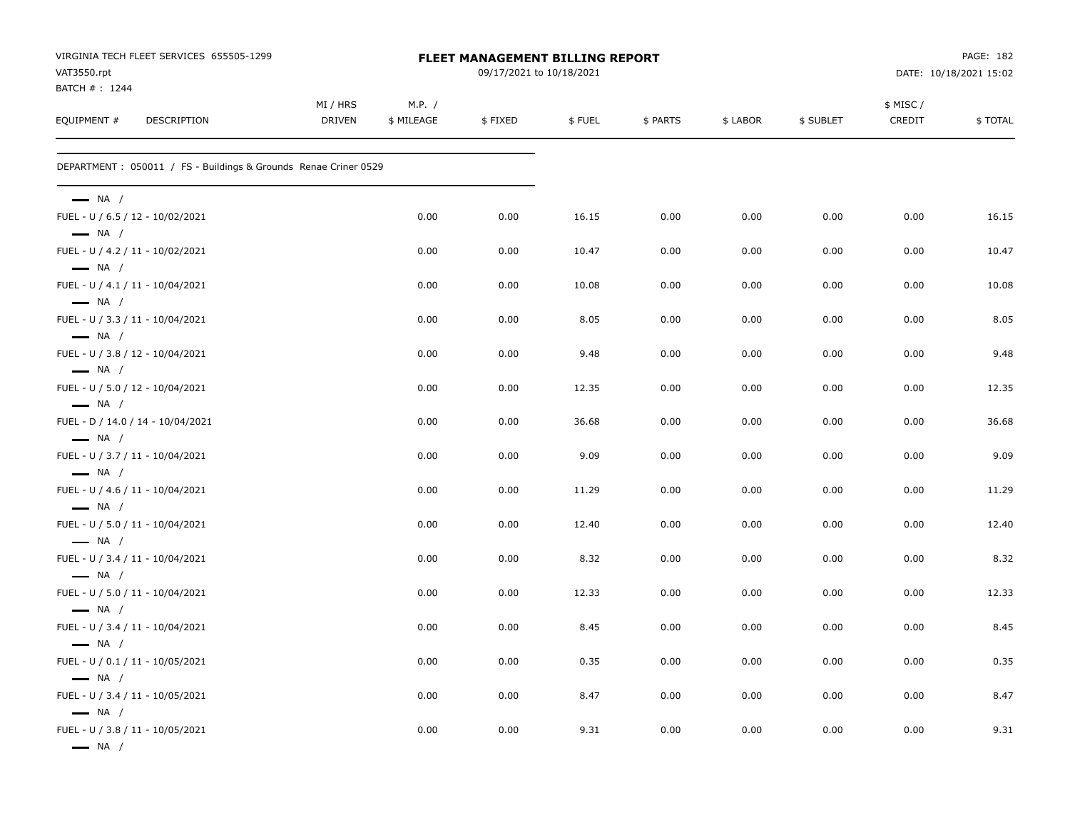VIRGINIA TECH FLEET SERVICES 655505-1299
VAT3550.rpt
BATCH # : 1244

**FLEET MANAGEMENT BILLING REPORT**
09/17/2021 to 10/18/2021

PAGE: 182
DATE: 10/18/2021 15:02

DEPARTMENT : 050011 / FS - Buildings & Grounds Renae Criner 0529

| EQUIPMENT # | DESCRIPTION | MI / HRS DRIVEN | M.P. / $ MILEAGE | $ FIXED | $ FUEL | $ PARTS | $ LABOR | $ SUBLET | $ MISC / CREDIT | $ TOTAL |
|---|---|---|---|---|---|---|---|---|---|---|
| — NA / | | | | | | | | | | |
| FUEL - U / 6.5 / 12 - 10/02/2021 | | | 0.00 | 0.00 | 16.15 | 0.00 | 0.00 | 0.00 | 0.00 | 16.15 |
| — NA / | | | | | | | | | | |
| FUEL - U / 4.2 / 11 - 10/02/2021 | | | 0.00 | 0.00 | 10.47 | 0.00 | 0.00 | 0.00 | 0.00 | 10.47 |
| — NA / | | | | | | | | | | |
| FUEL - U / 4.1 / 11 - 10/04/2021 | | | 0.00 | 0.00 | 10.08 | 0.00 | 0.00 | 0.00 | 0.00 | 10.08 |
| — NA / | | | | | | | | | | |
| FUEL - U / 3.3 / 11 - 10/04/2021 | | | 0.00 | 0.00 | 8.05 | 0.00 | 0.00 | 0.00 | 0.00 | 8.05 |
| — NA / | | | | | | | | | | |
| FUEL - U / 3.8 / 12 - 10/04/2021 | | | 0.00 | 0.00 | 9.48 | 0.00 | 0.00 | 0.00 | 0.00 | 9.48 |
| — NA / | | | | | | | | | | |
| FUEL - U / 5.0 / 12 - 10/04/2021 | | | 0.00 | 0.00 | 12.35 | 0.00 | 0.00 | 0.00 | 0.00 | 12.35 |
| — NA / | | | | | | | | | | |
| FUEL - D / 14.0 / 14 - 10/04/2021 | | | 0.00 | 0.00 | 36.68 | 0.00 | 0.00 | 0.00 | 0.00 | 36.68 |
| — NA / | | | | | | | | | | |
| FUEL - U / 3.7 / 11 - 10/04/2021 | | | 0.00 | 0.00 | 9.09 | 0.00 | 0.00 | 0.00 | 0.00 | 9.09 |
| — NA / | | | | | | | | | | |
| FUEL - U / 4.6 / 11 - 10/04/2021 | | | 0.00 | 0.00 | 11.29 | 0.00 | 0.00 | 0.00 | 0.00 | 11.29 |
| — NA / | | | | | | | | | | |
| FUEL - U / 5.0 / 11 - 10/04/2021 | | | 0.00 | 0.00 | 12.40 | 0.00 | 0.00 | 0.00 | 0.00 | 12.40 |
| — NA / | | | | | | | | | | |
| FUEL - U / 3.4 / 11 - 10/04/2021 | | | 0.00 | 0.00 | 8.32 | 0.00 | 0.00 | 0.00 | 0.00 | 8.32 |
| — NA / | | | | | | | | | | |
| FUEL - U / 5.0 / 11 - 10/04/2021 | | | 0.00 | 0.00 | 12.33 | 0.00 | 0.00 | 0.00 | 0.00 | 12.33 |
| — NA / | | | | | | | | | | |
| FUEL - U / 3.4 / 11 - 10/04/2021 | | | 0.00 | 0.00 | 8.45 | 0.00 | 0.00 | 0.00 | 0.00 | 8.45 |
| — NA / | | | | | | | | | | |
| FUEL - U / 0.1 / 11 - 10/05/2021 | | | 0.00 | 0.00 | 0.35 | 0.00 | 0.00 | 0.00 | 0.00 | 0.35 |
| — NA / | | | | | | | | | | |
| FUEL - U / 3.4 / 11 - 10/05/2021 | | | 0.00 | 0.00 | 8.47 | 0.00 | 0.00 | 0.00 | 0.00 | 8.47 |
| — NA / | | | | | | | | | | |
| FUEL - U / 3.8 / 11 - 10/05/2021 | | | 0.00 | 0.00 | 9.31 | 0.00 | 0.00 | 0.00 | 0.00 | 9.31 |
| — NA / | | | | | | | | | | |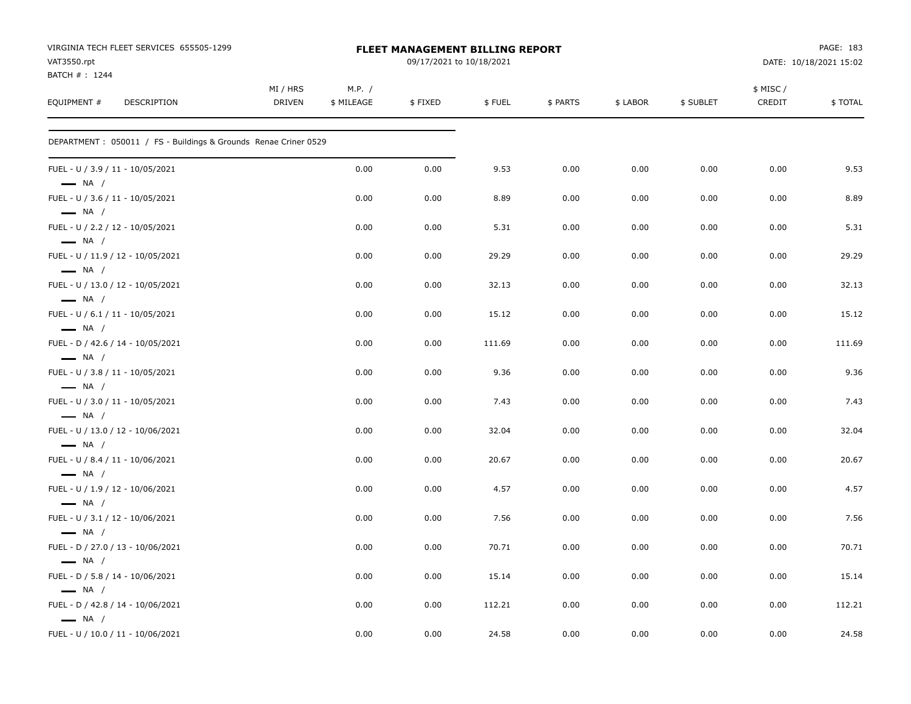VIRGINIA TECH FLEET SERVICES 655505-1299
VAT3550.rpt
BATCH # : 1244

**FLEET MANAGEMENT BILLING REPORT**
09/17/2021 to 10/18/2021

DATE: 10/18/2021 15:02

| EQUIPMENT # | DESCRIPTION | MI / HRS DRIVEN | M.P. / $ MILEAGE | $ FIXED | $ FUEL | $ PARTS | $ LABOR | $ SUBLET | $ MISC / CREDIT | $ TOTAL |
|---|---|---|---|---|---|---|---|---|---|---|
| DEPARTMENT : 050011 / FS - Buildings & Grounds Renae Criner 0529 | | | | | | | | | | |
| FUEL - U / 3.9 / 11 - 10/05/2021 — NA / | | | 0.00 | 0.00 | 9.53 | 0.00 | 0.00 | 0.00 | 0.00 | 9.53 |
| FUEL - U / 3.6 / 11 - 10/05/2021 — NA / | | | 0.00 | 0.00 | 8.89 | 0.00 | 0.00 | 0.00 | 0.00 | 8.89 |
| FUEL - U / 2.2 / 12 - 10/05/2021 — NA / | | | 0.00 | 0.00 | 5.31 | 0.00 | 0.00 | 0.00 | 0.00 | 5.31 |
| FUEL - U / 11.9 / 12 - 10/05/2021 — NA / | | | 0.00 | 0.00 | 29.29 | 0.00 | 0.00 | 0.00 | 0.00 | 29.29 |
| FUEL - U / 13.0 / 12 - 10/05/2021 — NA / | | | 0.00 | 0.00 | 32.13 | 0.00 | 0.00 | 0.00 | 0.00 | 32.13 |
| FUEL - U / 6.1 / 11 - 10/05/2021 — NA / | | | 0.00 | 0.00 | 15.12 | 0.00 | 0.00 | 0.00 | 0.00 | 15.12 |
| FUEL - D / 42.6 / 14 - 10/05/2021 — NA / | | | 0.00 | 0.00 | 111.69 | 0.00 | 0.00 | 0.00 | 0.00 | 111.69 |
| FUEL - U / 3.8 / 11 - 10/05/2021 — NA / | | | 0.00 | 0.00 | 9.36 | 0.00 | 0.00 | 0.00 | 0.00 | 9.36 |
| FUEL - U / 3.0 / 11 - 10/05/2021 — NA / | | | 0.00 | 0.00 | 7.43 | 0.00 | 0.00 | 0.00 | 0.00 | 7.43 |
| FUEL - U / 13.0 / 12 - 10/06/2021 — NA / | | | 0.00 | 0.00 | 32.04 | 0.00 | 0.00 | 0.00 | 0.00 | 32.04 |
| FUEL - U / 8.4 / 11 - 10/06/2021 — NA / | | | 0.00 | 0.00 | 20.67 | 0.00 | 0.00 | 0.00 | 0.00 | 20.67 |
| FUEL - U / 1.9 / 12 - 10/06/2021 — NA / | | | 0.00 | 0.00 | 4.57 | 0.00 | 0.00 | 0.00 | 0.00 | 4.57 |
| FUEL - U / 3.1 / 12 - 10/06/2021 — NA / | | | 0.00 | 0.00 | 7.56 | 0.00 | 0.00 | 0.00 | 0.00 | 7.56 |
| FUEL - D / 27.0 / 13 - 10/06/2021 — NA / | | | 0.00 | 0.00 | 70.71 | 0.00 | 0.00 | 0.00 | 0.00 | 70.71 |
| FUEL - D / 5.8 / 14 - 10/06/2021 — NA / | | | 0.00 | 0.00 | 15.14 | 0.00 | 0.00 | 0.00 | 0.00 | 15.14 |
| FUEL - D / 42.8 / 14 - 10/06/2021 — NA / | | | 0.00 | 0.00 | 112.21 | 0.00 | 0.00 | 0.00 | 0.00 | 112.21 |
| FUEL - U / 10.0 / 11 - 10/06/2021 | | | 0.00 | 0.00 | 24.58 | 0.00 | 0.00 | 0.00 | 0.00 | 24.58 |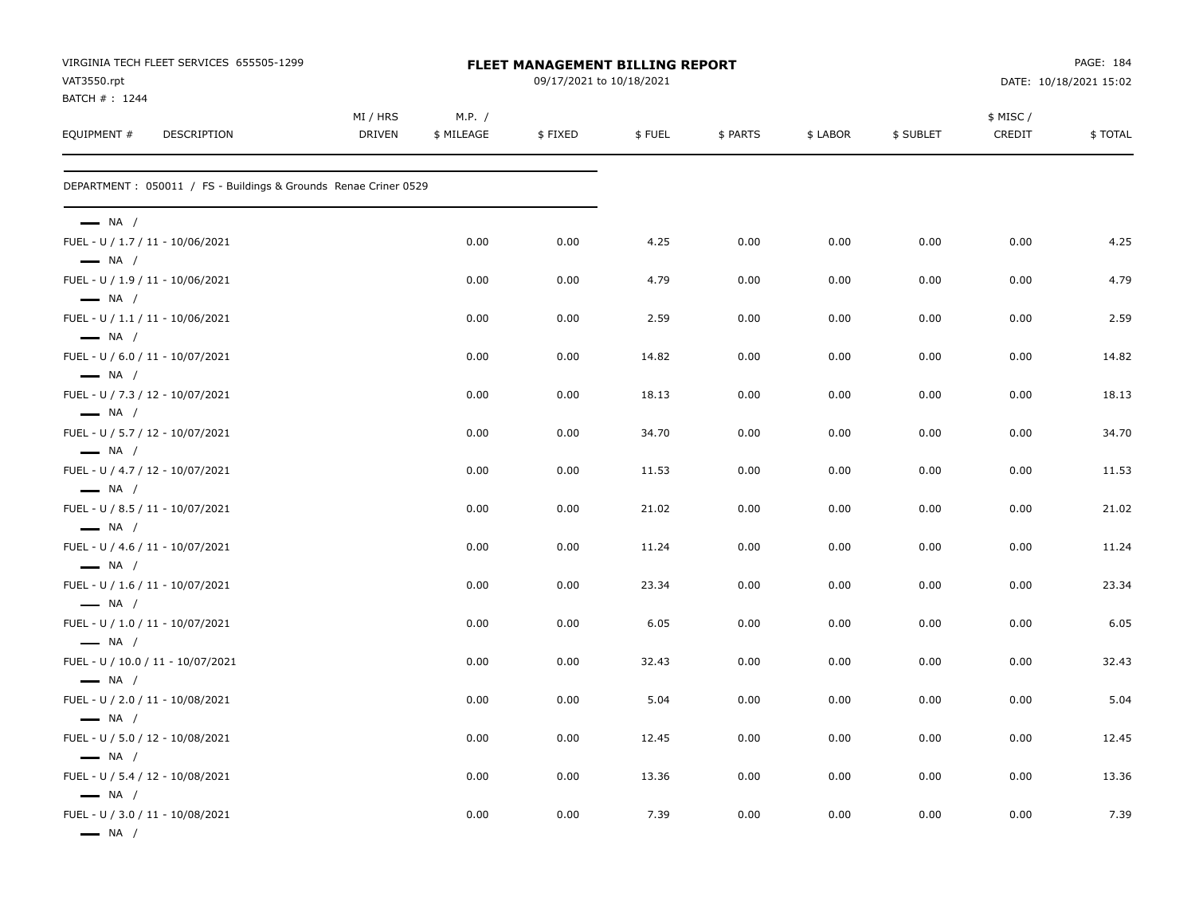VIRGINIA TECH FLEET SERVICES 655505-1299
VAT3550.rpt
BATCH # : 1244

**FLEET MANAGEMENT BILLING REPORT**
09/17/2021 to 10/18/2021

PAGE: 184
DATE: 10/18/2021 15:02

DEPARTMENT : 050011 / FS - Buildings & Grounds Renae Criner 0529

| EQUIPMENT # | DESCRIPTION | MI / HRS DRIVEN | M.P. / $ MILEAGE | $ FIXED | $ FUEL | $ PARTS | $ LABOR | $ SUBLET | $ MISC / CREDIT | $ TOTAL |
|---|---|---|---|---|---|---|---|---|---|---|
| — NA / | FUEL - U / 1.7 / 11 - 10/06/2021 | | 0.00 | 0.00 | 4.25 | 0.00 | 0.00 | 0.00 | 0.00 | 4.25 |
| — NA / | FUEL - U / 1.9 / 11 - 10/06/2021 | | 0.00 | 0.00 | 4.79 | 0.00 | 0.00 | 0.00 | 0.00 | 4.79 |
| — NA / | FUEL - U / 1.1 / 11 - 10/06/2021 | | 0.00 | 0.00 | 2.59 | 0.00 | 0.00 | 0.00 | 0.00 | 2.59 |
| — NA / | FUEL - U / 6.0 / 11 - 10/07/2021 | | 0.00 | 0.00 | 14.82 | 0.00 | 0.00 | 0.00 | 0.00 | 14.82 |
| — NA / | FUEL - U / 7.3 / 12 - 10/07/2021 | | 0.00 | 0.00 | 18.13 | 0.00 | 0.00 | 0.00 | 0.00 | 18.13 |
| — NA / | FUEL - U / 5.7 / 12 - 10/07/2021 | | 0.00 | 0.00 | 34.70 | 0.00 | 0.00 | 0.00 | 0.00 | 34.70 |
| — NA / | FUEL - U / 4.7 / 12 - 10/07/2021 | | 0.00 | 0.00 | 11.53 | 0.00 | 0.00 | 0.00 | 0.00 | 11.53 |
| — NA / | FUEL - U / 8.5 / 11 - 10/07/2021 | | 0.00 | 0.00 | 21.02 | 0.00 | 0.00 | 0.00 | 0.00 | 21.02 |
| — NA / | FUEL - U / 4.6 / 11 - 10/07/2021 | | 0.00 | 0.00 | 11.24 | 0.00 | 0.00 | 0.00 | 0.00 | 11.24 |
| — NA / | FUEL - U / 1.6 / 11 - 10/07/2021 | | 0.00 | 0.00 | 23.34 | 0.00 | 0.00 | 0.00 | 0.00 | 23.34 |
| — NA / | FUEL - U / 1.0 / 11 - 10/07/2021 | | 0.00 | 0.00 | 6.05 | 0.00 | 0.00 | 0.00 | 0.00 | 6.05 |
| — NA / | FUEL - U / 10.0 / 11 - 10/07/2021 | | 0.00 | 0.00 | 32.43 | 0.00 | 0.00 | 0.00 | 0.00 | 32.43 |
| — NA / | FUEL - U / 2.0 / 11 - 10/08/2021 | | 0.00 | 0.00 | 5.04 | 0.00 | 0.00 | 0.00 | 0.00 | 5.04 |
| — NA / | FUEL - U / 5.0 / 12 - 10/08/2021 | | 0.00 | 0.00 | 12.45 | 0.00 | 0.00 | 0.00 | 0.00 | 12.45 |
| — NA / | FUEL - U / 5.4 / 12 - 10/08/2021 | | 0.00 | 0.00 | 13.36 | 0.00 | 0.00 | 0.00 | 0.00 | 13.36 |
| — NA / | FUEL - U / 3.0 / 11 - 10/08/2021 | | 0.00 | 0.00 | 7.39 | 0.00 | 0.00 | 0.00 | 0.00 | 7.39 |
| — NA / | | | | | | | | | | |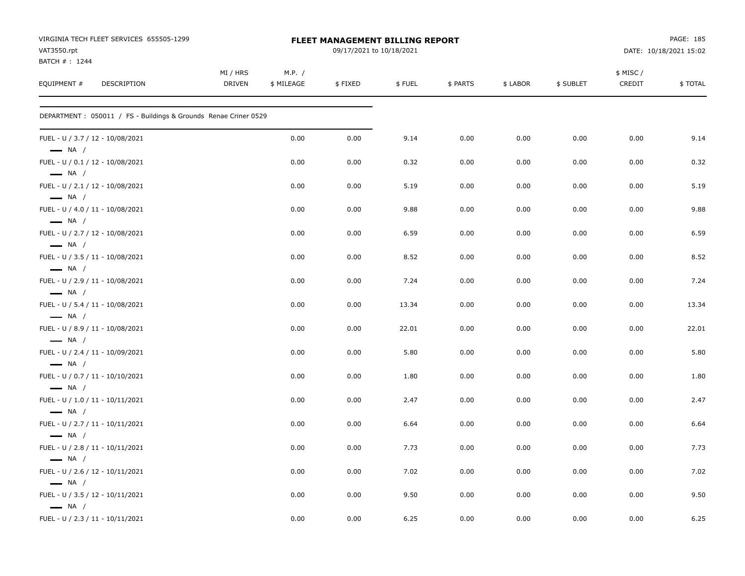VIRGINIA TECH FLEET SERVICES 655505-1299
VAT3550.rpt
BATCH # : 1244

**FLEET MANAGEMENT BILLING REPORT**
09/17/2021 to 10/18/2021

DATE: 10/18/2021 15:02

| EQUIPMENT # | DESCRIPTION | MI / HRS DRIVEN | M.P. / $ MILEAGE | $ FIXED | $ FUEL | $ PARTS | $ LABOR | $ SUBLET | $ MISC / CREDIT | $ TOTAL |
|---|---|---|---|---|---|---|---|---|---|---|
| DEPARTMENT : 050011 / FS - Buildings & Grounds Renae Criner 0529 | | | | | | | | | | |
| FUEL - U / 3.7 / 12 - 10/08/2021 — NA / | | | 0.00 | 0.00 | 9.14 | 0.00 | 0.00 | 0.00 | 0.00 | 9.14 |
| FUEL - U / 0.1 / 12 - 10/08/2021 — NA / | | | 0.00 | 0.00 | 0.32 | 0.00 | 0.00 | 0.00 | 0.00 | 0.32 |
| FUEL - U / 2.1 / 12 - 10/08/2021 — NA / | | | 0.00 | 0.00 | 5.19 | 0.00 | 0.00 | 0.00 | 0.00 | 5.19 |
| FUEL - U / 4.0 / 11 - 10/08/2021 — NA / | | | 0.00 | 0.00 | 9.88 | 0.00 | 0.00 | 0.00 | 0.00 | 9.88 |
| FUEL - U / 2.7 / 12 - 10/08/2021 — NA / | | | 0.00 | 0.00 | 6.59 | 0.00 | 0.00 | 0.00 | 0.00 | 6.59 |
| FUEL - U / 3.5 / 11 - 10/08/2021 — NA / | | | 0.00 | 0.00 | 8.52 | 0.00 | 0.00 | 0.00 | 0.00 | 8.52 |
| FUEL - U / 2.9 / 11 - 10/08/2021 — NA / | | | 0.00 | 0.00 | 7.24 | 0.00 | 0.00 | 0.00 | 0.00 | 7.24 |
| FUEL - U / 5.4 / 11 - 10/08/2021 — NA / | | | 0.00 | 0.00 | 13.34 | 0.00 | 0.00 | 0.00 | 0.00 | 13.34 |
| FUEL - U / 8.9 / 11 - 10/08/2021 — NA / | | | 0.00 | 0.00 | 22.01 | 0.00 | 0.00 | 0.00 | 0.00 | 22.01 |
| FUEL - U / 2.4 / 11 - 10/09/2021 — NA / | | | 0.00 | 0.00 | 5.80 | 0.00 | 0.00 | 0.00 | 0.00 | 5.80 |
| FUEL - U / 0.7 / 11 - 10/10/2021 — NA / | | | 0.00 | 0.00 | 1.80 | 0.00 | 0.00 | 0.00 | 0.00 | 1.80 |
| FUEL - U / 1.0 / 11 - 10/11/2021 — NA / | | | 0.00 | 0.00 | 2.47 | 0.00 | 0.00 | 0.00 | 0.00 | 2.47 |
| FUEL - U / 2.7 / 11 - 10/11/2021 — NA / | | | 0.00 | 0.00 | 6.64 | 0.00 | 0.00 | 0.00 | 0.00 | 6.64 |
| FUEL - U / 2.8 / 11 - 10/11/2021 — NA / | | | 0.00 | 0.00 | 7.73 | 0.00 | 0.00 | 0.00 | 0.00 | 7.73 |
| FUEL - U / 2.6 / 12 - 10/11/2021 — NA / | | | 0.00 | 0.00 | 7.02 | 0.00 | 0.00 | 0.00 | 0.00 | 7.02 |
| FUEL - U / 3.5 / 12 - 10/11/2021 — NA / | | | 0.00 | 0.00 | 9.50 | 0.00 | 0.00 | 0.00 | 0.00 | 9.50 |
| FUEL - U / 2.3 / 11 - 10/11/2021 | | | 0.00 | 0.00 | 6.25 | 0.00 | 0.00 | 0.00 | 0.00 | 6.25 |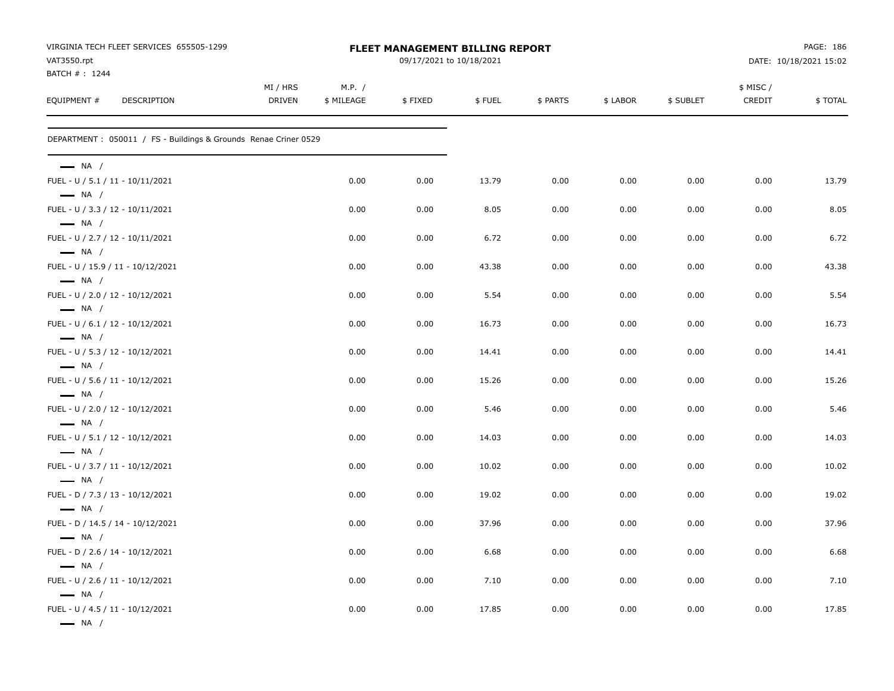VIRGINIA TECH FLEET SERVICES 655505-1299
VAT3550.rpt
BATCH # : 1244

**FLEET MANAGEMENT BILLING REPORT**
09/17/2021 to 10/18/2021

DATE: 10/18/2021 15:02

DEPARTMENT : 050011 / FS - Buildings & Grounds Renae Criner 0529

| EQUIPMENT # | DESCRIPTION | MI / HRS DRIVEN | M.P. / $ MILEAGE | $ FIXED | $ FUEL | $ PARTS | $ LABOR | $ SUBLET | $ MISC / CREDIT | $ TOTAL |
|---|---|---|---|---|---|---|---|---|---|---|
| — NA / | | | | | | | | | | |
| FUEL - U / 5.1 / 11 - 10/11/2021 | | | 0.00 | 0.00 | 13.79 | 0.00 | 0.00 | 0.00 | 0.00 | 13.79 |
| — NA / | | | | | | | | | | |
| FUEL - U / 3.3 / 12 - 10/11/2021 | | | 0.00 | 0.00 | 8.05 | 0.00 | 0.00 | 0.00 | 0.00 | 8.05 |
| — NA / | | | | | | | | | | |
| FUEL - U / 2.7 / 12 - 10/11/2021 | | | 0.00 | 0.00 | 6.72 | 0.00 | 0.00 | 0.00 | 0.00 | 6.72 |
| — NA / | | | | | | | | | | |
| FUEL - U / 15.9 / 11 - 10/12/2021 | | | 0.00 | 0.00 | 43.38 | 0.00 | 0.00 | 0.00 | 0.00 | 43.38 |
| — NA / | | | | | | | | | | |
| FUEL - U / 2.0 / 12 - 10/12/2021 | | | 0.00 | 0.00 | 5.54 | 0.00 | 0.00 | 0.00 | 0.00 | 5.54 |
| — NA / | | | | | | | | | | |
| FUEL - U / 6.1 / 12 - 10/12/2021 | | | 0.00 | 0.00 | 16.73 | 0.00 | 0.00 | 0.00 | 0.00 | 16.73 |
| — NA / | | | | | | | | | | |
| FUEL - U / 5.3 / 12 - 10/12/2021 | | | 0.00 | 0.00 | 14.41 | 0.00 | 0.00 | 0.00 | 0.00 | 14.41 |
| — NA / | | | | | | | | | | |
| FUEL - U / 5.6 / 11 - 10/12/2021 | | | 0.00 | 0.00 | 15.26 | 0.00 | 0.00 | 0.00 | 0.00 | 15.26 |
| — NA / | | | | | | | | | | |
| FUEL - U / 2.0 / 12 - 10/12/2021 | | | 0.00 | 0.00 | 5.46 | 0.00 | 0.00 | 0.00 | 0.00 | 5.46 |
| — NA / | | | | | | | | | | |
| FUEL - U / 5.1 / 12 - 10/12/2021 | | | 0.00 | 0.00 | 14.03 | 0.00 | 0.00 | 0.00 | 0.00 | 14.03 |
| — NA / | | | | | | | | | | |
| FUEL - U / 3.7 / 11 - 10/12/2021 | | | 0.00 | 0.00 | 10.02 | 0.00 | 0.00 | 0.00 | 0.00 | 10.02 |
| — NA / | | | | | | | | | | |
| FUEL - D / 7.3 / 13 - 10/12/2021 | | | 0.00 | 0.00 | 19.02 | 0.00 | 0.00 | 0.00 | 0.00 | 19.02 |
| — NA / | | | | | | | | | | |
| FUEL - D / 14.5 / 14 - 10/12/2021 | | | 0.00 | 0.00 | 37.96 | 0.00 | 0.00 | 0.00 | 0.00 | 37.96 |
| — NA / | | | | | | | | | | |
| FUEL - D / 2.6 / 14 - 10/12/2021 | | | 0.00 | 0.00 | 6.68 | 0.00 | 0.00 | 0.00 | 0.00 | 6.68 |
| — NA / | | | | | | | | | | |
| FUEL - U / 2.6 / 11 - 10/12/2021 | | | 0.00 | 0.00 | 7.10 | 0.00 | 0.00 | 0.00 | 0.00 | 7.10 |
| — NA / | | | | | | | | | | |
| FUEL - U / 4.5 / 11 - 10/12/2021 | | | 0.00 | 0.00 | 17.85 | 0.00 | 0.00 | 0.00 | 0.00 | 17.85 |
| — NA / | | | | | | | | | | |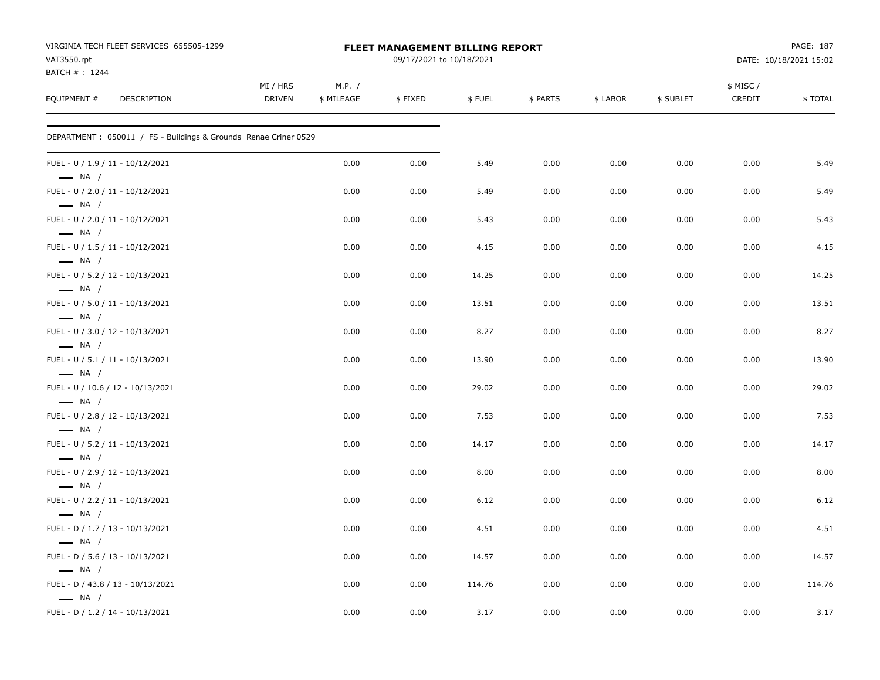VIRGINIA TECH FLEET SERVICES 655505-1299
VAT3550.rpt
BATCH # : 1244

**FLEET MANAGEMENT BILLING REPORT**
09/17/2021 to 10/18/2021

PAGE: 187
DATE: 10/18/2021 15:02

| EQUIPMENT # | DESCRIPTION | MI / HRS DRIVEN | M.P. / $ MILEAGE | $ FIXED | $ FUEL | $ PARTS | $ LABOR | $ SUBLET | $ MISC / CREDIT | $ TOTAL |
|---|---|---|---|---|---|---|---|---|---|---|
| DEPARTMENT : 050011 / FS - Buildings & Grounds Renae Criner 0529 | | | | | | | | | | |
| FUEL - U / 1.9 / 11 - 10/12/2021 — NA / | | | 0.00 | 0.00 | 5.49 | 0.00 | 0.00 | 0.00 | 0.00 | 5.49 |
| FUEL - U / 2.0 / 11 - 10/12/2021 — NA / | | | 0.00 | 0.00 | 5.49 | 0.00 | 0.00 | 0.00 | 0.00 | 5.49 |
| FUEL - U / 2.0 / 11 - 10/12/2021 — NA / | | | 0.00 | 0.00 | 5.43 | 0.00 | 0.00 | 0.00 | 0.00 | 5.43 |
| FUEL - U / 1.5 / 11 - 10/12/2021 — NA / | | | 0.00 | 0.00 | 4.15 | 0.00 | 0.00 | 0.00 | 0.00 | 4.15 |
| FUEL - U / 5.2 / 12 - 10/13/2021 — NA / | | | 0.00 | 0.00 | 14.25 | 0.00 | 0.00 | 0.00 | 0.00 | 14.25 |
| FUEL - U / 5.0 / 11 - 10/13/2021 — NA / | | | 0.00 | 0.00 | 13.51 | 0.00 | 0.00 | 0.00 | 0.00 | 13.51 |
| FUEL - U / 3.0 / 12 - 10/13/2021 — NA / | | | 0.00 | 0.00 | 8.27 | 0.00 | 0.00 | 0.00 | 0.00 | 8.27 |
| FUEL - U / 5.1 / 11 - 10/13/2021 — NA / | | | 0.00 | 0.00 | 13.90 | 0.00 | 0.00 | 0.00 | 0.00 | 13.90 |
| FUEL - U / 10.6 / 12 - 10/13/2021 — NA / | | | 0.00 | 0.00 | 29.02 | 0.00 | 0.00 | 0.00 | 0.00 | 29.02 |
| FUEL - U / 2.8 / 12 - 10/13/2021 — NA / | | | 0.00 | 0.00 | 7.53 | 0.00 | 0.00 | 0.00 | 0.00 | 7.53 |
| FUEL - U / 5.2 / 11 - 10/13/2021 — NA / | | | 0.00 | 0.00 | 14.17 | 0.00 | 0.00 | 0.00 | 0.00 | 14.17 |
| FUEL - U / 2.9 / 12 - 10/13/2021 — NA / | | | 0.00 | 0.00 | 8.00 | 0.00 | 0.00 | 0.00 | 0.00 | 8.00 |
| FUEL - U / 2.2 / 11 - 10/13/2021 — NA / | | | 0.00 | 0.00 | 6.12 | 0.00 | 0.00 | 0.00 | 0.00 | 6.12 |
| FUEL - D / 1.7 / 13 - 10/13/2021 — NA / | | | 0.00 | 0.00 | 4.51 | 0.00 | 0.00 | 0.00 | 0.00 | 4.51 |
| FUEL - D / 5.6 / 13 - 10/13/2021 — NA / | | | 0.00 | 0.00 | 14.57 | 0.00 | 0.00 | 0.00 | 0.00 | 14.57 |
| FUEL - D / 43.8 / 13 - 10/13/2021 — NA / | | | 0.00 | 0.00 | 114.76 | 0.00 | 0.00 | 0.00 | 0.00 | 114.76 |
| FUEL - D / 1.2 / 14 - 10/13/2021 | | | 0.00 | 0.00 | 3.17 | 0.00 | 0.00 | 0.00 | 0.00 | 3.17 |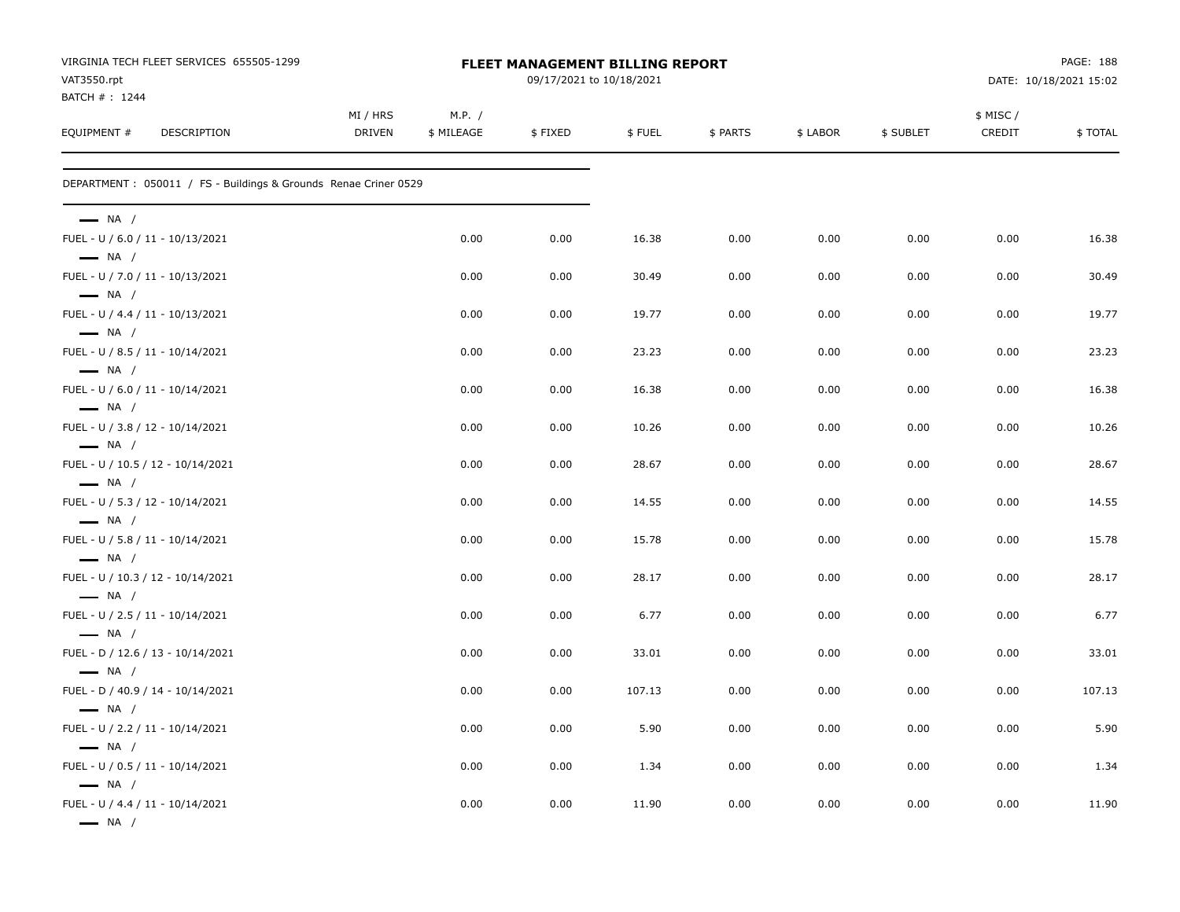VIRGINIA TECH FLEET SERVICES 655505-1299
VAT3550.rpt
BATCH # : 1244

# FLEET MANAGEMENT BILLING REPORT

09/17/2021 to 10/18/2021

DATE: 10/18/2021 15:02

| EQUIPMENT # | DESCRIPTION | MI / HRS DRIVEN | M.P. / $ MILEAGE | $ FIXED | $ FUEL | $ PARTS | $ LABOR | $ SUBLET | $ MISC / CREDIT | $ TOTAL |
|---|---|---|---|---|---|---|---|---|---|---|

DEPARTMENT : 050011 / FS - Buildings & Grounds Renae Criner 0529

| EQUIPMENT # | DESCRIPTION | MI / HRS DRIVEN | M.P. / $ MILEAGE | $ FIXED | $ FUEL | $ PARTS | $ LABOR | $ SUBLET | $ MISC / CREDIT | $ TOTAL |
|---|---|---|---|---|---|---|---|---|---|---|
| — NA / | | | | | | | | | | |
| FUEL - U / 6.0 / 11 - 10/13/2021 | | | 0.00 | 0.00 | 16.38 | 0.00 | 0.00 | 0.00 | 0.00 | 16.38 |
| — NA / | | | | | | | | | | |
| FUEL - U / 7.0 / 11 - 10/13/2021 | | | 0.00 | 0.00 | 30.49 | 0.00 | 0.00 | 0.00 | 0.00 | 30.49 |
| — NA / | | | | | | | | | | |
| FUEL - U / 4.4 / 11 - 10/13/2021 | | | 0.00 | 0.00 | 19.77 | 0.00 | 0.00 | 0.00 | 0.00 | 19.77 |
| — NA / | | | | | | | | | | |
| FUEL - U / 8.5 / 11 - 10/14/2021 | | | 0.00 | 0.00 | 23.23 | 0.00 | 0.00 | 0.00 | 0.00 | 23.23 |
| — NA / | | | | | | | | | | |
| FUEL - U / 6.0 / 11 - 10/14/2021 | | | 0.00 | 0.00 | 16.38 | 0.00 | 0.00 | 0.00 | 0.00 | 16.38 |
| — NA / | | | | | | | | | | |
| FUEL - U / 3.8 / 12 - 10/14/2021 | | | 0.00 | 0.00 | 10.26 | 0.00 | 0.00 | 0.00 | 0.00 | 10.26 |
| — NA / | | | | | | | | | | |
| FUEL - U / 10.5 / 12 - 10/14/2021 | | | 0.00 | 0.00 | 28.67 | 0.00 | 0.00 | 0.00 | 0.00 | 28.67 |
| — NA / | | | | | | | | | | |
| FUEL - U / 5.3 / 12 - 10/14/2021 | | | 0.00 | 0.00 | 14.55 | 0.00 | 0.00 | 0.00 | 0.00 | 14.55 |
| — NA / | | | | | | | | | | |
| FUEL - U / 5.8 / 11 - 10/14/2021 | | | 0.00 | 0.00 | 15.78 | 0.00 | 0.00 | 0.00 | 0.00 | 15.78 |
| — NA / | | | | | | | | | | |
| FUEL - U / 10.3 / 12 - 10/14/2021 | | | 0.00 | 0.00 | 28.17 | 0.00 | 0.00 | 0.00 | 0.00 | 28.17 |
| — NA / | | | | | | | | | | |
| FUEL - U / 2.5 / 11 - 10/14/2021 | | | 0.00 | 0.00 | 6.77 | 0.00 | 0.00 | 0.00 | 0.00 | 6.77 |
| — NA / | | | | | | | | | | |
| FUEL - D / 12.6 / 13 - 10/14/2021 | | | 0.00 | 0.00 | 33.01 | 0.00 | 0.00 | 0.00 | 0.00 | 33.01 |
| — NA / | | | | | | | | | | |
| FUEL - D / 40.9 / 14 - 10/14/2021 | | | 0.00 | 0.00 | 107.13 | 0.00 | 0.00 | 0.00 | 0.00 | 107.13 |
| — NA / | | | | | | | | | | |
| FUEL - U / 2.2 / 11 - 10/14/2021 | | | 0.00 | 0.00 | 5.90 | 0.00 | 0.00 | 0.00 | 0.00 | 5.90 |
| — NA / | | | | | | | | | | |
| FUEL - U / 0.5 / 11 - 10/14/2021 | | | 0.00 | 0.00 | 1.34 | 0.00 | 0.00 | 0.00 | 0.00 | 1.34 |
| — NA / | | | | | | | | | | |
| FUEL - U / 4.4 / 11 - 10/14/2021 | | | 0.00 | 0.00 | 11.90 | 0.00 | 0.00 | 0.00 | 0.00 | 11.90 |
| — NA / | | | | | | | | | | |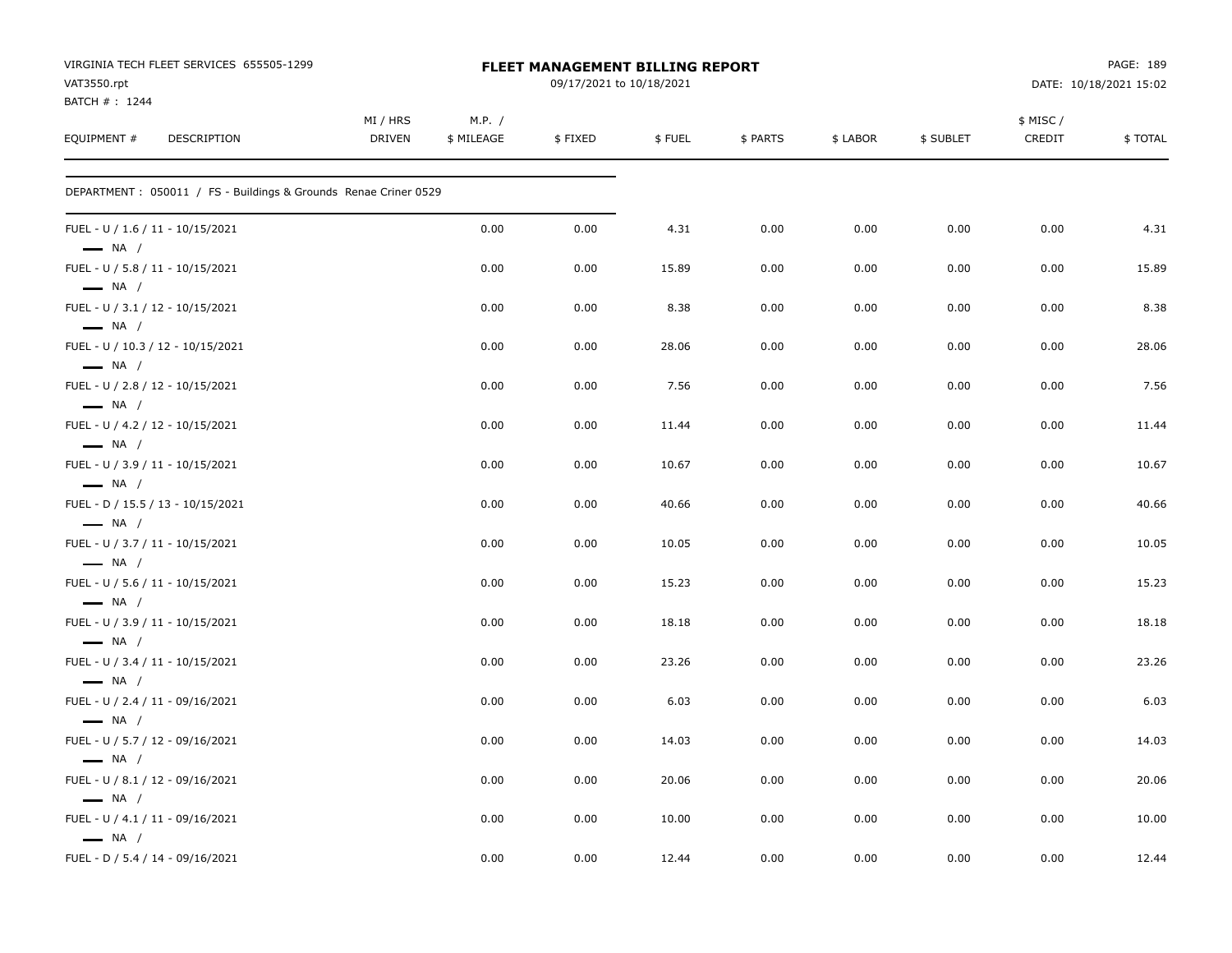VIRGINIA TECH FLEET SERVICES 655505-1299
VAT3550.rpt
BATCH # : 1244

**FLEET MANAGEMENT BILLING REPORT**
09/17/2021 to 10/18/2021

PAGE: 189
DATE: 10/18/2021 15:02

| EQUIPMENT # DESCRIPTION | MI / HRS DRIVEN | M.P. / $ MILEAGE | $ FIXED | $ FUEL | $ PARTS | $ LABOR | $ SUBLET | $ MISC / CREDIT | $ TOTAL |
|---|---|---|---|---|---|---|---|---|---|
| DEPARTMENT : 050011 / FS - Buildings & Grounds Renae Criner 0529 | | | | | | | | | |
| FUEL - U / 1.6 / 11 - 10/15/2021 — NA / | | 0.00 | 0.00 | 4.31 | 0.00 | 0.00 | 0.00 | 0.00 | 4.31 |
| FUEL - U / 5.8 / 11 - 10/15/2021 — NA / | | 0.00 | 0.00 | 15.89 | 0.00 | 0.00 | 0.00 | 0.00 | 15.89 |
| FUEL - U / 3.1 / 12 - 10/15/2021 — NA / | | 0.00 | 0.00 | 8.38 | 0.00 | 0.00 | 0.00 | 0.00 | 8.38 |
| FUEL - U / 10.3 / 12 - 10/15/2021 — NA / | | 0.00 | 0.00 | 28.06 | 0.00 | 0.00 | 0.00 | 0.00 | 28.06 |
| FUEL - U / 2.8 / 12 - 10/15/2021 — NA / | | 0.00 | 0.00 | 7.56 | 0.00 | 0.00 | 0.00 | 0.00 | 7.56 |
| FUEL - U / 4.2 / 12 - 10/15/2021 — NA / | | 0.00 | 0.00 | 11.44 | 0.00 | 0.00 | 0.00 | 0.00 | 11.44 |
| FUEL - U / 3.9 / 11 - 10/15/2021 — NA / | | 0.00 | 0.00 | 10.67 | 0.00 | 0.00 | 0.00 | 0.00 | 10.67 |
| FUEL - D / 15.5 / 13 - 10/15/2021 — NA / | | 0.00 | 0.00 | 40.66 | 0.00 | 0.00 | 0.00 | 0.00 | 40.66 |
| FUEL - U / 3.7 / 11 - 10/15/2021 — NA / | | 0.00 | 0.00 | 10.05 | 0.00 | 0.00 | 0.00 | 0.00 | 10.05 |
| FUEL - U / 5.6 / 11 - 10/15/2021 — NA / | | 0.00 | 0.00 | 15.23 | 0.00 | 0.00 | 0.00 | 0.00 | 15.23 |
| FUEL - U / 3.9 / 11 - 10/15/2021 — NA / | | 0.00 | 0.00 | 18.18 | 0.00 | 0.00 | 0.00 | 0.00 | 18.18 |
| FUEL - U / 3.4 / 11 - 10/15/2021 — NA / | | 0.00 | 0.00 | 23.26 | 0.00 | 0.00 | 0.00 | 0.00 | 23.26 |
| FUEL - U / 2.4 / 11 - 09/16/2021 — NA / | | 0.00 | 0.00 | 6.03 | 0.00 | 0.00 | 0.00 | 0.00 | 6.03 |
| FUEL - U / 5.7 / 12 - 09/16/2021 — NA / | | 0.00 | 0.00 | 14.03 | 0.00 | 0.00 | 0.00 | 0.00 | 14.03 |
| FUEL - U / 8.1 / 12 - 09/16/2021 — NA / | | 0.00 | 0.00 | 20.06 | 0.00 | 0.00 | 0.00 | 0.00 | 20.06 |
| FUEL - U / 4.1 / 11 - 09/16/2021 — NA / | | 0.00 | 0.00 | 10.00 | 0.00 | 0.00 | 0.00 | 0.00 | 10.00 |
| FUEL - D / 5.4 / 14 - 09/16/2021 | | 0.00 | 0.00 | 12.44 | 0.00 | 0.00 | 0.00 | 0.00 | 12.44 |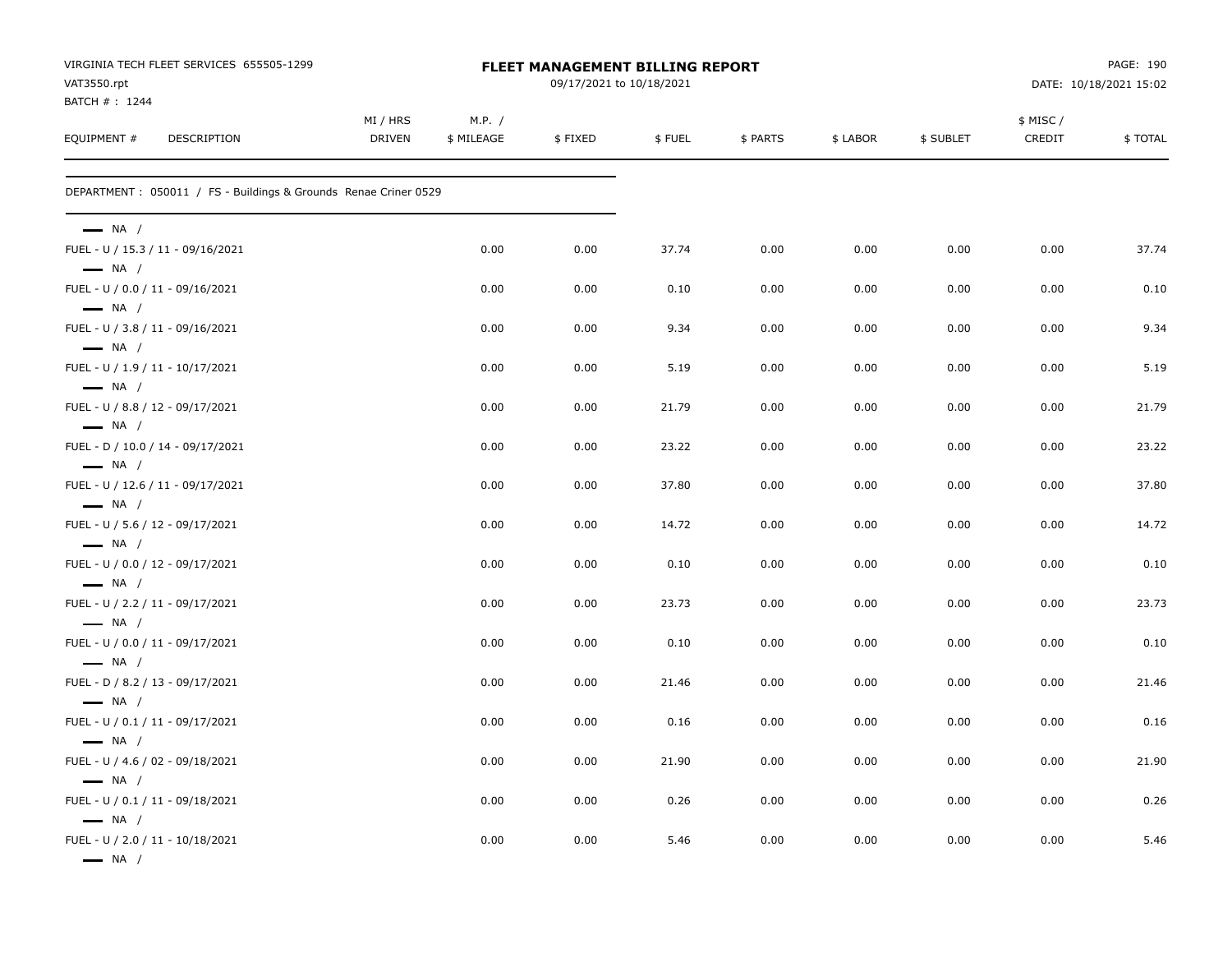VIRGINIA TECH FLEET SERVICES 655505-1299
VAT3550.rpt
BATCH # : 1244

**FLEET MANAGEMENT BILLING REPORT**
09/17/2021 to 10/18/2021

DATE: 10/18/2021 15:02

DEPARTMENT : 050011 / FS - Buildings & Grounds Renae Criner 0529

| EQUIPMENT # | DESCRIPTION | MI / HRS DRIVEN | M.P. / $ MILEAGE | $ FIXED | $ FUEL | $ PARTS | $ LABOR | $ SUBLET | $ MISC / CREDIT | $ TOTAL |
|---|---|---|---|---|---|---|---|---|---|---|
| NA / | FUEL - U / 15.3 / 11 - 09/16/2021 | | 0.00 | 0.00 | 37.74 | 0.00 | 0.00 | 0.00 | 0.00 | 37.74 |
| NA / | FUEL - U / 0.0 / 11 - 09/16/2021 | | 0.00 | 0.00 | 0.10 | 0.00 | 0.00 | 0.00 | 0.00 | 0.10 |
| NA / | FUEL - U / 3.8 / 11 - 09/16/2021 | | 0.00 | 0.00 | 9.34 | 0.00 | 0.00 | 0.00 | 0.00 | 9.34 |
| NA / | FUEL - U / 1.9 / 11 - 10/17/2021 | | 0.00 | 0.00 | 5.19 | 0.00 | 0.00 | 0.00 | 0.00 | 5.19 |
| NA / | FUEL - U / 8.8 / 12 - 09/17/2021 | | 0.00 | 0.00 | 21.79 | 0.00 | 0.00 | 0.00 | 0.00 | 21.79 |
| NA / | FUEL - D / 10.0 / 14 - 09/17/2021 | | 0.00 | 0.00 | 23.22 | 0.00 | 0.00 | 0.00 | 0.00 | 23.22 |
| NA / | FUEL - U / 12.6 / 11 - 09/17/2021 | | 0.00 | 0.00 | 37.80 | 0.00 | 0.00 | 0.00 | 0.00 | 37.80 |
| NA / | FUEL - U / 5.6 / 12 - 09/17/2021 | | 0.00 | 0.00 | 14.72 | 0.00 | 0.00 | 0.00 | 0.00 | 14.72 |
| NA / | FUEL - U / 0.0 / 12 - 09/17/2021 | | 0.00 | 0.00 | 0.10 | 0.00 | 0.00 | 0.00 | 0.00 | 0.10 |
| NA / | FUEL - U / 2.2 / 11 - 09/17/2021 | | 0.00 | 0.00 | 23.73 | 0.00 | 0.00 | 0.00 | 0.00 | 23.73 |
| NA / | FUEL - U / 0.0 / 11 - 09/17/2021 | | 0.00 | 0.00 | 0.10 | 0.00 | 0.00 | 0.00 | 0.00 | 0.10 |
| NA / | FUEL - D / 8.2 / 13 - 09/17/2021 | | 0.00 | 0.00 | 21.46 | 0.00 | 0.00 | 0.00 | 0.00 | 21.46 |
| NA / | FUEL - U / 0.1 / 11 - 09/17/2021 | | 0.00 | 0.00 | 0.16 | 0.00 | 0.00 | 0.00 | 0.00 | 0.16 |
| NA / | FUEL - U / 4.6 / 02 - 09/18/2021 | | 0.00 | 0.00 | 21.90 | 0.00 | 0.00 | 0.00 | 0.00 | 21.90 |
| NA / | FUEL - U / 0.1 / 11 - 09/18/2021 | | 0.00 | 0.00 | 0.26 | 0.00 | 0.00 | 0.00 | 0.00 | 0.26 |
| NA / | FUEL - U / 2.0 / 11 - 10/18/2021 | | 0.00 | 0.00 | 5.46 | 0.00 | 0.00 | 0.00 | 0.00 | 5.46 |
| NA / | | | | | | | | | | |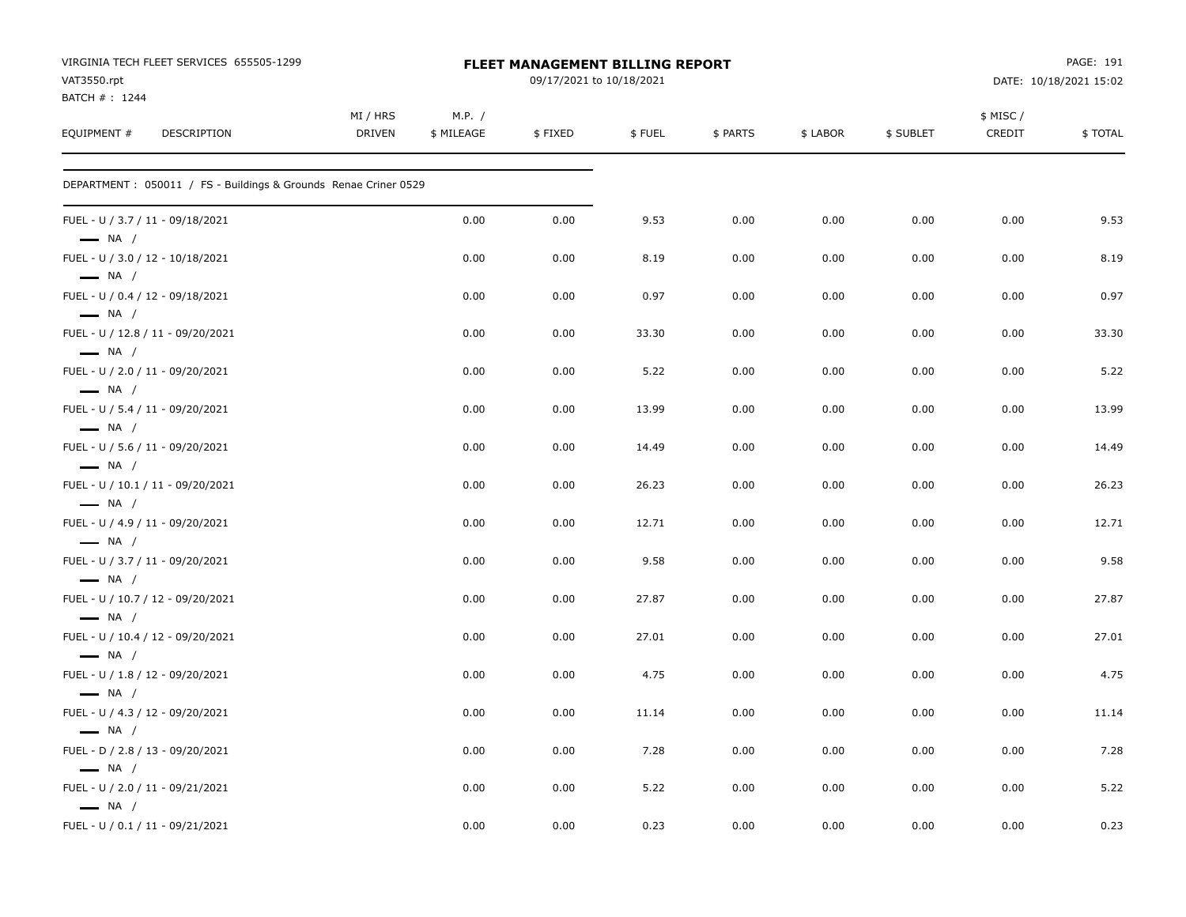VIRGINIA TECH FLEET SERVICES 655505-1299
VAT3550.rpt
BATCH # : 1244

**FLEET MANAGEMENT BILLING REPORT**
09/17/2021 to 10/18/2021

DATE: 10/18/2021 15:02

| EQUIPMENT # | DESCRIPTION | MI / HRS DRIVEN | M.P. / $ MILEAGE | $ FIXED | $ FUEL | $ PARTS | $ LABOR | $ SUBLET | $ MISC / CREDIT | $ TOTAL |
|---|---|---|---|---|---|---|---|---|---|---|
| DEPARTMENT : 050011 / FS - Buildings & Grounds Renae Criner 0529 | | | | | | | | | | |
| FUEL - U / 3.7 / 11 - 09/18/2021 — NA / | | | 0.00 | 0.00 | 9.53 | 0.00 | 0.00 | 0.00 | 0.00 | 9.53 |
| FUEL - U / 3.0 / 12 - 10/18/2021 — NA / | | | 0.00 | 0.00 | 8.19 | 0.00 | 0.00 | 0.00 | 0.00 | 8.19 |
| FUEL - U / 0.4 / 12 - 09/18/2021 — NA / | | | 0.00 | 0.00 | 0.97 | 0.00 | 0.00 | 0.00 | 0.00 | 0.97 |
| FUEL - U / 12.8 / 11 - 09/20/2021 — NA / | | | 0.00 | 0.00 | 33.30 | 0.00 | 0.00 | 0.00 | 0.00 | 33.30 |
| FUEL - U / 2.0 / 11 - 09/20/2021 — NA / | | | 0.00 | 0.00 | 5.22 | 0.00 | 0.00 | 0.00 | 0.00 | 5.22 |
| FUEL - U / 5.4 / 11 - 09/20/2021 — NA / | | | 0.00 | 0.00 | 13.99 | 0.00 | 0.00 | 0.00 | 0.00 | 13.99 |
| FUEL - U / 5.6 / 11 - 09/20/2021 — NA / | | | 0.00 | 0.00 | 14.49 | 0.00 | 0.00 | 0.00 | 0.00 | 14.49 |
| FUEL - U / 10.1 / 11 - 09/20/2021 — NA / | | | 0.00 | 0.00 | 26.23 | 0.00 | 0.00 | 0.00 | 0.00 | 26.23 |
| FUEL - U / 4.9 / 11 - 09/20/2021 — NA / | | | 0.00 | 0.00 | 12.71 | 0.00 | 0.00 | 0.00 | 0.00 | 12.71 |
| FUEL - U / 3.7 / 11 - 09/20/2021 — NA / | | | 0.00 | 0.00 | 9.58 | 0.00 | 0.00 | 0.00 | 0.00 | 9.58 |
| FUEL - U / 10.7 / 12 - 09/20/2021 — NA / | | | 0.00 | 0.00 | 27.87 | 0.00 | 0.00 | 0.00 | 0.00 | 27.87 |
| FUEL - U / 10.4 / 12 - 09/20/2021 — NA / | | | 0.00 | 0.00 | 27.01 | 0.00 | 0.00 | 0.00 | 0.00 | 27.01 |
| FUEL - U / 1.8 / 12 - 09/20/2021 — NA / | | | 0.00 | 0.00 | 4.75 | 0.00 | 0.00 | 0.00 | 0.00 | 4.75 |
| FUEL - U / 4.3 / 12 - 09/20/2021 — NA / | | | 0.00 | 0.00 | 11.14 | 0.00 | 0.00 | 0.00 | 0.00 | 11.14 |
| FUEL - D / 2.8 / 13 - 09/20/2021 — NA / | | | 0.00 | 0.00 | 7.28 | 0.00 | 0.00 | 0.00 | 0.00 | 7.28 |
| FUEL - U / 2.0 / 11 - 09/21/2021 — NA / | | | 0.00 | 0.00 | 5.22 | 0.00 | 0.00 | 0.00 | 0.00 | 5.22 |
| FUEL - U / 0.1 / 11 - 09/21/2021 | | | 0.00 | 0.00 | 0.23 | 0.00 | 0.00 | 0.00 | 0.00 | 0.23 |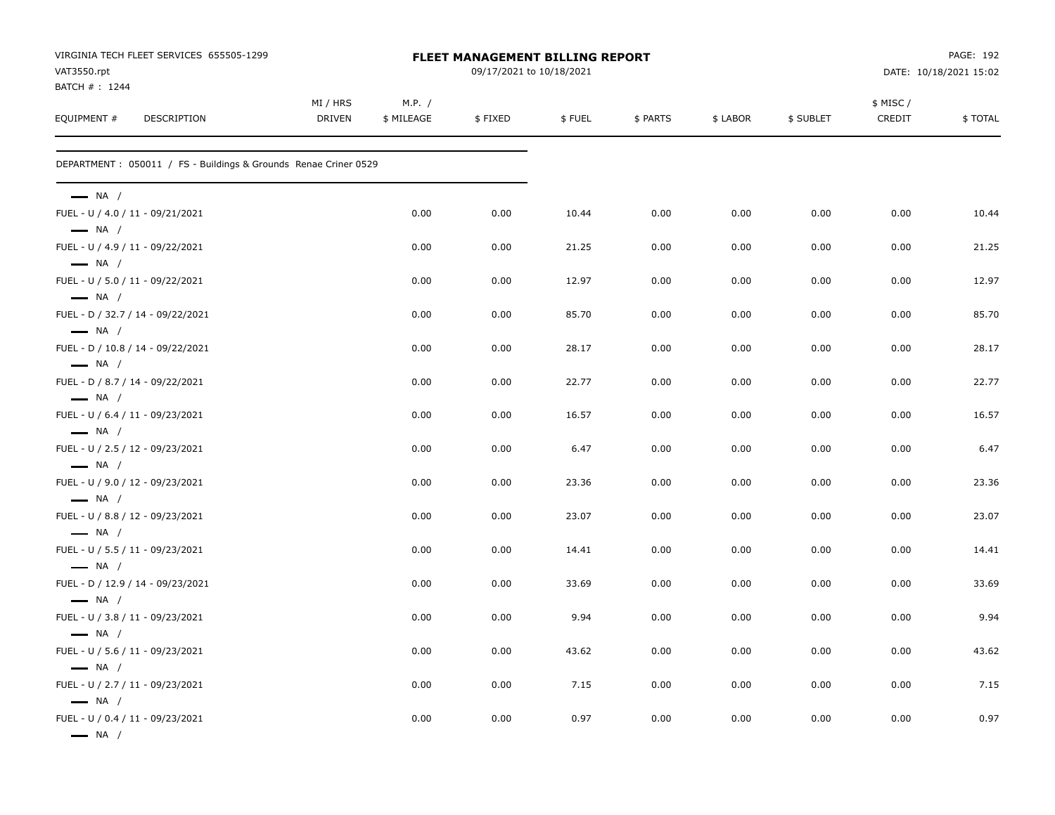VIRGINIA TECH FLEET SERVICES 655505-1299
VAT3550.rpt
BATCH # : 1244

**FLEET MANAGEMENT BILLING REPORT**
09/17/2021 to 10/18/2021

DATE: 10/18/2021 15:02

| EQUIPMENT # | DESCRIPTION | MI / HRS DRIVEN | M.P. / $ MILEAGE | $ FIXED | $ FUEL | $ PARTS | $ LABOR | $ SUBLET | $ MISC / CREDIT | $ TOTAL |
|---|---|---|---|---|---|---|---|---|---|---|
| DEPARTMENT : 050011 / FS - Buildings & Grounds Renae Criner 0529 | | | | | | | | | | |
| — NA / | | | | | | | | | | |
| FUEL - U / 4.0 / 11 - 09/21/2021 | | | 0.00 | 0.00 | 10.44 | 0.00 | 0.00 | 0.00 | 0.00 | 10.44 |
| — NA / | | | | | | | | | | |
| FUEL - U / 4.9 / 11 - 09/22/2021 | | | 0.00 | 0.00 | 21.25 | 0.00 | 0.00 | 0.00 | 0.00 | 21.25 |
| — NA / | | | | | | | | | | |
| FUEL - U / 5.0 / 11 - 09/22/2021 | | | 0.00 | 0.00 | 12.97 | 0.00 | 0.00 | 0.00 | 0.00 | 12.97 |
| — NA / | | | | | | | | | | |
| FUEL - D / 32.7 / 14 - 09/22/2021 | | | 0.00 | 0.00 | 85.70 | 0.00 | 0.00 | 0.00 | 0.00 | 85.70 |
| — NA / | | | | | | | | | | |
| FUEL - D / 10.8 / 14 - 09/22/2021 | | | 0.00 | 0.00 | 28.17 | 0.00 | 0.00 | 0.00 | 0.00 | 28.17 |
| — NA / | | | | | | | | | | |
| FUEL - D / 8.7 / 14 - 09/22/2021 | | | 0.00 | 0.00 | 22.77 | 0.00 | 0.00 | 0.00 | 0.00 | 22.77 |
| — NA / | | | | | | | | | | |
| FUEL - U / 6.4 / 11 - 09/23/2021 | | | 0.00 | 0.00 | 16.57 | 0.00 | 0.00 | 0.00 | 0.00 | 16.57 |
| — NA / | | | | | | | | | | |
| FUEL - U / 2.5 / 12 - 09/23/2021 | | | 0.00 | 0.00 | 6.47 | 0.00 | 0.00 | 0.00 | 0.00 | 6.47 |
| — NA / | | | | | | | | | | |
| FUEL - U / 9.0 / 12 - 09/23/2021 | | | 0.00 | 0.00 | 23.36 | 0.00 | 0.00 | 0.00 | 0.00 | 23.36 |
| — NA / | | | | | | | | | | |
| FUEL - U / 8.8 / 12 - 09/23/2021 | | | 0.00 | 0.00 | 23.07 | 0.00 | 0.00 | 0.00 | 0.00 | 23.07 |
| — NA / | | | | | | | | | | |
| FUEL - U / 5.5 / 11 - 09/23/2021 | | | 0.00 | 0.00 | 14.41 | 0.00 | 0.00 | 0.00 | 0.00 | 14.41 |
| — NA / | | | | | | | | | | |
| FUEL - D / 12.9 / 14 - 09/23/2021 | | | 0.00 | 0.00 | 33.69 | 0.00 | 0.00 | 0.00 | 0.00 | 33.69 |
| — NA / | | | | | | | | | | |
| FUEL - U / 3.8 / 11 - 09/23/2021 | | | 0.00 | 0.00 | 9.94 | 0.00 | 0.00 | 0.00 | 0.00 | 9.94 |
| — NA / | | | | | | | | | | |
| FUEL - U / 5.6 / 11 - 09/23/2021 | | | 0.00 | 0.00 | 43.62 | 0.00 | 0.00 | 0.00 | 0.00 | 43.62 |
| — NA / | | | | | | | | | | |
| FUEL - U / 2.7 / 11 - 09/23/2021 | | | 0.00 | 0.00 | 7.15 | 0.00 | 0.00 | 0.00 | 0.00 | 7.15 |
| — NA / | | | | | | | | | | |
| FUEL - U / 0.4 / 11 - 09/23/2021 | | | 0.00 | 0.00 | 0.97 | 0.00 | 0.00 | 0.00 | 0.00 | 0.97 |
| — NA / | | | | | | | | | | |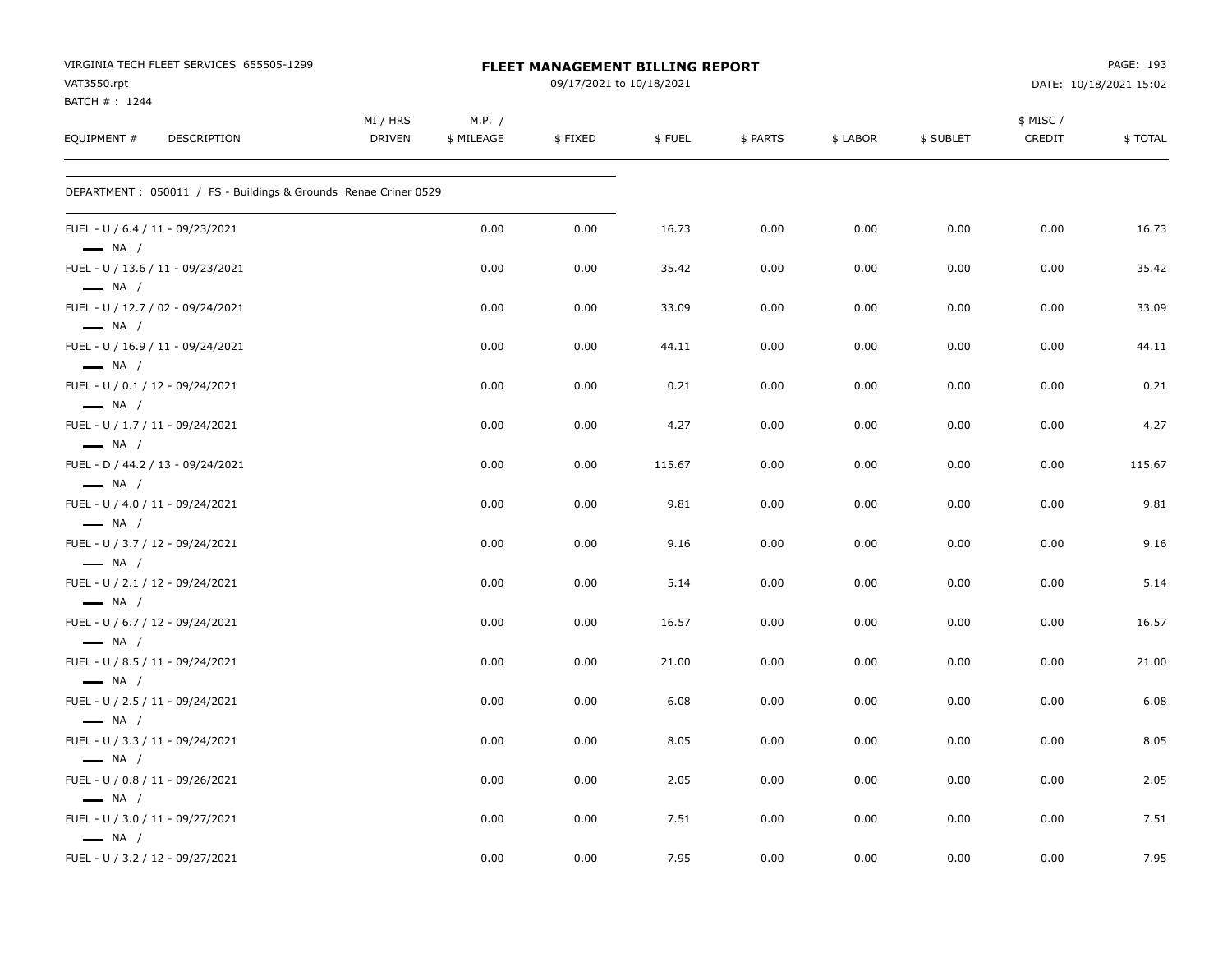VIRGINIA TECH FLEET SERVICES 655505-1299
VAT3550.rpt
BATCH # : 1244

**FLEET MANAGEMENT BILLING REPORT**
09/17/2021 to 10/18/2021

DATE: 10/18/2021 15:02

| EQUIPMENT # | DESCRIPTION | MI / HRS DRIVEN | M.P. / $ MILEAGE | $ FIXED | $ FUEL | $ PARTS | $ LABOR | $ SUBLET | $ MISC / CREDIT | $ TOTAL |
|---|---|---|---|---|---|---|---|---|---|---|
| DEPARTMENT : 050011 / FS - Buildings & Grounds Renae Criner 0529 | | | | | | | | | | |
| FUEL - U / 6.4 / 11 - 09/23/2021 — NA / | | | 0.00 | 0.00 | 16.73 | 0.00 | 0.00 | 0.00 | 0.00 | 16.73 |
| FUEL - U / 13.6 / 11 - 09/23/2021 — NA / | | | 0.00 | 0.00 | 35.42 | 0.00 | 0.00 | 0.00 | 0.00 | 35.42 |
| FUEL - U / 12.7 / 02 - 09/24/2021 — NA / | | | 0.00 | 0.00 | 33.09 | 0.00 | 0.00 | 0.00 | 0.00 | 33.09 |
| FUEL - U / 16.9 / 11 - 09/24/2021 — NA / | | | 0.00 | 0.00 | 44.11 | 0.00 | 0.00 | 0.00 | 0.00 | 44.11 |
| FUEL - U / 0.1 / 12 - 09/24/2021 — NA / | | | 0.00 | 0.00 | 0.21 | 0.00 | 0.00 | 0.00 | 0.00 | 0.21 |
| FUEL - U / 1.7 / 11 - 09/24/2021 — NA / | | | 0.00 | 0.00 | 4.27 | 0.00 | 0.00 | 0.00 | 0.00 | 4.27 |
| FUEL - D / 44.2 / 13 - 09/24/2021 — NA / | | | 0.00 | 0.00 | 115.67 | 0.00 | 0.00 | 0.00 | 0.00 | 115.67 |
| FUEL - U / 4.0 / 11 - 09/24/2021 — NA / | | | 0.00 | 0.00 | 9.81 | 0.00 | 0.00 | 0.00 | 0.00 | 9.81 |
| FUEL - U / 3.7 / 12 - 09/24/2021 — NA / | | | 0.00 | 0.00 | 9.16 | 0.00 | 0.00 | 0.00 | 0.00 | 9.16 |
| FUEL - U / 2.1 / 12 - 09/24/2021 — NA / | | | 0.00 | 0.00 | 5.14 | 0.00 | 0.00 | 0.00 | 0.00 | 5.14 |
| FUEL - U / 6.7 / 12 - 09/24/2021 — NA / | | | 0.00 | 0.00 | 16.57 | 0.00 | 0.00 | 0.00 | 0.00 | 16.57 |
| FUEL - U / 8.5 / 11 - 09/24/2021 — NA / | | | 0.00 | 0.00 | 21.00 | 0.00 | 0.00 | 0.00 | 0.00 | 21.00 |
| FUEL - U / 2.5 / 11 - 09/24/2021 — NA / | | | 0.00 | 0.00 | 6.08 | 0.00 | 0.00 | 0.00 | 0.00 | 6.08 |
| FUEL - U / 3.3 / 11 - 09/24/2021 — NA / | | | 0.00 | 0.00 | 8.05 | 0.00 | 0.00 | 0.00 | 0.00 | 8.05 |
| FUEL - U / 0.8 / 11 - 09/26/2021 — NA / | | | 0.00 | 0.00 | 2.05 | 0.00 | 0.00 | 0.00 | 0.00 | 2.05 |
| FUEL - U / 3.0 / 11 - 09/27/2021 — NA / | | | 0.00 | 0.00 | 7.51 | 0.00 | 0.00 | 0.00 | 0.00 | 7.51 |
| FUEL - U / 3.2 / 12 - 09/27/2021 | | | 0.00 | 0.00 | 7.95 | 0.00 | 0.00 | 0.00 | 0.00 | 7.95 |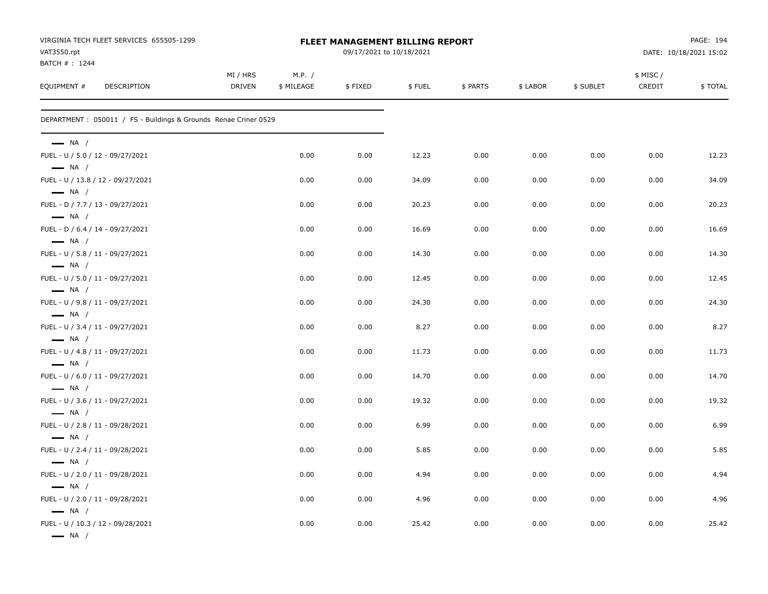VIRGINIA TECH FLEET SERVICES 655505-1299
VAT3550.rpt
BATCH # : 1244

**FLEET MANAGEMENT BILLING REPORT**
09/17/2021 to 10/18/2021

PAGE: 194
DATE: 10/18/2021 15:02

DEPARTMENT : 050011 / FS - Buildings & Grounds Renae Criner 0529

| EQUIPMENT # DESCRIPTION | MI / HRS DRIVEN | M.P. / $ MILEAGE | $ FIXED | $ FUEL | $ PARTS | $ LABOR | $ SUBLET | $ MISC / CREDIT | $ TOTAL |
|---|---|---|---|---|---|---|---|---|---|
| NA / | | | | | | | | | |
| FUEL - U / 5.0 / 12 - 09/27/2021 | | 0.00 | 0.00 | 12.23 | 0.00 | 0.00 | 0.00 | 0.00 | 12.23 |
| NA / | | | | | | | | | |
| FUEL - U / 13.8 / 12 - 09/27/2021 | | 0.00 | 0.00 | 34.09 | 0.00 | 0.00 | 0.00 | 0.00 | 34.09 |
| NA / | | | | | | | | | |
| FUEL - D / 7.7 / 13 - 09/27/2021 | | 0.00 | 0.00 | 20.23 | 0.00 | 0.00 | 0.00 | 0.00 | 20.23 |
| NA / | | | | | | | | | |
| FUEL - D / 6.4 / 14 - 09/27/2021 | | 0.00 | 0.00 | 16.69 | 0.00 | 0.00 | 0.00 | 0.00 | 16.69 |
| NA / | | | | | | | | | |
| FUEL - U / 5.8 / 11 - 09/27/2021 | | 0.00 | 0.00 | 14.30 | 0.00 | 0.00 | 0.00 | 0.00 | 14.30 |
| NA / | | | | | | | | | |
| FUEL - U / 5.0 / 11 - 09/27/2021 | | 0.00 | 0.00 | 12.45 | 0.00 | 0.00 | 0.00 | 0.00 | 12.45 |
| NA / | | | | | | | | | |
| FUEL - U / 9.8 / 11 - 09/27/2021 | | 0.00 | 0.00 | 24.30 | 0.00 | 0.00 | 0.00 | 0.00 | 24.30 |
| NA / | | | | | | | | | |
| FUEL - U / 3.4 / 11 - 09/27/2021 | | 0.00 | 0.00 | 8.27 | 0.00 | 0.00 | 0.00 | 0.00 | 8.27 |
| NA / | | | | | | | | | |
| FUEL - U / 4.8 / 11 - 09/27/2021 | | 0.00 | 0.00 | 11.73 | 0.00 | 0.00 | 0.00 | 0.00 | 11.73 |
| NA / | | | | | | | | | |
| FUEL - U / 6.0 / 11 - 09/27/2021 | | 0.00 | 0.00 | 14.70 | 0.00 | 0.00 | 0.00 | 0.00 | 14.70 |
| NA / | | | | | | | | | |
| FUEL - U / 3.6 / 11 - 09/27/2021 | | 0.00 | 0.00 | 19.32 | 0.00 | 0.00 | 0.00 | 0.00 | 19.32 |
| NA / | | | | | | | | | |
| FUEL - U / 2.8 / 11 - 09/28/2021 | | 0.00 | 0.00 | 6.99 | 0.00 | 0.00 | 0.00 | 0.00 | 6.99 |
| NA / | | | | | | | | | |
| FUEL - U / 2.4 / 11 - 09/28/2021 | | 0.00 | 0.00 | 5.85 | 0.00 | 0.00 | 0.00 | 0.00 | 5.85 |
| NA / | | | | | | | | | |
| FUEL - U / 2.0 / 11 - 09/28/2021 | | 0.00 | 0.00 | 4.94 | 0.00 | 0.00 | 0.00 | 0.00 | 4.94 |
| NA / | | | | | | | | | |
| FUEL - U / 2.0 / 11 - 09/28/2021 | | 0.00 | 0.00 | 4.96 | 0.00 | 0.00 | 0.00 | 0.00 | 4.96 |
| NA / | | | | | | | | | |
| FUEL - U / 10.3 / 12 - 09/28/2021 | | 0.00 | 0.00 | 25.42 | 0.00 | 0.00 | 0.00 | 0.00 | 25.42 |
| NA / | | | | | | | | | |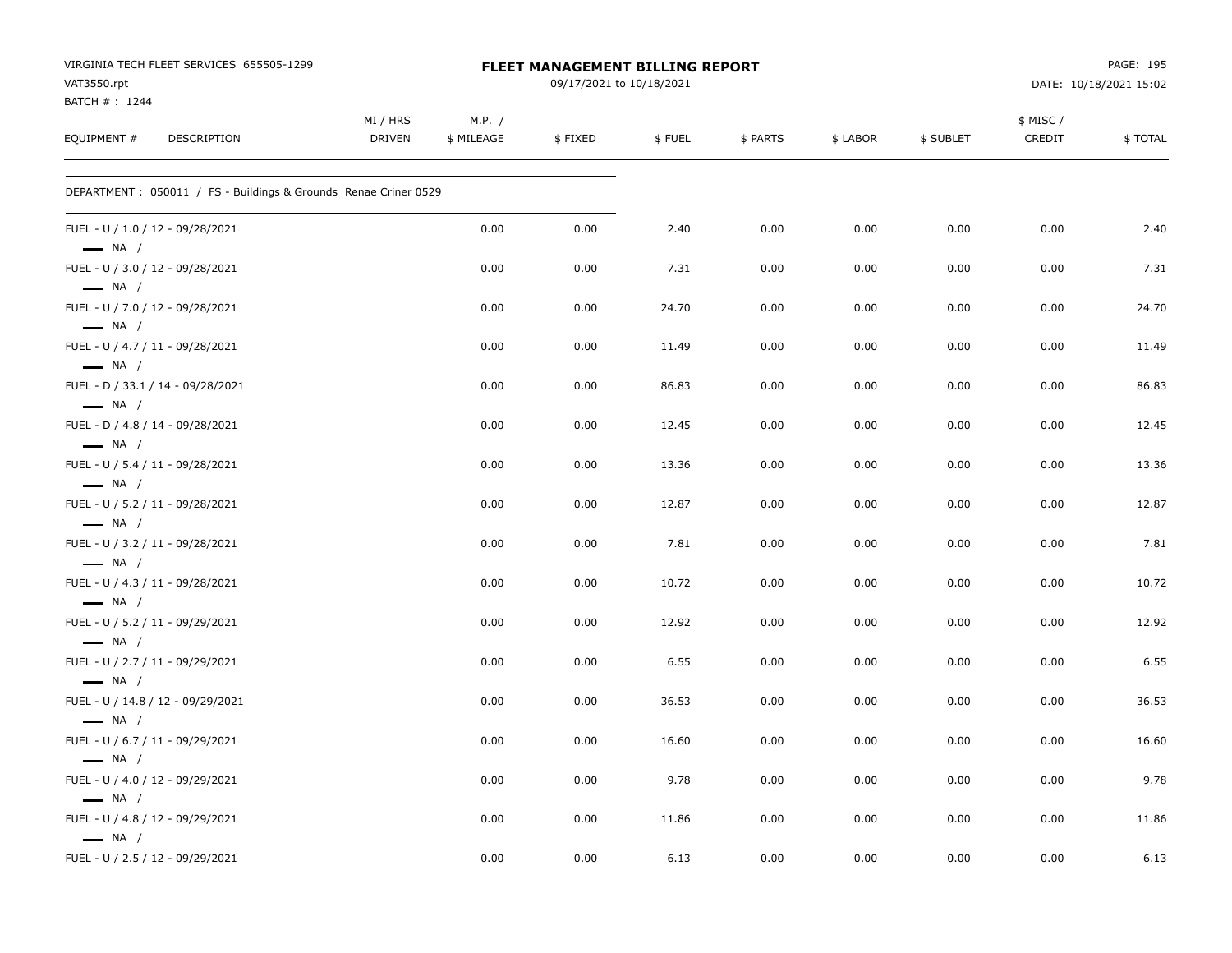VIRGINIA TECH FLEET SERVICES 655505-1299
VAT3550.rpt
BATCH # : 1244

**FLEET MANAGEMENT BILLING REPORT**
09/17/2021 to 10/18/2021

DATE: 10/18/2021 15:02

| EQUIPMENT # | DESCRIPTION | MI / HRS DRIVEN | M.P. / $ MILEAGE | $ FIXED | $ FUEL | $ PARTS | $ LABOR | $ SUBLET | $ MISC / CREDIT | $ TOTAL |
|---|---|---|---|---|---|---|---|---|---|---|
| DEPARTMENT : 050011 / FS - Buildings & Grounds Renae Criner 0529 | | | | | | | | | | |
| FUEL - U / 1.0 / 12 - 09/28/2021 — NA / | | | 0.00 | 0.00 | 2.40 | 0.00 | 0.00 | 0.00 | 0.00 | 2.40 |
| FUEL - U / 3.0 / 12 - 09/28/2021 — NA / | | | 0.00 | 0.00 | 7.31 | 0.00 | 0.00 | 0.00 | 0.00 | 7.31 |
| FUEL - U / 7.0 / 12 - 09/28/2021 — NA / | | | 0.00 | 0.00 | 24.70 | 0.00 | 0.00 | 0.00 | 0.00 | 24.70 |
| FUEL - U / 4.7 / 11 - 09/28/2021 — NA / | | | 0.00 | 0.00 | 11.49 | 0.00 | 0.00 | 0.00 | 0.00 | 11.49 |
| FUEL - D / 33.1 / 14 - 09/28/2021 — NA / | | | 0.00 | 0.00 | 86.83 | 0.00 | 0.00 | 0.00 | 0.00 | 86.83 |
| FUEL - D / 4.8 / 14 - 09/28/2021 — NA / | | | 0.00 | 0.00 | 12.45 | 0.00 | 0.00 | 0.00 | 0.00 | 12.45 |
| FUEL - U / 5.4 / 11 - 09/28/2021 — NA / | | | 0.00 | 0.00 | 13.36 | 0.00 | 0.00 | 0.00 | 0.00 | 13.36 |
| FUEL - U / 5.2 / 11 - 09/28/2021 — NA / | | | 0.00 | 0.00 | 12.87 | 0.00 | 0.00 | 0.00 | 0.00 | 12.87 |
| FUEL - U / 3.2 / 11 - 09/28/2021 — NA / | | | 0.00 | 0.00 | 7.81 | 0.00 | 0.00 | 0.00 | 0.00 | 7.81 |
| FUEL - U / 4.3 / 11 - 09/28/2021 — NA / | | | 0.00 | 0.00 | 10.72 | 0.00 | 0.00 | 0.00 | 0.00 | 10.72 |
| FUEL - U / 5.2 / 11 - 09/29/2021 — NA / | | | 0.00 | 0.00 | 12.92 | 0.00 | 0.00 | 0.00 | 0.00 | 12.92 |
| FUEL - U / 2.7 / 11 - 09/29/2021 — NA / | | | 0.00 | 0.00 | 6.55 | 0.00 | 0.00 | 0.00 | 0.00 | 6.55 |
| FUEL - U / 14.8 / 12 - 09/29/2021 — NA / | | | 0.00 | 0.00 | 36.53 | 0.00 | 0.00 | 0.00 | 0.00 | 36.53 |
| FUEL - U / 6.7 / 11 - 09/29/2021 — NA / | | | 0.00 | 0.00 | 16.60 | 0.00 | 0.00 | 0.00 | 0.00 | 16.60 |
| FUEL - U / 4.0 / 12 - 09/29/2021 — NA / | | | 0.00 | 0.00 | 9.78 | 0.00 | 0.00 | 0.00 | 0.00 | 9.78 |
| FUEL - U / 4.8 / 12 - 09/29/2021 — NA / | | | 0.00 | 0.00 | 11.86 | 0.00 | 0.00 | 0.00 | 0.00 | 11.86 |
| FUEL - U / 2.5 / 12 - 09/29/2021 | | | 0.00 | 0.00 | 6.13 | 0.00 | 0.00 | 0.00 | 0.00 | 6.13 |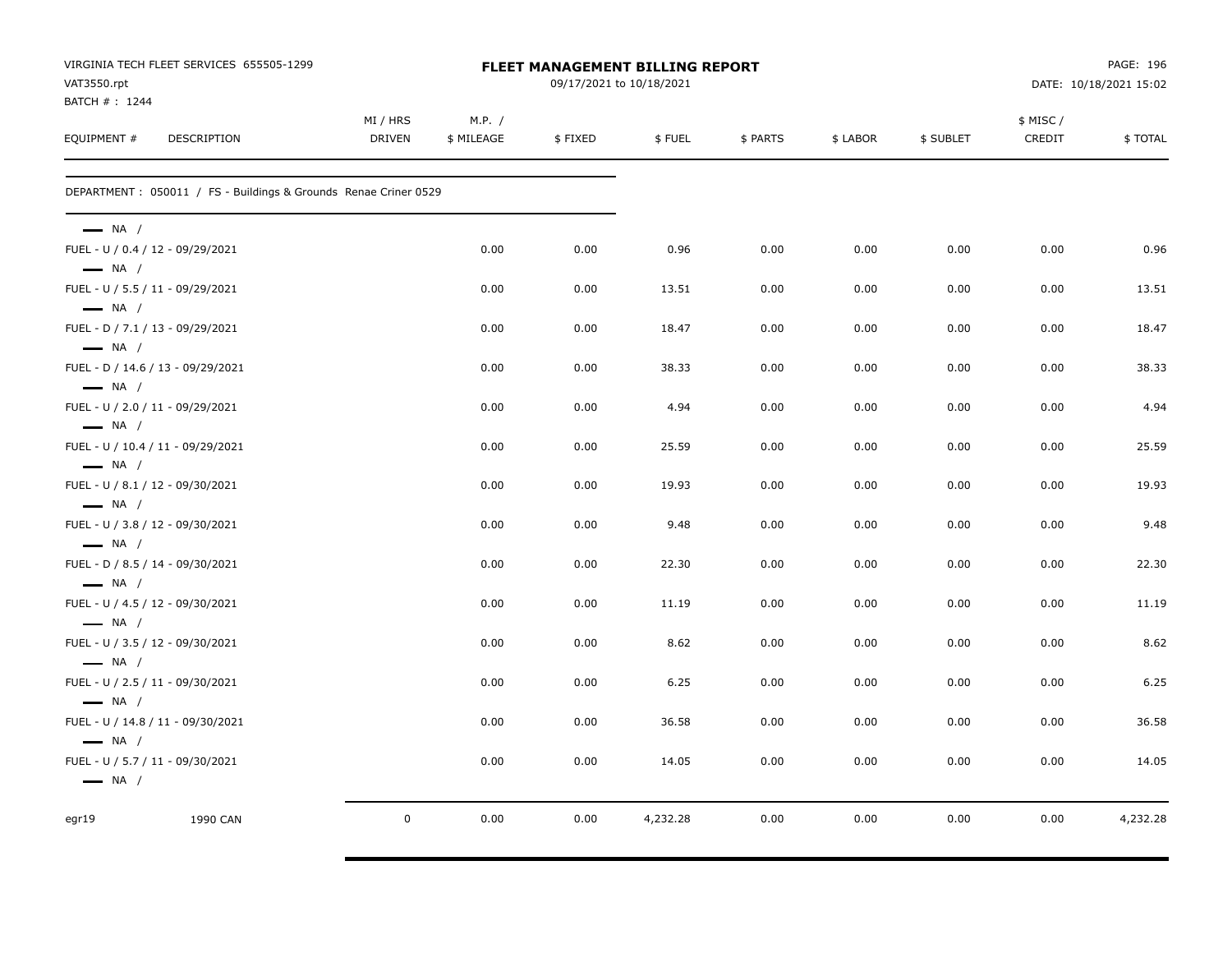VIRGINIA TECH FLEET SERVICES 655505-1299
VAT3550.rpt
BATCH # : 1244

# FLEET MANAGEMENT BILLING REPORT

09/17/2021 to 10/18/2021

PAGE: 196
DATE: 10/18/2021 15:02

| EQUIPMENT # | DESCRIPTION | MI / HRS DRIVEN | M.P. / $ MILEAGE | $ FIXED | $ FUEL | $ PARTS | $ LABOR | $ SUBLET | $ MISC / CREDIT | $ TOTAL |
|---|---|---|---|---|---|---|---|---|---|---|
| DEPARTMENT : 050011 / FS - Buildings & Grounds Renae Criner 0529 | | | | | | | | | | |
| — NA / | | | | | | | | | | |
| FUEL - U / 0.4 / 12 - 09/29/2021 | | | 0.00 | 0.00 | 0.96 | 0.00 | 0.00 | 0.00 | 0.00 | 0.96 |
| — NA / | | | | | | | | | | |
| FUEL - U / 5.5 / 11 - 09/29/2021 | | | 0.00 | 0.00 | 13.51 | 0.00 | 0.00 | 0.00 | 0.00 | 13.51 |
| — NA / | | | | | | | | | | |
| FUEL - D / 7.1 / 13 - 09/29/2021 | | | 0.00 | 0.00 | 18.47 | 0.00 | 0.00 | 0.00 | 0.00 | 18.47 |
| — NA / | | | | | | | | | | |
| FUEL - D / 14.6 / 13 - 09/29/2021 | | | 0.00 | 0.00 | 38.33 | 0.00 | 0.00 | 0.00 | 0.00 | 38.33 |
| — NA / | | | | | | | | | | |
| FUEL - U / 2.0 / 11 - 09/29/2021 | | | 0.00 | 0.00 | 4.94 | 0.00 | 0.00 | 0.00 | 0.00 | 4.94 |
| — NA / | | | | | | | | | | |
| FUEL - U / 10.4 / 11 - 09/29/2021 | | | 0.00 | 0.00 | 25.59 | 0.00 | 0.00 | 0.00 | 0.00 | 25.59 |
| — NA / | | | | | | | | | | |
| FUEL - U / 8.1 / 12 - 09/30/2021 | | | 0.00 | 0.00 | 19.93 | 0.00 | 0.00 | 0.00 | 0.00 | 19.93 |
| — NA / | | | | | | | | | | |
| FUEL - U / 3.8 / 12 - 09/30/2021 | | | 0.00 | 0.00 | 9.48 | 0.00 | 0.00 | 0.00 | 0.00 | 9.48 |
| — NA / | | | | | | | | | | |
| FUEL - D / 8.5 / 14 - 09/30/2021 | | | 0.00 | 0.00 | 22.30 | 0.00 | 0.00 | 0.00 | 0.00 | 22.30 |
| — NA / | | | | | | | | | | |
| FUEL - U / 4.5 / 12 - 09/30/2021 | | | 0.00 | 0.00 | 11.19 | 0.00 | 0.00 | 0.00 | 0.00 | 11.19 |
| — NA / | | | | | | | | | | |
| FUEL - U / 3.5 / 12 - 09/30/2021 | | | 0.00 | 0.00 | 8.62 | 0.00 | 0.00 | 0.00 | 0.00 | 8.62 |
| — NA / | | | | | | | | | | |
| FUEL - U / 2.5 / 11 - 09/30/2021 | | | 0.00 | 0.00 | 6.25 | 0.00 | 0.00 | 0.00 | 0.00 | 6.25 |
| — NA / | | | | | | | | | | |
| FUEL - U / 14.8 / 11 - 09/30/2021 | | | 0.00 | 0.00 | 36.58 | 0.00 | 0.00 | 0.00 | 0.00 | 36.58 |
| — NA / | | | | | | | | | | |
| FUEL - U / 5.7 / 11 - 09/30/2021 | | | 0.00 | 0.00 | 14.05 | 0.00 | 0.00 | 0.00 | 0.00 | 14.05 |
| — NA / | | | | | | | | | | |
| egr19 | 1990 CAN | 0 | 0.00 | 0.00 | 4,232.28 | 0.00 | 0.00 | 0.00 | 0.00 | 4,232.28 |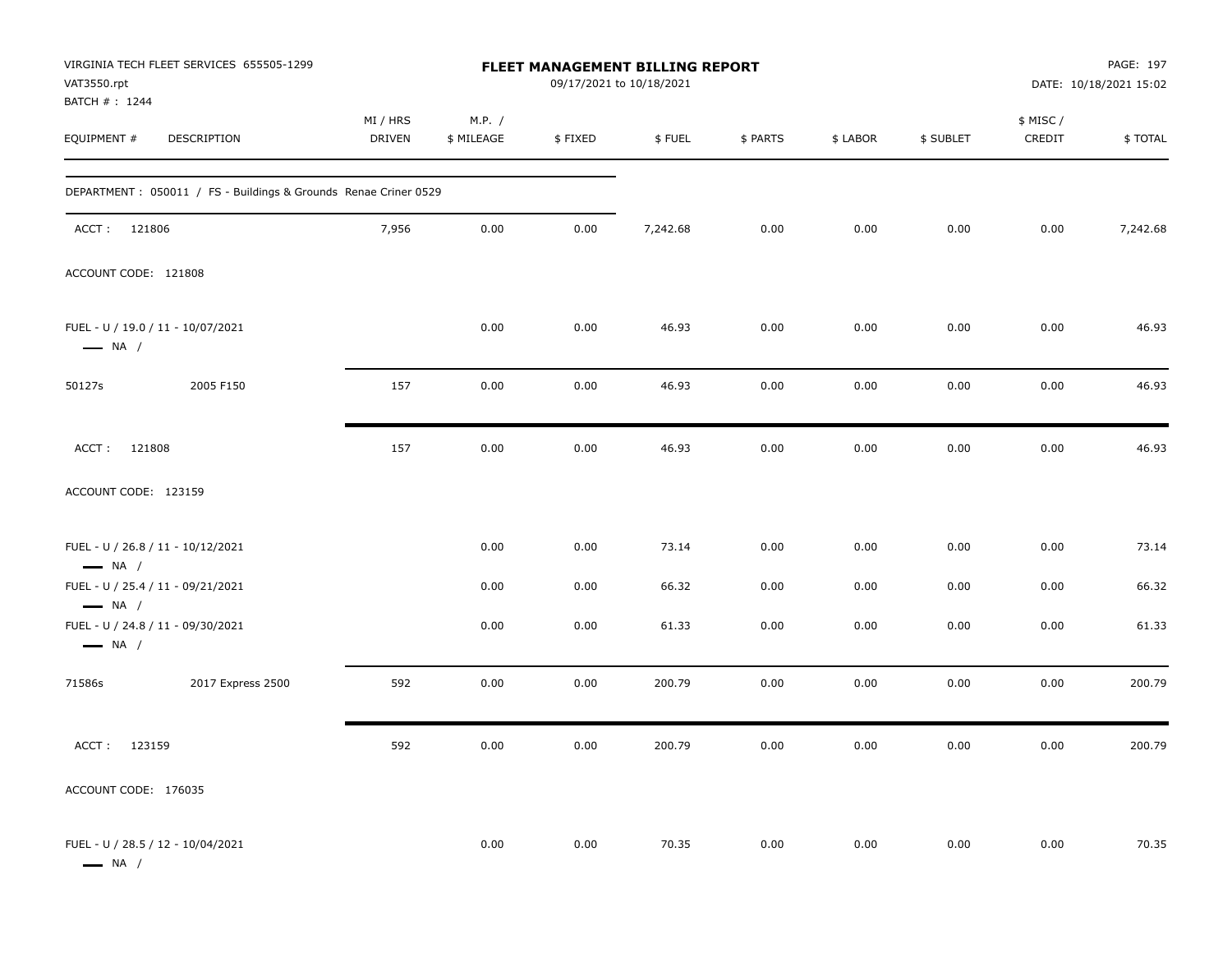VIRGINIA TECH FLEET SERVICES 655505-1299
VAT3550.rpt
BATCH # : 1244

**FLEET MANAGEMENT BILLING REPORT**
09/17/2021 to 10/18/2021

DATE: 10/18/2021 15:02

| EQUIPMENT # | DESCRIPTION | MI / HRS DRIVEN | M.P. / $ MILEAGE | $ FIXED | $ FUEL | $ PARTS | $ LABOR | $ SUBLET | $ MISC / CREDIT | $ TOTAL |
|---|---|---|---|---|---|---|---|---|---|---|
| DEPARTMENT : 050011 / FS - Buildings & Grounds Renae Criner 0529 | | | | | | | | | | |
| ACCT : 121806 | | 7,956 | 0.00 | 0.00 | 7,242.68 | 0.00 | 0.00 | 0.00 | 0.00 | 7,242.68 |
| ACCOUNT CODE: 121808 | | | | | | | | | | |
| FUEL - U / 19.0 / 11 - 10/07/2021 — NA / | | | 0.00 | 0.00 | 46.93 | 0.00 | 0.00 | 0.00 | 0.00 | 46.93 |
| 50127s | 2005 F150 | 157 | 0.00 | 0.00 | 46.93 | 0.00 | 0.00 | 0.00 | 0.00 | 46.93 |
| ACCT : 121808 | | 157 | 0.00 | 0.00 | 46.93 | 0.00 | 0.00 | 0.00 | 0.00 | 46.93 |
| ACCOUNT CODE: 123159 | | | | | | | | | | |
| FUEL - U / 26.8 / 11 - 10/12/2021 — NA / | | | 0.00 | 0.00 | 73.14 | 0.00 | 0.00 | 0.00 | 0.00 | 73.14 |
| FUEL - U / 25.4 / 11 - 09/21/2021 — NA / | | | 0.00 | 0.00 | 66.32 | 0.00 | 0.00 | 0.00 | 0.00 | 66.32 |
| FUEL - U / 24.8 / 11 - 09/30/2021 — NA / | | | 0.00 | 0.00 | 61.33 | 0.00 | 0.00 | 0.00 | 0.00 | 61.33 |
| 71586s | 2017 Express 2500 | 592 | 0.00 | 0.00 | 200.79 | 0.00 | 0.00 | 0.00 | 0.00 | 200.79 |
| ACCT : 123159 | | 592 | 0.00 | 0.00 | 200.79 | 0.00 | 0.00 | 0.00 | 0.00 | 200.79 |
| ACCOUNT CODE: 176035 | | | | | | | | | | |
| FUEL - U / 28.5 / 12 - 10/04/2021 — NA / | | | 0.00 | 0.00 | 70.35 | 0.00 | 0.00 | 0.00 | 0.00 | 70.35 |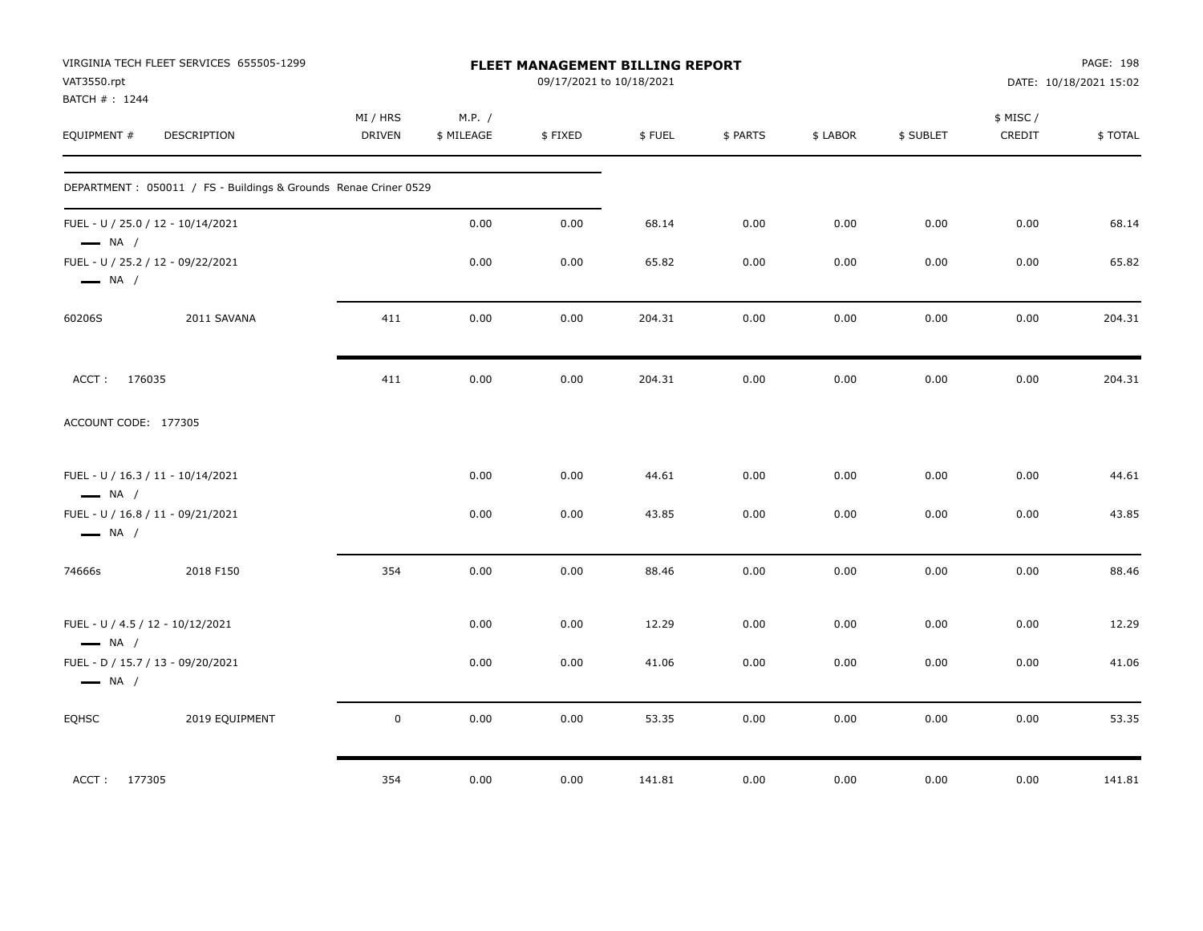VIRGINIA TECH FLEET SERVICES 655505-1299
VAT3550.rpt
BATCH # : 1244

**FLEET MANAGEMENT BILLING REPORT**
09/17/2021 to 10/18/2021

PAGE: 198
DATE: 10/18/2021 15:02

| EQUIPMENT # | DESCRIPTION | MI / HRS DRIVEN | M.P. / $ MILEAGE | $ FIXED | $ FUEL | $ PARTS | $ LABOR | $ SUBLET | $ MISC / CREDIT | $ TOTAL |
|---|---|---|---|---|---|---|---|---|---|---|
| DEPARTMENT : 050011 / FS - Buildings & Grounds Renae Criner 0529 | | | | | | | | | | |
| FUEL - U / 25.0 / 12 - 10/14/2021 — NA / | | | 0.00 | 0.00 | 68.14 | 0.00 | 0.00 | 0.00 | 0.00 | 68.14 |
| FUEL - U / 25.2 / 12 - 09/22/2021 — NA / | | | 0.00 | 0.00 | 65.82 | 0.00 | 0.00 | 0.00 | 0.00 | 65.82 |
| 60206S | 2011 SAVANA | 411 | 0.00 | 0.00 | 204.31 | 0.00 | 0.00 | 0.00 | 0.00 | 204.31 |
| ACCT : 176035 | | 411 | 0.00 | 0.00 | 204.31 | 0.00 | 0.00 | 0.00 | 0.00 | 204.31 |
| ACCOUNT CODE: 177305 | | | | | | | | | | |
| FUEL - U / 16.3 / 11 - 10/14/2021 — NA / | | | 0.00 | 0.00 | 44.61 | 0.00 | 0.00 | 0.00 | 0.00 | 44.61 |
| FUEL - U / 16.8 / 11 - 09/21/2021 — NA / | | | 0.00 | 0.00 | 43.85 | 0.00 | 0.00 | 0.00 | 0.00 | 43.85 |
| 74666s | 2018 F150 | 354 | 0.00 | 0.00 | 88.46 | 0.00 | 0.00 | 0.00 | 0.00 | 88.46 |
| FUEL - U / 4.5 / 12 - 10/12/2021 — NA / | | | 0.00 | 0.00 | 12.29 | 0.00 | 0.00 | 0.00 | 0.00 | 12.29 |
| FUEL - D / 15.7 / 13 - 09/20/2021 — NA / | | | 0.00 | 0.00 | 41.06 | 0.00 | 0.00 | 0.00 | 0.00 | 41.06 |
| EQHSC | 2019 EQUIPMENT | 0 | 0.00 | 0.00 | 53.35 | 0.00 | 0.00 | 0.00 | 0.00 | 53.35 |
| ACCT : 177305 | | 354 | 0.00 | 0.00 | 141.81 | 0.00 | 0.00 | 0.00 | 0.00 | 141.81 |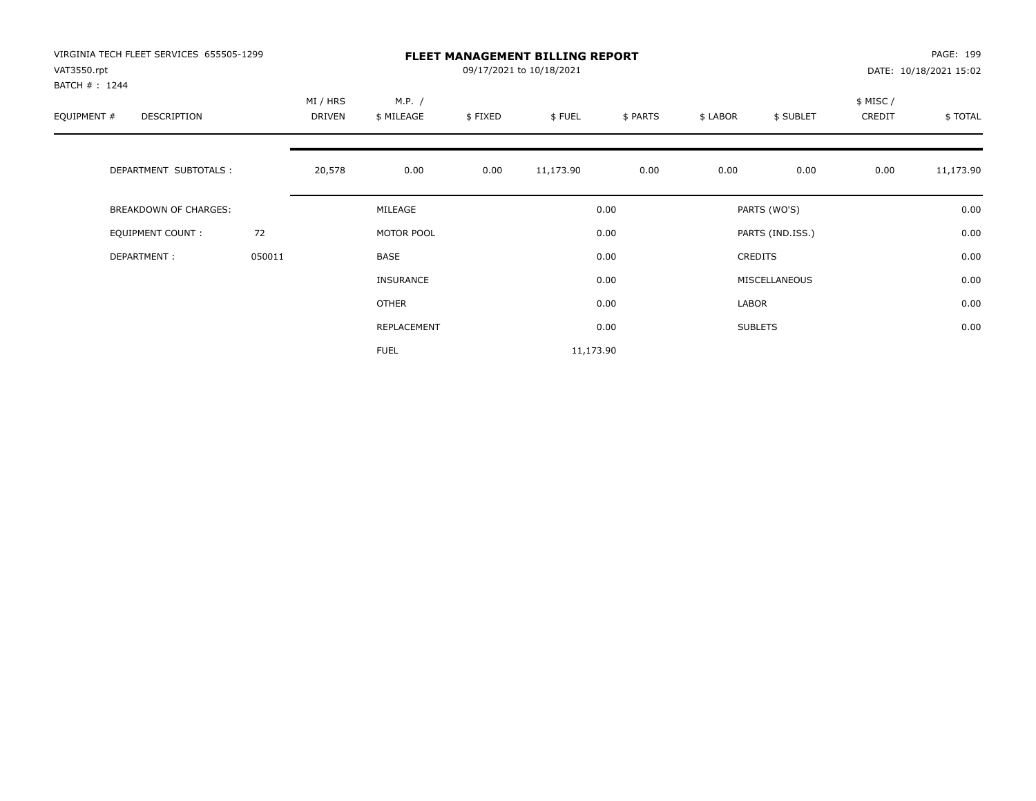VIRGINIA TECH FLEET SERVICES 655505-1299
VAT3550.rpt
BATCH # : 1244

# FLEET MANAGEMENT BILLING REPORT

09/17/2021 to 10/18/2021

DATE: 10/18/2021 15:02

| EQUIPMENT # | DESCRIPTION | MI / HRS DRIVEN | M.P. / $ MILEAGE | $ FIXED | $ FUEL | $ PARTS | $ LABOR | $ SUBLET | $ MISC / CREDIT | $ TOTAL |
|---|---|---|---|---|---|---|---|---|---|---|
| | DEPARTMENT SUBTOTALS : | 20,578 | 0.00 | 0.00 | 11,173.90 | 0.00 | 0.00 | 0.00 | 0.00 | 11,173.90 |

| BREAKDOWN OF CHARGES: | | | | | |
|---|---|---|---|---|---|
| | | MILEAGE | 0.00 | PARTS (WO'S) | 0.00 |
| EQUIPMENT COUNT : | 72 | MOTOR POOL | 0.00 | PARTS (IND.ISS.) | 0.00 |
| DEPARTMENT : | 050011 | BASE | 0.00 | CREDITS | 0.00 |
| | | INSURANCE | 0.00 | MISCELLANEOUS | 0.00 |
| | | OTHER | 0.00 | LABOR | 0.00 |
| | | REPLACEMENT | 0.00 | SUBLETS | 0.00 |
| | | FUEL | 11,173.90 | | |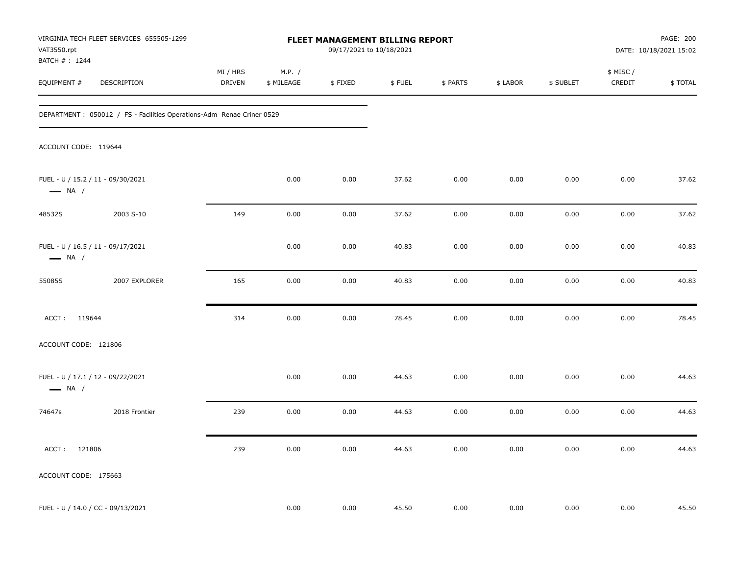VIRGINIA TECH FLEET SERVICES 655505-1299
VAT3550.rpt
BATCH # : 1244

**FLEET MANAGEMENT BILLING REPORT**
09/17/2021 to 10/18/2021

DATE: 10/18/2021 15:02

| EQUIPMENT # | DESCRIPTION | MI / HRS DRIVEN | M.P. / $ MILEAGE | $ FIXED | $ FUEL | $ PARTS | $ LABOR | $ SUBLET | $ MISC / CREDIT | $ TOTAL |
|---|---|---|---|---|---|---|---|---|---|---|
| DEPARTMENT : 050012 / FS - Facilities Operations-Adm Renae Criner 0529 | | | | | | | | | | |
| ACCOUNT CODE: 119644 | | | | | | | | | | |
| FUEL - U / 15.2 / 11 - 09/30/2021 — NA / | | | 0.00 | 0.00 | 37.62 | 0.00 | 0.00 | 0.00 | 0.00 | 37.62 |
| 48532S | 2003 S-10 | 149 | 0.00 | 0.00 | 37.62 | 0.00 | 0.00 | 0.00 | 0.00 | 37.62 |
| FUEL - U / 16.5 / 11 - 09/17/2021 — NA / | | | 0.00 | 0.00 | 40.83 | 0.00 | 0.00 | 0.00 | 0.00 | 40.83 |
| 55085S | 2007 EXPLORER | 165 | 0.00 | 0.00 | 40.83 | 0.00 | 0.00 | 0.00 | 0.00 | 40.83 |
| ACCT : 119644 | | 314 | 0.00 | 0.00 | 78.45 | 0.00 | 0.00 | 0.00 | 0.00 | 78.45 |
| ACCOUNT CODE: 121806 | | | | | | | | | | |
| FUEL - U / 17.1 / 12 - 09/22/2021 — NA / | | | 0.00 | 0.00 | 44.63 | 0.00 | 0.00 | 0.00 | 0.00 | 44.63 |
| 74647s | 2018 Frontier | 239 | 0.00 | 0.00 | 44.63 | 0.00 | 0.00 | 0.00 | 0.00 | 44.63 |
| ACCT : 121806 | | 239 | 0.00 | 0.00 | 44.63 | 0.00 | 0.00 | 0.00 | 0.00 | 44.63 |
| ACCOUNT CODE: 175663 | | | | | | | | | | |
| FUEL - U / 14.0 / CC - 09/13/2021 | | | 0.00 | 0.00 | 45.50 | 0.00 | 0.00 | 0.00 | 0.00 | 45.50 |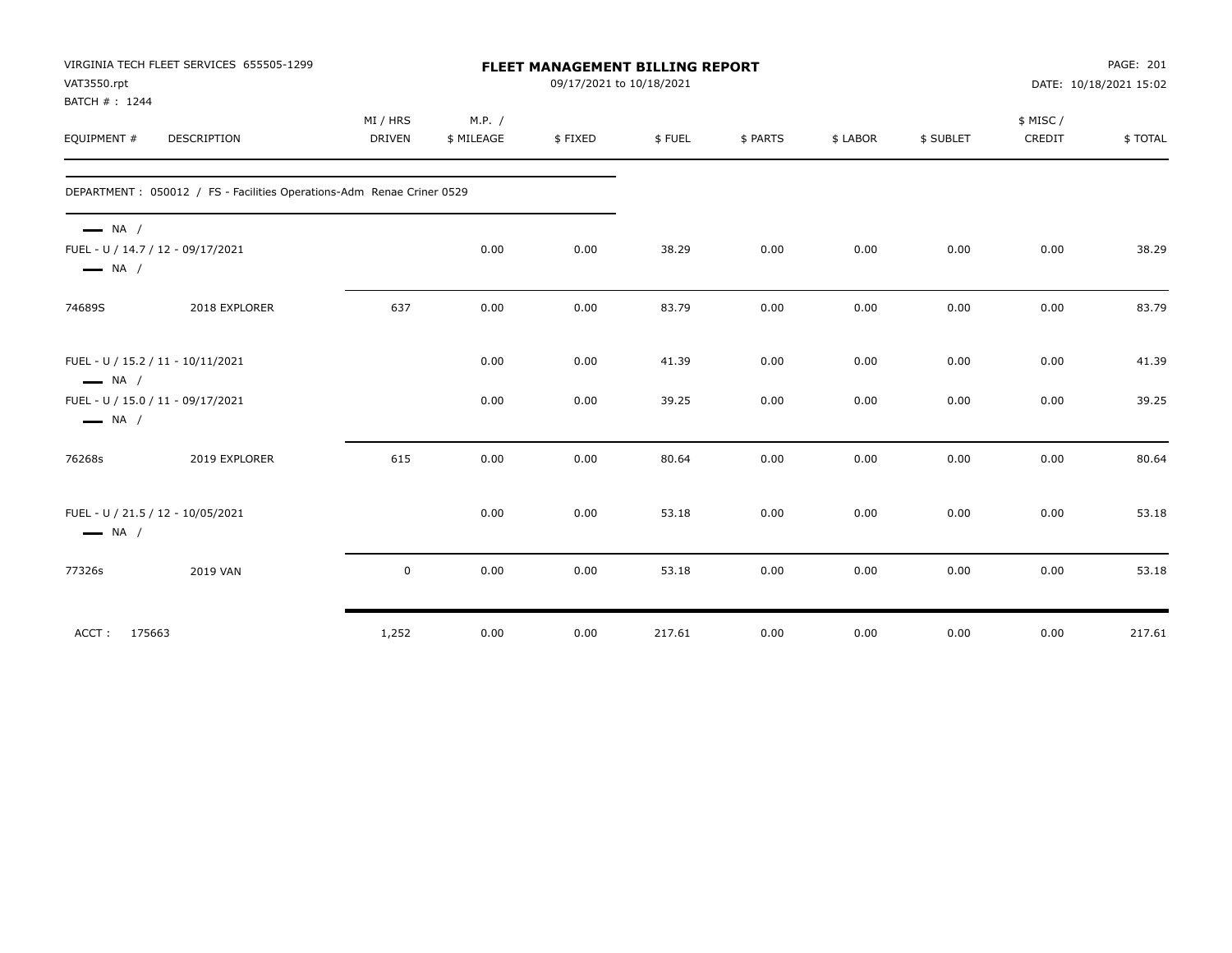VIRGINIA TECH FLEET SERVICES 655505-1299
VAT3550.rpt
BATCH # : 1244

# FLEET MANAGEMENT BILLING REPORT

09/17/2021 to 10/18/2021

PAGE: 201
DATE: 10/18/2021 15:02

| EQUIPMENT # | DESCRIPTION | MI / HRS DRIVEN | M.P. / $ MILEAGE | $ FIXED | $ FUEL | $ PARTS | $ LABOR | $ SUBLET | $ MISC / CREDIT | $ TOTAL |
|---|---|---|---|---|---|---|---|---|---|---|
| DEPARTMENT : 050012 / FS - Facilities Operations-Adm Renae Criner 0529 | | | | | | | | | | |
| — NA / | | | | | | | | | | |
| FUEL - U / 14.7 / 12 - 09/17/2021 | | | 0.00 | 0.00 | 38.29 | 0.00 | 0.00 | 0.00 | 0.00 | 38.29 |
| — NA / | | | | | | | | | | |
| 74689S | 2018 EXPLORER | 637 | 0.00 | 0.00 | 83.79 | 0.00 | 0.00 | 0.00 | 0.00 | 83.79 |
| FUEL - U / 15.2 / 11 - 10/11/2021 | | | 0.00 | 0.00 | 41.39 | 0.00 | 0.00 | 0.00 | 0.00 | 41.39 |
| — NA / | | | | | | | | | | |
| FUEL - U / 15.0 / 11 - 09/17/2021 | | | 0.00 | 0.00 | 39.25 | 0.00 | 0.00 | 0.00 | 0.00 | 39.25 |
| — NA / | | | | | | | | | | |
| 76268s | 2019 EXPLORER | 615 | 0.00 | 0.00 | 80.64 | 0.00 | 0.00 | 0.00 | 0.00 | 80.64 |
| FUEL - U / 21.5 / 12 - 10/05/2021 | | | 0.00 | 0.00 | 53.18 | 0.00 | 0.00 | 0.00 | 0.00 | 53.18 |
| — NA / | | | | | | | | | | |
| 77326s | 2019 VAN | 0 | 0.00 | 0.00 | 53.18 | 0.00 | 0.00 | 0.00 | 0.00 | 53.18 |
| ACCT : 175663 | | 1,252 | 0.00 | 0.00 | 217.61 | 0.00 | 0.00 | 0.00 | 0.00 | 217.61 |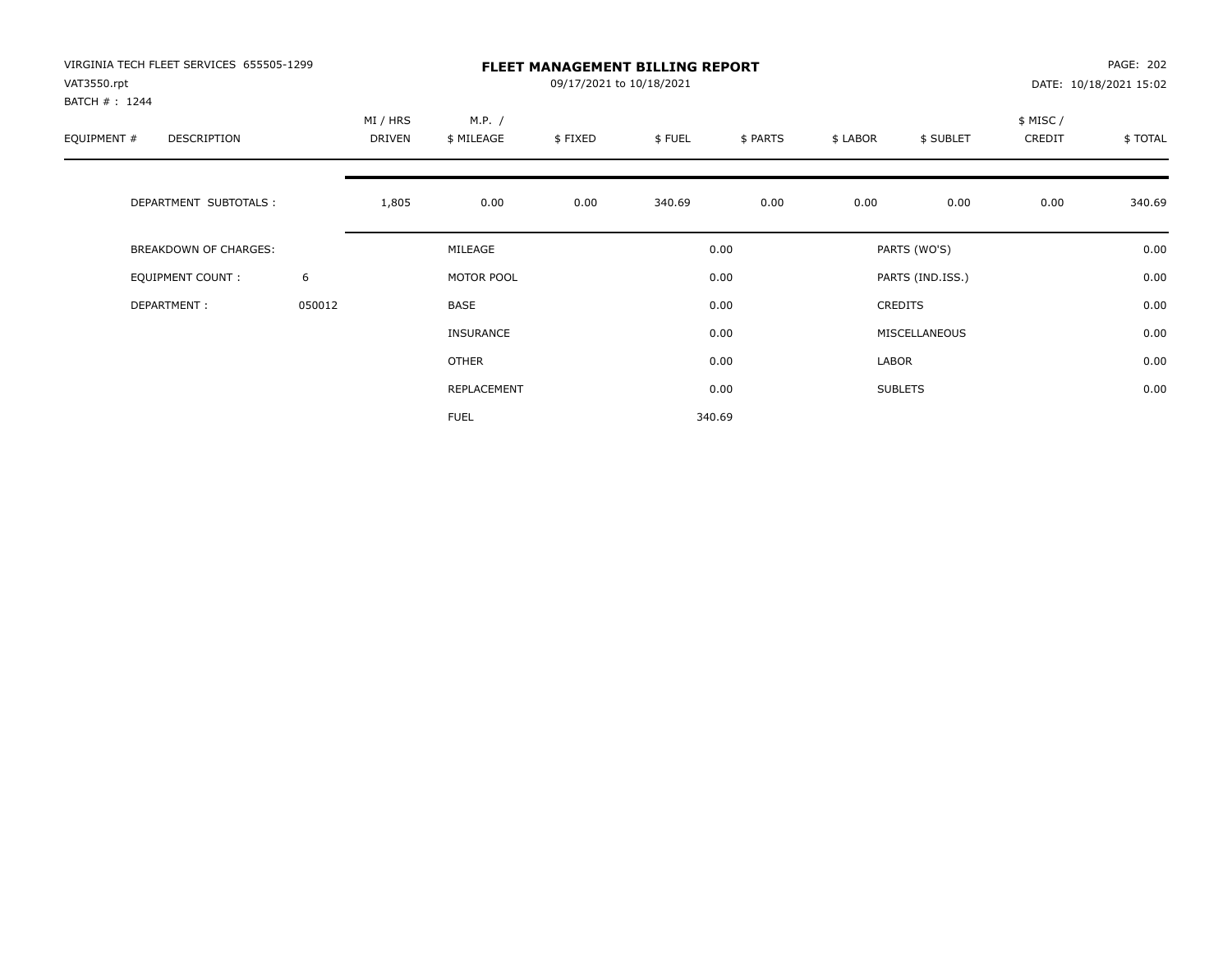VIRGINIA TECH FLEET SERVICES 655505-1299
VAT3550.rpt
BATCH # : 1244

# FLEET MANAGEMENT BILLING REPORT

09/17/2021 to 10/18/2021

PAGE: 202
DATE: 10/18/2021 15:02

| EQUIPMENT # | DESCRIPTION | MI / HRS DRIVEN | M.P. / $ MILEAGE | $ FIXED | $ FUEL | $ PARTS | $ LABOR | $ SUBLET | $ MISC / CREDIT | $ TOTAL |
|---|---|---|---|---|---|---|---|---|---|---|
| | DEPARTMENT SUBTOTALS : | 1,805 | 0.00 | 0.00 | 340.69 | 0.00 | 0.00 | 0.00 | 0.00 | 340.69 |

| | | | | | |
|---|---|---|---|---|---|
| BREAKDOWN OF CHARGES: | | MILEAGE | 0.00 | PARTS (WO'S) | 0.00 |
| EQUIPMENT COUNT : | 6 | MOTOR POOL | 0.00 | PARTS (IND.ISS.) | 0.00 |
| DEPARTMENT : | 050012 | BASE | 0.00 | CREDITS | 0.00 |
| | | INSURANCE | 0.00 | MISCELLANEOUS | 0.00 |
| | | OTHER | 0.00 | LABOR | 0.00 |
| | | REPLACEMENT | 0.00 | SUBLETS | 0.00 |
| | | FUEL | 340.69 | | |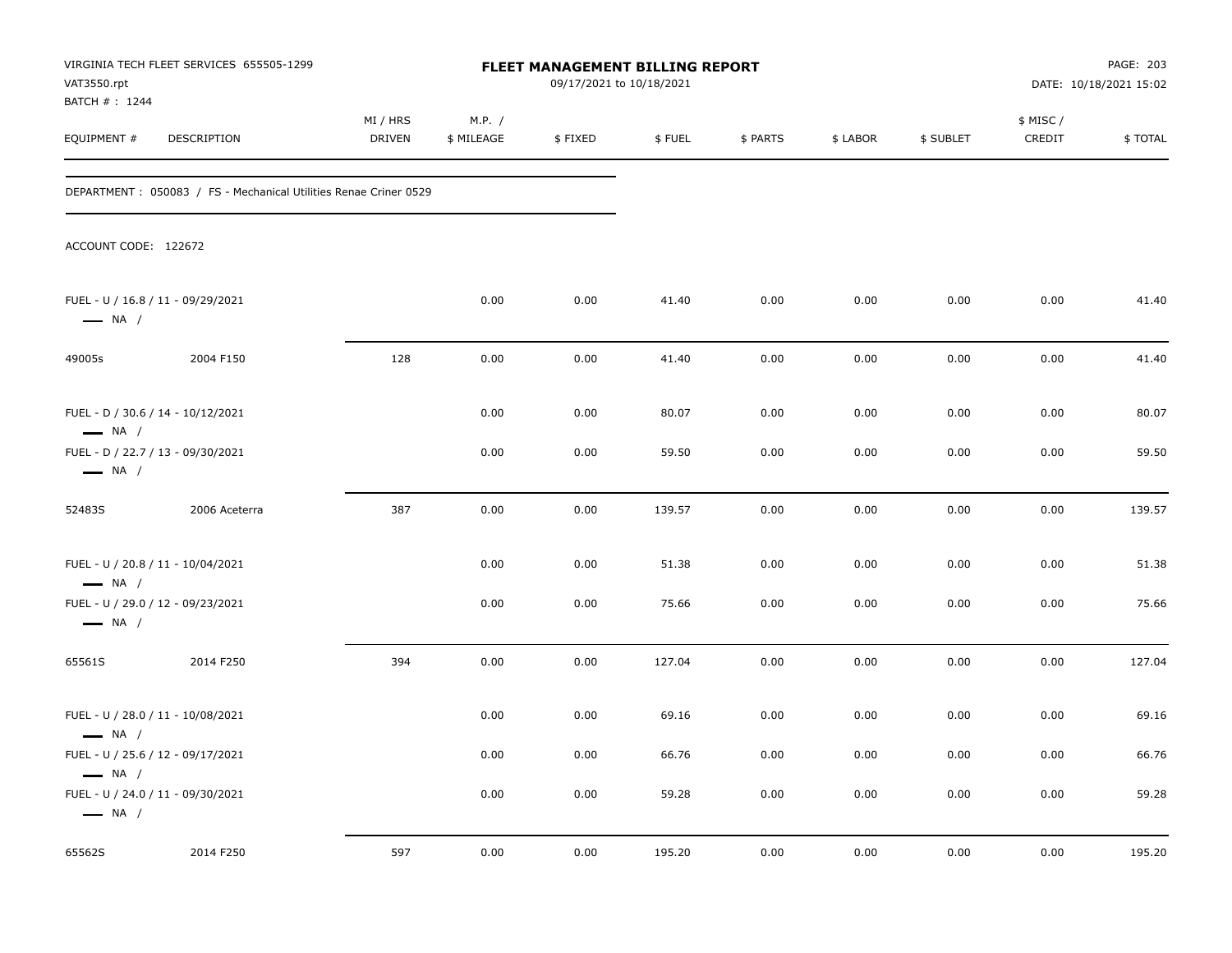VIRGINIA TECH FLEET SERVICES 655505-1299
VAT3550.rpt
BATCH # : 1244

# FLEET MANAGEMENT BILLING REPORT

09/17/2021 to 10/18/2021

DATE: 10/18/2021 15:02

| EQUIPMENT # | DESCRIPTION | MI / HRS DRIVEN | M.P. / $ MILEAGE | $ FIXED | $ FUEL | $ PARTS | $ LABOR | $ SUBLET | $ MISC / CREDIT | $ TOTAL |
|---|---|---|---|---|---|---|---|---|---|---|

DEPARTMENT : 050083 / FS - Mechanical Utilities Renae Criner 0529

ACCOUNT CODE: 122672

| EQUIPMENT # | DESCRIPTION | MI / HRS DRIVEN | M.P. / $ MILEAGE | $ FIXED | $ FUEL | $ PARTS | $ LABOR | $ SUBLET | $ MISC / CREDIT | $ TOTAL |
|---|---|---|---|---|---|---|---|---|---|---|
| FUEL - U / 16.8 / 11 - 09/29/2021 — NA / | | | 0.00 | 0.00 | 41.40 | 0.00 | 0.00 | 0.00 | 0.00 | 41.40 |
| 49005s | 2004 F150 | 128 | 0.00 | 0.00 | 41.40 | 0.00 | 0.00 | 0.00 | 0.00 | 41.40 |
| FUEL - D / 30.6 / 14 - 10/12/2021 — NA / | | | 0.00 | 0.00 | 80.07 | 0.00 | 0.00 | 0.00 | 0.00 | 80.07 |
| FUEL - D / 22.7 / 13 - 09/30/2021 — NA / | | | 0.00 | 0.00 | 59.50 | 0.00 | 0.00 | 0.00 | 0.00 | 59.50 |
| 52483S | 2006 Aceterra | 387 | 0.00 | 0.00 | 139.57 | 0.00 | 0.00 | 0.00 | 0.00 | 139.57 |
| FUEL - U / 20.8 / 11 - 10/04/2021 — NA / | | | 0.00 | 0.00 | 51.38 | 0.00 | 0.00 | 0.00 | 0.00 | 51.38 |
| FUEL - U / 29.0 / 12 - 09/23/2021 — NA / | | | 0.00 | 0.00 | 75.66 | 0.00 | 0.00 | 0.00 | 0.00 | 75.66 |
| 65561S | 2014 F250 | 394 | 0.00 | 0.00 | 127.04 | 0.00 | 0.00 | 0.00 | 0.00 | 127.04 |
| FUEL - U / 28.0 / 11 - 10/08/2021 — NA / | | | 0.00 | 0.00 | 69.16 | 0.00 | 0.00 | 0.00 | 0.00 | 69.16 |
| FUEL - U / 25.6 / 12 - 09/17/2021 — NA / | | | 0.00 | 0.00 | 66.76 | 0.00 | 0.00 | 0.00 | 0.00 | 66.76 |
| FUEL - U / 24.0 / 11 - 09/30/2021 — NA / | | | 0.00 | 0.00 | 59.28 | 0.00 | 0.00 | 0.00 | 0.00 | 59.28 |
| 65562S | 2014 F250 | 597 | 0.00 | 0.00 | 195.20 | 0.00 | 0.00 | 0.00 | 0.00 | 195.20 |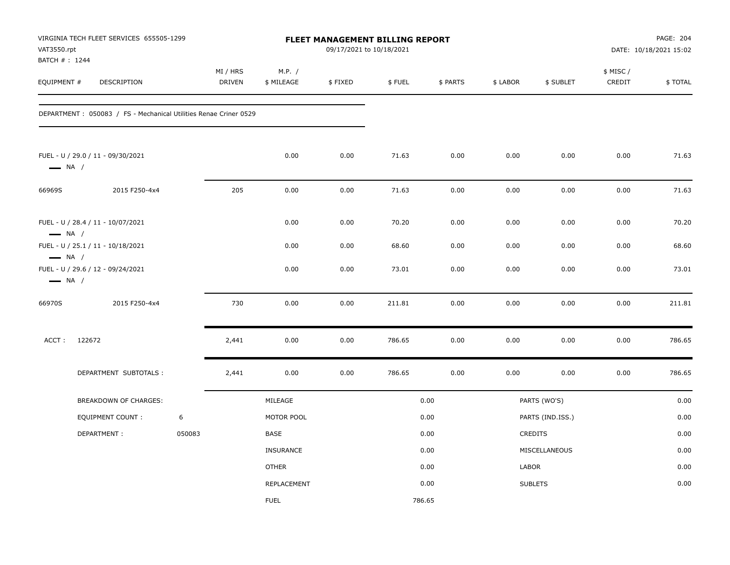VIRGINIA TECH FLEET SERVICES 655505-1299
VAT3550.rpt
BATCH # : 1244

# FLEET MANAGEMENT BILLING REPORT

09/17/2021 to 10/18/2021

DATE: 10/18/2021 15:02

| EQUIPMENT # | DESCRIPTION | MI / HRS DRIVEN | M.P. / $ MILEAGE | $ FIXED | $ FUEL | $ PARTS | $ LABOR | $ SUBLET | $ MISC / CREDIT | $ TOTAL |
|---|---|---|---|---|---|---|---|---|---|---|
| DEPARTMENT : 050083 / FS - Mechanical Utilities Renae Criner 0529 | | | | | | | | | | |
| FUEL - U / 29.0 / 11 - 09/30/2021 — NA / | | | 0.00 | 0.00 | 71.63 | 0.00 | 0.00 | 0.00 | 0.00 | 71.63 |
| 66969S | 2015 F250-4x4 | 205 | 0.00 | 0.00 | 71.63 | 0.00 | 0.00 | 0.00 | 0.00 | 71.63 |
| FUEL - U / 28.4 / 11 - 10/07/2021 — NA / | | | 0.00 | 0.00 | 70.20 | 0.00 | 0.00 | 0.00 | 0.00 | 70.20 |
| FUEL - U / 25.1 / 11 - 10/18/2021 — NA / | | | 0.00 | 0.00 | 68.60 | 0.00 | 0.00 | 0.00 | 0.00 | 68.60 |
| FUEL - U / 29.6 / 12 - 09/24/2021 — NA / | | | 0.00 | 0.00 | 73.01 | 0.00 | 0.00 | 0.00 | 0.00 | 73.01 |
| 66970S | 2015 F250-4x4 | 730 | 0.00 | 0.00 | 211.81 | 0.00 | 0.00 | 0.00 | 0.00 | 211.81 |
| ACCT : 122672 | | 2,441 | 0.00 | 0.00 | 786.65 | 0.00 | 0.00 | 0.00 | 0.00 | 786.65 |
| DEPARTMENT SUBTOTALS : | | 2,441 | 0.00 | 0.00 | 786.65 | 0.00 | 0.00 | 0.00 | 0.00 | 786.65 |

| BREAKDOWN OF CHARGES: | | | | | |
|---|---|---|---|---|---|
| EQUIPMENT COUNT : | 6 | MILEAGE | 0.00 | PARTS (WO'S) | 0.00 |
| DEPARTMENT : | 050083 | MOTOR POOL | 0.00 | PARTS (IND.ISS.) | 0.00 |
| | | BASE | 0.00 | CREDITS | 0.00 |
| | | INSURANCE | 0.00 | MISCELLANEOUS | 0.00 |
| | | OTHER | 0.00 | LABOR | 0.00 |
| | | REPLACEMENT | 0.00 | SUBLETS | 0.00 |
| | | FUEL | 786.65 | | |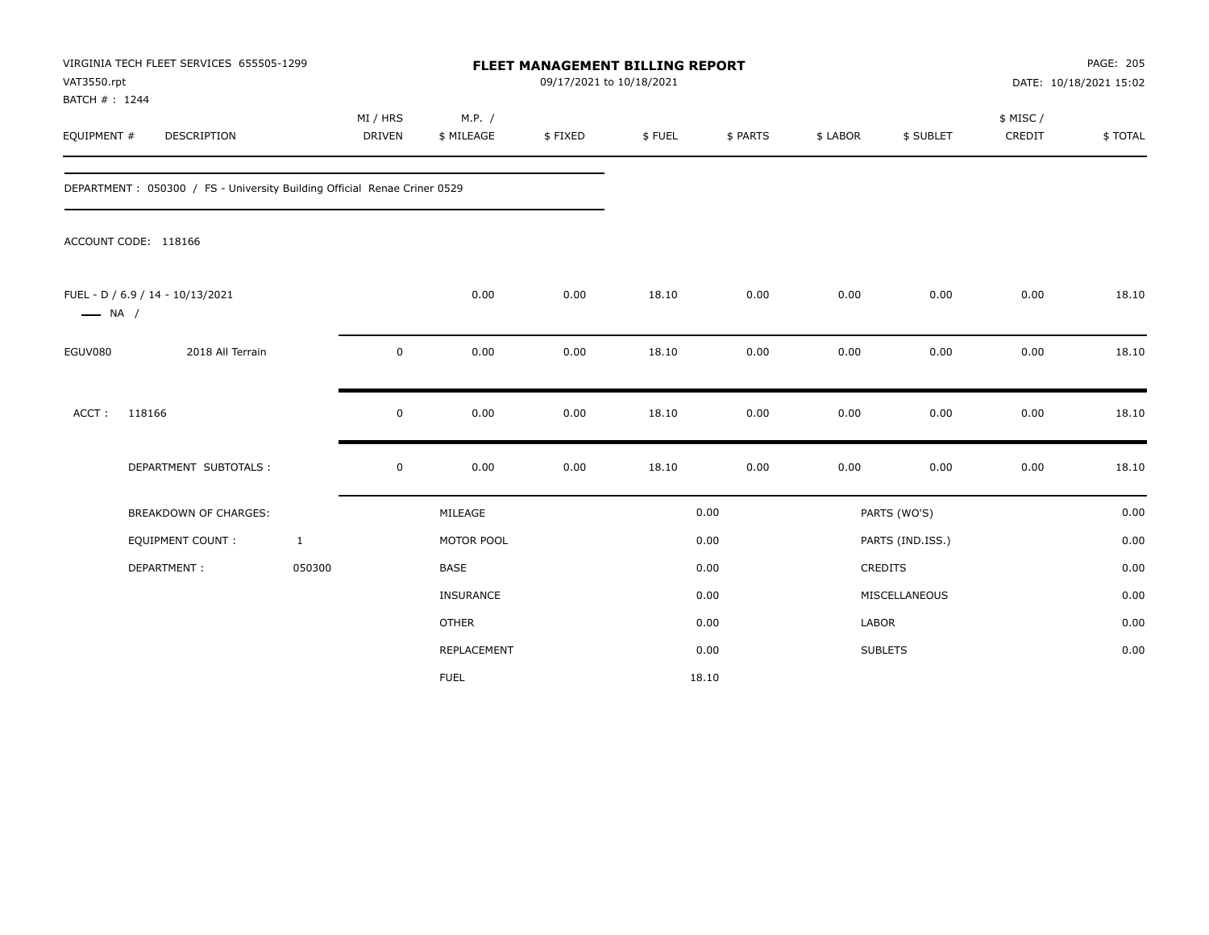VIRGINIA TECH FLEET SERVICES 655505-1299
VAT3550.rpt
BATCH # : 1244

# FLEET MANAGEMENT BILLING REPORT

09/17/2021 to 10/18/2021

DATE: 10/18/2021 15:02

| EQUIPMENT # | DESCRIPTION | MI / HRS DRIVEN | M.P. / $ MILEAGE | $ FIXED | $ FUEL | $ PARTS | $ LABOR | $ SUBLET | $ MISC / CREDIT | $ TOTAL |
|---|---|---|---|---|---|---|---|---|---|---|

DEPARTMENT : 050300 / FS - University Building Official Renae Criner 0529

ACCOUNT CODE: 118166

| EQUIPMENT # | DESCRIPTION | MI / HRS DRIVEN | M.P. / $ MILEAGE | $ FIXED | $ FUEL | $ PARTS | $ LABOR | $ SUBLET | $ MISC / CREDIT | $ TOTAL |
|---|---|---|---|---|---|---|---|---|---|---|
| FUEL - D / 6.9 / 14 - 10/13/2021 —— NA / | | | 0.00 | 0.00 | 18.10 | 0.00 | 0.00 | 0.00 | 0.00 | 18.10 |
| EGUV080 | 2018 All Terrain | 0 | 0.00 | 0.00 | 18.10 | 0.00 | 0.00 | 0.00 | 0.00 | 18.10 |
| ACCT : | 118166 | 0 | 0.00 | 0.00 | 18.10 | 0.00 | 0.00 | 0.00 | 0.00 | 18.10 |
| | DEPARTMENT SUBTOTALS : | 0 | 0.00 | 0.00 | 18.10 | 0.00 | 0.00 | 0.00 | 0.00 | 18.10 |

| | | | | | |
|---|---|---|---|---|---|
| BREAKDOWN OF CHARGES: | | MILEAGE | 0.00 | PARTS (WO'S) | 0.00 |
| EQUIPMENT COUNT : | 1 | MOTOR POOL | 0.00 | PARTS (IND.ISS.) | 0.00 |
| DEPARTMENT : | 050300 | BASE | 0.00 | CREDITS | 0.00 |
| | | INSURANCE | 0.00 | MISCELLANEOUS | 0.00 |
| | | OTHER | 0.00 | LABOR | 0.00 |
| | | REPLACEMENT | 0.00 | SUBLETS | 0.00 |
| | | FUEL | 18.10 | | |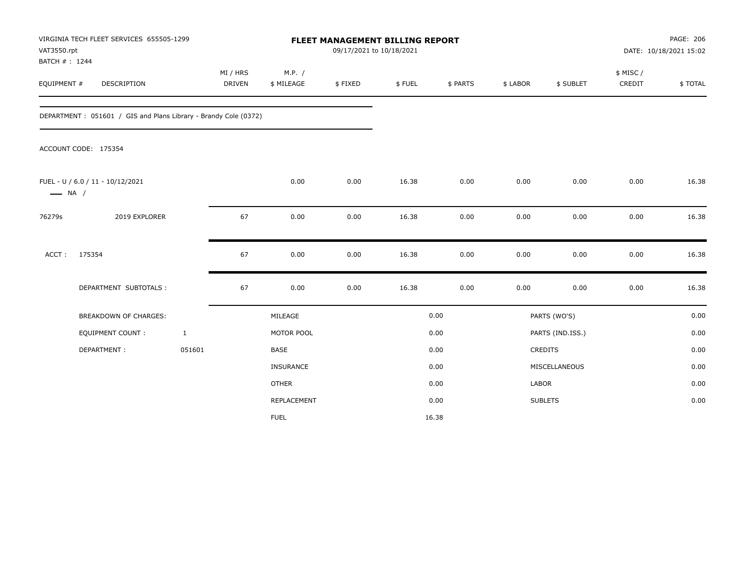VIRGINIA TECH FLEET SERVICES 655505-1299
VAT3550.rpt
BATCH # : 1244

# FLEET MANAGEMENT BILLING REPORT

09/17/2021 to 10/18/2021

DATE: 10/18/2021 15:02

| EQUIPMENT # | DESCRIPTION | MI / HRS DRIVEN | M.P. / $ MILEAGE | $ FIXED | $ FUEL | $ PARTS | $ LABOR | $ SUBLET | $ MISC / CREDIT | $ TOTAL |
|---|---|---|---|---|---|---|---|---|---|---|

DEPARTMENT : 051601 / GIS and Plans Library - Brandy Cole (0372)

ACCOUNT CODE: 175354

| EQUIPMENT # | DESCRIPTION | MI / HRS DRIVEN | M.P. / $ MILEAGE | $ FIXED | $ FUEL | $ PARTS | $ LABOR | $ SUBLET | $ MISC / CREDIT | $ TOTAL |
|---|---|---|---|---|---|---|---|---|---|---|
| FUEL - U / 6.0 / 11 - 10/12/2021 —— NA / | | | 0.00 | 0.00 | 16.38 | 0.00 | 0.00 | 0.00 | 0.00 | 16.38 |
| 76279s | 2019 EXPLORER | 67 | 0.00 | 0.00 | 16.38 | 0.00 | 0.00 | 0.00 | 0.00 | 16.38 |
| ACCT : | 175354 | 67 | 0.00 | 0.00 | 16.38 | 0.00 | 0.00 | 0.00 | 0.00 | 16.38 |
| | DEPARTMENT SUBTOTALS : | 67 | 0.00 | 0.00 | 16.38 | 0.00 | 0.00 | 0.00 | 0.00 | 16.38 |

| | | | | | |
|---|---|---|---|---|---|
| BREAKDOWN OF CHARGES: | | MILEAGE | 0.00 | PARTS (WO'S) | 0.00 |
| EQUIPMENT COUNT : | 1 | MOTOR POOL | 0.00 | PARTS (IND.ISS.) | 0.00 |
| DEPARTMENT : | 051601 | BASE | 0.00 | CREDITS | 0.00 |
| | | INSURANCE | 0.00 | MISCELLANEOUS | 0.00 |
| | | OTHER | 0.00 | LABOR | 0.00 |
| | | REPLACEMENT | 0.00 | SUBLETS | 0.00 |
| | | FUEL | 16.38 | | |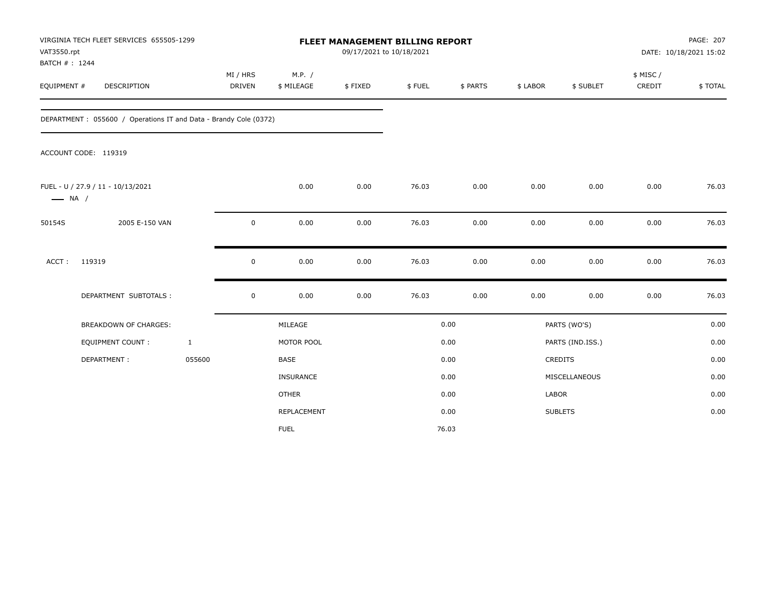VIRGINIA TECH FLEET SERVICES 655505-1299
VAT3550.rpt
BATCH # : 1244

# FLEET MANAGEMENT BILLING REPORT

09/17/2021 to 10/18/2021

DATE: 10/18/2021 15:02

| EQUIPMENT # | DESCRIPTION | MI / HRS DRIVEN | M.P. / $ MILEAGE | $ FIXED | $ FUEL | $ PARTS | $ LABOR | $ SUBLET | $ MISC / CREDIT | $ TOTAL |
|---|---|---|---|---|---|---|---|---|---|---|

DEPARTMENT : 055600 / Operations IT and Data - Brandy Cole (0372)

ACCOUNT CODE: 119319

| EQUIPMENT # | DESCRIPTION | MI / HRS DRIVEN | M.P. / $ MILEAGE | $ FIXED | $ FUEL | $ PARTS | $ LABOR | $ SUBLET | $ MISC / CREDIT | $ TOTAL |
|---|---|---|---|---|---|---|---|---|---|---|
| FUEL - U / 27.9 / 11 - 10/13/2021 —— NA / | | | 0.00 | 0.00 | 76.03 | 0.00 | 0.00 | 0.00 | 0.00 | 76.03 |
| 50154S | 2005 E-150 VAN | 0 | 0.00 | 0.00 | 76.03 | 0.00 | 0.00 | 0.00 | 0.00 | 76.03 |
| ACCT : | 119319 | 0 | 0.00 | 0.00 | 76.03 | 0.00 | 0.00 | 0.00 | 0.00 | 76.03 |
| | DEPARTMENT SUBTOTALS : | 0 | 0.00 | 0.00 | 76.03 | 0.00 | 0.00 | 0.00 | 0.00 | 76.03 |

| | | | | | |
|---|---|---|---|---|---|
| BREAKDOWN OF CHARGES: | | MILEAGE | 0.00 | PARTS (WO'S) | 0.00 |
| EQUIPMENT COUNT : | 1 | MOTOR POOL | 0.00 | PARTS (IND.ISS.) | 0.00 |
| DEPARTMENT : | 055600 | BASE | 0.00 | CREDITS | 0.00 |
| | | INSURANCE | 0.00 | MISCELLANEOUS | 0.00 |
| | | OTHER | 0.00 | LABOR | 0.00 |
| | | REPLACEMENT | 0.00 | SUBLETS | 0.00 |
| | | FUEL | 76.03 | | |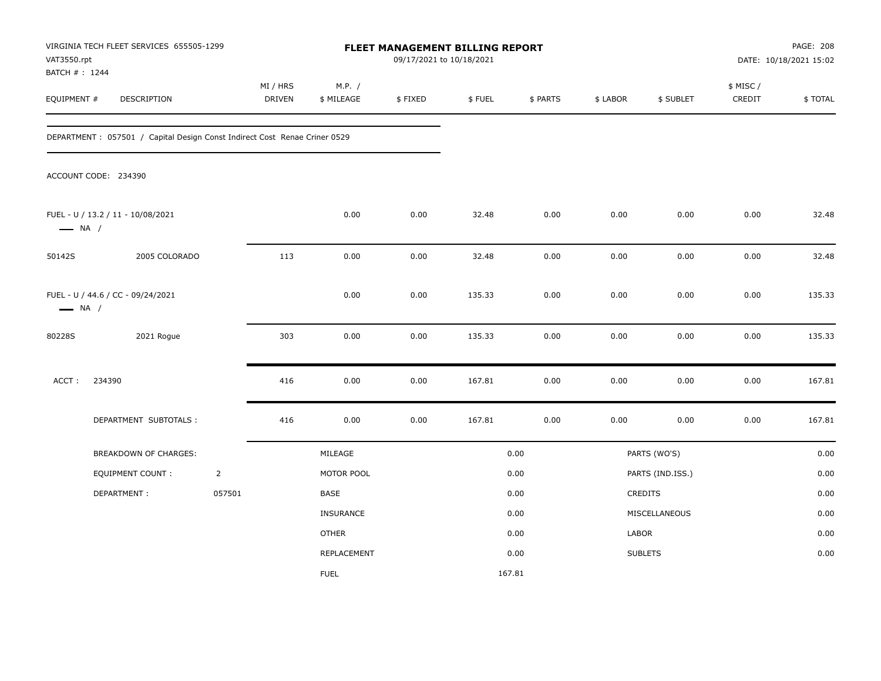VIRGINIA TECH FLEET SERVICES 655505-1299
VAT3550.rpt
BATCH # : 1244

# FLEET MANAGEMENT BILLING REPORT

09/17/2021 to 10/18/2021

PAGE: 208
DATE: 10/18/2021 15:02

| EQUIPMENT # | DESCRIPTION | MI / HRS DRIVEN | M.P. / $ MILEAGE | $ FIXED | $ FUEL | $ PARTS | $ LABOR | $ SUBLET | $ MISC / CREDIT | $ TOTAL |
|---|---|---|---|---|---|---|---|---|---|---|
| DEPARTMENT : 057501 / Capital Design Const Indirect Cost Renae Criner 0529 | | | | | | | | | | |
| ACCOUNT CODE: 234390 | | | | | | | | | | |
| FUEL - U / 13.2 / 11 - 10/08/2021 — NA / | | | 0.00 | 0.00 | 32.48 | 0.00 | 0.00 | 0.00 | 0.00 | 32.48 |
| 50142S | 2005 COLORADO | 113 | 0.00 | 0.00 | 32.48 | 0.00 | 0.00 | 0.00 | 0.00 | 32.48 |
| FUEL - U / 44.6 / CC - 09/24/2021 — NA / | | | 0.00 | 0.00 | 135.33 | 0.00 | 0.00 | 0.00 | 0.00 | 135.33 |
| 80228S | 2021 Rogue | 303 | 0.00 | 0.00 | 135.33 | 0.00 | 0.00 | 0.00 | 0.00 | 135.33 |
| ACCT : 234390 | | 416 | 0.00 | 0.00 | 167.81 | 0.00 | 0.00 | 0.00 | 0.00 | 167.81 |
| | DEPARTMENT SUBTOTALS : | 416 | 0.00 | 0.00 | 167.81 | 0.00 | 0.00 | 0.00 | 0.00 | 167.81 |

| BREAKDOWN OF CHARGES: | | | | | |
|---|---|---|---|---|---|
| EQUIPMENT COUNT : | 2 | MILEAGE | 0.00 | PARTS (WO'S) | 0.00 |
| DEPARTMENT : | 057501 | MOTOR POOL | 0.00 | PARTS (IND.ISS.) | 0.00 |
| | | BASE | 0.00 | CREDITS | 0.00 |
| | | INSURANCE | 0.00 | MISCELLANEOUS | 0.00 |
| | | OTHER | 0.00 | LABOR | 0.00 |
| | | REPLACEMENT | 0.00 | SUBLETS | 0.00 |
| | | FUEL | 167.81 | | |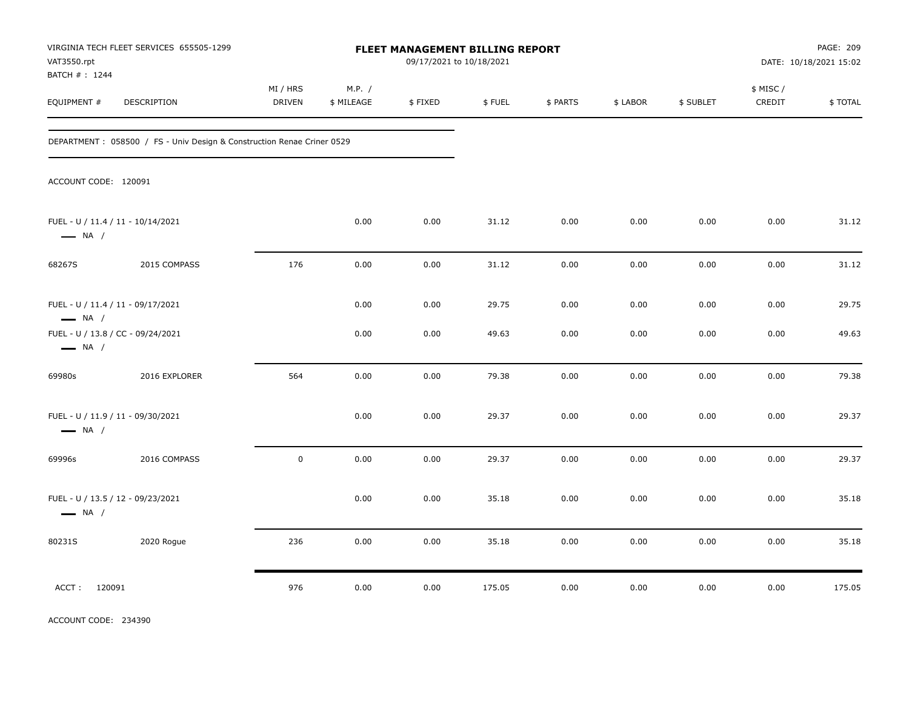VIRGINIA TECH FLEET SERVICES 655505-1299
VAT3550.rpt
BATCH # : 1244

**FLEET MANAGEMENT BILLING REPORT**
09/17/2021 to 10/18/2021

DATE: 10/18/2021 15:02

DEPARTMENT : 058500 / FS - Univ Design & Construction Renae Criner 0529

ACCOUNT CODE: 120091

| EQUIPMENT # | DESCRIPTION | MI / HRS DRIVEN | M.P. / $ MILEAGE | $ FIXED | $ FUEL | $ PARTS | $ LABOR | $ SUBLET | $ MISC / CREDIT | $ TOTAL |
|---|---|---|---|---|---|---|---|---|---|---|
| FUEL - U / 11.4 / 11 - 10/14/2021 — NA / | | | 0.00 | 0.00 | 31.12 | 0.00 | 0.00 | 0.00 | 0.00 | 31.12 |
| 68267S | 2015 COMPASS | 176 | 0.00 | 0.00 | 31.12 | 0.00 | 0.00 | 0.00 | 0.00 | 31.12 |
| FUEL - U / 11.4 / 11 - 09/17/2021 — NA / | | | 0.00 | 0.00 | 29.75 | 0.00 | 0.00 | 0.00 | 0.00 | 29.75 |
| FUEL - U / 13.8 / CC - 09/24/2021 — NA / | | | 0.00 | 0.00 | 49.63 | 0.00 | 0.00 | 0.00 | 0.00 | 49.63 |
| 69980s | 2016 EXPLORER | 564 | 0.00 | 0.00 | 79.38 | 0.00 | 0.00 | 0.00 | 0.00 | 79.38 |
| FUEL - U / 11.9 / 11 - 09/30/2021 — NA / | | | 0.00 | 0.00 | 29.37 | 0.00 | 0.00 | 0.00 | 0.00 | 29.37 |
| 69996s | 2016 COMPASS | 0 | 0.00 | 0.00 | 29.37 | 0.00 | 0.00 | 0.00 | 0.00 | 29.37 |
| FUEL - U / 13.5 / 12 - 09/23/2021 — NA / | | | 0.00 | 0.00 | 35.18 | 0.00 | 0.00 | 0.00 | 0.00 | 35.18 |
| 80231S | 2020 Rogue | 236 | 0.00 | 0.00 | 35.18 | 0.00 | 0.00 | 0.00 | 0.00 | 35.18 |
| ACCT : 120091 | | 976 | 0.00 | 0.00 | 175.05 | 0.00 | 0.00 | 0.00 | 0.00 | 175.05 |

ACCOUNT CODE: 234390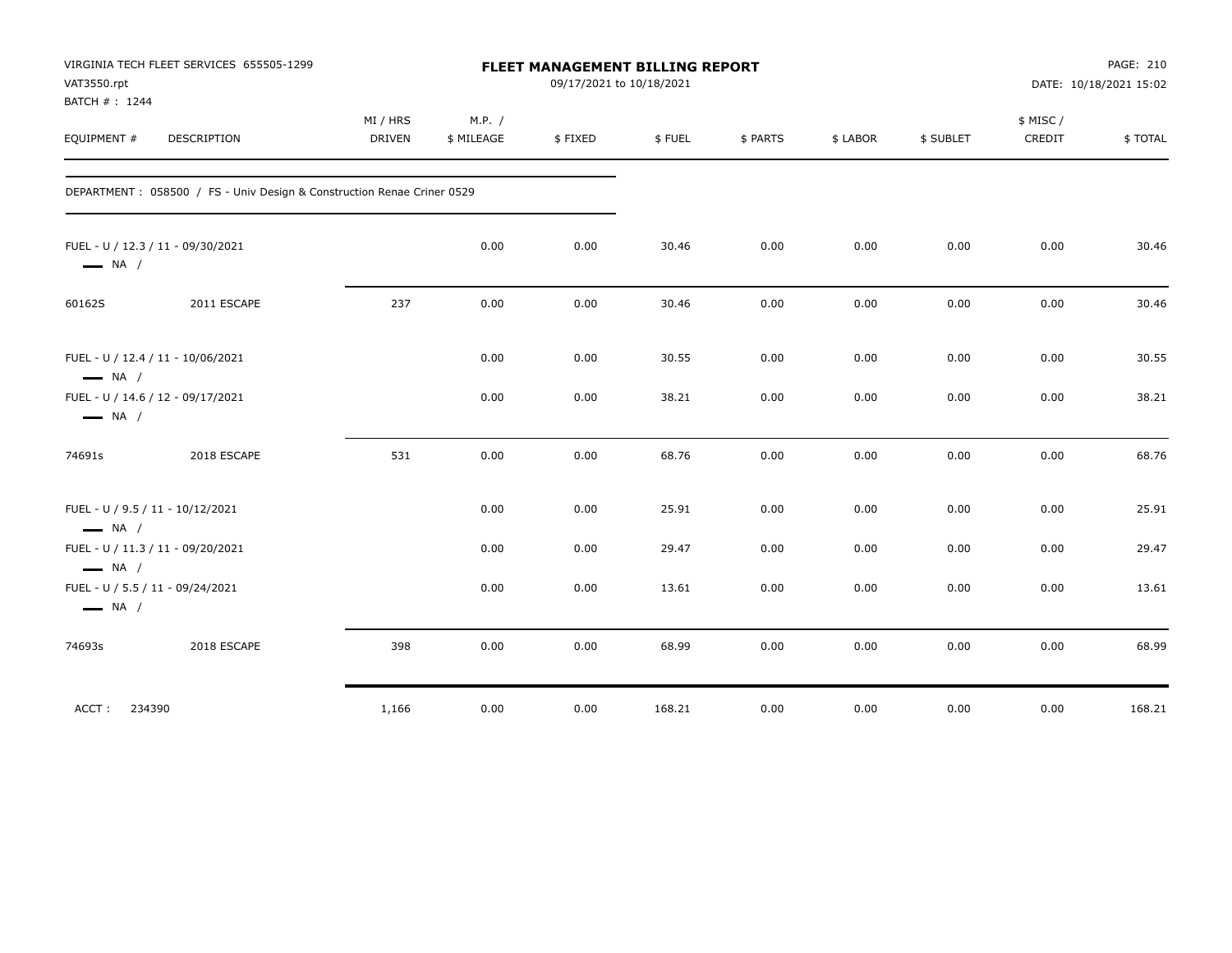VIRGINIA TECH FLEET SERVICES 655505-1299
VAT3550.rpt
BATCH # : 1244

**FLEET MANAGEMENT BILLING REPORT**
09/17/2021 to 10/18/2021

DATE: 10/18/2021 15:02

| EQUIPMENT # | DESCRIPTION | MI / HRS DRIVEN | M.P. / $ MILEAGE | $ FIXED | $ FUEL | $ PARTS | $ LABOR | $ SUBLET | $ MISC / CREDIT | $ TOTAL |
|---|---|---|---|---|---|---|---|---|---|---|
| DEPARTMENT : 058500 / FS - Univ Design & Construction Renae Criner 0529 | | | | | | | | | | |
| FUEL - U / 12.3 / 11 - 09/30/2021 — NA / | | | 0.00 | 0.00 | 30.46 | 0.00 | 0.00 | 0.00 | 0.00 | 30.46 |
| 60162S | 2011 ESCAPE | 237 | 0.00 | 0.00 | 30.46 | 0.00 | 0.00 | 0.00 | 0.00 | 30.46 |
| FUEL - U / 12.4 / 11 - 10/06/2021 — NA / | | | 0.00 | 0.00 | 30.55 | 0.00 | 0.00 | 0.00 | 0.00 | 30.55 |
| FUEL - U / 14.6 / 12 - 09/17/2021 — NA / | | | 0.00 | 0.00 | 38.21 | 0.00 | 0.00 | 0.00 | 0.00 | 38.21 |
| 74691s | 2018 ESCAPE | 531 | 0.00 | 0.00 | 68.76 | 0.00 | 0.00 | 0.00 | 0.00 | 68.76 |
| FUEL - U / 9.5 / 11 - 10/12/2021 — NA / | | | 0.00 | 0.00 | 25.91 | 0.00 | 0.00 | 0.00 | 0.00 | 25.91 |
| FUEL - U / 11.3 / 11 - 09/20/2021 — NA / | | | 0.00 | 0.00 | 29.47 | 0.00 | 0.00 | 0.00 | 0.00 | 29.47 |
| FUEL - U / 5.5 / 11 - 09/24/2021 — NA / | | | 0.00 | 0.00 | 13.61 | 0.00 | 0.00 | 0.00 | 0.00 | 13.61 |
| 74693s | 2018 ESCAPE | 398 | 0.00 | 0.00 | 68.99 | 0.00 | 0.00 | 0.00 | 0.00 | 68.99 |
| ACCT : 234390 | | 1,166 | 0.00 | 0.00 | 168.21 | 0.00 | 0.00 | 0.00 | 0.00 | 168.21 |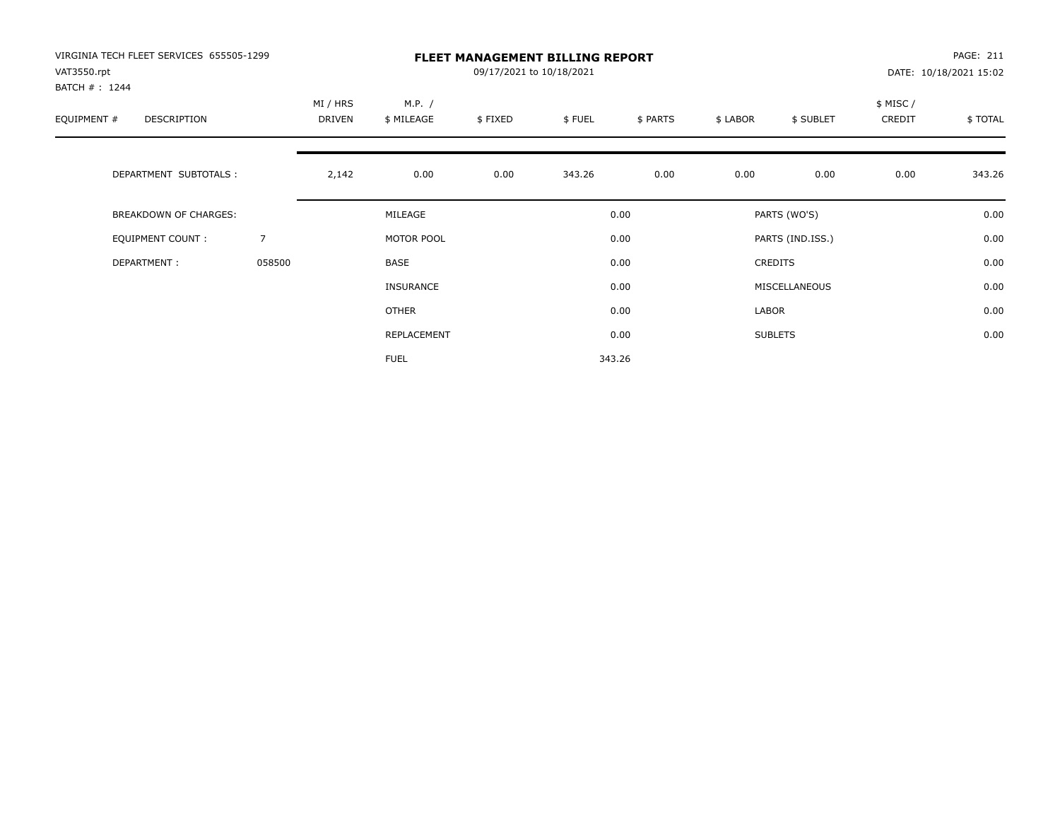VIRGINIA TECH FLEET SERVICES 655505-1299
VAT3550.rpt
BATCH # : 1244

# FLEET MANAGEMENT BILLING REPORT

09/17/2021 to 10/18/2021

PAGE: 211
DATE: 10/18/2021 15:02

| EQUIPMENT # | DESCRIPTION | MI / HRS DRIVEN | M.P. / $ MILEAGE | $ FIXED | $ FUEL | $ PARTS | $ LABOR | $ SUBLET | $ MISC / CREDIT | $ TOTAL |
|---|---|---|---|---|---|---|---|---|---|---|
| | DEPARTMENT SUBTOTALS : | 2,142 | 0.00 | 0.00 | 343.26 | 0.00 | 0.00 | 0.00 | 0.00 | 343.26 |

| | | | | | |
|---|---|---|---|---|---|
| BREAKDOWN OF CHARGES: | | MILEAGE | 0.00 | PARTS (WO'S) | 0.00 |
| EQUIPMENT COUNT : | 7 | MOTOR POOL | 0.00 | PARTS (IND.ISS.) | 0.00 |
| DEPARTMENT : | 058500 | BASE | 0.00 | CREDITS | 0.00 |
| | | INSURANCE | 0.00 | MISCELLANEOUS | 0.00 |
| | | OTHER | 0.00 | LABOR | 0.00 |
| | | REPLACEMENT | 0.00 | SUBLETS | 0.00 |
| | | FUEL | 343.26 | | |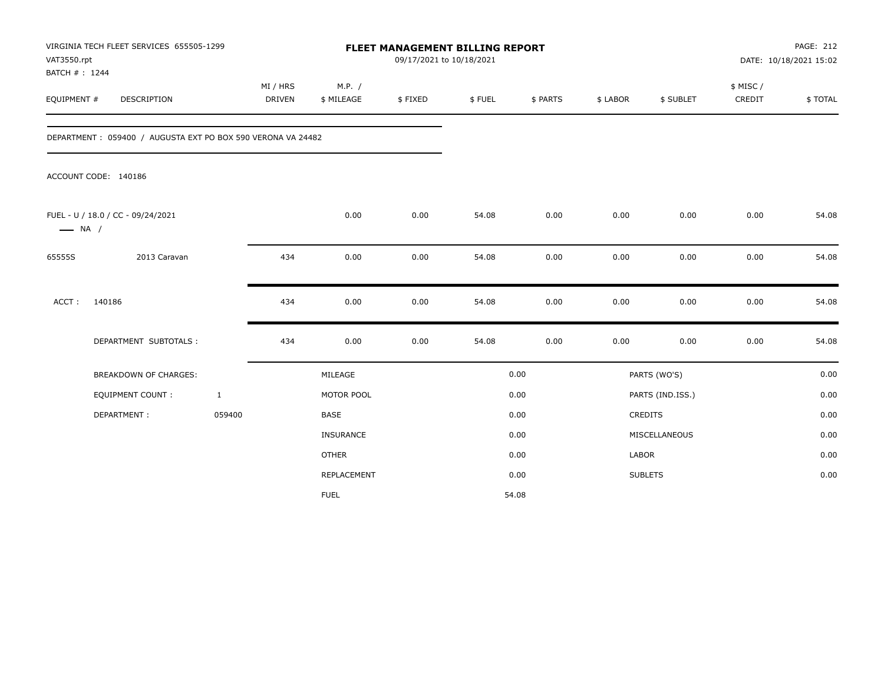VIRGINIA TECH FLEET SERVICES 655505-1299
VAT3550.rpt
BATCH # : 1244

# FLEET MANAGEMENT BILLING REPORT

09/17/2021 to 10/18/2021

PAGE: 212
DATE: 10/18/2021 15:02

| EQUIPMENT # | DESCRIPTION | MI / HRS DRIVEN | M.P. / $ MILEAGE | $ FIXED | $ FUEL | $ PARTS | $ LABOR | $ SUBLET | $ MISC / CREDIT | $ TOTAL |
|---|---|---|---|---|---|---|---|---|---|---|
| DEPARTMENT : 059400 / AUGUSTA EXT PO BOX 590 VERONA VA 24482 | | | | | | | | | | |
| ACCOUNT CODE: 140186 | | | | | | | | | | |
| FUEL - U / 18.0 / CC - 09/24/2021 — NA / | | | 0.00 | 0.00 | 54.08 | 0.00 | 0.00 | 0.00 | 0.00 | 54.08 |
| 65555S | 2013 Caravan | 434 | 0.00 | 0.00 | 54.08 | 0.00 | 0.00 | 0.00 | 0.00 | 54.08 |
| ACCT : | 140186 | 434 | 0.00 | 0.00 | 54.08 | 0.00 | 0.00 | 0.00 | 0.00 | 54.08 |
| | DEPARTMENT SUBTOTALS : | 434 | 0.00 | 0.00 | 54.08 | 0.00 | 0.00 | 0.00 | 0.00 | 54.08 |

| | | | | | |
|---|---|---|---|---|---|
| BREAKDOWN OF CHARGES: | | MILEAGE | 0.00 | PARTS (WO'S) | 0.00 |
| EQUIPMENT COUNT : | 1 | MOTOR POOL | 0.00 | PARTS (IND.ISS.) | 0.00 |
| DEPARTMENT : | 059400 | BASE | 0.00 | CREDITS | 0.00 |
| | | INSURANCE | 0.00 | MISCELLANEOUS | 0.00 |
| | | OTHER | 0.00 | LABOR | 0.00 |
| | | REPLACEMENT | 0.00 | SUBLETS | 0.00 |
| | | FUEL | 54.08 | | |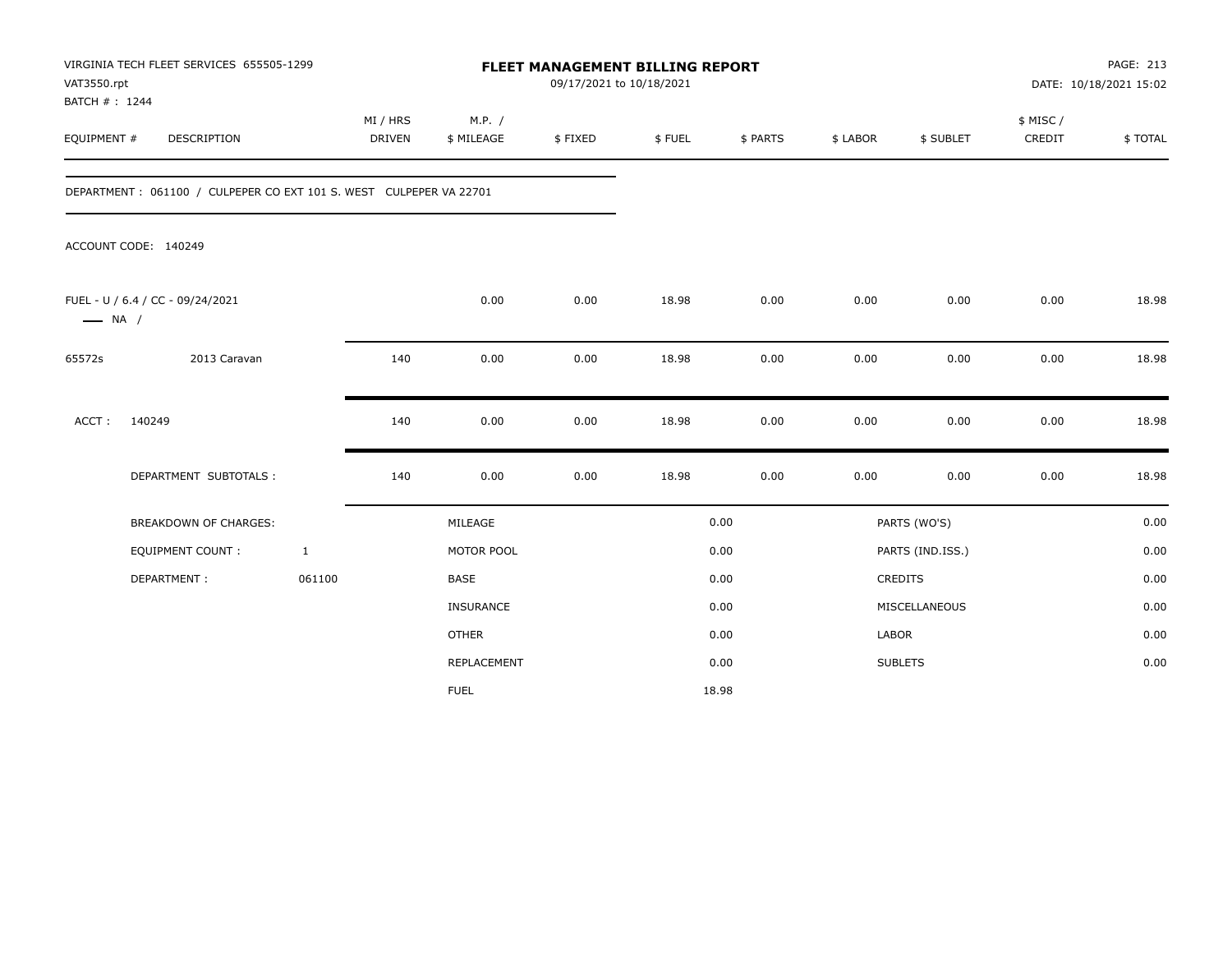VIRGINIA TECH FLEET SERVICES 655505-1299
VAT3550.rpt
BATCH # : 1244

**FLEET MANAGEMENT BILLING REPORT**
09/17/2021 to 10/18/2021

PAGE: 213
DATE: 10/18/2021 15:02

| EQUIPMENT # | DESCRIPTION | MI / HRS DRIVEN | M.P. / $ MILEAGE | $ FIXED | $ FUEL | $ PARTS | $ LABOR | $ SUBLET | $ MISC / CREDIT | $ TOTAL |
|---|---|---|---|---|---|---|---|---|---|---|
| DEPARTMENT : 061100 / CULPEPER CO EXT 101 S. WEST CULPEPER VA 22701 | | | | | | | | | | |
| ACCOUNT CODE: 140249 | | | | | | | | | | |
| FUEL - U / 6.4 / CC - 09/24/2021 —— NA / | | | 0.00 | 0.00 | 18.98 | 0.00 | 0.00 | 0.00 | 0.00 | 18.98 |
| 65572s | 2013 Caravan | 140 | 0.00 | 0.00 | 18.98 | 0.00 | 0.00 | 0.00 | 0.00 | 18.98 |
| ACCT : | 140249 | 140 | 0.00 | 0.00 | 18.98 | 0.00 | 0.00 | 0.00 | 0.00 | 18.98 |
| | DEPARTMENT SUBTOTALS : | 140 | 0.00 | 0.00 | 18.98 | 0.00 | 0.00 | 0.00 | 0.00 | 18.98 |

| BREAKDOWN OF CHARGES: | | MILEAGE | 0.00 | PARTS (WO'S) | 0.00 |
|---|---|---|---|---|---|
| EQUIPMENT COUNT : | 1 | MOTOR POOL | 0.00 | PARTS (IND.ISS.) | 0.00 |
| DEPARTMENT : | 061100 | BASE | 0.00 | CREDITS | 0.00 |
| | | INSURANCE | 0.00 | MISCELLANEOUS | 0.00 |
| | | OTHER | 0.00 | LABOR | 0.00 |
| | | REPLACEMENT | 0.00 | SUBLETS | 0.00 |
| | | FUEL | 18.98 | | |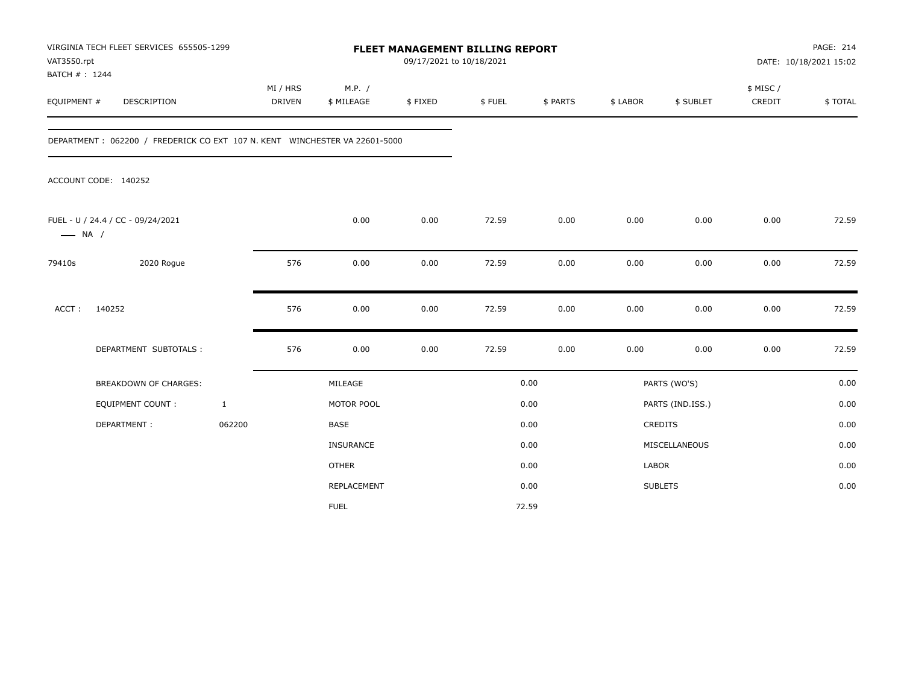VIRGINIA TECH FLEET SERVICES 655505-1299
VAT3550.rpt
BATCH # : 1244

# FLEET MANAGEMENT BILLING REPORT

09/17/2021 to 10/18/2021

DATE: 10/18/2021 15:02

| EQUIPMENT # | DESCRIPTION | MI / HRS DRIVEN | M.P. / $ MILEAGE | $ FIXED | $ FUEL | $ PARTS | $ LABOR | $ SUBLET | $ MISC / CREDIT | $ TOTAL |
|---|---|---|---|---|---|---|---|---|---|---|

DEPARTMENT : 062200 / FREDERICK CO EXT 107 N. KENT WINCHESTER VA 22601-5000

ACCOUNT CODE: 140252

| EQUIPMENT # | DESCRIPTION | MI / HRS DRIVEN | M.P. / $ MILEAGE | $ FIXED | $ FUEL | $ PARTS | $ LABOR | $ SUBLET | $ MISC / CREDIT | $ TOTAL |
|---|---|---|---|---|---|---|---|---|---|---|
| FUEL - U / 24.4 / CC - 09/24/2021 — NA / | | | 0.00 | 0.00 | 72.59 | 0.00 | 0.00 | 0.00 | 0.00 | 72.59 |
| 79410s | 2020 Rogue | 576 | 0.00 | 0.00 | 72.59 | 0.00 | 0.00 | 0.00 | 0.00 | 72.59 |
| ACCT : | 140252 | 576 | 0.00 | 0.00 | 72.59 | 0.00 | 0.00 | 0.00 | 0.00 | 72.59 |
| | DEPARTMENT SUBTOTALS : | 576 | 0.00 | 0.00 | 72.59 | 0.00 | 0.00 | 0.00 | 0.00 | 72.59 |

| BREAKDOWN OF CHARGES: | | | | | |
|---|---|---|---|---|---|
| EQUIPMENT COUNT : | 1 | MILEAGE | 0.00 | PARTS (WO'S) | 0.00 |
| DEPARTMENT : | 062200 | MOTOR POOL | 0.00 | PARTS (IND.ISS.) | 0.00 |
| | | BASE | 0.00 | CREDITS | 0.00 |
| | | INSURANCE | 0.00 | MISCELLANEOUS | 0.00 |
| | | OTHER | 0.00 | LABOR | 0.00 |
| | | REPLACEMENT | 0.00 | SUBLETS | 0.00 |
| | | FUEL | 72.59 | | |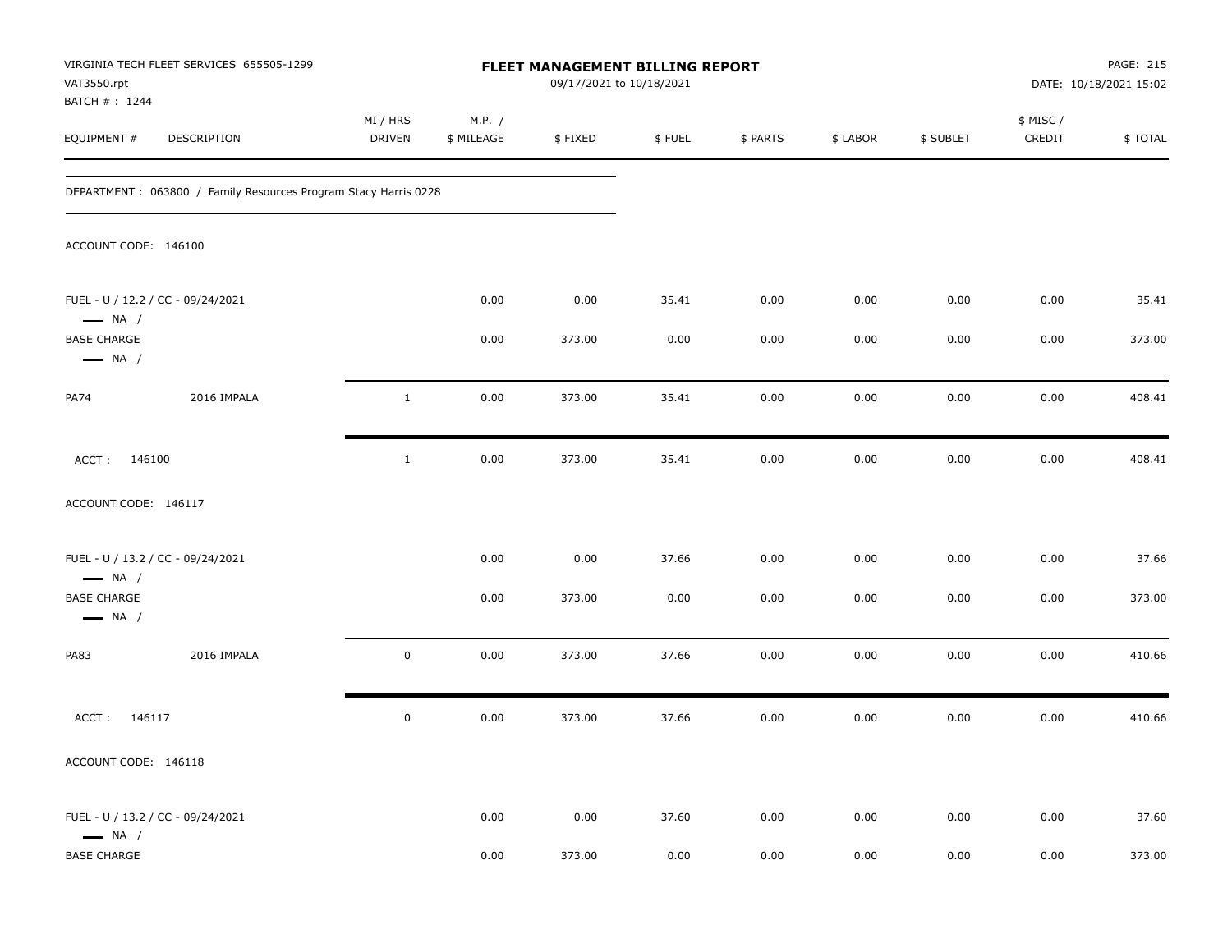VIRGINIA TECH FLEET SERVICES 655505-1299
VAT3550.rpt
BATCH # : 1244

# FLEET MANAGEMENT BILLING REPORT

09/17/2021 to 10/18/2021

DATE: 10/18/2021 15:02

| EQUIPMENT # | DESCRIPTION | MI / HRS DRIVEN | M.P. / $ MILEAGE | $ FIXED | $ FUEL | $ PARTS | $ LABOR | $ SUBLET | $ MISC / CREDIT | $ TOTAL |
|---|---|---|---|---|---|---|---|---|---|---|
| DEPARTMENT : 063800 / Family Resources Program Stacy Harris 0228 | | | | | | | | | | |
| ACCOUNT CODE: 146100 | | | | | | | | | | |
| FUEL - U / 12.2 / CC - 09/24/2021 — NA / | | | 0.00 | 0.00 | 35.41 | 0.00 | 0.00 | 0.00 | 0.00 | 35.41 |
| BASE CHARGE — NA / | | | 0.00 | 373.00 | 0.00 | 0.00 | 0.00 | 0.00 | 0.00 | 373.00 |
| PA74 | 2016 IMPALA | 1 | 0.00 | 373.00 | 35.41 | 0.00 | 0.00 | 0.00 | 0.00 | 408.41 |
| ACCT : 146100 | | 1 | 0.00 | 373.00 | 35.41 | 0.00 | 0.00 | 0.00 | 0.00 | 408.41 |
| ACCOUNT CODE: 146117 | | | | | | | | | | |
| FUEL - U / 13.2 / CC - 09/24/2021 — NA / | | | 0.00 | 0.00 | 37.66 | 0.00 | 0.00 | 0.00 | 0.00 | 37.66 |
| BASE CHARGE — NA / | | | 0.00 | 373.00 | 0.00 | 0.00 | 0.00 | 0.00 | 0.00 | 373.00 |
| PA83 | 2016 IMPALA | 0 | 0.00 | 373.00 | 37.66 | 0.00 | 0.00 | 0.00 | 0.00 | 410.66 |
| ACCT : 146117 | | 0 | 0.00 | 373.00 | 37.66 | 0.00 | 0.00 | 0.00 | 0.00 | 410.66 |
| ACCOUNT CODE: 146118 | | | | | | | | | | |
| FUEL - U / 13.2 / CC - 09/24/2021 — NA / | | | 0.00 | 0.00 | 37.60 | 0.00 | 0.00 | 0.00 | 0.00 | 37.60 |
| BASE CHARGE | | | 0.00 | 373.00 | 0.00 | 0.00 | 0.00 | 0.00 | 0.00 | 373.00 |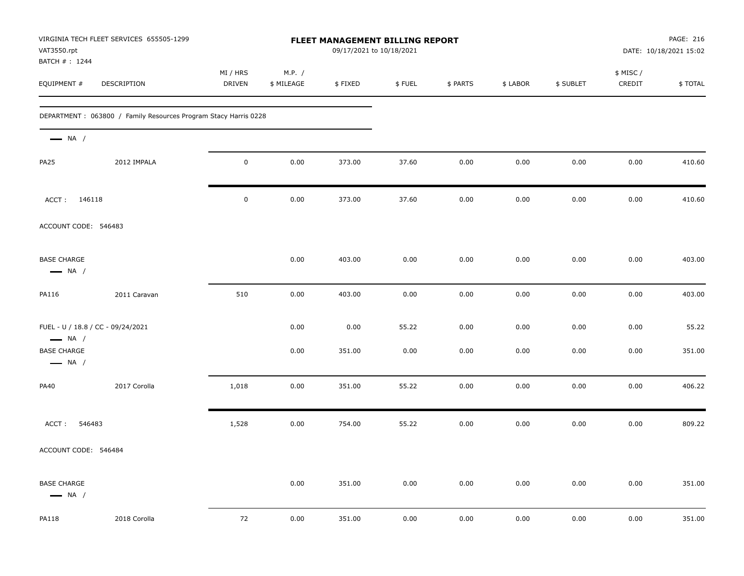VIRGINIA TECH FLEET SERVICES 655505-1299
VAT3550.rpt
BATCH # : 1244

**FLEET MANAGEMENT BILLING REPORT**
09/17/2021 to 10/18/2021

DATE: 10/18/2021 15:02

| EQUIPMENT # | DESCRIPTION | MI / HRS DRIVEN | M.P. / $ MILEAGE | $ FIXED | $ FUEL | $ PARTS | $ LABOR | $ SUBLET | $ MISC / CREDIT | $ TOTAL |
|---|---|---|---|---|---|---|---|---|---|---|
| DEPARTMENT : 063800 / Family Resources Program Stacy Harris 0228 | | | | | | | | | | |
| — NA / | | | | | | | | | | |
| PA25 | 2012 IMPALA | 0 | 0.00 | 373.00 | 37.60 | 0.00 | 0.00 | 0.00 | 0.00 | 410.60 |
| ACCT : 146118 | | 0 | 0.00 | 373.00 | 37.60 | 0.00 | 0.00 | 0.00 | 0.00 | 410.60 |
| ACCOUNT CODE: 546483 | | | | | | | | | | |
| BASE CHARGE — NA / | | | 0.00 | 403.00 | 0.00 | 0.00 | 0.00 | 0.00 | 0.00 | 403.00 |
| PA116 | 2011 Caravan | 510 | 0.00 | 403.00 | 0.00 | 0.00 | 0.00 | 0.00 | 0.00 | 403.00 |
| FUEL - U / 18.8 / CC - 09/24/2021 — NA / | | | 0.00 | 0.00 | 55.22 | 0.00 | 0.00 | 0.00 | 0.00 | 55.22 |
| BASE CHARGE — NA / | | | 0.00 | 351.00 | 0.00 | 0.00 | 0.00 | 0.00 | 0.00 | 351.00 |
| PA40 | 2017 Corolla | 1,018 | 0.00 | 351.00 | 55.22 | 0.00 | 0.00 | 0.00 | 0.00 | 406.22 |
| ACCT : 546483 | | 1,528 | 0.00 | 754.00 | 55.22 | 0.00 | 0.00 | 0.00 | 0.00 | 809.22 |
| ACCOUNT CODE: 546484 | | | | | | | | | | |
| BASE CHARGE — NA / | | | 0.00 | 351.00 | 0.00 | 0.00 | 0.00 | 0.00 | 0.00 | 351.00 |
| PA118 | 2018 Corolla | 72 | 0.00 | 351.00 | 0.00 | 0.00 | 0.00 | 0.00 | 0.00 | 351.00 |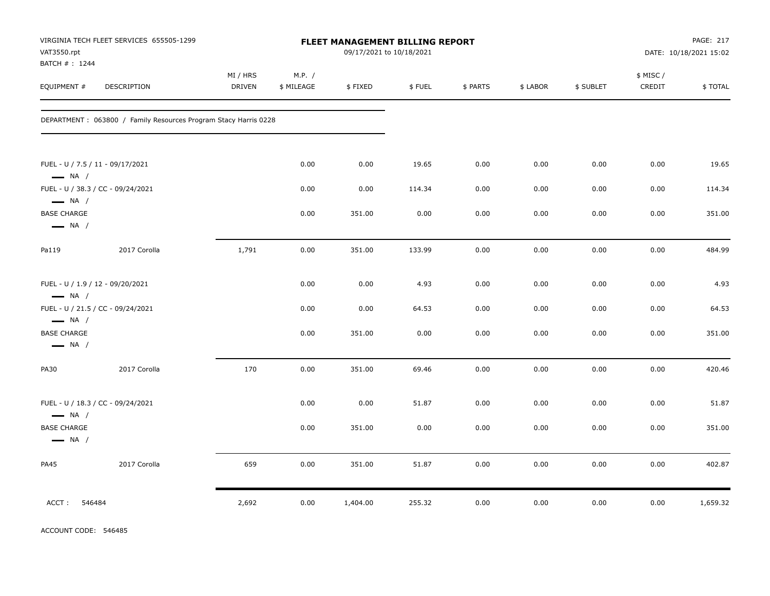VIRGINIA TECH FLEET SERVICES 655505-1299
VAT3550.rpt
BATCH # : 1244

# FLEET MANAGEMENT BILLING REPORT

09/17/2021 to 10/18/2021

DATE: 10/18/2021 15:02

| EQUIPMENT # | DESCRIPTION | MI / HRS DRIVEN | M.P. / $ MILEAGE | $ FIXED | $ FUEL | $ PARTS | $ LABOR | $ SUBLET | $ MISC / CREDIT | $ TOTAL |
|---|---|---|---|---|---|---|---|---|---|---|
| DEPARTMENT : 063800 / Family Resources Program Stacy Harris 0228 | | | | | | | | | | |
| FUEL - U / 7.5 / 11 - 09/17/2021 — NA / | | | 0.00 | 0.00 | 19.65 | 0.00 | 0.00 | 0.00 | 0.00 | 19.65 |
| FUEL - U / 38.3 / CC - 09/24/2021 — NA / | | | 0.00 | 0.00 | 114.34 | 0.00 | 0.00 | 0.00 | 0.00 | 114.34 |
| BASE CHARGE — NA / | | | 0.00 | 351.00 | 0.00 | 0.00 | 0.00 | 0.00 | 0.00 | 351.00 |
| Pa119 | 2017 Corolla | 1,791 | 0.00 | 351.00 | 133.99 | 0.00 | 0.00 | 0.00 | 0.00 | 484.99 |
| FUEL - U / 1.9 / 12 - 09/20/2021 — NA / | | | 0.00 | 0.00 | 4.93 | 0.00 | 0.00 | 0.00 | 0.00 | 4.93 |
| FUEL - U / 21.5 / CC - 09/24/2021 — NA / | | | 0.00 | 0.00 | 64.53 | 0.00 | 0.00 | 0.00 | 0.00 | 64.53 |
| BASE CHARGE — NA / | | | 0.00 | 351.00 | 0.00 | 0.00 | 0.00 | 0.00 | 0.00 | 351.00 |
| PA30 | 2017 Corolla | 170 | 0.00 | 351.00 | 69.46 | 0.00 | 0.00 | 0.00 | 0.00 | 420.46 |
| FUEL - U / 18.3 / CC - 09/24/2021 — NA / | | | 0.00 | 0.00 | 51.87 | 0.00 | 0.00 | 0.00 | 0.00 | 51.87 |
| BASE CHARGE — NA / | | | 0.00 | 351.00 | 0.00 | 0.00 | 0.00 | 0.00 | 0.00 | 351.00 |
| PA45 | 2017 Corolla | 659 | 0.00 | 351.00 | 51.87 | 0.00 | 0.00 | 0.00 | 0.00 | 402.87 |
| ACCT : 546484 | | 2,692 | 0.00 | 1,404.00 | 255.32 | 0.00 | 0.00 | 0.00 | 0.00 | 1,659.32 |

ACCOUNT CODE: 546485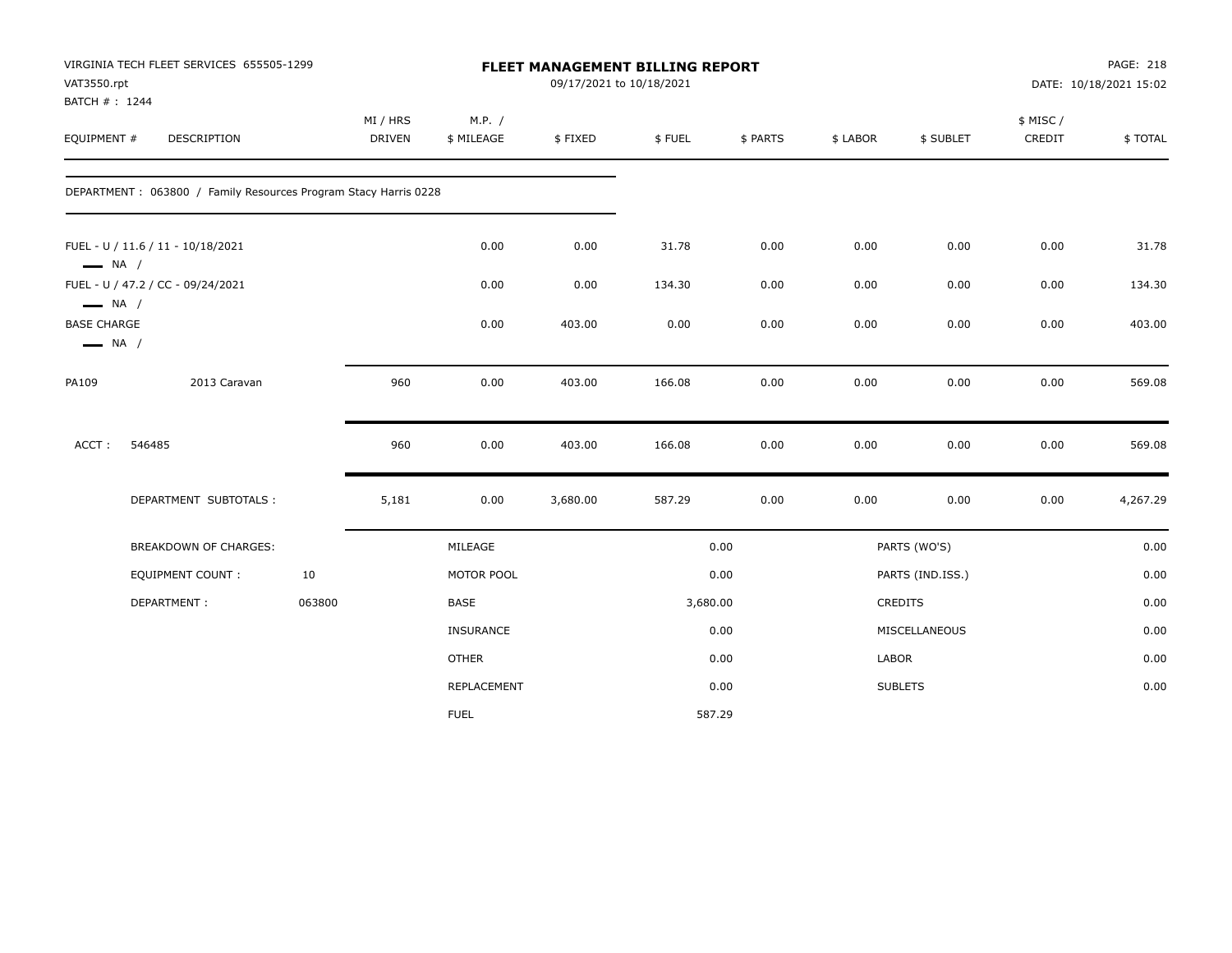VIRGINIA TECH FLEET SERVICES 655505-1299
VAT3550.rpt
BATCH # : 1244

**FLEET MANAGEMENT BILLING REPORT**
09/17/2021 to 10/18/2021

DATE: 10/18/2021 15:02

| EQUIPMENT # | DESCRIPTION | MI / HRS DRIVEN | M.P. / $ MILEAGE | $ FIXED | $ FUEL | $ PARTS | $ LABOR | $ SUBLET | $ MISC / CREDIT | $ TOTAL |
|---|---|---|---|---|---|---|---|---|---|---|
| DEPARTMENT : 063800 / Family Resources Program Stacy Harris 0228 | | | | | | | | | | |
| FUEL - U / 11.6 / 11 - 10/18/2021 NA / | | | 0.00 | 0.00 | 31.78 | 0.00 | 0.00 | 0.00 | 0.00 | 31.78 |
| FUEL - U / 47.2 / CC - 09/24/2021 NA / | | | 0.00 | 0.00 | 134.30 | 0.00 | 0.00 | 0.00 | 0.00 | 134.30 |
| BASE CHARGE NA / | | | 0.00 | 403.00 | 0.00 | 0.00 | 0.00 | 0.00 | 0.00 | 403.00 |
| PA109 | 2013 Caravan | 960 | 0.00 | 403.00 | 166.08 | 0.00 | 0.00 | 0.00 | 0.00 | 569.08 |
| ACCT : 546485 | | 960 | 0.00 | 403.00 | 166.08 | 0.00 | 0.00 | 0.00 | 0.00 | 569.08 |
| | DEPARTMENT SUBTOTALS : | 5,181 | 0.00 | 3,680.00 | 587.29 | 0.00 | 0.00 | 0.00 | 0.00 | 4,267.29 |

| BREAKDOWN OF CHARGES: | | | | | |
|---|---|---|---|---|---|
| EQUIPMENT COUNT : | 10 | MILEAGE | 0.00 | PARTS (WO'S) | 0.00 |
| DEPARTMENT : | 063800 | MOTOR POOL | 0.00 | PARTS (IND.ISS.) | 0.00 |
| | | BASE | 3,680.00 | CREDITS | 0.00 |
| | | INSURANCE | 0.00 | MISCELLANEOUS | 0.00 |
| | | OTHER | 0.00 | LABOR | 0.00 |
| | | REPLACEMENT | 0.00 | SUBLETS | 0.00 |
| | | FUEL | 587.29 | | |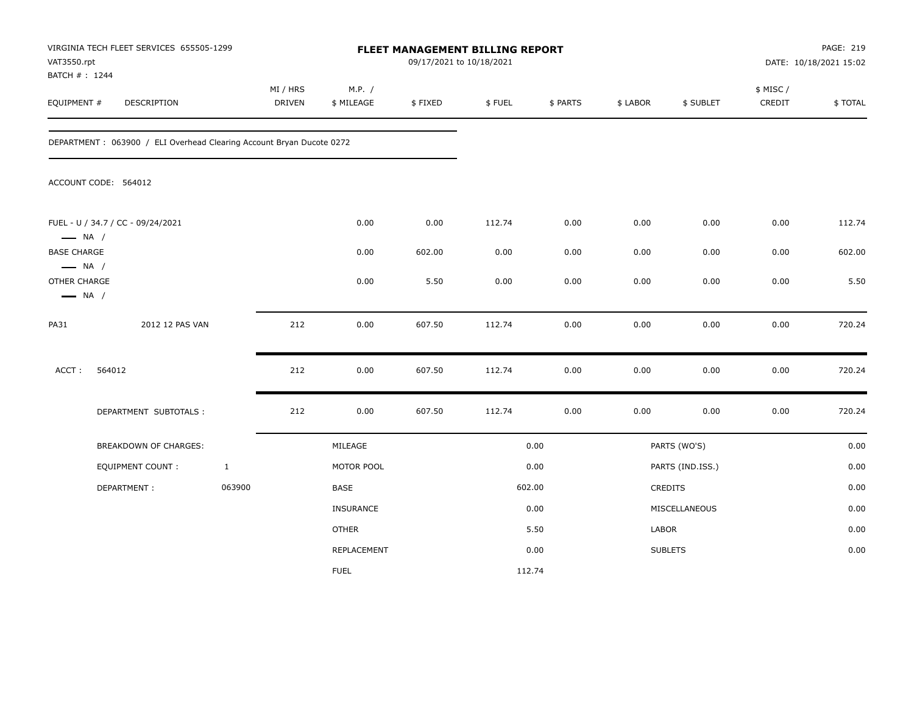VIRGINIA TECH FLEET SERVICES 655505-1299
VAT3550.rpt
BATCH # : 1244

# FLEET MANAGEMENT BILLING REPORT

09/17/2021 to 10/18/2021

DATE: 10/18/2021 15:02

| EQUIPMENT # | DESCRIPTION | MI / HRS DRIVEN | M.P. / $ MILEAGE | $ FIXED | $ FUEL | $ PARTS | $ LABOR | $ SUBLET | $ MISC / CREDIT | $ TOTAL |
|---|---|---|---|---|---|---|---|---|---|---|

DEPARTMENT : 063900 / ELI Overhead Clearing Account Bryan Ducote 0272

ACCOUNT CODE: 564012

| EQUIPMENT # | DESCRIPTION | MI / HRS DRIVEN | M.P. / $ MILEAGE | $ FIXED | $ FUEL | $ PARTS | $ LABOR | $ SUBLET | $ MISC / CREDIT | $ TOTAL |
|---|---|---|---|---|---|---|---|---|---|---|
| FUEL - U / 34.7 / CC - 09/24/2021 — NA / | | | 0.00 | 0.00 | 112.74 | 0.00 | 0.00 | 0.00 | 0.00 | 112.74 |
| BASE CHARGE — NA / | | | 0.00 | 602.00 | 0.00 | 0.00 | 0.00 | 0.00 | 0.00 | 602.00 |
| OTHER CHARGE — NA / | | | 0.00 | 5.50 | 0.00 | 0.00 | 0.00 | 0.00 | 0.00 | 5.50 |
| PA31 | 2012 12 PAS VAN | 212 | 0.00 | 607.50 | 112.74 | 0.00 | 0.00 | 0.00 | 0.00 | 720.24 |
| ACCT : 564012 | | 212 | 0.00 | 607.50 | 112.74 | 0.00 | 0.00 | 0.00 | 0.00 | 720.24 |
| | DEPARTMENT SUBTOTALS : | 212 | 0.00 | 607.50 | 112.74 | 0.00 | 0.00 | 0.00 | 0.00 | 720.24 |

| BREAKDOWN OF CHARGES: | | | | | |
|---|---|---|---|---|---|
| EQUIPMENT COUNT : | 1 | MILEAGE | 0.00 | PARTS (WO'S) | 0.00 |
| DEPARTMENT : | 063900 | MOTOR POOL | 0.00 | PARTS (IND.ISS.) | 0.00 |
| | | BASE | 602.00 | CREDITS | 0.00 |
| | | INSURANCE | 0.00 | MISCELLANEOUS | 0.00 |
| | | OTHER | 5.50 | LABOR | 0.00 |
| | | REPLACEMENT | 0.00 | SUBLETS | 0.00 |
| | | FUEL | 112.74 | | |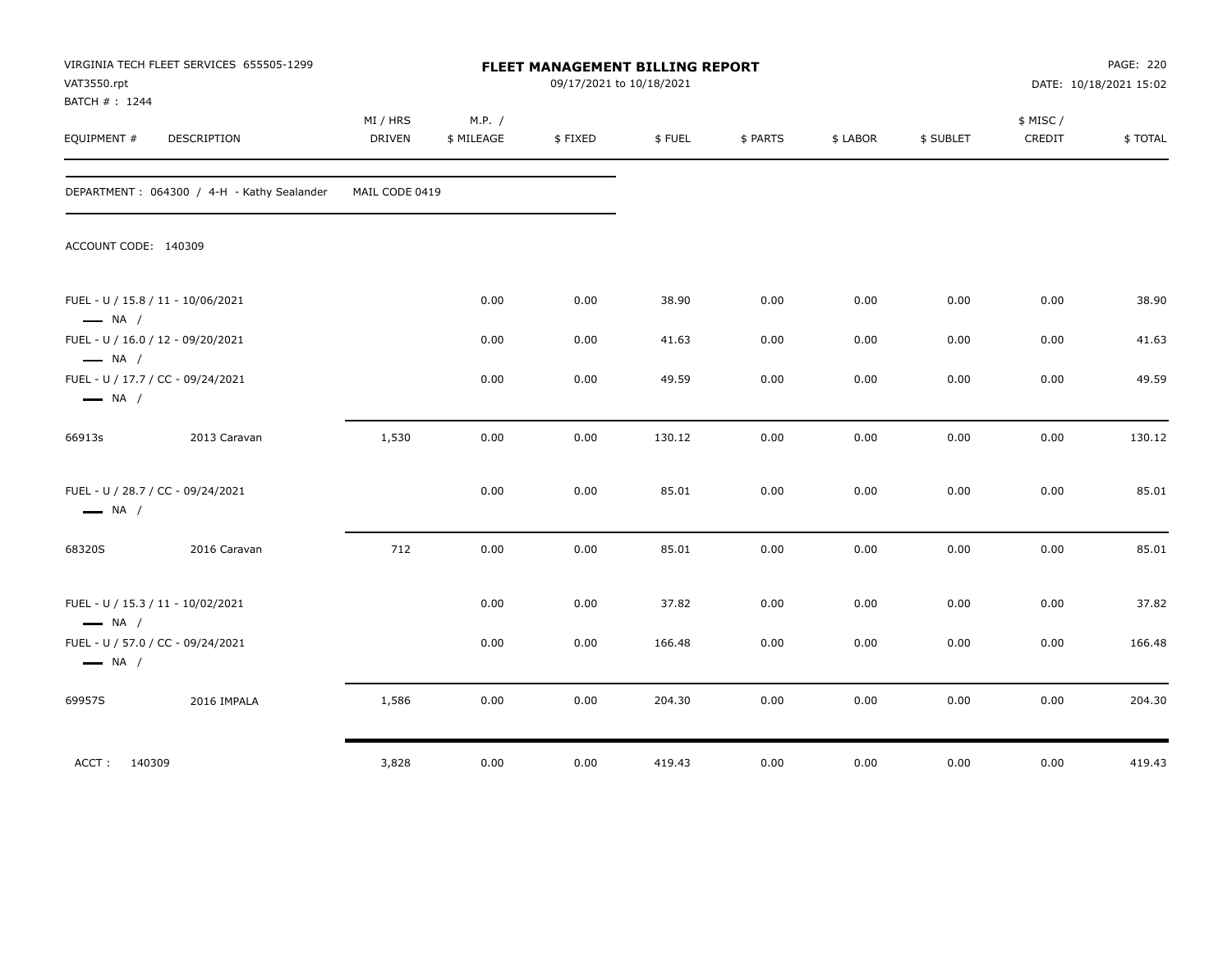VIRGINIA TECH FLEET SERVICES 655505-1299
VAT3550.rpt
BATCH # : 1244

# FLEET MANAGEMENT BILLING REPORT

09/17/2021 to 10/18/2021

DATE: 10/18/2021 15:02

| EQUIPMENT # | DESCRIPTION | MI / HRS DRIVEN | M.P. / $ MILEAGE | $ FIXED | $ FUEL | $ PARTS | $ LABOR | $ SUBLET | $ MISC / CREDIT | $ TOTAL |
|---|---|---|---|---|---|---|---|---|---|---|
| DEPARTMENT : 064300 / 4-H - Kathy Sealander | | MAIL CODE 0419 | | | | | | | | |
| ACCOUNT CODE: 140309 | | | | | | | | | | |
| FUEL - U / 15.8 / 11 - 10/06/2021 — NA / | | | 0.00 | 0.00 | 38.90 | 0.00 | 0.00 | 0.00 | 0.00 | 38.90 |
| FUEL - U / 16.0 / 12 - 09/20/2021 — NA / | | | 0.00 | 0.00 | 41.63 | 0.00 | 0.00 | 0.00 | 0.00 | 41.63 |
| FUEL - U / 17.7 / CC - 09/24/2021 — NA / | | | 0.00 | 0.00 | 49.59 | 0.00 | 0.00 | 0.00 | 0.00 | 49.59 |
| 66913s | 2013 Caravan | 1,530 | 0.00 | 0.00 | 130.12 | 0.00 | 0.00 | 0.00 | 0.00 | 130.12 |
| FUEL - U / 28.7 / CC - 09/24/2021 — NA / | | | 0.00 | 0.00 | 85.01 | 0.00 | 0.00 | 0.00 | 0.00 | 85.01 |
| 68320S | 2016 Caravan | 712 | 0.00 | 0.00 | 85.01 | 0.00 | 0.00 | 0.00 | 0.00 | 85.01 |
| FUEL - U / 15.3 / 11 - 10/02/2021 — NA / | | | 0.00 | 0.00 | 37.82 | 0.00 | 0.00 | 0.00 | 0.00 | 37.82 |
| FUEL - U / 57.0 / CC - 09/24/2021 — NA / | | | 0.00 | 0.00 | 166.48 | 0.00 | 0.00 | 0.00 | 0.00 | 166.48 |
| 69957S | 2016 IMPALA | 1,586 | 0.00 | 0.00 | 204.30 | 0.00 | 0.00 | 0.00 | 0.00 | 204.30 |
| ACCT : 140309 | | 3,828 | 0.00 | 0.00 | 419.43 | 0.00 | 0.00 | 0.00 | 0.00 | 419.43 |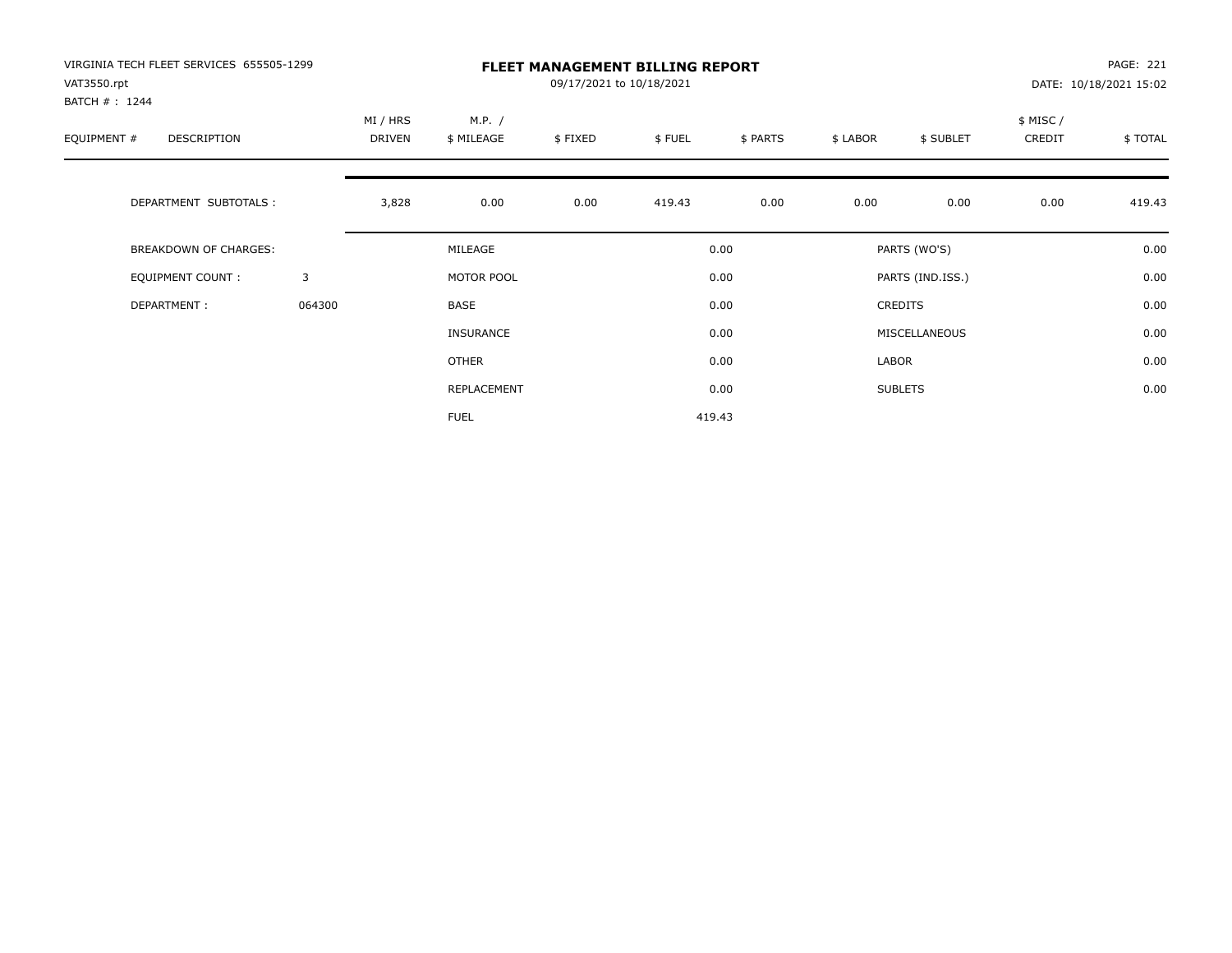VIRGINIA TECH FLEET SERVICES 655505-1299
VAT3550.rpt
BATCH # : 1244

# FLEET MANAGEMENT BILLING REPORT

09/17/2021 to 10/18/2021

DATE: 10/18/2021 15:02

| EQUIPMENT # | DESCRIPTION | | MI / HRS DRIVEN | M.P. / $ MILEAGE | $ FIXED | $ FUEL | $ PARTS | $ LABOR | $ SUBLET | $ MISC / CREDIT | $ TOTAL |
|---|---|---|---|---|---|---|---|---|---|---|---|
| | DEPARTMENT SUBTOTALS : | | 3,828 | 0.00 | 0.00 | 419.43 | 0.00 | 0.00 | 0.00 | 0.00 | 419.43 |

| | | | | | |
|---|---|---|---|---|---|
| BREAKDOWN OF CHARGES: | | MILEAGE | 0.00 | PARTS (WO'S) | 0.00 |
| EQUIPMENT COUNT : | 3 | MOTOR POOL | 0.00 | PARTS (IND.ISS.) | 0.00 |
| DEPARTMENT : | 064300 | BASE | 0.00 | CREDITS | 0.00 |
| | | INSURANCE | 0.00 | MISCELLANEOUS | 0.00 |
| | | OTHER | 0.00 | LABOR | 0.00 |
| | | REPLACEMENT | 0.00 | SUBLETS | 0.00 |
| | | FUEL | 419.43 | | |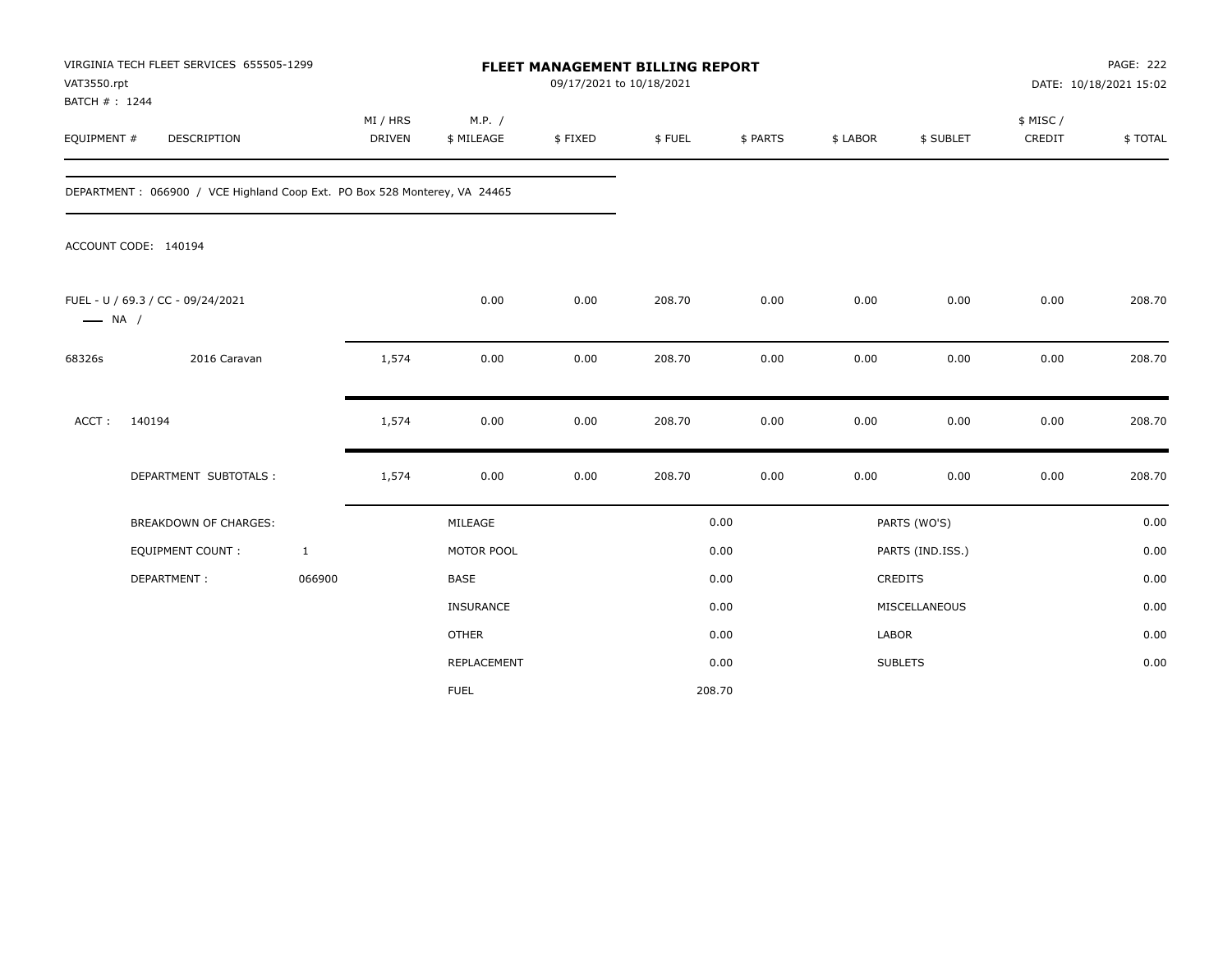VIRGINIA TECH FLEET SERVICES 655505-1299
VAT3550.rpt
BATCH # : 1244

# FLEET MANAGEMENT BILLING REPORT

09/17/2021 to 10/18/2021

DATE: 10/18/2021 15:02

| EQUIPMENT # | DESCRIPTION | MI / HRS DRIVEN | M.P. / $ MILEAGE | $ FIXED | $ FUEL | $ PARTS | $ LABOR | $ SUBLET | $ MISC / CREDIT | $ TOTAL |
|---|---|---|---|---|---|---|---|---|---|---|

DEPARTMENT : 066900 / VCE Highland Coop Ext. PO Box 528 Monterey, VA 24465

ACCOUNT CODE: 140194

| EQUIPMENT # | DESCRIPTION | MI / HRS DRIVEN | M.P. / $ MILEAGE | $ FIXED | $ FUEL | $ PARTS | $ LABOR | $ SUBLET | $ MISC / CREDIT | $ TOTAL |
|---|---|---|---|---|---|---|---|---|---|---|
| FUEL - U / 69.3 / CC - 09/24/2021 —— NA / | | | 0.00 | 0.00 | 208.70 | 0.00 | 0.00 | 0.00 | 0.00 | 208.70 |
| 68326s | 2016 Caravan | 1,574 | 0.00 | 0.00 | 208.70 | 0.00 | 0.00 | 0.00 | 0.00 | 208.70 |
| ACCT : | 140194 | 1,574 | 0.00 | 0.00 | 208.70 | 0.00 | 0.00 | 0.00 | 0.00 | 208.70 |
| | DEPARTMENT SUBTOTALS : | 1,574 | 0.00 | 0.00 | 208.70 | 0.00 | 0.00 | 0.00 | 0.00 | 208.70 |

| BREAKDOWN OF CHARGES: | | | | | |
|---|---|---|---|---|---|
| EQUIPMENT COUNT : | 1 | MILEAGE | 0.00 | PARTS (WO'S) | 0.00 |
| DEPARTMENT : | 066900 | MOTOR POOL | 0.00 | PARTS (IND.ISS.) | 0.00 |
| | | BASE | 0.00 | CREDITS | 0.00 |
| | | INSURANCE | 0.00 | MISCELLANEOUS | 0.00 |
| | | OTHER | 0.00 | LABOR | 0.00 |
| | | REPLACEMENT | 0.00 | SUBLETS | 0.00 |
| | | FUEL | 208.70 | | |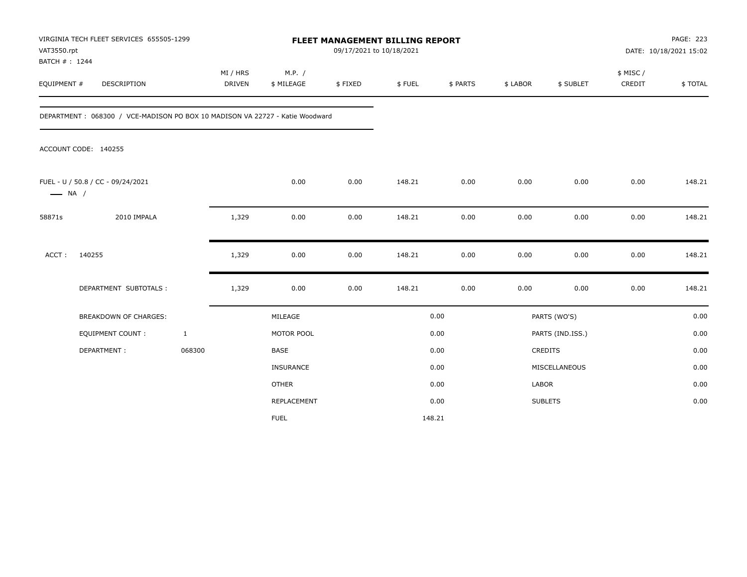VIRGINIA TECH FLEET SERVICES 655505-1299
VAT3550.rpt
BATCH # : 1244

**FLEET MANAGEMENT BILLING REPORT**
09/17/2021 to 10/18/2021

PAGE: 223
DATE: 10/18/2021 15:02

| EQUIPMENT # | DESCRIPTION | MI / HRS DRIVEN | M.P. / $ MILEAGE | $ FIXED | $ FUEL | $ PARTS | $ LABOR | $ SUBLET | $ MISC / CREDIT | $ TOTAL |
|---|---|---|---|---|---|---|---|---|---|---|

DEPARTMENT : 068300 / VCE-MADISON PO BOX 10 MADISON VA 22727 - Katie Woodward

ACCOUNT CODE: 140255

| EQUIPMENT # | DESCRIPTION | MI / HRS DRIVEN | M.P. / $ MILEAGE | $ FIXED | $ FUEL | $ PARTS | $ LABOR | $ SUBLET | $ MISC / CREDIT | $ TOTAL |
|---|---|---|---|---|---|---|---|---|---|---|
| FUEL - U / 50.8 / CC - 09/24/2021 —— NA / | | | 0.00 | 0.00 | 148.21 | 0.00 | 0.00 | 0.00 | 0.00 | 148.21 |
| 58871s | 2010 IMPALA | 1,329 | 0.00 | 0.00 | 148.21 | 0.00 | 0.00 | 0.00 | 0.00 | 148.21 |
| ACCT : | 140255 | 1,329 | 0.00 | 0.00 | 148.21 | 0.00 | 0.00 | 0.00 | 0.00 | 148.21 |
| | DEPARTMENT SUBTOTALS : | 1,329 | 0.00 | 0.00 | 148.21 | 0.00 | 0.00 | 0.00 | 0.00 | 148.21 |

| BREAKDOWN OF CHARGES: | | | | | |
|---|---|---|---|---|---|
| EQUIPMENT COUNT : | 1 | MILEAGE | 0.00 | PARTS (WO'S) | 0.00 |
| DEPARTMENT : | 068300 | MOTOR POOL | 0.00 | PARTS (IND.ISS.) | 0.00 |
| | | BASE | 0.00 | CREDITS | 0.00 |
| | | INSURANCE | 0.00 | MISCELLANEOUS | 0.00 |
| | | OTHER | 0.00 | LABOR | 0.00 |
| | | REPLACEMENT | 0.00 | SUBLETS | 0.00 |
| | | FUEL | 148.21 | | |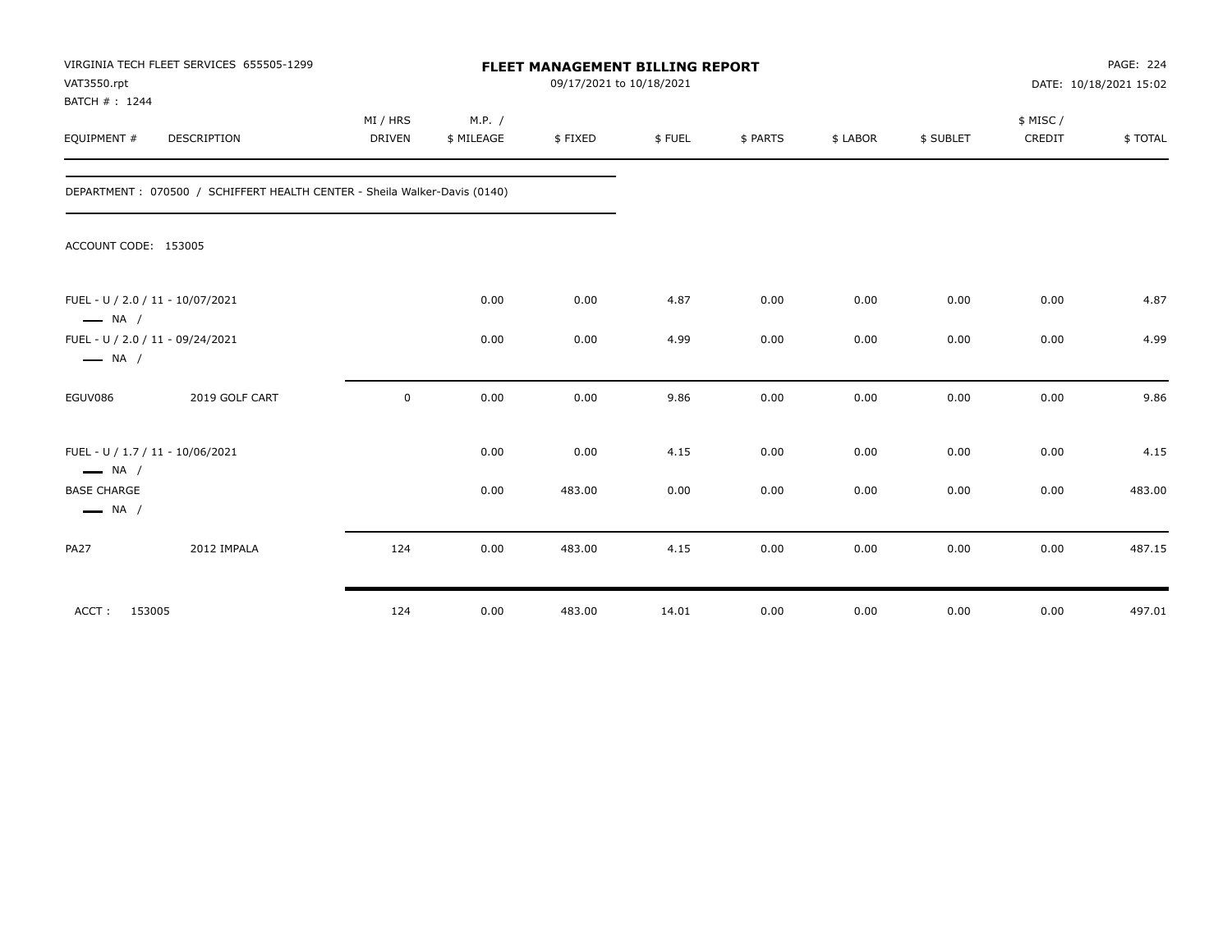VIRGINIA TECH FLEET SERVICES 655505-1299
VAT3550.rpt
BATCH # : 1244

# FLEET MANAGEMENT BILLING REPORT

09/17/2021 to 10/18/2021

DATE: 10/18/2021 15:02

| EQUIPMENT # | DESCRIPTION | MI / HRS DRIVEN | M.P. / $ MILEAGE | $ FIXED | $ FUEL | $ PARTS | $ LABOR | $ SUBLET | $ MISC / CREDIT | $ TOTAL |
|---|---|---|---|---|---|---|---|---|---|---|
| DEPARTMENT : 070500 / SCHIFFERT HEALTH CENTER - Sheila Walker-Davis (0140) | | | | | | | | | | |
| ACCOUNT CODE: 153005 | | | | | | | | | | |
| FUEL - U / 2.0 / 11 - 10/07/2021 — NA / | | | 0.00 | 0.00 | 4.87 | 0.00 | 0.00 | 0.00 | 0.00 | 4.87 |
| FUEL - U / 2.0 / 11 - 09/24/2021 — NA / | | | 0.00 | 0.00 | 4.99 | 0.00 | 0.00 | 0.00 | 0.00 | 4.99 |
| EGUV086 | 2019 GOLF CART | 0 | 0.00 | 0.00 | 9.86 | 0.00 | 0.00 | 0.00 | 0.00 | 9.86 |
| FUEL - U / 1.7 / 11 - 10/06/2021 — NA / | | | 0.00 | 0.00 | 4.15 | 0.00 | 0.00 | 0.00 | 0.00 | 4.15 |
| BASE CHARGE — NA / | | | 0.00 | 483.00 | 0.00 | 0.00 | 0.00 | 0.00 | 0.00 | 483.00 |
| PA27 | 2012 IMPALA | 124 | 0.00 | 483.00 | 4.15 | 0.00 | 0.00 | 0.00 | 0.00 | 487.15 |
| ACCT : 153005 | | 124 | 0.00 | 483.00 | 14.01 | 0.00 | 0.00 | 0.00 | 0.00 | 497.01 |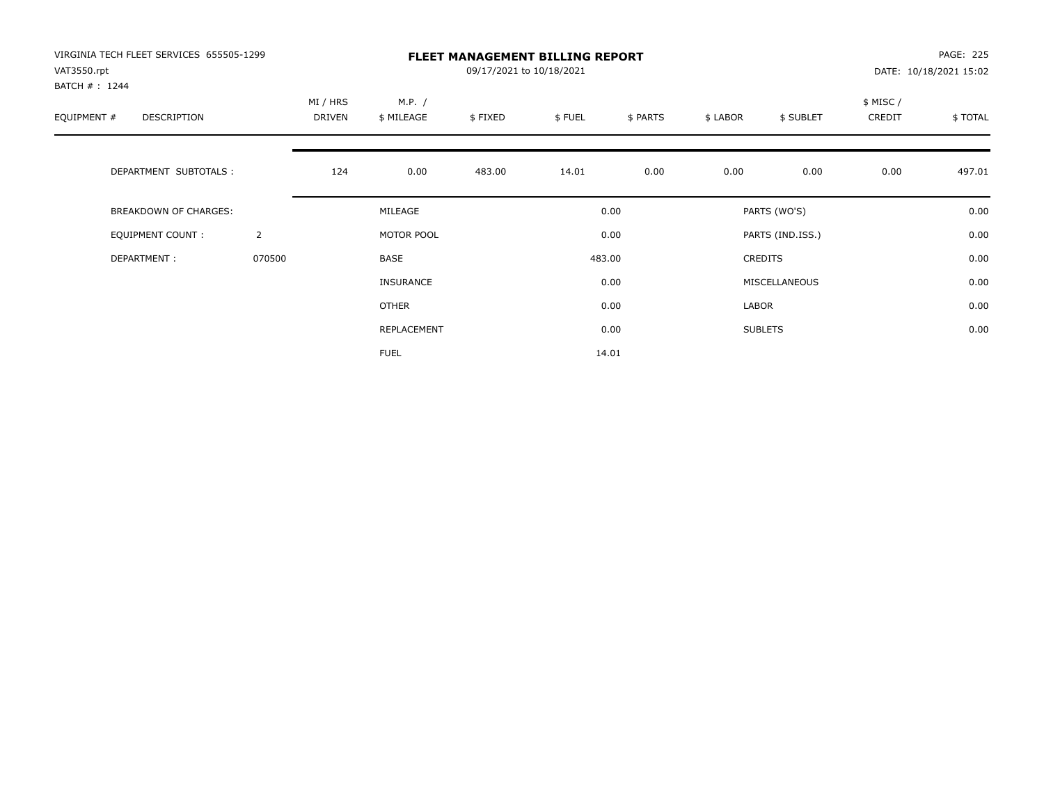VIRGINIA TECH FLEET SERVICES 655505-1299
VAT3550.rpt
BATCH # : 1244

# FLEET MANAGEMENT BILLING REPORT

09/17/2021 to 10/18/2021

PAGE: 225
DATE: 10/18/2021 15:02

| EQUIPMENT # | DESCRIPTION | MI / HRS DRIVEN | M.P. / $ MILEAGE | $ FIXED | $ FUEL | $ PARTS | $ LABOR | $ SUBLET | $ MISC / CREDIT | $ TOTAL |
|---|---|---|---|---|---|---|---|---|---|---|
| | DEPARTMENT SUBTOTALS : | 124 | 0.00 | 483.00 | 14.01 | 0.00 | 0.00 | 0.00 | 0.00 | 497.01 |

| | | | | | |
|---|---|---|---|---|---|
| BREAKDOWN OF CHARGES: | | MILEAGE | 0.00 | PARTS (WO'S) | 0.00 |
| EQUIPMENT COUNT : | 2 | MOTOR POOL | 0.00 | PARTS (IND.ISS.) | 0.00 |
| DEPARTMENT : | 070500 | BASE | 483.00 | CREDITS | 0.00 |
| | | INSURANCE | 0.00 | MISCELLANEOUS | 0.00 |
| | | OTHER | 0.00 | LABOR | 0.00 |
| | | REPLACEMENT | 0.00 | SUBLETS | 0.00 |
| | | FUEL | 14.01 | | |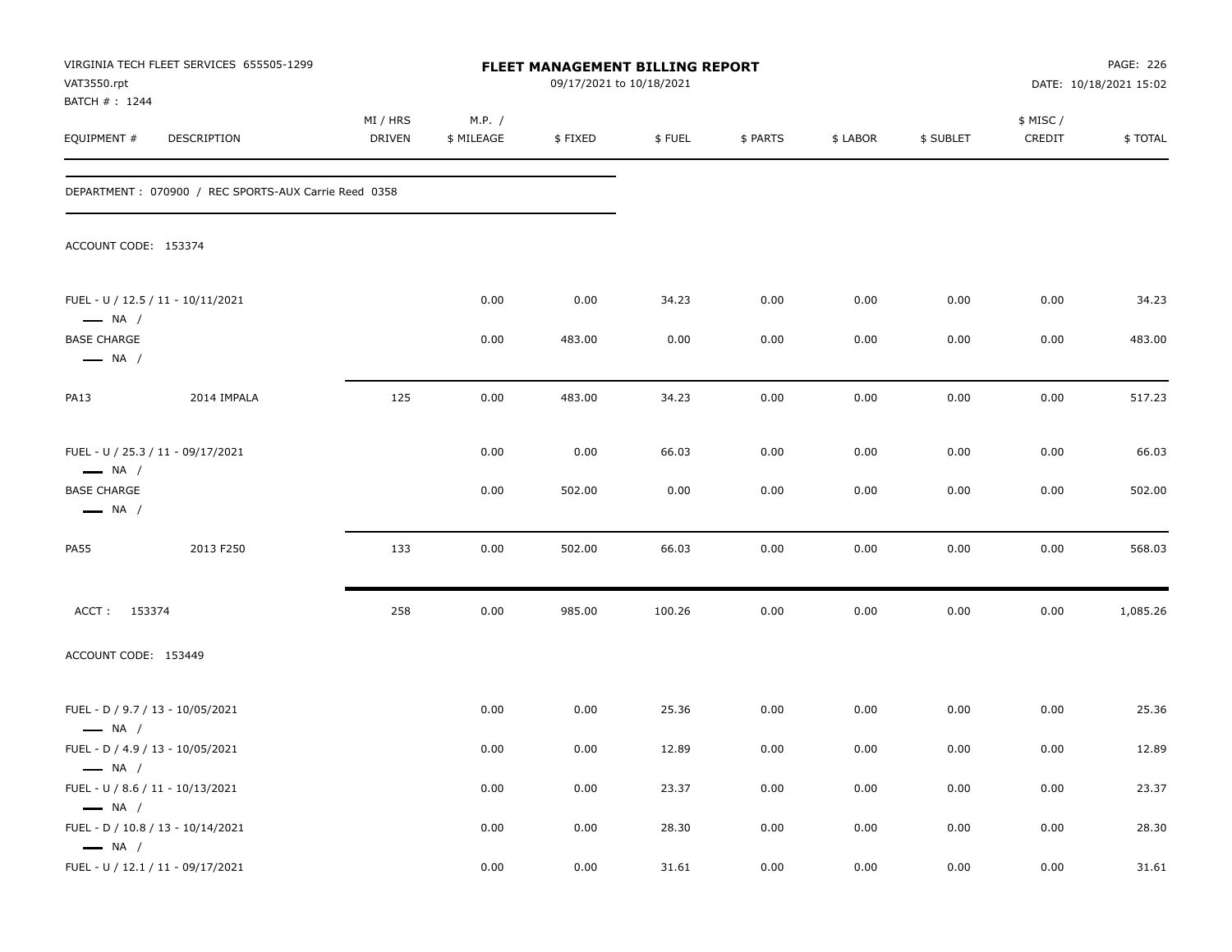VIRGINIA TECH FLEET SERVICES 655505-1299
VAT3550.rpt
BATCH # : 1244

**FLEET MANAGEMENT BILLING REPORT**
09/17/2021 to 10/18/2021

PAGE: 226
DATE: 10/18/2021 15:02

| EQUIPMENT # | DESCRIPTION | MI / HRS DRIVEN | M.P. / $ MILEAGE | $ FIXED | $ FUEL | $ PARTS | $ LABOR | $ SUBLET | $ MISC / CREDIT | $ TOTAL |
|---|---|---|---|---|---|---|---|---|---|---|
| DEPARTMENT : 070900 / REC SPORTS-AUX Carrie Reed 0358 | | | | | | | | | | |
| ACCOUNT CODE: 153374 | | | | | | | | | | |
| FUEL - U / 12.5 / 11 - 10/11/2021 — NA / | | | 0.00 | 0.00 | 34.23 | 0.00 | 0.00 | 0.00 | 0.00 | 34.23 |
| BASE CHARGE — NA / | | | 0.00 | 483.00 | 0.00 | 0.00 | 0.00 | 0.00 | 0.00 | 483.00 |
| PA13 | 2014 IMPALA | 125 | 0.00 | 483.00 | 34.23 | 0.00 | 0.00 | 0.00 | 0.00 | 517.23 |
| FUEL - U / 25.3 / 11 - 09/17/2021 — NA / | | | 0.00 | 0.00 | 66.03 | 0.00 | 0.00 | 0.00 | 0.00 | 66.03 |
| BASE CHARGE — NA / | | | 0.00 | 502.00 | 0.00 | 0.00 | 0.00 | 0.00 | 0.00 | 502.00 |
| PA55 | 2013 F250 | 133 | 0.00 | 502.00 | 66.03 | 0.00 | 0.00 | 0.00 | 0.00 | 568.03 |
| ACCT : 153374 | | 258 | 0.00 | 985.00 | 100.26 | 0.00 | 0.00 | 0.00 | 0.00 | 1,085.26 |
| ACCOUNT CODE: 153449 | | | | | | | | | | |
| FUEL - D / 9.7 / 13 - 10/05/2021 — NA / | | | 0.00 | 0.00 | 25.36 | 0.00 | 0.00 | 0.00 | 0.00 | 25.36 |
| FUEL - D / 4.9 / 13 - 10/05/2021 — NA / | | | 0.00 | 0.00 | 12.89 | 0.00 | 0.00 | 0.00 | 0.00 | 12.89 |
| FUEL - U / 8.6 / 11 - 10/13/2021 — NA / | | | 0.00 | 0.00 | 23.37 | 0.00 | 0.00 | 0.00 | 0.00 | 23.37 |
| FUEL - D / 10.8 / 13 - 10/14/2021 — NA / | | | 0.00 | 0.00 | 28.30 | 0.00 | 0.00 | 0.00 | 0.00 | 28.30 |
| FUEL - U / 12.1 / 11 - 09/17/2021 | | | 0.00 | 0.00 | 31.61 | 0.00 | 0.00 | 0.00 | 0.00 | 31.61 |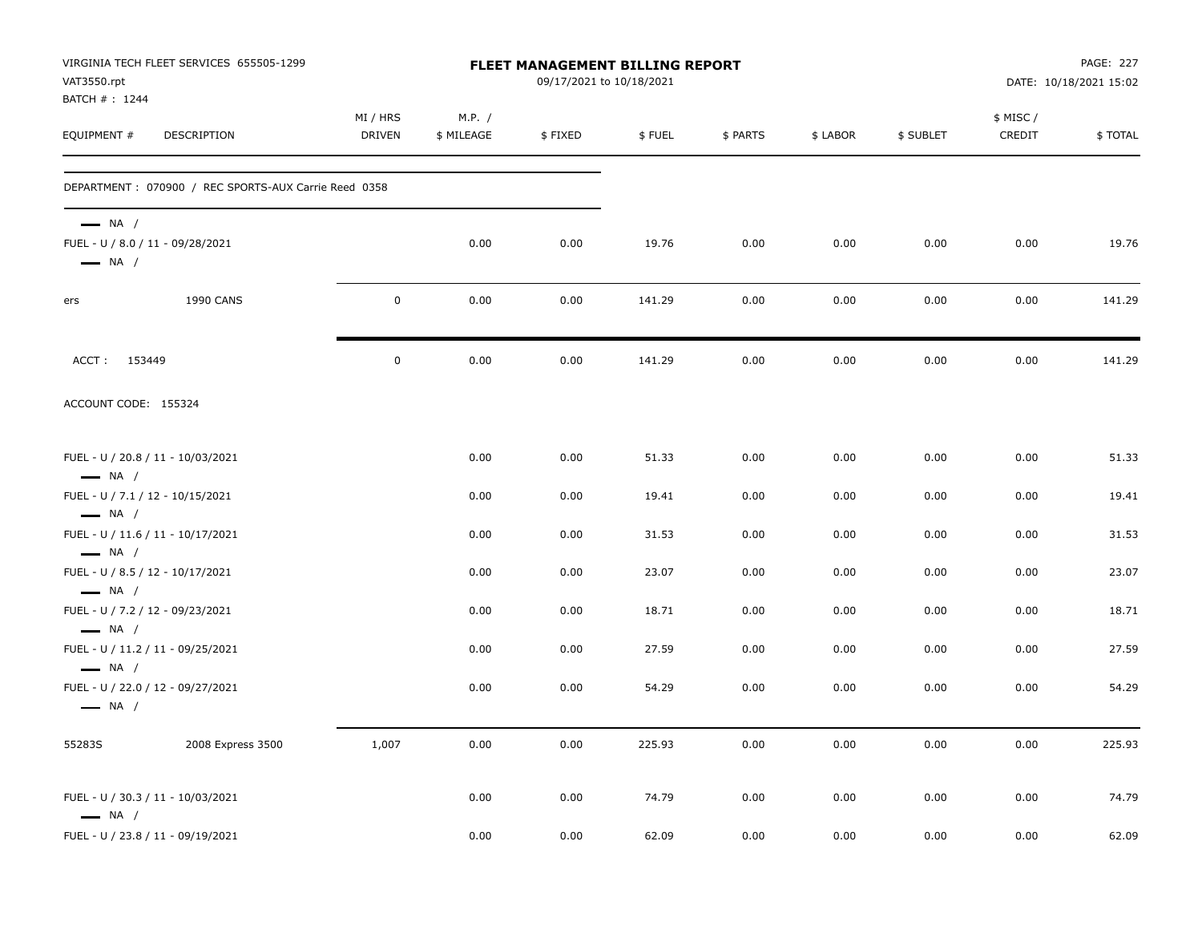VIRGINIA TECH FLEET SERVICES 655505-1299
VAT3550.rpt
BATCH # : 1244

**FLEET MANAGEMENT BILLING REPORT**
09/17/2021 to 10/18/2021

DATE: 10/18/2021 15:02

| EQUIPMENT # | DESCRIPTION | MI / HRS DRIVEN | M.P. / $ MILEAGE | $ FIXED | $ FUEL | $ PARTS | $ LABOR | $ SUBLET | $ MISC / CREDIT | $ TOTAL |
|---|---|---|---|---|---|---|---|---|---|---|
| DEPARTMENT : 070900 / REC SPORTS-AUX Carrie Reed 0358 | | | | | | | | | | |
| — NA / | | | | | | | | | | |
| FUEL - U / 8.0 / 11 - 09/28/2021 | | | 0.00 | 0.00 | 19.76 | 0.00 | 0.00 | 0.00 | 0.00 | 19.76 |
| — NA / | | | | | | | | | | |
| ers | 1990 CANS | 0 | 0.00 | 0.00 | 141.29 | 0.00 | 0.00 | 0.00 | 0.00 | 141.29 |
| ACCT : 153449 | | 0 | 0.00 | 0.00 | 141.29 | 0.00 | 0.00 | 0.00 | 0.00 | 141.29 |
| ACCOUNT CODE: 155324 | | | | | | | | | | |
| FUEL - U / 20.8 / 11 - 10/03/2021 | | | 0.00 | 0.00 | 51.33 | 0.00 | 0.00 | 0.00 | 0.00 | 51.33 |
| — NA / | | | | | | | | | | |
| FUEL - U / 7.1 / 12 - 10/15/2021 | | | 0.00 | 0.00 | 19.41 | 0.00 | 0.00 | 0.00 | 0.00 | 19.41 |
| — NA / | | | | | | | | | | |
| FUEL - U / 11.6 / 11 - 10/17/2021 | | | 0.00 | 0.00 | 31.53 | 0.00 | 0.00 | 0.00 | 0.00 | 31.53 |
| — NA / | | | | | | | | | | |
| FUEL - U / 8.5 / 12 - 10/17/2021 | | | 0.00 | 0.00 | 23.07 | 0.00 | 0.00 | 0.00 | 0.00 | 23.07 |
| — NA / | | | | | | | | | | |
| FUEL - U / 7.2 / 12 - 09/23/2021 | | | 0.00 | 0.00 | 18.71 | 0.00 | 0.00 | 0.00 | 0.00 | 18.71 |
| — NA / | | | | | | | | | | |
| FUEL - U / 11.2 / 11 - 09/25/2021 | | | 0.00 | 0.00 | 27.59 | 0.00 | 0.00 | 0.00 | 0.00 | 27.59 |
| — NA / | | | | | | | | | | |
| FUEL - U / 22.0 / 12 - 09/27/2021 | | | 0.00 | 0.00 | 54.29 | 0.00 | 0.00 | 0.00 | 0.00 | 54.29 |
| — NA / | | | | | | | | | | |
| 55283S | 2008 Express 3500 | 1,007 | 0.00 | 0.00 | 225.93 | 0.00 | 0.00 | 0.00 | 0.00 | 225.93 |
| FUEL - U / 30.3 / 11 - 10/03/2021 | | | 0.00 | 0.00 | 74.79 | 0.00 | 0.00 | 0.00 | 0.00 | 74.79 |
| — NA / | | | | | | | | | | |
| FUEL - U / 23.8 / 11 - 09/19/2021 | | | 0.00 | 0.00 | 62.09 | 0.00 | 0.00 | 0.00 | 0.00 | 62.09 |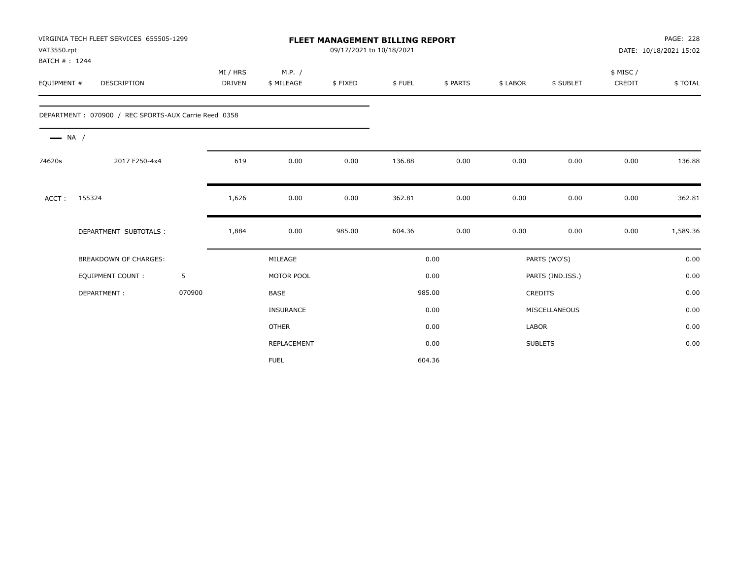VIRGINIA TECH FLEET SERVICES 655505-1299
VAT3550.rpt
BATCH # : 1244

# FLEET MANAGEMENT BILLING REPORT

09/17/2021 to 10/18/2021

DATE: 10/18/2021 15:02

| EQUIPMENT # | DESCRIPTION | MI / HRS DRIVEN | M.P. / $ MILEAGE | $ FIXED | $ FUEL | $ PARTS | $ LABOR | $ SUBLET | $ MISC / CREDIT | $ TOTAL |
|---|---|---|---|---|---|---|---|---|---|---|
| DEPARTMENT : 070900 / REC SPORTS-AUX Carrie Reed 0358 | | | | | | | | | | |
| NA / | | | | | | | | | | |
| 74620s | 2017 F250-4x4 | 619 | 0.00 | 0.00 | 136.88 | 0.00 | 0.00 | 0.00 | 0.00 | 136.88 |
| ACCT : | 155324 | 1,626 | 0.00 | 0.00 | 362.81 | 0.00 | 0.00 | 0.00 | 0.00 | 362.81 |
| | DEPARTMENT SUBTOTALS : | 1,884 | 0.00 | 985.00 | 604.36 | 0.00 | 0.00 | 0.00 | 0.00 | 1,589.36 |

| BREAKDOWN OF CHARGES: | | | | | |
|---|---|---|---|---|---|
| EQUIPMENT COUNT : | 5 | MILEAGE | 0.00 | PARTS (WO'S) | 0.00 |
| DEPARTMENT : | 070900 | MOTOR POOL | 0.00 | PARTS (IND.ISS.) | 0.00 |
| | | BASE | 985.00 | CREDITS | 0.00 |
| | | INSURANCE | 0.00 | MISCELLANEOUS | 0.00 |
| | | OTHER | 0.00 | LABOR | 0.00 |
| | | REPLACEMENT | 0.00 | SUBLETS | 0.00 |
| | | FUEL | 604.36 | | |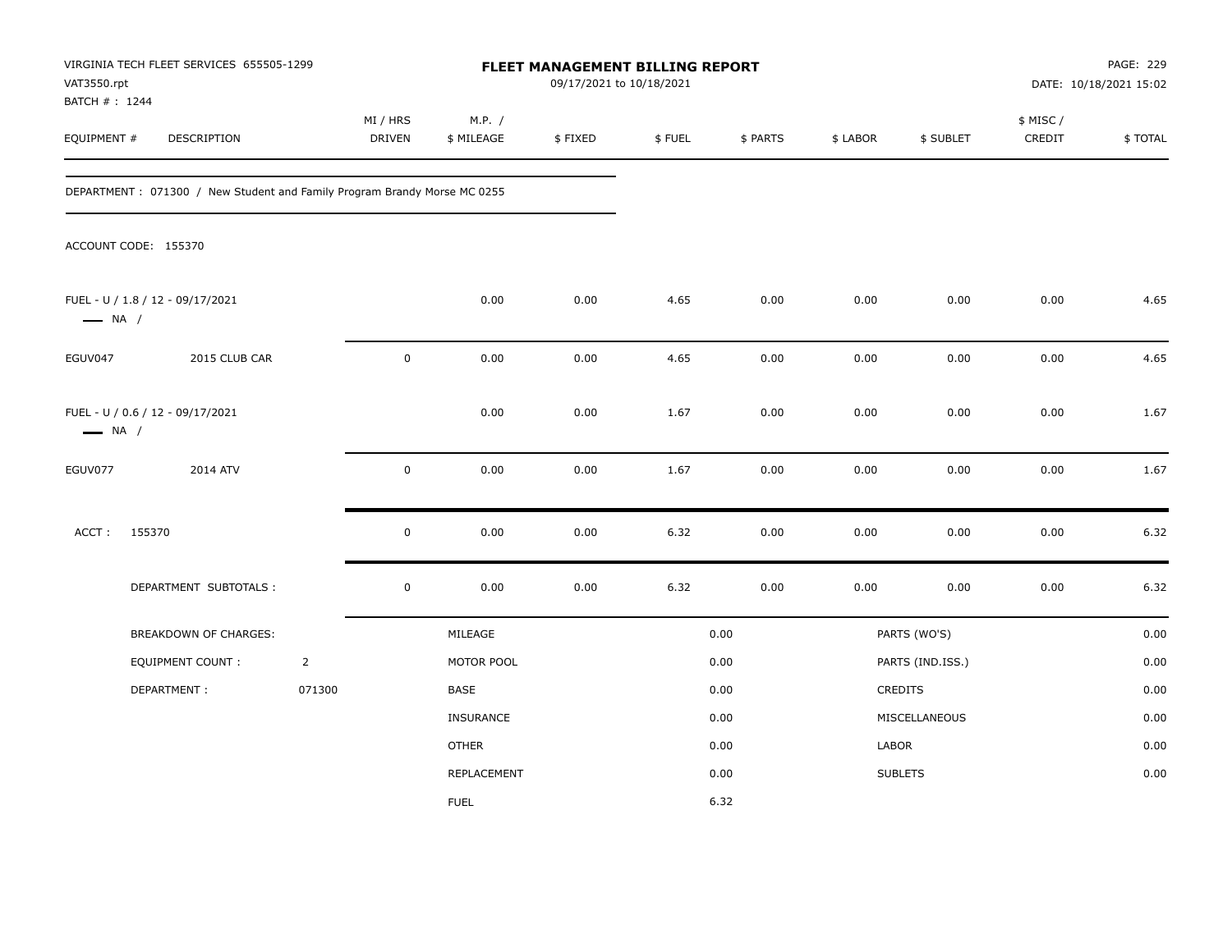VIRGINIA TECH FLEET SERVICES 655505-1299
VAT3550.rpt
BATCH # : 1244

# FLEET MANAGEMENT BILLING REPORT

09/17/2021 to 10/18/2021

DATE: 10/18/2021 15:02

| EQUIPMENT # | DESCRIPTION | MI / HRS DRIVEN | M.P. / $ MILEAGE | $ FIXED | $ FUEL | $ PARTS | $ LABOR | $ SUBLET | $ MISC / CREDIT | $ TOTAL |
|---|---|---|---|---|---|---|---|---|---|---|

DEPARTMENT : 071300 / New Student and Family Program Brandy Morse MC 0255

ACCOUNT CODE: 155370

| EQUIPMENT # | DESCRIPTION | MI / HRS DRIVEN | M.P. / $ MILEAGE | $ FIXED | $ FUEL | $ PARTS | $ LABOR | $ SUBLET | $ MISC / CREDIT | $ TOTAL |
|---|---|---|---|---|---|---|---|---|---|---|
| FUEL - U / 1.8 / 12 - 09/17/2021 — NA / | | | 0.00 | 0.00 | 4.65 | 0.00 | 0.00 | 0.00 | 0.00 | 4.65 |
| EGUV047 | 2015 CLUB CAR | 0 | 0.00 | 0.00 | 4.65 | 0.00 | 0.00 | 0.00 | 0.00 | 4.65 |
| FUEL - U / 0.6 / 12 - 09/17/2021 — NA / | | | 0.00 | 0.00 | 1.67 | 0.00 | 0.00 | 0.00 | 0.00 | 1.67 |
| EGUV077 | 2014 ATV | 0 | 0.00 | 0.00 | 1.67 | 0.00 | 0.00 | 0.00 | 0.00 | 1.67 |
| ACCT : 155370 | | 0 | 0.00 | 0.00 | 6.32 | 0.00 | 0.00 | 0.00 | 0.00 | 6.32 |
| | DEPARTMENT SUBTOTALS : | 0 | 0.00 | 0.00 | 6.32 | 0.00 | 0.00 | 0.00 | 0.00 | 6.32 |

| BREAKDOWN OF CHARGES: | | | | | |
|---|---|---|---|---|---|
| EQUIPMENT COUNT : | 2 | MILEAGE | 0.00 | PARTS (WO'S) | 0.00 |
| DEPARTMENT : | 071300 | MOTOR POOL | 0.00 | PARTS (IND.ISS.) | 0.00 |
| | | BASE | 0.00 | CREDITS | 0.00 |
| | | INSURANCE | 0.00 | MISCELLANEOUS | 0.00 |
| | | OTHER | 0.00 | LABOR | 0.00 |
| | | REPLACEMENT | 0.00 | SUBLETS | 0.00 |
| | | FUEL | 6.32 | | |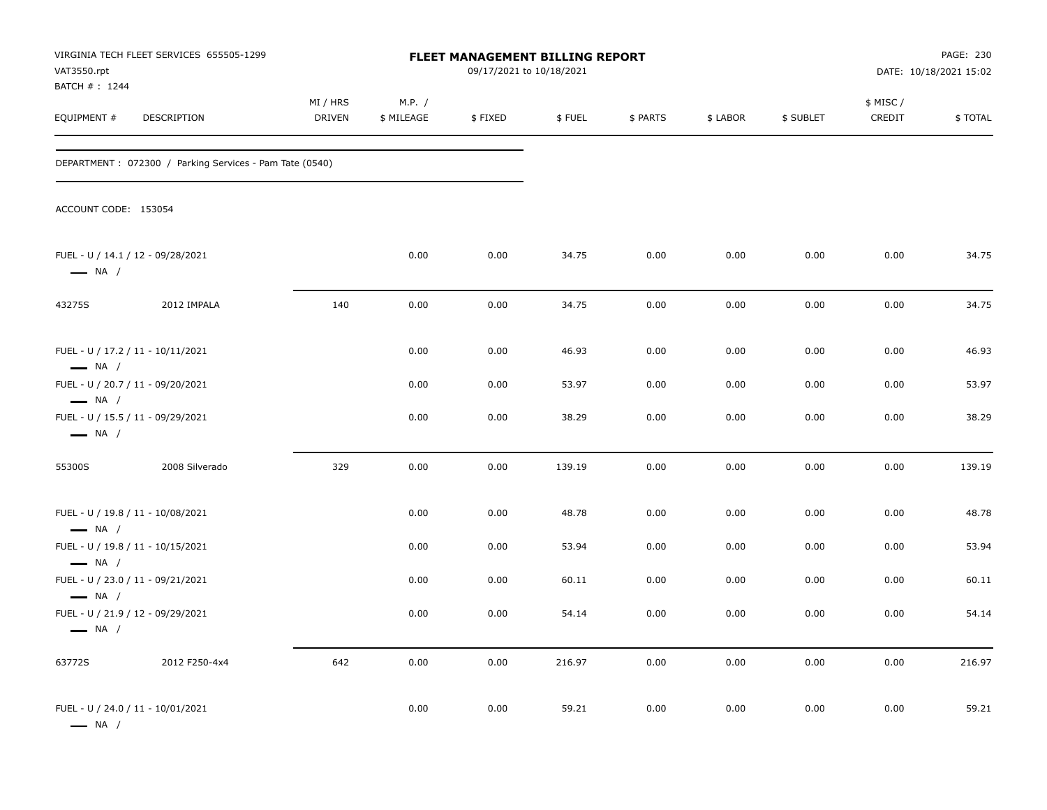VIRGINIA TECH FLEET SERVICES 655505-1299
VAT3550.rpt
BATCH # : 1244

**FLEET MANAGEMENT BILLING REPORT**
09/17/2021 to 10/18/2021

DATE: 10/18/2021 15:02

| EQUIPMENT # | DESCRIPTION | MI / HRS DRIVEN | M.P. / $ MILEAGE | $ FIXED | $ FUEL | $ PARTS | $ LABOR | $ SUBLET | $ MISC / CREDIT | $ TOTAL |
|---|---|---|---|---|---|---|---|---|---|---|

DEPARTMENT : 072300 / Parking Services - Pam Tate (0540)

ACCOUNT CODE: 153054

| EQUIPMENT # | DESCRIPTION | MI / HRS DRIVEN | M.P. / $ MILEAGE | $ FIXED | $ FUEL | $ PARTS | $ LABOR | $ SUBLET | $ MISC / CREDIT | $ TOTAL |
|---|---|---|---|---|---|---|---|---|---|---|
| FUEL - U / 14.1 / 12 - 09/28/2021 — NA / | | | 0.00 | 0.00 | 34.75 | 0.00 | 0.00 | 0.00 | 0.00 | 34.75 |
| 43275S | 2012 IMPALA | 140 | 0.00 | 0.00 | 34.75 | 0.00 | 0.00 | 0.00 | 0.00 | 34.75 |
| FUEL - U / 17.2 / 11 - 10/11/2021 — NA / | | | 0.00 | 0.00 | 46.93 | 0.00 | 0.00 | 0.00 | 0.00 | 46.93 |
| FUEL - U / 20.7 / 11 - 09/20/2021 — NA / | | | 0.00 | 0.00 | 53.97 | 0.00 | 0.00 | 0.00 | 0.00 | 53.97 |
| FUEL - U / 15.5 / 11 - 09/29/2021 — NA / | | | 0.00 | 0.00 | 38.29 | 0.00 | 0.00 | 0.00 | 0.00 | 38.29 |
| 55300S | 2008 Silverado | 329 | 0.00 | 0.00 | 139.19 | 0.00 | 0.00 | 0.00 | 0.00 | 139.19 |
| FUEL - U / 19.8 / 11 - 10/08/2021 — NA / | | | 0.00 | 0.00 | 48.78 | 0.00 | 0.00 | 0.00 | 0.00 | 48.78 |
| FUEL - U / 19.8 / 11 - 10/15/2021 — NA / | | | 0.00 | 0.00 | 53.94 | 0.00 | 0.00 | 0.00 | 0.00 | 53.94 |
| FUEL - U / 23.0 / 11 - 09/21/2021 — NA / | | | 0.00 | 0.00 | 60.11 | 0.00 | 0.00 | 0.00 | 0.00 | 60.11 |
| FUEL - U / 21.9 / 12 - 09/29/2021 — NA / | | | 0.00 | 0.00 | 54.14 | 0.00 | 0.00 | 0.00 | 0.00 | 54.14 |
| 63772S | 2012 F250-4x4 | 642 | 0.00 | 0.00 | 216.97 | 0.00 | 0.00 | 0.00 | 0.00 | 216.97 |
| FUEL - U / 24.0 / 11 - 10/01/2021 — NA / | | | 0.00 | 0.00 | 59.21 | 0.00 | 0.00 | 0.00 | 0.00 | 59.21 |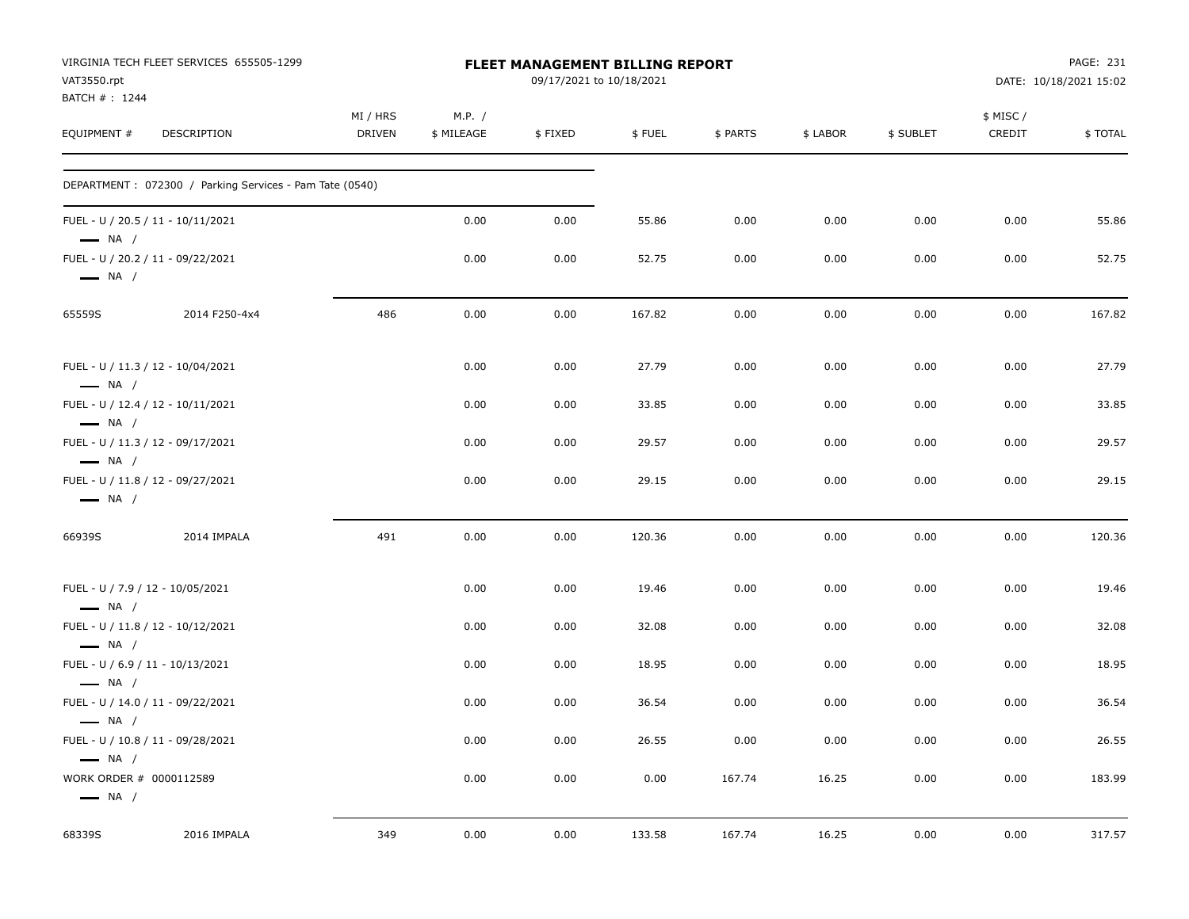VIRGINIA TECH FLEET SERVICES 655505-1299
VAT3550.rpt
BATCH # : 1244

**FLEET MANAGEMENT BILLING REPORT**
09/17/2021 to 10/18/2021

DATE: 10/18/2021 15:02

| EQUIPMENT # | DESCRIPTION | MI / HRS DRIVEN | M.P. / $ MILEAGE | $ FIXED | $ FUEL | $ PARTS | $ LABOR | $ SUBLET | $ MISC / CREDIT | $ TOTAL |
|---|---|---|---|---|---|---|---|---|---|---|
| DEPARTMENT : 072300 / Parking Services - Pam Tate (0540) | | | | | | | | | | |
| FUEL - U / 20.5 / 11 - 10/11/2021 — NA / | | | 0.00 | 0.00 | 55.86 | 0.00 | 0.00 | 0.00 | 0.00 | 55.86 |
| FUEL - U / 20.2 / 11 - 09/22/2021 — NA / | | | 0.00 | 0.00 | 52.75 | 0.00 | 0.00 | 0.00 | 0.00 | 52.75 |
| 65559S | 2014 F250-4x4 | 486 | 0.00 | 0.00 | 167.82 | 0.00 | 0.00 | 0.00 | 0.00 | 167.82 |
| FUEL - U / 11.3 / 12 - 10/04/2021 — NA / | | | 0.00 | 0.00 | 27.79 | 0.00 | 0.00 | 0.00 | 0.00 | 27.79 |
| FUEL - U / 12.4 / 12 - 10/11/2021 — NA / | | | 0.00 | 0.00 | 33.85 | 0.00 | 0.00 | 0.00 | 0.00 | 33.85 |
| FUEL - U / 11.3 / 12 - 09/17/2021 — NA / | | | 0.00 | 0.00 | 29.57 | 0.00 | 0.00 | 0.00 | 0.00 | 29.57 |
| FUEL - U / 11.8 / 12 - 09/27/2021 — NA / | | | 0.00 | 0.00 | 29.15 | 0.00 | 0.00 | 0.00 | 0.00 | 29.15 |
| 66939S | 2014 IMPALA | 491 | 0.00 | 0.00 | 120.36 | 0.00 | 0.00 | 0.00 | 0.00 | 120.36 |
| FUEL - U / 7.9 / 12 - 10/05/2021 — NA / | | | 0.00 | 0.00 | 19.46 | 0.00 | 0.00 | 0.00 | 0.00 | 19.46 |
| FUEL - U / 11.8 / 12 - 10/12/2021 — NA / | | | 0.00 | 0.00 | 32.08 | 0.00 | 0.00 | 0.00 | 0.00 | 32.08 |
| FUEL - U / 6.9 / 11 - 10/13/2021 — NA / | | | 0.00 | 0.00 | 18.95 | 0.00 | 0.00 | 0.00 | 0.00 | 18.95 |
| FUEL - U / 14.0 / 11 - 09/22/2021 — NA / | | | 0.00 | 0.00 | 36.54 | 0.00 | 0.00 | 0.00 | 0.00 | 36.54 |
| FUEL - U / 10.8 / 11 - 09/28/2021 — NA / | | | 0.00 | 0.00 | 26.55 | 0.00 | 0.00 | 0.00 | 0.00 | 26.55 |
| WORK ORDER # 0000112589 — NA / | | | 0.00 | 0.00 | 0.00 | 167.74 | 16.25 | 0.00 | 0.00 | 183.99 |
| 68339S | 2016 IMPALA | 349 | 0.00 | 0.00 | 133.58 | 167.74 | 16.25 | 0.00 | 0.00 | 317.57 |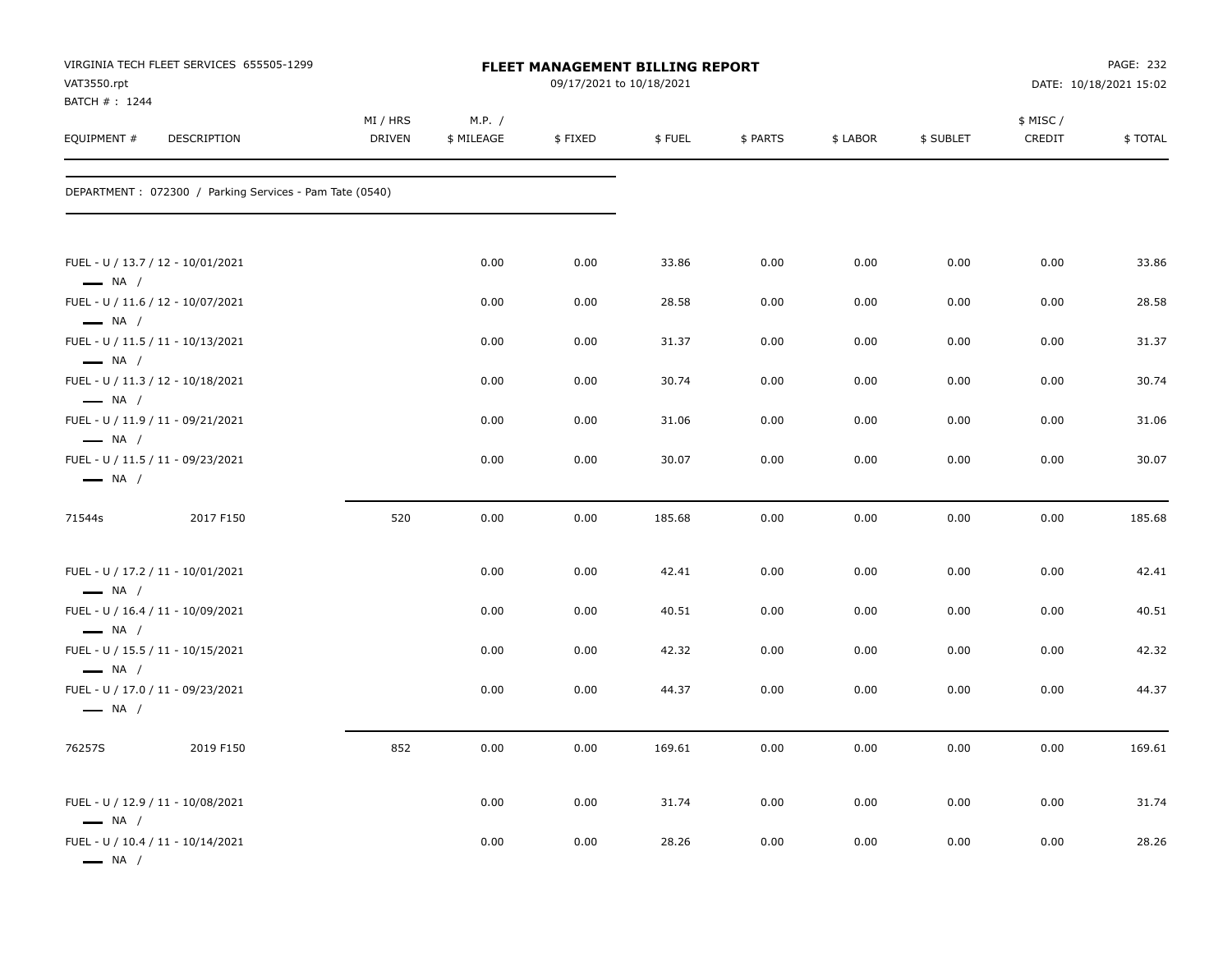VIRGINIA TECH FLEET SERVICES 655505-1299
VAT3550.rpt
BATCH # : 1244

**FLEET MANAGEMENT BILLING REPORT**
09/17/2021 to 10/18/2021

DATE: 10/18/2021 15:02

DEPARTMENT : 072300 / Parking Services - Pam Tate (0540)

| EQUIPMENT # | DESCRIPTION | MI / HRS DRIVEN | M.P. / $ MILEAGE | $ FIXED | $ FUEL | $ PARTS | $ LABOR | $ SUBLET | $ MISC / CREDIT | $ TOTAL |
|---|---|---|---|---|---|---|---|---|---|---|
| FUEL - U / 13.7 / 12 - 10/01/2021 — NA / | | | 0.00 | 0.00 | 33.86 | 0.00 | 0.00 | 0.00 | 0.00 | 33.86 |
| FUEL - U / 11.6 / 12 - 10/07/2021 — NA / | | | 0.00 | 0.00 | 28.58 | 0.00 | 0.00 | 0.00 | 0.00 | 28.58 |
| FUEL - U / 11.5 / 11 - 10/13/2021 — NA / | | | 0.00 | 0.00 | 31.37 | 0.00 | 0.00 | 0.00 | 0.00 | 31.37 |
| FUEL - U / 11.3 / 12 - 10/18/2021 — NA / | | | 0.00 | 0.00 | 30.74 | 0.00 | 0.00 | 0.00 | 0.00 | 30.74 |
| FUEL - U / 11.9 / 11 - 09/21/2021 — NA / | | | 0.00 | 0.00 | 31.06 | 0.00 | 0.00 | 0.00 | 0.00 | 31.06 |
| FUEL - U / 11.5 / 11 - 09/23/2021 — NA / | | | 0.00 | 0.00 | 30.07 | 0.00 | 0.00 | 0.00 | 0.00 | 30.07 |
| 71544s | 2017 F150 | 520 | 0.00 | 0.00 | 185.68 | 0.00 | 0.00 | 0.00 | 0.00 | 185.68 |
| FUEL - U / 17.2 / 11 - 10/01/2021 — NA / | | | 0.00 | 0.00 | 42.41 | 0.00 | 0.00 | 0.00 | 0.00 | 42.41 |
| FUEL - U / 16.4 / 11 - 10/09/2021 — NA / | | | 0.00 | 0.00 | 40.51 | 0.00 | 0.00 | 0.00 | 0.00 | 40.51 |
| FUEL - U / 15.5 / 11 - 10/15/2021 — NA / | | | 0.00 | 0.00 | 42.32 | 0.00 | 0.00 | 0.00 | 0.00 | 42.32 |
| FUEL - U / 17.0 / 11 - 09/23/2021 — NA / | | | 0.00 | 0.00 | 44.37 | 0.00 | 0.00 | 0.00 | 0.00 | 44.37 |
| 76257S | 2019 F150 | 852 | 0.00 | 0.00 | 169.61 | 0.00 | 0.00 | 0.00 | 0.00 | 169.61 |
| FUEL - U / 12.9 / 11 - 10/08/2021 — NA / | | | 0.00 | 0.00 | 31.74 | 0.00 | 0.00 | 0.00 | 0.00 | 31.74 |
| FUEL - U / 10.4 / 11 - 10/14/2021 — NA / | | | 0.00 | 0.00 | 28.26 | 0.00 | 0.00 | 0.00 | 0.00 | 28.26 |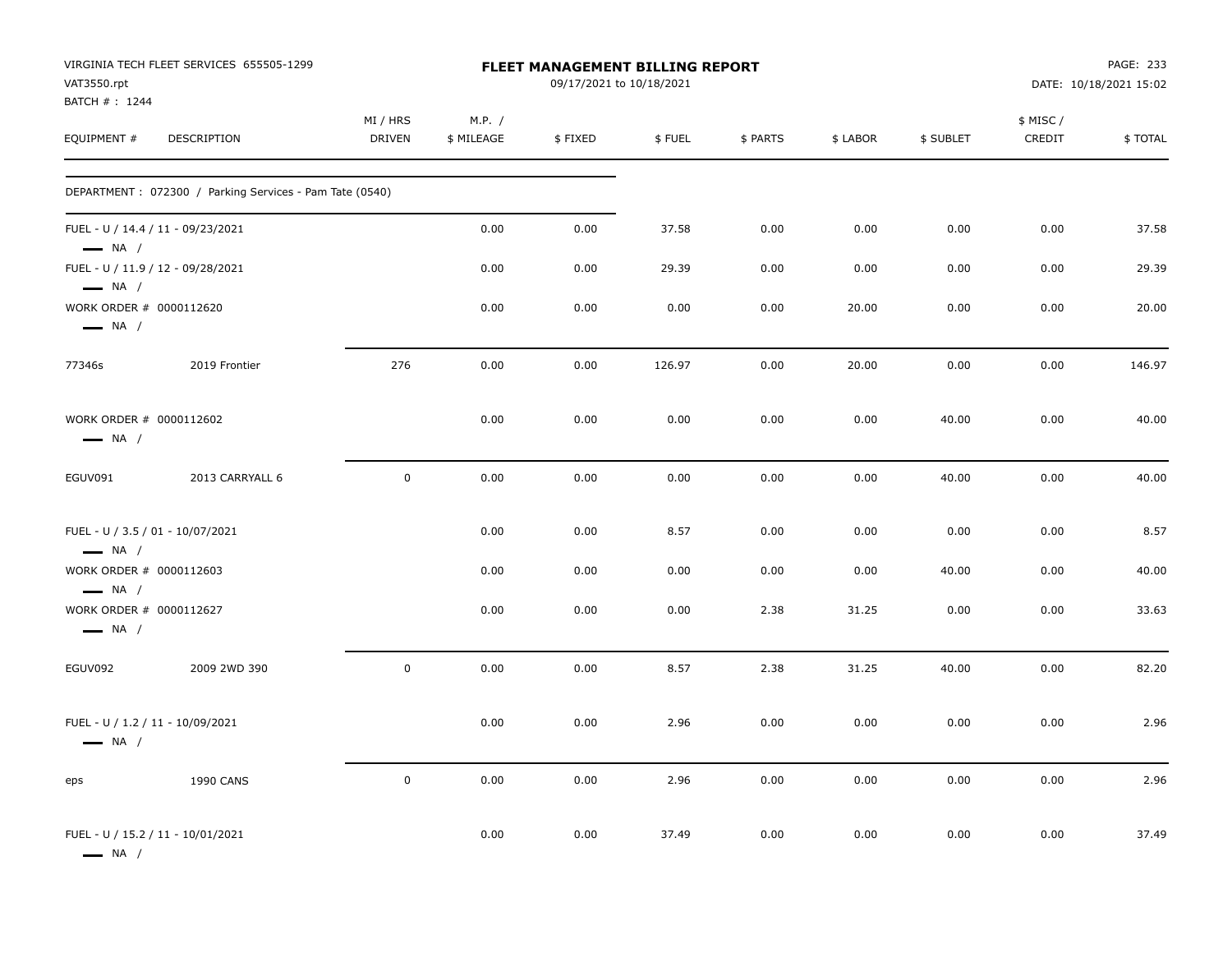VIRGINIA TECH FLEET SERVICES 655505-1299
VAT3550.rpt
BATCH # : 1244

# FLEET MANAGEMENT BILLING REPORT

09/17/2021 to 10/18/2021

DATE: 10/18/2021 15:02

| EQUIPMENT # | DESCRIPTION | MI / HRS DRIVEN | M.P. / $ MILEAGE | $ FIXED | $ FUEL | $ PARTS | $ LABOR | $ SUBLET | $ MISC / CREDIT | $ TOTAL |
|---|---|---|---|---|---|---|---|---|---|---|
| DEPARTMENT : 072300 / Parking Services - Pam Tate (0540) | | | | | | | | | | |
| FUEL - U / 14.4 / 11 - 09/23/2021 — NA / | | | 0.00 | 0.00 | 37.58 | 0.00 | 0.00 | 0.00 | 0.00 | 37.58 |
| FUEL - U / 11.9 / 12 - 09/28/2021 — NA / | | | 0.00 | 0.00 | 29.39 | 0.00 | 0.00 | 0.00 | 0.00 | 29.39 |
| WORK ORDER # 0000112620 — NA / | | | 0.00 | 0.00 | 0.00 | 0.00 | 20.00 | 0.00 | 0.00 | 20.00 |
| 77346s | 2019 Frontier | 276 | 0.00 | 0.00 | 126.97 | 0.00 | 20.00 | 0.00 | 0.00 | 146.97 |
| WORK ORDER # 0000112602 — NA / | | | 0.00 | 0.00 | 0.00 | 0.00 | 0.00 | 40.00 | 0.00 | 40.00 |
| EGUV091 | 2013 CARRYALL 6 | 0 | 0.00 | 0.00 | 0.00 | 0.00 | 0.00 | 40.00 | 0.00 | 40.00 |
| FUEL - U / 3.5 / 01 - 10/07/2021 — NA / | | | 0.00 | 0.00 | 8.57 | 0.00 | 0.00 | 0.00 | 0.00 | 8.57 |
| WORK ORDER # 0000112603 — NA / | | | 0.00 | 0.00 | 0.00 | 0.00 | 0.00 | 40.00 | 0.00 | 40.00 |
| WORK ORDER # 0000112627 — NA / | | | 0.00 | 0.00 | 0.00 | 2.38 | 31.25 | 0.00 | 0.00 | 33.63 |
| EGUV092 | 2009 2WD 390 | 0 | 0.00 | 0.00 | 8.57 | 2.38 | 31.25 | 40.00 | 0.00 | 82.20 |
| FUEL - U / 1.2 / 11 - 10/09/2021 — NA / | | | 0.00 | 0.00 | 2.96 | 0.00 | 0.00 | 0.00 | 0.00 | 2.96 |
| eps | 1990 CANS | 0 | 0.00 | 0.00 | 2.96 | 0.00 | 0.00 | 0.00 | 0.00 | 2.96 |
| FUEL - U / 15.2 / 11 - 10/01/2021 — NA / | | | 0.00 | 0.00 | 37.49 | 0.00 | 0.00 | 0.00 | 0.00 | 37.49 |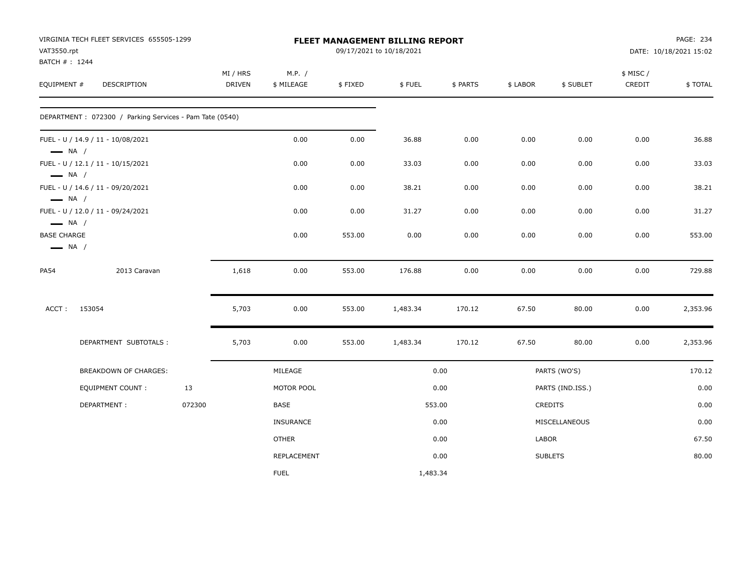VIRGINIA TECH FLEET SERVICES 655505-1299
VAT3550.rpt
BATCH # : 1244

# FLEET MANAGEMENT BILLING REPORT

09/17/2021 to 10/18/2021

PAGE: 234
DATE: 10/18/2021 15:02

| EQUIPMENT # | DESCRIPTION | MI / HRS DRIVEN | M.P. / $ MILEAGE | $ FIXED | $ FUEL | $ PARTS | $ LABOR | $ SUBLET | $ MISC / CREDIT | $ TOTAL |
|---|---|---|---|---|---|---|---|---|---|---|
| DEPARTMENT : 072300 / Parking Services - Pam Tate (0540) | | | | | | | | | | |
| FUEL - U / 14.9 / 11 - 10/08/2021 — NA / | | | 0.00 | 0.00 | 36.88 | 0.00 | 0.00 | 0.00 | 0.00 | 36.88 |
| FUEL - U / 12.1 / 11 - 10/15/2021 — NA / | | | 0.00 | 0.00 | 33.03 | 0.00 | 0.00 | 0.00 | 0.00 | 33.03 |
| FUEL - U / 14.6 / 11 - 09/20/2021 — NA / | | | 0.00 | 0.00 | 38.21 | 0.00 | 0.00 | 0.00 | 0.00 | 38.21 |
| FUEL - U / 12.0 / 11 - 09/24/2021 — NA / | | | 0.00 | 0.00 | 31.27 | 0.00 | 0.00 | 0.00 | 0.00 | 31.27 |
| BASE CHARGE — NA / | | | 0.00 | 553.00 | 0.00 | 0.00 | 0.00 | 0.00 | 0.00 | 553.00 |
| PA54 | 2013 Caravan | 1,618 | 0.00 | 553.00 | 176.88 | 0.00 | 0.00 | 0.00 | 0.00 | 729.88 |
| ACCT : 153054 | | 5,703 | 0.00 | 553.00 | 1,483.34 | 170.12 | 67.50 | 80.00 | 0.00 | 2,353.96 |
| | DEPARTMENT SUBTOTALS : | 5,703 | 0.00 | 553.00 | 1,483.34 | 170.12 | 67.50 | 80.00 | 0.00 | 2,353.96 |

| BREAKDOWN OF CHARGES: | | | | | |
|---|---|---|---|---|---|
| EQUIPMENT COUNT : | 13 | MILEAGE | 0.00 | PARTS (WO'S) | 170.12 |
| DEPARTMENT : | 072300 | MOTOR POOL | 0.00 | PARTS (IND.ISS.) | 0.00 |
| | | BASE | 553.00 | CREDITS | 0.00 |
| | | INSURANCE | 0.00 | MISCELLANEOUS | 0.00 |
| | | OTHER | 0.00 | LABOR | 67.50 |
| | | REPLACEMENT | 0.00 | SUBLETS | 80.00 |
| | | FUEL | 1,483.34 | | |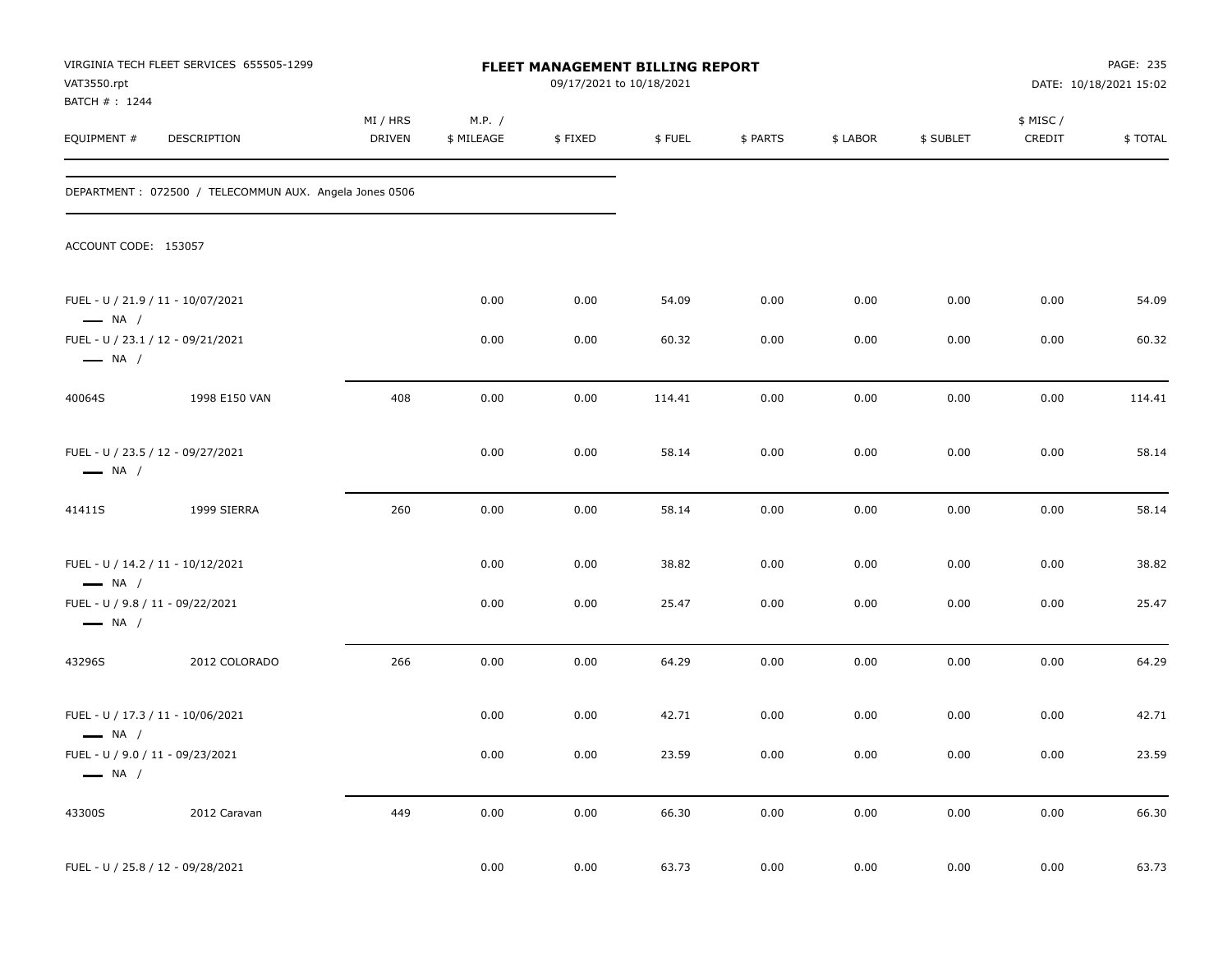VIRGINIA TECH FLEET SERVICES 655505-1299
VAT3550.rpt
BATCH # : 1244

**FLEET MANAGEMENT BILLING REPORT**
09/17/2021 to 10/18/2021

DATE: 10/18/2021 15:02

DEPARTMENT : 072500 / TELECOMMUN AUX. Angela Jones 0506

ACCOUNT CODE: 153057

| EQUIPMENT # | DESCRIPTION | MI / HRS DRIVEN | M.P. / $ MILEAGE | $ FIXED | $ FUEL | $ PARTS | $ LABOR | $ SUBLET | $ MISC / CREDIT | $ TOTAL |
|---|---|---|---|---|---|---|---|---|---|---|
| FUEL - U / 21.9 / 11 - 10/07/2021 — NA / | | | 0.00 | 0.00 | 54.09 | 0.00 | 0.00 | 0.00 | 0.00 | 54.09 |
| FUEL - U / 23.1 / 12 - 09/21/2021 — NA / | | | 0.00 | 0.00 | 60.32 | 0.00 | 0.00 | 0.00 | 0.00 | 60.32 |
| 40064S | 1998 E150 VAN | 408 | 0.00 | 0.00 | 114.41 | 0.00 | 0.00 | 0.00 | 0.00 | 114.41 |
| FUEL - U / 23.5 / 12 - 09/27/2021 — NA / | | | 0.00 | 0.00 | 58.14 | 0.00 | 0.00 | 0.00 | 0.00 | 58.14 |
| 41411S | 1999 SIERRA | 260 | 0.00 | 0.00 | 58.14 | 0.00 | 0.00 | 0.00 | 0.00 | 58.14 |
| FUEL - U / 14.2 / 11 - 10/12/2021 — NA / | | | 0.00 | 0.00 | 38.82 | 0.00 | 0.00 | 0.00 | 0.00 | 38.82 |
| FUEL - U / 9.8 / 11 - 09/22/2021 — NA / | | | 0.00 | 0.00 | 25.47 | 0.00 | 0.00 | 0.00 | 0.00 | 25.47 |
| 43296S | 2012 COLORADO | 266 | 0.00 | 0.00 | 64.29 | 0.00 | 0.00 | 0.00 | 0.00 | 64.29 |
| FUEL - U / 17.3 / 11 - 10/06/2021 — NA / | | | 0.00 | 0.00 | 42.71 | 0.00 | 0.00 | 0.00 | 0.00 | 42.71 |
| FUEL - U / 9.0 / 11 - 09/23/2021 — NA / | | | 0.00 | 0.00 | 23.59 | 0.00 | 0.00 | 0.00 | 0.00 | 23.59 |
| 43300S | 2012 Caravan | 449 | 0.00 | 0.00 | 66.30 | 0.00 | 0.00 | 0.00 | 0.00 | 66.30 |
| FUEL - U / 25.8 / 12 - 09/28/2021 | | | 0.00 | 0.00 | 63.73 | 0.00 | 0.00 | 0.00 | 0.00 | 63.73 |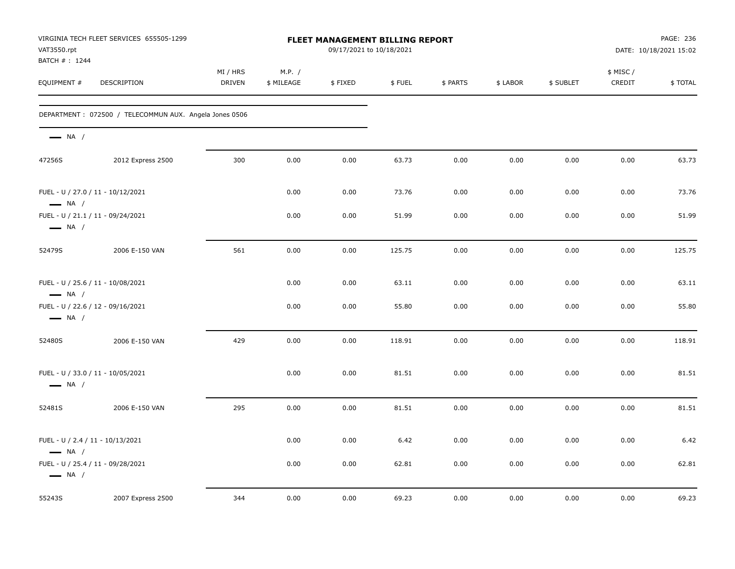VIRGINIA TECH FLEET SERVICES 655505-1299
VAT3550.rpt
BATCH # : 1244

**FLEET MANAGEMENT BILLING REPORT**
09/17/2021 to 10/18/2021

DATE: 10/18/2021 15:02

| EQUIPMENT # | DESCRIPTION | MI / HRS DRIVEN | M.P. / $ MILEAGE | $ FIXED | $ FUEL | $ PARTS | $ LABOR | $ SUBLET | $ MISC / CREDIT | $ TOTAL |
|---|---|---|---|---|---|---|---|---|---|---|
| DEPARTMENT : 072500 / TELECOMMUN AUX. Angela Jones 0506 | | | | | | | | | | |
| NA / | | | | | | | | | | |
| 47256S | 2012 Express 2500 | 300 | 0.00 | 0.00 | 63.73 | 0.00 | 0.00 | 0.00 | 0.00 | 63.73 |
| FUEL - U / 27.0 / 11 - 10/12/2021<br>NA / | | | 0.00 | 0.00 | 73.76 | 0.00 | 0.00 | 0.00 | 0.00 | 73.76 |
| FUEL - U / 21.1 / 11 - 09/24/2021<br>NA / | | | 0.00 | 0.00 | 51.99 | 0.00 | 0.00 | 0.00 | 0.00 | 51.99 |
| 52479S | 2006 E-150 VAN | 561 | 0.00 | 0.00 | 125.75 | 0.00 | 0.00 | 0.00 | 0.00 | 125.75 |
| FUEL - U / 25.6 / 11 - 10/08/2021<br>NA / | | | 0.00 | 0.00 | 63.11 | 0.00 | 0.00 | 0.00 | 0.00 | 63.11 |
| FUEL - U / 22.6 / 12 - 09/16/2021<br>NA / | | | 0.00 | 0.00 | 55.80 | 0.00 | 0.00 | 0.00 | 0.00 | 55.80 |
| 52480S | 2006 E-150 VAN | 429 | 0.00 | 0.00 | 118.91 | 0.00 | 0.00 | 0.00 | 0.00 | 118.91 |
| FUEL - U / 33.0 / 11 - 10/05/2021<br>NA / | | | 0.00 | 0.00 | 81.51 | 0.00 | 0.00 | 0.00 | 0.00 | 81.51 |
| 52481S | 2006 E-150 VAN | 295 | 0.00 | 0.00 | 81.51 | 0.00 | 0.00 | 0.00 | 0.00 | 81.51 |
| FUEL - U / 2.4 / 11 - 10/13/2021<br>NA / | | | 0.00 | 0.00 | 6.42 | 0.00 | 0.00 | 0.00 | 0.00 | 6.42 |
| FUEL - U / 25.4 / 11 - 09/28/2021<br>NA / | | | 0.00 | 0.00 | 62.81 | 0.00 | 0.00 | 0.00 | 0.00 | 62.81 |
| 55243S | 2007 Express 2500 | 344 | 0.00 | 0.00 | 69.23 | 0.00 | 0.00 | 0.00 | 0.00 | 69.23 |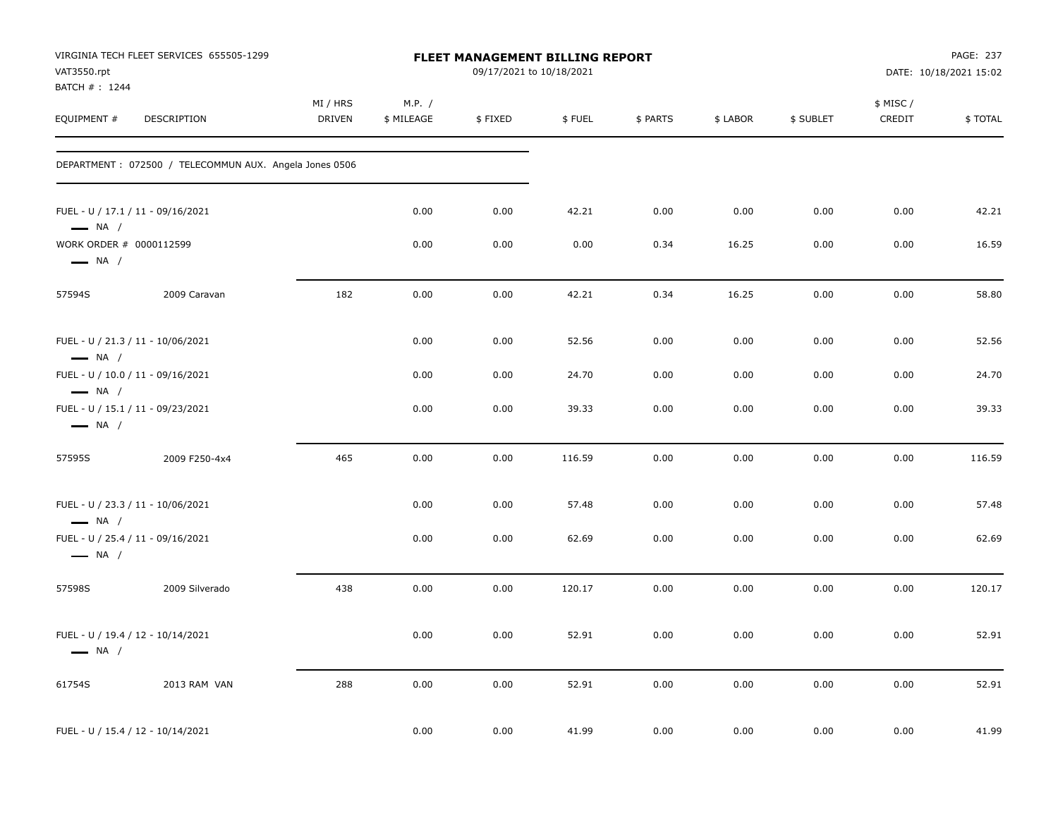VIRGINIA TECH FLEET SERVICES 655505-1299
VAT3550.rpt
BATCH # : 1244

**FLEET MANAGEMENT BILLING REPORT**
09/17/2021 to 10/18/2021

DATE: 10/18/2021 15:02

| EQUIPMENT # | DESCRIPTION | MI / HRS DRIVEN | M.P. / $ MILEAGE | $ FIXED | $ FUEL | $ PARTS | $ LABOR | $ SUBLET | $ MISC / CREDIT | $ TOTAL |
|---|---|---|---|---|---|---|---|---|---|---|
| DEPARTMENT : 072500 / TELECOMMUN AUX. Angela Jones 0506 | | | | | | | | | | |
| FUEL - U / 17.1 / 11 - 09/16/2021 — NA / | | | 0.00 | 0.00 | 42.21 | 0.00 | 0.00 | 0.00 | 0.00 | 42.21 |
| WORK ORDER # 0000112599 — NA / | | | 0.00 | 0.00 | 0.00 | 0.34 | 16.25 | 0.00 | 0.00 | 16.59 |
| 57594S | 2009 Caravan | 182 | 0.00 | 0.00 | 42.21 | 0.34 | 16.25 | 0.00 | 0.00 | 58.80 |
| FUEL - U / 21.3 / 11 - 10/06/2021 — NA / | | | 0.00 | 0.00 | 52.56 | 0.00 | 0.00 | 0.00 | 0.00 | 52.56 |
| FUEL - U / 10.0 / 11 - 09/16/2021 — NA / | | | 0.00 | 0.00 | 24.70 | 0.00 | 0.00 | 0.00 | 0.00 | 24.70 |
| FUEL - U / 15.1 / 11 - 09/23/2021 — NA / | | | 0.00 | 0.00 | 39.33 | 0.00 | 0.00 | 0.00 | 0.00 | 39.33 |
| 57595S | 2009 F250-4x4 | 465 | 0.00 | 0.00 | 116.59 | 0.00 | 0.00 | 0.00 | 0.00 | 116.59 |
| FUEL - U / 23.3 / 11 - 10/06/2021 — NA / | | | 0.00 | 0.00 | 57.48 | 0.00 | 0.00 | 0.00 | 0.00 | 57.48 |
| FUEL - U / 25.4 / 11 - 09/16/2021 — NA / | | | 0.00 | 0.00 | 62.69 | 0.00 | 0.00 | 0.00 | 0.00 | 62.69 |
| 57598S | 2009 Silverado | 438 | 0.00 | 0.00 | 120.17 | 0.00 | 0.00 | 0.00 | 0.00 | 120.17 |
| FUEL - U / 19.4 / 12 - 10/14/2021 — NA / | | | 0.00 | 0.00 | 52.91 | 0.00 | 0.00 | 0.00 | 0.00 | 52.91 |
| 61754S | 2013 RAM VAN | 288 | 0.00 | 0.00 | 52.91 | 0.00 | 0.00 | 0.00 | 0.00 | 52.91 |
| FUEL - U / 15.4 / 12 - 10/14/2021 | | | 0.00 | 0.00 | 41.99 | 0.00 | 0.00 | 0.00 | 0.00 | 41.99 |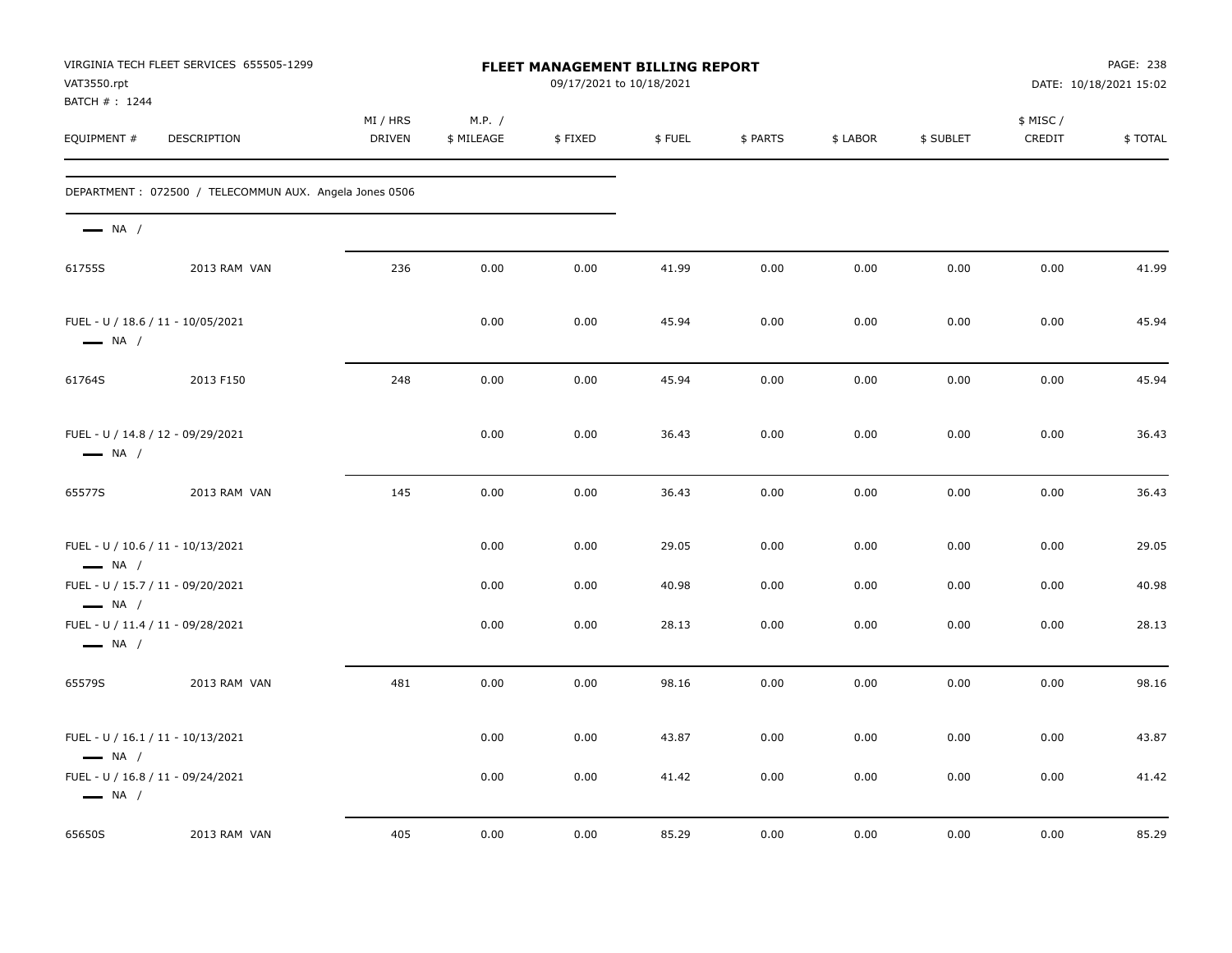VIRGINIA TECH FLEET SERVICES 655505-1299
VAT3550.rpt
BATCH # : 1244

# FLEET MANAGEMENT BILLING REPORT

09/17/2021 to 10/18/2021

DATE: 10/18/2021 15:02

| EQUIPMENT # | DESCRIPTION | MI / HRS DRIVEN | M.P. / $ MILEAGE | $ FIXED | $ FUEL | $ PARTS | $ LABOR | $ SUBLET | $ MISC / CREDIT | $ TOTAL |
|---|---|---|---|---|---|---|---|---|---|---|
| DEPARTMENT : 072500 / TELECOMMUN AUX. Angela Jones 0506 | | | | | | | | | | |
| NA / | | | | | | | | | | |
| 61755S | 2013 RAM VAN | 236 | 0.00 | 0.00 | 41.99 | 0.00 | 0.00 | 0.00 | 0.00 | 41.99 |
| FUEL - U / 18.6 / 11 - 10/05/2021<br>NA / | | | 0.00 | 0.00 | 45.94 | 0.00 | 0.00 | 0.00 | 0.00 | 45.94 |
| 61764S | 2013 F150 | 248 | 0.00 | 0.00 | 45.94 | 0.00 | 0.00 | 0.00 | 0.00 | 45.94 |
| FUEL - U / 14.8 / 12 - 09/29/2021<br>NA / | | | 0.00 | 0.00 | 36.43 | 0.00 | 0.00 | 0.00 | 0.00 | 36.43 |
| 65577S | 2013 RAM VAN | 145 | 0.00 | 0.00 | 36.43 | 0.00 | 0.00 | 0.00 | 0.00 | 36.43 |
| FUEL - U / 10.6 / 11 - 10/13/2021<br>NA / | | | 0.00 | 0.00 | 29.05 | 0.00 | 0.00 | 0.00 | 0.00 | 29.05 |
| FUEL - U / 15.7 / 11 - 09/20/2021<br>NA / | | | 0.00 | 0.00 | 40.98 | 0.00 | 0.00 | 0.00 | 0.00 | 40.98 |
| FUEL - U / 11.4 / 11 - 09/28/2021<br>NA / | | | 0.00 | 0.00 | 28.13 | 0.00 | 0.00 | 0.00 | 0.00 | 28.13 |
| 65579S | 2013 RAM VAN | 481 | 0.00 | 0.00 | 98.16 | 0.00 | 0.00 | 0.00 | 0.00 | 98.16 |
| FUEL - U / 16.1 / 11 - 10/13/2021<br>NA / | | | 0.00 | 0.00 | 43.87 | 0.00 | 0.00 | 0.00 | 0.00 | 43.87 |
| FUEL - U / 16.8 / 11 - 09/24/2021<br>NA / | | | 0.00 | 0.00 | 41.42 | 0.00 | 0.00 | 0.00 | 0.00 | 41.42 |
| 65650S | 2013 RAM VAN | 405 | 0.00 | 0.00 | 85.29 | 0.00 | 0.00 | 0.00 | 0.00 | 85.29 |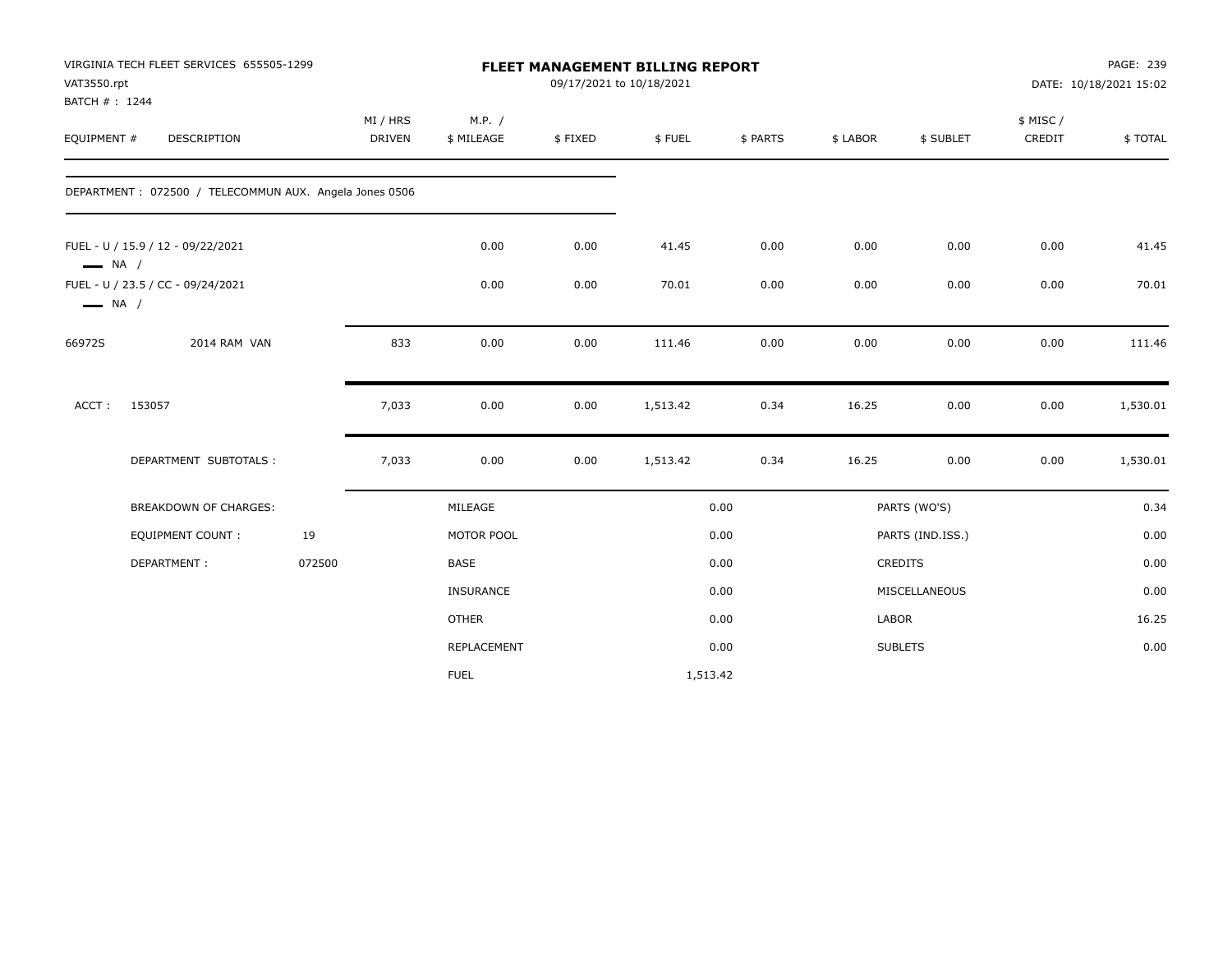VIRGINIA TECH FLEET SERVICES 655505-1299
VAT3550.rpt
BATCH # : 1244

# FLEET MANAGEMENT BILLING REPORT

09/17/2021 to 10/18/2021

DATE: 10/18/2021 15:02

| EQUIPMENT # | DESCRIPTION | MI / HRS DRIVEN | M.P. / $ MILEAGE | $ FIXED | $ FUEL | $ PARTS | $ LABOR | $ SUBLET | $ MISC / CREDIT | $ TOTAL |
|---|---|---|---|---|---|---|---|---|---|---|
| DEPARTMENT : 072500 / TELECOMMUN AUX. Angela Jones 0506 | | | | | | | | | | |
| FUEL - U / 15.9 / 12 - 09/22/2021 NA / | | | 0.00 | 0.00 | 41.45 | 0.00 | 0.00 | 0.00 | 0.00 | 41.45 |
| FUEL - U / 23.5 / CC - 09/24/2021 NA / | | | 0.00 | 0.00 | 70.01 | 0.00 | 0.00 | 0.00 | 0.00 | 70.01 |
| 66972S | 2014 RAM VAN | 833 | 0.00 | 0.00 | 111.46 | 0.00 | 0.00 | 0.00 | 0.00 | 111.46 |
| ACCT : 153057 | | 7,033 | 0.00 | 0.00 | 1,513.42 | 0.34 | 16.25 | 0.00 | 0.00 | 1,530.01 |
| | DEPARTMENT SUBTOTALS : | 7,033 | 0.00 | 0.00 | 1,513.42 | 0.34 | 16.25 | 0.00 | 0.00 | 1,530.01 |

| BREAKDOWN OF CHARGES: | | | | | |
|---|---|---|---|---|---|
| EQUIPMENT COUNT : | 19 | MILEAGE | 0.00 | PARTS (WO'S) | 0.34 |
| DEPARTMENT : | 072500 | MOTOR POOL | 0.00 | PARTS (IND.ISS.) | 0.00 |
| | | BASE | 0.00 | CREDITS | 0.00 |
| | | INSURANCE | 0.00 | MISCELLANEOUS | 0.00 |
| | | OTHER | 0.00 | LABOR | 16.25 |
| | | REPLACEMENT | 0.00 | SUBLETS | 0.00 |
| | | FUEL | 1,513.42 | | |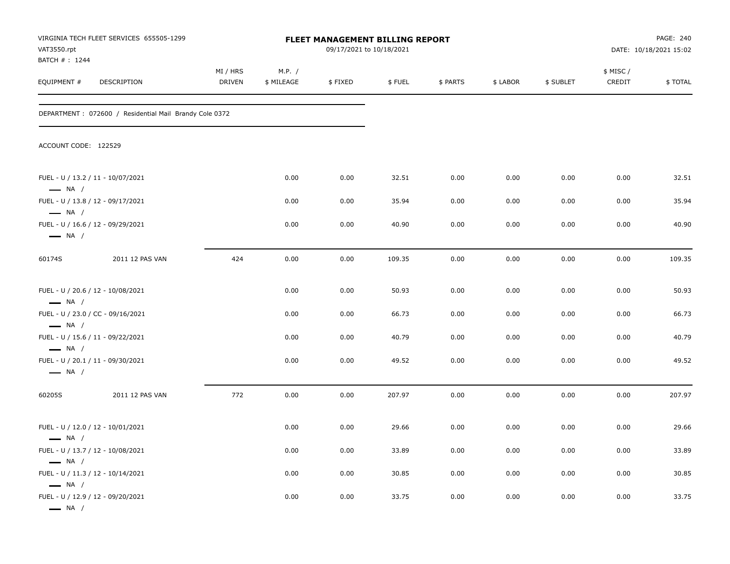VIRGINIA TECH FLEET SERVICES 655505-1299
VAT3550.rpt
BATCH # : 1244

**FLEET MANAGEMENT BILLING REPORT**
09/17/2021 to 10/18/2021

DATE: 10/18/2021 15:02

DEPARTMENT : 072600 / Residential Mail Brandy Cole 0372

ACCOUNT CODE: 122529

| EQUIPMENT # | DESCRIPTION | MI / HRS DRIVEN | M.P. / $ MILEAGE | $ FIXED | $ FUEL | $ PARTS | $ LABOR | $ SUBLET | $ MISC / CREDIT | $ TOTAL |
|---|---|---|---|---|---|---|---|---|---|---|
| FUEL - U / 13.2 / 11 - 10/07/2021 — NA / | | | 0.00 | 0.00 | 32.51 | 0.00 | 0.00 | 0.00 | 0.00 | 32.51 |
| FUEL - U / 13.8 / 12 - 09/17/2021 — NA / | | | 0.00 | 0.00 | 35.94 | 0.00 | 0.00 | 0.00 | 0.00 | 35.94 |
| FUEL - U / 16.6 / 12 - 09/29/2021 — NA / | | | 0.00 | 0.00 | 40.90 | 0.00 | 0.00 | 0.00 | 0.00 | 40.90 |
| 60174S | 2011 12 PAS VAN | 424 | 0.00 | 0.00 | 109.35 | 0.00 | 0.00 | 0.00 | 0.00 | 109.35 |
| FUEL - U / 20.6 / 12 - 10/08/2021 — NA / | | | 0.00 | 0.00 | 50.93 | 0.00 | 0.00 | 0.00 | 0.00 | 50.93 |
| FUEL - U / 23.0 / CC - 09/16/2021 — NA / | | | 0.00 | 0.00 | 66.73 | 0.00 | 0.00 | 0.00 | 0.00 | 66.73 |
| FUEL - U / 15.6 / 11 - 09/22/2021 — NA / | | | 0.00 | 0.00 | 40.79 | 0.00 | 0.00 | 0.00 | 0.00 | 40.79 |
| FUEL - U / 20.1 / 11 - 09/30/2021 — NA / | | | 0.00 | 0.00 | 49.52 | 0.00 | 0.00 | 0.00 | 0.00 | 49.52 |
| 60205S | 2011 12 PAS VAN | 772 | 0.00 | 0.00 | 207.97 | 0.00 | 0.00 | 0.00 | 0.00 | 207.97 |
| FUEL - U / 12.0 / 12 - 10/01/2021 — NA / | | | 0.00 | 0.00 | 29.66 | 0.00 | 0.00 | 0.00 | 0.00 | 29.66 |
| FUEL - U / 13.7 / 12 - 10/08/2021 — NA / | | | 0.00 | 0.00 | 33.89 | 0.00 | 0.00 | 0.00 | 0.00 | 33.89 |
| FUEL - U / 11.3 / 12 - 10/14/2021 — NA / | | | 0.00 | 0.00 | 30.85 | 0.00 | 0.00 | 0.00 | 0.00 | 30.85 |
| FUEL - U / 12.9 / 12 - 09/20/2021 — NA / | | | 0.00 | 0.00 | 33.75 | 0.00 | 0.00 | 0.00 | 0.00 | 33.75 |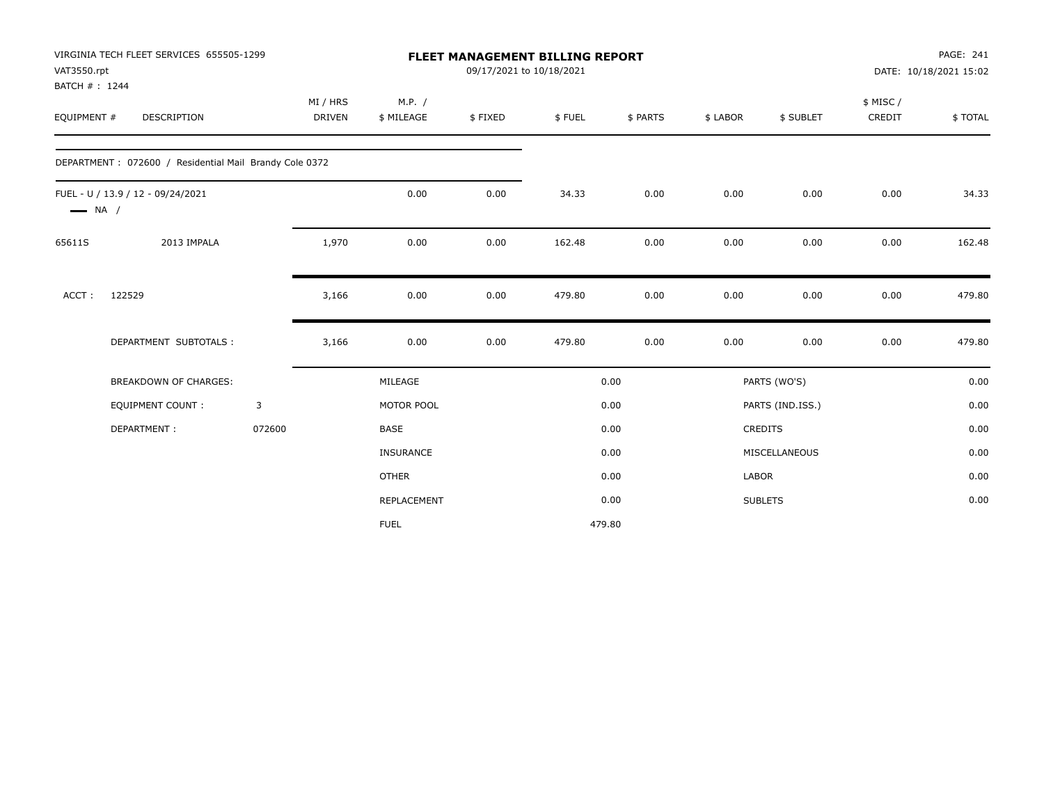VIRGINIA TECH FLEET SERVICES 655505-1299
VAT3550.rpt
BATCH # : 1244

# FLEET MANAGEMENT BILLING REPORT

09/17/2021 to 10/18/2021

DATE: 10/18/2021 15:02

| EQUIPMENT # | DESCRIPTION | MI / HRS DRIVEN | M.P. / $ MILEAGE | $ FIXED | $ FUEL | $ PARTS | $ LABOR | $ SUBLET | $ MISC / CREDIT | $ TOTAL |
|---|---|---|---|---|---|---|---|---|---|---|
| DEPARTMENT : 072600 / Residential Mail Brandy Cole 0372 | | | | | | | | | | |
| FUEL - U / 13.9 / 12 - 09/24/2021 NA / | | | 0.00 | 0.00 | 34.33 | 0.00 | 0.00 | 0.00 | 0.00 | 34.33 |
| 65611S | 2013 IMPALA | 1,970 | 0.00 | 0.00 | 162.48 | 0.00 | 0.00 | 0.00 | 0.00 | 162.48 |
| ACCT : | 122529 | 3,166 | 0.00 | 0.00 | 479.80 | 0.00 | 0.00 | 0.00 | 0.00 | 479.80 |
| | DEPARTMENT SUBTOTALS : | 3,166 | 0.00 | 0.00 | 479.80 | 0.00 | 0.00 | 0.00 | 0.00 | 479.80 |

| BREAKDOWN OF CHARGES: | | | | | |
|---|---|---|---|---|---|
| EQUIPMENT COUNT : | 3 | MILEAGE | 0.00 | PARTS (WO'S) | 0.00 |
| DEPARTMENT : | 072600 | MOTOR POOL | 0.00 | PARTS (IND.ISS.) | 0.00 |
| | | BASE | 0.00 | CREDITS | 0.00 |
| | | INSURANCE | 0.00 | MISCELLANEOUS | 0.00 |
| | | OTHER | 0.00 | LABOR | 0.00 |
| | | REPLACEMENT | 0.00 | SUBLETS | 0.00 |
| | | FUEL | 479.80 | | |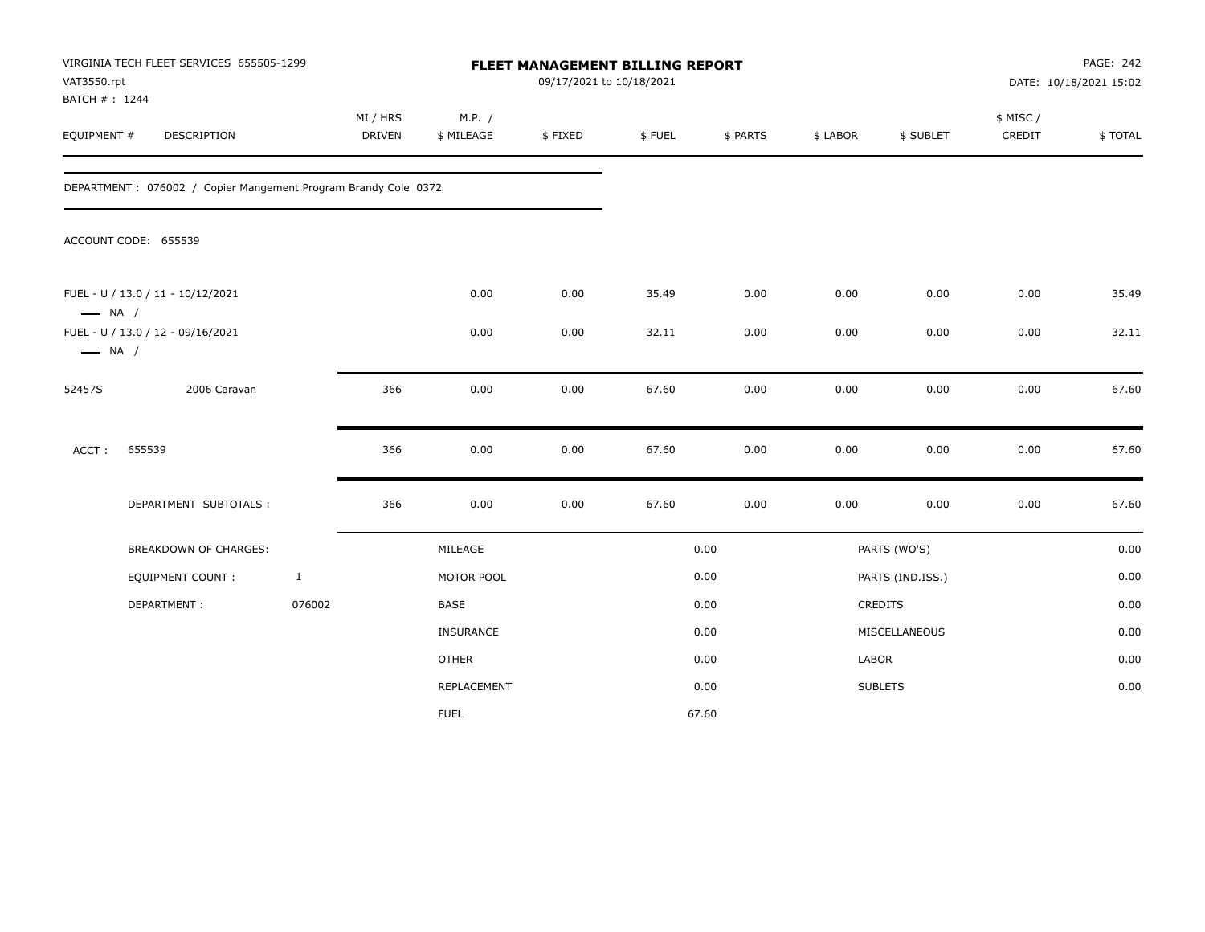VIRGINIA TECH FLEET SERVICES 655505-1299
VAT3550.rpt
BATCH # : 1244

# FLEET MANAGEMENT BILLING REPORT

09/17/2021 to 10/18/2021

DATE: 10/18/2021 15:02

| EQUIPMENT # | DESCRIPTION | MI / HRS DRIVEN | M.P. / $ MILEAGE | $ FIXED | $ FUEL | $ PARTS | $ LABOR | $ SUBLET | $ MISC / CREDIT | $ TOTAL |
|---|---|---|---|---|---|---|---|---|---|---|

DEPARTMENT : 076002 / Copier Mangement Program Brandy Cole 0372

ACCOUNT CODE: 655539

| EQUIPMENT # | DESCRIPTION | MI / HRS DRIVEN | M.P. / $ MILEAGE | $ FIXED | $ FUEL | $ PARTS | $ LABOR | $ SUBLET | $ MISC / CREDIT | $ TOTAL |
|---|---|---|---|---|---|---|---|---|---|---|
| FUEL - U / 13.0 / 11 - 10/12/2021 — NA / | | | 0.00 | 0.00 | 35.49 | 0.00 | 0.00 | 0.00 | 0.00 | 35.49 |
| FUEL - U / 13.0 / 12 - 09/16/2021 — NA / | | | 0.00 | 0.00 | 32.11 | 0.00 | 0.00 | 0.00 | 0.00 | 32.11 |
| 52457S | 2006 Caravan | 366 | 0.00 | 0.00 | 67.60 | 0.00 | 0.00 | 0.00 | 0.00 | 67.60 |
| ACCT : | 655539 | 366 | 0.00 | 0.00 | 67.60 | 0.00 | 0.00 | 0.00 | 0.00 | 67.60 |
| | DEPARTMENT SUBTOTALS : | 366 | 0.00 | 0.00 | 67.60 | 0.00 | 0.00 | 0.00 | 0.00 | 67.60 |

| BREAKDOWN OF CHARGES: | | | | | |
|---|---|---|---|---|---|
| | | MILEAGE | 0.00 | PARTS (WO'S) | 0.00 |
| EQUIPMENT COUNT : | 1 | MOTOR POOL | 0.00 | PARTS (IND.ISS.) | 0.00 |
| DEPARTMENT : | 076002 | BASE | 0.00 | CREDITS | 0.00 |
| | | INSURANCE | 0.00 | MISCELLANEOUS | 0.00 |
| | | OTHER | 0.00 | LABOR | 0.00 |
| | | REPLACEMENT | 0.00 | SUBLETS | 0.00 |
| | | FUEL | 67.60 | | |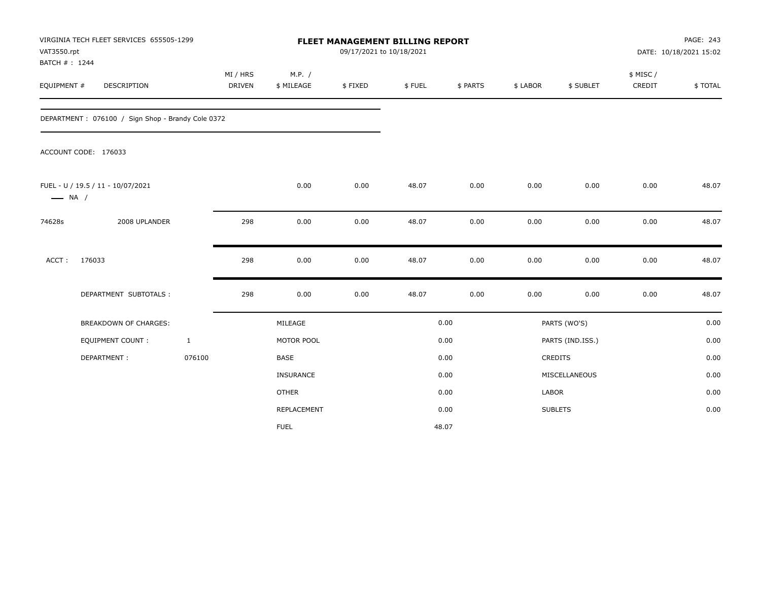VIRGINIA TECH FLEET SERVICES 655505-1299
VAT3550.rpt
BATCH # : 1244

# FLEET MANAGEMENT BILLING REPORT

09/17/2021 to 10/18/2021

PAGE: 243
DATE: 10/18/2021 15:02

| EQUIPMENT # | DESCRIPTION | MI / HRS DRIVEN | M.P. / $ MILEAGE | $ FIXED | $ FUEL | $ PARTS | $ LABOR | $ SUBLET | $ MISC / CREDIT | $ TOTAL |
|---|---|---|---|---|---|---|---|---|---|---|

DEPARTMENT : 076100 / Sign Shop - Brandy Cole 0372

ACCOUNT CODE: 176033

| EQUIPMENT # | DESCRIPTION | MI / HRS DRIVEN | M.P. / $ MILEAGE | $ FIXED | $ FUEL | $ PARTS | $ LABOR | $ SUBLET | $ MISC / CREDIT | $ TOTAL |
|---|---|---|---|---|---|---|---|---|---|---|
| FUEL - U / 19.5 / 11 - 10/07/2021 —— NA / | | | 0.00 | 0.00 | 48.07 | 0.00 | 0.00 | 0.00 | 0.00 | 48.07 |
| 74628s | 2008 UPLANDER | 298 | 0.00 | 0.00 | 48.07 | 0.00 | 0.00 | 0.00 | 0.00 | 48.07 |
| ACCT : | 176033 | 298 | 0.00 | 0.00 | 48.07 | 0.00 | 0.00 | 0.00 | 0.00 | 48.07 |
| | DEPARTMENT SUBTOTALS : | 298 | 0.00 | 0.00 | 48.07 | 0.00 | 0.00 | 0.00 | 0.00 | 48.07 |

| BREAKDOWN OF CHARGES: | | | | | |
|---|---|---|---|---|---|
| EQUIPMENT COUNT : | 1 | MILEAGE | 0.00 | PARTS (WO'S) | 0.00 |
| DEPARTMENT : | 076100 | MOTOR POOL | 0.00 | PARTS (IND.ISS.) | 0.00 |
| | | BASE | 0.00 | CREDITS | 0.00 |
| | | INSURANCE | 0.00 | MISCELLANEOUS | 0.00 |
| | | OTHER | 0.00 | LABOR | 0.00 |
| | | REPLACEMENT | 0.00 | SUBLETS | 0.00 |
| | | FUEL | 48.07 | | |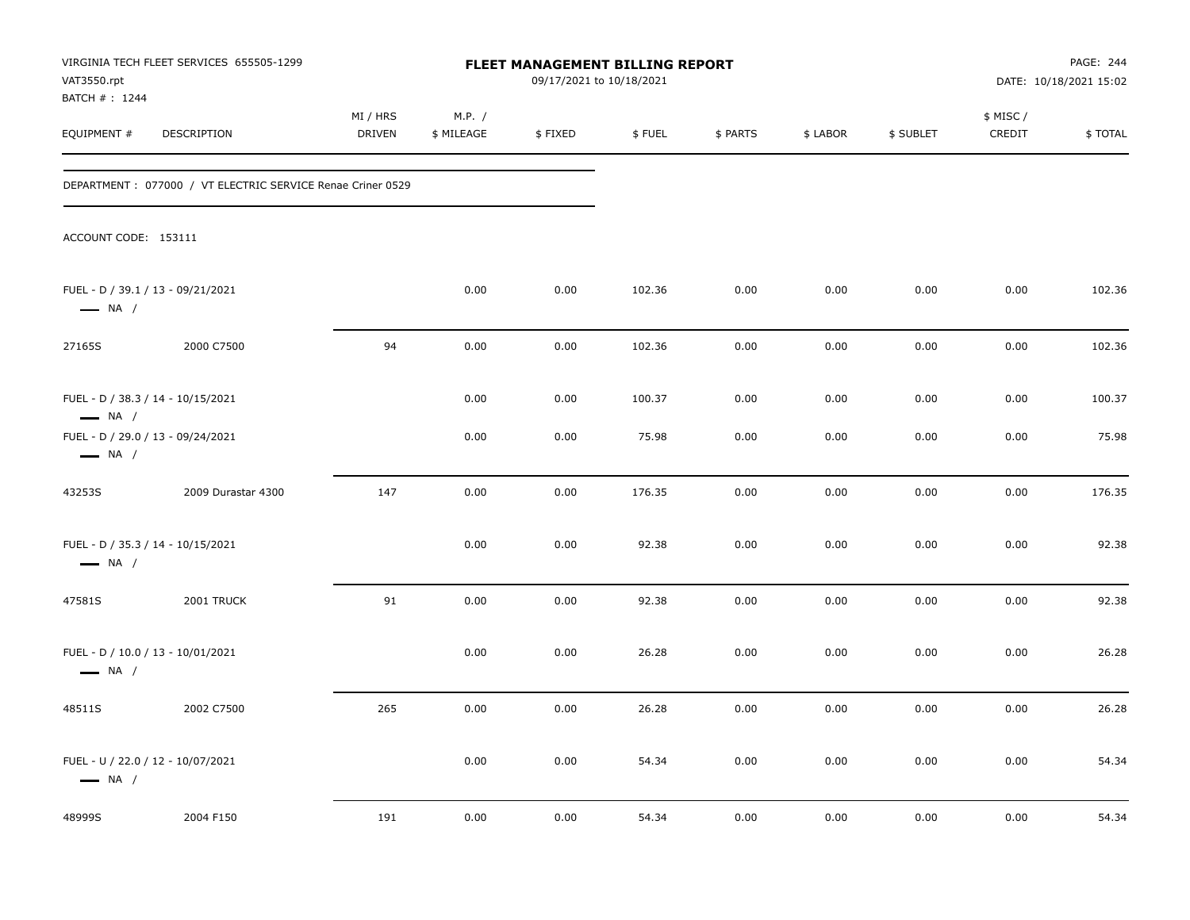VIRGINIA TECH FLEET SERVICES 655505-1299
VAT3550.rpt
BATCH # : 1244

**FLEET MANAGEMENT BILLING REPORT**
09/17/2021 to 10/18/2021

PAGE: 244
DATE: 10/18/2021 15:02

DEPARTMENT : 077000 / VT ELECTRIC SERVICE Renae Criner 0529

ACCOUNT CODE: 153111

| EQUIPMENT # | DESCRIPTION | MI / HRS DRIVEN | M.P. / $ MILEAGE | $ FIXED | $ FUEL | $ PARTS | $ LABOR | $ SUBLET | $ MISC / CREDIT | $ TOTAL |
|---|---|---|---|---|---|---|---|---|---|---|
| FUEL - D / 39.1 / 13 - 09/21/2021 — NA / | | | 0.00 | 0.00 | 102.36 | 0.00 | 0.00 | 0.00 | 0.00 | 102.36 |
| 27165S | 2000 C7500 | 94 | 0.00 | 0.00 | 102.36 | 0.00 | 0.00 | 0.00 | 0.00 | 102.36 |
| FUEL - D / 38.3 / 14 - 10/15/2021 — NA / | | | 0.00 | 0.00 | 100.37 | 0.00 | 0.00 | 0.00 | 0.00 | 100.37 |
| FUEL - D / 29.0 / 13 - 09/24/2021 — NA / | | | 0.00 | 0.00 | 75.98 | 0.00 | 0.00 | 0.00 | 0.00 | 75.98 |
| 43253S | 2009 Durastar 4300 | 147 | 0.00 | 0.00 | 176.35 | 0.00 | 0.00 | 0.00 | 0.00 | 176.35 |
| FUEL - D / 35.3 / 14 - 10/15/2021 — NA / | | | 0.00 | 0.00 | 92.38 | 0.00 | 0.00 | 0.00 | 0.00 | 92.38 |
| 47581S | 2001 TRUCK | 91 | 0.00 | 0.00 | 92.38 | 0.00 | 0.00 | 0.00 | 0.00 | 92.38 |
| FUEL - D / 10.0 / 13 - 10/01/2021 — NA / | | | 0.00 | 0.00 | 26.28 | 0.00 | 0.00 | 0.00 | 0.00 | 26.28 |
| 48511S | 2002 C7500 | 265 | 0.00 | 0.00 | 26.28 | 0.00 | 0.00 | 0.00 | 0.00 | 26.28 |
| FUEL - U / 22.0 / 12 - 10/07/2021 — NA / | | | 0.00 | 0.00 | 54.34 | 0.00 | 0.00 | 0.00 | 0.00 | 54.34 |
| 48999S | 2004 F150 | 191 | 0.00 | 0.00 | 54.34 | 0.00 | 0.00 | 0.00 | 0.00 | 54.34 |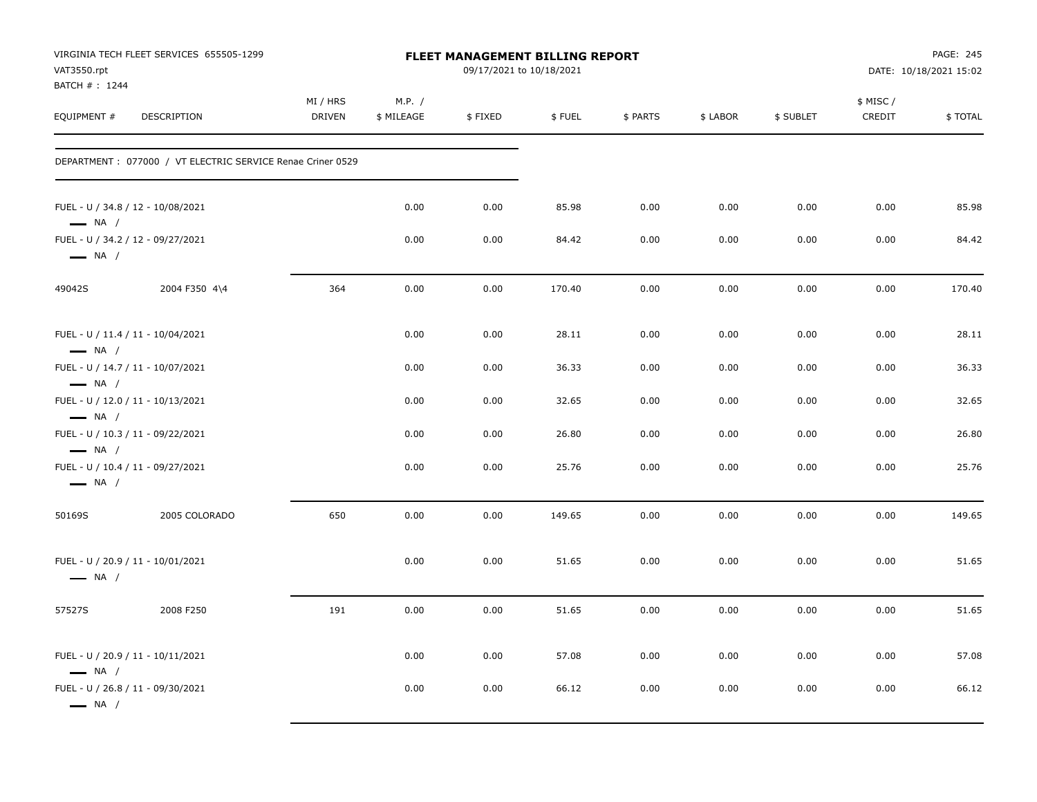VIRGINIA TECH FLEET SERVICES 655505-1299
VAT3550.rpt
BATCH # : 1244

**FLEET MANAGEMENT BILLING REPORT**
09/17/2021 to 10/18/2021

DATE: 10/18/2021 15:02

| EQUIPMENT # | DESCRIPTION | MI / HRS DRIVEN | M.P. / $ MILEAGE | $ FIXED | $ FUEL | $ PARTS | $ LABOR | $ SUBLET | $ MISC / CREDIT | $ TOTAL |
|---|---|---|---|---|---|---|---|---|---|---|
| DEPARTMENT : 077000 / VT ELECTRIC SERVICE Renae Criner 0529 | | | | | | | | | | |
| FUEL - U / 34.8 / 12 - 10/08/2021 — NA / | | | 0.00 | 0.00 | 85.98 | 0.00 | 0.00 | 0.00 | 0.00 | 85.98 |
| FUEL - U / 34.2 / 12 - 09/27/2021 — NA / | | | 0.00 | 0.00 | 84.42 | 0.00 | 0.00 | 0.00 | 0.00 | 84.42 |
| 49042S | 2004 F350 4\4 | 364 | 0.00 | 0.00 | 170.40 | 0.00 | 0.00 | 0.00 | 0.00 | 170.40 |
| FUEL - U / 11.4 / 11 - 10/04/2021 — NA / | | | 0.00 | 0.00 | 28.11 | 0.00 | 0.00 | 0.00 | 0.00 | 28.11 |
| FUEL - U / 14.7 / 11 - 10/07/2021 — NA / | | | 0.00 | 0.00 | 36.33 | 0.00 | 0.00 | 0.00 | 0.00 | 36.33 |
| FUEL - U / 12.0 / 11 - 10/13/2021 — NA / | | | 0.00 | 0.00 | 32.65 | 0.00 | 0.00 | 0.00 | 0.00 | 32.65 |
| FUEL - U / 10.3 / 11 - 09/22/2021 — NA / | | | 0.00 | 0.00 | 26.80 | 0.00 | 0.00 | 0.00 | 0.00 | 26.80 |
| FUEL - U / 10.4 / 11 - 09/27/2021 — NA / | | | 0.00 | 0.00 | 25.76 | 0.00 | 0.00 | 0.00 | 0.00 | 25.76 |
| 50169S | 2005 COLORADO | 650 | 0.00 | 0.00 | 149.65 | 0.00 | 0.00 | 0.00 | 0.00 | 149.65 |
| FUEL - U / 20.9 / 11 - 10/01/2021 — NA / | | | 0.00 | 0.00 | 51.65 | 0.00 | 0.00 | 0.00 | 0.00 | 51.65 |
| 57527S | 2008 F250 | 191 | 0.00 | 0.00 | 51.65 | 0.00 | 0.00 | 0.00 | 0.00 | 51.65 |
| FUEL - U / 20.9 / 11 - 10/11/2021 — NA / | | | 0.00 | 0.00 | 57.08 | 0.00 | 0.00 | 0.00 | 0.00 | 57.08 |
| FUEL - U / 26.8 / 11 - 09/30/2021 — NA / | | | 0.00 | 0.00 | 66.12 | 0.00 | 0.00 | 0.00 | 0.00 | 66.12 |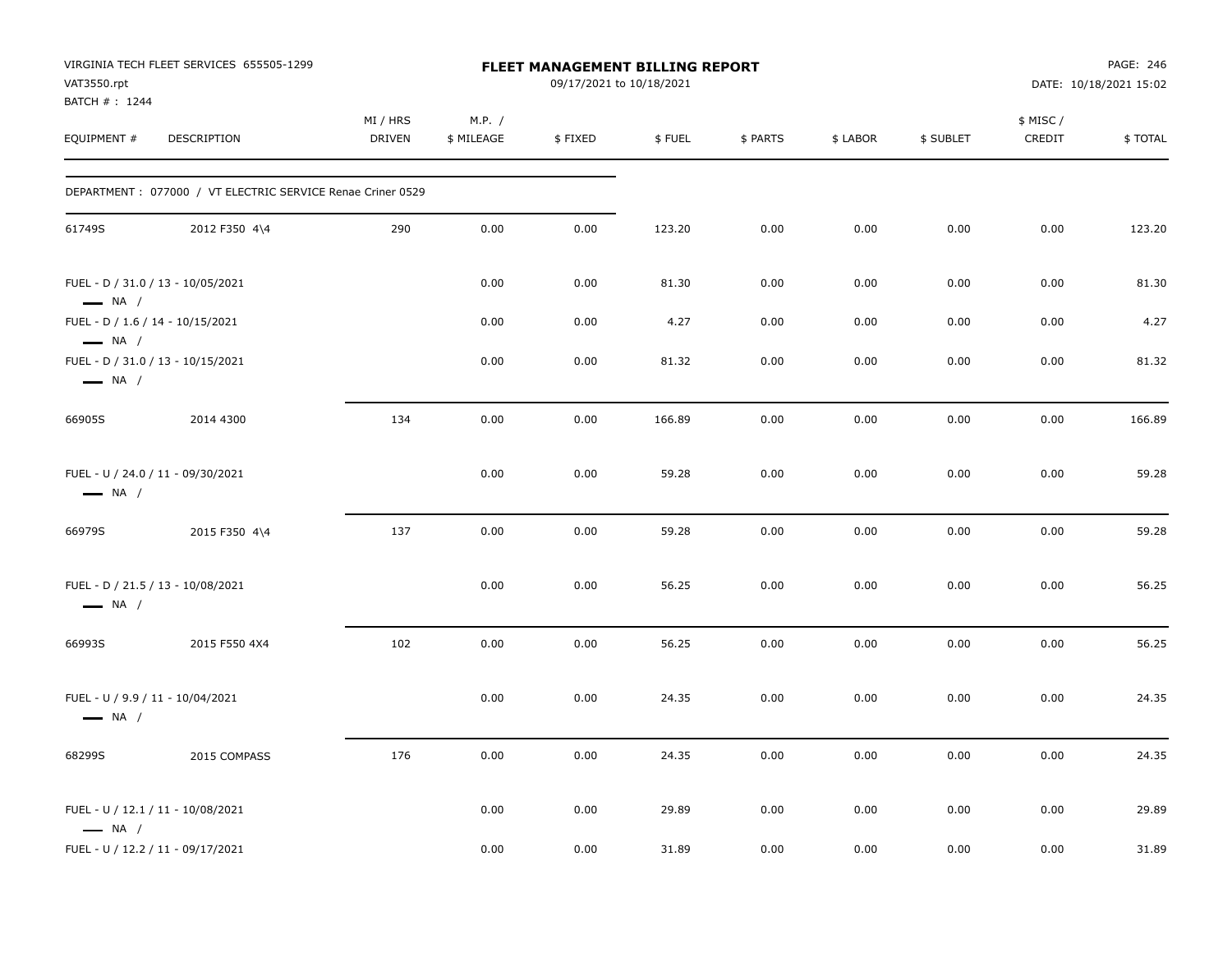VIRGINIA TECH FLEET SERVICES 655505-1299
VAT3550.rpt
BATCH # : 1244

**FLEET MANAGEMENT BILLING REPORT**
09/17/2021 to 10/18/2021

PAGE: 246
DATE: 10/18/2021 15:02

| EQUIPMENT # | DESCRIPTION | MI / HRS DRIVEN | M.P. / $ MILEAGE | $ FIXED | $ FUEL | $ PARTS | $ LABOR | $ SUBLET | $ MISC / CREDIT | $ TOTAL |
|---|---|---|---|---|---|---|---|---|---|---|
| DEPARTMENT : 077000 / VT ELECTRIC SERVICE Renae Criner 0529 | | | | | | | | | | |
| 61749S | 2012 F350 4\4 | 290 | 0.00 | 0.00 | 123.20 | 0.00 | 0.00 | 0.00 | 0.00 | 123.20 |
| FUEL - D / 31.0 / 13 - 10/05/2021 — NA / | | | 0.00 | 0.00 | 81.30 | 0.00 | 0.00 | 0.00 | 0.00 | 81.30 |
| FUEL - D / 1.6 / 14 - 10/15/2021 — NA / | | | 0.00 | 0.00 | 4.27 | 0.00 | 0.00 | 0.00 | 0.00 | 4.27 |
| FUEL - D / 31.0 / 13 - 10/15/2021 — NA / | | | 0.00 | 0.00 | 81.32 | 0.00 | 0.00 | 0.00 | 0.00 | 81.32 |
| 66905S | 2014 4300 | 134 | 0.00 | 0.00 | 166.89 | 0.00 | 0.00 | 0.00 | 0.00 | 166.89 |
| FUEL - U / 24.0 / 11 - 09/30/2021 — NA / | | | 0.00 | 0.00 | 59.28 | 0.00 | 0.00 | 0.00 | 0.00 | 59.28 |
| 66979S | 2015 F350 4\4 | 137 | 0.00 | 0.00 | 59.28 | 0.00 | 0.00 | 0.00 | 0.00 | 59.28 |
| FUEL - D / 21.5 / 13 - 10/08/2021 — NA / | | | 0.00 | 0.00 | 56.25 | 0.00 | 0.00 | 0.00 | 0.00 | 56.25 |
| 66993S | 2015 F550 4X4 | 102 | 0.00 | 0.00 | 56.25 | 0.00 | 0.00 | 0.00 | 0.00 | 56.25 |
| FUEL - U / 9.9 / 11 - 10/04/2021 — NA / | | | 0.00 | 0.00 | 24.35 | 0.00 | 0.00 | 0.00 | 0.00 | 24.35 |
| 68299S | 2015 COMPASS | 176 | 0.00 | 0.00 | 24.35 | 0.00 | 0.00 | 0.00 | 0.00 | 24.35 |
| FUEL - U / 12.1 / 11 - 10/08/2021 — NA / | | | 0.00 | 0.00 | 29.89 | 0.00 | 0.00 | 0.00 | 0.00 | 29.89 |
| FUEL - U / 12.2 / 11 - 09/17/2021 | | | 0.00 | 0.00 | 31.89 | 0.00 | 0.00 | 0.00 | 0.00 | 31.89 |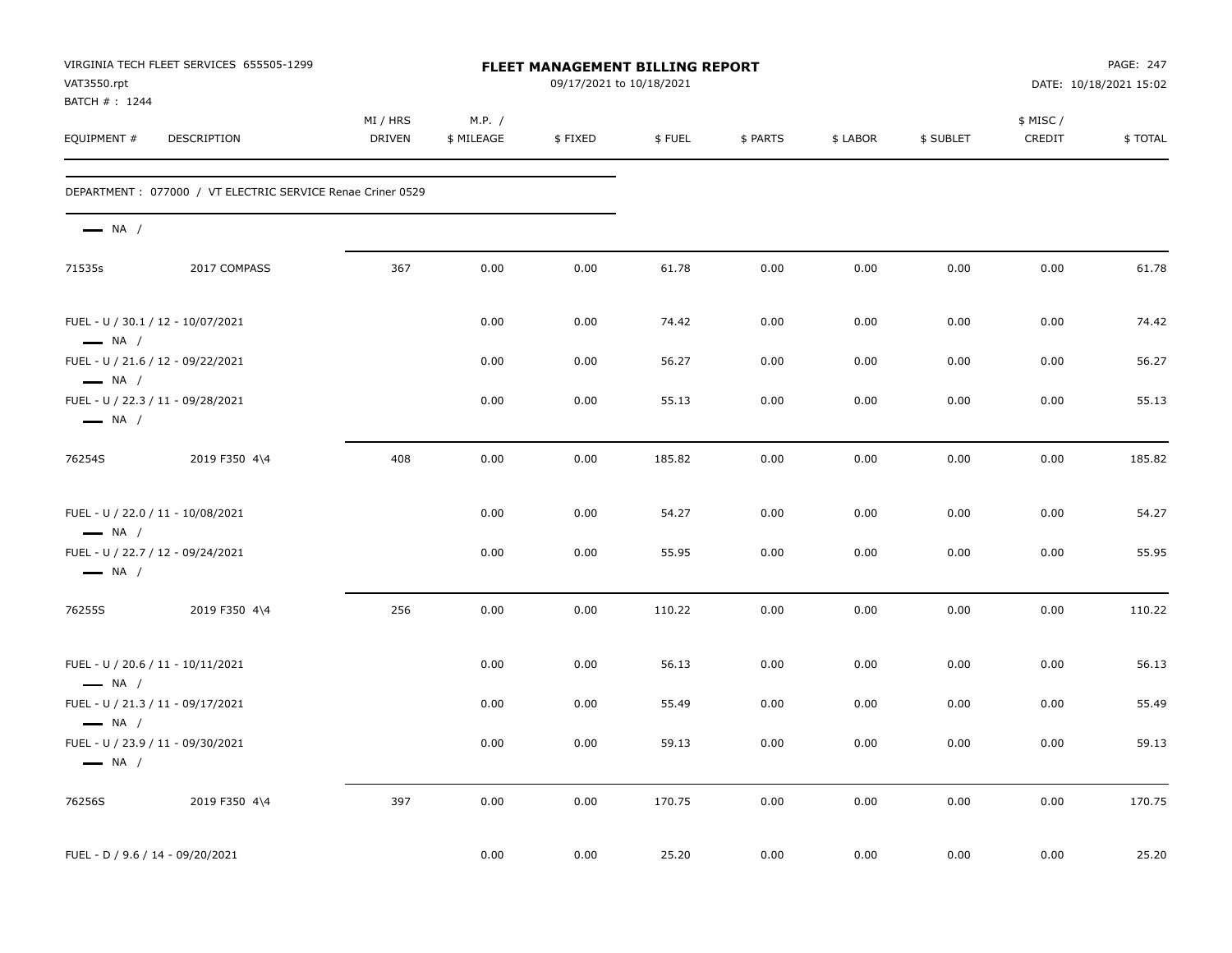VIRGINIA TECH FLEET SERVICES 655505-1299
VAT3550.rpt
BATCH # : 1244

# FLEET MANAGEMENT BILLING REPORT

09/17/2021 to 10/18/2021

DATE: 10/18/2021 15:02

| EQUIPMENT # | DESCRIPTION | MI / HRS DRIVEN | M.P. / $ MILEAGE | $ FIXED | $ FUEL | $ PARTS | $ LABOR | $ SUBLET | $ MISC / CREDIT | $ TOTAL |
|---|---|---|---|---|---|---|---|---|---|---|
| DEPARTMENT : 077000 / VT ELECTRIC SERVICE Renae Criner 0529 | | | | | | | | | | |
| — NA / | | | | | | | | | | |
| 71535s | 2017 COMPASS | 367 | 0.00 | 0.00 | 61.78 | 0.00 | 0.00 | 0.00 | 0.00 | 61.78 |
| FUEL - U / 30.1 / 12 - 10/07/2021 — NA / | | | 0.00 | 0.00 | 74.42 | 0.00 | 0.00 | 0.00 | 0.00 | 74.42 |
| FUEL - U / 21.6 / 12 - 09/22/2021 — NA / | | | 0.00 | 0.00 | 56.27 | 0.00 | 0.00 | 0.00 | 0.00 | 56.27 |
| FUEL - U / 22.3 / 11 - 09/28/2021 — NA / | | | 0.00 | 0.00 | 55.13 | 0.00 | 0.00 | 0.00 | 0.00 | 55.13 |
| 76254S | 2019 F350 4\4 | 408 | 0.00 | 0.00 | 185.82 | 0.00 | 0.00 | 0.00 | 0.00 | 185.82 |
| FUEL - U / 22.0 / 11 - 10/08/2021 — NA / | | | 0.00 | 0.00 | 54.27 | 0.00 | 0.00 | 0.00 | 0.00 | 54.27 |
| FUEL - U / 22.7 / 12 - 09/24/2021 — NA / | | | 0.00 | 0.00 | 55.95 | 0.00 | 0.00 | 0.00 | 0.00 | 55.95 |
| 76255S | 2019 F350 4\4 | 256 | 0.00 | 0.00 | 110.22 | 0.00 | 0.00 | 0.00 | 0.00 | 110.22 |
| FUEL - U / 20.6 / 11 - 10/11/2021 — NA / | | | 0.00 | 0.00 | 56.13 | 0.00 | 0.00 | 0.00 | 0.00 | 56.13 |
| FUEL - U / 21.3 / 11 - 09/17/2021 — NA / | | | 0.00 | 0.00 | 55.49 | 0.00 | 0.00 | 0.00 | 0.00 | 55.49 |
| FUEL - U / 23.9 / 11 - 09/30/2021 — NA / | | | 0.00 | 0.00 | 59.13 | 0.00 | 0.00 | 0.00 | 0.00 | 59.13 |
| 76256S | 2019 F350 4\4 | 397 | 0.00 | 0.00 | 170.75 | 0.00 | 0.00 | 0.00 | 0.00 | 170.75 |
| FUEL - D / 9.6 / 14 - 09/20/2021 | | | 0.00 | 0.00 | 25.20 | 0.00 | 0.00 | 0.00 | 0.00 | 25.20 |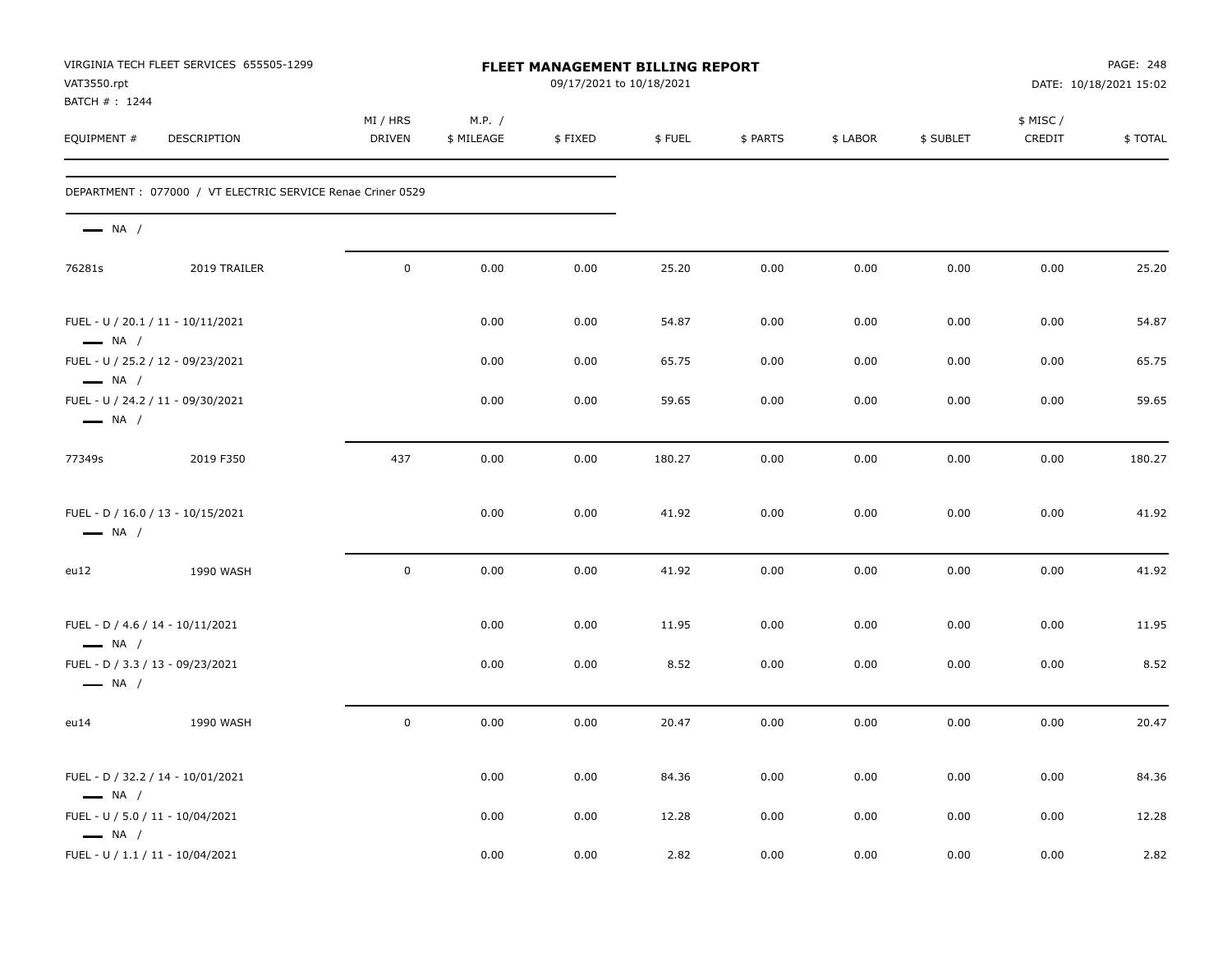VIRGINIA TECH FLEET SERVICES 655505-1299
VAT3550.rpt
BATCH # : 1244

# FLEET MANAGEMENT BILLING REPORT

09/17/2021 to 10/18/2021

DATE: 10/18/2021 15:02

| EQUIPMENT # | DESCRIPTION | MI / HRS DRIVEN | M.P. / $ MILEAGE | $ FIXED | $ FUEL | $ PARTS | $ LABOR | $ SUBLET | $ MISC / CREDIT | $ TOTAL |
|---|---|---|---|---|---|---|---|---|---|---|
| DEPARTMENT : 077000 / VT ELECTRIC SERVICE Renae Criner 0529 | | | | | | | | | | |
| — NA / | | | | | | | | | | |
| 76281s | 2019 TRAILER | 0 | 0.00 | 0.00 | 25.20 | 0.00 | 0.00 | 0.00 | 0.00 | 25.20 |
| FUEL - U / 20.1 / 11 - 10/11/2021 | | | 0.00 | 0.00 | 54.87 | 0.00 | 0.00 | 0.00 | 0.00 | 54.87 |
| — NA / | | | | | | | | | | |
| FUEL - U / 25.2 / 12 - 09/23/2021 | | | 0.00 | 0.00 | 65.75 | 0.00 | 0.00 | 0.00 | 0.00 | 65.75 |
| — NA / | | | | | | | | | | |
| FUEL - U / 24.2 / 11 - 09/30/2021 | | | 0.00 | 0.00 | 59.65 | 0.00 | 0.00 | 0.00 | 0.00 | 59.65 |
| — NA / | | | | | | | | | | |
| 77349s | 2019 F350 | 437 | 0.00 | 0.00 | 180.27 | 0.00 | 0.00 | 0.00 | 0.00 | 180.27 |
| FUEL - D / 16.0 / 13 - 10/15/2021 | | | 0.00 | 0.00 | 41.92 | 0.00 | 0.00 | 0.00 | 0.00 | 41.92 |
| — NA / | | | | | | | | | | |
| eu12 | 1990 WASH | 0 | 0.00 | 0.00 | 41.92 | 0.00 | 0.00 | 0.00 | 0.00 | 41.92 |
| FUEL - D / 4.6 / 14 - 10/11/2021 | | | 0.00 | 0.00 | 11.95 | 0.00 | 0.00 | 0.00 | 0.00 | 11.95 |
| — NA / | | | | | | | | | | |
| FUEL - D / 3.3 / 13 - 09/23/2021 | | | 0.00 | 0.00 | 8.52 | 0.00 | 0.00 | 0.00 | 0.00 | 8.52 |
| — NA / | | | | | | | | | | |
| eu14 | 1990 WASH | 0 | 0.00 | 0.00 | 20.47 | 0.00 | 0.00 | 0.00 | 0.00 | 20.47 |
| FUEL - D / 32.2 / 14 - 10/01/2021 | | | 0.00 | 0.00 | 84.36 | 0.00 | 0.00 | 0.00 | 0.00 | 84.36 |
| — NA / | | | | | | | | | | |
| FUEL - U / 5.0 / 11 - 10/04/2021 | | | 0.00 | 0.00 | 12.28 | 0.00 | 0.00 | 0.00 | 0.00 | 12.28 |
| — NA / | | | | | | | | | | |
| FUEL - U / 1.1 / 11 - 10/04/2021 | | | 0.00 | 0.00 | 2.82 | 0.00 | 0.00 | 0.00 | 0.00 | 2.82 |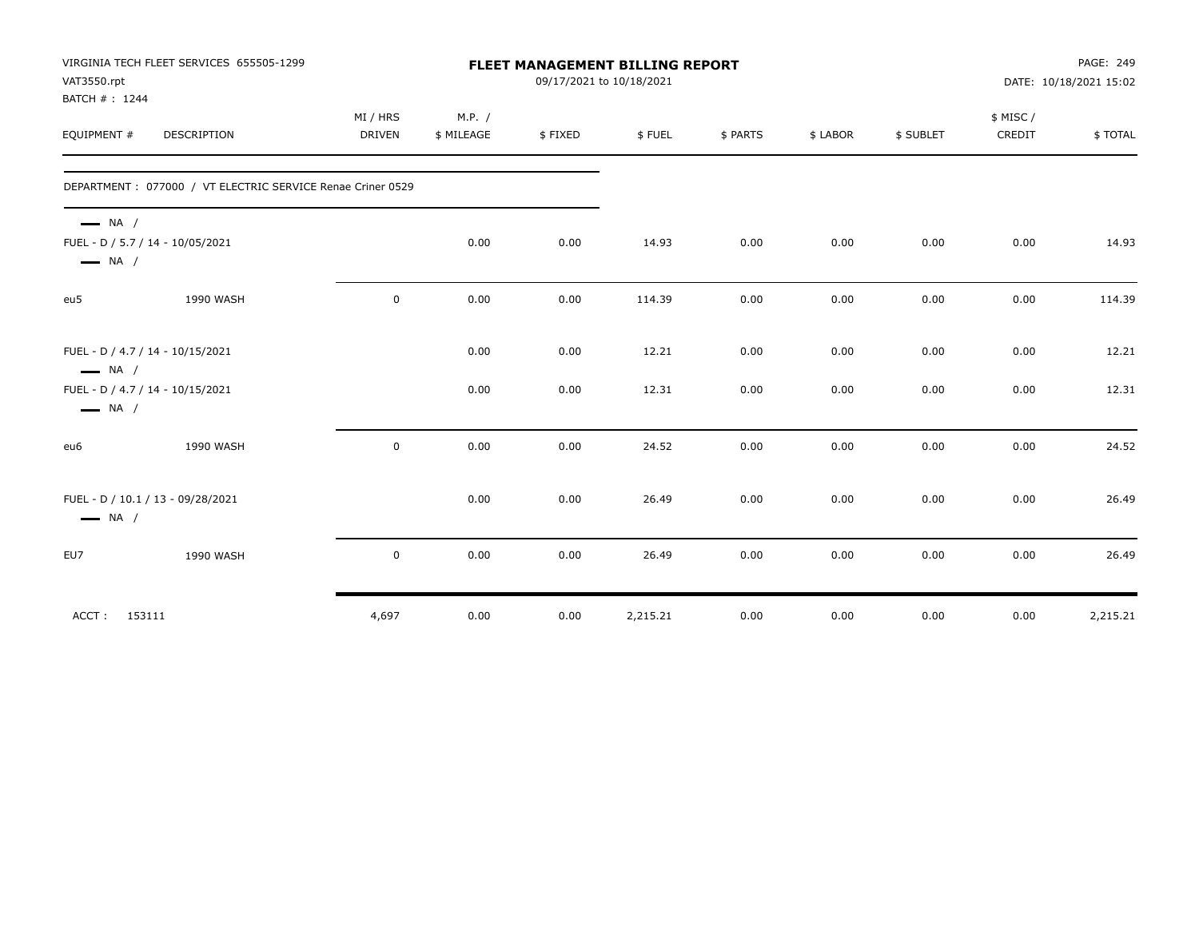VIRGINIA TECH FLEET SERVICES 655505-1299
VAT3550.rpt
BATCH # : 1244

# FLEET MANAGEMENT BILLING REPORT

09/17/2021 to 10/18/2021

PAGE: 249
DATE: 10/18/2021 15:02

| EQUIPMENT # | DESCRIPTION | MI / HRS DRIVEN | M.P. / $ MILEAGE | $ FIXED | $ FUEL | $ PARTS | $ LABOR | $ SUBLET | $ MISC / CREDIT | $ TOTAL |
|---|---|---|---|---|---|---|---|---|---|---|
| DEPARTMENT : 077000 / VT ELECTRIC SERVICE Renae Criner 0529 | | | | | | | | | | |
| — NA / | | | | | | | | | | |
| FUEL - D / 5.7 / 14 - 10/05/2021 — NA / | | | 0.00 | 0.00 | 14.93 | 0.00 | 0.00 | 0.00 | 0.00 | 14.93 |
| eu5 | 1990 WASH | 0 | 0.00 | 0.00 | 114.39 | 0.00 | 0.00 | 0.00 | 0.00 | 114.39 |
| FUEL - D / 4.7 / 14 - 10/15/2021 — NA / | | | 0.00 | 0.00 | 12.21 | 0.00 | 0.00 | 0.00 | 0.00 | 12.21 |
| FUEL - D / 4.7 / 14 - 10/15/2021 — NA / | | | 0.00 | 0.00 | 12.31 | 0.00 | 0.00 | 0.00 | 0.00 | 12.31 |
| eu6 | 1990 WASH | 0 | 0.00 | 0.00 | 24.52 | 0.00 | 0.00 | 0.00 | 0.00 | 24.52 |
| FUEL - D / 10.1 / 13 - 09/28/2021 — NA / | | | 0.00 | 0.00 | 26.49 | 0.00 | 0.00 | 0.00 | 0.00 | 26.49 |
| EU7 | 1990 WASH | 0 | 0.00 | 0.00 | 26.49 | 0.00 | 0.00 | 0.00 | 0.00 | 26.49 |
| ACCT : 153111 | | 4,697 | 0.00 | 0.00 | 2,215.21 | 0.00 | 0.00 | 0.00 | 0.00 | 2,215.21 |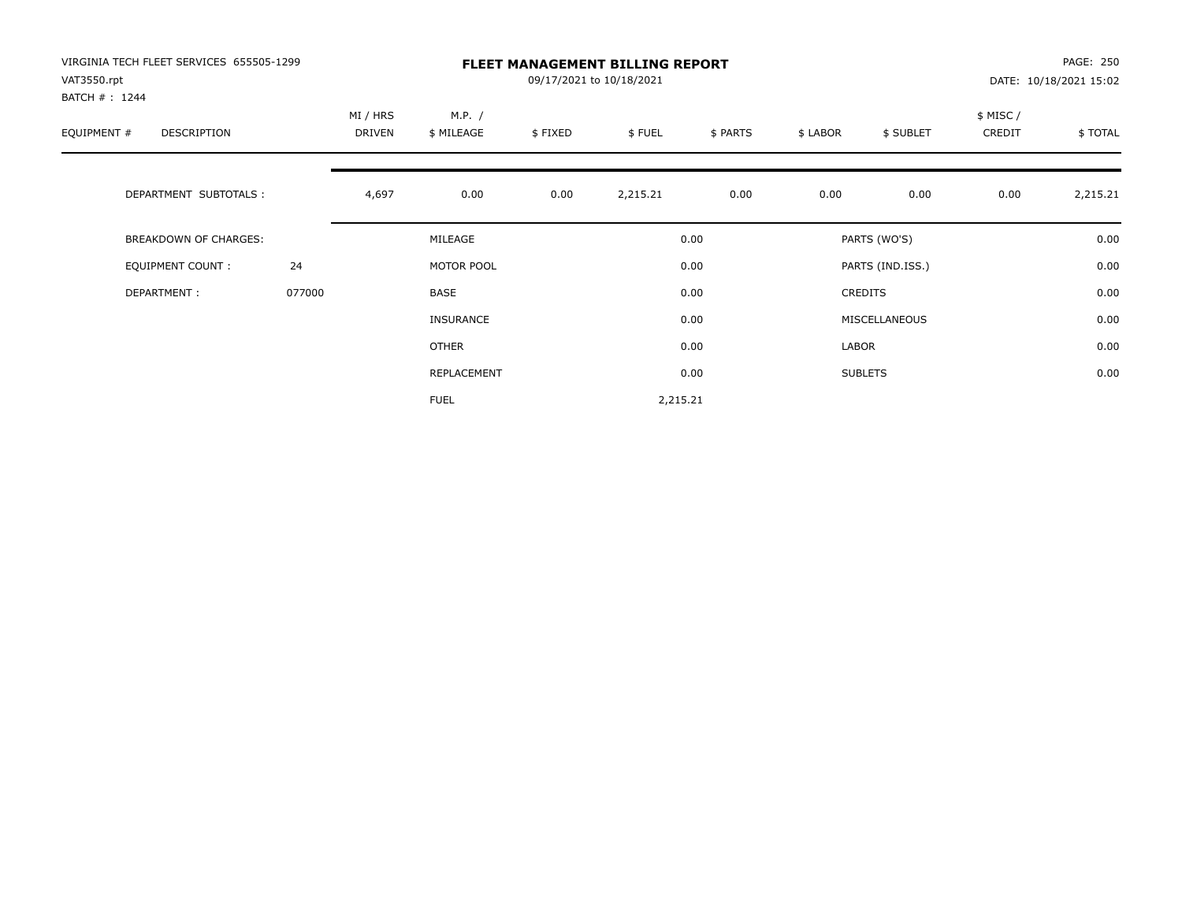VIRGINIA TECH FLEET SERVICES 655505-1299
VAT3550.rpt
BATCH # : 1244

# FLEET MANAGEMENT BILLING REPORT

09/17/2021 to 10/18/2021

DATE: 10/18/2021 15:02

| EQUIPMENT # | DESCRIPTION | MI / HRS DRIVEN | M.P. / $ MILEAGE | $ FIXED | $ FUEL | $ PARTS | $ LABOR | $ SUBLET | $ MISC / CREDIT | $ TOTAL |
|---|---|---|---|---|---|---|---|---|---|---|
| | DEPARTMENT SUBTOTALS : | 4,697 | 0.00 | 0.00 | 2,215.21 | 0.00 | 0.00 | 0.00 | 0.00 | 2,215.21 |

| BREAKDOWN OF CHARGES: | | | | | |
|---|---|---|---|---|---|
| EQUIPMENT COUNT : | 24 | MILEAGE | 0.00 | PARTS (WO'S) | 0.00 |
| DEPARTMENT : | 077000 | MOTOR POOL | 0.00 | PARTS (IND.ISS.) | 0.00 |
| | | BASE | 0.00 | CREDITS | 0.00 |
| | | INSURANCE | 0.00 | MISCELLANEOUS | 0.00 |
| | | OTHER | 0.00 | LABOR | 0.00 |
| | | REPLACEMENT | 0.00 | SUBLETS | 0.00 |
| | | FUEL | 2,215.21 | | |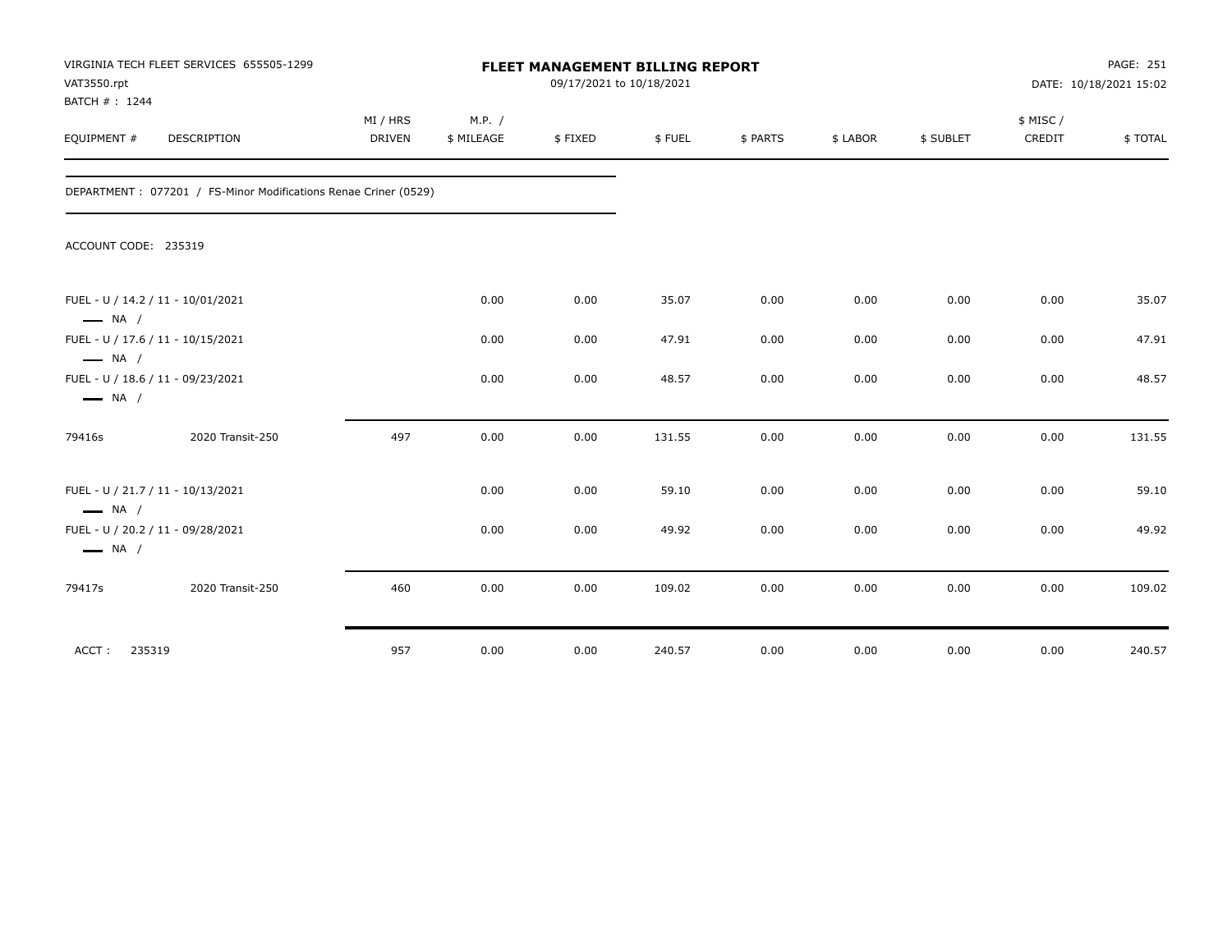VIRGINIA TECH FLEET SERVICES 655505-1299
VAT3550.rpt
BATCH # : 1244

**FLEET MANAGEMENT BILLING REPORT**
09/17/2021 to 10/18/2021

DATE: 10/18/2021 15:02

DEPARTMENT : 077201 / FS-Minor Modifications Renae Criner (0529)

ACCOUNT CODE: 235319

| EQUIPMENT # | DESCRIPTION | MI / HRS DRIVEN | M.P. / $ MILEAGE | $ FIXED | $ FUEL | $ PARTS | $ LABOR | $ SUBLET | $ MISC / CREDIT | $ TOTAL |
|---|---|---|---|---|---|---|---|---|---|---|
| FUEL - U / 14.2 / 11 - 10/01/2021<br>NA / | | | 0.00 | 0.00 | 35.07 | 0.00 | 0.00 | 0.00 | 0.00 | 35.07 |
| FUEL - U / 17.6 / 11 - 10/15/2021<br>NA / | | | 0.00 | 0.00 | 47.91 | 0.00 | 0.00 | 0.00 | 0.00 | 47.91 |
| FUEL - U / 18.6 / 11 - 09/23/2021<br>NA / | | | 0.00 | 0.00 | 48.57 | 0.00 | 0.00 | 0.00 | 0.00 | 48.57 |
| 79416s | 2020 Transit-250 | 497 | 0.00 | 0.00 | 131.55 | 0.00 | 0.00 | 0.00 | 0.00 | 131.55 |
| FUEL - U / 21.7 / 11 - 10/13/2021<br>NA / | | | 0.00 | 0.00 | 59.10 | 0.00 | 0.00 | 0.00 | 0.00 | 59.10 |
| FUEL - U / 20.2 / 11 - 09/28/2021<br>NA / | | | 0.00 | 0.00 | 49.92 | 0.00 | 0.00 | 0.00 | 0.00 | 49.92 |
| 79417s | 2020 Transit-250 | 460 | 0.00 | 0.00 | 109.02 | 0.00 | 0.00 | 0.00 | 0.00 | 109.02 |
| ACCT : 235319 | | 957 | 0.00 | 0.00 | 240.57 | 0.00 | 0.00 | 0.00 | 0.00 | 240.57 |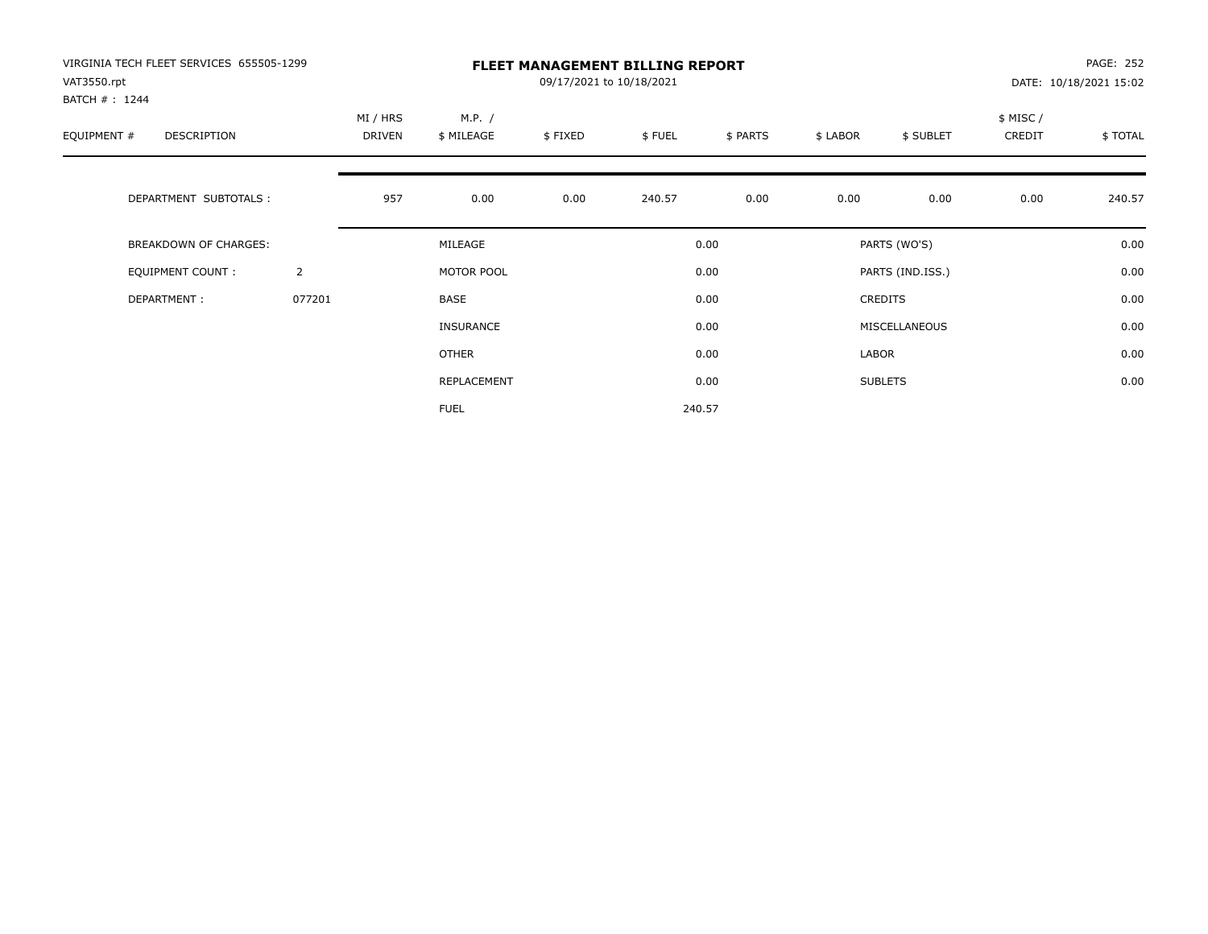VIRGINIA TECH FLEET SERVICES 655505-1299
VAT3550.rpt
BATCH # : 1244

# FLEET MANAGEMENT BILLING REPORT

09/17/2021 to 10/18/2021

DATE: 10/18/2021 15:02

| EQUIPMENT # | DESCRIPTION | MI / HRS DRIVEN | M.P. / $ MILEAGE | $ FIXED | $ FUEL | $ PARTS | $ LABOR | $ SUBLET | $ MISC / CREDIT | $ TOTAL |
|---|---|---|---|---|---|---|---|---|---|---|
| | DEPARTMENT SUBTOTALS : | 957 | 0.00 | 0.00 | 240.57 | 0.00 | 0.00 | 0.00 | 0.00 | 240.57 |

| | | | | | |
|---|---|---|---|---|---|
| BREAKDOWN OF CHARGES: | | MILEAGE | 0.00 | PARTS (WO'S) | 0.00 |
| EQUIPMENT COUNT : | 2 | MOTOR POOL | 0.00 | PARTS (IND.ISS.) | 0.00 |
| DEPARTMENT : | 077201 | BASE | 0.00 | CREDITS | 0.00 |
| | | INSURANCE | 0.00 | MISCELLANEOUS | 0.00 |
| | | OTHER | 0.00 | LABOR | 0.00 |
| | | REPLACEMENT | 0.00 | SUBLETS | 0.00 |
| | | FUEL | 240.57 | | |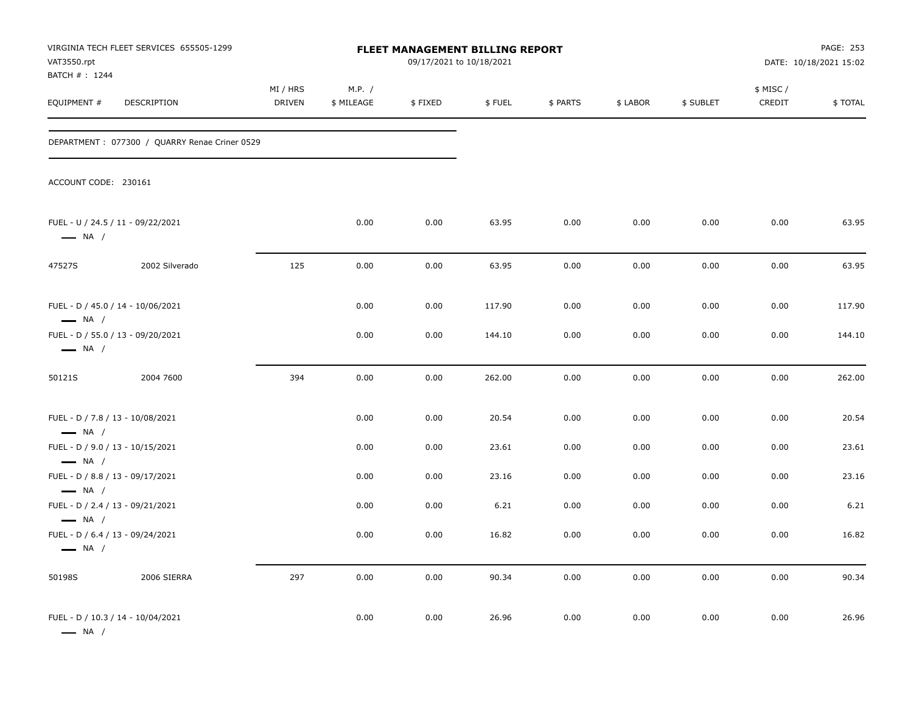VIRGINIA TECH FLEET SERVICES 655505-1299
VAT3550.rpt
BATCH # : 1244

# FLEET MANAGEMENT BILLING REPORT

09/17/2021 to 10/18/2021

DATE: 10/18/2021 15:02

DEPARTMENT : 077300 / QUARRY Renae Criner 0529

ACCOUNT CODE: 230161

| EQUIPMENT # | DESCRIPTION | MI / HRS DRIVEN | M.P. / $ MILEAGE | $ FIXED | $ FUEL | $ PARTS | $ LABOR | $ SUBLET | $ MISC / CREDIT | $ TOTAL |
|---|---|---|---|---|---|---|---|---|---|---|
| FUEL - U / 24.5 / 11 - 09/22/2021 — NA / | | | 0.00 | 0.00 | 63.95 | 0.00 | 0.00 | 0.00 | 0.00 | 63.95 |
| 47527S | 2002 Silverado | 125 | 0.00 | 0.00 | 63.95 | 0.00 | 0.00 | 0.00 | 0.00 | 63.95 |
| FUEL - D / 45.0 / 14 - 10/06/2021 — NA / | | | 0.00 | 0.00 | 117.90 | 0.00 | 0.00 | 0.00 | 0.00 | 117.90 |
| FUEL - D / 55.0 / 13 - 09/20/2021 — NA / | | | 0.00 | 0.00 | 144.10 | 0.00 | 0.00 | 0.00 | 0.00 | 144.10 |
| 50121S | 2004 7600 | 394 | 0.00 | 0.00 | 262.00 | 0.00 | 0.00 | 0.00 | 0.00 | 262.00 |
| FUEL - D / 7.8 / 13 - 10/08/2021 — NA / | | | 0.00 | 0.00 | 20.54 | 0.00 | 0.00 | 0.00 | 0.00 | 20.54 |
| FUEL - D / 9.0 / 13 - 10/15/2021 — NA / | | | 0.00 | 0.00 | 23.61 | 0.00 | 0.00 | 0.00 | 0.00 | 23.61 |
| FUEL - D / 8.8 / 13 - 09/17/2021 — NA / | | | 0.00 | 0.00 | 23.16 | 0.00 | 0.00 | 0.00 | 0.00 | 23.16 |
| FUEL - D / 2.4 / 13 - 09/21/2021 — NA / | | | 0.00 | 0.00 | 6.21 | 0.00 | 0.00 | 0.00 | 0.00 | 6.21 |
| FUEL - D / 6.4 / 13 - 09/24/2021 — NA / | | | 0.00 | 0.00 | 16.82 | 0.00 | 0.00 | 0.00 | 0.00 | 16.82 |
| 50198S | 2006 SIERRA | 297 | 0.00 | 0.00 | 90.34 | 0.00 | 0.00 | 0.00 | 0.00 | 90.34 |
| FUEL - D / 10.3 / 14 - 10/04/2021 — NA / | | | 0.00 | 0.00 | 26.96 | 0.00 | 0.00 | 0.00 | 0.00 | 26.96 |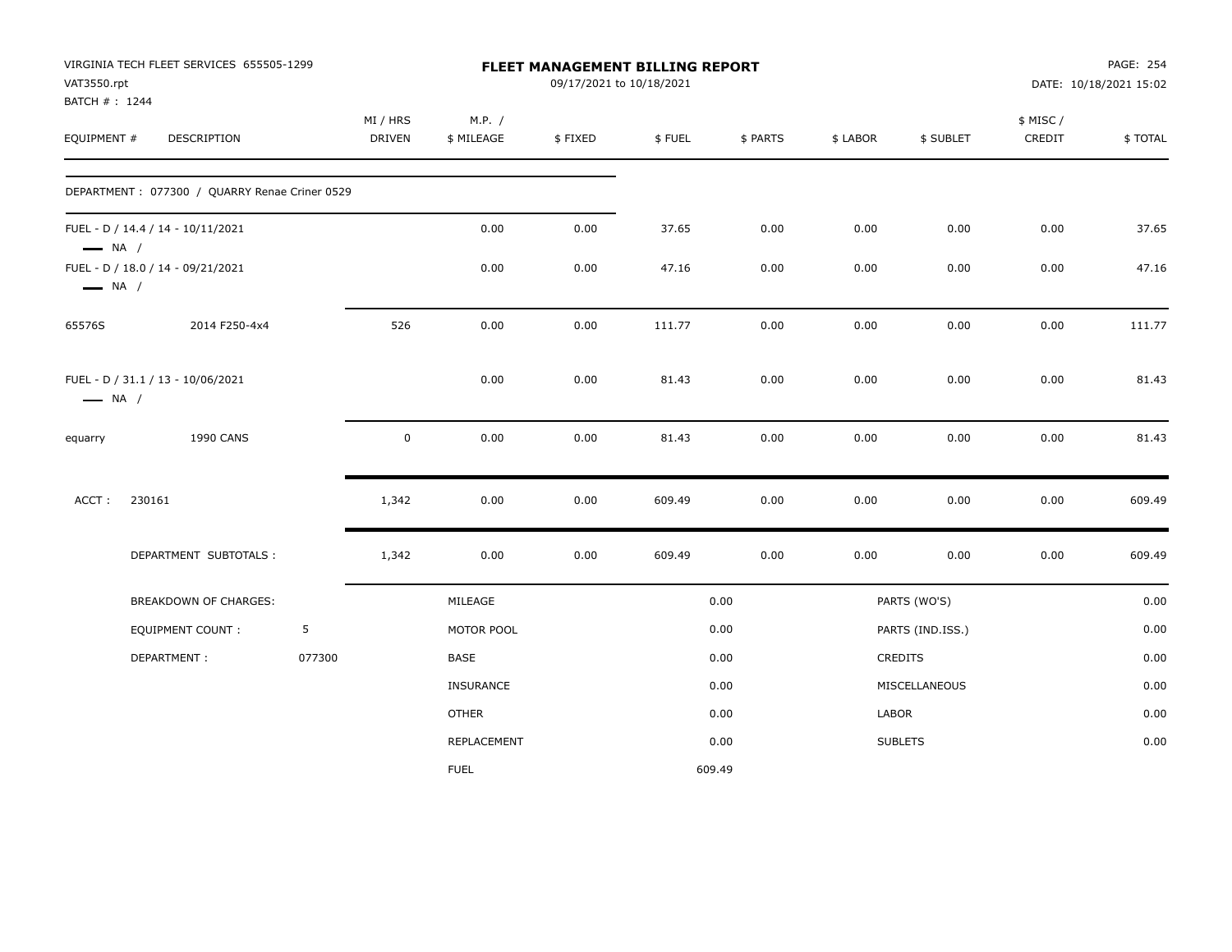VIRGINIA TECH FLEET SERVICES 655505-1299
VAT3550.rpt
BATCH # : 1244

# FLEET MANAGEMENT BILLING REPORT

09/17/2021 to 10/18/2021

PAGE: 254
DATE: 10/18/2021 15:02

| EQUIPMENT # | DESCRIPTION | MI / HRS DRIVEN | M.P. / $ MILEAGE | $ FIXED | $ FUEL | $ PARTS | $ LABOR | $ SUBLET | $ MISC / CREDIT | $ TOTAL |
|---|---|---|---|---|---|---|---|---|---|---|
| DEPARTMENT : 077300 / QUARRY Renae Criner 0529 | | | | | | | | | | |
| FUEL - D / 14.4 / 14 - 10/11/2021 — NA / | | | 0.00 | 0.00 | 37.65 | 0.00 | 0.00 | 0.00 | 0.00 | 37.65 |
| FUEL - D / 18.0 / 14 - 09/21/2021 — NA / | | | 0.00 | 0.00 | 47.16 | 0.00 | 0.00 | 0.00 | 0.00 | 47.16 |
| 65576S | 2014 F250-4x4 | 526 | 0.00 | 0.00 | 111.77 | 0.00 | 0.00 | 0.00 | 0.00 | 111.77 |
| FUEL - D / 31.1 / 13 - 10/06/2021 — NA / | | | 0.00 | 0.00 | 81.43 | 0.00 | 0.00 | 0.00 | 0.00 | 81.43 |
| equarry | 1990 CANS | 0 | 0.00 | 0.00 | 81.43 | 0.00 | 0.00 | 0.00 | 0.00 | 81.43 |
| ACCT : 230161 | | 1,342 | 0.00 | 0.00 | 609.49 | 0.00 | 0.00 | 0.00 | 0.00 | 609.49 |
| DEPARTMENT SUBTOTALS : | | 1,342 | 0.00 | 0.00 | 609.49 | 0.00 | 0.00 | 0.00 | 0.00 | 609.49 |

| BREAKDOWN OF CHARGES: | | | | | |
|---|---|---|---|---|---|
| EQUIPMENT COUNT : | 5 | MILEAGE | 0.00 | PARTS (WO'S) | 0.00 |
| DEPARTMENT : | 077300 | MOTOR POOL | 0.00 | PARTS (IND.ISS.) | 0.00 |
| | | BASE | 0.00 | CREDITS | 0.00 |
| | | INSURANCE | 0.00 | MISCELLANEOUS | 0.00 |
| | | OTHER | 0.00 | LABOR | 0.00 |
| | | REPLACEMENT | 0.00 | SUBLETS | 0.00 |
| | | FUEL | 609.49 | | |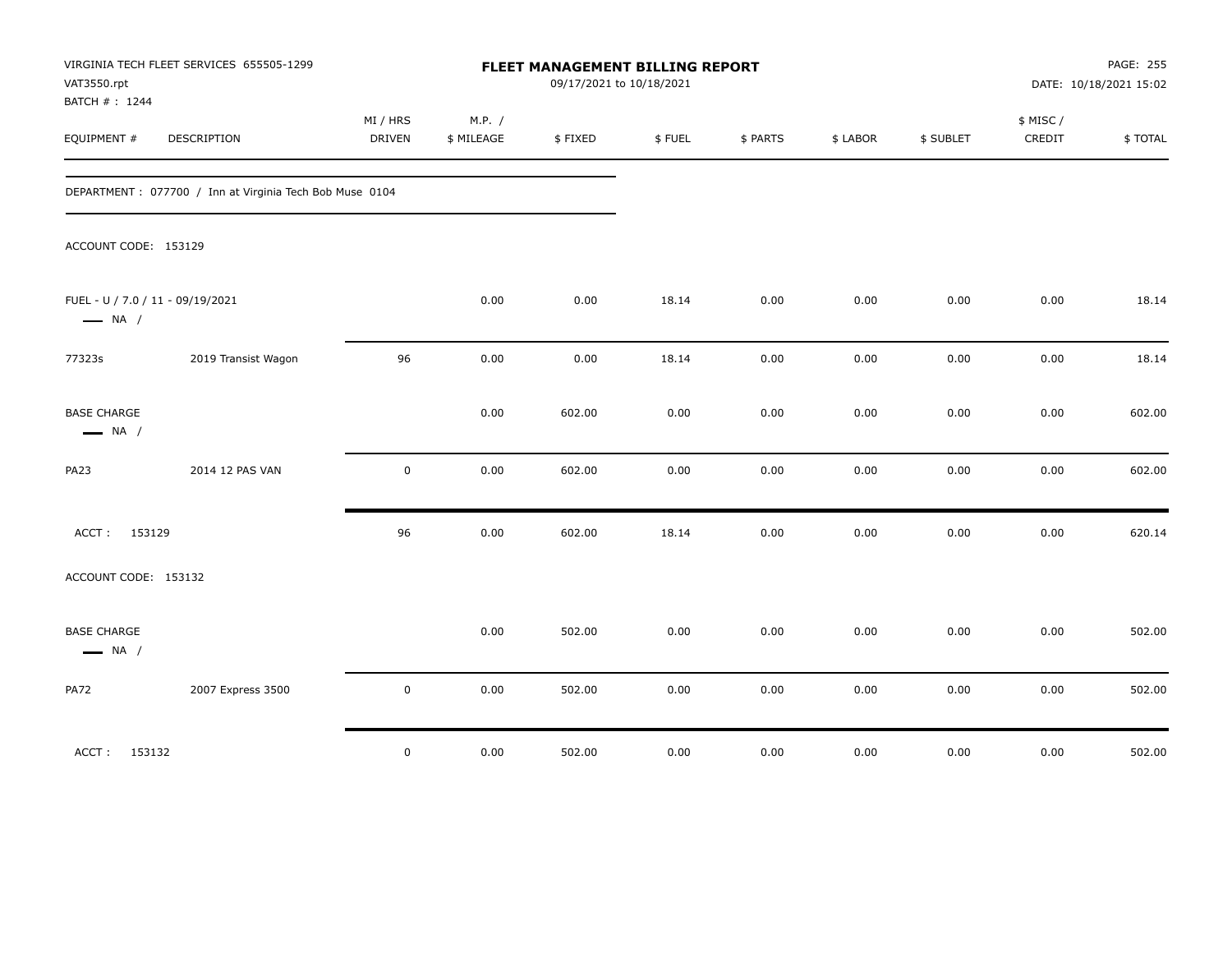VIRGINIA TECH FLEET SERVICES 655505-1299
VAT3550.rpt
BATCH # : 1244

# FLEET MANAGEMENT BILLING REPORT

09/17/2021 to 10/18/2021

PAGE: 255
DATE: 10/18/2021 15:02

| EQUIPMENT # | DESCRIPTION | MI / HRS DRIVEN | M.P. / $ MILEAGE | $ FIXED | $ FUEL | $ PARTS | $ LABOR | $ SUBLET | $ MISC / CREDIT | $ TOTAL |
|---|---|---|---|---|---|---|---|---|---|---|
| DEPARTMENT : 077700 / Inn at Virginia Tech Bob Muse 0104 | | | | | | | | | | |
| ACCOUNT CODE: 153129 | | | | | | | | | | |
| FUEL - U / 7.0 / 11 - 09/19/2021 — NA / | | | 0.00 | 0.00 | 18.14 | 0.00 | 0.00 | 0.00 | 0.00 | 18.14 |
| 77323s | 2019 Transist Wagon | 96 | 0.00 | 0.00 | 18.14 | 0.00 | 0.00 | 0.00 | 0.00 | 18.14 |
| BASE CHARGE — NA / | | | 0.00 | 602.00 | 0.00 | 0.00 | 0.00 | 0.00 | 0.00 | 602.00 |
| PA23 | 2014 12 PAS VAN | 0 | 0.00 | 602.00 | 0.00 | 0.00 | 0.00 | 0.00 | 0.00 | 602.00 |
| ACCT : 153129 | | 96 | 0.00 | 602.00 | 18.14 | 0.00 | 0.00 | 0.00 | 0.00 | 620.14 |
| ACCOUNT CODE: 153132 | | | | | | | | | | |
| BASE CHARGE — NA / | | | 0.00 | 502.00 | 0.00 | 0.00 | 0.00 | 0.00 | 0.00 | 502.00 |
| PA72 | 2007 Express 3500 | 0 | 0.00 | 502.00 | 0.00 | 0.00 | 0.00 | 0.00 | 0.00 | 502.00 |
| ACCT : 153132 | | 0 | 0.00 | 502.00 | 0.00 | 0.00 | 0.00 | 0.00 | 0.00 | 502.00 |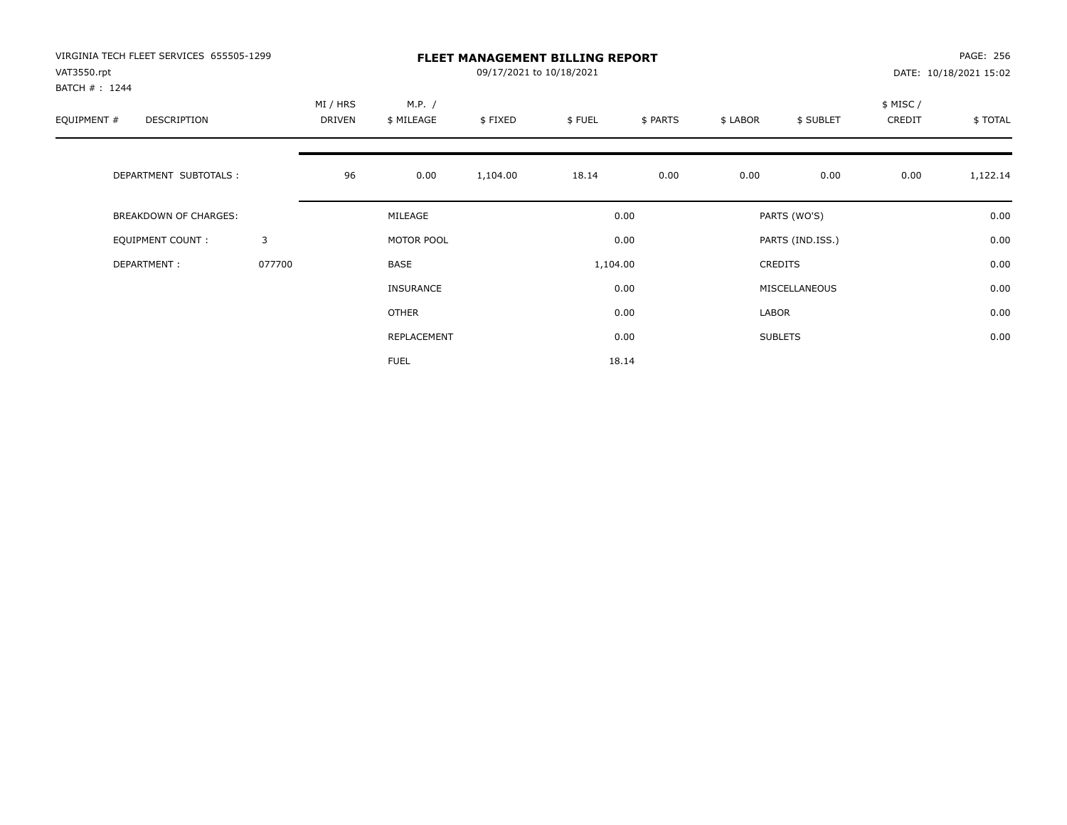VIRGINIA TECH FLEET SERVICES 655505-1299
VAT3550.rpt
BATCH # : 1244

# FLEET MANAGEMENT BILLING REPORT

09/17/2021 to 10/18/2021

DATE: 10/18/2021 15:02

| EQUIPMENT # | DESCRIPTION | MI / HRS DRIVEN | M.P. / $ MILEAGE | $ FIXED | $ FUEL | $ PARTS | $ LABOR | $ SUBLET | $ MISC / CREDIT | $ TOTAL |
|---|---|---|---|---|---|---|---|---|---|---|
| | DEPARTMENT SUBTOTALS : | 96 | 0.00 | 1,104.00 | 18.14 | 0.00 | 0.00 | 0.00 | 0.00 | 1,122.14 |

| BREAKDOWN OF CHARGES: | | | | | |
|---|---|---|---|---|---|
| EQUIPMENT COUNT : | 3 | MILEAGE | 0.00 | PARTS (WO'S) | 0.00 |
| DEPARTMENT : | 077700 | MOTOR POOL | 0.00 | PARTS (IND.ISS.) | 0.00 |
| | | BASE | 1,104.00 | CREDITS | 0.00 |
| | | INSURANCE | 0.00 | MISCELLANEOUS | 0.00 |
| | | OTHER | 0.00 | LABOR | 0.00 |
| | | REPLACEMENT | 0.00 | SUBLETS | 0.00 |
| | | FUEL | 18.14 | | |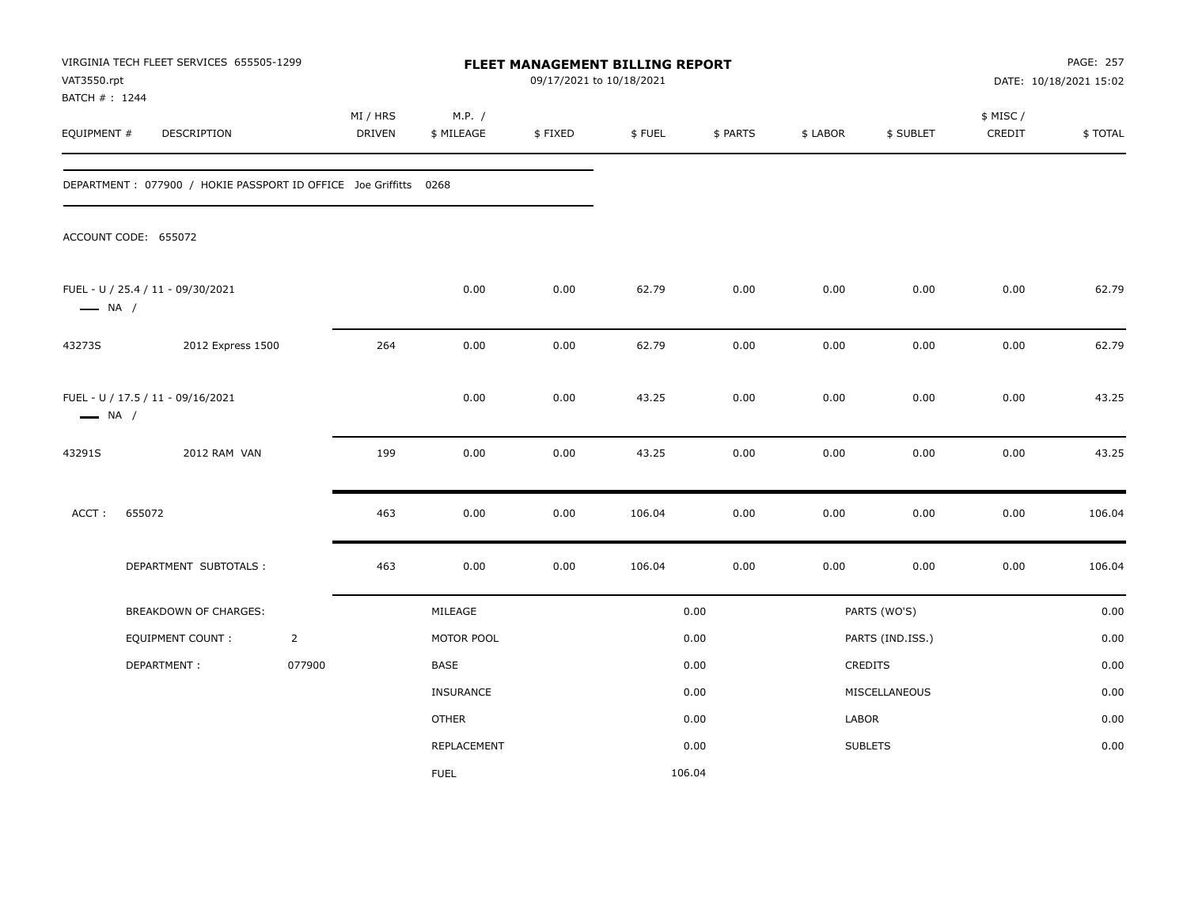VIRGINIA TECH FLEET SERVICES 655505-1299
VAT3550.rpt
BATCH # : 1244

# FLEET MANAGEMENT BILLING REPORT

09/17/2021 to 10/18/2021

PAGE: 257
DATE: 10/18/2021 15:02

| EQUIPMENT # | DESCRIPTION | MI / HRS DRIVEN | M.P. / $ MILEAGE | $ FIXED | $ FUEL | $ PARTS | $ LABOR | $ SUBLET | $ MISC / CREDIT | $ TOTAL |
|---|---|---|---|---|---|---|---|---|---|---|

DEPARTMENT : 077900 / HOKIE PASSPORT ID OFFICE Joe Griffitts 0268

ACCOUNT CODE: 655072

| EQUIPMENT # | DESCRIPTION | MI / HRS DRIVEN | M.P. / $ MILEAGE | $ FIXED | $ FUEL | $ PARTS | $ LABOR | $ SUBLET | $ MISC / CREDIT | $ TOTAL |
|---|---|---|---|---|---|---|---|---|---|---|
| FUEL - U / 25.4 / 11 - 09/30/2021 — NA / | | | 0.00 | 0.00 | 62.79 | 0.00 | 0.00 | 0.00 | 0.00 | 62.79 |
| 43273S | 2012 Express 1500 | 264 | 0.00 | 0.00 | 62.79 | 0.00 | 0.00 | 0.00 | 0.00 | 62.79 |
| FUEL - U / 17.5 / 11 - 09/16/2021 — NA / | | | 0.00 | 0.00 | 43.25 | 0.00 | 0.00 | 0.00 | 0.00 | 43.25 |
| 43291S | 2012 RAM VAN | 199 | 0.00 | 0.00 | 43.25 | 0.00 | 0.00 | 0.00 | 0.00 | 43.25 |
| ACCT : 655072 | | 463 | 0.00 | 0.00 | 106.04 | 0.00 | 0.00 | 0.00 | 0.00 | 106.04 |
| DEPARTMENT SUBTOTALS : | | 463 | 0.00 | 0.00 | 106.04 | 0.00 | 0.00 | 0.00 | 0.00 | 106.04 |

| BREAKDOWN OF CHARGES: | | | | | |
|---|---|---|---|---|---|
| EQUIPMENT COUNT : | 2 | MILEAGE | 0.00 | PARTS (WO'S) | 0.00 |
| DEPARTMENT : | 077900 | MOTOR POOL | 0.00 | PARTS (IND.ISS.) | 0.00 |
| | | BASE | 0.00 | CREDITS | 0.00 |
| | | INSURANCE | 0.00 | MISCELLANEOUS | 0.00 |
| | | OTHER | 0.00 | LABOR | 0.00 |
| | | REPLACEMENT | 0.00 | SUBLETS | 0.00 |
| | | FUEL | 106.04 | | |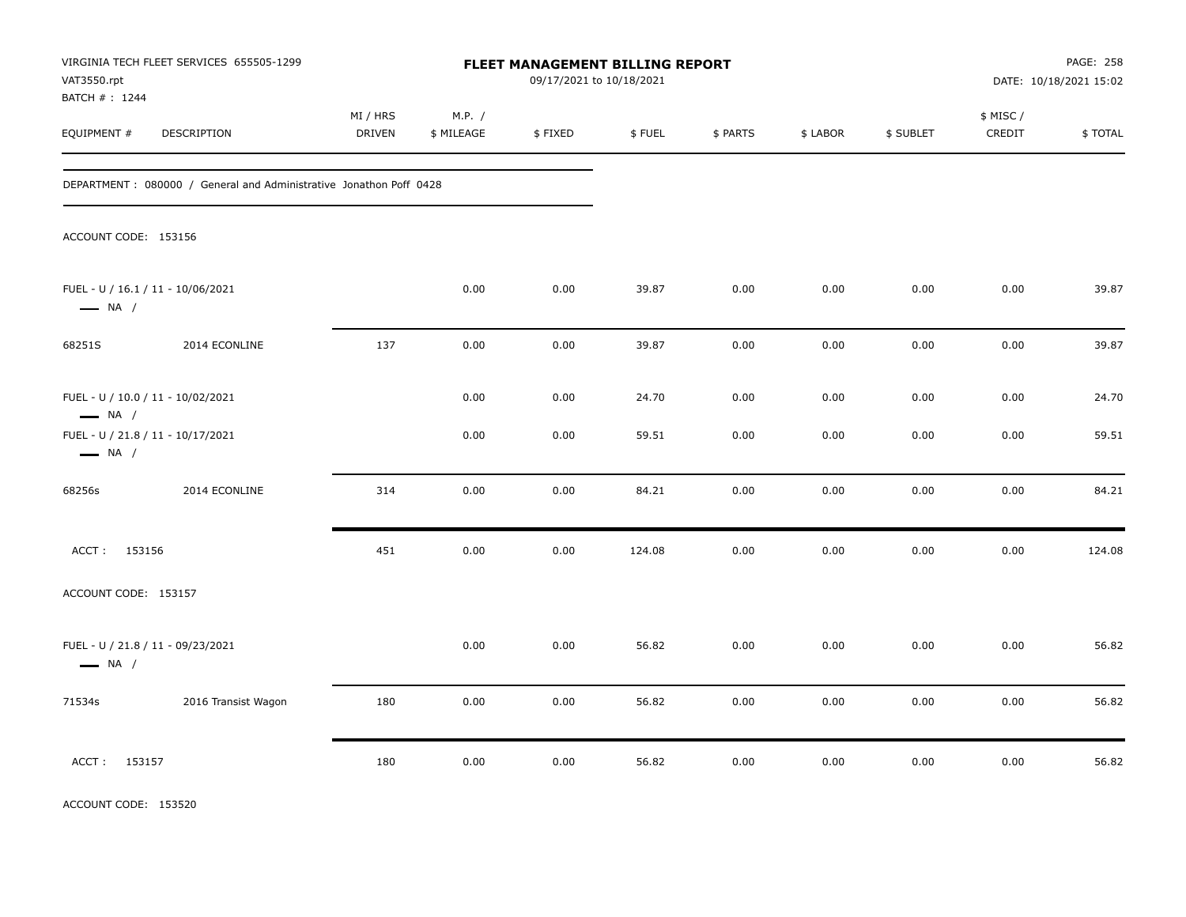VIRGINIA TECH FLEET SERVICES 655505-1299
VAT3550.rpt
BATCH # : 1244

**FLEET MANAGEMENT BILLING REPORT**
09/17/2021 to 10/18/2021

DATE: 10/18/2021 15:02

| EQUIPMENT # | DESCRIPTION | MI / HRS DRIVEN | M.P. / $ MILEAGE | $ FIXED | $ FUEL | $ PARTS | $ LABOR | $ SUBLET | $ MISC / CREDIT | $ TOTAL |
|---|---|---|---|---|---|---|---|---|---|---|
| DEPARTMENT : 080000 / General and Administrative Jonathon Poff 0428 | | | | | | | | | | |
| ACCOUNT CODE: 153156 | | | | | | | | | | |
| FUEL - U / 16.1 / 11 - 10/06/2021 — NA / | | | 0.00 | 0.00 | 39.87 | 0.00 | 0.00 | 0.00 | 0.00 | 39.87 |
| 68251S | 2014 ECONLINE | 137 | 0.00 | 0.00 | 39.87 | 0.00 | 0.00 | 0.00 | 0.00 | 39.87 |
| FUEL - U / 10.0 / 11 - 10/02/2021 — NA / | | | 0.00 | 0.00 | 24.70 | 0.00 | 0.00 | 0.00 | 0.00 | 24.70 |
| FUEL - U / 21.8 / 11 - 10/17/2021 — NA / | | | 0.00 | 0.00 | 59.51 | 0.00 | 0.00 | 0.00 | 0.00 | 59.51 |
| 68256s | 2014 ECONLINE | 314 | 0.00 | 0.00 | 84.21 | 0.00 | 0.00 | 0.00 | 0.00 | 84.21 |
| ACCT : 153156 | | 451 | 0.00 | 0.00 | 124.08 | 0.00 | 0.00 | 0.00 | 0.00 | 124.08 |
| ACCOUNT CODE: 153157 | | | | | | | | | | |
| FUEL - U / 21.8 / 11 - 09/23/2021 — NA / | | | 0.00 | 0.00 | 56.82 | 0.00 | 0.00 | 0.00 | 0.00 | 56.82 |
| 71534s | 2016 Transist Wagon | 180 | 0.00 | 0.00 | 56.82 | 0.00 | 0.00 | 0.00 | 0.00 | 56.82 |
| ACCT : 153157 | | 180 | 0.00 | 0.00 | 56.82 | 0.00 | 0.00 | 0.00 | 0.00 | 56.82 |
| ACCOUNT CODE: 153520 | | | | | | | | | | |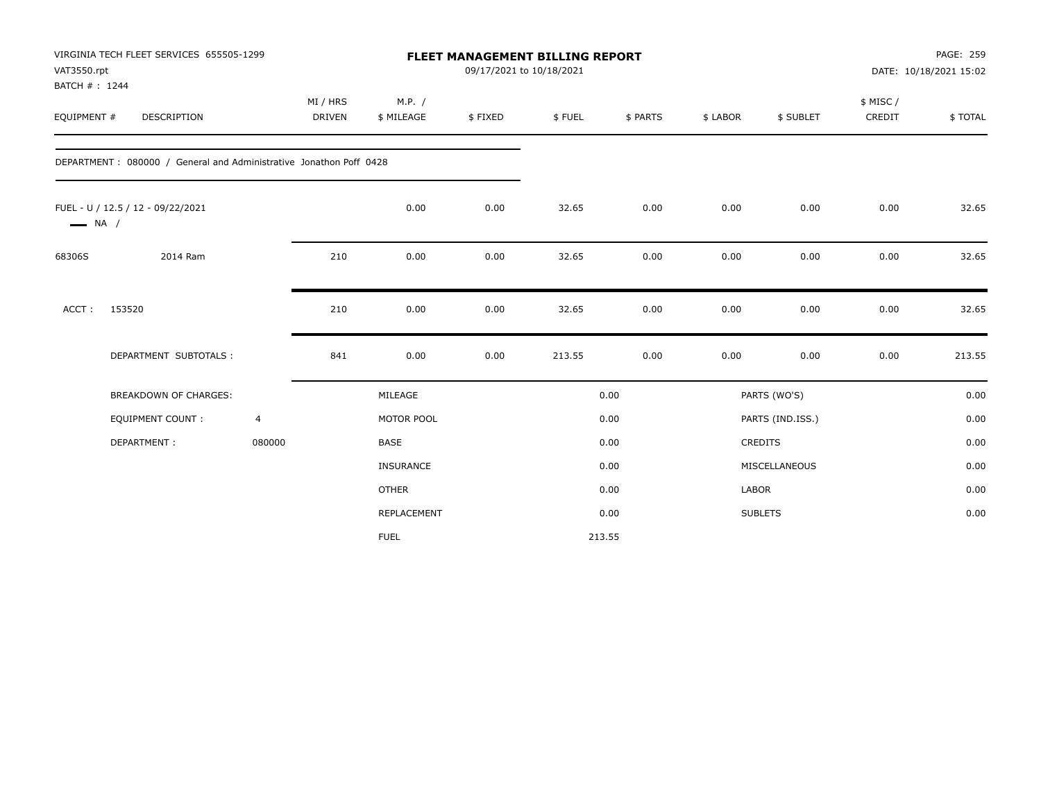VIRGINIA TECH FLEET SERVICES 655505-1299
VAT3550.rpt
BATCH # : 1244

# FLEET MANAGEMENT BILLING REPORT

09/17/2021 to 10/18/2021

DATE: 10/18/2021 15:02

| EQUIPMENT # | DESCRIPTION | MI / HRS DRIVEN | M.P. / $ MILEAGE | $ FIXED | $ FUEL | $ PARTS | $ LABOR | $ SUBLET | $ MISC / CREDIT | $ TOTAL |
|---|---|---|---|---|---|---|---|---|---|---|
| DEPARTMENT : 080000 / General and Administrative Jonathon Poff 0428 | | | | | | | | | | |
| FUEL - U / 12.5 / 12 - 09/22/2021 NA / | | | 0.00 | 0.00 | 32.65 | 0.00 | 0.00 | 0.00 | 0.00 | 32.65 |
| 68306S | 2014 Ram | 210 | 0.00 | 0.00 | 32.65 | 0.00 | 0.00 | 0.00 | 0.00 | 32.65 |
| ACCT : | 153520 | 210 | 0.00 | 0.00 | 32.65 | 0.00 | 0.00 | 0.00 | 0.00 | 32.65 |
| | DEPARTMENT SUBTOTALS : | 841 | 0.00 | 0.00 | 213.55 | 0.00 | 0.00 | 0.00 | 0.00 | 213.55 |

| BREAKDOWN OF CHARGES: | | | | | |
|---|---|---|---|---|---|
| EQUIPMENT COUNT : | 4 | MILEAGE | 0.00 | PARTS (WO'S) | 0.00 |
| DEPARTMENT : | 080000 | MOTOR POOL | 0.00 | PARTS (IND.ISS.) | 0.00 |
| | | BASE | 0.00 | CREDITS | 0.00 |
| | | INSURANCE | 0.00 | MISCELLANEOUS | 0.00 |
| | | OTHER | 0.00 | LABOR | 0.00 |
| | | REPLACEMENT | 0.00 | SUBLETS | 0.00 |
| | | FUEL | 213.55 | | |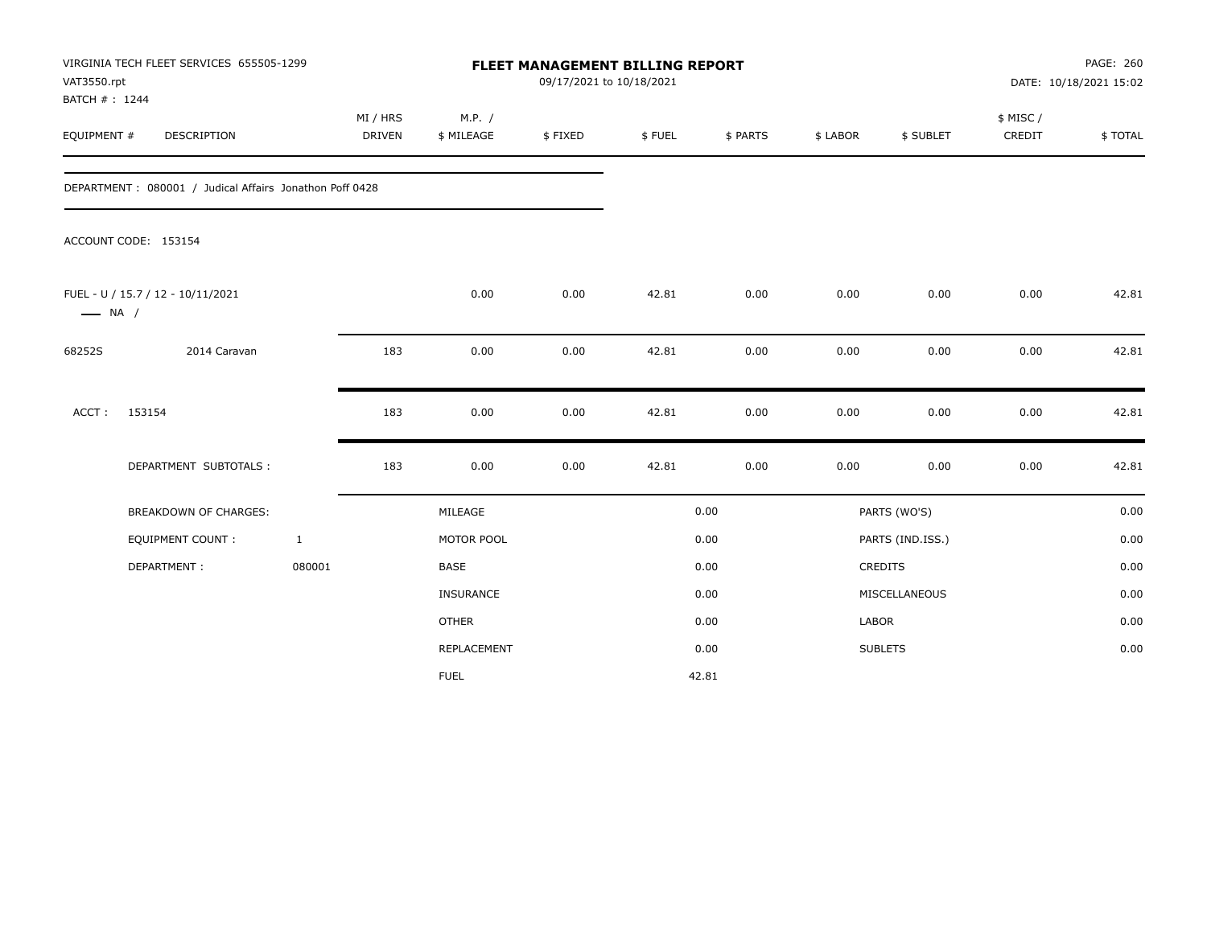VIRGINIA TECH FLEET SERVICES 655505-1299
VAT3550.rpt
BATCH # : 1244

# FLEET MANAGEMENT BILLING REPORT

09/17/2021 to 10/18/2021

PAGE: 260
DATE: 10/18/2021 15:02

| EQUIPMENT # | DESCRIPTION | MI / HRS DRIVEN | M.P. / $ MILEAGE | $ FIXED | $ FUEL | $ PARTS | $ LABOR | $ SUBLET | $ MISC / CREDIT | $ TOTAL |
|---|---|---|---|---|---|---|---|---|---|---|

DEPARTMENT : 080001 / Judical Affairs Jonathon Poff 0428

ACCOUNT CODE: 153154

| EQUIPMENT # | DESCRIPTION | MI / HRS DRIVEN | M.P. / $ MILEAGE | $ FIXED | $ FUEL | $ PARTS | $ LABOR | $ SUBLET | $ MISC / CREDIT | $ TOTAL |
|---|---|---|---|---|---|---|---|---|---|---|
| FUEL - U / 15.7 / 12 - 10/11/2021 —— NA / | | | 0.00 | 0.00 | 42.81 | 0.00 | 0.00 | 0.00 | 0.00 | 42.81 |
| 68252S | 2014 Caravan | 183 | 0.00 | 0.00 | 42.81 | 0.00 | 0.00 | 0.00 | 0.00 | 42.81 |
| ACCT : | 153154 | 183 | 0.00 | 0.00 | 42.81 | 0.00 | 0.00 | 0.00 | 0.00 | 42.81 |
| | DEPARTMENT SUBTOTALS : | 183 | 0.00 | 0.00 | 42.81 | 0.00 | 0.00 | 0.00 | 0.00 | 42.81 |

| BREAKDOWN OF CHARGES: | | | | | |
|---|---|---|---|---|---|
| EQUIPMENT COUNT : | 1 | MILEAGE | 0.00 | PARTS (WO'S) | 0.00 |
| DEPARTMENT : | 080001 | MOTOR POOL | 0.00 | PARTS (IND.ISS.) | 0.00 |
| | | BASE | 0.00 | CREDITS | 0.00 |
| | | INSURANCE | 0.00 | MISCELLANEOUS | 0.00 |
| | | OTHER | 0.00 | LABOR | 0.00 |
| | | REPLACEMENT | 0.00 | SUBLETS | 0.00 |
| | | FUEL | 42.81 | | |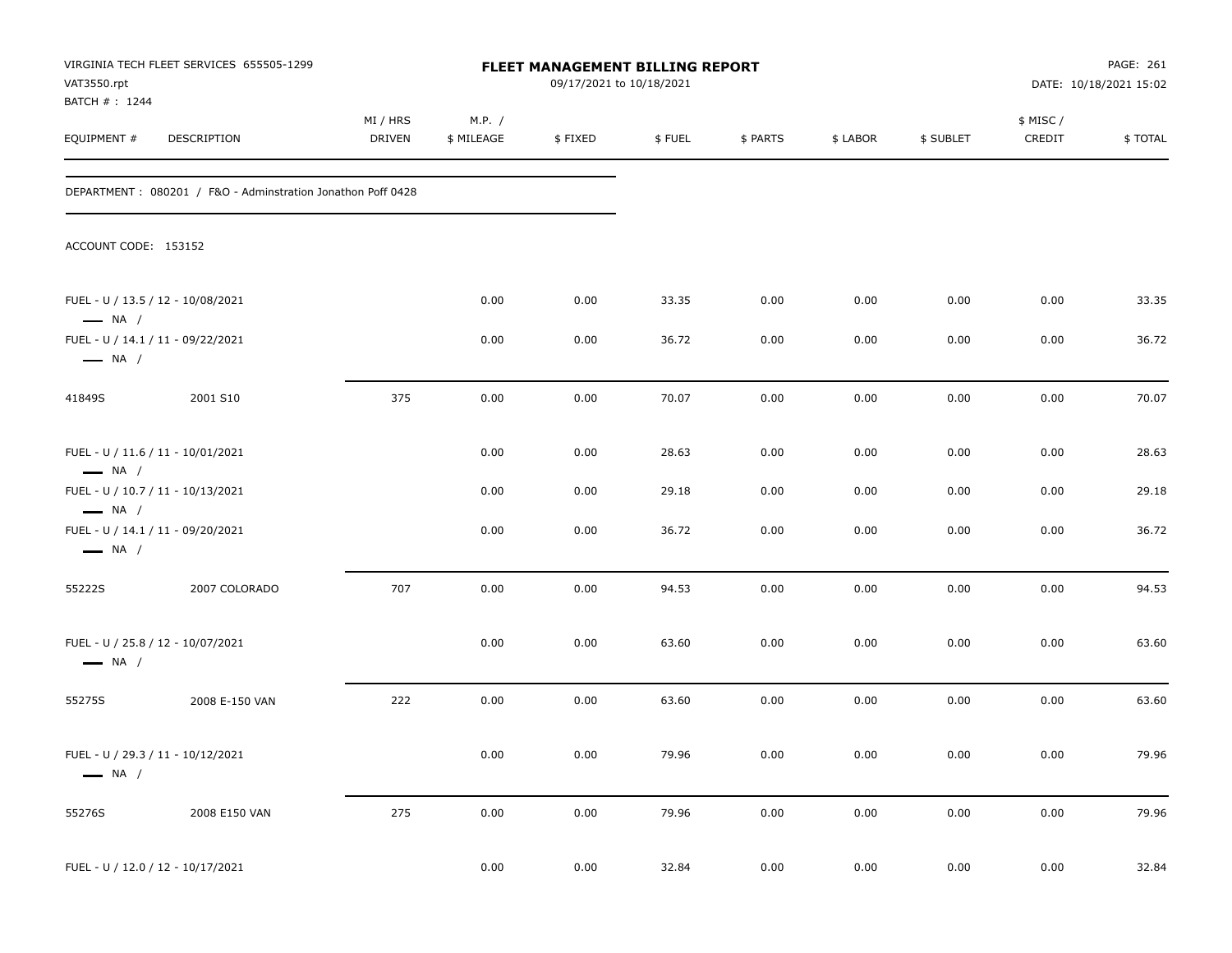VIRGINIA TECH FLEET SERVICES 655505-1299
VAT3550.rpt
BATCH # : 1244

# FLEET MANAGEMENT BILLING REPORT

09/17/2021 to 10/18/2021

DATE: 10/18/2021 15:02

| EQUIPMENT # | DESCRIPTION | MI / HRS DRIVEN | M.P. / $ MILEAGE | $ FIXED | $ FUEL | $ PARTS | $ LABOR | $ SUBLET | $ MISC / CREDIT | $ TOTAL |
|---|---|---|---|---|---|---|---|---|---|---|
| DEPARTMENT : 080201 / F&O - Adminstration Jonathon Poff 0428 | | | | | | | | | | |
| ACCOUNT CODE: 153152 | | | | | | | | | | |
| FUEL - U / 13.5 / 12 - 10/08/2021 — NA / | | | 0.00 | 0.00 | 33.35 | 0.00 | 0.00 | 0.00 | 0.00 | 33.35 |
| FUEL - U / 14.1 / 11 - 09/22/2021 — NA / | | | 0.00 | 0.00 | 36.72 | 0.00 | 0.00 | 0.00 | 0.00 | 36.72 |
| 41849S | 2001 S10 | 375 | 0.00 | 0.00 | 70.07 | 0.00 | 0.00 | 0.00 | 0.00 | 70.07 |
| FUEL - U / 11.6 / 11 - 10/01/2021 — NA / | | | 0.00 | 0.00 | 28.63 | 0.00 | 0.00 | 0.00 | 0.00 | 28.63 |
| FUEL - U / 10.7 / 11 - 10/13/2021 — NA / | | | 0.00 | 0.00 | 29.18 | 0.00 | 0.00 | 0.00 | 0.00 | 29.18 |
| FUEL - U / 14.1 / 11 - 09/20/2021 — NA / | | | 0.00 | 0.00 | 36.72 | 0.00 | 0.00 | 0.00 | 0.00 | 36.72 |
| 55222S | 2007 COLORADO | 707 | 0.00 | 0.00 | 94.53 | 0.00 | 0.00 | 0.00 | 0.00 | 94.53 |
| FUEL - U / 25.8 / 12 - 10/07/2021 — NA / | | | 0.00 | 0.00 | 63.60 | 0.00 | 0.00 | 0.00 | 0.00 | 63.60 |
| 55275S | 2008 E-150 VAN | 222 | 0.00 | 0.00 | 63.60 | 0.00 | 0.00 | 0.00 | 0.00 | 63.60 |
| FUEL - U / 29.3 / 11 - 10/12/2021 — NA / | | | 0.00 | 0.00 | 79.96 | 0.00 | 0.00 | 0.00 | 0.00 | 79.96 |
| 55276S | 2008 E150 VAN | 275 | 0.00 | 0.00 | 79.96 | 0.00 | 0.00 | 0.00 | 0.00 | 79.96 |
| FUEL - U / 12.0 / 12 - 10/17/2021 | | | 0.00 | 0.00 | 32.84 | 0.00 | 0.00 | 0.00 | 0.00 | 32.84 |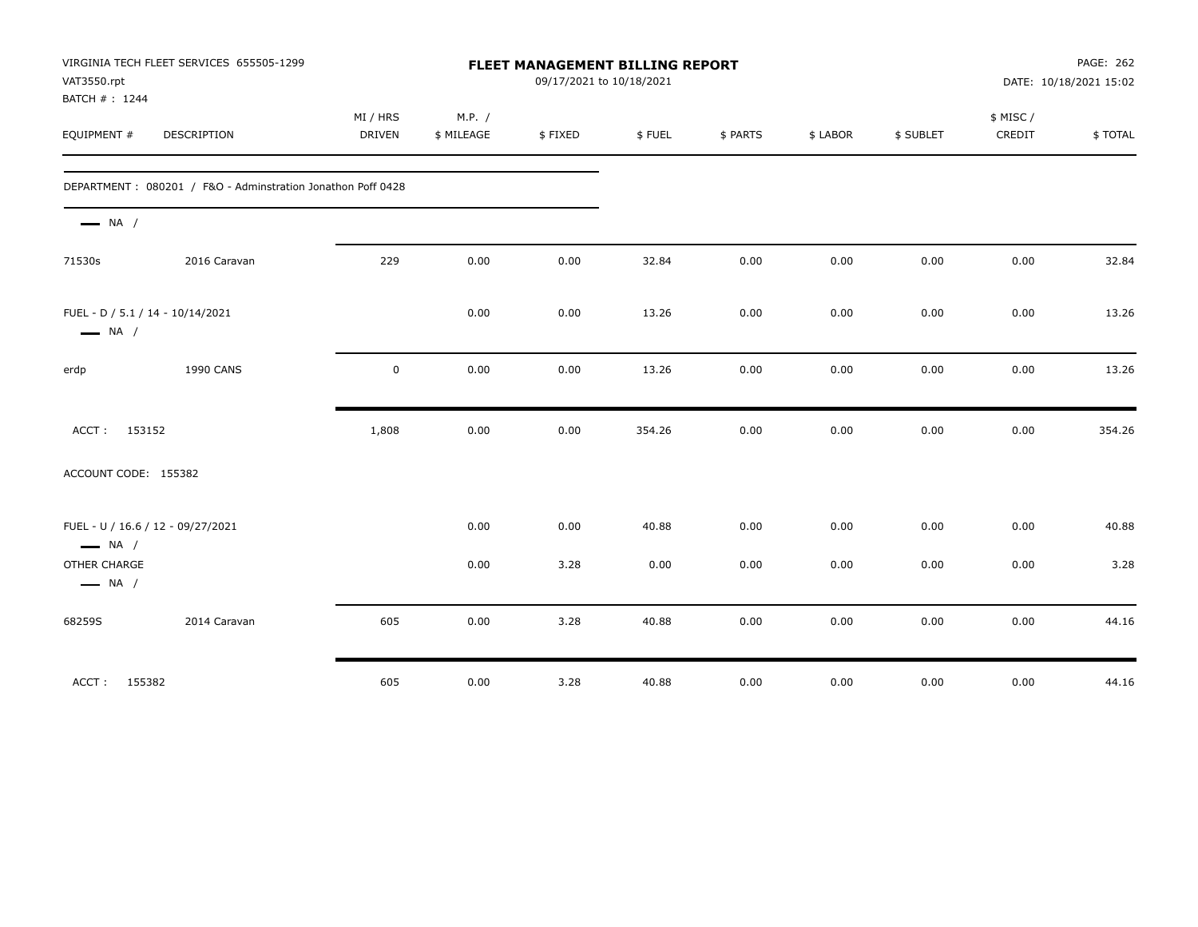VIRGINIA TECH FLEET SERVICES 655505-1299
VAT3550.rpt
BATCH # : 1244

# FLEET MANAGEMENT BILLING REPORT

09/17/2021 to 10/18/2021

DATE: 10/18/2021 15:02

| EQUIPMENT # | DESCRIPTION | MI / HRS DRIVEN | M.P. / $ MILEAGE | $ FIXED | $ FUEL | $ PARTS | $ LABOR | $ SUBLET | $ MISC / CREDIT | $ TOTAL |
|---|---|---|---|---|---|---|---|---|---|---|
| DEPARTMENT : 080201 / F&O - Adminstration Jonathon Poff 0428 | | | | | | | | | | |
| — NA / | | | | | | | | | | |
| 71530s | 2016 Caravan | 229 | 0.00 | 0.00 | 32.84 | 0.00 | 0.00 | 0.00 | 0.00 | 32.84 |
| FUEL - D / 5.1 / 14 - 10/14/2021 — NA / | | | 0.00 | 0.00 | 13.26 | 0.00 | 0.00 | 0.00 | 0.00 | 13.26 |
| erdp | 1990 CANS | 0 | 0.00 | 0.00 | 13.26 | 0.00 | 0.00 | 0.00 | 0.00 | 13.26 |
| ACCT : 153152 | | 1,808 | 0.00 | 0.00 | 354.26 | 0.00 | 0.00 | 0.00 | 0.00 | 354.26 |
| ACCOUNT CODE: 155382 | | | | | | | | | | |
| FUEL - U / 16.6 / 12 - 09/27/2021 — NA / | | | 0.00 | 0.00 | 40.88 | 0.00 | 0.00 | 0.00 | 0.00 | 40.88 |
| OTHER CHARGE — NA / | | | 0.00 | 3.28 | 0.00 | 0.00 | 0.00 | 0.00 | 0.00 | 3.28 |
| 68259S | 2014 Caravan | 605 | 0.00 | 3.28 | 40.88 | 0.00 | 0.00 | 0.00 | 0.00 | 44.16 |
| ACCT : 155382 | | 605 | 0.00 | 3.28 | 40.88 | 0.00 | 0.00 | 0.00 | 0.00 | 44.16 |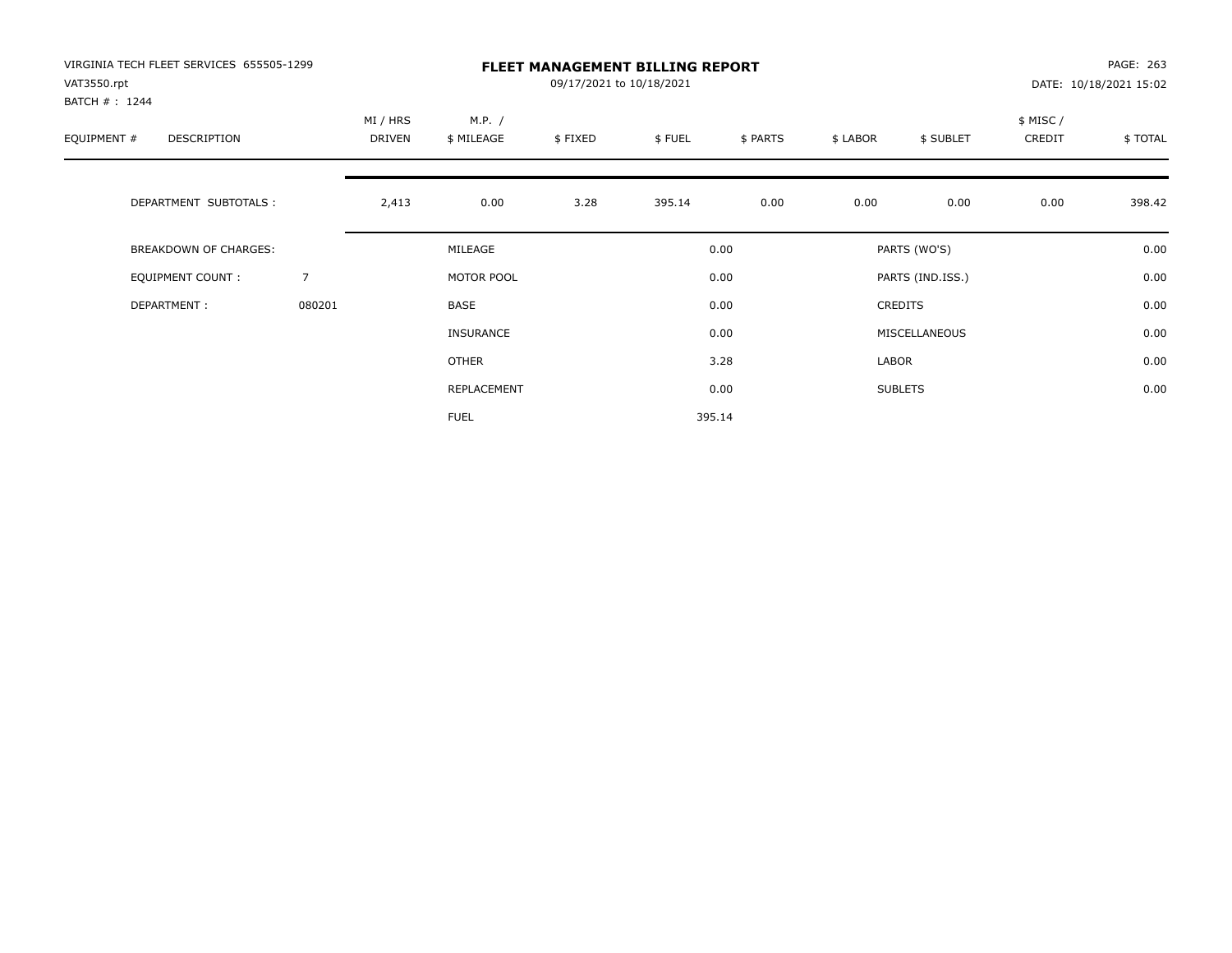VIRGINIA TECH FLEET SERVICES 655505-1299
VAT3550.rpt
BATCH # : 1244

# FLEET MANAGEMENT BILLING REPORT

09/17/2021 to 10/18/2021

DATE: 10/18/2021 15:02

| EQUIPMENT # | DESCRIPTION | MI / HRS DRIVEN | M.P. / $ MILEAGE | $ FIXED | $ FUEL | $ PARTS | $ LABOR | $ SUBLET | $ MISC / CREDIT | $ TOTAL |
|---|---|---|---|---|---|---|---|---|---|---|
| | DEPARTMENT SUBTOTALS : | 2,413 | 0.00 | 3.28 | 395.14 | 0.00 | 0.00 | 0.00 | 0.00 | 398.42 |

| BREAKDOWN OF CHARGES: | | | | | |
|---|---|---|---|---|---|
| EQUIPMENT COUNT : | 7 | MILEAGE | 0.00 | PARTS (WO'S) | 0.00 |
| DEPARTMENT : | 080201 | MOTOR POOL | 0.00 | PARTS (IND.ISS.) | 0.00 |
| | | BASE | 0.00 | CREDITS | 0.00 |
| | | INSURANCE | 0.00 | MISCELLANEOUS | 0.00 |
| | | OTHER | 3.28 | LABOR | 0.00 |
| | | REPLACEMENT | 0.00 | SUBLETS | 0.00 |
| | | FUEL | 395.14 | | |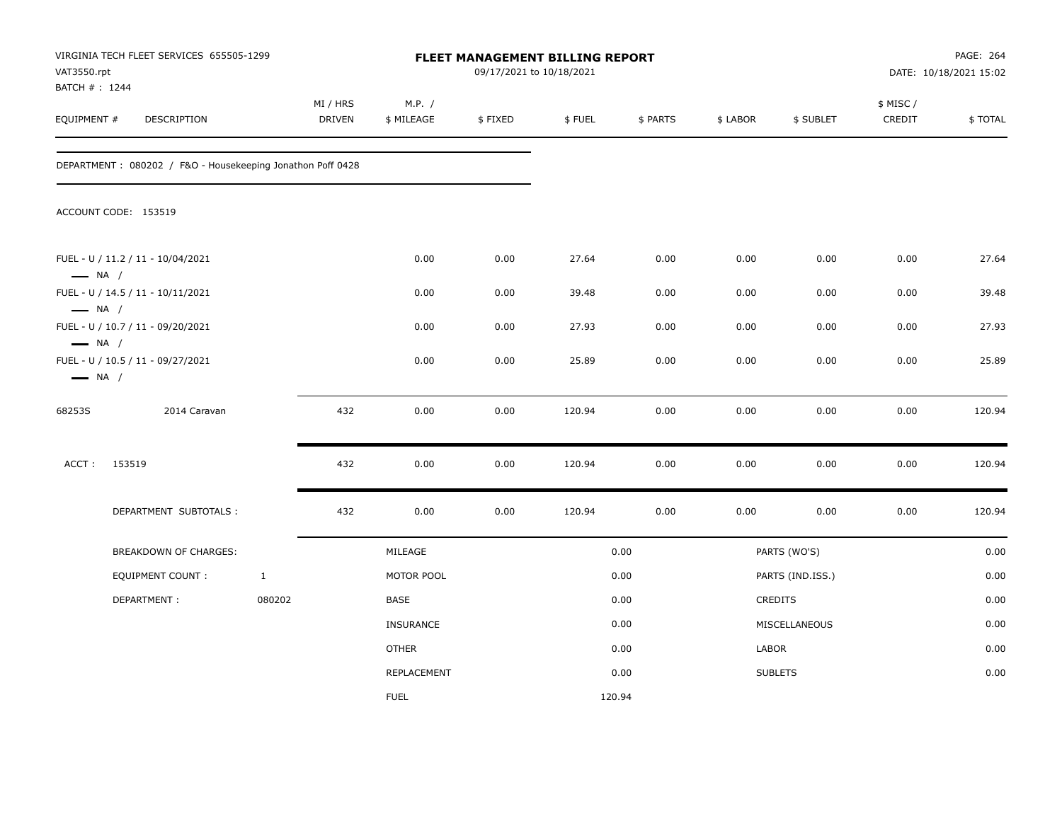VIRGINIA TECH FLEET SERVICES 655505-1299
VAT3550.rpt
BATCH # : 1244

# FLEET MANAGEMENT BILLING REPORT

09/17/2021 to 10/18/2021

PAGE: 264
DATE: 10/18/2021 15:02

| EQUIPMENT # | DESCRIPTION | MI / HRS DRIVEN | M.P. / $ MILEAGE | $ FIXED | $ FUEL | $ PARTS | $ LABOR | $ SUBLET | $ MISC / CREDIT | $ TOTAL |
|---|---|---|---|---|---|---|---|---|---|---|

DEPARTMENT : 080202 / F&O - Housekeeping Jonathon Poff 0428

ACCOUNT CODE: 153519

| EQUIPMENT # | DESCRIPTION | MI / HRS DRIVEN | M.P. / $ MILEAGE | $ FIXED | $ FUEL | $ PARTS | $ LABOR | $ SUBLET | $ MISC / CREDIT | $ TOTAL |
|---|---|---|---|---|---|---|---|---|---|---|
| FUEL - U / 11.2 / 11 - 10/04/2021 — NA / | | | 0.00 | 0.00 | 27.64 | 0.00 | 0.00 | 0.00 | 0.00 | 27.64 |
| FUEL - U / 14.5 / 11 - 10/11/2021 — NA / | | | 0.00 | 0.00 | 39.48 | 0.00 | 0.00 | 0.00 | 0.00 | 39.48 |
| FUEL - U / 10.7 / 11 - 09/20/2021 — NA / | | | 0.00 | 0.00 | 27.93 | 0.00 | 0.00 | 0.00 | 0.00 | 27.93 |
| FUEL - U / 10.5 / 11 - 09/27/2021 — NA / | | | 0.00 | 0.00 | 25.89 | 0.00 | 0.00 | 0.00 | 0.00 | 25.89 |
| 68253S | 2014 Caravan | 432 | 0.00 | 0.00 | 120.94 | 0.00 | 0.00 | 0.00 | 0.00 | 120.94 |
| ACCT : | 153519 | 432 | 0.00 | 0.00 | 120.94 | 0.00 | 0.00 | 0.00 | 0.00 | 120.94 |
| | DEPARTMENT SUBTOTALS : | 432 | 0.00 | 0.00 | 120.94 | 0.00 | 0.00 | 0.00 | 0.00 | 120.94 |

| BREAKDOWN OF CHARGES: | | | | | |
|---|---|---|---|---|---|
| | | MILEAGE | 0.00 | PARTS (WO'S) | 0.00 |
| EQUIPMENT COUNT : | 1 | MOTOR POOL | 0.00 | PARTS (IND.ISS.) | 0.00 |
| DEPARTMENT : | 080202 | BASE | 0.00 | CREDITS | 0.00 |
| | | INSURANCE | 0.00 | MISCELLANEOUS | 0.00 |
| | | OTHER | 0.00 | LABOR | 0.00 |
| | | REPLACEMENT | 0.00 | SUBLETS | 0.00 |
| | | FUEL | 120.94 | | |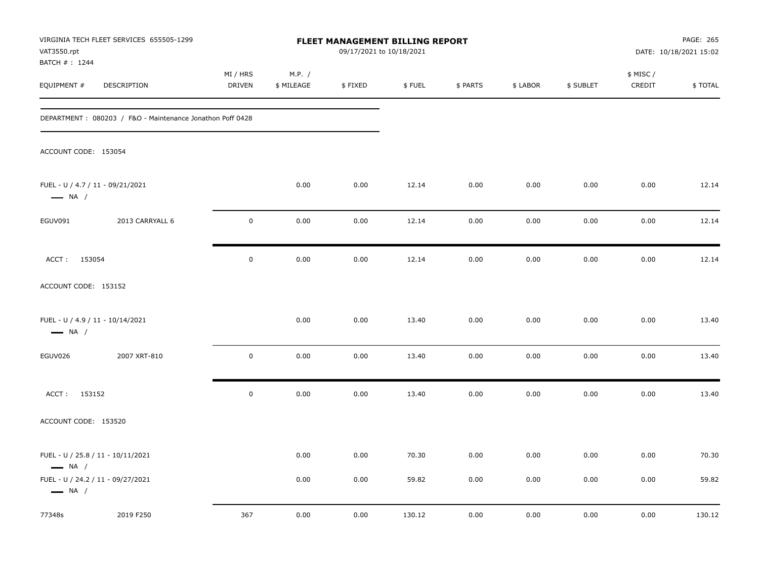VIRGINIA TECH FLEET SERVICES 655505-1299
VAT3550.rpt
BATCH # : 1244

**FLEET MANAGEMENT BILLING REPORT**
09/17/2021 to 10/18/2021

DATE: 10/18/2021 15:02

| EQUIPMENT # | DESCRIPTION | MI / HRS DRIVEN | M.P. / $ MILEAGE | $ FIXED | $ FUEL | $ PARTS | $ LABOR | $ SUBLET | $ MISC / CREDIT | $ TOTAL |
|---|---|---|---|---|---|---|---|---|---|---|
| DEPARTMENT : 080203 / F&O - Maintenance Jonathon Poff 0428 | | | | | | | | | | |
| ACCOUNT CODE: 153054 | | | | | | | | | | |
| FUEL - U / 4.7 / 11 - 09/21/2021 — NA / | | | 0.00 | 0.00 | 12.14 | 0.00 | 0.00 | 0.00 | 0.00 | 12.14 |
| EGUV091 | 2013 CARRYALL 6 | 0 | 0.00 | 0.00 | 12.14 | 0.00 | 0.00 | 0.00 | 0.00 | 12.14 |
| ACCT : 153054 | | 0 | 0.00 | 0.00 | 12.14 | 0.00 | 0.00 | 0.00 | 0.00 | 12.14 |
| ACCOUNT CODE: 153152 | | | | | | | | | | |
| FUEL - U / 4.9 / 11 - 10/14/2021 — NA / | | | 0.00 | 0.00 | 13.40 | 0.00 | 0.00 | 0.00 | 0.00 | 13.40 |
| EGUV026 | 2007 XRT-810 | 0 | 0.00 | 0.00 | 13.40 | 0.00 | 0.00 | 0.00 | 0.00 | 13.40 |
| ACCT : 153152 | | 0 | 0.00 | 0.00 | 13.40 | 0.00 | 0.00 | 0.00 | 0.00 | 13.40 |
| ACCOUNT CODE: 153520 | | | | | | | | | | |
| FUEL - U / 25.8 / 11 - 10/11/2021 — NA / | | | 0.00 | 0.00 | 70.30 | 0.00 | 0.00 | 0.00 | 0.00 | 70.30 |
| FUEL - U / 24.2 / 11 - 09/27/2021 — NA / | | | 0.00 | 0.00 | 59.82 | 0.00 | 0.00 | 0.00 | 0.00 | 59.82 |
| 77348s | 2019 F250 | 367 | 0.00 | 0.00 | 130.12 | 0.00 | 0.00 | 0.00 | 0.00 | 130.12 |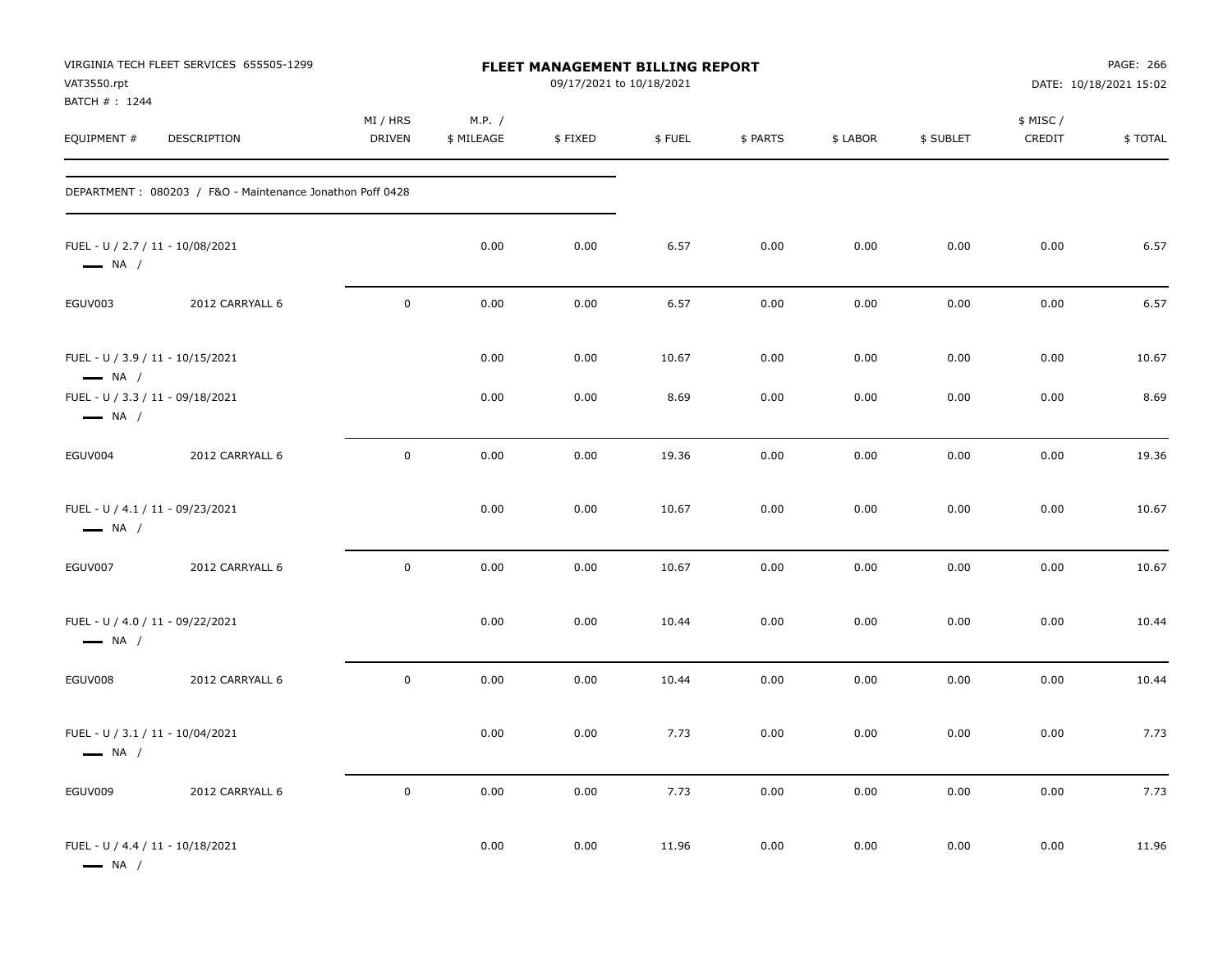VIRGINIA TECH FLEET SERVICES 655505-1299
VAT3550.rpt
BATCH # : 1244

**FLEET MANAGEMENT BILLING REPORT**
09/17/2021 to 10/18/2021

DATE: 10/18/2021 15:02

| EQUIPMENT # | DESCRIPTION | MI / HRS DRIVEN | M.P. / $ MILEAGE | $ FIXED | $ FUEL | $ PARTS | $ LABOR | $ SUBLET | $ MISC / CREDIT | $ TOTAL |
|---|---|---|---|---|---|---|---|---|---|---|
| DEPARTMENT : 080203 / F&O - Maintenance Jonathon Poff 0428 | | | | | | | | | | |
| FUEL - U / 2.7 / 11 - 10/08/2021 — NA / | | | 0.00 | 0.00 | 6.57 | 0.00 | 0.00 | 0.00 | 0.00 | 6.57 |
| EGUV003 | 2012 CARRYALL 6 | 0 | 0.00 | 0.00 | 6.57 | 0.00 | 0.00 | 0.00 | 0.00 | 6.57 |
| FUEL - U / 3.9 / 11 - 10/15/2021 — NA / | | | 0.00 | 0.00 | 10.67 | 0.00 | 0.00 | 0.00 | 0.00 | 10.67 |
| FUEL - U / 3.3 / 11 - 09/18/2021 — NA / | | | 0.00 | 0.00 | 8.69 | 0.00 | 0.00 | 0.00 | 0.00 | 8.69 |
| EGUV004 | 2012 CARRYALL 6 | 0 | 0.00 | 0.00 | 19.36 | 0.00 | 0.00 | 0.00 | 0.00 | 19.36 |
| FUEL - U / 4.1 / 11 - 09/23/2021 — NA / | | | 0.00 | 0.00 | 10.67 | 0.00 | 0.00 | 0.00 | 0.00 | 10.67 |
| EGUV007 | 2012 CARRYALL 6 | 0 | 0.00 | 0.00 | 10.67 | 0.00 | 0.00 | 0.00 | 0.00 | 10.67 |
| FUEL - U / 4.0 / 11 - 09/22/2021 — NA / | | | 0.00 | 0.00 | 10.44 | 0.00 | 0.00 | 0.00 | 0.00 | 10.44 |
| EGUV008 | 2012 CARRYALL 6 | 0 | 0.00 | 0.00 | 10.44 | 0.00 | 0.00 | 0.00 | 0.00 | 10.44 |
| FUEL - U / 3.1 / 11 - 10/04/2021 — NA / | | | 0.00 | 0.00 | 7.73 | 0.00 | 0.00 | 0.00 | 0.00 | 7.73 |
| EGUV009 | 2012 CARRYALL 6 | 0 | 0.00 | 0.00 | 7.73 | 0.00 | 0.00 | 0.00 | 0.00 | 7.73 |
| FUEL - U / 4.4 / 11 - 10/18/2021 — NA / | | | 0.00 | 0.00 | 11.96 | 0.00 | 0.00 | 0.00 | 0.00 | 11.96 |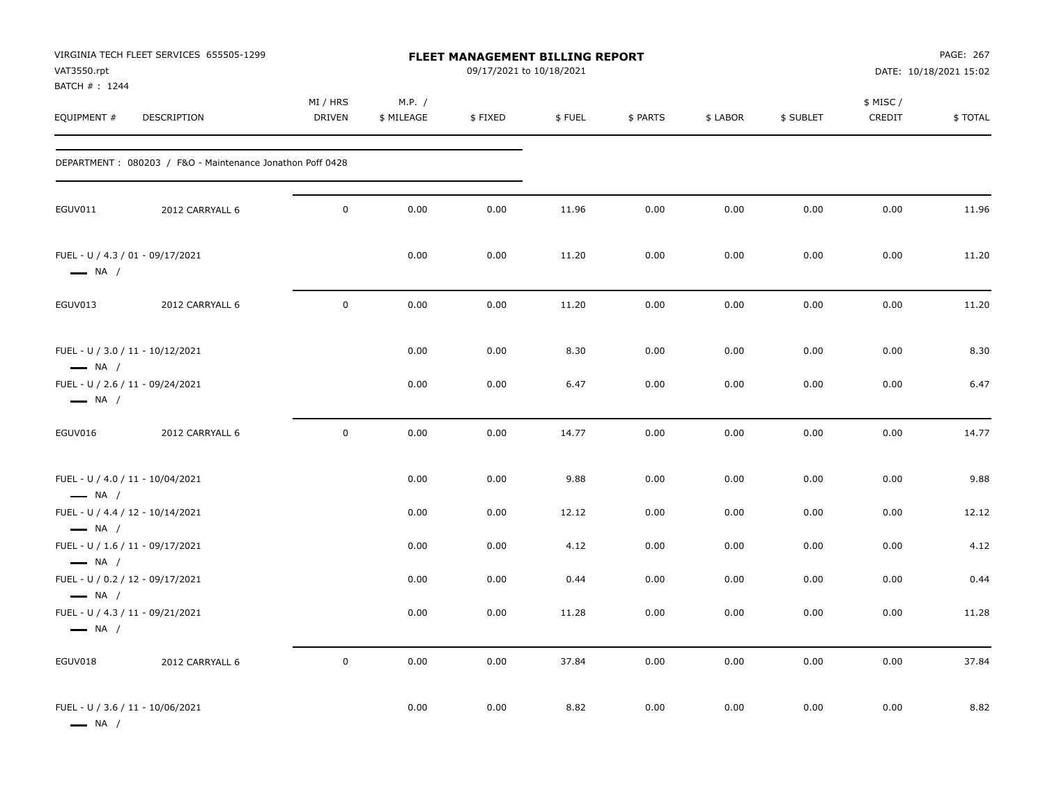VIRGINIA TECH FLEET SERVICES 655505-1299
VAT3550.rpt
BATCH # : 1244

**FLEET MANAGEMENT BILLING REPORT**
09/17/2021 to 10/18/2021

DATE: 10/18/2021 15:02

DEPARTMENT : 080203 / F&O - Maintenance Jonathon Poff 0428

| EQUIPMENT # | DESCRIPTION | MI / HRS DRIVEN | M.P. / $ MILEAGE | $ FIXED | $ FUEL | $ PARTS | $ LABOR | $ SUBLET | $ MISC / CREDIT | $ TOTAL |
|---|---|---|---|---|---|---|---|---|---|---|
| EGUV011 | 2012 CARRYALL 6 | 0 | 0.00 | 0.00 | 11.96 | 0.00 | 0.00 | 0.00 | 0.00 | 11.96 |
| FUEL - U / 4.3 / 01 - 09/17/2021 — NA / | | | 0.00 | 0.00 | 11.20 | 0.00 | 0.00 | 0.00 | 0.00 | 11.20 |
| EGUV013 | 2012 CARRYALL 6 | 0 | 0.00 | 0.00 | 11.20 | 0.00 | 0.00 | 0.00 | 0.00 | 11.20 |
| FUEL - U / 3.0 / 11 - 10/12/2021 — NA / | | | 0.00 | 0.00 | 8.30 | 0.00 | 0.00 | 0.00 | 0.00 | 8.30 |
| FUEL - U / 2.6 / 11 - 09/24/2021 — NA / | | | 0.00 | 0.00 | 6.47 | 0.00 | 0.00 | 0.00 | 0.00 | 6.47 |
| EGUV016 | 2012 CARRYALL 6 | 0 | 0.00 | 0.00 | 14.77 | 0.00 | 0.00 | 0.00 | 0.00 | 14.77 |
| FUEL - U / 4.0 / 11 - 10/04/2021 — NA / | | | 0.00 | 0.00 | 9.88 | 0.00 | 0.00 | 0.00 | 0.00 | 9.88 |
| FUEL - U / 4.4 / 12 - 10/14/2021 — NA / | | | 0.00 | 0.00 | 12.12 | 0.00 | 0.00 | 0.00 | 0.00 | 12.12 |
| FUEL - U / 1.6 / 11 - 09/17/2021 — NA / | | | 0.00 | 0.00 | 4.12 | 0.00 | 0.00 | 0.00 | 0.00 | 4.12 |
| FUEL - U / 0.2 / 12 - 09/17/2021 — NA / | | | 0.00 | 0.00 | 0.44 | 0.00 | 0.00 | 0.00 | 0.00 | 0.44 |
| FUEL - U / 4.3 / 11 - 09/21/2021 — NA / | | | 0.00 | 0.00 | 11.28 | 0.00 | 0.00 | 0.00 | 0.00 | 11.28 |
| EGUV018 | 2012 CARRYALL 6 | 0 | 0.00 | 0.00 | 37.84 | 0.00 | 0.00 | 0.00 | 0.00 | 37.84 |
| FUEL - U / 3.6 / 11 - 10/06/2021 — NA / | | | 0.00 | 0.00 | 8.82 | 0.00 | 0.00 | 0.00 | 0.00 | 8.82 |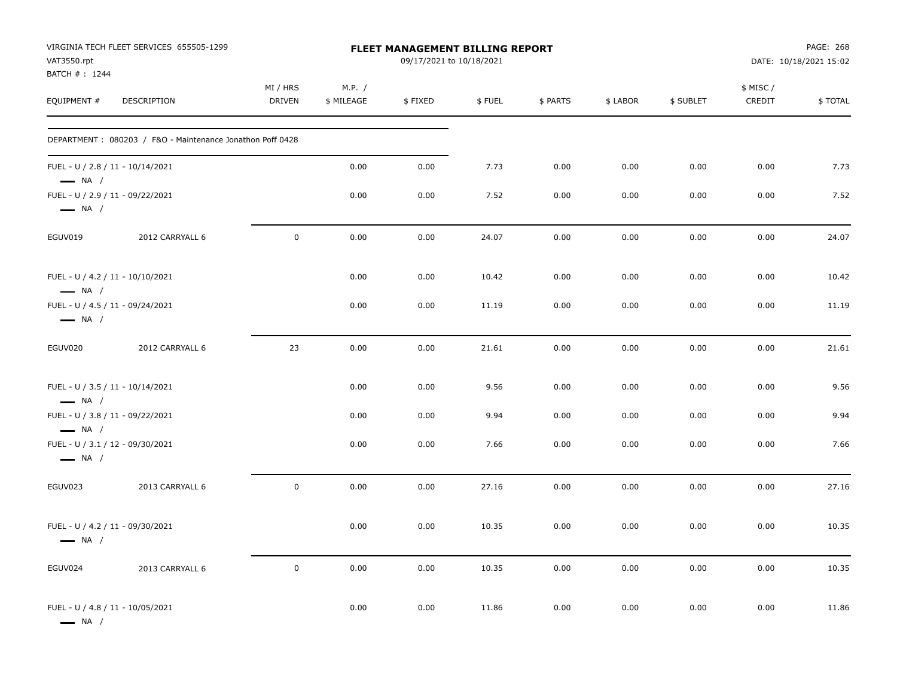VIRGINIA TECH FLEET SERVICES 655505-1299
VAT3550.rpt
BATCH # : 1244

**FLEET MANAGEMENT BILLING REPORT**
09/17/2021 to 10/18/2021

DATE: 10/18/2021 15:02

| EQUIPMENT # | DESCRIPTION | MI / HRS DRIVEN | M.P. / $ MILEAGE | $ FIXED | $ FUEL | $ PARTS | $ LABOR | $ SUBLET | $ MISC / CREDIT | $ TOTAL |
|---|---|---|---|---|---|---|---|---|---|---|
| DEPARTMENT : 080203 / F&O - Maintenance Jonathon Poff 0428 | | | | | | | | | | |
| FUEL - U / 2.8 / 11 - 10/14/2021 — NA / | | | 0.00 | 0.00 | 7.73 | 0.00 | 0.00 | 0.00 | 0.00 | 7.73 |
| FUEL - U / 2.9 / 11 - 09/22/2021 — NA / | | | 0.00 | 0.00 | 7.52 | 0.00 | 0.00 | 0.00 | 0.00 | 7.52 |
| EGUV019 | 2012 CARRYALL 6 | 0 | 0.00 | 0.00 | 24.07 | 0.00 | 0.00 | 0.00 | 0.00 | 24.07 |
| FUEL - U / 4.2 / 11 - 10/10/2021 — NA / | | | 0.00 | 0.00 | 10.42 | 0.00 | 0.00 | 0.00 | 0.00 | 10.42 |
| FUEL - U / 4.5 / 11 - 09/24/2021 — NA / | | | 0.00 | 0.00 | 11.19 | 0.00 | 0.00 | 0.00 | 0.00 | 11.19 |
| EGUV020 | 2012 CARRYALL 6 | 23 | 0.00 | 0.00 | 21.61 | 0.00 | 0.00 | 0.00 | 0.00 | 21.61 |
| FUEL - U / 3.5 / 11 - 10/14/2021 — NA / | | | 0.00 | 0.00 | 9.56 | 0.00 | 0.00 | 0.00 | 0.00 | 9.56 |
| FUEL - U / 3.8 / 11 - 09/22/2021 — NA / | | | 0.00 | 0.00 | 9.94 | 0.00 | 0.00 | 0.00 | 0.00 | 9.94 |
| FUEL - U / 3.1 / 12 - 09/30/2021 — NA / | | | 0.00 | 0.00 | 7.66 | 0.00 | 0.00 | 0.00 | 0.00 | 7.66 |
| EGUV023 | 2013 CARRYALL 6 | 0 | 0.00 | 0.00 | 27.16 | 0.00 | 0.00 | 0.00 | 0.00 | 27.16 |
| FUEL - U / 4.2 / 11 - 09/30/2021 — NA / | | | 0.00 | 0.00 | 10.35 | 0.00 | 0.00 | 0.00 | 0.00 | 10.35 |
| EGUV024 | 2013 CARRYALL 6 | 0 | 0.00 | 0.00 | 10.35 | 0.00 | 0.00 | 0.00 | 0.00 | 10.35 |
| FUEL - U / 4.8 / 11 - 10/05/2021 — NA / | | | 0.00 | 0.00 | 11.86 | 0.00 | 0.00 | 0.00 | 0.00 | 11.86 |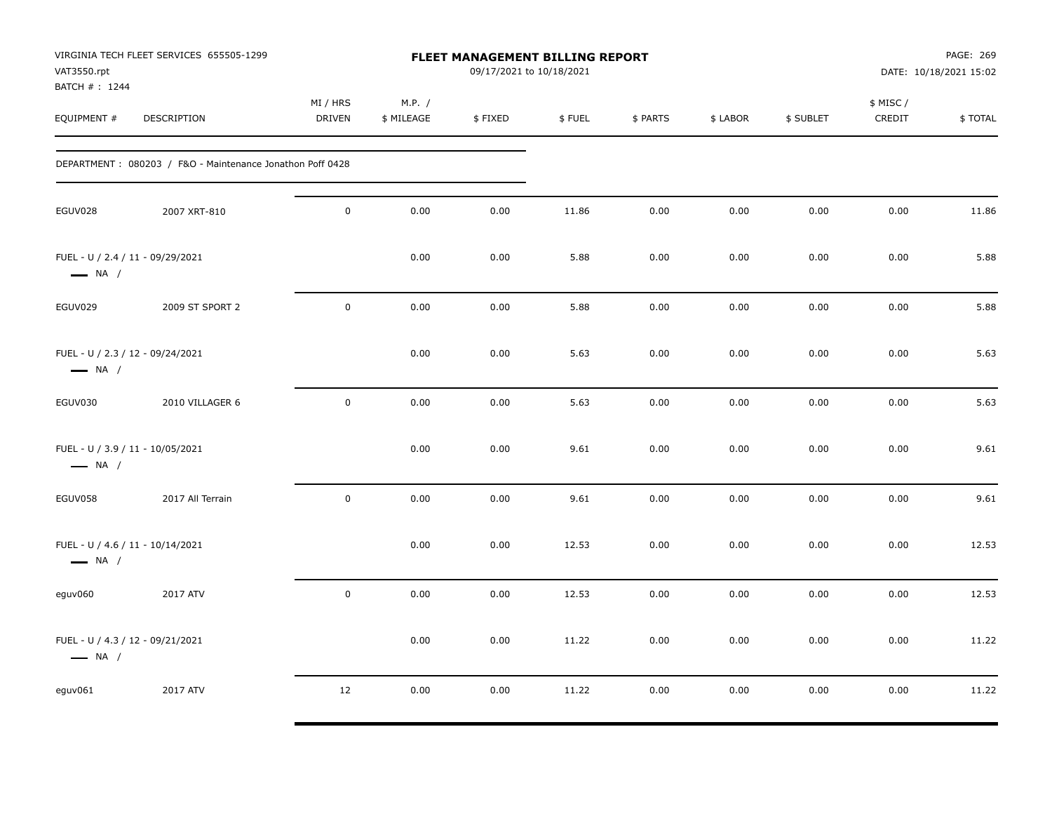VIRGINIA TECH FLEET SERVICES 655505-1299
VAT3550.rpt
BATCH # : 1244

**FLEET MANAGEMENT BILLING REPORT**
09/17/2021 to 10/18/2021

DATE: 10/18/2021 15:02

| EQUIPMENT # | DESCRIPTION | MI / HRS DRIVEN | M.P. / $ MILEAGE | $ FIXED | $ FUEL | $ PARTS | $ LABOR | $ SUBLET | $ MISC / CREDIT | $ TOTAL |
|---|---|---|---|---|---|---|---|---|---|---|
| DEPARTMENT : 080203 / F&O - Maintenance Jonathon Poff 0428 | | | | | | | | | | |
| EGUV028 | 2007 XRT-810 | 0 | 0.00 | 0.00 | 11.86 | 0.00 | 0.00 | 0.00 | 0.00 | 11.86 |
| FUEL - U / 2.4 / 11 - 09/29/2021 — NA / | | | 0.00 | 0.00 | 5.88 | 0.00 | 0.00 | 0.00 | 0.00 | 5.88 |
| EGUV029 | 2009 ST SPORT 2 | 0 | 0.00 | 0.00 | 5.88 | 0.00 | 0.00 | 0.00 | 0.00 | 5.88 |
| FUEL - U / 2.3 / 12 - 09/24/2021 — NA / | | | 0.00 | 0.00 | 5.63 | 0.00 | 0.00 | 0.00 | 0.00 | 5.63 |
| EGUV030 | 2010 VILLAGER 6 | 0 | 0.00 | 0.00 | 5.63 | 0.00 | 0.00 | 0.00 | 0.00 | 5.63 |
| FUEL - U / 3.9 / 11 - 10/05/2021 — NA / | | | 0.00 | 0.00 | 9.61 | 0.00 | 0.00 | 0.00 | 0.00 | 9.61 |
| EGUV058 | 2017 All Terrain | 0 | 0.00 | 0.00 | 9.61 | 0.00 | 0.00 | 0.00 | 0.00 | 9.61 |
| FUEL - U / 4.6 / 11 - 10/14/2021 — NA / | | | 0.00 | 0.00 | 12.53 | 0.00 | 0.00 | 0.00 | 0.00 | 12.53 |
| eguv060 | 2017 ATV | 0 | 0.00 | 0.00 | 12.53 | 0.00 | 0.00 | 0.00 | 0.00 | 12.53 |
| FUEL - U / 4.3 / 12 - 09/21/2021 — NA / | | | 0.00 | 0.00 | 11.22 | 0.00 | 0.00 | 0.00 | 0.00 | 11.22 |
| eguv061 | 2017 ATV | 12 | 0.00 | 0.00 | 11.22 | 0.00 | 0.00 | 0.00 | 0.00 | 11.22 |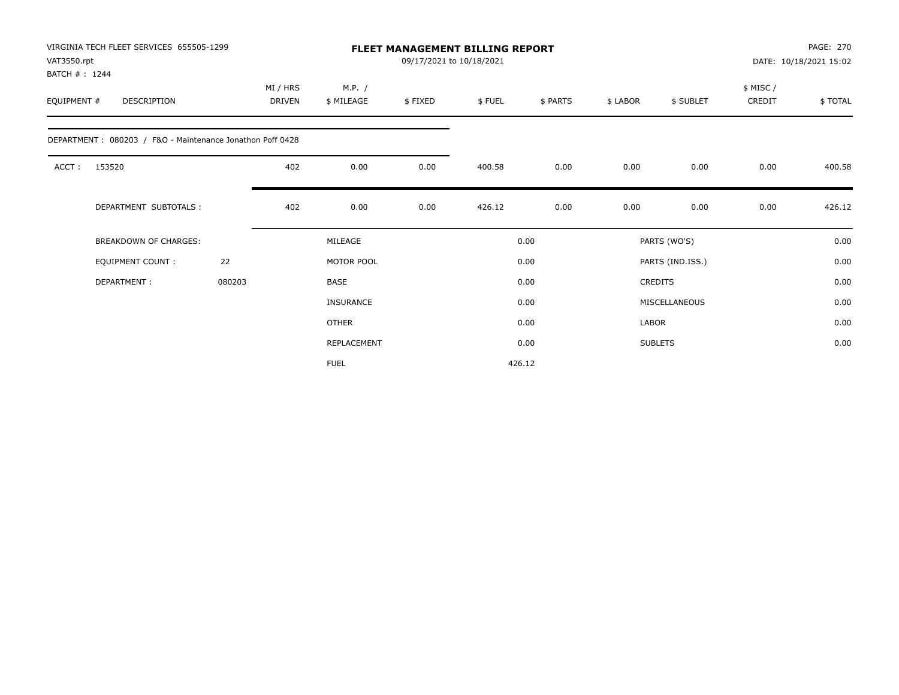VIRGINIA TECH FLEET SERVICES 655505-1299
VAT3550.rpt
BATCH # : 1244

**FLEET MANAGEMENT BILLING REPORT**
09/17/2021 to 10/18/2021

DATE: 10/18/2021 15:02

| EQUIPMENT # | DESCRIPTION | MI / HRS DRIVEN | M.P. / $ MILEAGE | $ FIXED | $ FUEL | $ PARTS | $ LABOR | $ SUBLET | $ MISC / CREDIT | $ TOTAL |
|---|---|---|---|---|---|---|---|---|---|---|
| DEPARTMENT : 080203 / F&O - Maintenance Jonathon Poff 0428 | | | | | | | | | | |
| ACCT : | 153520 | 402 | 0.00 | 0.00 | 400.58 | 0.00 | 0.00 | 0.00 | 0.00 | 400.58 |
| | DEPARTMENT SUBTOTALS : | 402 | 0.00 | 0.00 | 426.12 | 0.00 | 0.00 | 0.00 | 0.00 | 426.12 |

| BREAKDOWN OF CHARGES: | | MILEAGE | 0.00 | PARTS (WO'S) | 0.00 |
|---|---|---|---|---|---|
| EQUIPMENT COUNT : | 22 | MOTOR POOL | 0.00 | PARTS (IND.ISS.) | 0.00 |
| DEPARTMENT : | 080203 | BASE | 0.00 | CREDITS | 0.00 |
| | | INSURANCE | 0.00 | MISCELLANEOUS | 0.00 |
| | | OTHER | 0.00 | LABOR | 0.00 |
| | | REPLACEMENT | 0.00 | SUBLETS | 0.00 |
| | | FUEL | 426.12 | | |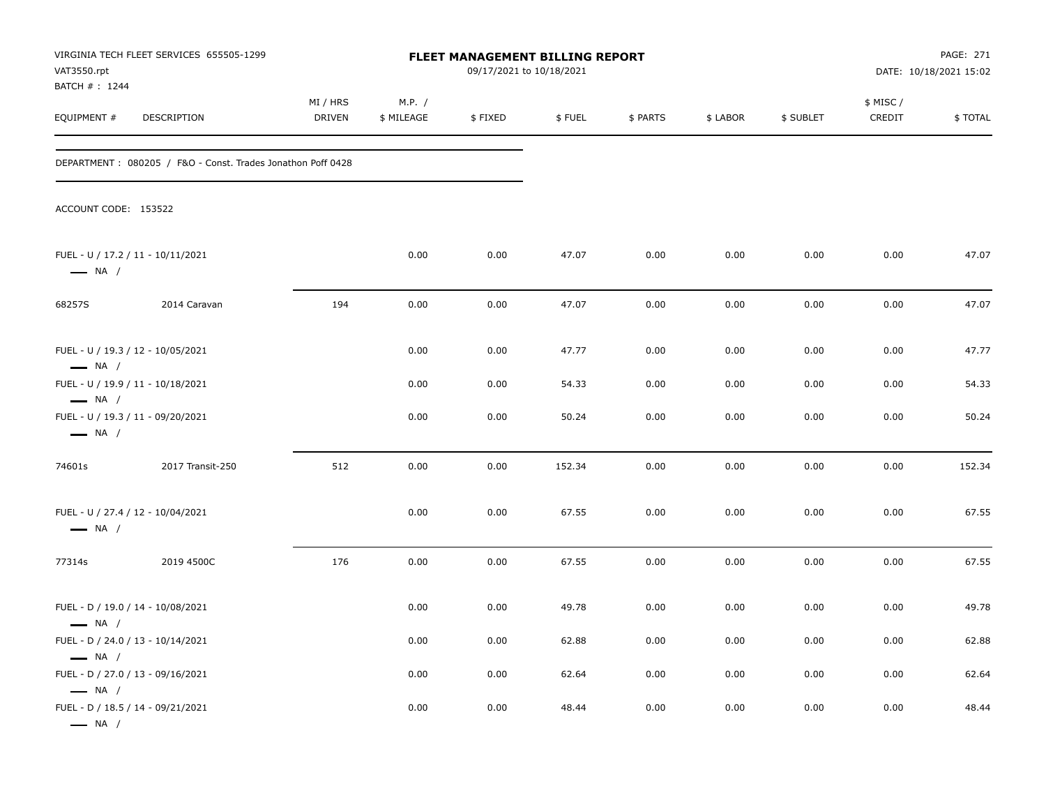**FLEET MANAGEMENT BILLING REPORT**

09/17/2021 to 10/18/2021

VIRGINIA TECH FLEET SERVICES 655505-1299
VAT3550.rpt
BATCH # : 1244

DATE: 10/18/2021 15:02

DEPARTMENT : 080205 / F&O - Const. Trades Jonathon Poff 0428

ACCOUNT CODE: 153522

| EQUIPMENT # | DESCRIPTION | MI / HRS DRIVEN | M.P. / $ MILEAGE | $ FIXED | $ FUEL | $ PARTS | $ LABOR | $ SUBLET | $ MISC / CREDIT | $ TOTAL |
|---|---|---|---|---|---|---|---|---|---|---|
| FUEL - U / 17.2 / 11 - 10/11/2021 — NA / | | | 0.00 | 0.00 | 47.07 | 0.00 | 0.00 | 0.00 | 0.00 | 47.07 |
| 68257S | 2014 Caravan | 194 | 0.00 | 0.00 | 47.07 | 0.00 | 0.00 | 0.00 | 0.00 | 47.07 |
| FUEL - U / 19.3 / 12 - 10/05/2021 — NA / | | | 0.00 | 0.00 | 47.77 | 0.00 | 0.00 | 0.00 | 0.00 | 47.77 |
| FUEL - U / 19.9 / 11 - 10/18/2021 — NA / | | | 0.00 | 0.00 | 54.33 | 0.00 | 0.00 | 0.00 | 0.00 | 54.33 |
| FUEL - U / 19.3 / 11 - 09/20/2021 — NA / | | | 0.00 | 0.00 | 50.24 | 0.00 | 0.00 | 0.00 | 0.00 | 50.24 |
| 74601s | 2017 Transit-250 | 512 | 0.00 | 0.00 | 152.34 | 0.00 | 0.00 | 0.00 | 0.00 | 152.34 |
| FUEL - U / 27.4 / 12 - 10/04/2021 — NA / | | | 0.00 | 0.00 | 67.55 | 0.00 | 0.00 | 0.00 | 0.00 | 67.55 |
| 77314s | 2019 4500C | 176 | 0.00 | 0.00 | 67.55 | 0.00 | 0.00 | 0.00 | 0.00 | 67.55 |
| FUEL - D / 19.0 / 14 - 10/08/2021 — NA / | | | 0.00 | 0.00 | 49.78 | 0.00 | 0.00 | 0.00 | 0.00 | 49.78 |
| FUEL - D / 24.0 / 13 - 10/14/2021 — NA / | | | 0.00 | 0.00 | 62.88 | 0.00 | 0.00 | 0.00 | 0.00 | 62.88 |
| FUEL - D / 27.0 / 13 - 09/16/2021 — NA / | | | 0.00 | 0.00 | 62.64 | 0.00 | 0.00 | 0.00 | 0.00 | 62.64 |
| FUEL - D / 18.5 / 14 - 09/21/2021 — NA / | | | 0.00 | 0.00 | 48.44 | 0.00 | 0.00 | 0.00 | 0.00 | 48.44 |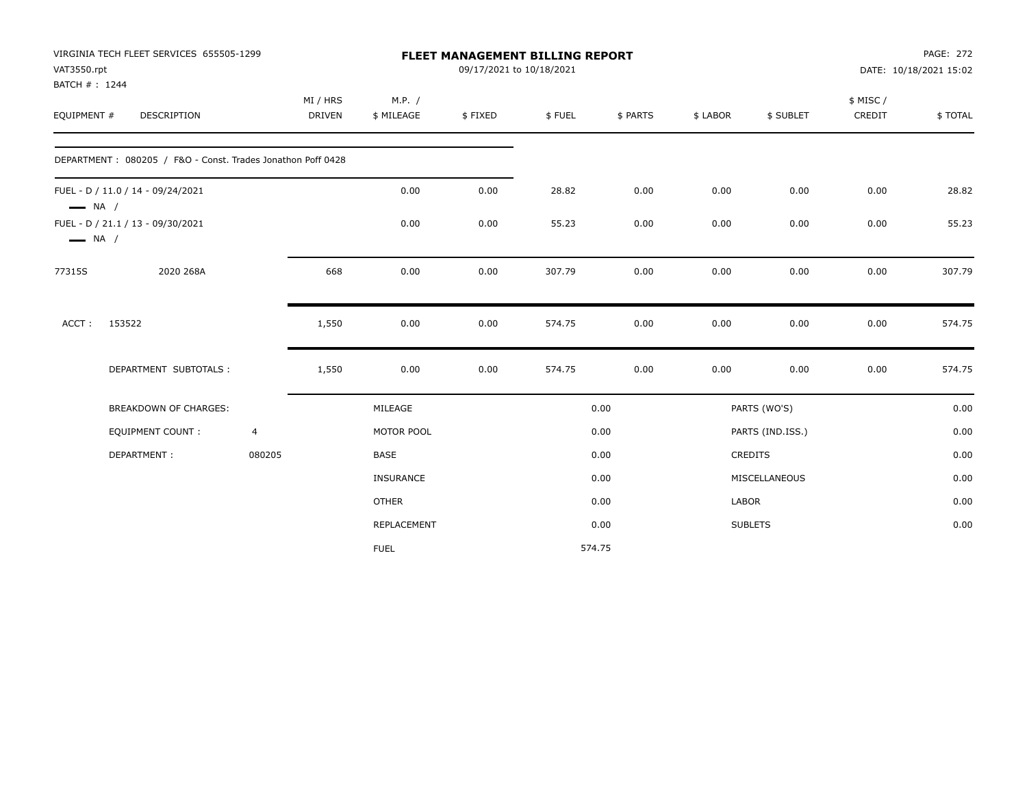VIRGINIA TECH FLEET SERVICES 655505-1299
VAT3550.rpt
BATCH # : 1244

# FLEET MANAGEMENT BILLING REPORT

09/17/2021 to 10/18/2021

DATE: 10/18/2021 15:02

| EQUIPMENT # | DESCRIPTION | MI / HRS DRIVEN | M.P. / $ MILEAGE | $ FIXED | $ FUEL | $ PARTS | $ LABOR | $ SUBLET | $ MISC / CREDIT | $ TOTAL |
|---|---|---|---|---|---|---|---|---|---|---|
| DEPARTMENT : 080205 / F&O - Const. Trades Jonathon Poff 0428 | | | | | | | | | | |
| FUEL - D / 11.0 / 14 - 09/24/2021 NA / | | | 0.00 | 0.00 | 28.82 | 0.00 | 0.00 | 0.00 | 0.00 | 28.82 |
| FUEL - D / 21.1 / 13 - 09/30/2021 NA / | | | 0.00 | 0.00 | 55.23 | 0.00 | 0.00 | 0.00 | 0.00 | 55.23 |
| 77315S | 2020 268A | 668 | 0.00 | 0.00 | 307.79 | 0.00 | 0.00 | 0.00 | 0.00 | 307.79 |
| ACCT : 153522 | | 1,550 | 0.00 | 0.00 | 574.75 | 0.00 | 0.00 | 0.00 | 0.00 | 574.75 |
| DEPARTMENT SUBTOTALS : | | 1,550 | 0.00 | 0.00 | 574.75 | 0.00 | 0.00 | 0.00 | 0.00 | 574.75 |

| BREAKDOWN OF CHARGES: | | | | | |
|---|---|---|---|---|---|
| EQUIPMENT COUNT : | 4 | MILEAGE | 0.00 | PARTS (WO'S) | 0.00 |
| DEPARTMENT : | 080205 | MOTOR POOL | 0.00 | PARTS (IND.ISS.) | 0.00 |
| | | BASE | 0.00 | CREDITS | 0.00 |
| | | INSURANCE | 0.00 | MISCELLANEOUS | 0.00 |
| | | OTHER | 0.00 | LABOR | 0.00 |
| | | REPLACEMENT | 0.00 | SUBLETS | 0.00 |
| | | FUEL | 574.75 | | |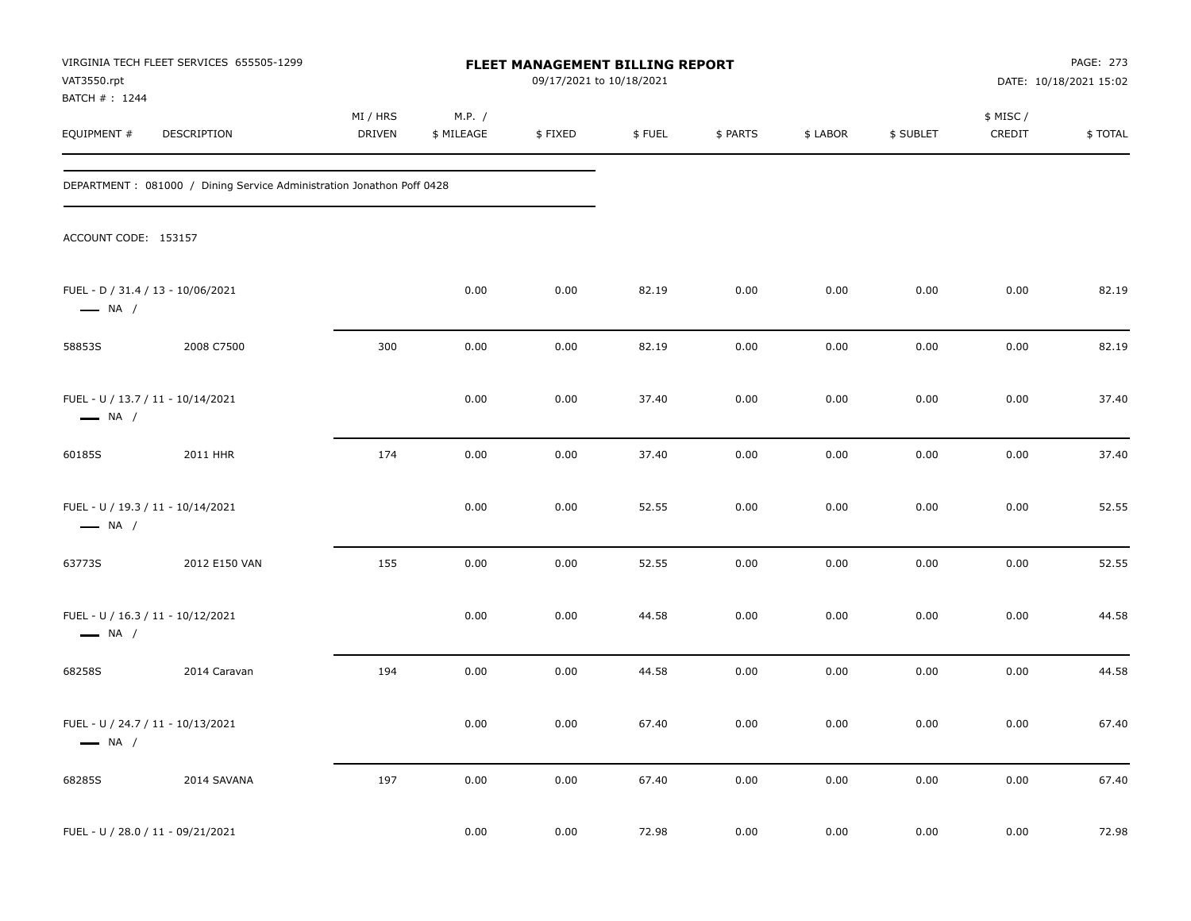VIRGINIA TECH FLEET SERVICES 655505-1299
VAT3550.rpt
BATCH # : 1244

# FLEET MANAGEMENT BILLING REPORT

09/17/2021 to 10/18/2021

PAGE: 273
DATE: 10/18/2021 15:02

| EQUIPMENT # | DESCRIPTION | MI / HRS DRIVEN | M.P. / $ MILEAGE | $ FIXED | $ FUEL | $ PARTS | $ LABOR | $ SUBLET | $ MISC / CREDIT | $ TOTAL |
|---|---|---|---|---|---|---|---|---|---|---|
| DEPARTMENT : 081000 / Dining Service Administration Jonathon Poff 0428 | | | | | | | | | | |
| ACCOUNT CODE: 153157 | | | | | | | | | | |
| FUEL - D / 31.4 / 13 - 10/06/2021 — NA / | | | 0.00 | 0.00 | 82.19 | 0.00 | 0.00 | 0.00 | 0.00 | 82.19 |
| 58853S | 2008 C7500 | 300 | 0.00 | 0.00 | 82.19 | 0.00 | 0.00 | 0.00 | 0.00 | 82.19 |
| FUEL - U / 13.7 / 11 - 10/14/2021 — NA / | | | 0.00 | 0.00 | 37.40 | 0.00 | 0.00 | 0.00 | 0.00 | 37.40 |
| 60185S | 2011 HHR | 174 | 0.00 | 0.00 | 37.40 | 0.00 | 0.00 | 0.00 | 0.00 | 37.40 |
| FUEL - U / 19.3 / 11 - 10/14/2021 — NA / | | | 0.00 | 0.00 | 52.55 | 0.00 | 0.00 | 0.00 | 0.00 | 52.55 |
| 63773S | 2012 E150 VAN | 155 | 0.00 | 0.00 | 52.55 | 0.00 | 0.00 | 0.00 | 0.00 | 52.55 |
| FUEL - U / 16.3 / 11 - 10/12/2021 — NA / | | | 0.00 | 0.00 | 44.58 | 0.00 | 0.00 | 0.00 | 0.00 | 44.58 |
| 68258S | 2014 Caravan | 194 | 0.00 | 0.00 | 44.58 | 0.00 | 0.00 | 0.00 | 0.00 | 44.58 |
| FUEL - U / 24.7 / 11 - 10/13/2021 — NA / | | | 0.00 | 0.00 | 67.40 | 0.00 | 0.00 | 0.00 | 0.00 | 67.40 |
| 68285S | 2014 SAVANA | 197 | 0.00 | 0.00 | 67.40 | 0.00 | 0.00 | 0.00 | 0.00 | 67.40 |
| FUEL - U / 28.0 / 11 - 09/21/2021 | | | 0.00 | 0.00 | 72.98 | 0.00 | 0.00 | 0.00 | 0.00 | 72.98 |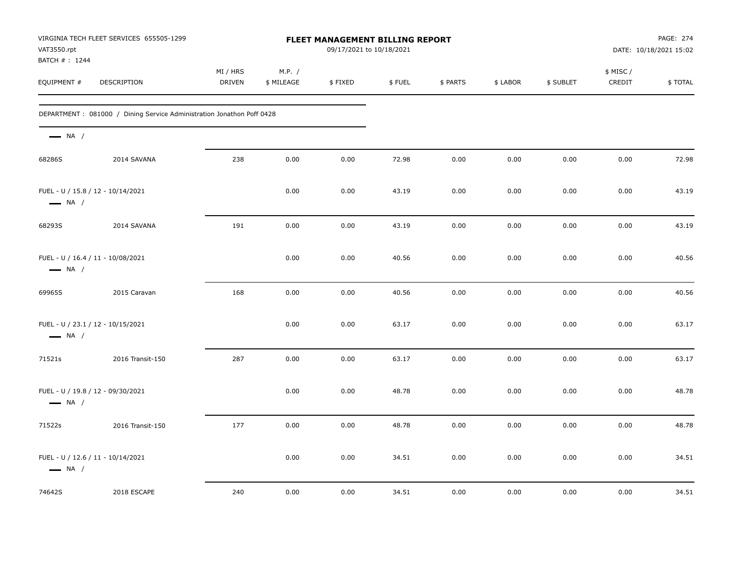# FLEET MANAGEMENT BILLING REPORT

VIRGINIA TECH FLEET SERVICES 655505-1299
VAT3550.rpt
BATCH # : 1244

09/17/2021 to 10/18/2021

PAGE: 274
DATE: 10/18/2021 15:02

DEPARTMENT : 081000 / Dining Service Administration Jonathon Poff 0428

| EQUIPMENT # | DESCRIPTION | MI / HRS DRIVEN | M.P. / $ MILEAGE | $ FIXED | $ FUEL | $ PARTS | $ LABOR | $ SUBLET | $ MISC / CREDIT | $ TOTAL |
|---|---|---|---|---|---|---|---|---|---|---|
| NA / | | | | | | | | | | |
| 68286S | 2014 SAVANA | 238 | 0.00 | 0.00 | 72.98 | 0.00 | 0.00 | 0.00 | 0.00 | 72.98 |
| FUEL - U / 15.8 / 12 - 10/14/2021 | | | 0.00 | 0.00 | 43.19 | 0.00 | 0.00 | 0.00 | 0.00 | 43.19 |
| NA / | | | | | | | | | | |
| 68293S | 2014 SAVANA | 191 | 0.00 | 0.00 | 43.19 | 0.00 | 0.00 | 0.00 | 0.00 | 43.19 |
| FUEL - U / 16.4 / 11 - 10/08/2021 | | | 0.00 | 0.00 | 40.56 | 0.00 | 0.00 | 0.00 | 0.00 | 40.56 |
| NA / | | | | | | | | | | |
| 69965S | 2015 Caravan | 168 | 0.00 | 0.00 | 40.56 | 0.00 | 0.00 | 0.00 | 0.00 | 40.56 |
| FUEL - U / 23.1 / 12 - 10/15/2021 | | | 0.00 | 0.00 | 63.17 | 0.00 | 0.00 | 0.00 | 0.00 | 63.17 |
| NA / | | | | | | | | | | |
| 71521s | 2016 Transit-150 | 287 | 0.00 | 0.00 | 63.17 | 0.00 | 0.00 | 0.00 | 0.00 | 63.17 |
| FUEL - U / 19.8 / 12 - 09/30/2021 | | | 0.00 | 0.00 | 48.78 | 0.00 | 0.00 | 0.00 | 0.00 | 48.78 |
| NA / | | | | | | | | | | |
| 71522s | 2016 Transit-150 | 177 | 0.00 | 0.00 | 48.78 | 0.00 | 0.00 | 0.00 | 0.00 | 48.78 |
| FUEL - U / 12.6 / 11 - 10/14/2021 | | | 0.00 | 0.00 | 34.51 | 0.00 | 0.00 | 0.00 | 0.00 | 34.51 |
| NA / | | | | | | | | | | |
| 74642S | 2018 ESCAPE | 240 | 0.00 | 0.00 | 34.51 | 0.00 | 0.00 | 0.00 | 0.00 | 34.51 |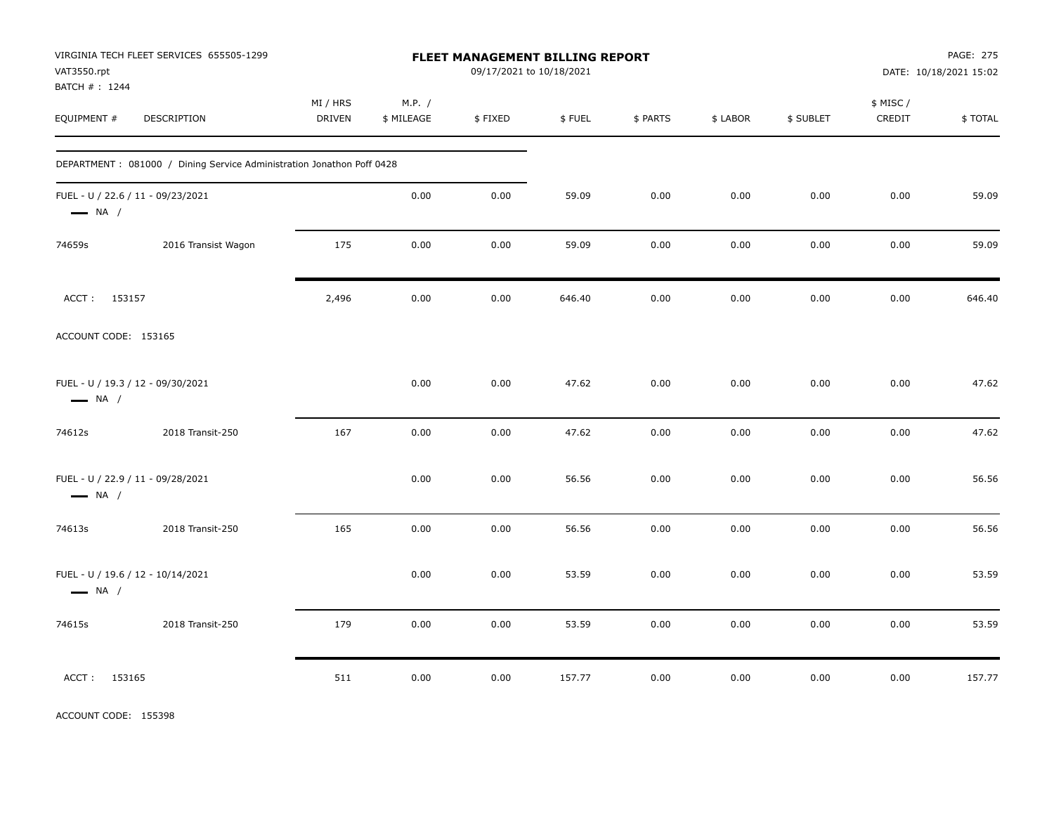VIRGINIA TECH FLEET SERVICES 655505-1299
VAT3550.rpt
BATCH # : 1244

**FLEET MANAGEMENT BILLING REPORT**
09/17/2021 to 10/18/2021

DATE: 10/18/2021 15:02

| EQUIPMENT # | DESCRIPTION | MI / HRS DRIVEN | M.P. / $ MILEAGE | $ FIXED | $ FUEL | $ PARTS | $ LABOR | $ SUBLET | $ MISC / CREDIT | $ TOTAL |
|---|---|---|---|---|---|---|---|---|---|---|
| DEPARTMENT : 081000 / Dining Service Administration Jonathon Poff 0428 | | | | | | | | | | |
| FUEL - U / 22.6 / 11 - 09/23/2021 — NA / | | | 0.00 | 0.00 | 59.09 | 0.00 | 0.00 | 0.00 | 0.00 | 59.09 |
| 74659s | 2016 Transist Wagon | 175 | 0.00 | 0.00 | 59.09 | 0.00 | 0.00 | 0.00 | 0.00 | 59.09 |
| ACCT : 153157 | | 2,496 | 0.00 | 0.00 | 646.40 | 0.00 | 0.00 | 0.00 | 0.00 | 646.40 |
| ACCOUNT CODE: 153165 | | | | | | | | | | |
| FUEL - U / 19.3 / 12 - 09/30/2021 — NA / | | | 0.00 | 0.00 | 47.62 | 0.00 | 0.00 | 0.00 | 0.00 | 47.62 |
| 74612s | 2018 Transit-250 | 167 | 0.00 | 0.00 | 47.62 | 0.00 | 0.00 | 0.00 | 0.00 | 47.62 |
| FUEL - U / 22.9 / 11 - 09/28/2021 — NA / | | | 0.00 | 0.00 | 56.56 | 0.00 | 0.00 | 0.00 | 0.00 | 56.56 |
| 74613s | 2018 Transit-250 | 165 | 0.00 | 0.00 | 56.56 | 0.00 | 0.00 | 0.00 | 0.00 | 56.56 |
| FUEL - U / 19.6 / 12 - 10/14/2021 — NA / | | | 0.00 | 0.00 | 53.59 | 0.00 | 0.00 | 0.00 | 0.00 | 53.59 |
| 74615s | 2018 Transit-250 | 179 | 0.00 | 0.00 | 53.59 | 0.00 | 0.00 | 0.00 | 0.00 | 53.59 |
| ACCT : 153165 | | 511 | 0.00 | 0.00 | 157.77 | 0.00 | 0.00 | 0.00 | 0.00 | 157.77 |

ACCOUNT CODE: 155398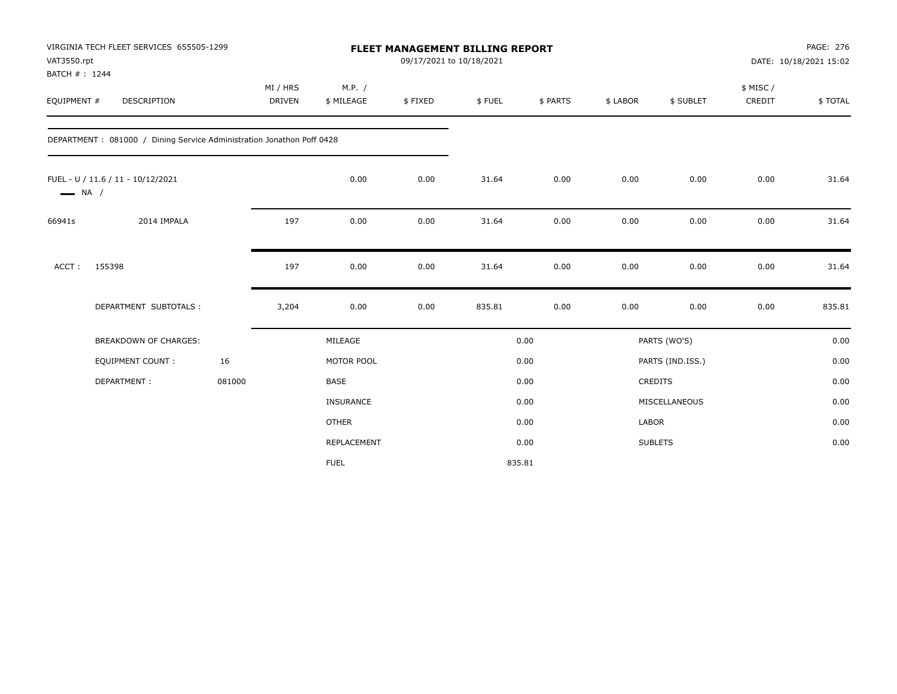# FLEET MANAGEMENT BILLING REPORT

VIRGINIA TECH FLEET SERVICES 655505-1299
VAT3550.rpt
BATCH # : 1244

09/17/2021 to 10/18/2021

PAGE: 276
DATE: 10/18/2021 15:02

| EQUIPMENT # | DESCRIPTION | MI / HRS DRIVEN | M.P. / $ MILEAGE | $ FIXED | $ FUEL | $ PARTS | $ LABOR | $ SUBLET | $ MISC / CREDIT | $ TOTAL |
|---|---|---|---|---|---|---|---|---|---|---|
| DEPARTMENT : 081000 / Dining Service Administration Jonathon Poff 0428 | | | | | | | | | | |
| FUEL - U / 11.6 / 11 - 10/12/2021 — NA / | | | 0.00 | 0.00 | 31.64 | 0.00 | 0.00 | 0.00 | 0.00 | 31.64 |
| 66941s | 2014 IMPALA | 197 | 0.00 | 0.00 | 31.64 | 0.00 | 0.00 | 0.00 | 0.00 | 31.64 |
| ACCT : 155398 | | 197 | 0.00 | 0.00 | 31.64 | 0.00 | 0.00 | 0.00 | 0.00 | 31.64 |
| | DEPARTMENT SUBTOTALS : | 3,204 | 0.00 | 0.00 | 835.81 | 0.00 | 0.00 | 0.00 | 0.00 | 835.81 |

| BREAKDOWN OF CHARGES: | | | | | |
|---|---|---|---|---|---|
| EQUIPMENT COUNT : | 16 | MILEAGE | 0.00 | PARTS (WO'S) | 0.00 |
| DEPARTMENT : | 081000 | MOTOR POOL | 0.00 | PARTS (IND.ISS.) | 0.00 |
| | | BASE | 0.00 | CREDITS | 0.00 |
| | | INSURANCE | 0.00 | MISCELLANEOUS | 0.00 |
| | | OTHER | 0.00 | LABOR | 0.00 |
| | | REPLACEMENT | 0.00 | SUBLETS | 0.00 |
| | | FUEL | 835.81 | | |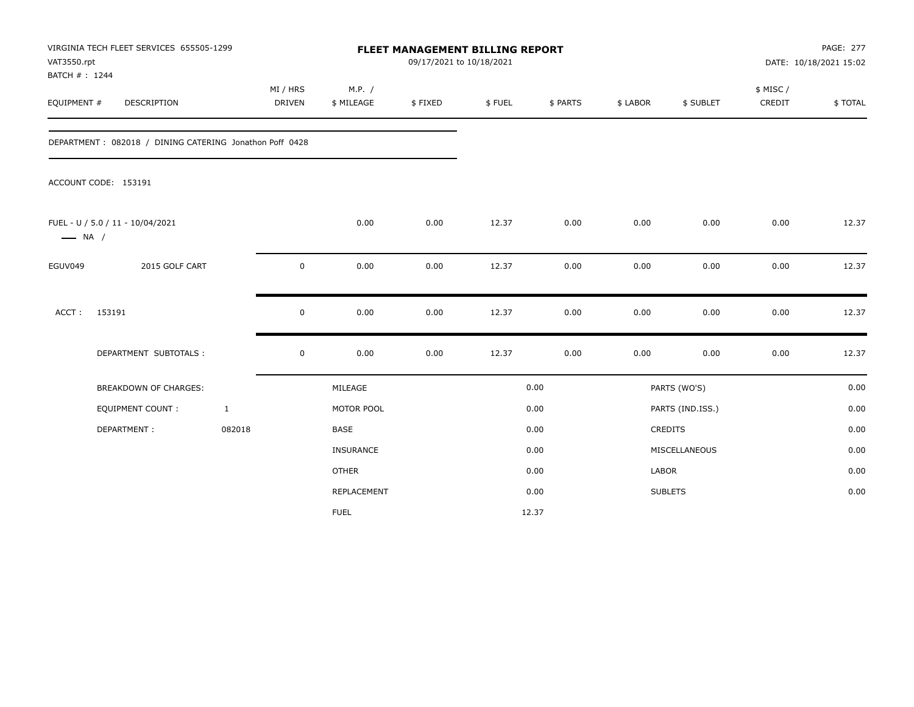VIRGINIA TECH FLEET SERVICES 655505-1299
VAT3550.rpt
BATCH # : 1244

# FLEET MANAGEMENT BILLING REPORT

09/17/2021 to 10/18/2021

DATE: 10/18/2021 15:02

| EQUIPMENT # | DESCRIPTION | MI / HRS DRIVEN | M.P. / $ MILEAGE | $ FIXED | $ FUEL | $ PARTS | $ LABOR | $ SUBLET | $ MISC / CREDIT | $ TOTAL |
|---|---|---|---|---|---|---|---|---|---|---|

DEPARTMENT : 082018 / DINING CATERING Jonathon Poff 0428

ACCOUNT CODE: 153191

| EQUIPMENT # | DESCRIPTION | MI / HRS DRIVEN | M.P. / $ MILEAGE | $ FIXED | $ FUEL | $ PARTS | $ LABOR | $ SUBLET | $ MISC / CREDIT | $ TOTAL |
|---|---|---|---|---|---|---|---|---|---|---|
| FUEL - U / 5.0 / 11 - 10/04/2021 —— NA / | | | 0.00 | 0.00 | 12.37 | 0.00 | 0.00 | 0.00 | 0.00 | 12.37 |
| EGUV049 | 2015 GOLF CART | 0 | 0.00 | 0.00 | 12.37 | 0.00 | 0.00 | 0.00 | 0.00 | 12.37 |
| ACCT : | 153191 | 0 | 0.00 | 0.00 | 12.37 | 0.00 | 0.00 | 0.00 | 0.00 | 12.37 |
| | DEPARTMENT SUBTOTALS : | 0 | 0.00 | 0.00 | 12.37 | 0.00 | 0.00 | 0.00 | 0.00 | 12.37 |

| BREAKDOWN OF CHARGES: | | | | | |
|---|---|---|---|---|---|
| EQUIPMENT COUNT : | 1 | MILEAGE | 0.00 | PARTS (WO'S) | 0.00 |
| DEPARTMENT : | 082018 | MOTOR POOL | 0.00 | PARTS (IND.ISS.) | 0.00 |
| | | BASE | 0.00 | CREDITS | 0.00 |
| | | INSURANCE | 0.00 | MISCELLANEOUS | 0.00 |
| | | OTHER | 0.00 | LABOR | 0.00 |
| | | REPLACEMENT | 0.00 | SUBLETS | 0.00 |
| | | FUEL | 12.37 | | |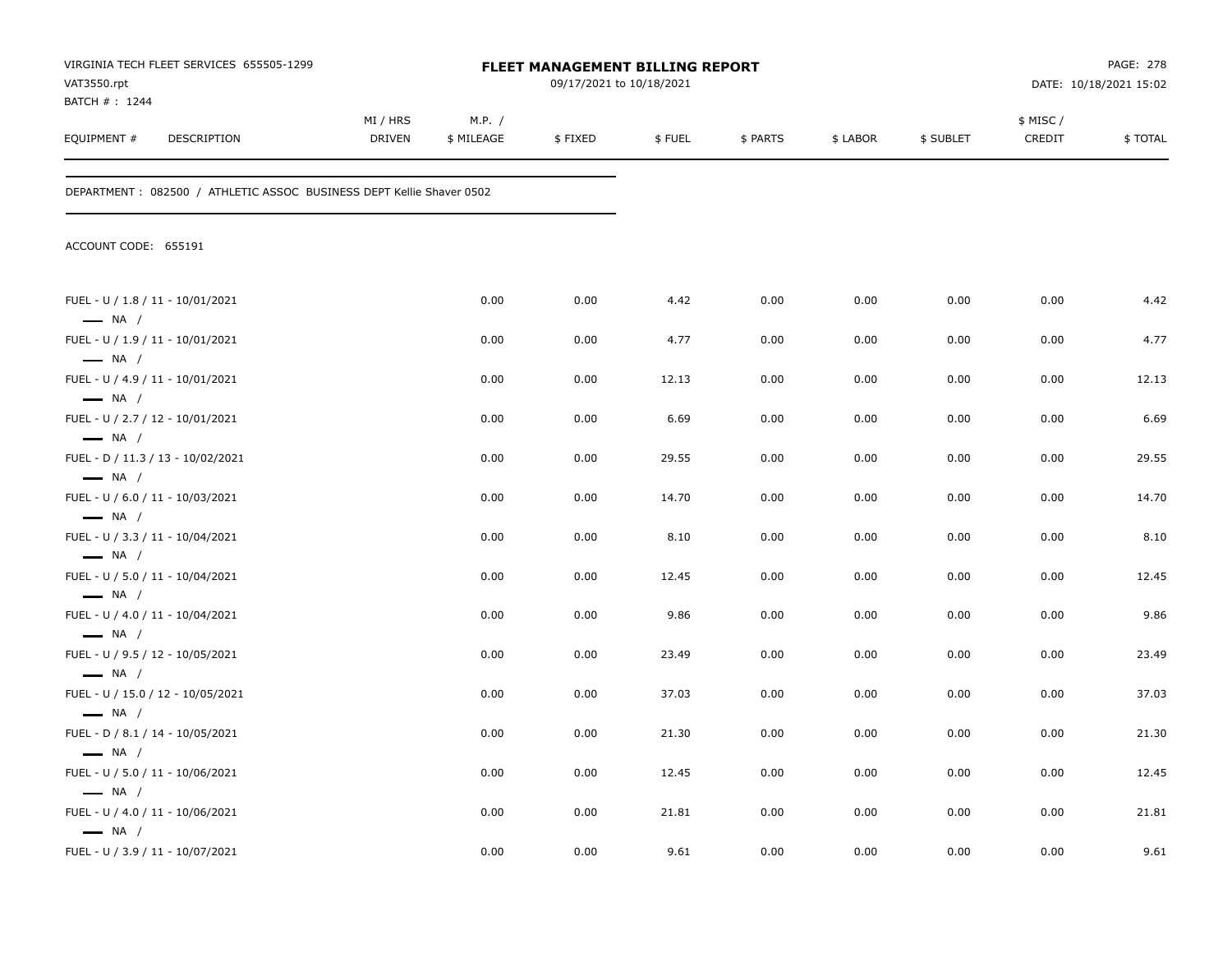VIRGINIA TECH FLEET SERVICES 655505-1299
VAT3550.rpt
BATCH # : 1244

**FLEET MANAGEMENT BILLING REPORT**
09/17/2021 to 10/18/2021

DATE: 10/18/2021 15:02

DEPARTMENT : 082500 / ATHLETIC ASSOC BUSINESS DEPT Kellie Shaver 0502

ACCOUNT CODE: 655191

| EQUIPMENT # | DESCRIPTION | MI / HRS DRIVEN | M.P. / $ MILEAGE | $ FIXED | $ FUEL | $ PARTS | $ LABOR | $ SUBLET | $ MISC / CREDIT | $ TOTAL |
|---|---|---|---|---|---|---|---|---|---|---|
| FUEL - U / 1.8 / 11 - 10/01/2021 — NA / | | | 0.00 | 0.00 | 4.42 | 0.00 | 0.00 | 0.00 | 0.00 | 4.42 |
| FUEL - U / 1.9 / 11 - 10/01/2021 — NA / | | | 0.00 | 0.00 | 4.77 | 0.00 | 0.00 | 0.00 | 0.00 | 4.77 |
| FUEL - U / 4.9 / 11 - 10/01/2021 — NA / | | | 0.00 | 0.00 | 12.13 | 0.00 | 0.00 | 0.00 | 0.00 | 12.13 |
| FUEL - U / 2.7 / 12 - 10/01/2021 — NA / | | | 0.00 | 0.00 | 6.69 | 0.00 | 0.00 | 0.00 | 0.00 | 6.69 |
| FUEL - D / 11.3 / 13 - 10/02/2021 — NA / | | | 0.00 | 0.00 | 29.55 | 0.00 | 0.00 | 0.00 | 0.00 | 29.55 |
| FUEL - U / 6.0 / 11 - 10/03/2021 — NA / | | | 0.00 | 0.00 | 14.70 | 0.00 | 0.00 | 0.00 | 0.00 | 14.70 |
| FUEL - U / 3.3 / 11 - 10/04/2021 — NA / | | | 0.00 | 0.00 | 8.10 | 0.00 | 0.00 | 0.00 | 0.00 | 8.10 |
| FUEL - U / 5.0 / 11 - 10/04/2021 — NA / | | | 0.00 | 0.00 | 12.45 | 0.00 | 0.00 | 0.00 | 0.00 | 12.45 |
| FUEL - U / 4.0 / 11 - 10/04/2021 — NA / | | | 0.00 | 0.00 | 9.86 | 0.00 | 0.00 | 0.00 | 0.00 | 9.86 |
| FUEL - U / 9.5 / 12 - 10/05/2021 — NA / | | | 0.00 | 0.00 | 23.49 | 0.00 | 0.00 | 0.00 | 0.00 | 23.49 |
| FUEL - U / 15.0 / 12 - 10/05/2021 — NA / | | | 0.00 | 0.00 | 37.03 | 0.00 | 0.00 | 0.00 | 0.00 | 37.03 |
| FUEL - D / 8.1 / 14 - 10/05/2021 — NA / | | | 0.00 | 0.00 | 21.30 | 0.00 | 0.00 | 0.00 | 0.00 | 21.30 |
| FUEL - U / 5.0 / 11 - 10/06/2021 — NA / | | | 0.00 | 0.00 | 12.45 | 0.00 | 0.00 | 0.00 | 0.00 | 12.45 |
| FUEL - U / 4.0 / 11 - 10/06/2021 — NA / | | | 0.00 | 0.00 | 21.81 | 0.00 | 0.00 | 0.00 | 0.00 | 21.81 |
| FUEL - U / 3.9 / 11 - 10/07/2021 | | | 0.00 | 0.00 | 9.61 | 0.00 | 0.00 | 0.00 | 0.00 | 9.61 |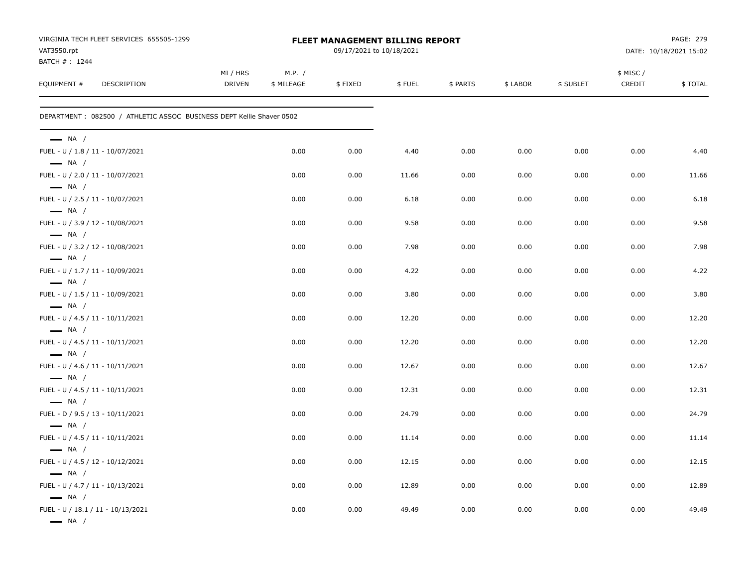VIRGINIA TECH FLEET SERVICES 655505-1299
VAT3550.rpt
BATCH # : 1244

# FLEET MANAGEMENT BILLING REPORT

09/17/2021 to 10/18/2021

DATE: 10/18/2021 15:02

DEPARTMENT : 082500 / ATHLETIC ASSOC BUSINESS DEPT Kellie Shaver 0502

| EQUIPMENT # | DESCRIPTION | MI / HRS DRIVEN | M.P. / $ MILEAGE | $ FIXED | $ FUEL | $ PARTS | $ LABOR | $ SUBLET | $ MISC / CREDIT | $ TOTAL |
|---|---|---|---|---|---|---|---|---|---|---|
| NA / | | | | | | | | | | |
| FUEL - U / 1.8 / 11 - 10/07/2021 | | | 0.00 | 0.00 | 4.40 | 0.00 | 0.00 | 0.00 | 0.00 | 4.40 |
| NA / | | | | | | | | | | |
| FUEL - U / 2.0 / 11 - 10/07/2021 | | | 0.00 | 0.00 | 11.66 | 0.00 | 0.00 | 0.00 | 0.00 | 11.66 |
| NA / | | | | | | | | | | |
| FUEL - U / 2.5 / 11 - 10/07/2021 | | | 0.00 | 0.00 | 6.18 | 0.00 | 0.00 | 0.00 | 0.00 | 6.18 |
| NA / | | | | | | | | | | |
| FUEL - U / 3.9 / 12 - 10/08/2021 | | | 0.00 | 0.00 | 9.58 | 0.00 | 0.00 | 0.00 | 0.00 | 9.58 |
| NA / | | | | | | | | | | |
| FUEL - U / 3.2 / 12 - 10/08/2021 | | | 0.00 | 0.00 | 7.98 | 0.00 | 0.00 | 0.00 | 0.00 | 7.98 |
| NA / | | | | | | | | | | |
| FUEL - U / 1.7 / 11 - 10/09/2021 | | | 0.00 | 0.00 | 4.22 | 0.00 | 0.00 | 0.00 | 0.00 | 4.22 |
| NA / | | | | | | | | | | |
| FUEL - U / 1.5 / 11 - 10/09/2021 | | | 0.00 | 0.00 | 3.80 | 0.00 | 0.00 | 0.00 | 0.00 | 3.80 |
| NA / | | | | | | | | | | |
| FUEL - U / 4.5 / 11 - 10/11/2021 | | | 0.00 | 0.00 | 12.20 | 0.00 | 0.00 | 0.00 | 0.00 | 12.20 |
| NA / | | | | | | | | | | |
| FUEL - U / 4.5 / 11 - 10/11/2021 | | | 0.00 | 0.00 | 12.20 | 0.00 | 0.00 | 0.00 | 0.00 | 12.20 |
| NA / | | | | | | | | | | |
| FUEL - U / 4.6 / 11 - 10/11/2021 | | | 0.00 | 0.00 | 12.67 | 0.00 | 0.00 | 0.00 | 0.00 | 12.67 |
| NA / | | | | | | | | | | |
| FUEL - U / 4.5 / 11 - 10/11/2021 | | | 0.00 | 0.00 | 12.31 | 0.00 | 0.00 | 0.00 | 0.00 | 12.31 |
| NA / | | | | | | | | | | |
| FUEL - D / 9.5 / 13 - 10/11/2021 | | | 0.00 | 0.00 | 24.79 | 0.00 | 0.00 | 0.00 | 0.00 | 24.79 |
| NA / | | | | | | | | | | |
| FUEL - U / 4.5 / 11 - 10/11/2021 | | | 0.00 | 0.00 | 11.14 | 0.00 | 0.00 | 0.00 | 0.00 | 11.14 |
| NA / | | | | | | | | | | |
| FUEL - U / 4.5 / 12 - 10/12/2021 | | | 0.00 | 0.00 | 12.15 | 0.00 | 0.00 | 0.00 | 0.00 | 12.15 |
| NA / | | | | | | | | | | |
| FUEL - U / 4.7 / 11 - 10/13/2021 | | | 0.00 | 0.00 | 12.89 | 0.00 | 0.00 | 0.00 | 0.00 | 12.89 |
| NA / | | | | | | | | | | |
| FUEL - U / 18.1 / 11 - 10/13/2021 | | | 0.00 | 0.00 | 49.49 | 0.00 | 0.00 | 0.00 | 0.00 | 49.49 |
| NA / | | | | | | | | | | |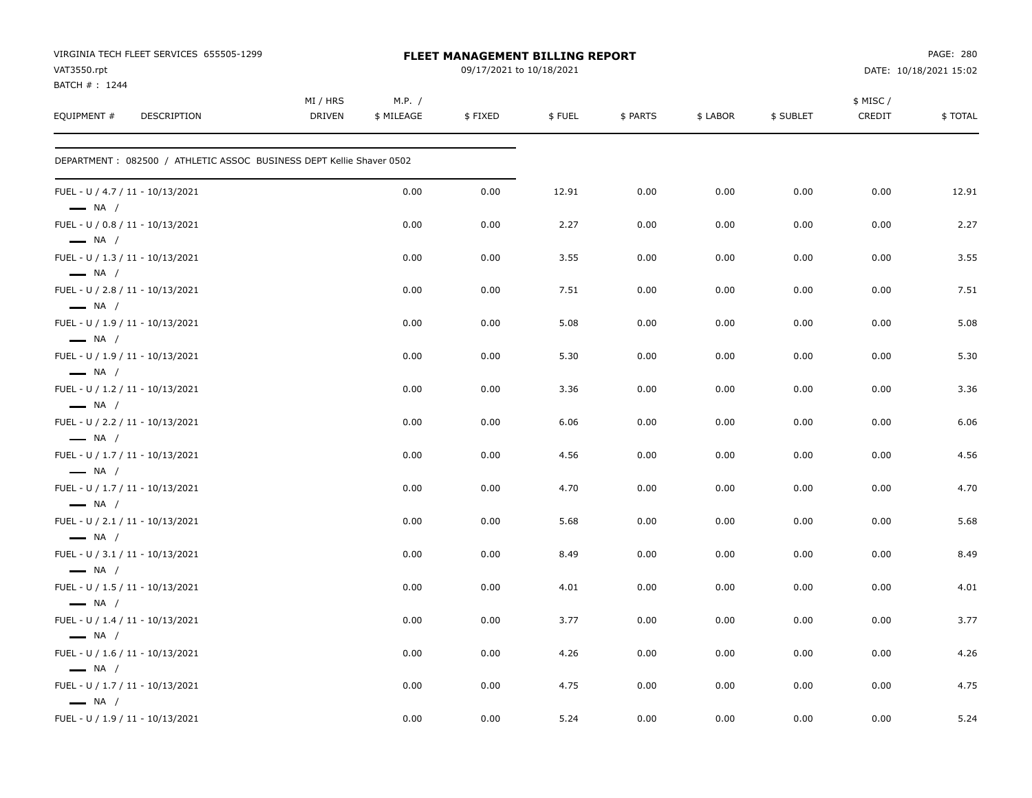VIRGINIA TECH FLEET SERVICES 655505-1299
VAT3550.rpt
BATCH # : 1244

**FLEET MANAGEMENT BILLING REPORT**
09/17/2021 to 10/18/2021

DATE: 10/18/2021 15:02

| EQUIPMENT # | DESCRIPTION | MI / HRS DRIVEN | M.P. / $ MILEAGE | $ FIXED | $ FUEL | $ PARTS | $ LABOR | $ SUBLET | $ MISC / CREDIT | $ TOTAL |
|---|---|---|---|---|---|---|---|---|---|---|

DEPARTMENT : 082500 / ATHLETIC ASSOC BUSINESS DEPT Kellie Shaver 0502

| EQUIPMENT # | DESCRIPTION | MI / HRS DRIVEN | M.P. / $ MILEAGE | $ FIXED | $ FUEL | $ PARTS | $ LABOR | $ SUBLET | $ MISC / CREDIT | $ TOTAL |
|---|---|---|---|---|---|---|---|---|---|---|
| FUEL - U / 4.7 / 11 - 10/13/2021<br>— NA / | | | 0.00 | 0.00 | 12.91 | 0.00 | 0.00 | 0.00 | 0.00 | 12.91 |
| FUEL - U / 0.8 / 11 - 10/13/2021<br>— NA / | | | 0.00 | 0.00 | 2.27 | 0.00 | 0.00 | 0.00 | 0.00 | 2.27 |
| FUEL - U / 1.3 / 11 - 10/13/2021<br>— NA / | | | 0.00 | 0.00 | 3.55 | 0.00 | 0.00 | 0.00 | 0.00 | 3.55 |
| FUEL - U / 2.8 / 11 - 10/13/2021<br>— NA / | | | 0.00 | 0.00 | 7.51 | 0.00 | 0.00 | 0.00 | 0.00 | 7.51 |
| FUEL - U / 1.9 / 11 - 10/13/2021<br>— NA / | | | 0.00 | 0.00 | 5.08 | 0.00 | 0.00 | 0.00 | 0.00 | 5.08 |
| FUEL - U / 1.9 / 11 - 10/13/2021<br>— NA / | | | 0.00 | 0.00 | 5.30 | 0.00 | 0.00 | 0.00 | 0.00 | 5.30 |
| FUEL - U / 1.2 / 11 - 10/13/2021<br>— NA / | | | 0.00 | 0.00 | 3.36 | 0.00 | 0.00 | 0.00 | 0.00 | 3.36 |
| FUEL - U / 2.2 / 11 - 10/13/2021<br>— NA / | | | 0.00 | 0.00 | 6.06 | 0.00 | 0.00 | 0.00 | 0.00 | 6.06 |
| FUEL - U / 1.7 / 11 - 10/13/2021<br>— NA / | | | 0.00 | 0.00 | 4.56 | 0.00 | 0.00 | 0.00 | 0.00 | 4.56 |
| FUEL - U / 1.7 / 11 - 10/13/2021<br>— NA / | | | 0.00 | 0.00 | 4.70 | 0.00 | 0.00 | 0.00 | 0.00 | 4.70 |
| FUEL - U / 2.1 / 11 - 10/13/2021<br>— NA / | | | 0.00 | 0.00 | 5.68 | 0.00 | 0.00 | 0.00 | 0.00 | 5.68 |
| FUEL - U / 3.1 / 11 - 10/13/2021<br>— NA / | | | 0.00 | 0.00 | 8.49 | 0.00 | 0.00 | 0.00 | 0.00 | 8.49 |
| FUEL - U / 1.5 / 11 - 10/13/2021<br>— NA / | | | 0.00 | 0.00 | 4.01 | 0.00 | 0.00 | 0.00 | 0.00 | 4.01 |
| FUEL - U / 1.4 / 11 - 10/13/2021<br>— NA / | | | 0.00 | 0.00 | 3.77 | 0.00 | 0.00 | 0.00 | 0.00 | 3.77 |
| FUEL - U / 1.6 / 11 - 10/13/2021<br>— NA / | | | 0.00 | 0.00 | 4.26 | 0.00 | 0.00 | 0.00 | 0.00 | 4.26 |
| FUEL - U / 1.7 / 11 - 10/13/2021<br>— NA / | | | 0.00 | 0.00 | 4.75 | 0.00 | 0.00 | 0.00 | 0.00 | 4.75 |
| FUEL - U / 1.9 / 11 - 10/13/2021 | | | 0.00 | 0.00 | 5.24 | 0.00 | 0.00 | 0.00 | 0.00 | 5.24 |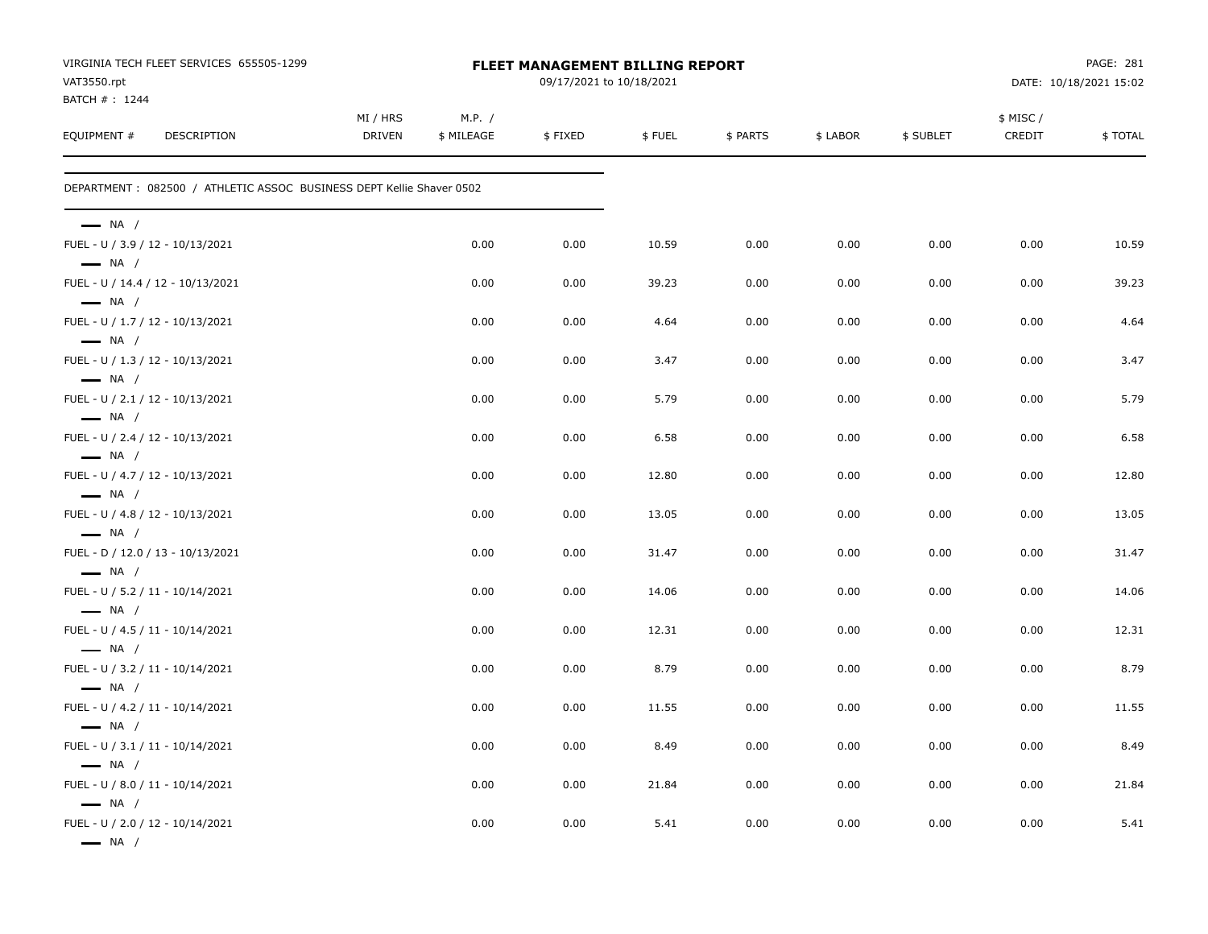VIRGINIA TECH FLEET SERVICES 655505-1299
VAT3550.rpt
BATCH # : 1244

# FLEET MANAGEMENT BILLING REPORT

09/17/2021 to 10/18/2021

DATE: 10/18/2021 15:02

| EQUIPMENT # | DESCRIPTION | MI / HRS DRIVEN | M.P. / $ MILEAGE | $ FIXED | $ FUEL | $ PARTS | $ LABOR | $ SUBLET | $ MISC / CREDIT | $ TOTAL |
|---|---|---|---|---|---|---|---|---|---|---|
| DEPARTMENT : 082500 / ATHLETIC ASSOC BUSINESS DEPT Kellie Shaver 0502 | | | | | | | | | | |
| — NA / | | | | | | | | | | |
| FUEL - U / 3.9 / 12 - 10/13/2021 | | | 0.00 | 0.00 | 10.59 | 0.00 | 0.00 | 0.00 | 0.00 | 10.59 |
| — NA / | | | | | | | | | | |
| FUEL - U / 14.4 / 12 - 10/13/2021 | | | 0.00 | 0.00 | 39.23 | 0.00 | 0.00 | 0.00 | 0.00 | 39.23 |
| — NA / | | | | | | | | | | |
| FUEL - U / 1.7 / 12 - 10/13/2021 | | | 0.00 | 0.00 | 4.64 | 0.00 | 0.00 | 0.00 | 0.00 | 4.64 |
| — NA / | | | | | | | | | | |
| FUEL - U / 1.3 / 12 - 10/13/2021 | | | 0.00 | 0.00 | 3.47 | 0.00 | 0.00 | 0.00 | 0.00 | 3.47 |
| — NA / | | | | | | | | | | |
| FUEL - U / 2.1 / 12 - 10/13/2021 | | | 0.00 | 0.00 | 5.79 | 0.00 | 0.00 | 0.00 | 0.00 | 5.79 |
| — NA / | | | | | | | | | | |
| FUEL - U / 2.4 / 12 - 10/13/2021 | | | 0.00 | 0.00 | 6.58 | 0.00 | 0.00 | 0.00 | 0.00 | 6.58 |
| — NA / | | | | | | | | | | |
| FUEL - U / 4.7 / 12 - 10/13/2021 | | | 0.00 | 0.00 | 12.80 | 0.00 | 0.00 | 0.00 | 0.00 | 12.80 |
| — NA / | | | | | | | | | | |
| FUEL - U / 4.8 / 12 - 10/13/2021 | | | 0.00 | 0.00 | 13.05 | 0.00 | 0.00 | 0.00 | 0.00 | 13.05 |
| — NA / | | | | | | | | | | |
| FUEL - D / 12.0 / 13 - 10/13/2021 | | | 0.00 | 0.00 | 31.47 | 0.00 | 0.00 | 0.00 | 0.00 | 31.47 |
| — NA / | | | | | | | | | | |
| FUEL - U / 5.2 / 11 - 10/14/2021 | | | 0.00 | 0.00 | 14.06 | 0.00 | 0.00 | 0.00 | 0.00 | 14.06 |
| — NA / | | | | | | | | | | |
| FUEL - U / 4.5 / 11 - 10/14/2021 | | | 0.00 | 0.00 | 12.31 | 0.00 | 0.00 | 0.00 | 0.00 | 12.31 |
| — NA / | | | | | | | | | | |
| FUEL - U / 3.2 / 11 - 10/14/2021 | | | 0.00 | 0.00 | 8.79 | 0.00 | 0.00 | 0.00 | 0.00 | 8.79 |
| — NA / | | | | | | | | | | |
| FUEL - U / 4.2 / 11 - 10/14/2021 | | | 0.00 | 0.00 | 11.55 | 0.00 | 0.00 | 0.00 | 0.00 | 11.55 |
| — NA / | | | | | | | | | | |
| FUEL - U / 3.1 / 11 - 10/14/2021 | | | 0.00 | 0.00 | 8.49 | 0.00 | 0.00 | 0.00 | 0.00 | 8.49 |
| — NA / | | | | | | | | | | |
| FUEL - U / 8.0 / 11 - 10/14/2021 | | | 0.00 | 0.00 | 21.84 | 0.00 | 0.00 | 0.00 | 0.00 | 21.84 |
| — NA / | | | | | | | | | | |
| FUEL - U / 2.0 / 12 - 10/14/2021 | | | 0.00 | 0.00 | 5.41 | 0.00 | 0.00 | 0.00 | 0.00 | 5.41 |
| — NA / | | | | | | | | | | |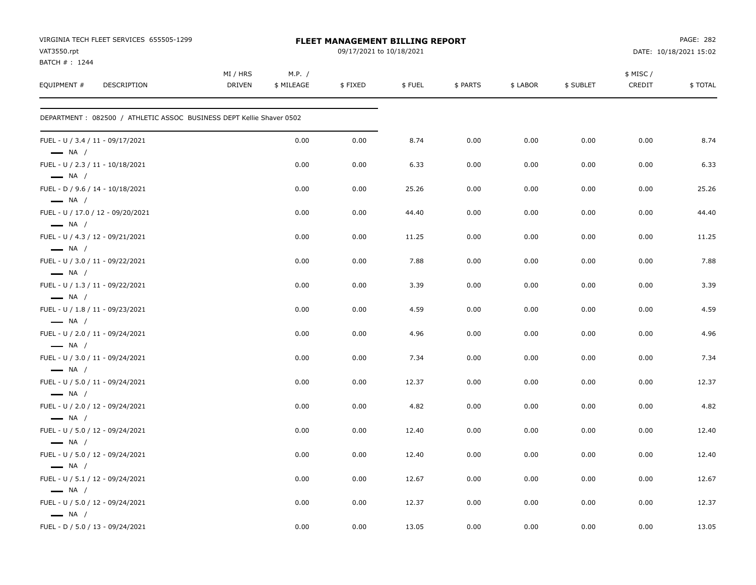VIRGINIA TECH FLEET SERVICES 655505-1299
VAT3550.rpt
BATCH # : 1244

**FLEET MANAGEMENT BILLING REPORT**
09/17/2021 to 10/18/2021

DATE: 10/18/2021 15:02

| EQUIPMENT # | DESCRIPTION | MI / HRS DRIVEN | M.P. / $ MILEAGE | $ FIXED | $ FUEL | $ PARTS | $ LABOR | $ SUBLET | $ MISC / CREDIT | $ TOTAL |
|---|---|---|---|---|---|---|---|---|---|---|
| DEPARTMENT : 082500 / ATHLETIC ASSOC BUSINESS DEPT Kellie Shaver 0502 | | | | | | | | | | |
| FUEL - U / 3.4 / 11 - 09/17/2021 — NA / | | | 0.00 | 0.00 | 8.74 | 0.00 | 0.00 | 0.00 | 0.00 | 8.74 |
| FUEL - U / 2.3 / 11 - 10/18/2021 — NA / | | | 0.00 | 0.00 | 6.33 | 0.00 | 0.00 | 0.00 | 0.00 | 6.33 |
| FUEL - D / 9.6 / 14 - 10/18/2021 — NA / | | | 0.00 | 0.00 | 25.26 | 0.00 | 0.00 | 0.00 | 0.00 | 25.26 |
| FUEL - U / 17.0 / 12 - 09/20/2021 — NA / | | | 0.00 | 0.00 | 44.40 | 0.00 | 0.00 | 0.00 | 0.00 | 44.40 |
| FUEL - U / 4.3 / 12 - 09/21/2021 — NA / | | | 0.00 | 0.00 | 11.25 | 0.00 | 0.00 | 0.00 | 0.00 | 11.25 |
| FUEL - U / 3.0 / 11 - 09/22/2021 — NA / | | | 0.00 | 0.00 | 7.88 | 0.00 | 0.00 | 0.00 | 0.00 | 7.88 |
| FUEL - U / 1.3 / 11 - 09/22/2021 — NA / | | | 0.00 | 0.00 | 3.39 | 0.00 | 0.00 | 0.00 | 0.00 | 3.39 |
| FUEL - U / 1.8 / 11 - 09/23/2021 — NA / | | | 0.00 | 0.00 | 4.59 | 0.00 | 0.00 | 0.00 | 0.00 | 4.59 |
| FUEL - U / 2.0 / 11 - 09/24/2021 — NA / | | | 0.00 | 0.00 | 4.96 | 0.00 | 0.00 | 0.00 | 0.00 | 4.96 |
| FUEL - U / 3.0 / 11 - 09/24/2021 — NA / | | | 0.00 | 0.00 | 7.34 | 0.00 | 0.00 | 0.00 | 0.00 | 7.34 |
| FUEL - U / 5.0 / 11 - 09/24/2021 — NA / | | | 0.00 | 0.00 | 12.37 | 0.00 | 0.00 | 0.00 | 0.00 | 12.37 |
| FUEL - U / 2.0 / 12 - 09/24/2021 — NA / | | | 0.00 | 0.00 | 4.82 | 0.00 | 0.00 | 0.00 | 0.00 | 4.82 |
| FUEL - U / 5.0 / 12 - 09/24/2021 — NA / | | | 0.00 | 0.00 | 12.40 | 0.00 | 0.00 | 0.00 | 0.00 | 12.40 |
| FUEL - U / 5.0 / 12 - 09/24/2021 — NA / | | | 0.00 | 0.00 | 12.40 | 0.00 | 0.00 | 0.00 | 0.00 | 12.40 |
| FUEL - U / 5.1 / 12 - 09/24/2021 — NA / | | | 0.00 | 0.00 | 12.67 | 0.00 | 0.00 | 0.00 | 0.00 | 12.67 |
| FUEL - U / 5.0 / 12 - 09/24/2021 — NA / | | | 0.00 | 0.00 | 12.37 | 0.00 | 0.00 | 0.00 | 0.00 | 12.37 |
| FUEL - D / 5.0 / 13 - 09/24/2021 | | | 0.00 | 0.00 | 13.05 | 0.00 | 0.00 | 0.00 | 0.00 | 13.05 |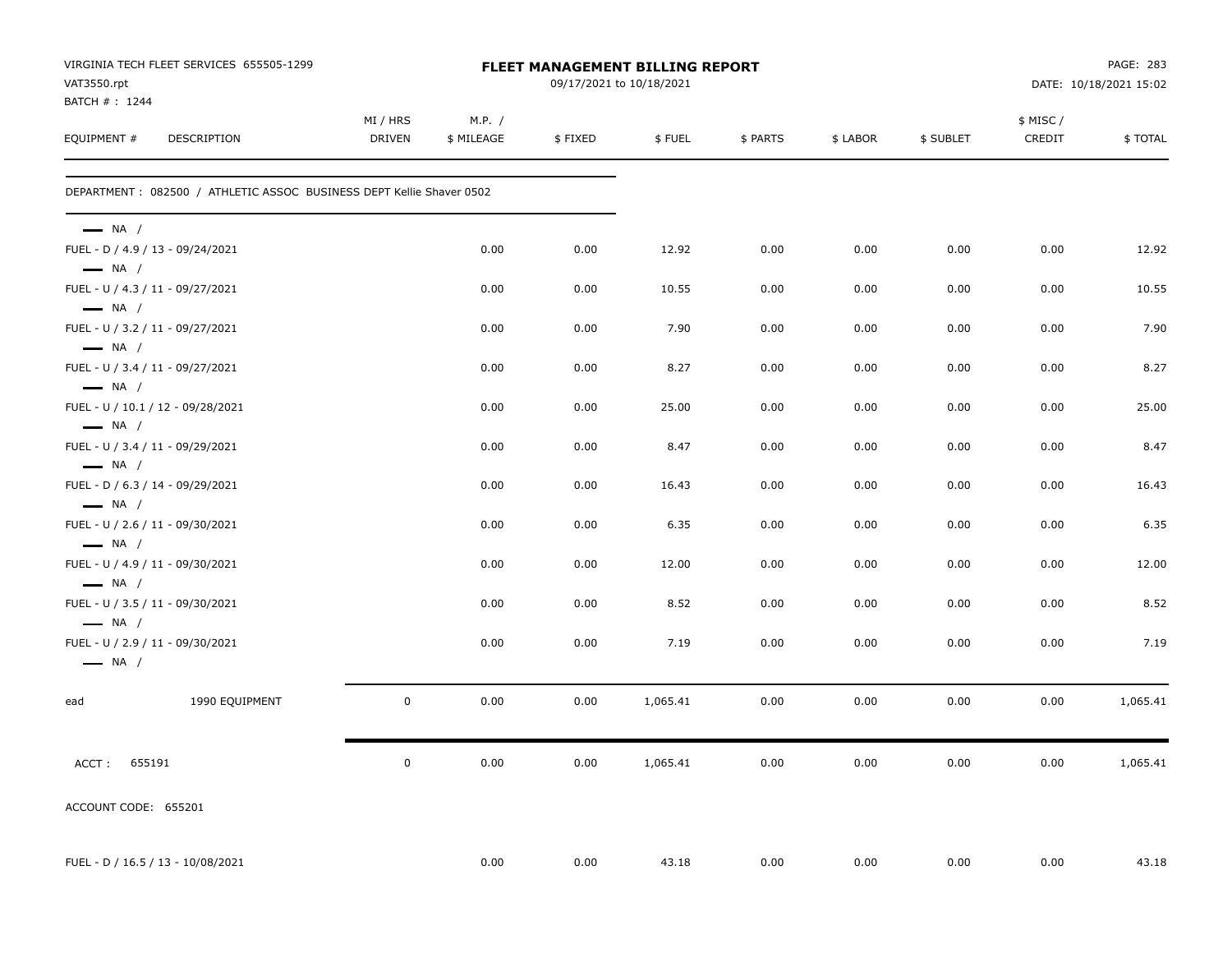VIRGINIA TECH FLEET SERVICES 655505-1299
VAT3550.rpt
BATCH # : 1244

**FLEET MANAGEMENT BILLING REPORT**
09/17/2021 to 10/18/2021

DATE: 10/18/2021 15:02

| EQUIPMENT # | DESCRIPTION | MI / HRS DRIVEN | M.P. / $ MILEAGE | $ FIXED | $ FUEL | $ PARTS | $ LABOR | $ SUBLET | $ MISC / CREDIT | $ TOTAL |
|---|---|---|---|---|---|---|---|---|---|---|
| DEPARTMENT : 082500 / ATHLETIC ASSOC BUSINESS DEPT Kellie Shaver 0502 | | | | | | | | | | |
| — NA / | | | | | | | | | | |
| FUEL - D / 4.9 / 13 - 09/24/2021 | | | 0.00 | 0.00 | 12.92 | 0.00 | 0.00 | 0.00 | 0.00 | 12.92 |
| — NA / | | | | | | | | | | |
| FUEL - U / 4.3 / 11 - 09/27/2021 | | | 0.00 | 0.00 | 10.55 | 0.00 | 0.00 | 0.00 | 0.00 | 10.55 |
| — NA / | | | | | | | | | | |
| FUEL - U / 3.2 / 11 - 09/27/2021 | | | 0.00 | 0.00 | 7.90 | 0.00 | 0.00 | 0.00 | 0.00 | 7.90 |
| — NA / | | | | | | | | | | |
| FUEL - U / 3.4 / 11 - 09/27/2021 | | | 0.00 | 0.00 | 8.27 | 0.00 | 0.00 | 0.00 | 0.00 | 8.27 |
| — NA / | | | | | | | | | | |
| FUEL - U / 10.1 / 12 - 09/28/2021 | | | 0.00 | 0.00 | 25.00 | 0.00 | 0.00 | 0.00 | 0.00 | 25.00 |
| — NA / | | | | | | | | | | |
| FUEL - U / 3.4 / 11 - 09/29/2021 | | | 0.00 | 0.00 | 8.47 | 0.00 | 0.00 | 0.00 | 0.00 | 8.47 |
| — NA / | | | | | | | | | | |
| FUEL - D / 6.3 / 14 - 09/29/2021 | | | 0.00 | 0.00 | 16.43 | 0.00 | 0.00 | 0.00 | 0.00 | 16.43 |
| — NA / | | | | | | | | | | |
| FUEL - U / 2.6 / 11 - 09/30/2021 | | | 0.00 | 0.00 | 6.35 | 0.00 | 0.00 | 0.00 | 0.00 | 6.35 |
| — NA / | | | | | | | | | | |
| FUEL - U / 4.9 / 11 - 09/30/2021 | | | 0.00 | 0.00 | 12.00 | 0.00 | 0.00 | 0.00 | 0.00 | 12.00 |
| — NA / | | | | | | | | | | |
| FUEL - U / 3.5 / 11 - 09/30/2021 | | | 0.00 | 0.00 | 8.52 | 0.00 | 0.00 | 0.00 | 0.00 | 8.52 |
| — NA / | | | | | | | | | | |
| FUEL - U / 2.9 / 11 - 09/30/2021 | | | 0.00 | 0.00 | 7.19 | 0.00 | 0.00 | 0.00 | 0.00 | 7.19 |
| — NA / | | | | | | | | | | |
| ead | 1990 EQUIPMENT | 0 | 0.00 | 0.00 | 1,065.41 | 0.00 | 0.00 | 0.00 | 0.00 | 1,065.41 |
| ACCT : 655191 | | 0 | 0.00 | 0.00 | 1,065.41 | 0.00 | 0.00 | 0.00 | 0.00 | 1,065.41 |
| ACCOUNT CODE: 655201 | | | | | | | | | | |
| FUEL - D / 16.5 / 13 - 10/08/2021 | | | 0.00 | 0.00 | 43.18 | 0.00 | 0.00 | 0.00 | 0.00 | 43.18 |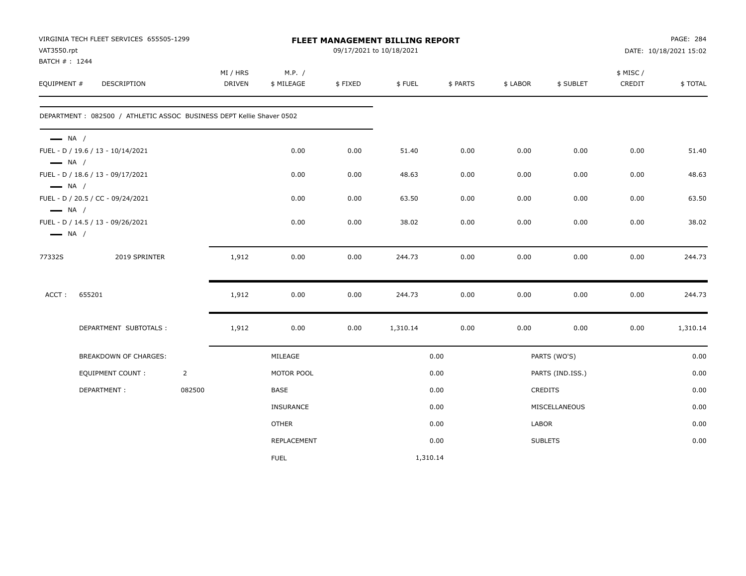VIRGINIA TECH FLEET SERVICES 655505-1299
VAT3550.rpt
BATCH # : 1244

# FLEET MANAGEMENT BILLING REPORT

09/17/2021 to 10/18/2021

DATE: 10/18/2021 15:02

| EQUIPMENT # | DESCRIPTION | MI / HRS DRIVEN | M.P. / $ MILEAGE | $ FIXED | $ FUEL | $ PARTS | $ LABOR | $ SUBLET | $ MISC / CREDIT | $ TOTAL |
|---|---|---|---|---|---|---|---|---|---|---|
| DEPARTMENT : 082500 / ATHLETIC ASSOC BUSINESS DEPT Kellie Shaver 0502 | | | | | | | | | | |
| — NA / | | | | | | | | | | |
| FUEL - D / 19.6 / 13 - 10/14/2021 | | | 0.00 | 0.00 | 51.40 | 0.00 | 0.00 | 0.00 | 0.00 | 51.40 |
| — NA / | | | | | | | | | | |
| FUEL - D / 18.6 / 13 - 09/17/2021 | | | 0.00 | 0.00 | 48.63 | 0.00 | 0.00 | 0.00 | 0.00 | 48.63 |
| — NA / | | | | | | | | | | |
| FUEL - D / 20.5 / CC - 09/24/2021 | | | 0.00 | 0.00 | 63.50 | 0.00 | 0.00 | 0.00 | 0.00 | 63.50 |
| — NA / | | | | | | | | | | |
| FUEL - D / 14.5 / 13 - 09/26/2021 | | | 0.00 | 0.00 | 38.02 | 0.00 | 0.00 | 0.00 | 0.00 | 38.02 |
| — NA / | | | | | | | | | | |
| 77332S | 2019 SPRINTER | 1,912 | 0.00 | 0.00 | 244.73 | 0.00 | 0.00 | 0.00 | 0.00 | 244.73 |
| ACCT : | 655201 | 1,912 | 0.00 | 0.00 | 244.73 | 0.00 | 0.00 | 0.00 | 0.00 | 244.73 |
| | DEPARTMENT SUBTOTALS : | 1,912 | 0.00 | 0.00 | 1,310.14 | 0.00 | 0.00 | 0.00 | 0.00 | 1,310.14 |

| BREAKDOWN OF CHARGES: | | | | | |
|---|---|---|---|---|---|
| | | MILEAGE | 0.00 | PARTS (WO'S) | 0.00 |
| EQUIPMENT COUNT : | 2 | MOTOR POOL | 0.00 | PARTS (IND.ISS.) | 0.00 |
| DEPARTMENT : | 082500 | BASE | 0.00 | CREDITS | 0.00 |
| | | INSURANCE | 0.00 | MISCELLANEOUS | 0.00 |
| | | OTHER | 0.00 | LABOR | 0.00 |
| | | REPLACEMENT | 0.00 | SUBLETS | 0.00 |
| | | FUEL | 1,310.14 | | |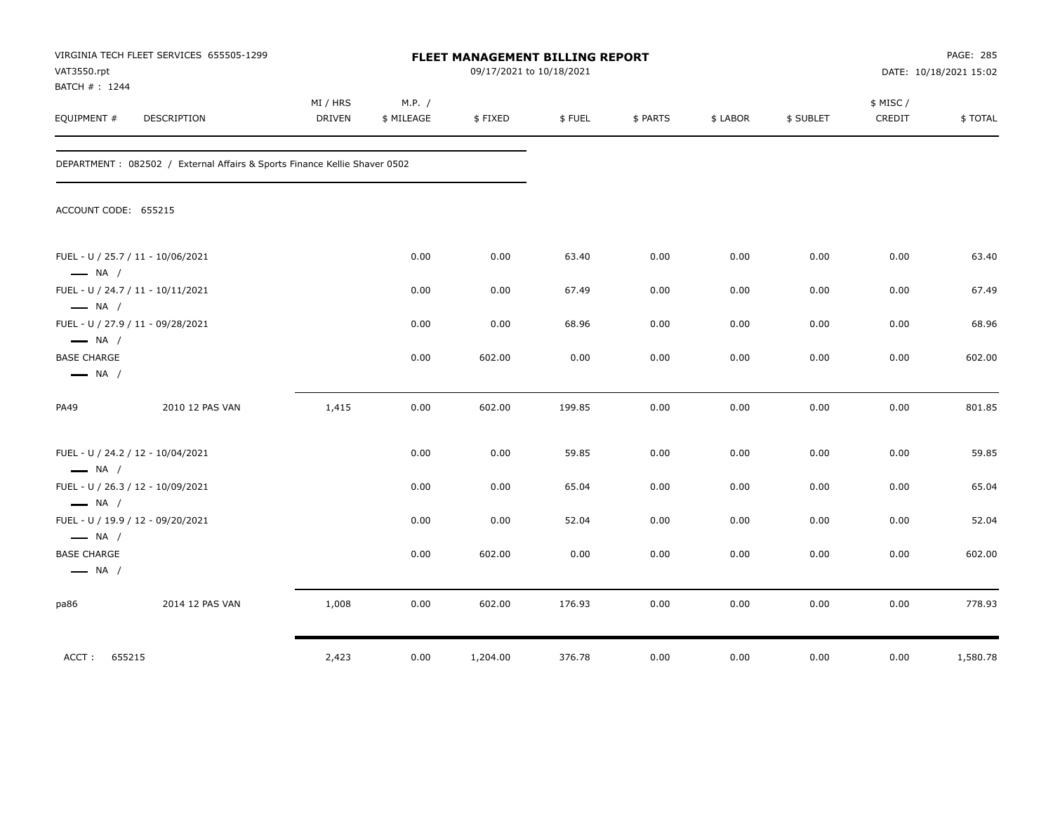VIRGINIA TECH FLEET SERVICES 655505-1299
VAT3550.rpt
BATCH # : 1244

# FLEET MANAGEMENT BILLING REPORT

09/17/2021 to 10/18/2021

DATE: 10/18/2021 15:02

DEPARTMENT : 082502 / External Affairs & Sports Finance Kellie Shaver 0502

ACCOUNT CODE: 655215

| EQUIPMENT # | DESCRIPTION | MI / HRS DRIVEN | M.P. / $ MILEAGE | $ FIXED | $ FUEL | $ PARTS | $ LABOR | $ SUBLET | $ MISC / CREDIT | $ TOTAL |
|---|---|---|---|---|---|---|---|---|---|---|
| FUEL - U / 25.7 / 11 - 10/06/2021 — NA / | | | 0.00 | 0.00 | 63.40 | 0.00 | 0.00 | 0.00 | 0.00 | 63.40 |
| FUEL - U / 24.7 / 11 - 10/11/2021 — NA / | | | 0.00 | 0.00 | 67.49 | 0.00 | 0.00 | 0.00 | 0.00 | 67.49 |
| FUEL - U / 27.9 / 11 - 09/28/2021 — NA / | | | 0.00 | 0.00 | 68.96 | 0.00 | 0.00 | 0.00 | 0.00 | 68.96 |
| BASE CHARGE — NA / | | | 0.00 | 602.00 | 0.00 | 0.00 | 0.00 | 0.00 | 0.00 | 602.00 |
| PA49 | 2010 12 PAS VAN | 1,415 | 0.00 | 602.00 | 199.85 | 0.00 | 0.00 | 0.00 | 0.00 | 801.85 |
| FUEL - U / 24.2 / 12 - 10/04/2021 — NA / | | | 0.00 | 0.00 | 59.85 | 0.00 | 0.00 | 0.00 | 0.00 | 59.85 |
| FUEL - U / 26.3 / 12 - 10/09/2021 — NA / | | | 0.00 | 0.00 | 65.04 | 0.00 | 0.00 | 0.00 | 0.00 | 65.04 |
| FUEL - U / 19.9 / 12 - 09/20/2021 — NA / | | | 0.00 | 0.00 | 52.04 | 0.00 | 0.00 | 0.00 | 0.00 | 52.04 |
| BASE CHARGE — NA / | | | 0.00 | 602.00 | 0.00 | 0.00 | 0.00 | 0.00 | 0.00 | 602.00 |
| pa86 | 2014 12 PAS VAN | 1,008 | 0.00 | 602.00 | 176.93 | 0.00 | 0.00 | 0.00 | 0.00 | 778.93 |
| ACCT : 655215 | | 2,423 | 0.00 | 1,204.00 | 376.78 | 0.00 | 0.00 | 0.00 | 0.00 | 1,580.78 |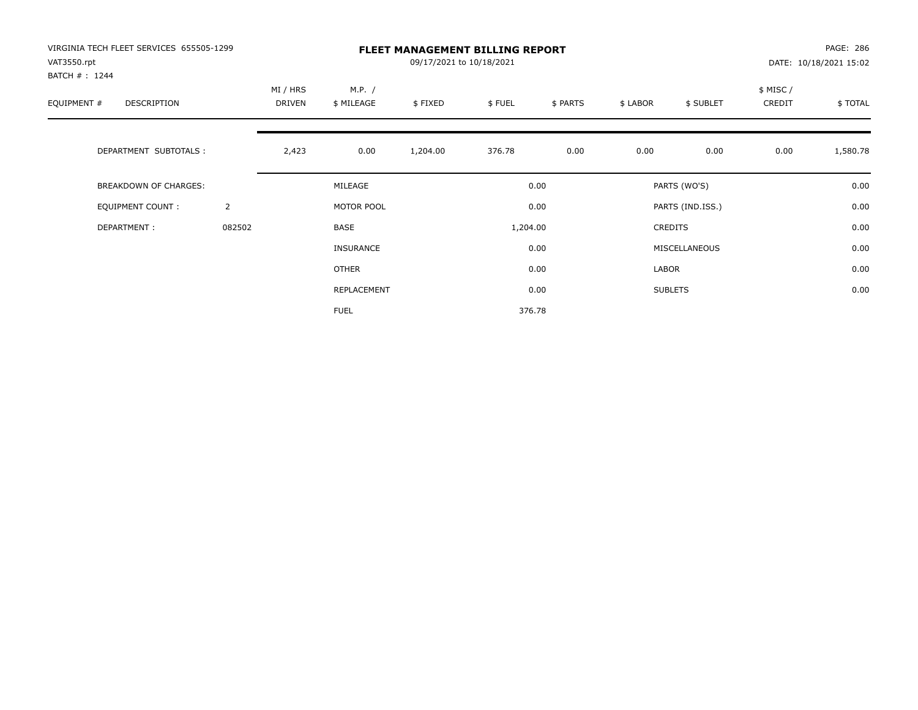VIRGINIA TECH FLEET SERVICES 655505-1299
VAT3550.rpt
BATCH # : 1244

# FLEET MANAGEMENT BILLING REPORT

09/17/2021 to 10/18/2021

DATE: 10/18/2021 15:02

| EQUIPMENT # | DESCRIPTION | MI / HRS DRIVEN | M.P. / $ MILEAGE | $ FIXED | $ FUEL | $ PARTS | $ LABOR | $ SUBLET | $ MISC / CREDIT | $ TOTAL |
|---|---|---|---|---|---|---|---|---|---|---|
| | DEPARTMENT SUBTOTALS : | 2,423 | 0.00 | 1,204.00 | 376.78 | 0.00 | 0.00 | 0.00 | 0.00 | 1,580.78 |

| | | | | | |
|---|---|---|---|---|---|
| BREAKDOWN OF CHARGES: | | MILEAGE | 0.00 | PARTS (WO'S) | 0.00 |
| EQUIPMENT COUNT : | 2 | MOTOR POOL | 0.00 | PARTS (IND.ISS.) | 0.00 |
| DEPARTMENT : | 082502 | BASE | 1,204.00 | CREDITS | 0.00 |
| | | INSURANCE | 0.00 | MISCELLANEOUS | 0.00 |
| | | OTHER | 0.00 | LABOR | 0.00 |
| | | REPLACEMENT | 0.00 | SUBLETS | 0.00 |
| | | FUEL | 376.78 | | |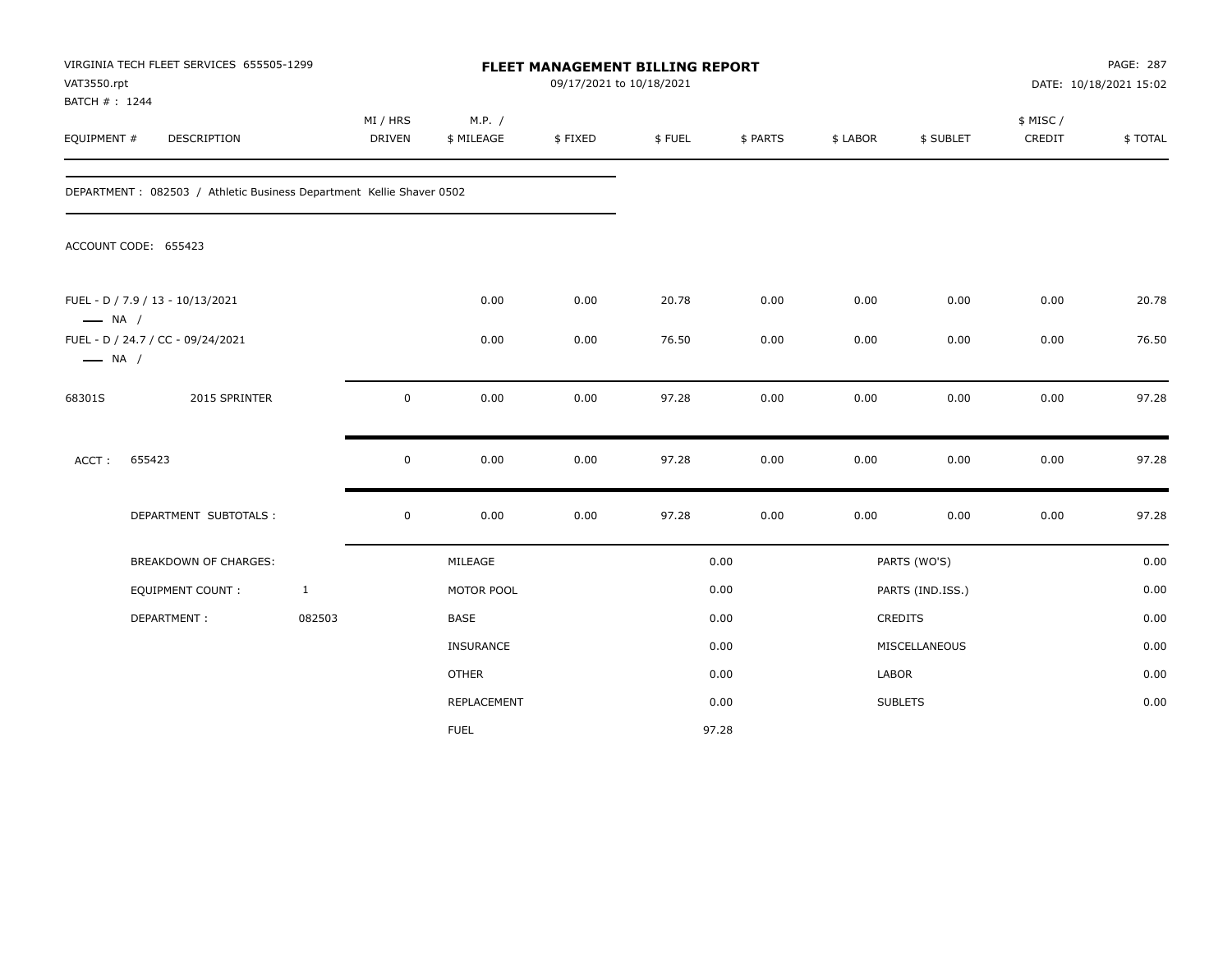VIRGINIA TECH FLEET SERVICES 655505-1299
VAT3550.rpt
BATCH # : 1244

# FLEET MANAGEMENT BILLING REPORT

09/17/2021 to 10/18/2021

PAGE: 287
DATE: 10/18/2021 15:02

| EQUIPMENT # | DESCRIPTION | MI / HRS DRIVEN | M.P. / $ MILEAGE | $ FIXED | $ FUEL | $ PARTS | $ LABOR | $ SUBLET | $ MISC / CREDIT | $ TOTAL |
|---|---|---|---|---|---|---|---|---|---|---|

DEPARTMENT : 082503 / Athletic Business Department Kellie Shaver 0502

ACCOUNT CODE: 655423

| EQUIPMENT # | DESCRIPTION | MI / HRS DRIVEN | M.P. / $ MILEAGE | $ FIXED | $ FUEL | $ PARTS | $ LABOR | $ SUBLET | $ MISC / CREDIT | $ TOTAL |
|---|---|---|---|---|---|---|---|---|---|---|
| FUEL - D / 7.9 / 13 - 10/13/2021 —— NA / | | | 0.00 | 0.00 | 20.78 | 0.00 | 0.00 | 0.00 | 0.00 | 20.78 |
| FUEL - D / 24.7 / CC - 09/24/2021 —— NA / | | | 0.00 | 0.00 | 76.50 | 0.00 | 0.00 | 0.00 | 0.00 | 76.50 |
| 68301S | 2015 SPRINTER | 0 | 0.00 | 0.00 | 97.28 | 0.00 | 0.00 | 0.00 | 0.00 | 97.28 |
| ACCT : | 655423 | 0 | 0.00 | 0.00 | 97.28 | 0.00 | 0.00 | 0.00 | 0.00 | 97.28 |
| | DEPARTMENT SUBTOTALS : | 0 | 0.00 | 0.00 | 97.28 | 0.00 | 0.00 | 0.00 | 0.00 | 97.28 |

| BREAKDOWN OF CHARGES: | | | | | |
|---|---|---|---|---|---|
| | | MILEAGE | 0.00 | PARTS (WO'S) | 0.00 |
| EQUIPMENT COUNT : | 1 | MOTOR POOL | 0.00 | PARTS (IND.ISS.) | 0.00 |
| DEPARTMENT : | 082503 | BASE | 0.00 | CREDITS | 0.00 |
| | | INSURANCE | 0.00 | MISCELLANEOUS | 0.00 |
| | | OTHER | 0.00 | LABOR | 0.00 |
| | | REPLACEMENT | 0.00 | SUBLETS | 0.00 |
| | | FUEL | 97.28 | | |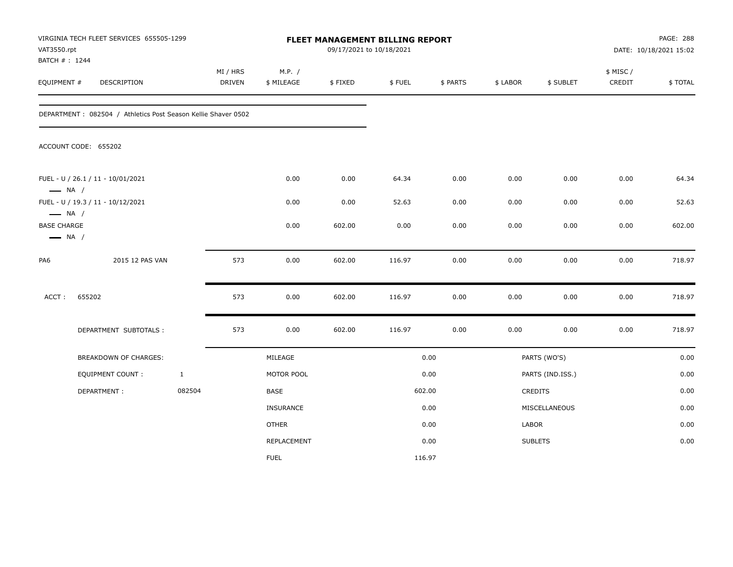VIRGINIA TECH FLEET SERVICES 655505-1299
VAT3550.rpt
BATCH # : 1244

# FLEET MANAGEMENT BILLING REPORT

09/17/2021 to 10/18/2021

PAGE: 288
DATE: 10/18/2021 15:02

| EQUIPMENT # | DESCRIPTION | MI / HRS DRIVEN | M.P. / $ MILEAGE | $ FIXED | $ FUEL | $ PARTS | $ LABOR | $ SUBLET | $ MISC / CREDIT | $ TOTAL |
|---|---|---|---|---|---|---|---|---|---|---|

DEPARTMENT : 082504 / Athletics Post Season Kellie Shaver 0502

ACCOUNT CODE: 655202

| EQUIPMENT # | DESCRIPTION | MI / HRS DRIVEN | M.P. / $ MILEAGE | $ FIXED | $ FUEL | $ PARTS | $ LABOR | $ SUBLET | $ MISC / CREDIT | $ TOTAL |
|---|---|---|---|---|---|---|---|---|---|---|
| FUEL - U / 26.1 / 11 - 10/01/2021 — NA / | | | 0.00 | 0.00 | 64.34 | 0.00 | 0.00 | 0.00 | 0.00 | 64.34 |
| FUEL - U / 19.3 / 11 - 10/12/2021 — NA / | | | 0.00 | 0.00 | 52.63 | 0.00 | 0.00 | 0.00 | 0.00 | 52.63 |
| BASE CHARGE — NA / | | | 0.00 | 602.00 | 0.00 | 0.00 | 0.00 | 0.00 | 0.00 | 602.00 |
| PA6 | 2015 12 PAS VAN | 573 | 0.00 | 602.00 | 116.97 | 0.00 | 0.00 | 0.00 | 0.00 | 718.97 |
| ACCT : 655202 | | 573 | 0.00 | 602.00 | 116.97 | 0.00 | 0.00 | 0.00 | 0.00 | 718.97 |
| DEPARTMENT SUBTOTALS : | | 573 | 0.00 | 602.00 | 116.97 | 0.00 | 0.00 | 0.00 | 0.00 | 718.97 |

| BREAKDOWN OF CHARGES: | | | | | |
|---|---|---|---|---|---|
| EQUIPMENT COUNT : | 1 | MILEAGE | 0.00 | PARTS (WO'S) | 0.00 |
| DEPARTMENT : | 082504 | MOTOR POOL | 0.00 | PARTS (IND.ISS.) | 0.00 |
| | | BASE | 602.00 | CREDITS | 0.00 |
| | | INSURANCE | 0.00 | MISCELLANEOUS | 0.00 |
| | | OTHER | 0.00 | LABOR | 0.00 |
| | | REPLACEMENT | 0.00 | SUBLETS | 0.00 |
| | | FUEL | 116.97 | | |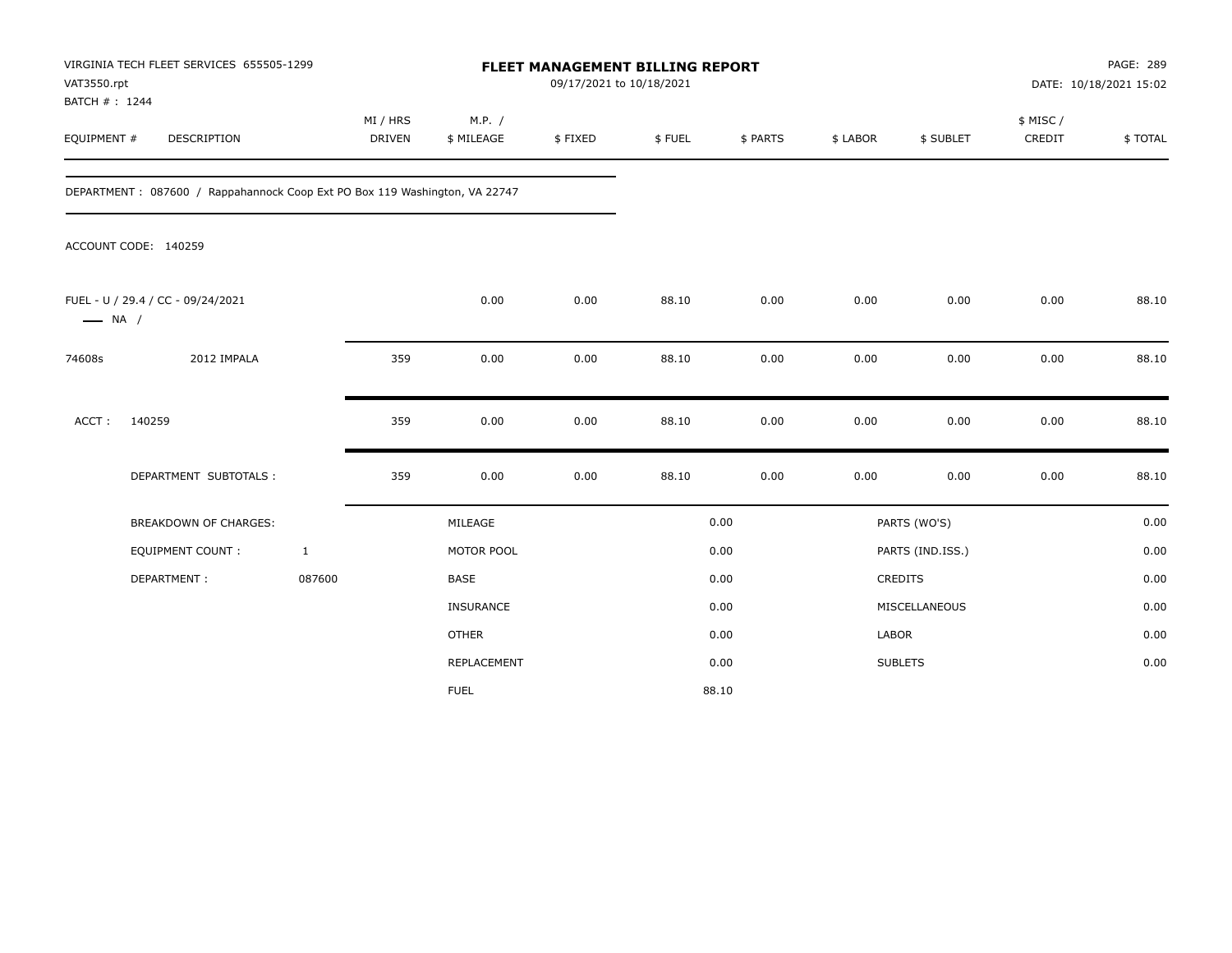VIRGINIA TECH FLEET SERVICES 655505-1299
VAT3550.rpt
BATCH # : 1244

**FLEET MANAGEMENT BILLING REPORT**
09/17/2021 to 10/18/2021

PAGE: 289
DATE: 10/18/2021 15:02

| EQUIPMENT # | DESCRIPTION | MI / HRS DRIVEN | M.P. / $ MILEAGE | $ FIXED | $ FUEL | $ PARTS | $ LABOR | $ SUBLET | $ MISC / CREDIT | $ TOTAL |
|---|---|---|---|---|---|---|---|---|---|---|

DEPARTMENT : 087600 / Rappahannock Coop Ext PO Box 119 Washington, VA 22747

ACCOUNT CODE: 140259

| EQUIPMENT # | DESCRIPTION | MI / HRS DRIVEN | M.P. / $ MILEAGE | $ FIXED | $ FUEL | $ PARTS | $ LABOR | $ SUBLET | $ MISC / CREDIT | $ TOTAL |
|---|---|---|---|---|---|---|---|---|---|---|
| FUEL - U / 29.4 / CC - 09/24/2021 —— NA / | | | 0.00 | 0.00 | 88.10 | 0.00 | 0.00 | 0.00 | 0.00 | 88.10 |
| 74608s | 2012 IMPALA | 359 | 0.00 | 0.00 | 88.10 | 0.00 | 0.00 | 0.00 | 0.00 | 88.10 |
| ACCT : | 140259 | 359 | 0.00 | 0.00 | 88.10 | 0.00 | 0.00 | 0.00 | 0.00 | 88.10 |
| | DEPARTMENT SUBTOTALS : | 359 | 0.00 | 0.00 | 88.10 | 0.00 | 0.00 | 0.00 | 0.00 | 88.10 |

| | | | | | |
|---|---|---|---|---|---|
| BREAKDOWN OF CHARGES: | | MILEAGE | 0.00 | PARTS (WO'S) | 0.00 |
| EQUIPMENT COUNT : | 1 | MOTOR POOL | 0.00 | PARTS (IND.ISS.) | 0.00 |
| DEPARTMENT : | 087600 | BASE | 0.00 | CREDITS | 0.00 |
| | | INSURANCE | 0.00 | MISCELLANEOUS | 0.00 |
| | | OTHER | 0.00 | LABOR | 0.00 |
| | | REPLACEMENT | 0.00 | SUBLETS | 0.00 |
| | | FUEL | 88.10 | | |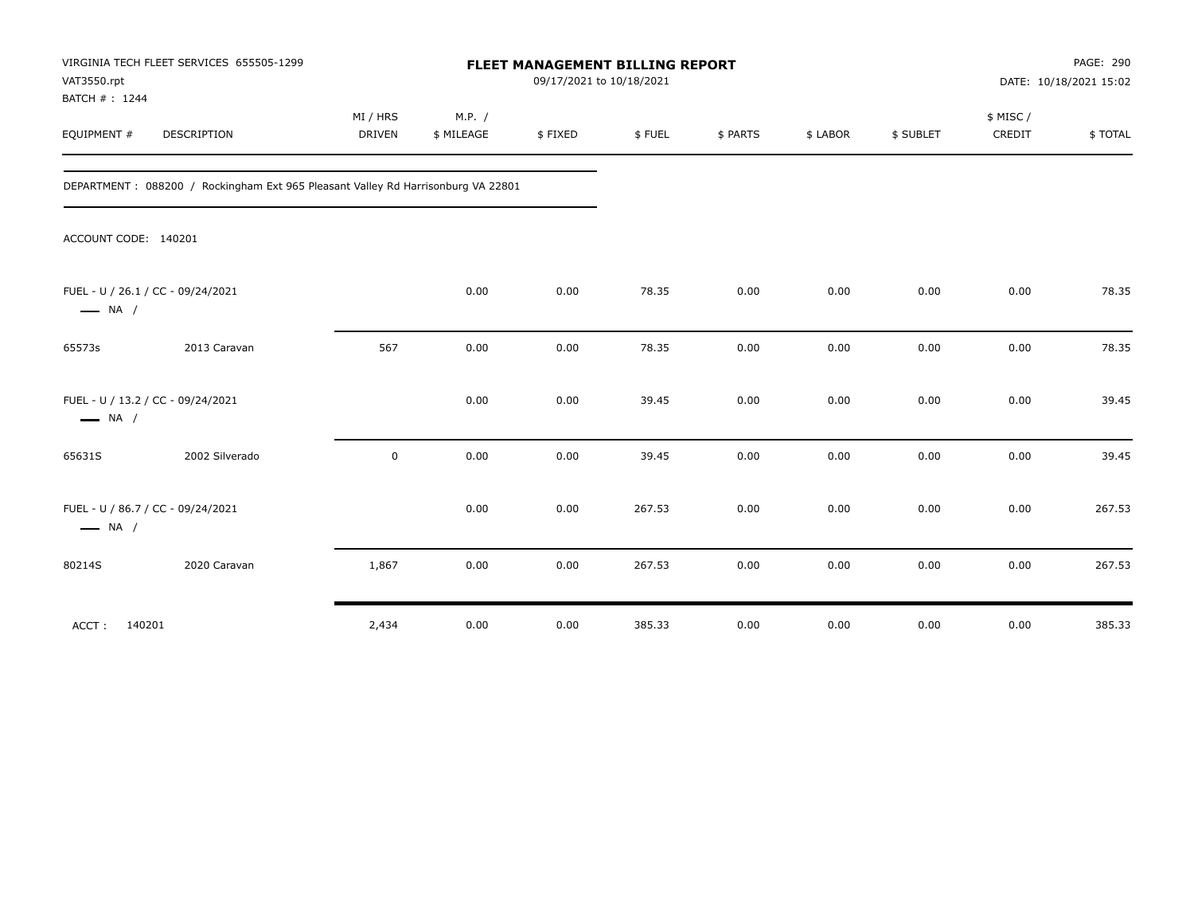VIRGINIA TECH FLEET SERVICES 655505-1299
VAT3550.rpt
BATCH # : 1244

# FLEET MANAGEMENT BILLING REPORT

09/17/2021 to 10/18/2021

DATE: 10/18/2021 15:02

DEPARTMENT : 088200 / Rockingham Ext 965 Pleasant Valley Rd Harrisonburg VA 22801

ACCOUNT CODE: 140201

| EQUIPMENT # | DESCRIPTION | MI / HRS DRIVEN | M.P. / $ MILEAGE | $ FIXED | $ FUEL | $ PARTS | $ LABOR | $ SUBLET | $ MISC / CREDIT | $ TOTAL |
|---|---|---|---|---|---|---|---|---|---|---|
| FUEL - U / 26.1 / CC - 09/24/2021 —— NA / | | | 0.00 | 0.00 | 78.35 | 0.00 | 0.00 | 0.00 | 0.00 | 78.35 |
| 65573s | 2013 Caravan | 567 | 0.00 | 0.00 | 78.35 | 0.00 | 0.00 | 0.00 | 0.00 | 78.35 |
| FUEL - U / 13.2 / CC - 09/24/2021 —— NA / | | | 0.00 | 0.00 | 39.45 | 0.00 | 0.00 | 0.00 | 0.00 | 39.45 |
| 65631S | 2002 Silverado | 0 | 0.00 | 0.00 | 39.45 | 0.00 | 0.00 | 0.00 | 0.00 | 39.45 |
| FUEL - U / 86.7 / CC - 09/24/2021 —— NA / | | | 0.00 | 0.00 | 267.53 | 0.00 | 0.00 | 0.00 | 0.00 | 267.53 |
| 80214S | 2020 Caravan | 1,867 | 0.00 | 0.00 | 267.53 | 0.00 | 0.00 | 0.00 | 0.00 | 267.53 |
| ACCT : 140201 | | 2,434 | 0.00 | 0.00 | 385.33 | 0.00 | 0.00 | 0.00 | 0.00 | 385.33 |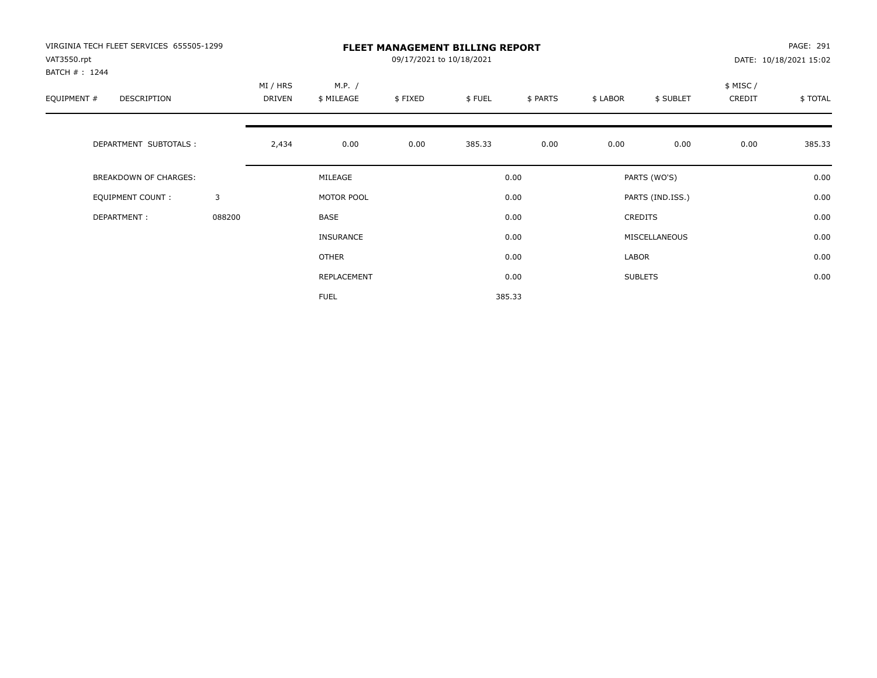# FLEET MANAGEMENT BILLING REPORT

VIRGINIA TECH FLEET SERVICES 655505-1299
VAT3550.rpt
BATCH # : 1244

09/17/2021 to 10/18/2021

PAGE: 291
DATE: 10/18/2021 15:02

| EQUIPMENT # | DESCRIPTION | MI / HRS DRIVEN | M.P. / $ MILEAGE | $ FIXED | $ FUEL | $ PARTS | $ LABOR | $ SUBLET | $ MISC / CREDIT | $ TOTAL |
|---|---|---|---|---|---|---|---|---|---|---|
| | DEPARTMENT SUBTOTALS : | 2,434 | 0.00 | 0.00 | 385.33 | 0.00 | 0.00 | 0.00 | 0.00 | 385.33 |

| | | | | | |
|---|---|---|---|---|---|
| BREAKDOWN OF CHARGES: | | MILEAGE | 0.00 | PARTS (WO'S) | 0.00 |
| EQUIPMENT COUNT : | 3 | MOTOR POOL | 0.00 | PARTS (IND.ISS.) | 0.00 |
| DEPARTMENT : | 088200 | BASE | 0.00 | CREDITS | 0.00 |
| | | INSURANCE | 0.00 | MISCELLANEOUS | 0.00 |
| | | OTHER | 0.00 | LABOR | 0.00 |
| | | REPLACEMENT | 0.00 | SUBLETS | 0.00 |
| | | FUEL | 385.33 | | |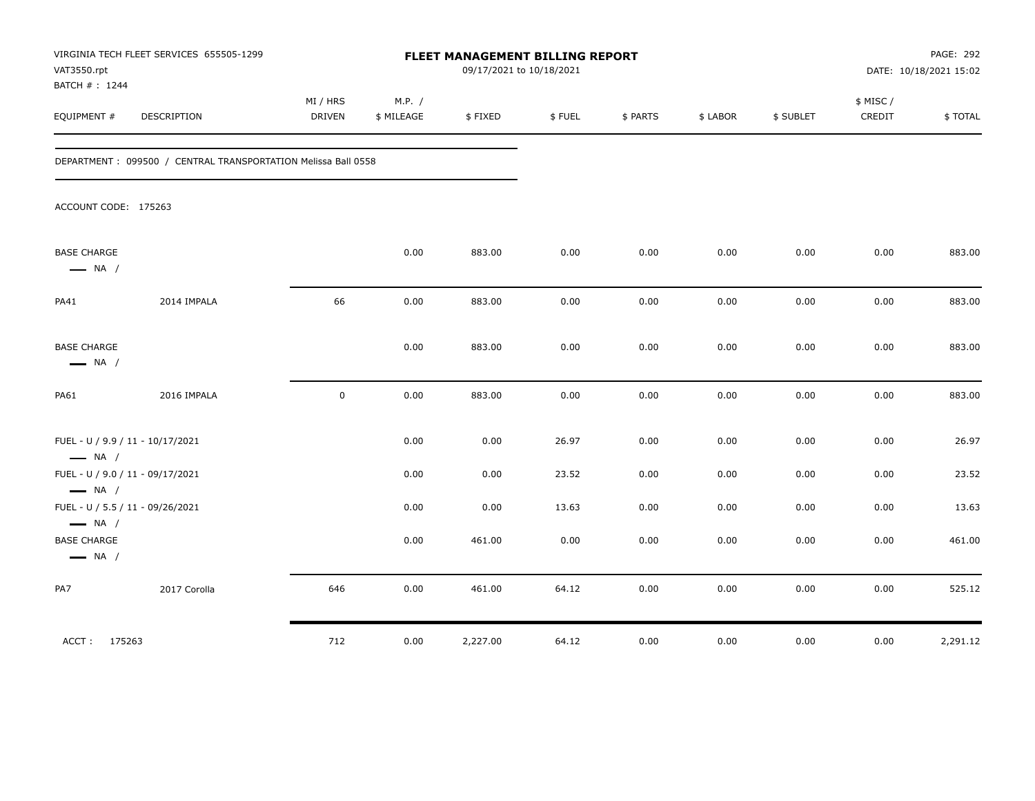VIRGINIA TECH FLEET SERVICES 655505-1299
VAT3550.rpt
BATCH # : 1244

# FLEET MANAGEMENT BILLING REPORT

09/17/2021 to 10/18/2021

PAGE: 292
DATE: 10/18/2021 15:02

DEPARTMENT : 099500 / CENTRAL TRANSPORTATION Melissa Ball 0558

ACCOUNT CODE: 175263

| EQUIPMENT # | DESCRIPTION | MI / HRS DRIVEN | M.P. / $ MILEAGE | $ FIXED | $ FUEL | $ PARTS | $ LABOR | $ SUBLET | $ MISC / CREDIT | $ TOTAL |
|---|---|---|---|---|---|---|---|---|---|---|
| BASE CHARGE — NA / | | | 0.00 | 883.00 | 0.00 | 0.00 | 0.00 | 0.00 | 0.00 | 883.00 |
| PA41 | 2014 IMPALA | 66 | 0.00 | 883.00 | 0.00 | 0.00 | 0.00 | 0.00 | 0.00 | 883.00 |
| BASE CHARGE — NA / | | | 0.00 | 883.00 | 0.00 | 0.00 | 0.00 | 0.00 | 0.00 | 883.00 |
| PA61 | 2016 IMPALA | 0 | 0.00 | 883.00 | 0.00 | 0.00 | 0.00 | 0.00 | 0.00 | 883.00 |
| FUEL - U / 9.9 / 11 - 10/17/2021 — NA / | | | 0.00 | 0.00 | 26.97 | 0.00 | 0.00 | 0.00 | 0.00 | 26.97 |
| FUEL - U / 9.0 / 11 - 09/17/2021 — NA / | | | 0.00 | 0.00 | 23.52 | 0.00 | 0.00 | 0.00 | 0.00 | 23.52 |
| FUEL - U / 5.5 / 11 - 09/26/2021 — NA / | | | 0.00 | 0.00 | 13.63 | 0.00 | 0.00 | 0.00 | 0.00 | 13.63 |
| BASE CHARGE — NA / | | | 0.00 | 461.00 | 0.00 | 0.00 | 0.00 | 0.00 | 0.00 | 461.00 |
| PA7 | 2017 Corolla | 646 | 0.00 | 461.00 | 64.12 | 0.00 | 0.00 | 0.00 | 0.00 | 525.12 |
| ACCT : 175263 | | 712 | 0.00 | 2,227.00 | 64.12 | 0.00 | 0.00 | 0.00 | 0.00 | 2,291.12 |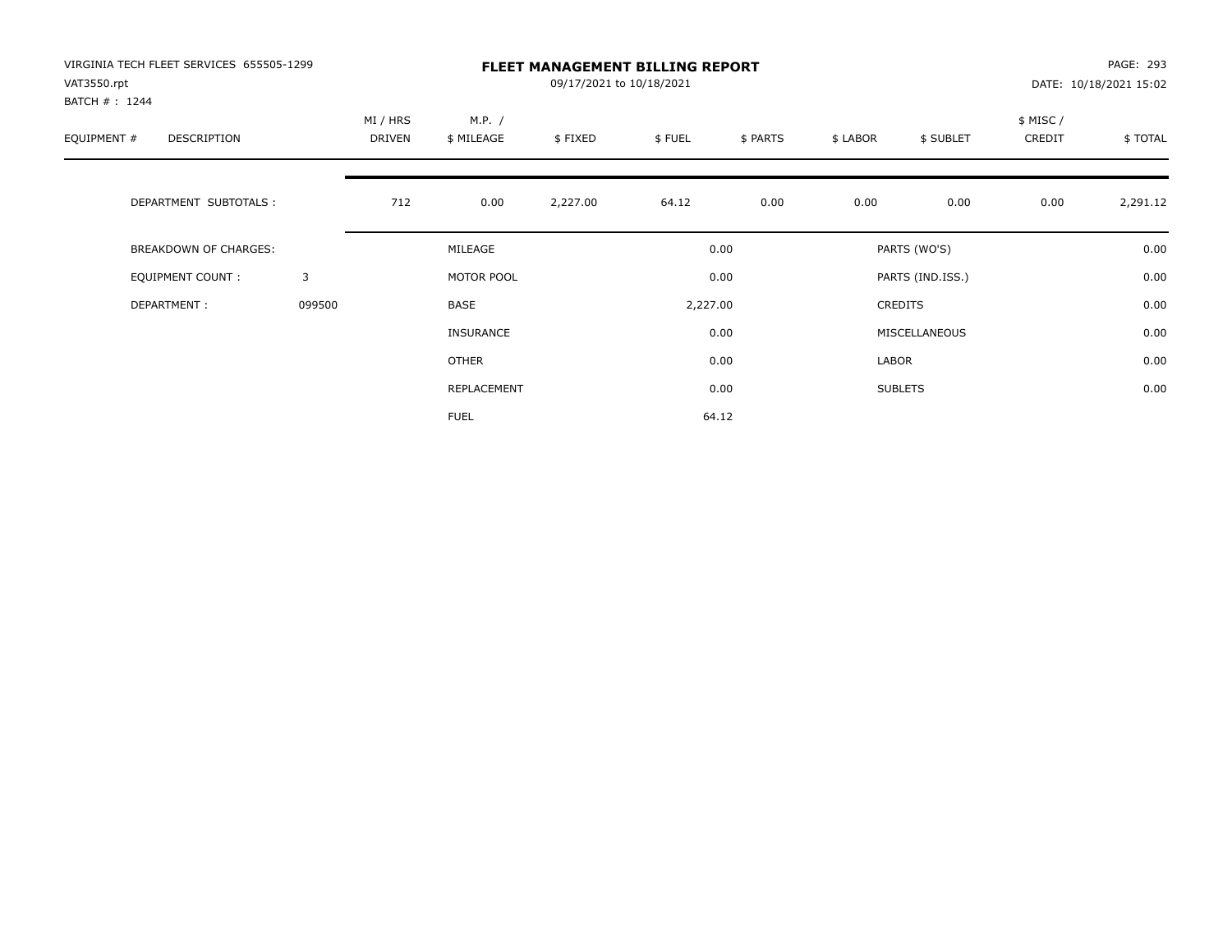VIRGINIA TECH FLEET SERVICES 655505-1299
VAT3550.rpt
BATCH # : 1244

# FLEET MANAGEMENT BILLING REPORT

09/17/2021 to 10/18/2021

PAGE: 293
DATE: 10/18/2021 15:02

| EQUIPMENT # | DESCRIPTION | MI / HRS DRIVEN | M.P. / $ MILEAGE | $ FIXED | $ FUEL | $ PARTS | $ LABOR | $ SUBLET | $ MISC / CREDIT | $ TOTAL |
|---|---|---|---|---|---|---|---|---|---|---|
| | DEPARTMENT SUBTOTALS : | 712 | 0.00 | 2,227.00 | 64.12 | 0.00 | 0.00 | 0.00 | 0.00 | 2,291.12 |

| | | | | | |
|---|---|---|---|---|---|
| BREAKDOWN OF CHARGES: | | MILEAGE | 0.00 | PARTS (WO'S) | 0.00 |
| EQUIPMENT COUNT : | 3 | MOTOR POOL | 0.00 | PARTS (IND.ISS.) | 0.00 |
| DEPARTMENT : | 099500 | BASE | 2,227.00 | CREDITS | 0.00 |
| | | INSURANCE | 0.00 | MISCELLANEOUS | 0.00 |
| | | OTHER | 0.00 | LABOR | 0.00 |
| | | REPLACEMENT | 0.00 | SUBLETS | 0.00 |
| | | FUEL | 64.12 | | |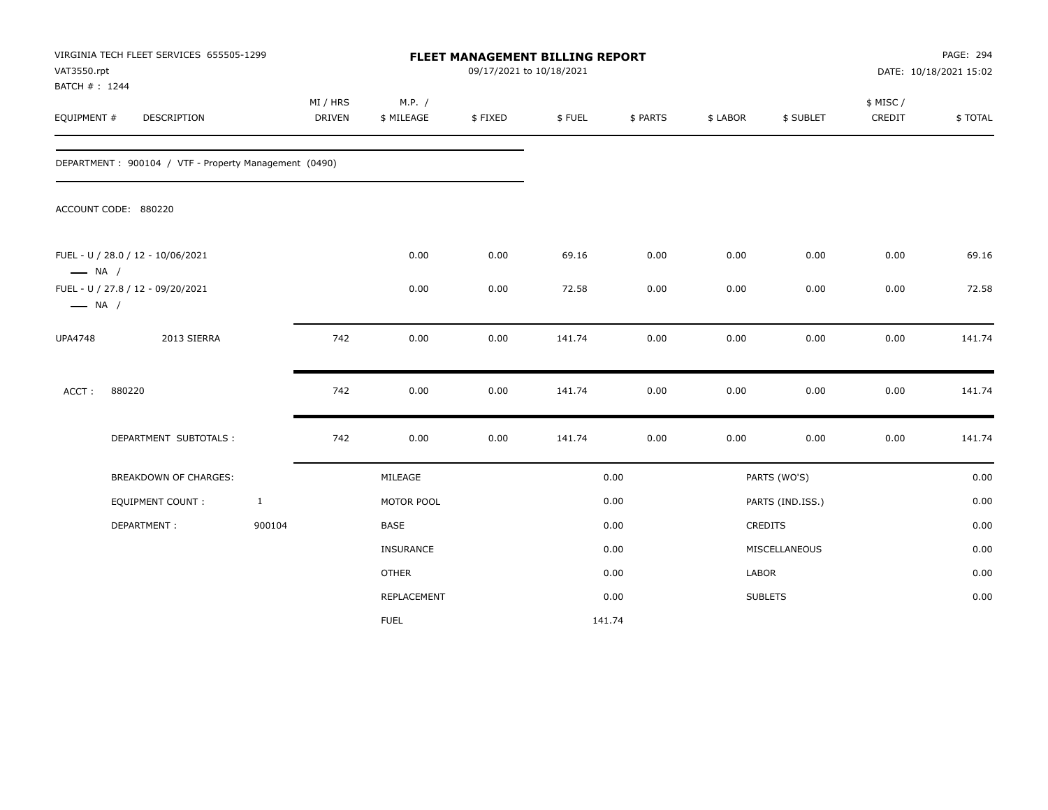VIRGINIA TECH FLEET SERVICES 655505-1299
VAT3550.rpt
BATCH # : 1244

**FLEET MANAGEMENT BILLING REPORT**
09/17/2021 to 10/18/2021

DATE: 10/18/2021 15:02

| EQUIPMENT # | DESCRIPTION | MI / HRS DRIVEN | M.P. / $ MILEAGE | $ FIXED | $ FUEL | $ PARTS | $ LABOR | $ SUBLET | $ MISC / CREDIT | $ TOTAL |
|---|---|---|---|---|---|---|---|---|---|---|

DEPARTMENT : 900104 / VTF - Property Management (0490)

ACCOUNT CODE: 880220

| EQUIPMENT # | DESCRIPTION | MI / HRS DRIVEN | M.P. / $ MILEAGE | $ FIXED | $ FUEL | $ PARTS | $ LABOR | $ SUBLET | $ MISC / CREDIT | $ TOTAL |
|---|---|---|---|---|---|---|---|---|---|---|
| FUEL - U / 28.0 / 12 - 10/06/2021 —— NA / | | | 0.00 | 0.00 | 69.16 | 0.00 | 0.00 | 0.00 | 0.00 | 69.16 |
| FUEL - U / 27.8 / 12 - 09/20/2021 —— NA / | | | 0.00 | 0.00 | 72.58 | 0.00 | 0.00 | 0.00 | 0.00 | 72.58 |
| UPA4748 | 2013 SIERRA | 742 | 0.00 | 0.00 | 141.74 | 0.00 | 0.00 | 0.00 | 0.00 | 141.74 |
| ACCT : | 880220 | 742 | 0.00 | 0.00 | 141.74 | 0.00 | 0.00 | 0.00 | 0.00 | 141.74 |
| | DEPARTMENT SUBTOTALS : | 742 | 0.00 | 0.00 | 141.74 | 0.00 | 0.00 | 0.00 | 0.00 | 141.74 |

| BREAKDOWN OF CHARGES: | | MILEAGE | 0.00 | PARTS (WO'S) | 0.00 |
|---|---|---|---|---|---|
| EQUIPMENT COUNT : | 1 | MOTOR POOL | 0.00 | PARTS (IND.ISS.) | 0.00 |
| DEPARTMENT : | 900104 | BASE | 0.00 | CREDITS | 0.00 |
| | | INSURANCE | 0.00 | MISCELLANEOUS | 0.00 |
| | | OTHER | 0.00 | LABOR | 0.00 |
| | | REPLACEMENT | 0.00 | SUBLETS | 0.00 |
| | | FUEL | 141.74 | | |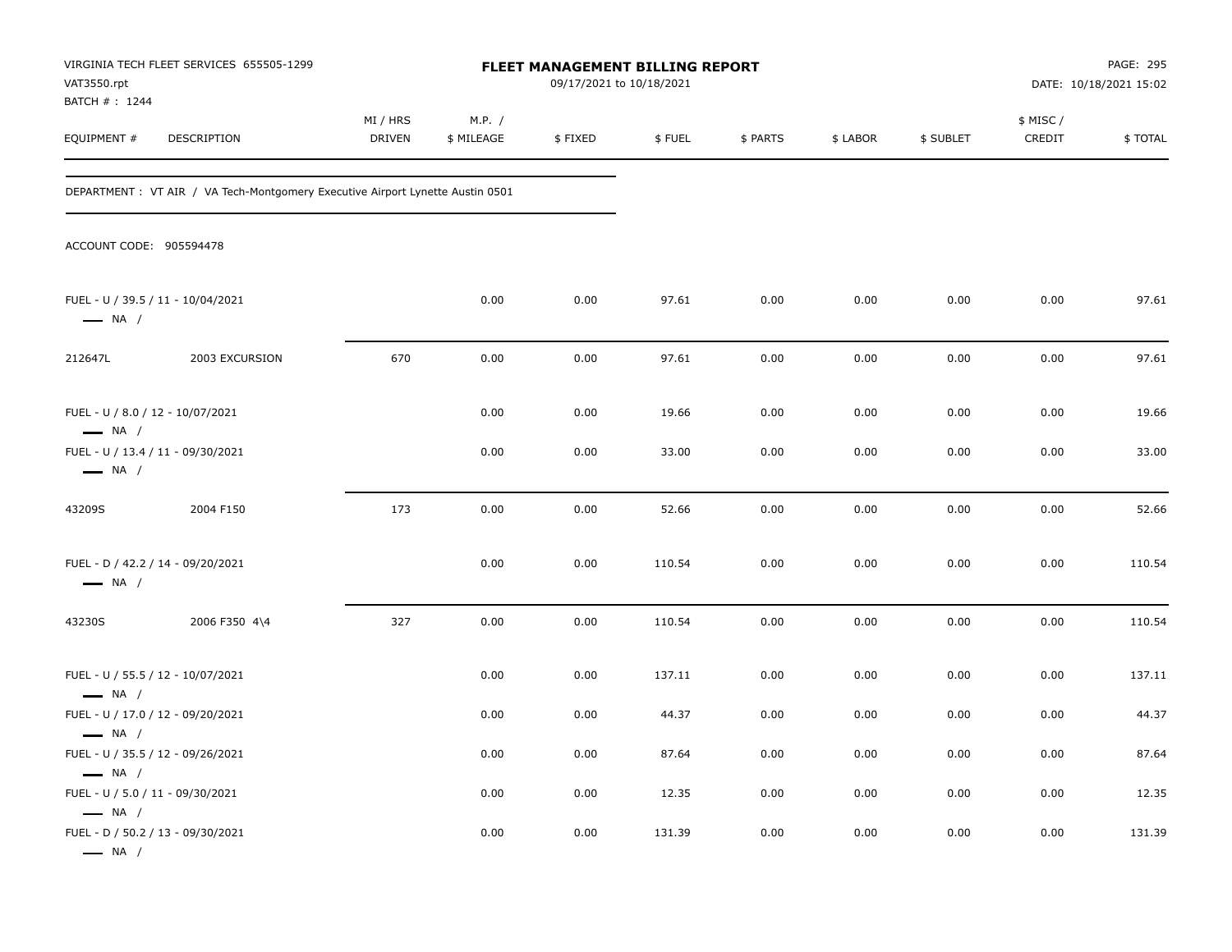VIRGINIA TECH FLEET SERVICES 655505-1299
VAT3550.rpt
BATCH # : 1244

**FLEET MANAGEMENT BILLING REPORT**
09/17/2021 to 10/18/2021

DATE: 10/18/2021 15:02

DEPARTMENT : VT AIR / VA Tech-Montgomery Executive Airport Lynette Austin 0501

ACCOUNT CODE: 905594478

| EQUIPMENT # | DESCRIPTION | MI / HRS DRIVEN | M.P. / $ MILEAGE | $ FIXED | $ FUEL | $ PARTS | $ LABOR | $ SUBLET | $ MISC / CREDIT | $ TOTAL |
|---|---|---|---|---|---|---|---|---|---|---|
| FUEL - U / 39.5 / 11 - 10/04/2021 — NA / | | | 0.00 | 0.00 | 97.61 | 0.00 | 0.00 | 0.00 | 0.00 | 97.61 |
| 212647L | 2003 EXCURSION | 670 | 0.00 | 0.00 | 97.61 | 0.00 | 0.00 | 0.00 | 0.00 | 97.61 |
| FUEL - U / 8.0 / 12 - 10/07/2021 — NA / | | | 0.00 | 0.00 | 19.66 | 0.00 | 0.00 | 0.00 | 0.00 | 19.66 |
| FUEL - U / 13.4 / 11 - 09/30/2021 — NA / | | | 0.00 | 0.00 | 33.00 | 0.00 | 0.00 | 0.00 | 0.00 | 33.00 |
| 43209S | 2004 F150 | 173 | 0.00 | 0.00 | 52.66 | 0.00 | 0.00 | 0.00 | 0.00 | 52.66 |
| FUEL - D / 42.2 / 14 - 09/20/2021 — NA / | | | 0.00 | 0.00 | 110.54 | 0.00 | 0.00 | 0.00 | 0.00 | 110.54 |
| 43230S | 2006 F350 4\4 | 327 | 0.00 | 0.00 | 110.54 | 0.00 | 0.00 | 0.00 | 0.00 | 110.54 |
| FUEL - U / 55.5 / 12 - 10/07/2021 — NA / | | | 0.00 | 0.00 | 137.11 | 0.00 | 0.00 | 0.00 | 0.00 | 137.11 |
| FUEL - U / 17.0 / 12 - 09/20/2021 — NA / | | | 0.00 | 0.00 | 44.37 | 0.00 | 0.00 | 0.00 | 0.00 | 44.37 |
| FUEL - U / 35.5 / 12 - 09/26/2021 — NA / | | | 0.00 | 0.00 | 87.64 | 0.00 | 0.00 | 0.00 | 0.00 | 87.64 |
| FUEL - U / 5.0 / 11 - 09/30/2021 — NA / | | | 0.00 | 0.00 | 12.35 | 0.00 | 0.00 | 0.00 | 0.00 | 12.35 |
| FUEL - D / 50.2 / 13 - 09/30/2021 — NA / | | | 0.00 | 0.00 | 131.39 | 0.00 | 0.00 | 0.00 | 0.00 | 131.39 |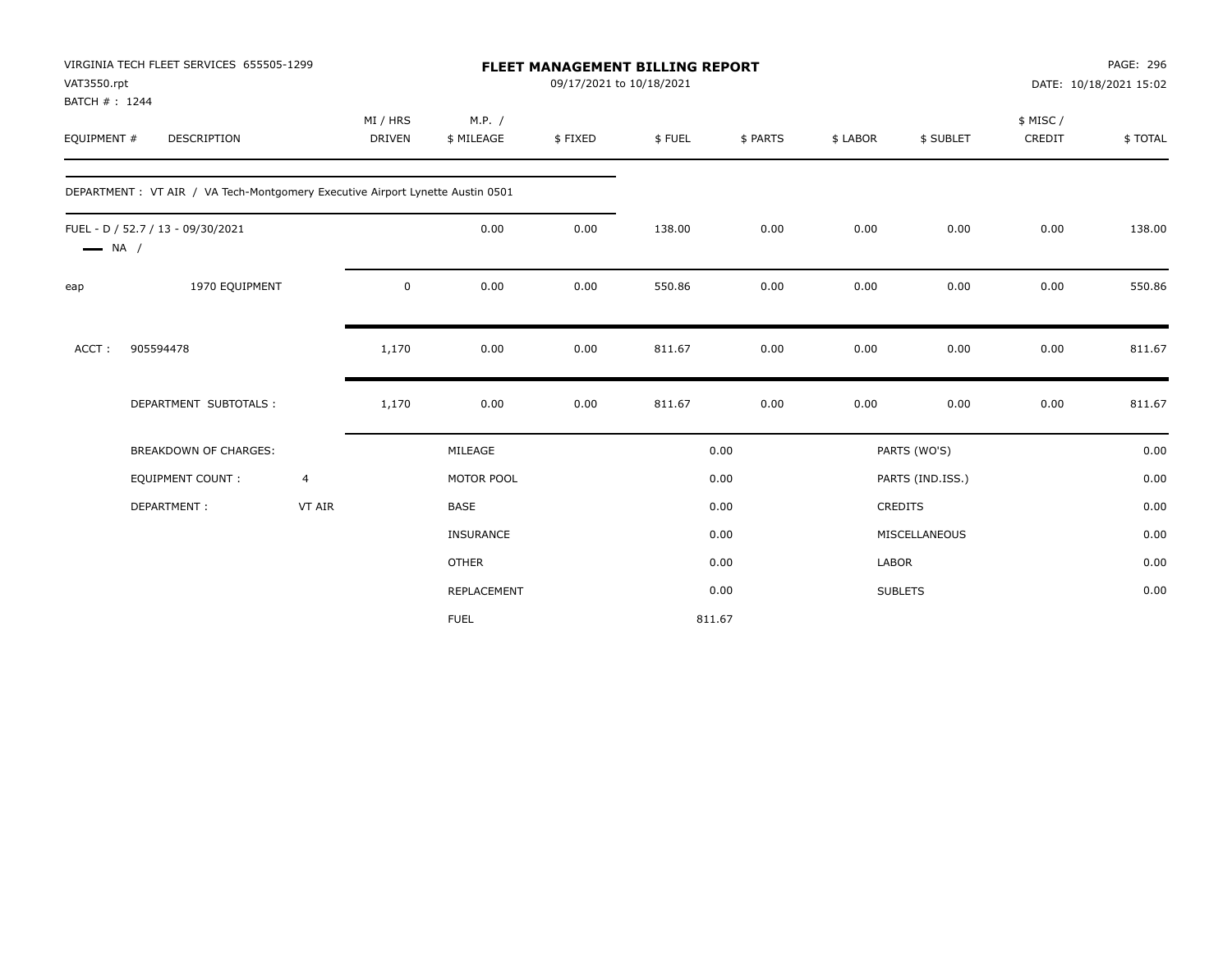VIRGINIA TECH FLEET SERVICES 655505-1299
VAT3550.rpt
BATCH # : 1244

# FLEET MANAGEMENT BILLING REPORT

09/17/2021 to 10/18/2021

PAGE: 296
DATE: 10/18/2021 15:02

| EQUIPMENT # | DESCRIPTION | MI / HRS DRIVEN | M.P. / $ MILEAGE | $ FIXED | $ FUEL | $ PARTS | $ LABOR | $ SUBLET | $ MISC / CREDIT | $ TOTAL |
|---|---|---|---|---|---|---|---|---|---|---|
| DEPARTMENT : VT AIR / VA Tech-Montgomery Executive Airport Lynette Austin 0501 | | | | | | | | | | |
| FUEL - D / 52.7 / 13 - 09/30/2021 — NA / | | | 0.00 | 0.00 | 138.00 | 0.00 | 0.00 | 0.00 | 0.00 | 138.00 |
| eap | 1970 EQUIPMENT | 0 | 0.00 | 0.00 | 550.86 | 0.00 | 0.00 | 0.00 | 0.00 | 550.86 |
| ACCT : | 905594478 | 1,170 | 0.00 | 0.00 | 811.67 | 0.00 | 0.00 | 0.00 | 0.00 | 811.67 |
| | DEPARTMENT SUBTOTALS : | 1,170 | 0.00 | 0.00 | 811.67 | 0.00 | 0.00 | 0.00 | 0.00 | 811.67 |

| BREAKDOWN OF CHARGES: | | MILEAGE | 0.00 | PARTS (WO'S) | 0.00 |
|---|---|---|---|---|---|
| EQUIPMENT COUNT : | 4 | MOTOR POOL | 0.00 | PARTS (IND.ISS.) | 0.00 |
| DEPARTMENT : | VT AIR | BASE | 0.00 | CREDITS | 0.00 |
| | | INSURANCE | 0.00 | MISCELLANEOUS | 0.00 |
| | | OTHER | 0.00 | LABOR | 0.00 |
| | | REPLACEMENT | 0.00 | SUBLETS | 0.00 |
| | | FUEL | 811.67 | | |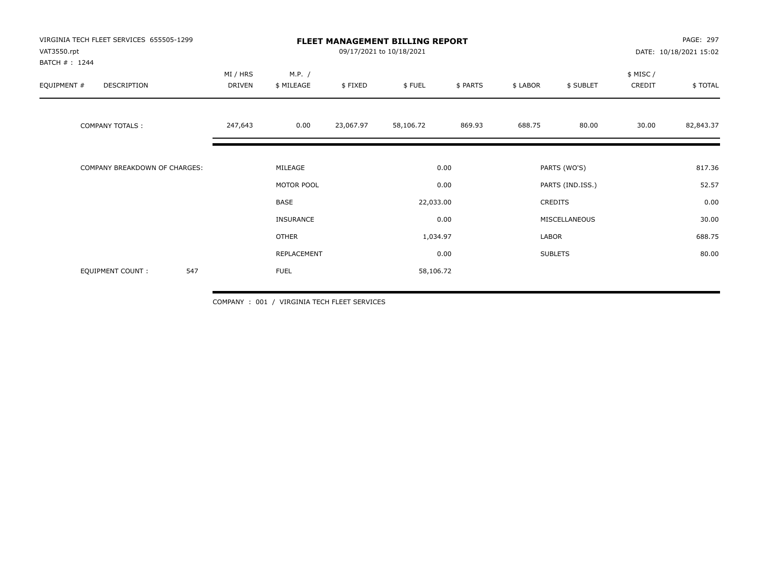VIRGINIA TECH FLEET SERVICES 655505-1299
VAT3550.rpt
BATCH # : 1244

# FLEET MANAGEMENT BILLING REPORT

09/17/2021 to 10/18/2021

DATE: 10/18/2021 15:02

| EQUIPMENT # | DESCRIPTION | MI / HRS DRIVEN | M.P. / $ MILEAGE | $ FIXED | $ FUEL | $ PARTS | $ LABOR | $ SUBLET | $ MISC / CREDIT | $ TOTAL |
|---|---|---|---|---|---|---|---|---|---|---|
| COMPANY TOTALS : | | 247,643 | 0.00 | 23,067.97 | 58,106.72 | 869.93 | 688.75 | 80.00 | 30.00 | 82,843.37 |

| COMPANY BREAKDOWN OF CHARGES: | | | | |
|---|---|---|---|---|
| | MILEAGE | 0.00 | PARTS (WO'S) | 817.36 |
| | MOTOR POOL | 0.00 | PARTS (IND.ISS.) | 52.57 |
| | BASE | 22,033.00 | CREDITS | 0.00 |
| | INSURANCE | 0.00 | MISCELLANEOUS | 30.00 |
| | OTHER | 1,034.97 | LABOR | 688.75 |
| | REPLACEMENT | 0.00 | SUBLETS | 80.00 |
| EQUIPMENT COUNT : 547 | FUEL | 58,106.72 | | |

COMPANY : 001 / VIRGINIA TECH FLEET SERVICES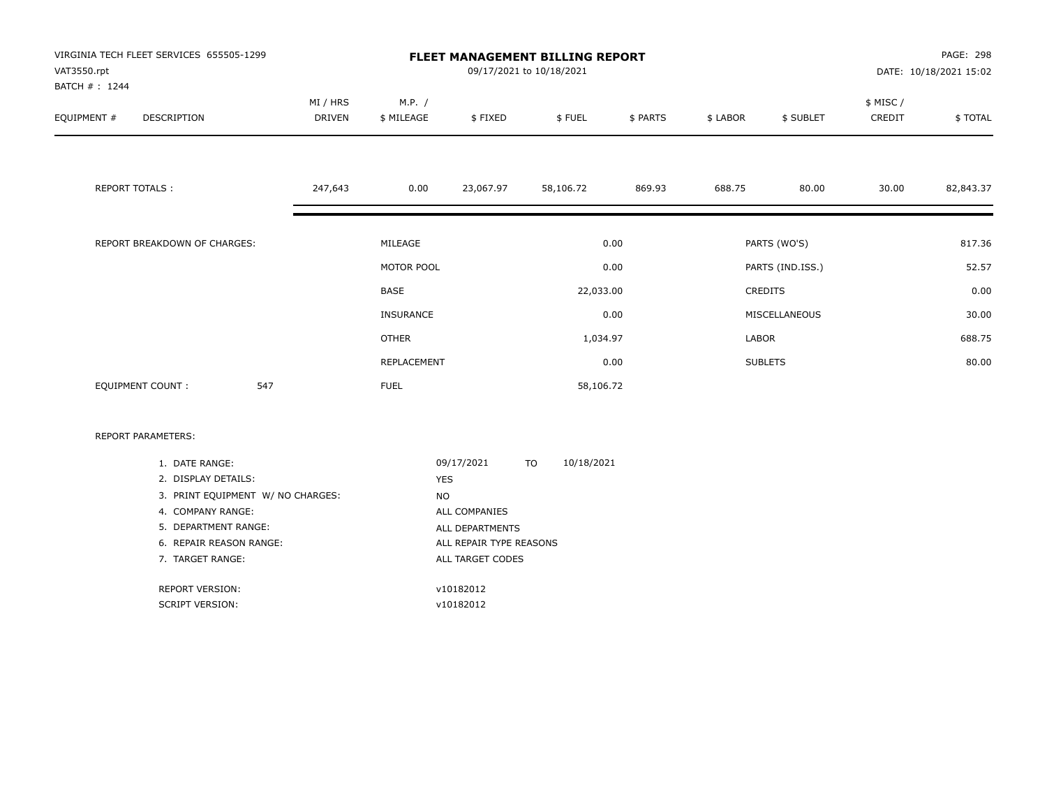VIRGINIA TECH FLEET SERVICES 655505-1299
VAT3550.rpt
BATCH # : 1244

# FLEET MANAGEMENT BILLING REPORT

09/17/2021 to 10/18/2021

DATE: 10/18/2021 15:02

| EQUIPMENT # | DESCRIPTION | MI / HRS DRIVEN | M.P. / $ MILEAGE | $ FIXED | $ FUEL | $ PARTS | $ LABOR | $ SUBLET | $ MISC / CREDIT | $ TOTAL |
|---|---|---|---|---|---|---|---|---|---|---|
| REPORT TOTALS : | | 247,643 | 0.00 | 23,067.97 | 58,106.72 | 869.93 | 688.75 | 80.00 | 30.00 | 82,843.37 |

| | | | | | |
|---|---|---|---|---|---|
| REPORT BREAKDOWN OF CHARGES: | | MILEAGE | 0.00 | PARTS (WO'S) | 817.36 |
| | | MOTOR POOL | 0.00 | PARTS (IND.ISS.) | 52.57 |
| | | BASE | 22,033.00 | CREDITS | 0.00 |
| | | INSURANCE | 0.00 | MISCELLANEOUS | 30.00 |
| | | OTHER | 1,034.97 | LABOR | 688.75 |
| | | REPLACEMENT | 0.00 | SUBLETS | 80.00 |
| EQUIPMENT COUNT : | 547 | FUEL | 58,106.72 | | |

REPORT PARAMETERS:

1. DATE RANGE: 09/17/2021 TO 10/18/2021
2. DISPLAY DETAILS: YES
3. PRINT EQUIPMENT W/ NO CHARGES: NO
4. COMPANY RANGE: ALL COMPANIES
5. DEPARTMENT RANGE: ALL DEPARTMENTS
6. REPAIR REASON RANGE: ALL REPAIR TYPE REASONS
7. TARGET RANGE: ALL TARGET CODES

REPORT VERSION: v10182012
SCRIPT VERSION: v10182012